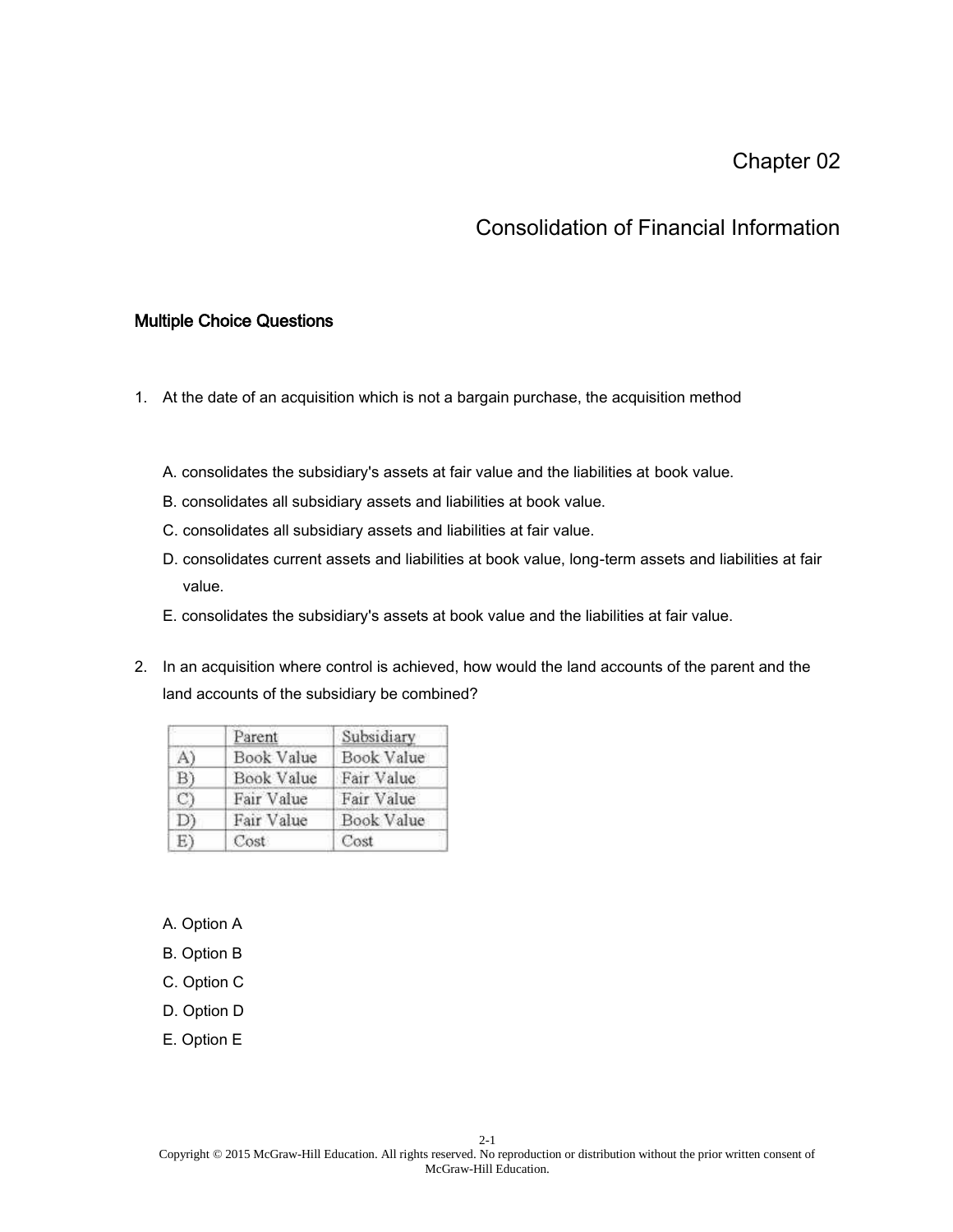# Chapter 02

## Consolidation of Financial Information

### Multiple Choice Questions

1. At the date of an acquisition which is not a bargain purchase, the acquisition method

   A. consolidates the subsidiary's assets at fair value and the liabilities at book value.

   B. consolidates all subsidiary assets and liabilities at book value.

   C. consolidates all subsidiary assets and liabilities at fair value.

   D. consolidates current assets and liabilities at book value, long-term assets and liabilities at fair value.

   E. consolidates the subsidiary's assets at book value and the liabilities at fair value.

2. In an acquisition where control is achieved, how would the land accounts of the parent and the land accounts of the subsidiary be combined?

| | Parent | Subsidiary |
|---|---|---|
| A) | Book Value | Book Value |
| B) | Book Value | Fair Value |
| C) | Fair Value | Fair Value |
| D) | Fair Value | Book Value |
| E) | Cost | Cost |

   A. Option A

   B. Option B

   C. Option C

   D. Option D

   E. Option E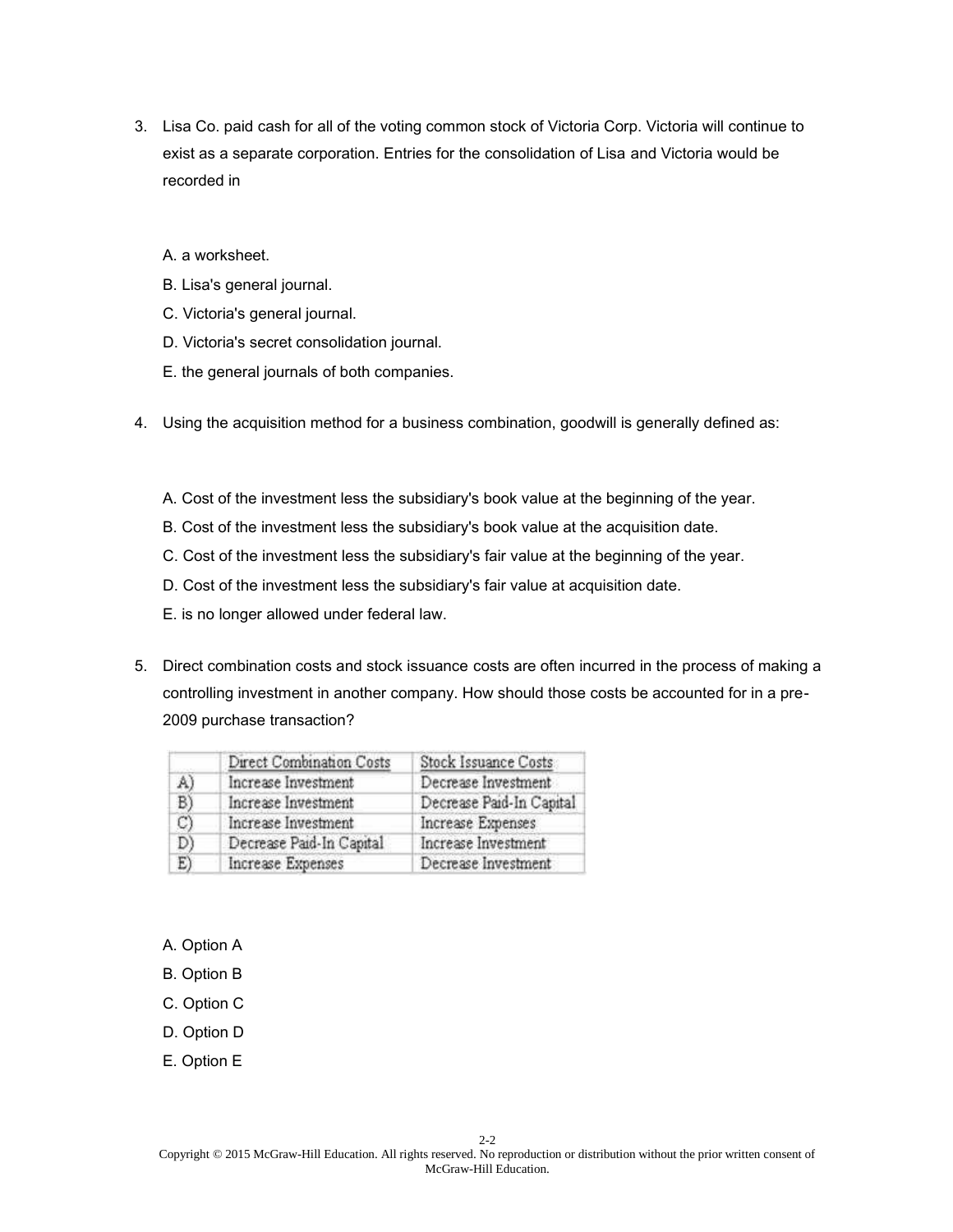3. Lisa Co. paid cash for all of the voting common stock of Victoria Corp. Victoria will continue to exist as a separate corporation. Entries for the consolidation of Lisa and Victoria would be recorded in

   A. a worksheet.
   B. Lisa's general journal.
   C. Victoria's general journal.
   D. Victoria's secret consolidation journal.
   E. the general journals of both companies.

4. Using the acquisition method for a business combination, goodwill is generally defined as:

   A. Cost of the investment less the subsidiary's book value at the beginning of the year.
   B. Cost of the investment less the subsidiary's book value at the acquisition date.
   C. Cost of the investment less the subsidiary's fair value at the beginning of the year.
   D. Cost of the investment less the subsidiary's fair value at acquisition date.
   E. is no longer allowed under federal law.

5. Direct combination costs and stock issuance costs are often incurred in the process of making a controlling investment in another company. How should those costs be accounted for in a pre-2009 purchase transaction?

|  | Direct Combination Costs | Stock Issuance Costs |
|---|---|---|
| A) | Increase Investment | Decrease Investment |
| B) | Increase Investment | Decrease Paid-In Capital |
| C) | Increase Investment | Increase Expenses |
| D) | Decrease Paid-In Capital | Increase Investment |
| E) | Increase Expenses | Decrease Investment |

   A. Option A
   B. Option B
   C. Option C
   D. Option D
   E. Option E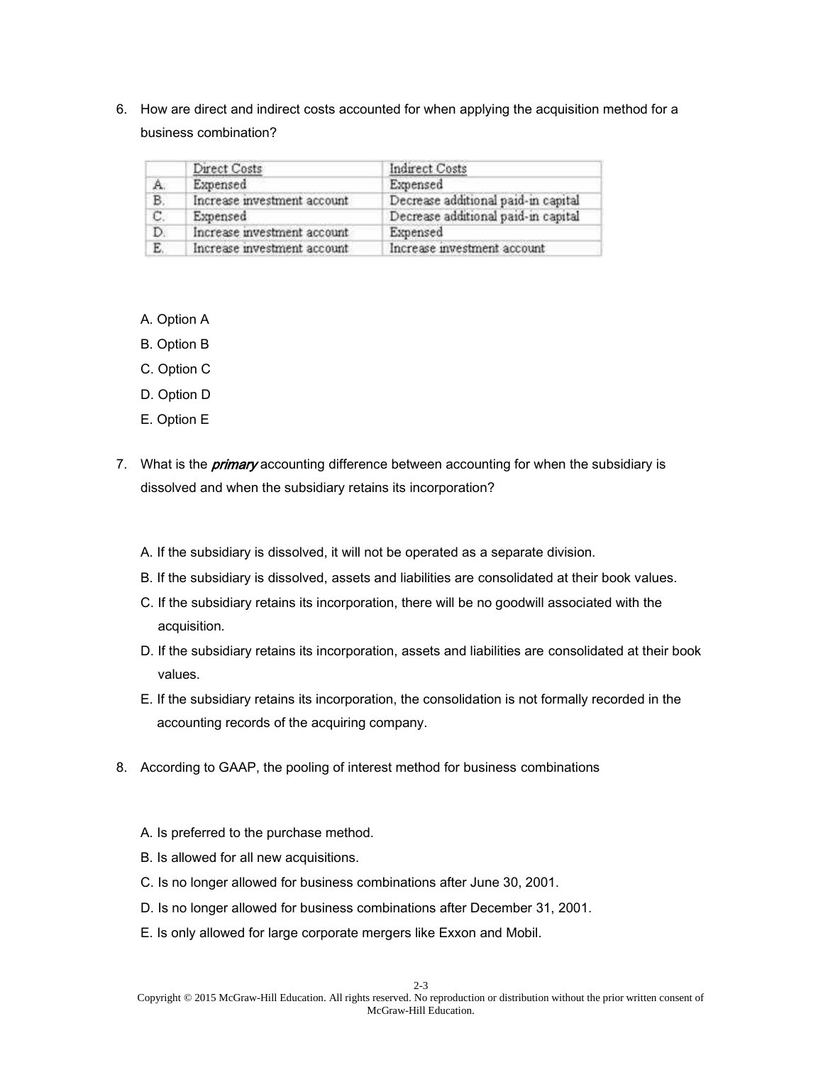6. How are direct and indirect costs accounted for when applying the acquisition method for a business combination?

| | Direct Costs | Indirect Costs |
|---|---|---|
| A. | Expensed | Expensed |
| B. | Increase investment account | Decrease additional paid-in capital |
| C. | Expensed | Decrease additional paid-in capital |
| D. | Increase investment account | Expensed |
| E. | Increase investment account | Increase investment account |

   A. Option A
   B. Option B
   C. Option C
   D. Option D
   E. Option E

7. What is the ***primary*** accounting difference between accounting for when the subsidiary is dissolved and when the subsidiary retains its incorporation?

   A. If the subsidiary is dissolved, it will not be operated as a separate division.
   B. If the subsidiary is dissolved, assets and liabilities are consolidated at their book values.
   C. If the subsidiary retains its incorporation, there will be no goodwill associated with the acquisition.
   D. If the subsidiary retains its incorporation, assets and liabilities are consolidated at their book values.
   E. If the subsidiary retains its incorporation, the consolidation is not formally recorded in the accounting records of the acquiring company.

8. According to GAAP, the pooling of interest method for business combinations

   A. Is preferred to the purchase method.
   B. Is allowed for all new acquisitions.
   C. Is no longer allowed for business combinations after June 30, 2001.
   D. Is no longer allowed for business combinations after December 31, 2001.
   E. Is only allowed for large corporate mergers like Exxon and Mobil.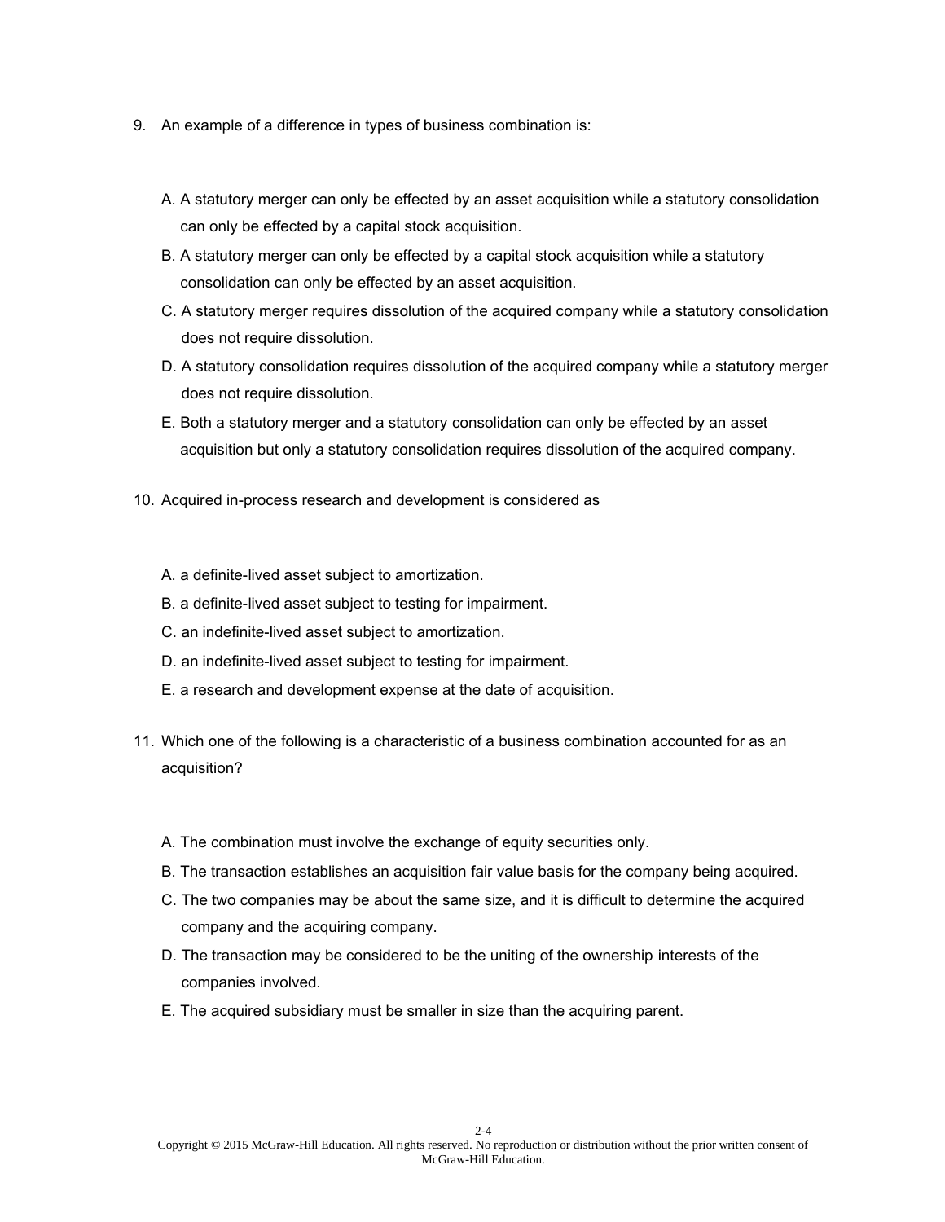9. An example of a difference in types of business combination is:

   A. A statutory merger can only be effected by an asset acquisition while a statutory consolidation can only be effected by a capital stock acquisition.
   B. A statutory merger can only be effected by a capital stock acquisition while a statutory consolidation can only be effected by an asset acquisition.
   C. A statutory merger requires dissolution of the acquired company while a statutory consolidation does not require dissolution.
   D. A statutory consolidation requires dissolution of the acquired company while a statutory merger does not require dissolution.
   E. Both a statutory merger and a statutory consolidation can only be effected by an asset acquisition but only a statutory consolidation requires dissolution of the acquired company.

10. Acquired in-process research and development is considered as

   A. a definite-lived asset subject to amortization.
   B. a definite-lived asset subject to testing for impairment.
   C. an indefinite-lived asset subject to amortization.
   D. an indefinite-lived asset subject to testing for impairment.
   E. a research and development expense at the date of acquisition.

11. Which one of the following is a characteristic of a business combination accounted for as an acquisition?

   A. The combination must involve the exchange of equity securities only.
   B. The transaction establishes an acquisition fair value basis for the company being acquired.
   C. The two companies may be about the same size, and it is difficult to determine the acquired company and the acquiring company.
   D. The transaction may be considered to be the uniting of the ownership interests of the companies involved.
   E. The acquired subsidiary must be smaller in size than the acquiring parent.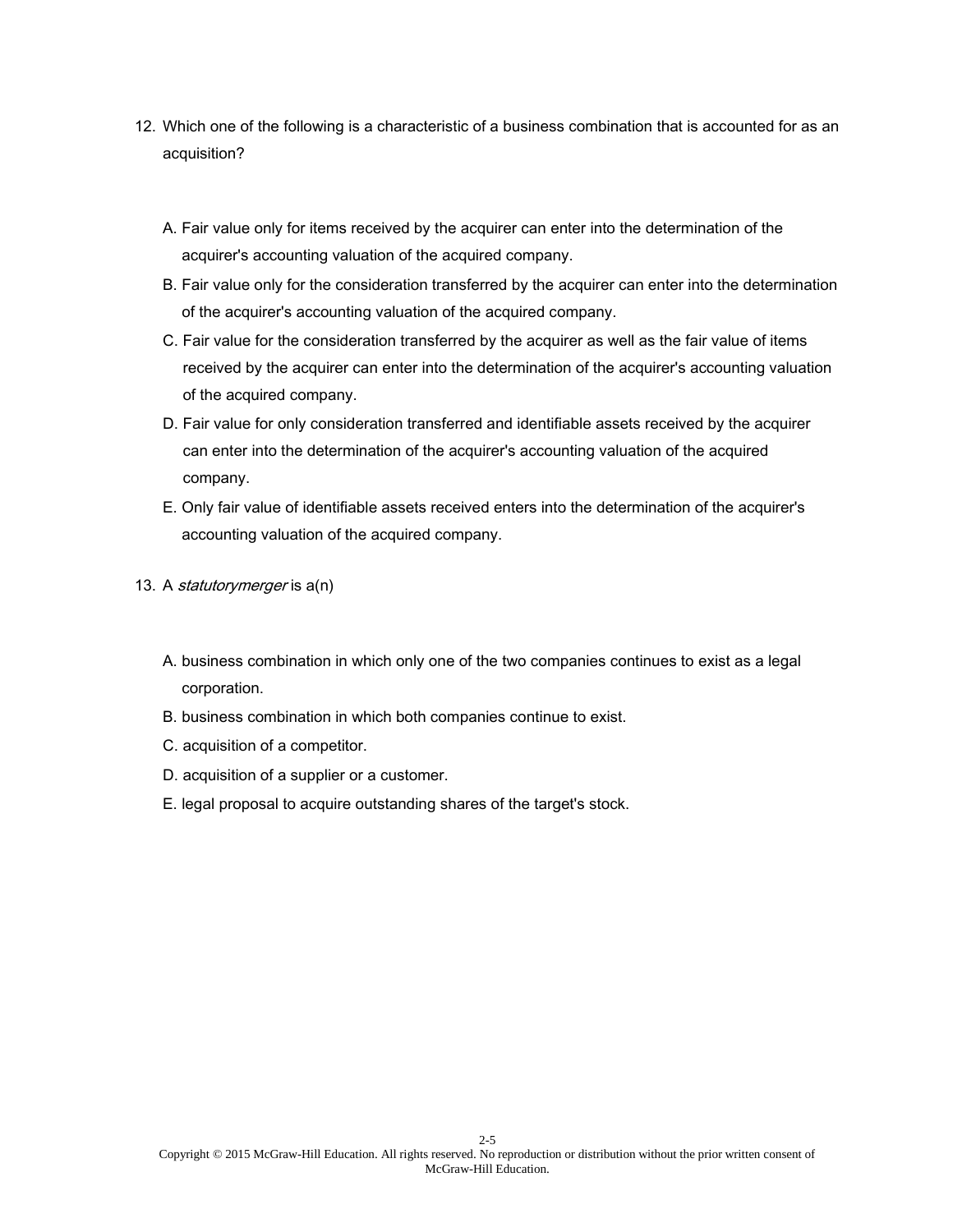12. Which one of the following is a characteristic of a business combination that is accounted for as an acquisition?

    A. Fair value only for items received by the acquirer can enter into the determination of the acquirer's accounting valuation of the acquired company.
    B. Fair value only for the consideration transferred by the acquirer can enter into the determination of the acquirer's accounting valuation of the acquired company.
    C. Fair value for the consideration transferred by the acquirer as well as the fair value of items received by the acquirer can enter into the determination of the acquirer's accounting valuation of the acquired company.
    D. Fair value for only consideration transferred and identifiable assets received by the acquirer can enter into the determination of the acquirer's accounting valuation of the acquired company.
    E. Only fair value of identifiable assets received enters into the determination of the acquirer's accounting valuation of the acquired company.

13. A *statutorymerger* is a(n)

    A. business combination in which only one of the two companies continues to exist as a legal corporation.
    B. business combination in which both companies continue to exist.
    C. acquisition of a competitor.
    D. acquisition of a supplier or a customer.
    E. legal proposal to acquire outstanding shares of the target's stock.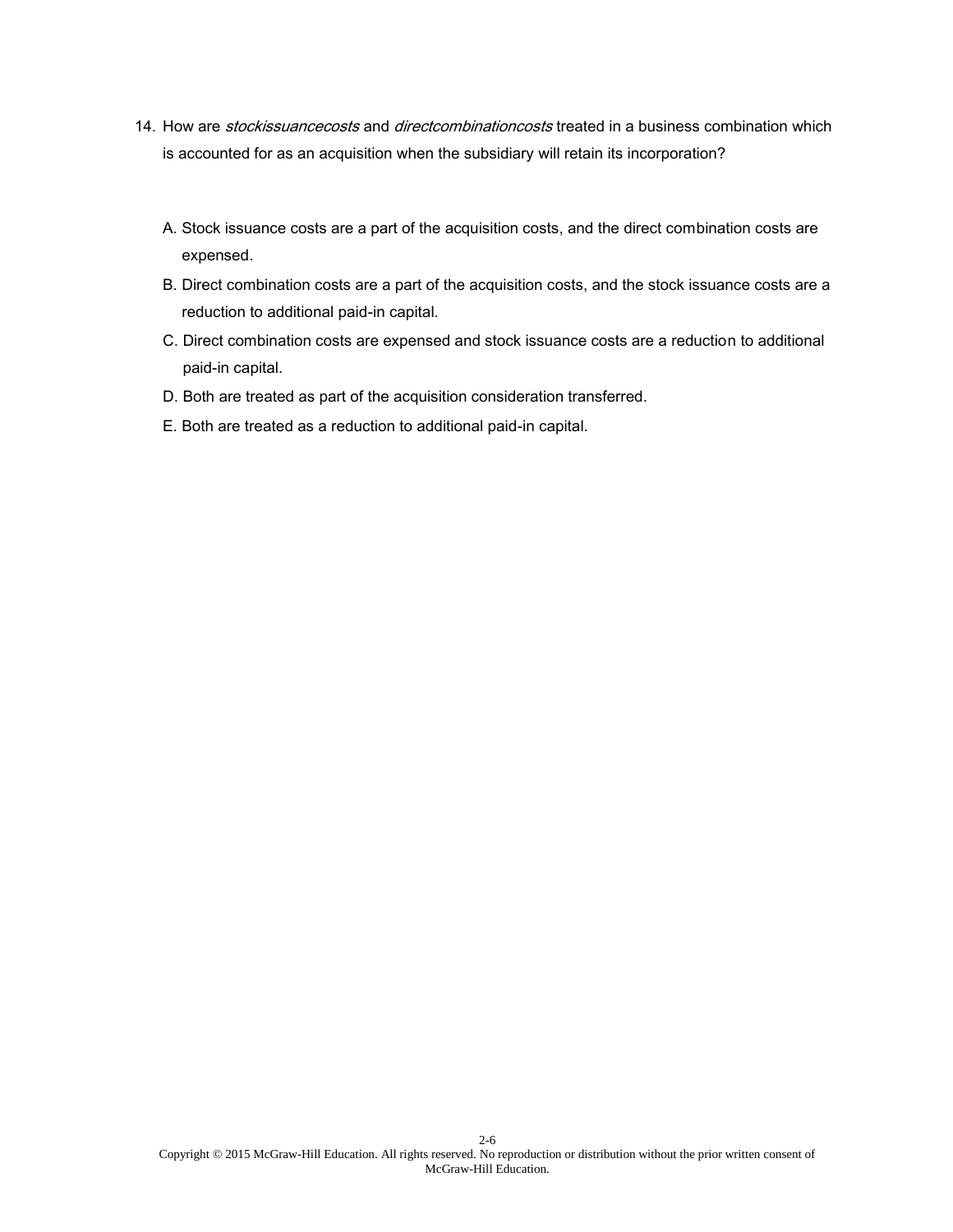14. How are *stockissuancecosts* and *directcombinationcosts* treated in a business combination which is accounted for as an acquisition when the subsidiary will retain its incorporation?

   A. Stock issuance costs are a part of the acquisition costs, and the direct combination costs are expensed.
   B. Direct combination costs are a part of the acquisition costs, and the stock issuance costs are a reduction to additional paid-in capital.
   C. Direct combination costs are expensed and stock issuance costs are a reduction to additional paid-in capital.
   D. Both are treated as part of the acquisition consideration transferred.
   E. Both are treated as a reduction to additional paid-in capital.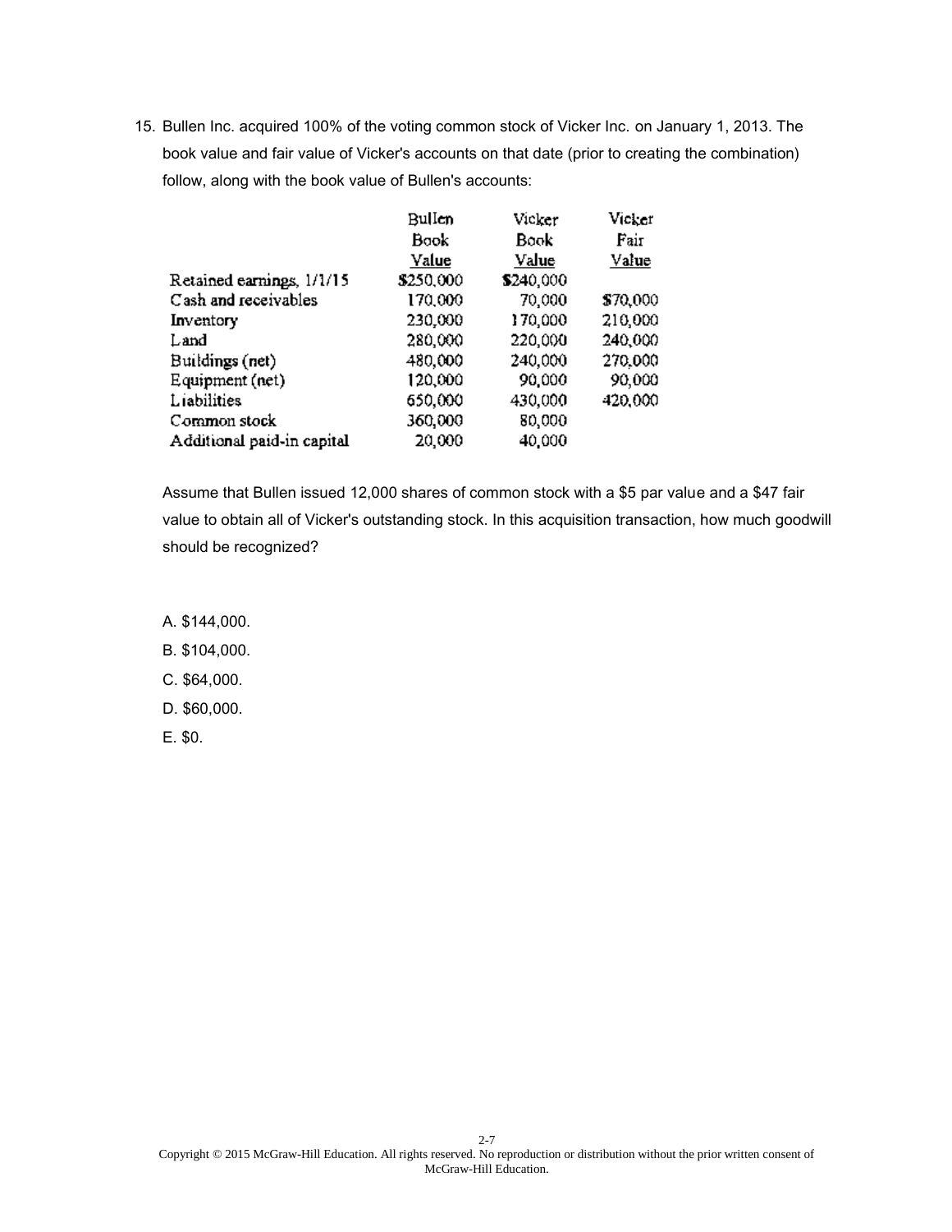15. Bullen Inc. acquired 100% of the voting common stock of Vicker Inc. on January 1, 2013. The book value and fair value of Vicker's accounts on that date (prior to creating the combination) follow, along with the book value of Bullen's accounts:

| | Bullen Book Value | Vicker Book Value | Vicker Fair Value |
|---|---|---|---|
| Retained earnings, 1/1/15 | $250,000 | $240,000 | |
| Cash and receivables | 170,000 | 70,000 | $70,000 |
| Inventory | 230,000 | 170,000 | 210,000 |
| Land | 280,000 | 220,000 | 240,000 |
| Buildings (net) | 480,000 | 240,000 | 270,000 |
| Equipment (net) | 120,000 | 90,000 | 90,000 |
| Liabilities | 650,000 | 430,000 | 420,000 |
| Common stock | 360,000 | 80,000 | |
| Additional paid-in capital | 20,000 | 40,000 | |

Assume that Bullen issued 12,000 shares of common stock with a $5 par value and a $47 fair value to obtain all of Vicker's outstanding stock. In this acquisition transaction, how much goodwill should be recognized?

A. $144,000.

B. $104,000.

C. $64,000.

D. $60,000.

E. $0.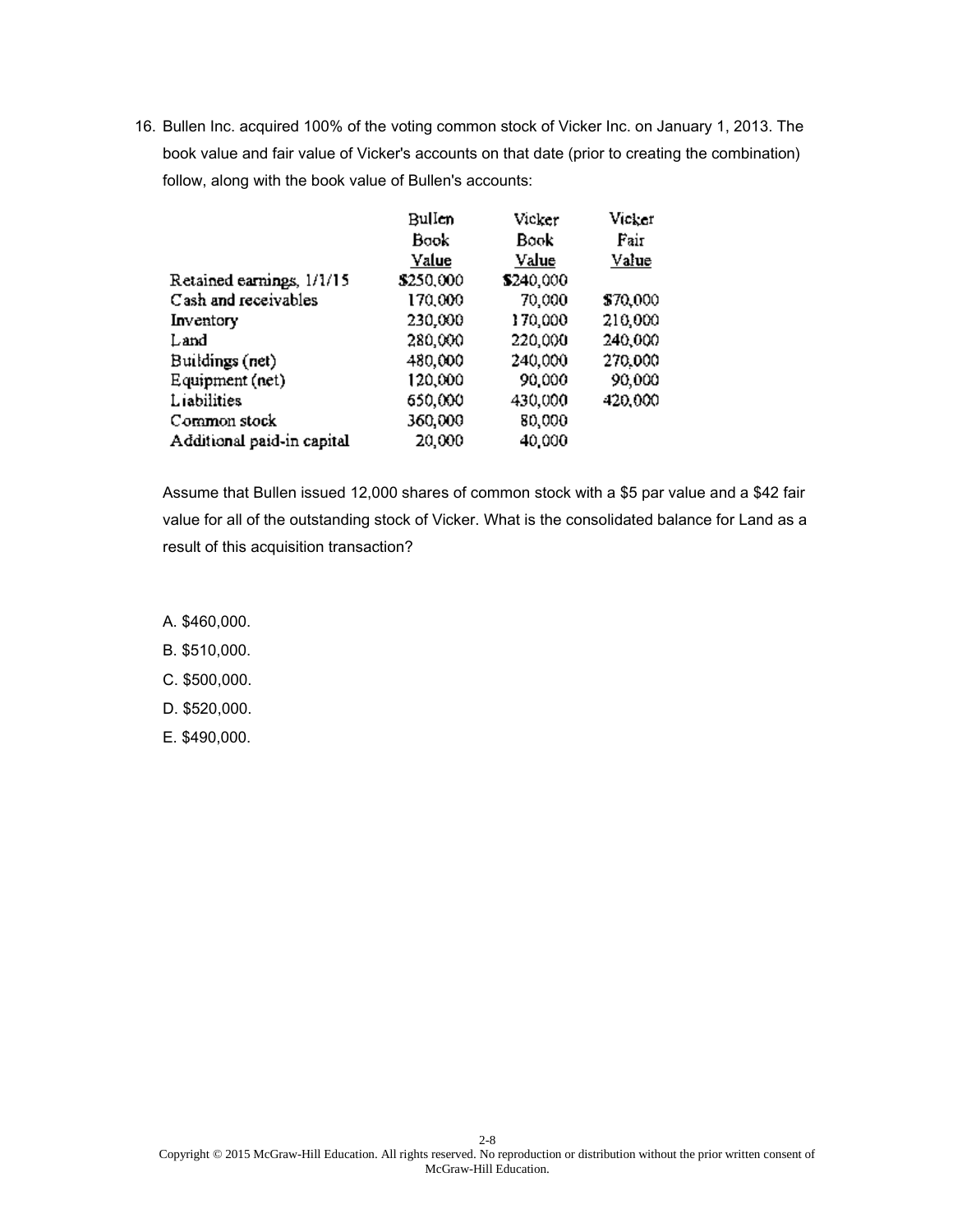16. Bullen Inc. acquired 100% of the voting common stock of Vicker Inc. on January 1, 2013. The book value and fair value of Vicker's accounts on that date (prior to creating the combination) follow, along with the book value of Bullen's accounts:

| | Bullen Book Value | Vicker Book Value | Vicker Fair Value |
|---|---|---|---|
| Retained earnings, 1/1/15 | $250,000 | $240,000 | |
| Cash and receivables | 170,000 | 70,000 | $70,000 |
| Inventory | 230,000 | 170,000 | 210,000 |
| Land | 280,000 | 220,000 | 240,000 |
| Buildings (net) | 480,000 | 240,000 | 270,000 |
| Equipment (net) | 120,000 | 90,000 | 90,000 |
| Liabilities | 650,000 | 430,000 | 420,000 |
| Common stock | 360,000 | 80,000 | |
| Additional paid-in capital | 20,000 | 40,000 | |

Assume that Bullen issued 12,000 shares of common stock with a $5 par value and a $42 fair value for all of the outstanding stock of Vicker. What is the consolidated balance for Land as a result of this acquisition transaction?

A. $460,000.

B. $510,000.

C. $500,000.

D. $520,000.

E. $490,000.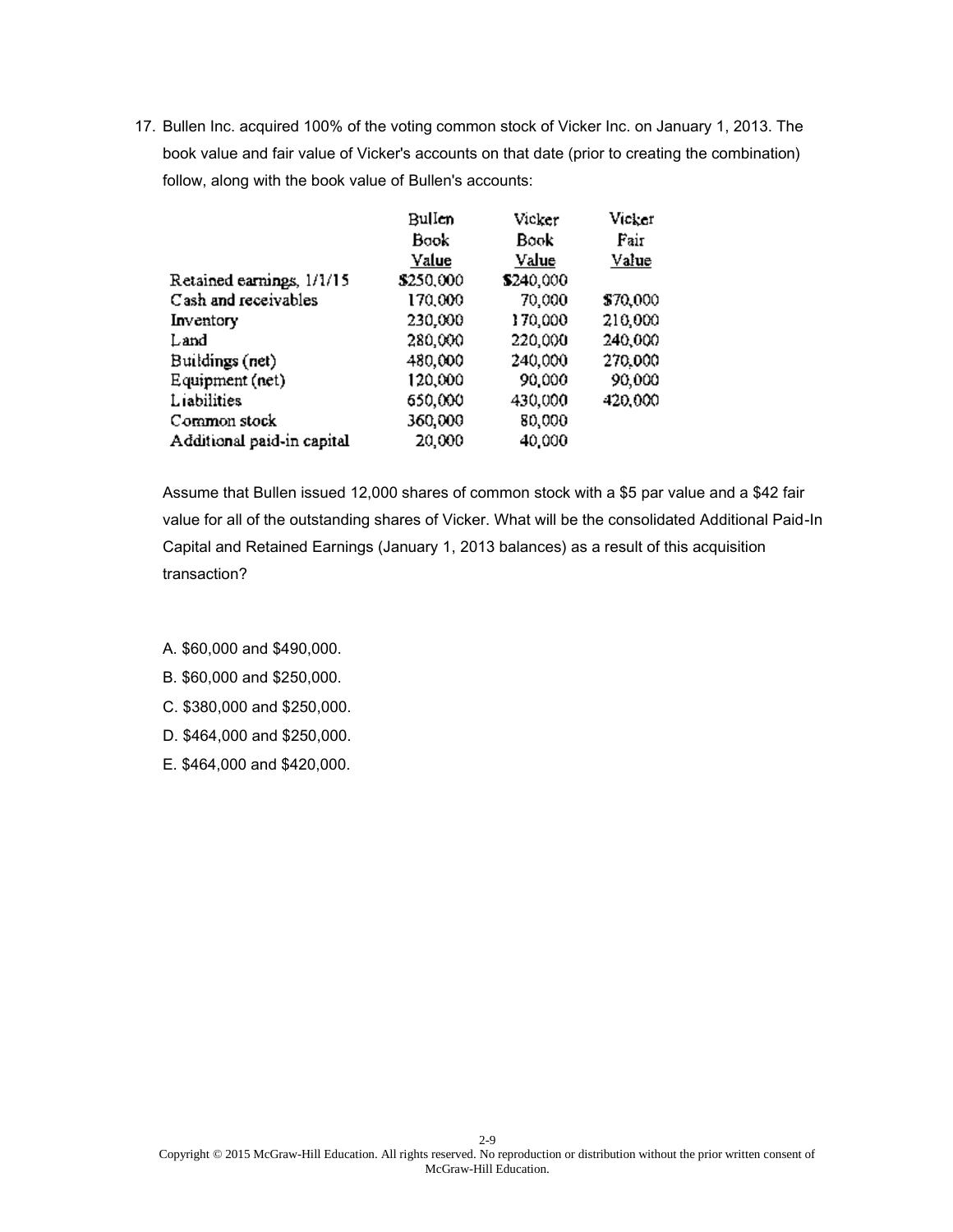17. Bullen Inc. acquired 100% of the voting common stock of Vicker Inc. on January 1, 2013. The book value and fair value of Vicker's accounts on that date (prior to creating the combination) follow, along with the book value of Bullen's accounts:

| | Bullen Book Value | Vicker Book Value | Vicker Fair Value |
|---|---|---|---|
| Retained earnings, 1/1/15 | $250,000 | $240,000 | |
| Cash and receivables | 170,000 | 70,000 | $70,000 |
| Inventory | 230,000 | 170,000 | 210,000 |
| Land | 280,000 | 220,000 | 240,000 |
| Buildings (net) | 480,000 | 240,000 | 270,000 |
| Equipment (net) | 120,000 | 90,000 | 90,000 |
| Liabilities | 650,000 | 430,000 | 420,000 |
| Common stock | 360,000 | 80,000 | |
| Additional paid-in capital | 20,000 | 40,000 | |

Assume that Bullen issued 12,000 shares of common stock with a $5 par value and a $42 fair value for all of the outstanding shares of Vicker. What will be the consolidated Additional Paid-In Capital and Retained Earnings (January 1, 2013 balances) as a result of this acquisition transaction?

A. $60,000 and $490,000.

B. $60,000 and $250,000.

C. $380,000 and $250,000.

D. $464,000 and $250,000.

E. $464,000 and $420,000.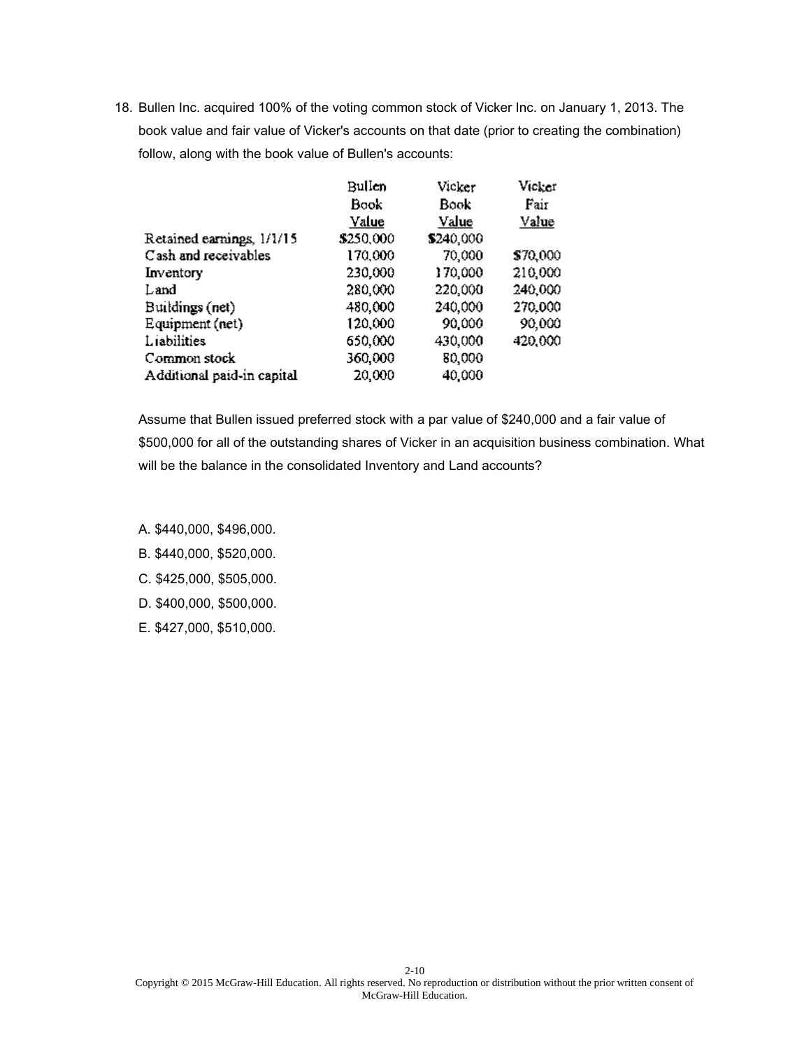18. Bullen Inc. acquired 100% of the voting common stock of Vicker Inc. on January 1, 2013. The book value and fair value of Vicker's accounts on that date (prior to creating the combination) follow, along with the book value of Bullen's accounts:

| | Bullen Book Value | Vicker Book Value | Vicker Fair Value |
|---|---|---|---|
| Retained earnings, 1/1/15 | $250,000 | $240,000 | |
| Cash and receivables | 170,000 | 70,000 | $70,000 |
| Inventory | 230,000 | 170,000 | 210,000 |
| Land | 280,000 | 220,000 | 240,000 |
| Buildings (net) | 480,000 | 240,000 | 270,000 |
| Equipment (net) | 120,000 | 90,000 | 90,000 |
| Liabilities | 650,000 | 430,000 | 420,000 |
| Common stock | 360,000 | 80,000 | |
| Additional paid-in capital | 20,000 | 40,000 | |

Assume that Bullen issued preferred stock with a par value of $240,000 and a fair value of $500,000 for all of the outstanding shares of Vicker in an acquisition business combination. What will be the balance in the consolidated Inventory and Land accounts?

A. $440,000, $496,000.

B. $440,000, $520,000.

C. $425,000, $505,000.

D. $400,000, $500,000.

E. $427,000, $510,000.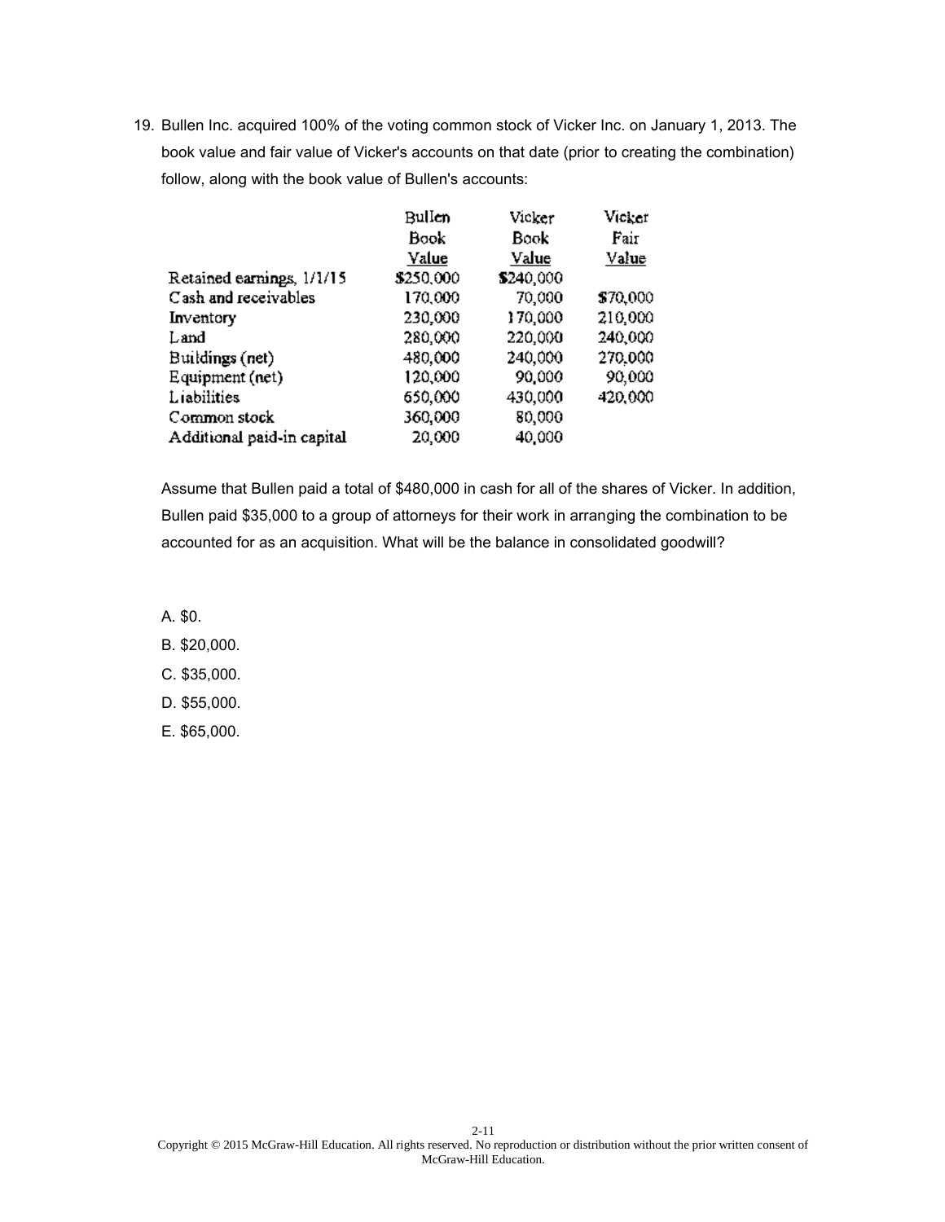19. Bullen Inc. acquired 100% of the voting common stock of Vicker Inc. on January 1, 2013. The book value and fair value of Vicker's accounts on that date (prior to creating the combination) follow, along with the book value of Bullen's accounts:

| | Bullen Book Value | Vicker Book Value | Vicker Fair Value |
|---|---|---|---|
| Retained earnings, 1/1/15 | $250,000 | $240,000 | |
| Cash and receivables | 170,000 | 70,000 | $70,000 |
| Inventory | 230,000 | 170,000 | 210,000 |
| Land | 280,000 | 220,000 | 240,000 |
| Buildings (net) | 480,000 | 240,000 | 270,000 |
| Equipment (net) | 120,000 | 90,000 | 90,000 |
| Liabilities | 650,000 | 430,000 | 420,000 |
| Common stock | 360,000 | 80,000 | |
| Additional paid-in capital | 20,000 | 40,000 | |

Assume that Bullen paid a total of $480,000 in cash for all of the shares of Vicker. In addition, Bullen paid $35,000 to a group of attorneys for their work in arranging the combination to be accounted for as an acquisition. What will be the balance in consolidated goodwill?

A. $0.

B. $20,000.

C. $35,000.

D. $55,000.

E. $65,000.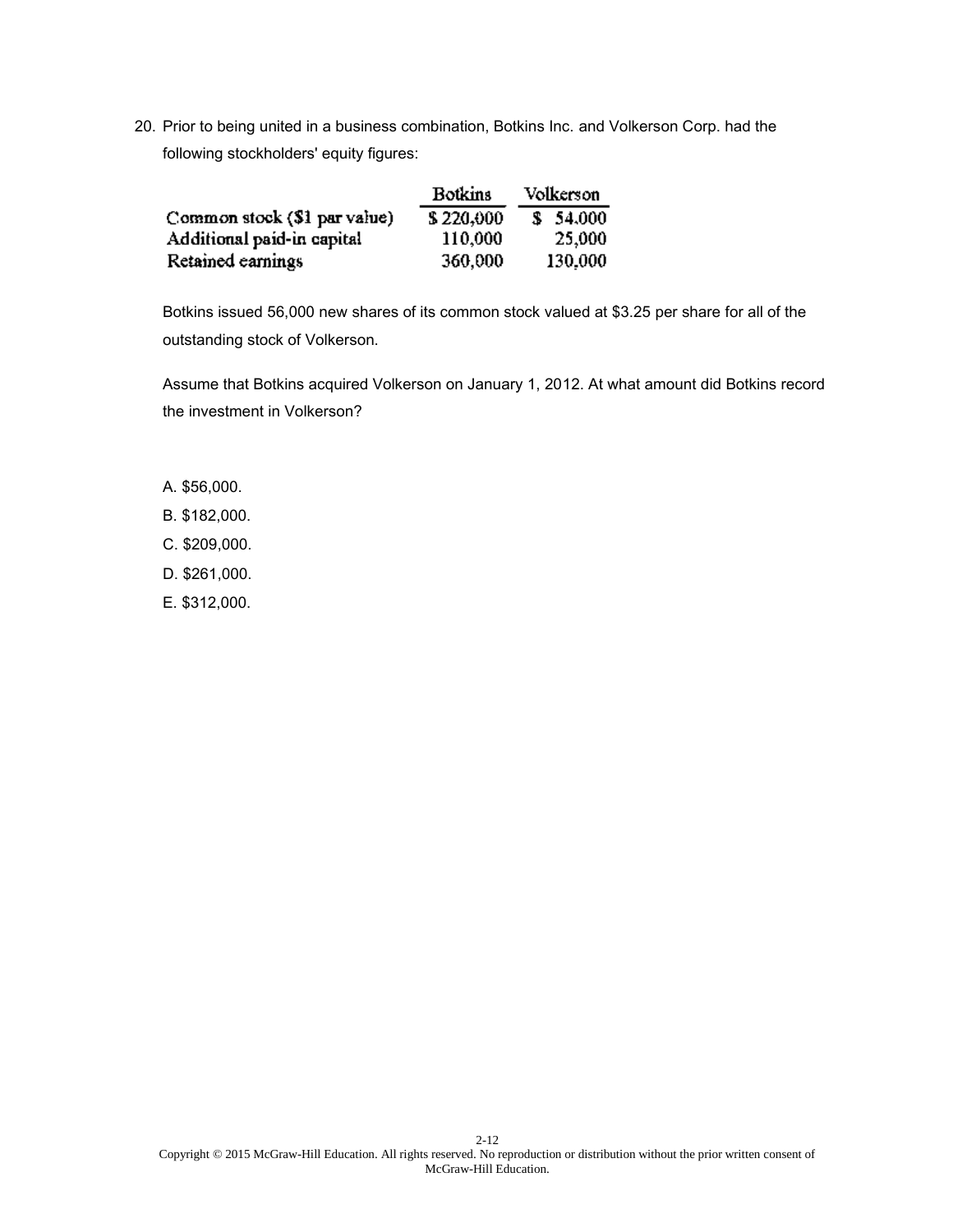20. Prior to being united in a business combination, Botkins Inc. and Volkerson Corp. had the following stockholders' equity figures:

| | Botkins | Volkerson |
|---|---|---|
| Common stock ($1 par value) | $ 220,000 | $ 54,000 |
| Additional paid-in capital | 110,000 | 25,000 |
| Retained earnings | 360,000 | 130,000 |

Botkins issued 56,000 new shares of its common stock valued at $3.25 per share for all of the outstanding stock of Volkerson.

Assume that Botkins acquired Volkerson on January 1, 2012. At what amount did Botkins record the investment in Volkerson?

A. $56,000.

B. $182,000.

C. $209,000.

D. $261,000.

E. $312,000.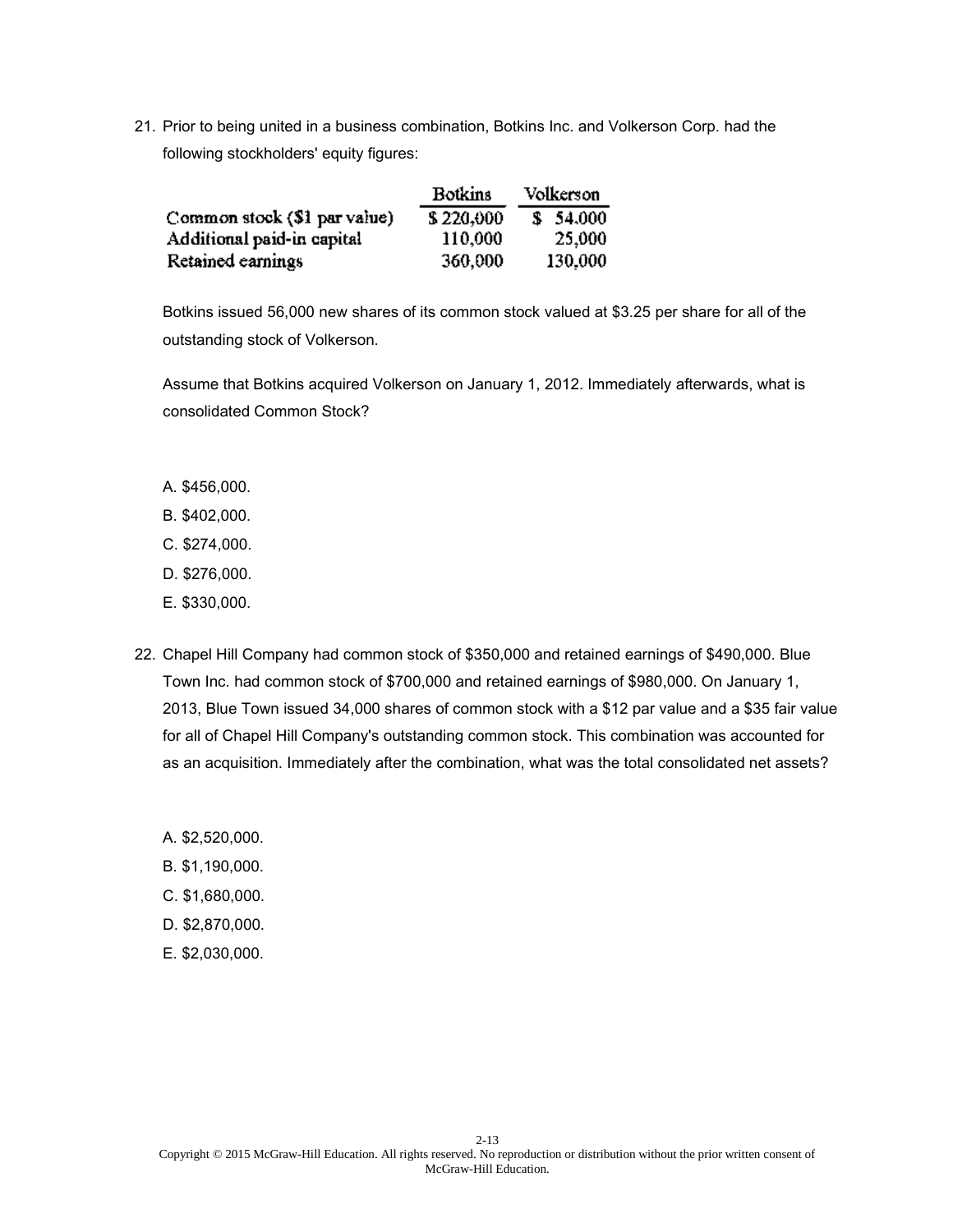21. Prior to being united in a business combination, Botkins Inc. and Volkerson Corp. had the following stockholders' equity figures:

| | Botkins | Volkerson |
|---|---|---|
| Common stock ($1 par value) | $ 220,000 | $ 54,000 |
| Additional paid-in capital | 110,000 | 25,000 |
| Retained earnings | 360,000 | 130,000 |

Botkins issued 56,000 new shares of its common stock valued at $3.25 per share for all of the outstanding stock of Volkerson.

Assume that Botkins acquired Volkerson on January 1, 2012. Immediately afterwards, what is consolidated Common Stock?

A. $456,000.

B. $402,000.

C. $274,000.

D. $276,000.

E. $330,000.

22. Chapel Hill Company had common stock of $350,000 and retained earnings of $490,000. Blue Town Inc. had common stock of $700,000 and retained earnings of $980,000. On January 1, 2013, Blue Town issued 34,000 shares of common stock with a $12 par value and a $35 fair value for all of Chapel Hill Company's outstanding common stock. This combination was accounted for as an acquisition. Immediately after the combination, what was the total consolidated net assets?

A. $2,520,000.

B. $1,190,000.

C. $1,680,000.

D. $2,870,000.

E. $2,030,000.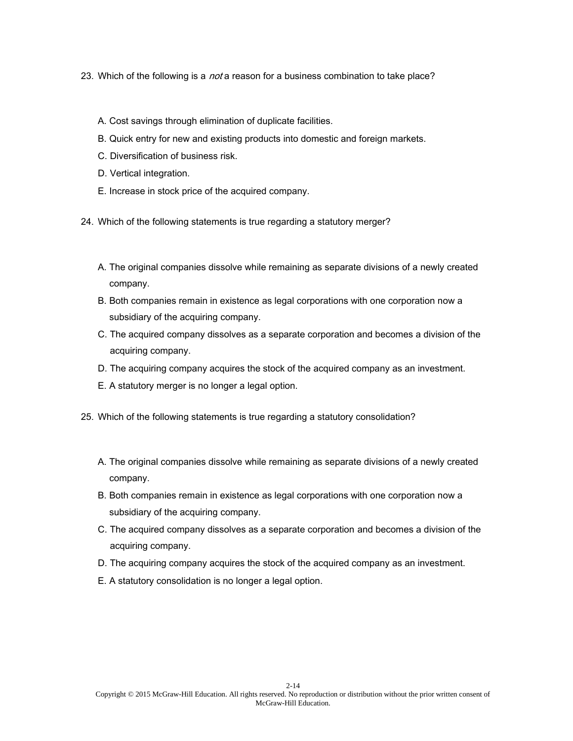23. Which of the following is a *not* a reason for a business combination to take place?

   A. Cost savings through elimination of duplicate facilities.
   B. Quick entry for new and existing products into domestic and foreign markets.
   C. Diversification of business risk.
   D. Vertical integration.
   E. Increase in stock price of the acquired company.

24. Which of the following statements is true regarding a statutory merger?

   A. The original companies dissolve while remaining as separate divisions of a newly created company.
   B. Both companies remain in existence as legal corporations with one corporation now a subsidiary of the acquiring company.
   C. The acquired company dissolves as a separate corporation and becomes a division of the acquiring company.
   D. The acquiring company acquires the stock of the acquired company as an investment.
   E. A statutory merger is no longer a legal option.

25. Which of the following statements is true regarding a statutory consolidation?

   A. The original companies dissolve while remaining as separate divisions of a newly created company.
   B. Both companies remain in existence as legal corporations with one corporation now a subsidiary of the acquiring company.
   C. The acquired company dissolves as a separate corporation and becomes a division of the acquiring company.
   D. The acquiring company acquires the stock of the acquired company as an investment.
   E. A statutory consolidation is no longer a legal option.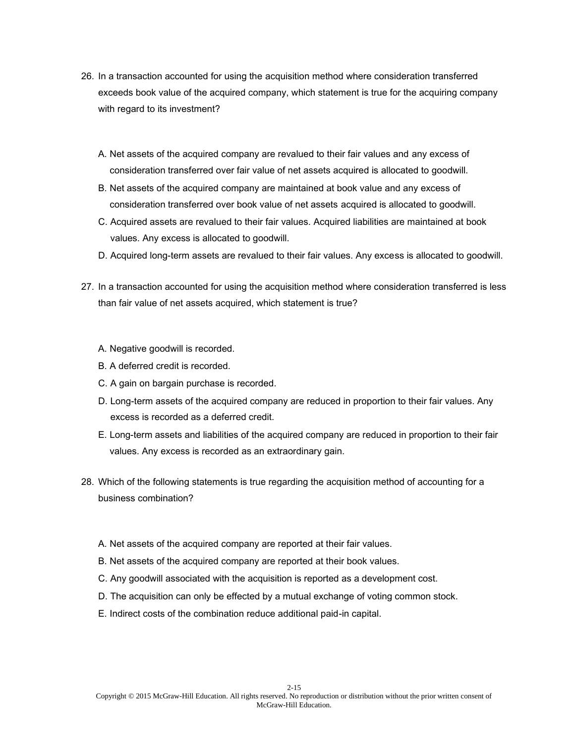26. In a transaction accounted for using the acquisition method where consideration transferred exceeds book value of the acquired company, which statement is true for the acquiring company with regard to its investment?

    A. Net assets of the acquired company are revalued to their fair values and any excess of consideration transferred over fair value of net assets acquired is allocated to goodwill.
    B. Net assets of the acquired company are maintained at book value and any excess of consideration transferred over book value of net assets acquired is allocated to goodwill.
    C. Acquired assets are revalued to their fair values. Acquired liabilities are maintained at book values. Any excess is allocated to goodwill.
    D. Acquired long-term assets are revalued to their fair values. Any excess is allocated to goodwill.

27. In a transaction accounted for using the acquisition method where consideration transferred is less than fair value of net assets acquired, which statement is true?

    A. Negative goodwill is recorded.
    B. A deferred credit is recorded.
    C. A gain on bargain purchase is recorded.
    D. Long-term assets of the acquired company are reduced in proportion to their fair values. Any excess is recorded as a deferred credit.
    E. Long-term assets and liabilities of the acquired company are reduced in proportion to their fair values. Any excess is recorded as an extraordinary gain.

28. Which of the following statements is true regarding the acquisition method of accounting for a business combination?

    A. Net assets of the acquired company are reported at their fair values.
    B. Net assets of the acquired company are reported at their book values.
    C. Any goodwill associated with the acquisition is reported as a development cost.
    D. The acquisition can only be effected by a mutual exchange of voting common stock.
    E. Indirect costs of the combination reduce additional paid-in capital.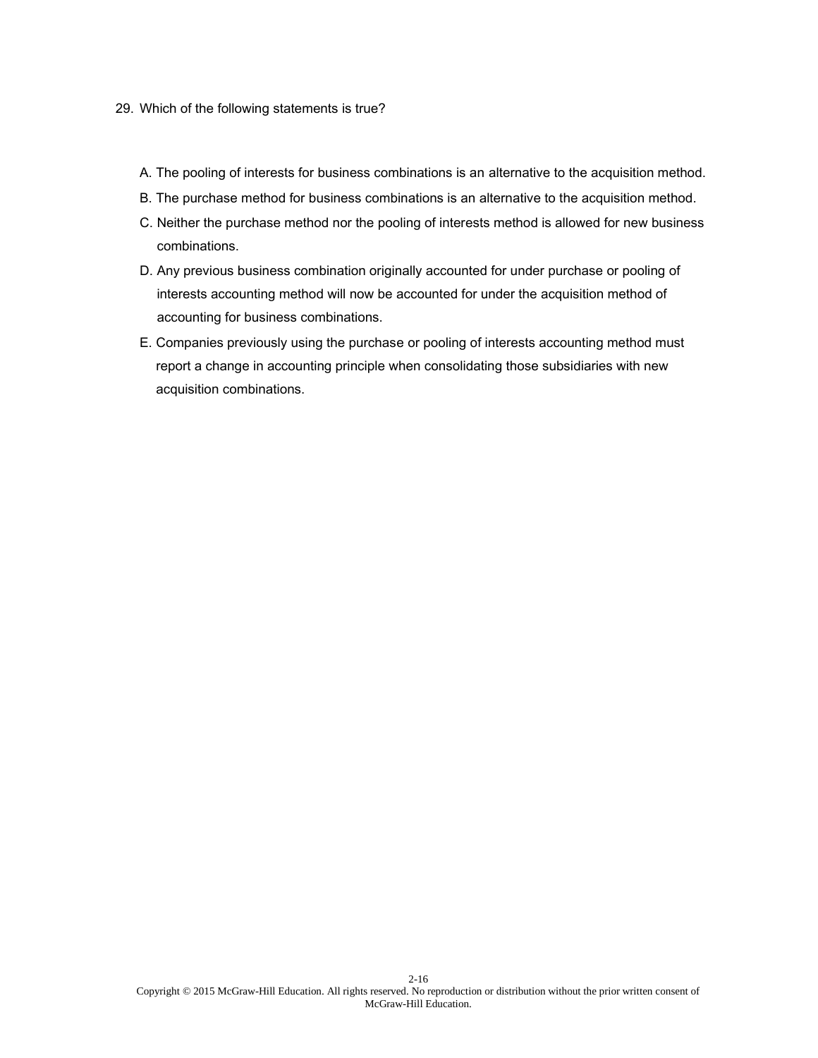29. Which of the following statements is true?

A. The pooling of interests for business combinations is an alternative to the acquisition method.

B. The purchase method for business combinations is an alternative to the acquisition method.

C. Neither the purchase method nor the pooling of interests method is allowed for new business combinations.

D. Any previous business combination originally accounted for under purchase or pooling of interests accounting method will now be accounted for under the acquisition method of accounting for business combinations.

E. Companies previously using the purchase or pooling of interests accounting method must report a change in accounting principle when consolidating those subsidiaries with new acquisition combinations.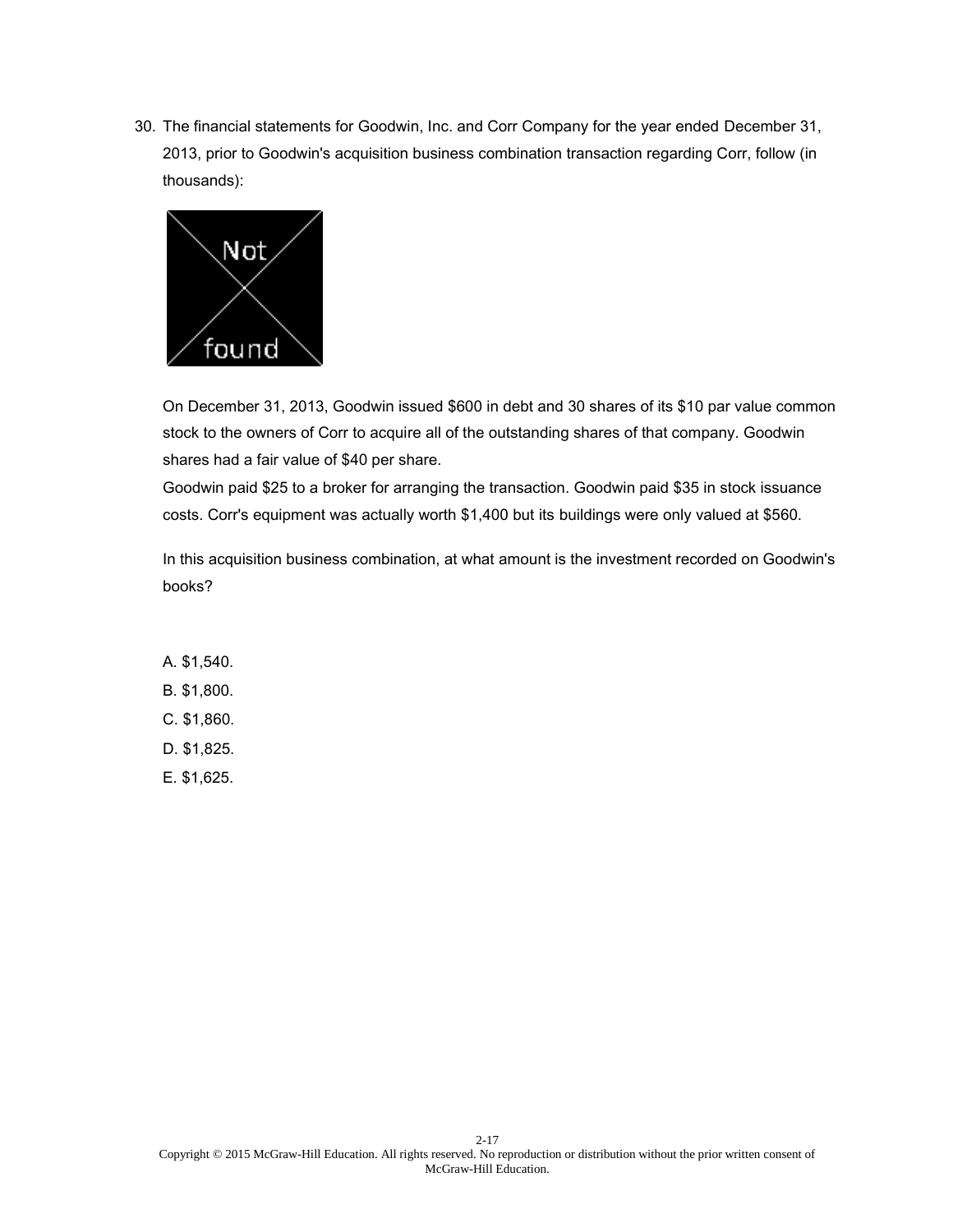30. The financial statements for Goodwin, Inc. and Corr Company for the year ended December 31, 2013, prior to Goodwin's acquisition business combination transaction regarding Corr, follow (in thousands):

On December 31, 2013, Goodwin issued $600 in debt and 30 shares of its $10 par value common stock to the owners of Corr to acquire all of the outstanding shares of that company. Goodwin shares had a fair value of $40 per share.
Goodwin paid $25 to a broker for arranging the transaction. Goodwin paid $35 in stock issuance costs. Corr's equipment was actually worth $1,400 but its buildings were only valued at $560.

In this acquisition business combination, at what amount is the investment recorded on Goodwin's books?

A. $1,540.
B. $1,800.
C. $1,860.
D. $1,825.
E. $1,625.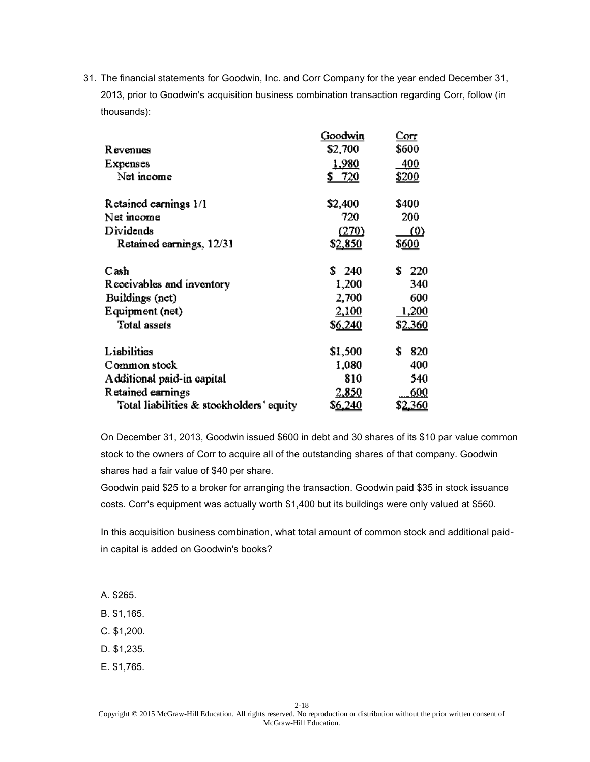31. The financial statements for Goodwin, Inc. and Corr Company for the year ended December 31, 2013, prior to Goodwin's acquisition business combination transaction regarding Corr, follow (in thousands):

| | Goodwin | Corr |
|---|---|---|
| Revenues | $2,700 | $600 |
| Expenses | 1,980 | 400 |
| Net income | $ 720 | $200 |
| | | |
| Retained earnings 1/1 | $2,400 | $400 |
| Net income | 720 | 200 |
| Dividends | (270) | (0) |
| Retained earnings, 12/31 | $2,850 | $600 |
| | | |
| Cash | $ 240 | $ 220 |
| Receivables and inventory | 1,200 | 340 |
| Buildings (net) | 2,700 | 600 |
| Equipment (net) | 2,100 | 1,200 |
| Total assets | $6,240 | $2,360 |
| | | |
| Liabilities | $1,500 | $ 820 |
| Common stock | 1,080 | 400 |
| Additional paid-in capital | 810 | 540 |
| Retained earnings | 2,850 | 600 |
| Total liabilities & stockholders' equity | $6,240 | $2,360 |

On December 31, 2013, Goodwin issued $600 in debt and 30 shares of its $10 par value common stock to the owners of Corr to acquire all of the outstanding shares of that company. Goodwin shares had a fair value of $40 per share.

Goodwin paid $25 to a broker for arranging the transaction. Goodwin paid $35 in stock issuance costs. Corr's equipment was actually worth $1,400 but its buildings were only valued at $560.

In this acquisition business combination, what total amount of common stock and additional paid-in capital is added on Goodwin's books?

A. $265.

B. $1,165.

C. $1,200.

D. $1,235.

E. $1,765.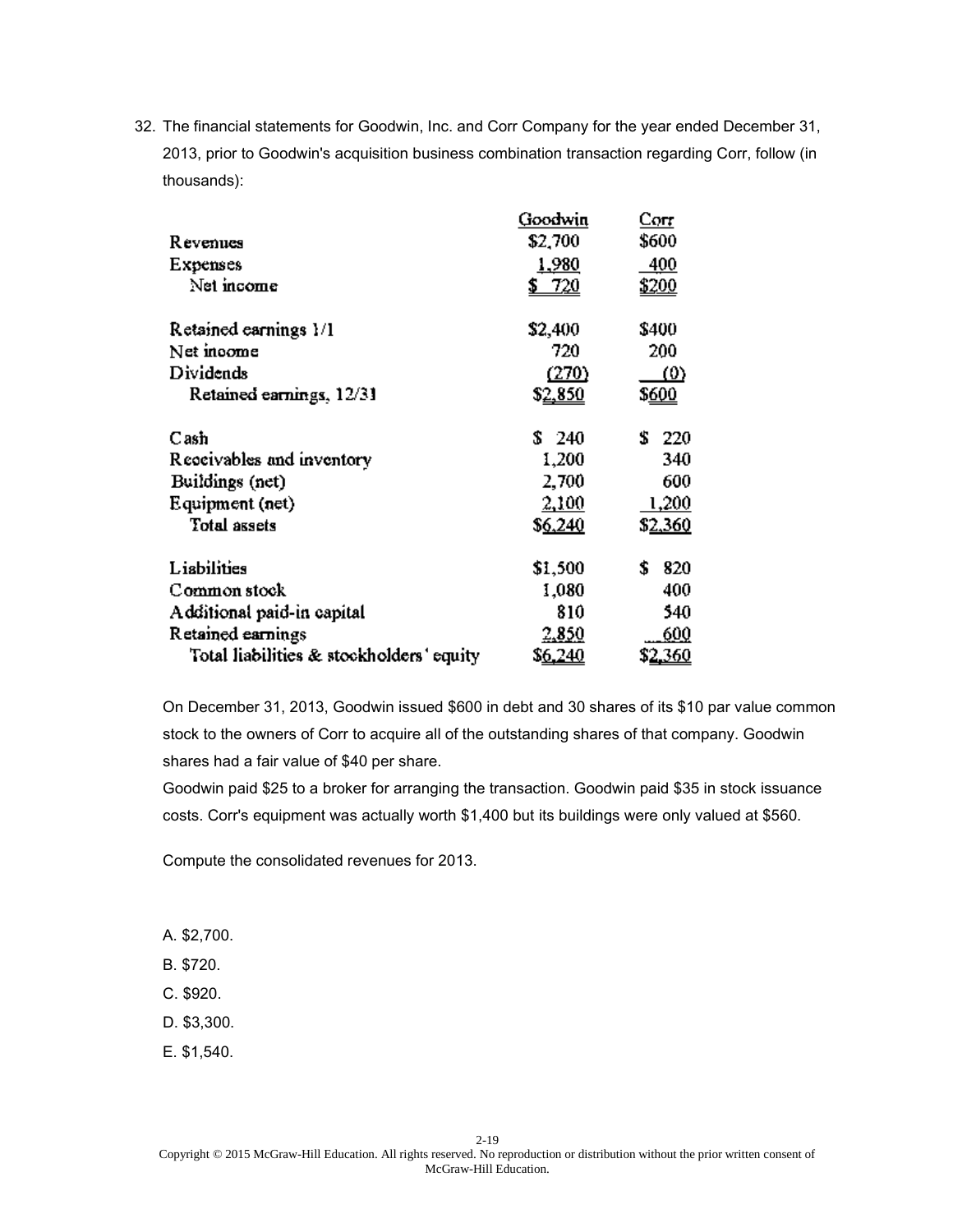32. The financial statements for Goodwin, Inc. and Corr Company for the year ended December 31, 2013, prior to Goodwin's acquisition business combination transaction regarding Corr, follow (in thousands):

| | Goodwin | Corr |
|---|---|---|
| Revenues | $2,700 | $600 |
| Expenses | 1,980 | 400 |
| Net income | $ 720 | $200 |
| | | |
| Retained earnings 1/1 | $2,400 | $400 |
| Net income | 720 | 200 |
| Dividends | (270) | (0) |
| Retained earnings, 12/31 | $2,850 | $600 |
| | | |
| Cash | $ 240 | $ 220 |
| Receivables and inventory | 1,200 | 340 |
| Buildings (net) | 2,700 | 600 |
| Equipment (net) | 2,100 | 1,200 |
| Total assets | $6,240 | $2,360 |
| | | |
| Liabilities | $1,500 | $ 820 |
| Common stock | 1,080 | 400 |
| Additional paid-in capital | 810 | 540 |
| Retained earnings | 2,850 | 600 |
| Total liabilities & stockholders' equity | $6,240 | $2,360 |

On December 31, 2013, Goodwin issued $600 in debt and 30 shares of its $10 par value common stock to the owners of Corr to acquire all of the outstanding shares of that company. Goodwin shares had a fair value of $40 per share.

Goodwin paid $25 to a broker for arranging the transaction. Goodwin paid $35 in stock issuance costs. Corr's equipment was actually worth $1,400 but its buildings were only valued at $560.

Compute the consolidated revenues for 2013.

A. $2,700.

B. $720.

C. $920.

D. $3,300.

E. $1,540.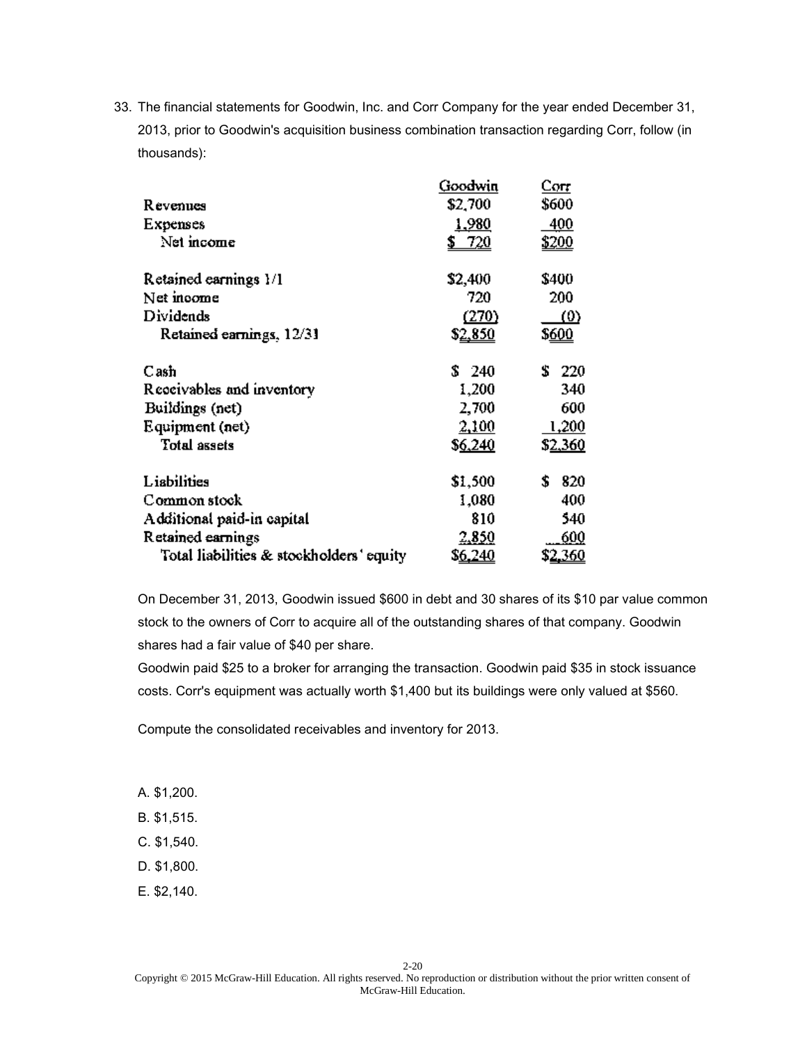33. The financial statements for Goodwin, Inc. and Corr Company for the year ended December 31, 2013, prior to Goodwin's acquisition business combination transaction regarding Corr, follow (in thousands):

| | Goodwin | Corr |
|---|---|---|
| Revenues | $2,700 | $600 |
| Expenses | 1,980 | 400 |
| Net income | $ 720 | $200 |
| | | |
| Retained earnings 1/1 | $2,400 | $400 |
| Net income | 720 | 200 |
| Dividends | (270) | (0) |
| Retained earnings, 12/31 | $2,850 | $600 |
| | | |
| Cash | $ 240 | $ 220 |
| Receivables and inventory | 1,200 | 340 |
| Buildings (net) | 2,700 | 600 |
| Equipment (net) | 2,100 | 1,200 |
| Total assets | $6,240 | $2,360 |
| | | |
| Liabilities | $1,500 | $ 820 |
| Common stock | 1,080 | 400 |
| Additional paid-in capital | 810 | 540 |
| Retained earnings | 2,850 | 600 |
| Total liabilities & stockholders' equity | $6,240 | $2,360 |

On December 31, 2013, Goodwin issued $600 in debt and 30 shares of its $10 par value common stock to the owners of Corr to acquire all of the outstanding shares of that company. Goodwin shares had a fair value of $40 per share.

Goodwin paid $25 to a broker for arranging the transaction. Goodwin paid $35 in stock issuance costs. Corr's equipment was actually worth $1,400 but its buildings were only valued at $560.

Compute the consolidated receivables and inventory for 2013.

A. $1,200.

B. $1,515.

C. $1,540.

D. $1,800.

E. $2,140.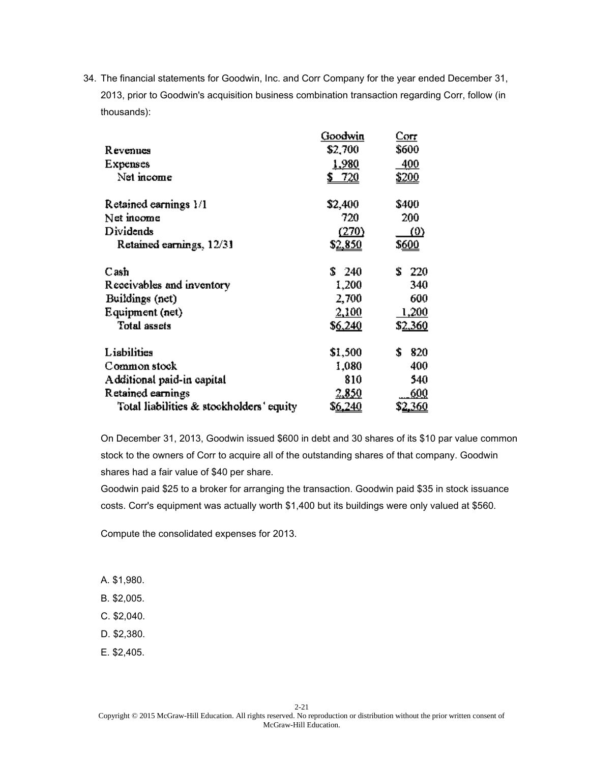34. The financial statements for Goodwin, Inc. and Corr Company for the year ended December 31, 2013, prior to Goodwin's acquisition business combination transaction regarding Corr, follow (in thousands):

| | Goodwin | Corr |
|---|---|---|
| Revenues | $2,700 | $600 |
| Expenses | 1,980 | 400 |
| Net income | $ 720 | $200 |
| | | |
| Retained earnings 1/1 | $2,400 | $400 |
| Net income | 720 | 200 |
| Dividends | (270) | (0) |
| Retained earnings, 12/31 | $2,850 | $600 |
| | | |
| Cash | $ 240 | $ 220 |
| Receivables and inventory | 1,200 | 340 |
| Buildings (net) | 2,700 | 600 |
| Equipment (net) | 2,100 | 1,200 |
| Total assets | $6,240 | $2,360 |
| | | |
| Liabilities | $1,500 | $ 820 |
| Common stock | 1,080 | 400 |
| Additional paid-in capital | 810 | 540 |
| Retained earnings | 2,850 | 600 |
| Total liabilities & stockholders' equity | $6,240 | $2,360 |

On December 31, 2013, Goodwin issued $600 in debt and 30 shares of its $10 par value common stock to the owners of Corr to acquire all of the outstanding shares of that company. Goodwin shares had a fair value of $40 per share.

Goodwin paid $25 to a broker for arranging the transaction. Goodwin paid $35 in stock issuance costs. Corr's equipment was actually worth $1,400 but its buildings were only valued at $560.

Compute the consolidated expenses for 2013.

A. $1,980.

B. $2,005.

C. $2,040.

D. $2,380.

E. $2,405.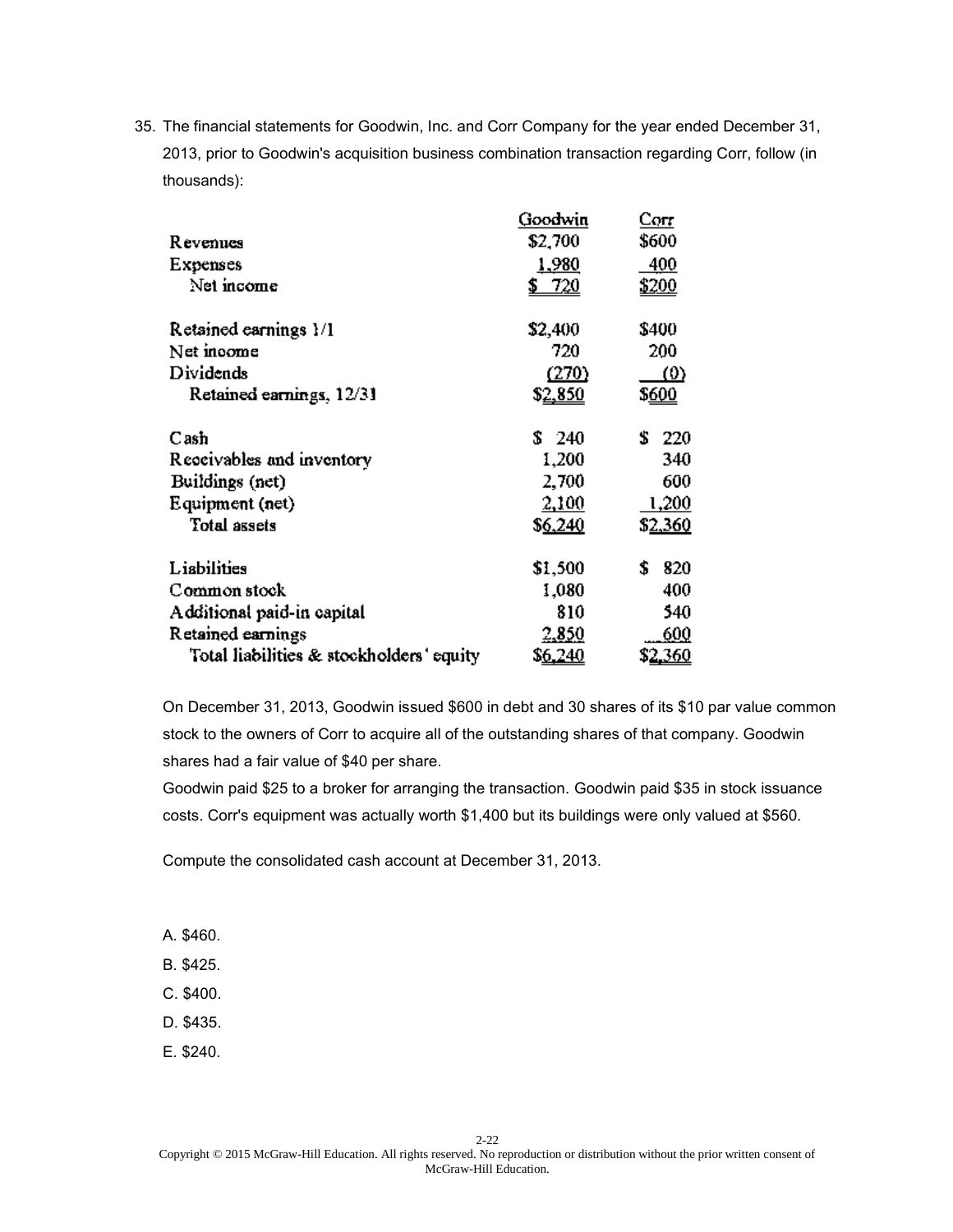35. The financial statements for Goodwin, Inc. and Corr Company for the year ended December 31, 2013, prior to Goodwin's acquisition business combination transaction regarding Corr, follow (in thousands):

| | Goodwin | Corr |
|---|---|---|
| Revenues | $2,700 | $600 |
| Expenses | 1,980 | 400 |
| Net income | $ 720 | $200 |
| | | |
| Retained earnings 1/1 | $2,400 | $400 |
| Net income | 720 | 200 |
| Dividends | (270) | (0) |
| Retained earnings, 12/31 | $2,850 | $600 |
| | | |
| Cash | $ 240 | $ 220 |
| Receivables and inventory | 1,200 | 340 |
| Buildings (net) | 2,700 | 600 |
| Equipment (net) | 2,100 | 1,200 |
| Total assets | $6,240 | $2,360 |
| | | |
| Liabilities | $1,500 | $ 820 |
| Common stock | 1,080 | 400 |
| Additional paid-in capital | 810 | 540 |
| Retained earnings | 2,850 | 600 |
| Total liabilities & stockholders' equity | $6,240 | $2,360 |

On December 31, 2013, Goodwin issued $600 in debt and 30 shares of its $10 par value common stock to the owners of Corr to acquire all of the outstanding shares of that company. Goodwin shares had a fair value of $40 per share.

Goodwin paid $25 to a broker for arranging the transaction. Goodwin paid $35 in stock issuance costs. Corr's equipment was actually worth $1,400 but its buildings were only valued at $560.

Compute the consolidated cash account at December 31, 2013.

A. $460.

B. $425.

C. $400.

D. $435.

E. $240.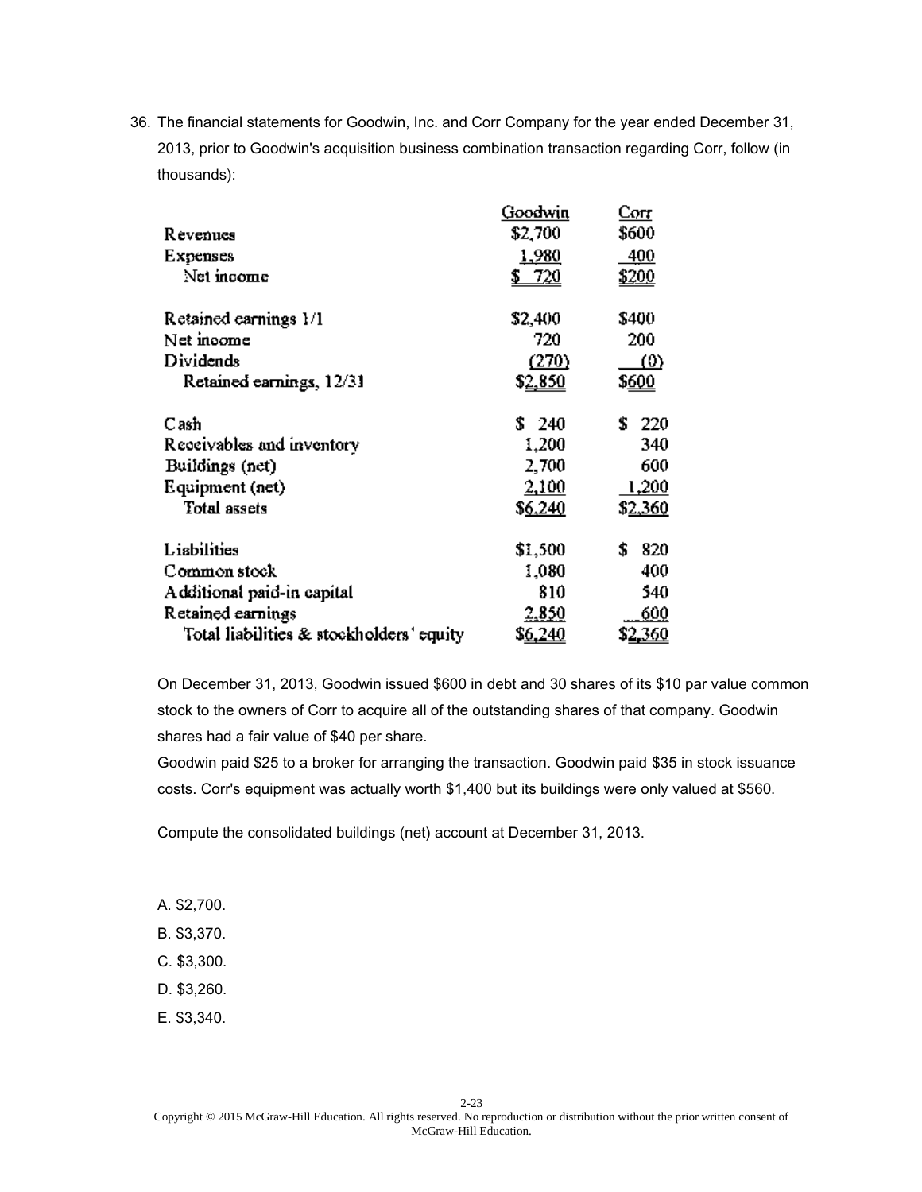36. The financial statements for Goodwin, Inc. and Corr Company for the year ended December 31, 2013, prior to Goodwin's acquisition business combination transaction regarding Corr, follow (in thousands):

| | Goodwin | Corr |
|---|---|---|
| Revenues | $2,700 | $600 |
| Expenses | 1,980 | 400 |
| Net income | $ 720 | $200 |
| | | |
| Retained earnings 1/1 | $2,400 | $400 |
| Net income | 720 | 200 |
| Dividends | (270) | (0) |
| Retained earnings, 12/31 | $2,850 | $600 |
| | | |
| Cash | $ 240 | $ 220 |
| Receivables and inventory | 1,200 | 340 |
| Buildings (net) | 2,700 | 600 |
| Equipment (net) | 2,100 | 1,200 |
| Total assets | $6,240 | $2,360 |
| | | |
| Liabilities | $1,500 | $ 820 |
| Common stock | 1,080 | 400 |
| Additional paid-in capital | 810 | 540 |
| Retained earnings | 2,850 | 600 |
| Total liabilities & stockholders' equity | $6,240 | $2,360 |

On December 31, 2013, Goodwin issued $600 in debt and 30 shares of its $10 par value common stock to the owners of Corr to acquire all of the outstanding shares of that company. Goodwin shares had a fair value of $40 per share.

Goodwin paid $25 to a broker for arranging the transaction. Goodwin paid $35 in stock issuance costs. Corr's equipment was actually worth $1,400 but its buildings were only valued at $560.

Compute the consolidated buildings (net) account at December 31, 2013.

A. $2,700.

B. $3,370.

C. $3,300.

D. $3,260.

E. $3,340.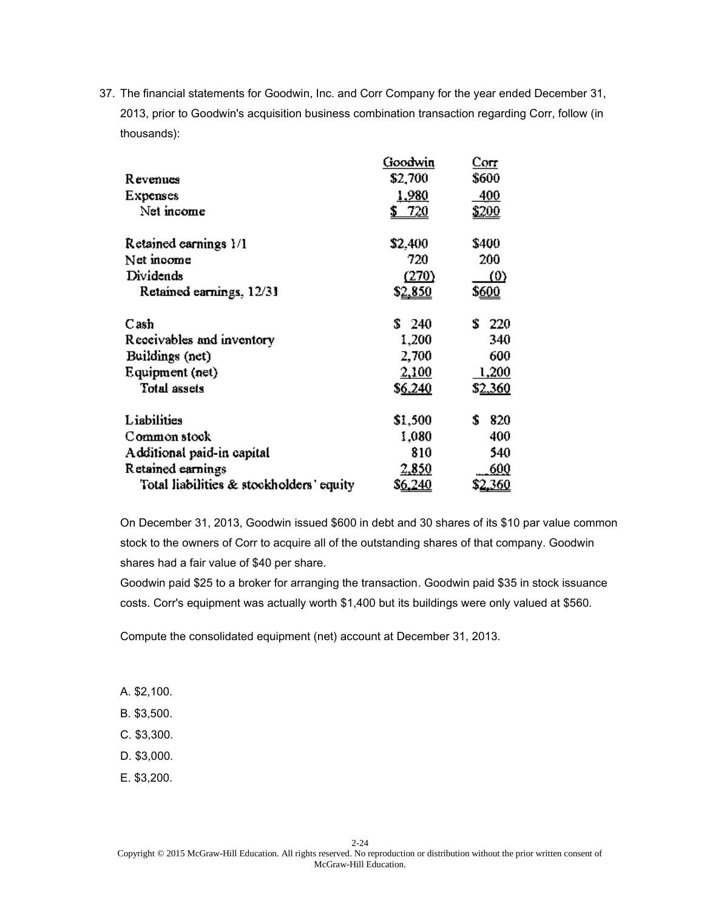37. The financial statements for Goodwin, Inc. and Corr Company for the year ended December 31, 2013, prior to Goodwin's acquisition business combination transaction regarding Corr, follow (in thousands):

| | Goodwin | Corr |
|---|---|---|
| Revenues | $2,700 | $600 |
| Expenses | 1,980 | 400 |
| Net income | $ 720 | $200 |
| | | |
| Retained earnings 1/1 | $2,400 | $400 |
| Net income | 720 | 200 |
| Dividends | (270) | (0) |
| Retained earnings, 12/31 | $2,850 | $600 |
| | | |
| Cash | $ 240 | $ 220 |
| Receivables and inventory | 1,200 | 340 |
| Buildings (net) | 2,700 | 600 |
| Equipment (net) | 2,100 | 1,200 |
| Total assets | $6,240 | $2,360 |
| | | |
| Liabilities | $1,500 | $ 820 |
| Common stock | 1,080 | 400 |
| Additional paid-in capital | 810 | 540 |
| Retained earnings | 2,850 | 600 |
| Total liabilities & stockholders' equity | $6,240 | $2,360 |

On December 31, 2013, Goodwin issued $600 in debt and 30 shares of its $10 par value common stock to the owners of Corr to acquire all of the outstanding shares of that company. Goodwin shares had a fair value of $40 per share.

Goodwin paid $25 to a broker for arranging the transaction. Goodwin paid $35 in stock issuance costs. Corr's equipment was actually worth $1,400 but its buildings were only valued at $560.

Compute the consolidated equipment (net) account at December 31, 2013.

A. $2,100.

B. $3,500.

C. $3,300.

D. $3,000.

E. $3,200.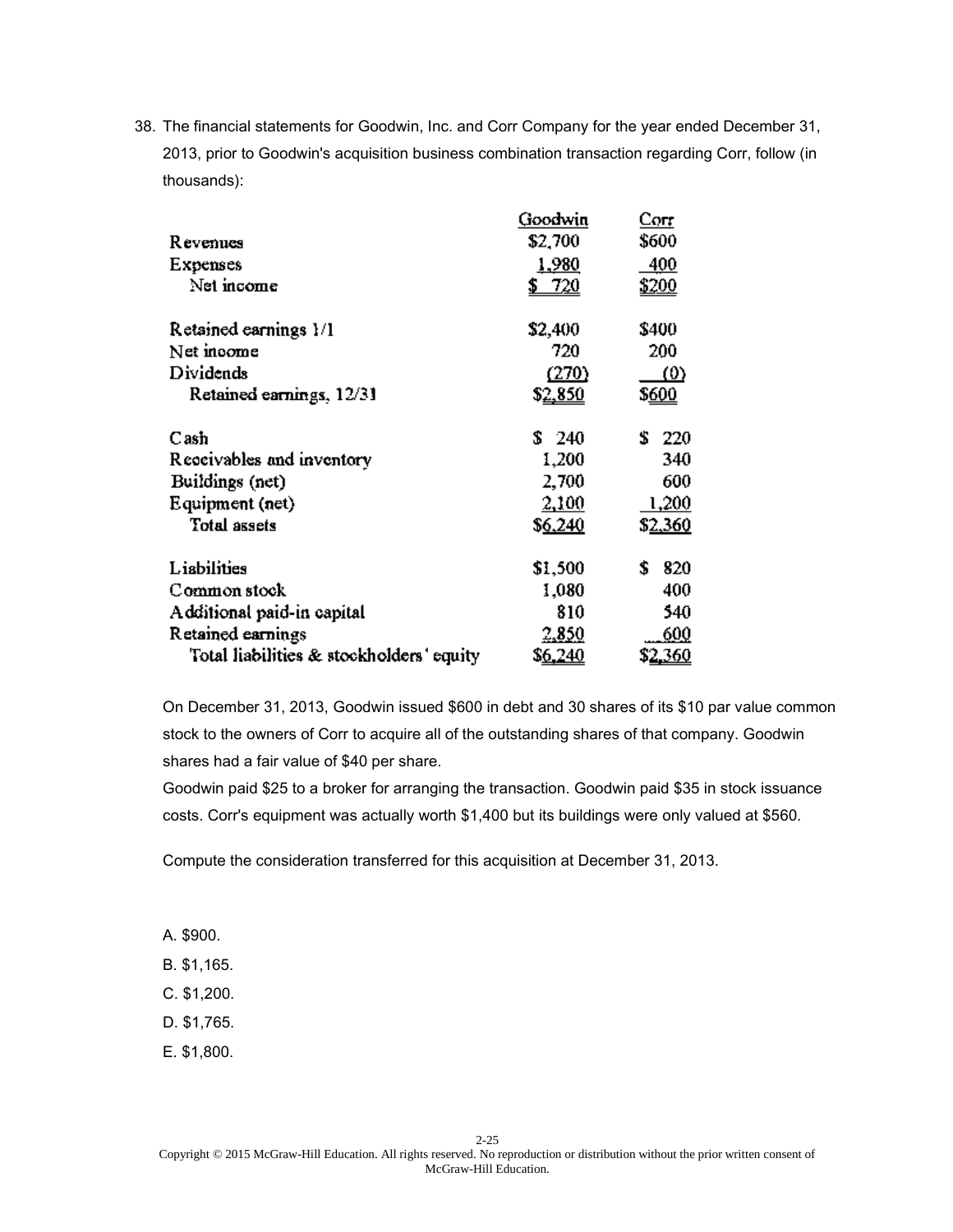38. The financial statements for Goodwin, Inc. and Corr Company for the year ended December 31, 2013, prior to Goodwin's acquisition business combination transaction regarding Corr, follow (in thousands):

| | Goodwin | Corr |
|---|---|---|
| Revenues | $2,700 | $600 |
| Expenses | 1,980 | 400 |
| Net income | $ 720 | $200 |
| | | |
| Retained earnings 1/1 | $2,400 | $400 |
| Net income | 720 | 200 |
| Dividends | (270) | (0) |
| Retained earnings, 12/31 | $2,850 | $600 |
| | | |
| Cash | $ 240 | $ 220 |
| Receivables and inventory | 1,200 | 340 |
| Buildings (net) | 2,700 | 600 |
| Equipment (net) | 2,100 | 1,200 |
| Total assets | $6,240 | $2,360 |
| | | |
| Liabilities | $1,500 | $ 820 |
| Common stock | 1,080 | 400 |
| Additional paid-in capital | 810 | 540 |
| Retained earnings | 2,850 | 600 |
| Total liabilities & stockholders' equity | $6,240 | $2,360 |

On December 31, 2013, Goodwin issued $600 in debt and 30 shares of its $10 par value common stock to the owners of Corr to acquire all of the outstanding shares of that company. Goodwin shares had a fair value of $40 per share.

Goodwin paid $25 to a broker for arranging the transaction. Goodwin paid $35 in stock issuance costs. Corr's equipment was actually worth $1,400 but its buildings were only valued at $560.

Compute the consideration transferred for this acquisition at December 31, 2013.

A. $900.

B. $1,165.

C. $1,200.

D. $1,765.

E. $1,800.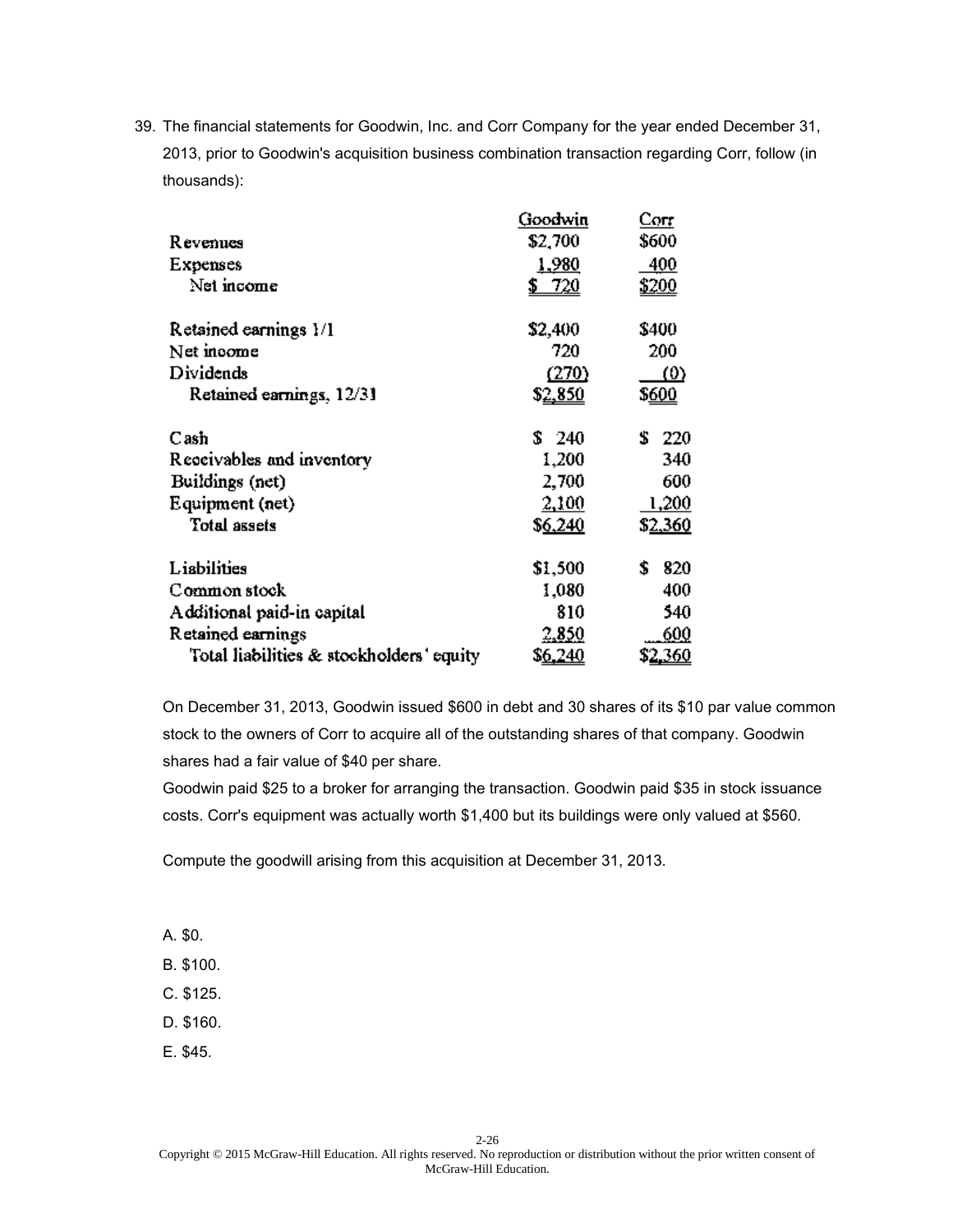39. The financial statements for Goodwin, Inc. and Corr Company for the year ended December 31, 2013, prior to Goodwin's acquisition business combination transaction regarding Corr, follow (in thousands):

| | Goodwin | Corr |
|---|---|---|
| Revenues | $2,700 | $600 |
| Expenses | 1,980 | 400 |
| Net income | $ 720 | $200 |
| | | |
| Retained earnings 1/1 | $2,400 | $400 |
| Net income | 720 | 200 |
| Dividends | (270) | (0) |
| Retained earnings, 12/31 | $2,850 | $600 |
| | | |
| Cash | $ 240 | $ 220 |
| Receivables and inventory | 1,200 | 340 |
| Buildings (net) | 2,700 | 600 |
| Equipment (net) | 2,100 | 1,200 |
| Total assets | $6,240 | $2,360 |
| | | |
| Liabilities | $1,500 | $ 820 |
| Common stock | 1,080 | 400 |
| Additional paid-in capital | 810 | 540 |
| Retained earnings | 2,850 | 600 |
| Total liabilities & stockholders' equity | $6,240 | $2,360 |

On December 31, 2013, Goodwin issued $600 in debt and 30 shares of its $10 par value common stock to the owners of Corr to acquire all of the outstanding shares of that company. Goodwin shares had a fair value of $40 per share.

Goodwin paid $25 to a broker for arranging the transaction. Goodwin paid $35 in stock issuance costs. Corr's equipment was actually worth $1,400 but its buildings were only valued at $560.

Compute the goodwill arising from this acquisition at December 31, 2013.

A. $0.

B. $100.

C. $125.

D. $160.

E. $45.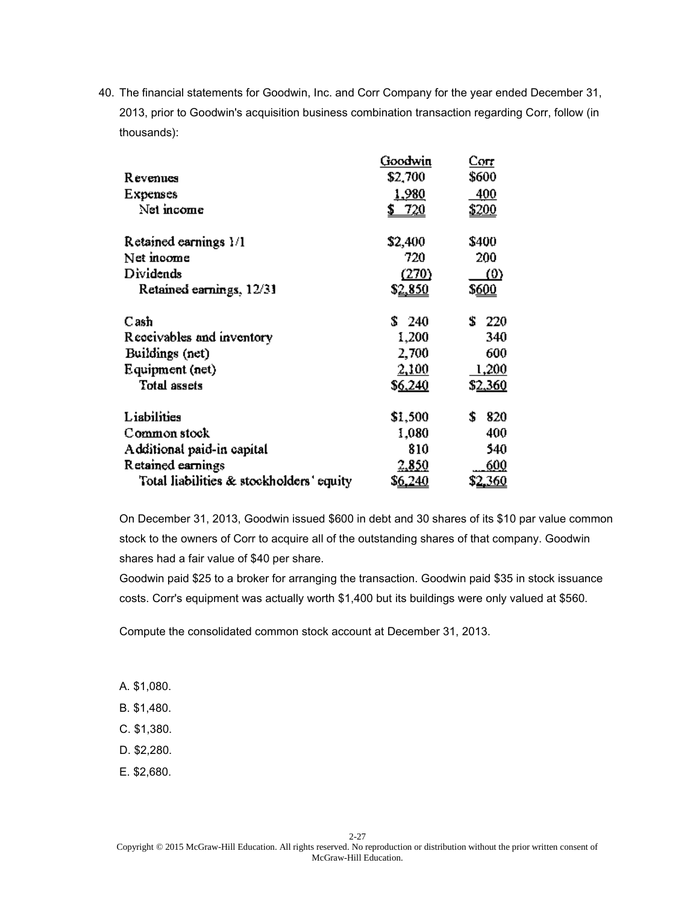40. The financial statements for Goodwin, Inc. and Corr Company for the year ended December 31, 2013, prior to Goodwin's acquisition business combination transaction regarding Corr, follow (in thousands):

| | Goodwin | Corr |
|---|---|---|
| Revenues | $2,700 | $600 |
| Expenses | 1,980 | 400 |
| Net income | $ 720 | $200 |
| | | |
| Retained earnings 1/1 | $2,400 | $400 |
| Net income | 720 | 200 |
| Dividends | (270) | (0) |
| Retained earnings, 12/31 | $2,850 | $600 |
| | | |
| Cash | $ 240 | $ 220 |
| Receivables and inventory | 1,200 | 340 |
| Buildings (net) | 2,700 | 600 |
| Equipment (net) | 2,100 | 1,200 |
| Total assets | $6,240 | $2,360 |
| | | |
| Liabilities | $1,500 | $ 820 |
| Common stock | 1,080 | 400 |
| Additional paid-in capital | 810 | 540 |
| Retained earnings | 2,850 | 600 |
| Total liabilities & stockholders' equity | $6,240 | $2,360 |

On December 31, 2013, Goodwin issued $600 in debt and 30 shares of its $10 par value common stock to the owners of Corr to acquire all of the outstanding shares of that company. Goodwin shares had a fair value of $40 per share.

Goodwin paid $25 to a broker for arranging the transaction. Goodwin paid $35 in stock issuance costs. Corr's equipment was actually worth $1,400 but its buildings were only valued at $560.

Compute the consolidated common stock account at December 31, 2013.

A. $1,080.

B. $1,480.

C. $1,380.

D. $2,280.

E. $2,680.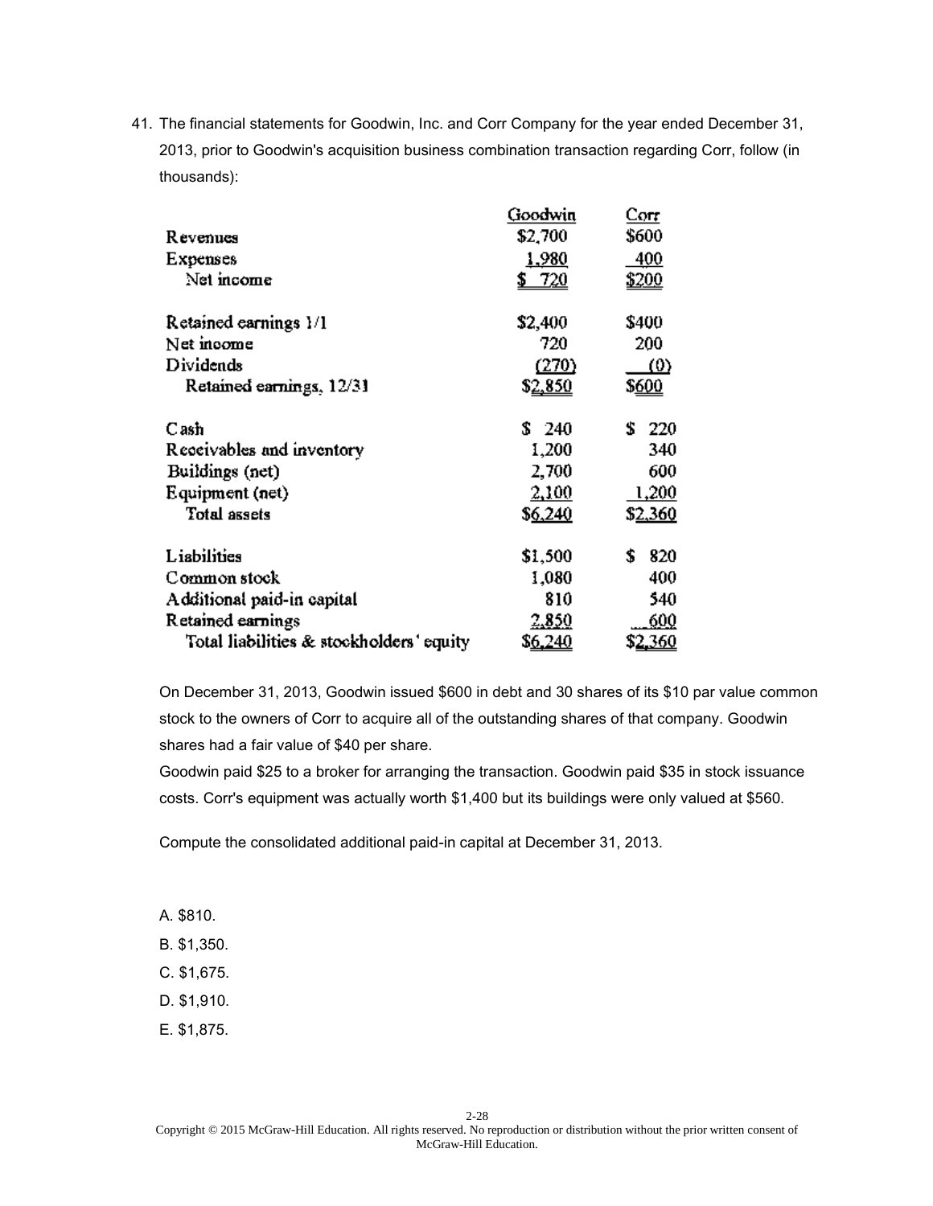41. The financial statements for Goodwin, Inc. and Corr Company for the year ended December 31, 2013, prior to Goodwin's acquisition business combination transaction regarding Corr, follow (in thousands):

| | Goodwin | Corr |
|---|---|---|
| Revenues | $2,700 | $600 |
| Expenses | 1,980 | 400 |
| Net income | $ 720 | $200 |
| | | |
| Retained earnings 1/1 | $2,400 | $400 |
| Net income | 720 | 200 |
| Dividends | (270) | (0) |
| Retained earnings, 12/31 | $2,850 | $600 |
| | | |
| Cash | $ 240 | $ 220 |
| Receivables and inventory | 1,200 | 340 |
| Buildings (net) | 2,700 | 600 |
| Equipment (net) | 2,100 | 1,200 |
| Total assets | $6,240 | $2,360 |
| | | |
| Liabilities | $1,500 | $ 820 |
| Common stock | 1,080 | 400 |
| Additional paid-in capital | 810 | 540 |
| Retained earnings | 2,850 | 600 |
| Total liabilities & stockholders' equity | $6,240 | $2,360 |

On December 31, 2013, Goodwin issued $600 in debt and 30 shares of its $10 par value common stock to the owners of Corr to acquire all of the outstanding shares of that company. Goodwin shares had a fair value of $40 per share.

Goodwin paid $25 to a broker for arranging the transaction. Goodwin paid $35 in stock issuance costs. Corr's equipment was actually worth $1,400 but its buildings were only valued at $560.

Compute the consolidated additional paid-in capital at December 31, 2013.

A. $810.

B. $1,350.

C. $1,675.

D. $1,910.

E. $1,875.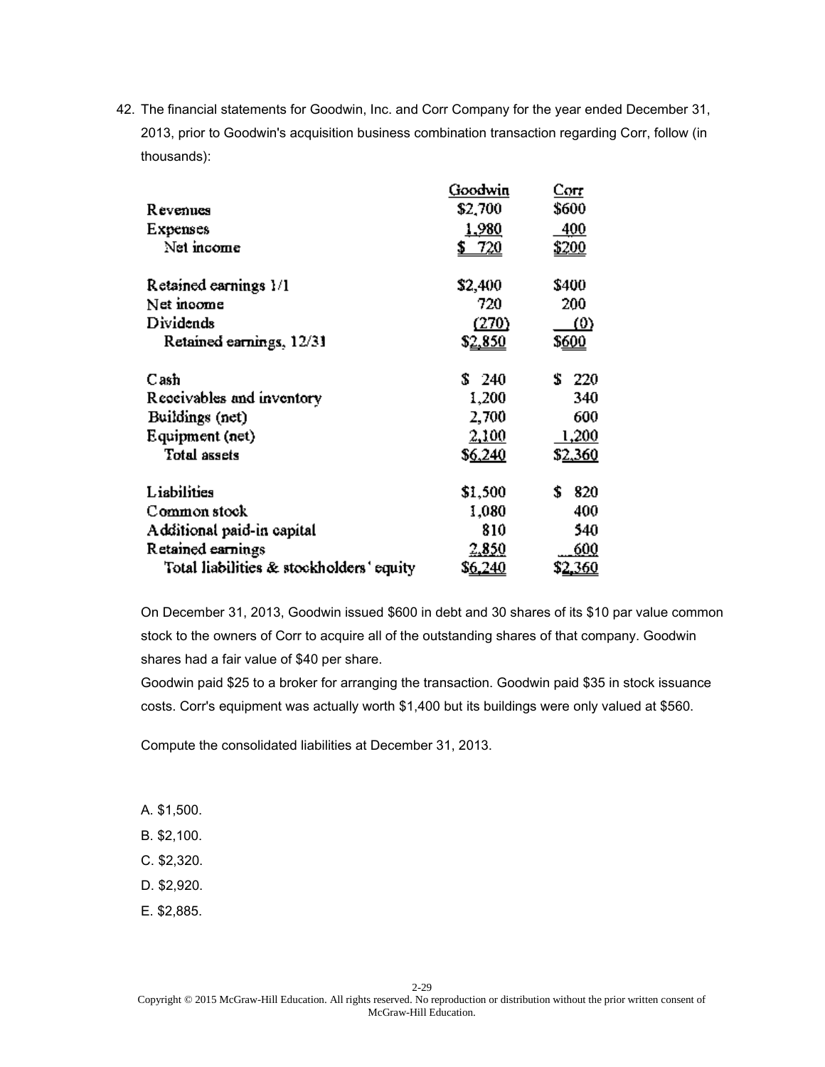42. The financial statements for Goodwin, Inc. and Corr Company for the year ended December 31, 2013, prior to Goodwin's acquisition business combination transaction regarding Corr, follow (in thousands):

| | Goodwin | Corr |
|---|---|---|
| Revenues | $2,700 | $600 |
| Expenses | 1,980 | 400 |
| Net income | $ 720 | $200 |
| | | |
| Retained earnings 1/1 | $2,400 | $400 |
| Net income | 720 | 200 |
| Dividends | (270) | (0) |
| Retained earnings, 12/31 | $2,850 | $600 |
| | | |
| Cash | $ 240 | $ 220 |
| Receivables and inventory | 1,200 | 340 |
| Buildings (net) | 2,700 | 600 |
| Equipment (net) | 2,100 | 1,200 |
| Total assets | $6,240 | $2,360 |
| | | |
| Liabilities | $1,500 | $ 820 |
| Common stock | 1,080 | 400 |
| Additional paid-in capital | 810 | 540 |
| Retained earnings | 2,850 | 600 |
| Total liabilities & stockholders' equity | $6,240 | $2,360 |

On December 31, 2013, Goodwin issued $600 in debt and 30 shares of its $10 par value common stock to the owners of Corr to acquire all of the outstanding shares of that company. Goodwin shares had a fair value of $40 per share.

Goodwin paid $25 to a broker for arranging the transaction. Goodwin paid $35 in stock issuance costs. Corr's equipment was actually worth $1,400 but its buildings were only valued at $560.

Compute the consolidated liabilities at December 31, 2013.

A. $1,500.

B. $2,100.

C. $2,320.

D. $2,920.

E. $2,885.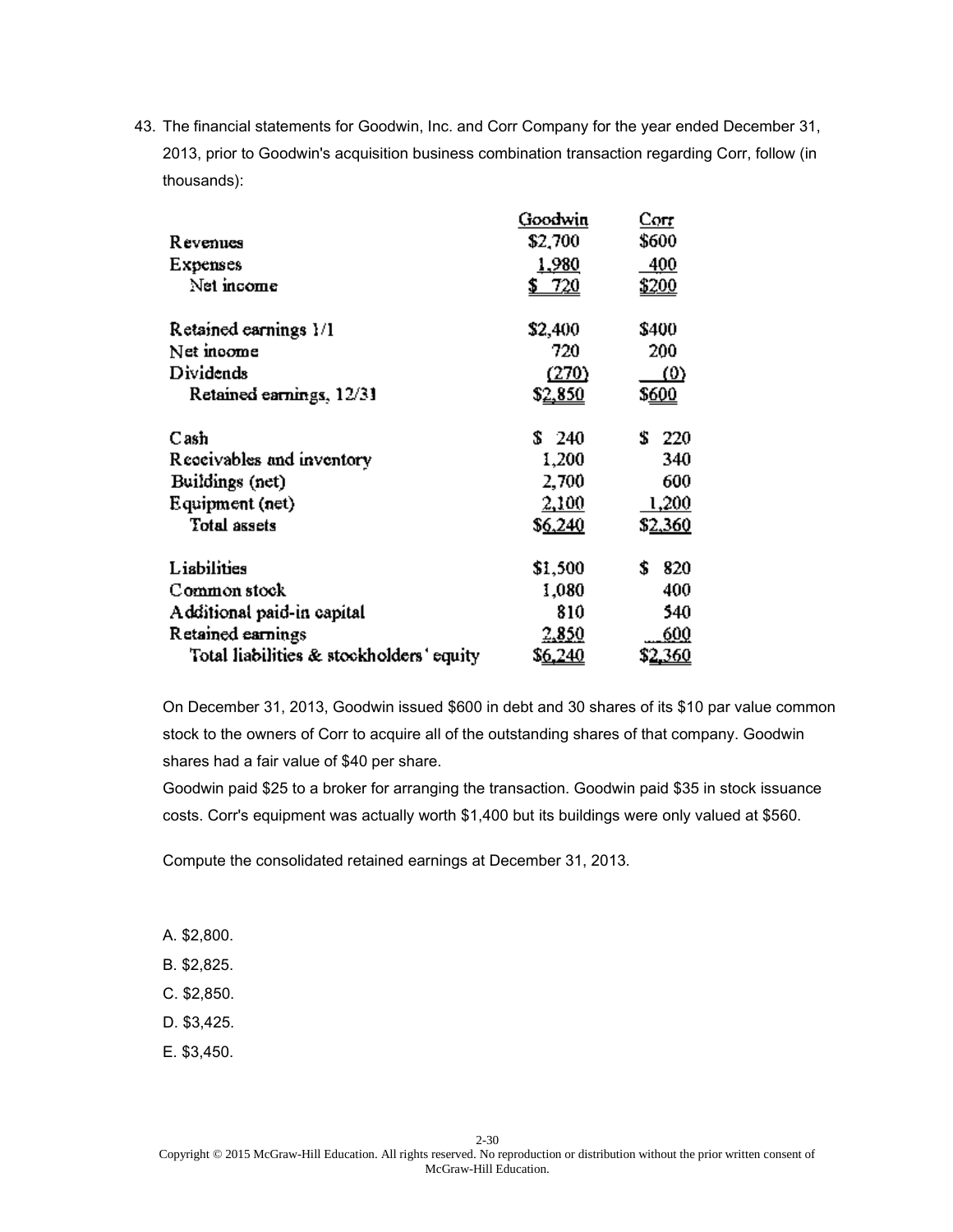43. The financial statements for Goodwin, Inc. and Corr Company for the year ended December 31, 2013, prior to Goodwin's acquisition business combination transaction regarding Corr, follow (in thousands):

| | Goodwin | Corr |
|---|---|---|
| Revenues | $2,700 | $600 |
| Expenses | 1,980 | 400 |
| Net income | $ 720 | $200 |
| | | |
| Retained earnings 1/1 | $2,400 | $400 |
| Net income | 720 | 200 |
| Dividends | (270) | (0) |
| Retained earnings, 12/31 | $2,850 | $600 |
| | | |
| Cash | $ 240 | $ 220 |
| Receivables and inventory | 1,200 | 340 |
| Buildings (net) | 2,700 | 600 |
| Equipment (net) | 2,100 | 1,200 |
| Total assets | $6,240 | $2,360 |
| | | |
| Liabilities | $1,500 | $ 820 |
| Common stock | 1,080 | 400 |
| Additional paid-in capital | 810 | 540 |
| Retained earnings | 2,850 | 600 |
| Total liabilities & stockholders' equity | $6,240 | $2,360 |

On December 31, 2013, Goodwin issued $600 in debt and 30 shares of its $10 par value common stock to the owners of Corr to acquire all of the outstanding shares of that company. Goodwin shares had a fair value of $40 per share.

Goodwin paid $25 to a broker for arranging the transaction. Goodwin paid $35 in stock issuance costs. Corr's equipment was actually worth $1,400 but its buildings were only valued at $560.

Compute the consolidated retained earnings at December 31, 2013.

A. $2,800.

B. $2,825.

C. $2,850.

D. $3,425.

E. $3,450.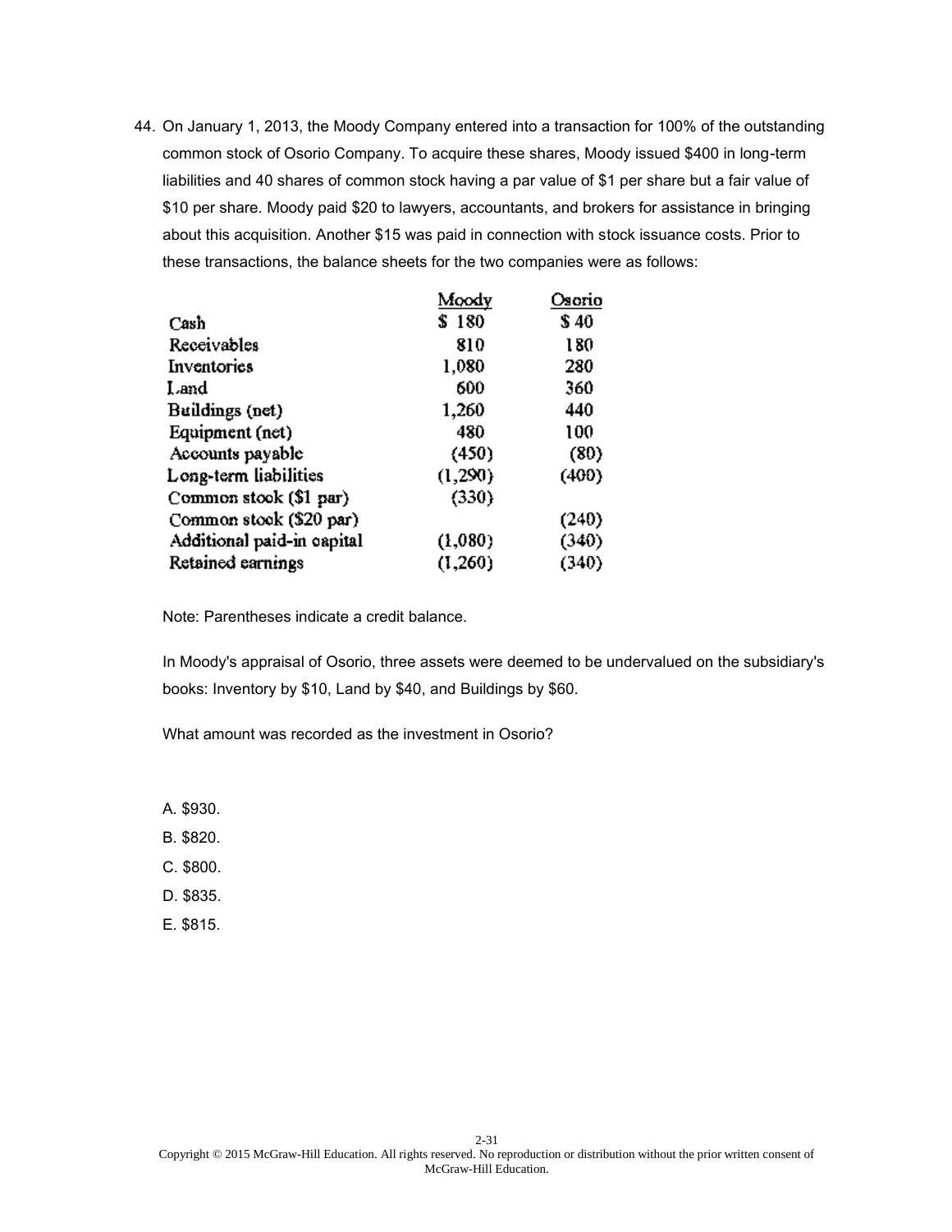44. On January 1, 2013, the Moody Company entered into a transaction for 100% of the outstanding common stock of Osorio Company. To acquire these shares, Moody issued $400 in long-term liabilities and 40 shares of common stock having a par value of $1 per share but a fair value of $10 per share. Moody paid $20 to lawyers, accountants, and brokers for assistance in bringing about this acquisition. Another $15 was paid in connection with stock issuance costs. Prior to these transactions, the balance sheets for the two companies were as follows:

| | Moody | Osorio |
|---|---|---|
| Cash | $ 180 | $ 40 |
| Receivables | 810 | 180 |
| Inventories | 1,080 | 280 |
| Land | 600 | 360 |
| Buildings (net) | 1,260 | 440 |
| Equipment (net) | 480 | 100 |
| Accounts payable | (450) | (80) |
| Long-term liabilities | (1,290) | (400) |
| Common stock ($1 par) | (330) | |
| Common stock ($20 par) | | (240) |
| Additional paid-in capital | (1,080) | (340) |
| Retained earnings | (1,260) | (340) |

Note: Parentheses indicate a credit balance.

In Moody's appraisal of Osorio, three assets were deemed to be undervalued on the subsidiary's books: Inventory by $10, Land by $40, and Buildings by $60.

What amount was recorded as the investment in Osorio?

A. $930.

B. $820.

C. $800.

D. $835.

E. $815.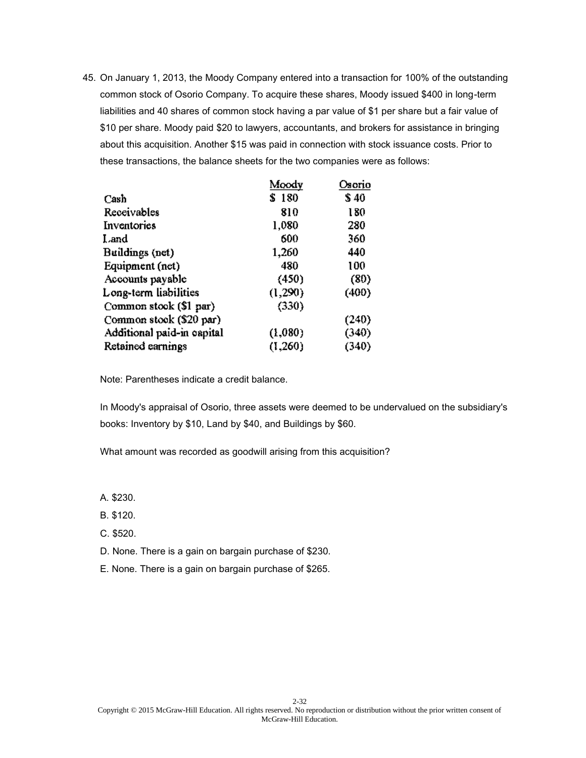45. On January 1, 2013, the Moody Company entered into a transaction for 100% of the outstanding common stock of Osorio Company. To acquire these shares, Moody issued $400 in long-term liabilities and 40 shares of common stock having a par value of $1 per share but a fair value of $10 per share. Moody paid $20 to lawyers, accountants, and brokers for assistance in bringing about this acquisition. Another $15 was paid in connection with stock issuance costs. Prior to these transactions, the balance sheets for the two companies were as follows:

| | Moody | Osorio |
|---|---|---|
| Cash | $ 180 | $ 40 |
| Receivables | 810 | 180 |
| Inventories | 1,080 | 280 |
| Land | 600 | 360 |
| Buildings (net) | 1,260 | 440 |
| Equipment (net) | 480 | 100 |
| Accounts payable | (450) | (80) |
| Long-term liabilities | (1,290) | (400) |
| Common stock ($1 par) | (330) | |
| Common stock ($20 par) | | (240) |
| Additional paid-in capital | (1,080) | (340) |
| Retained earnings | (1,260) | (340) |

Note: Parentheses indicate a credit balance.

In Moody's appraisal of Osorio, three assets were deemed to be undervalued on the subsidiary's books: Inventory by $10, Land by $40, and Buildings by $60.

What amount was recorded as goodwill arising from this acquisition?

A. $230.

B. $120.

C. $520.

D. None. There is a gain on bargain purchase of $230.

E. None. There is a gain on bargain purchase of $265.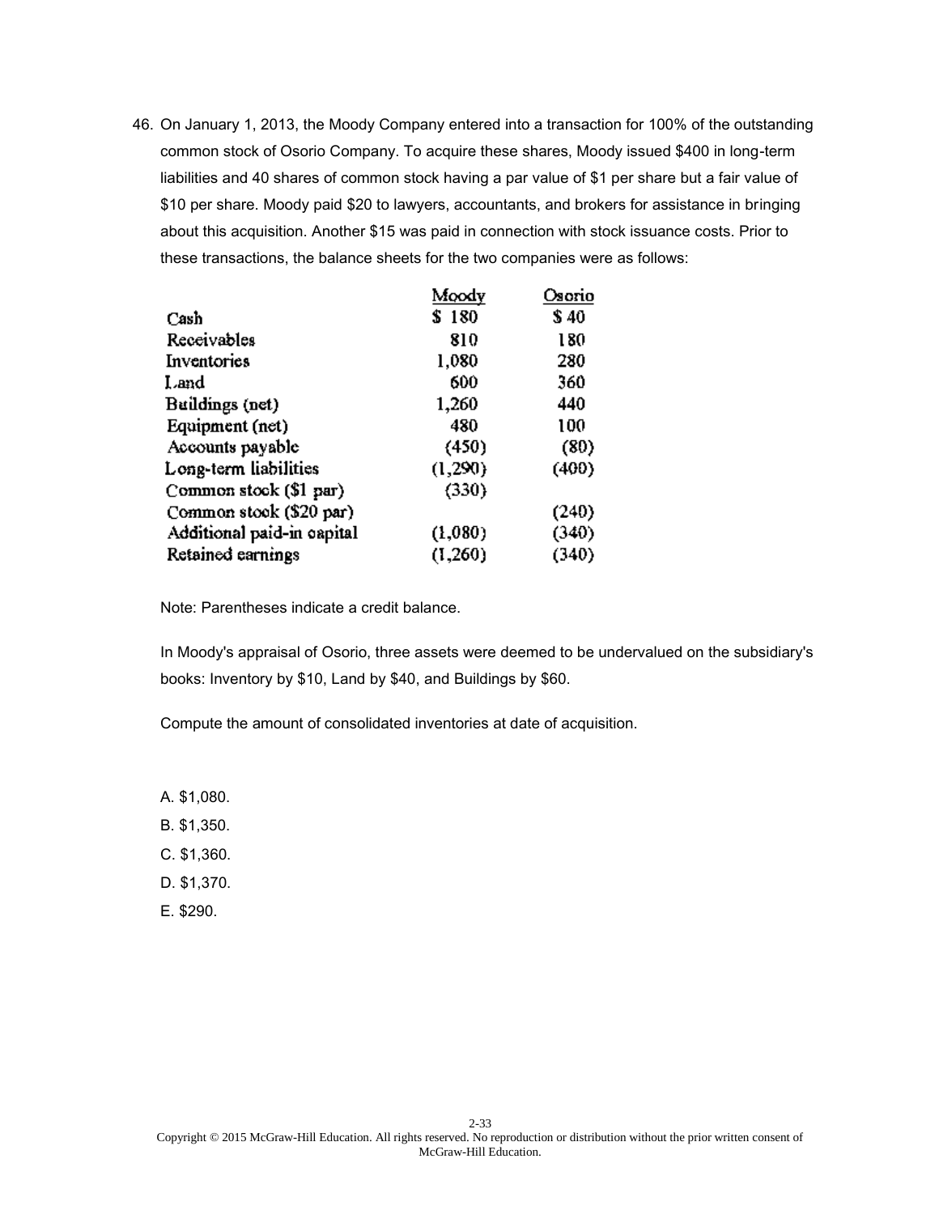46. On January 1, 2013, the Moody Company entered into a transaction for 100% of the outstanding common stock of Osorio Company. To acquire these shares, Moody issued $400 in long-term liabilities and 40 shares of common stock having a par value of $1 per share but a fair value of $10 per share. Moody paid $20 to lawyers, accountants, and brokers for assistance in bringing about this acquisition. Another $15 was paid in connection with stock issuance costs. Prior to these transactions, the balance sheets for the two companies were as follows:

| | Moody | Osorio |
|---|---|---|
| Cash | $ 180 | $ 40 |
| Receivables | 810 | 180 |
| Inventories | 1,080 | 280 |
| Land | 600 | 360 |
| Buildings (net) | 1,260 | 440 |
| Equipment (net) | 480 | 100 |
| Accounts payable | (450) | (80) |
| Long-term liabilities | (1,290) | (400) |
| Common stock ($1 par) | (330) | |
| Common stock ($20 par) | | (240) |
| Additional paid-in capital | (1,080) | (340) |
| Retained earnings | (1,260) | (340) |

Note: Parentheses indicate a credit balance.

In Moody's appraisal of Osorio, three assets were deemed to be undervalued on the subsidiary's books: Inventory by $10, Land by $40, and Buildings by $60.

Compute the amount of consolidated inventories at date of acquisition.

A. $1,080.

B. $1,350.

C. $1,360.

D. $1,370.

E. $290.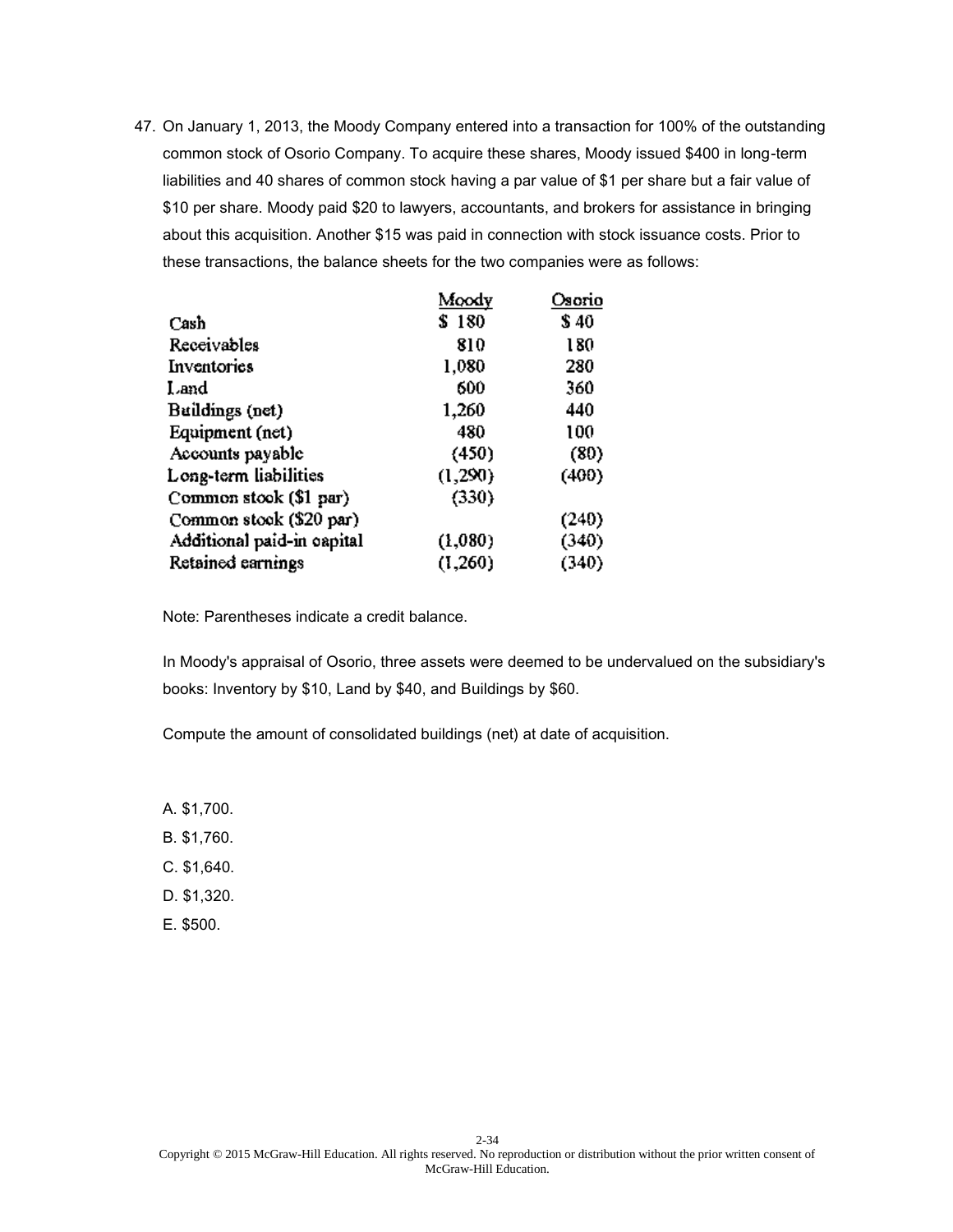47. On January 1, 2013, the Moody Company entered into a transaction for 100% of the outstanding common stock of Osorio Company. To acquire these shares, Moody issued $400 in long-term liabilities and 40 shares of common stock having a par value of $1 per share but a fair value of $10 per share. Moody paid $20 to lawyers, accountants, and brokers for assistance in bringing about this acquisition. Another $15 was paid in connection with stock issuance costs. Prior to these transactions, the balance sheets for the two companies were as follows:

| | Moody | Osorio |
|---|---|---|
| Cash | $ 180 | $ 40 |
| Receivables | 810 | 180 |
| Inventories | 1,080 | 280 |
| Land | 600 | 360 |
| Buildings (net) | 1,260 | 440 |
| Equipment (net) | 480 | 100 |
| Accounts payable | (450) | (80) |
| Long-term liabilities | (1,290) | (400) |
| Common stock ($1 par) | (330) | |
| Common stock ($20 par) | | (240) |
| Additional paid-in capital | (1,080) | (340) |
| Retained earnings | (1,260) | (340) |

Note: Parentheses indicate a credit balance.

In Moody's appraisal of Osorio, three assets were deemed to be undervalued on the subsidiary's books: Inventory by $10, Land by $40, and Buildings by $60.

Compute the amount of consolidated buildings (net) at date of acquisition.

A. $1,700.

B. $1,760.

C. $1,640.

D. $1,320.

E. $500.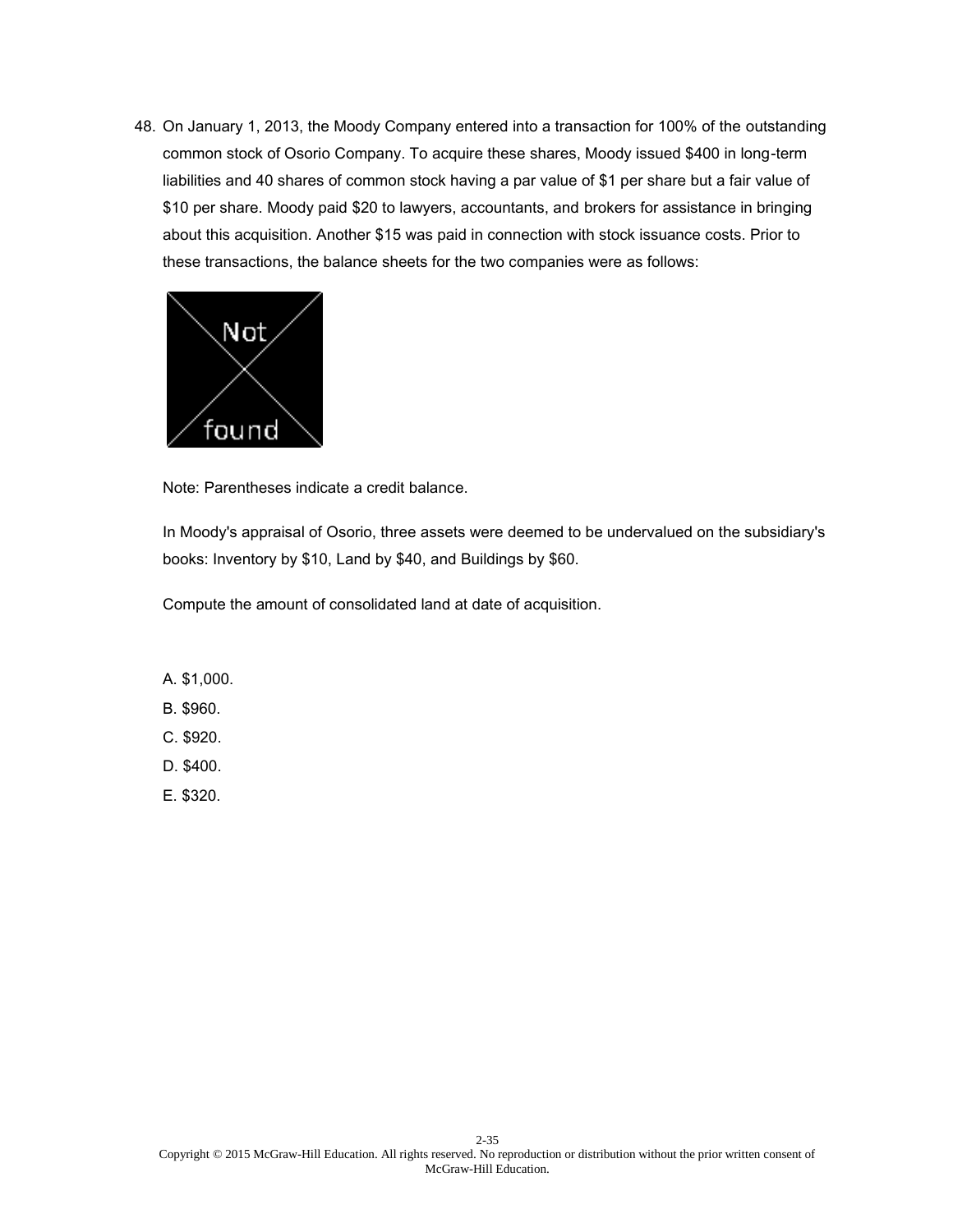48. On January 1, 2013, the Moody Company entered into a transaction for 100% of the outstanding common stock of Osorio Company. To acquire these shares, Moody issued $400 in long-term liabilities and 40 shares of common stock having a par value of $1 per share but a fair value of $10 per share. Moody paid $20 to lawyers, accountants, and brokers for assistance in bringing about this acquisition. Another $15 was paid in connection with stock issuance costs. Prior to these transactions, the balance sheets for the two companies were as follows:

Note: Parentheses indicate a credit balance.

In Moody's appraisal of Osorio, three assets were deemed to be undervalued on the subsidiary's books: Inventory by $10, Land by $40, and Buildings by $60.

Compute the amount of consolidated land at date of acquisition.

A. $1,000.

B. $960.

C. $920.

D. $400.

E. $320.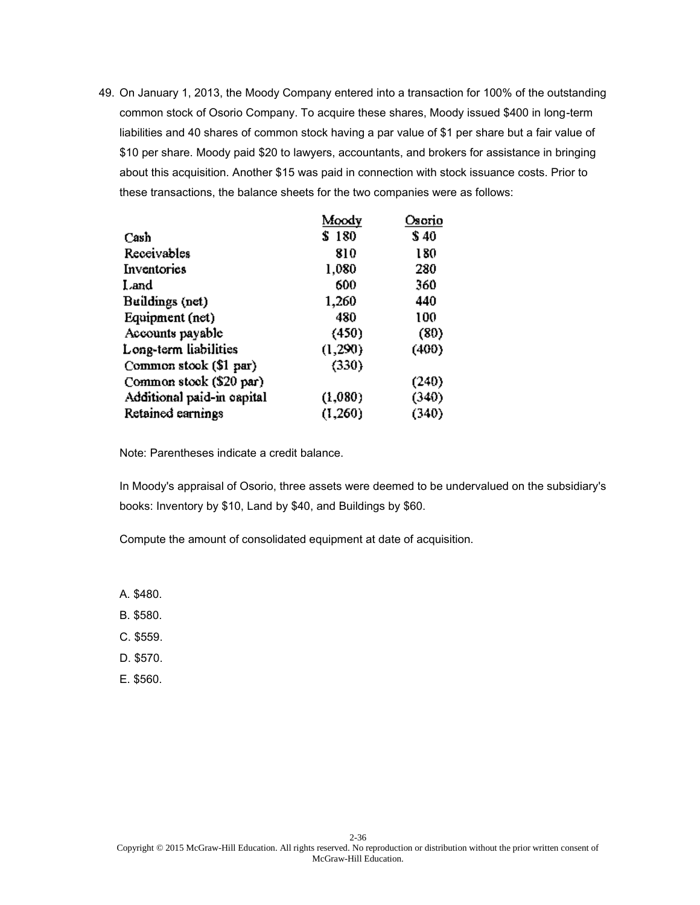49. On January 1, 2013, the Moody Company entered into a transaction for 100% of the outstanding common stock of Osorio Company. To acquire these shares, Moody issued $400 in long-term liabilities and 40 shares of common stock having a par value of $1 per share but a fair value of $10 per share. Moody paid $20 to lawyers, accountants, and brokers for assistance in bringing about this acquisition. Another $15 was paid in connection with stock issuance costs. Prior to these transactions, the balance sheets for the two companies were as follows:

| | Moody | Osorio |
|---|---|---|
| Cash | $ 180 | $ 40 |
| Receivables | 810 | 180 |
| Inventories | 1,080 | 280 |
| Land | 600 | 360 |
| Buildings (net) | 1,260 | 440 |
| Equipment (net) | 480 | 100 |
| Accounts payable | (450) | (80) |
| Long-term liabilities | (1,290) | (400) |
| Common stock ($1 par) | (330) | |
| Common stock ($20 par) | | (240) |
| Additional paid-in capital | (1,080) | (340) |
| Retained earnings | (1,260) | (340) |

Note: Parentheses indicate a credit balance.

In Moody's appraisal of Osorio, three assets were deemed to be undervalued on the subsidiary's books: Inventory by $10, Land by $40, and Buildings by $60.

Compute the amount of consolidated equipment at date of acquisition.

A. $480.

B. $580.

C. $559.

D. $570.

E. $560.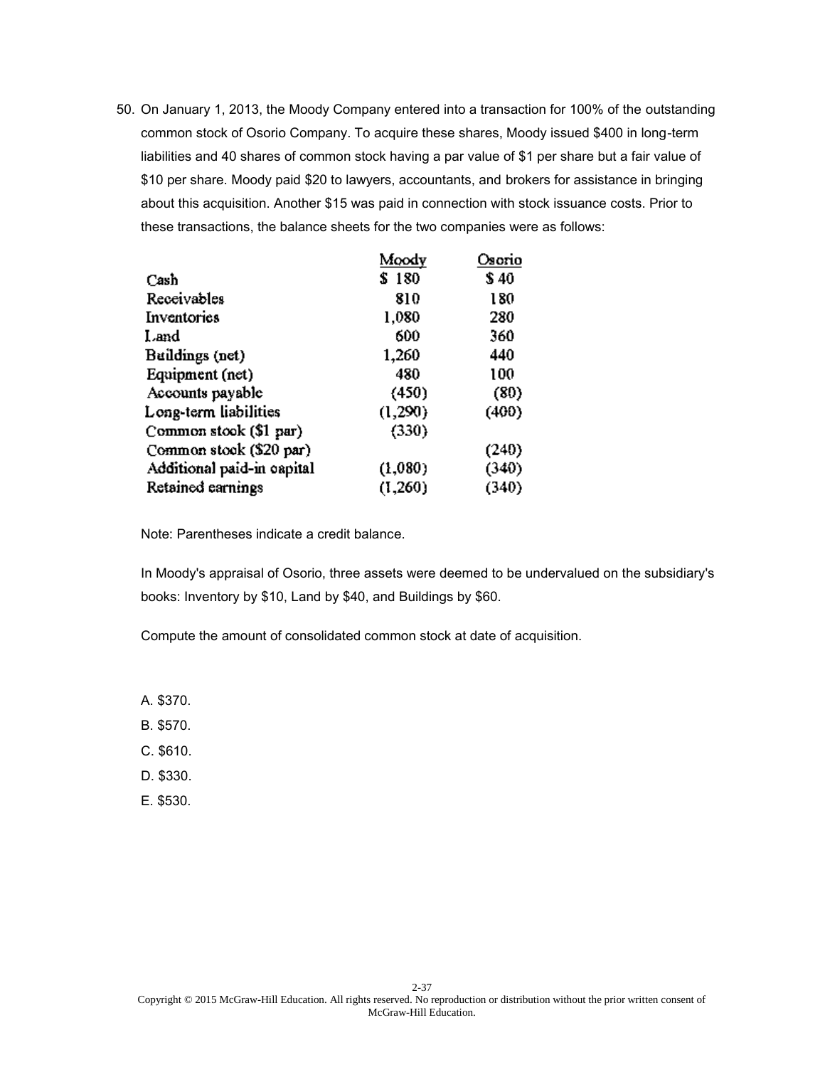50. On January 1, 2013, the Moody Company entered into a transaction for 100% of the outstanding common stock of Osorio Company. To acquire these shares, Moody issued $400 in long-term liabilities and 40 shares of common stock having a par value of $1 per share but a fair value of $10 per share. Moody paid $20 to lawyers, accountants, and brokers for assistance in bringing about this acquisition. Another $15 was paid in connection with stock issuance costs. Prior to these transactions, the balance sheets for the two companies were as follows:

| | Moody | Osorio |
|---|---|---|
| Cash | $ 180 | $ 40 |
| Receivables | 810 | 180 |
| Inventories | 1,080 | 280 |
| Land | 600 | 360 |
| Buildings (net) | 1,260 | 440 |
| Equipment (net) | 480 | 100 |
| Accounts payable | (450) | (80) |
| Long-term liabilities | (1,290) | (400) |
| Common stock ($1 par) | (330) | |
| Common stock ($20 par) | | (240) |
| Additional paid-in capital | (1,080) | (340) |
| Retained earnings | (1,260) | (340) |

Note: Parentheses indicate a credit balance.

In Moody's appraisal of Osorio, three assets were deemed to be undervalued on the subsidiary's books: Inventory by $10, Land by $40, and Buildings by $60.

Compute the amount of consolidated common stock at date of acquisition.

A. $370.

B. $570.

C. $610.

D. $330.

E. $530.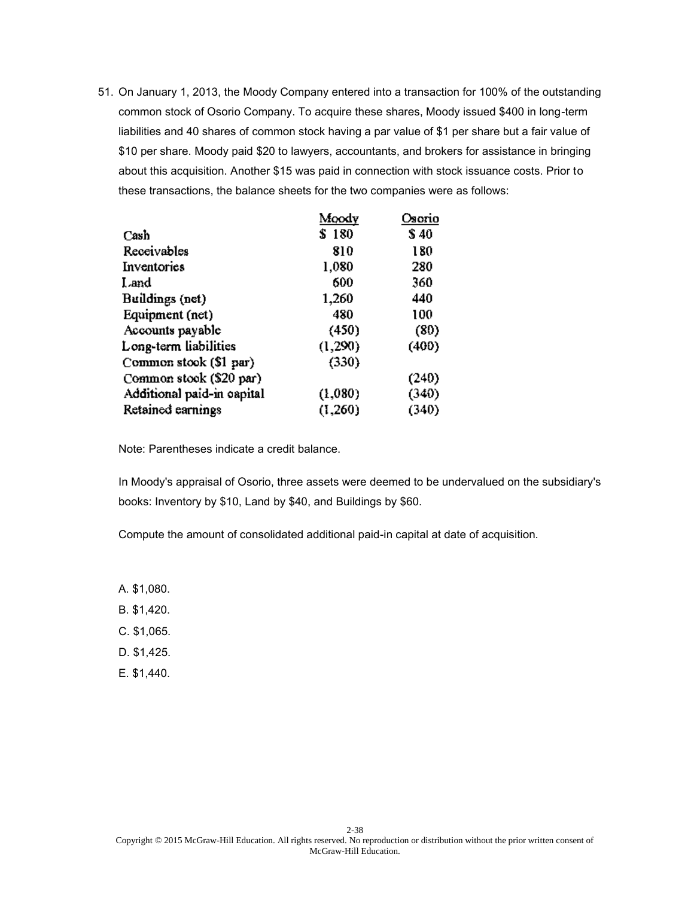51. On January 1, 2013, the Moody Company entered into a transaction for 100% of the outstanding common stock of Osorio Company. To acquire these shares, Moody issued $400 in long-term liabilities and 40 shares of common stock having a par value of $1 per share but a fair value of $10 per share. Moody paid $20 to lawyers, accountants, and brokers for assistance in bringing about this acquisition. Another $15 was paid in connection with stock issuance costs. Prior to these transactions, the balance sheets for the two companies were as follows:

| | Moody | Osorio |
|---|---|---|
| Cash | $ 180 | $ 40 |
| Receivables | 810 | 180 |
| Inventories | 1,080 | 280 |
| Land | 600 | 360 |
| Buildings (net) | 1,260 | 440 |
| Equipment (net) | 480 | 100 |
| Accounts payable | (450) | (80) |
| Long-term liabilities | (1,290) | (400) |
| Common stock ($1 par) | (330) | |
| Common stock ($20 par) | | (240) |
| Additional paid-in capital | (1,080) | (340) |
| Retained earnings | (1,260) | (340) |

Note: Parentheses indicate a credit balance.

In Moody's appraisal of Osorio, three assets were deemed to be undervalued on the subsidiary's books: Inventory by $10, Land by $40, and Buildings by $60.

Compute the amount of consolidated additional paid-in capital at date of acquisition.

A. $1,080.

B. $1,420.

C. $1,065.

D. $1,425.

E. $1,440.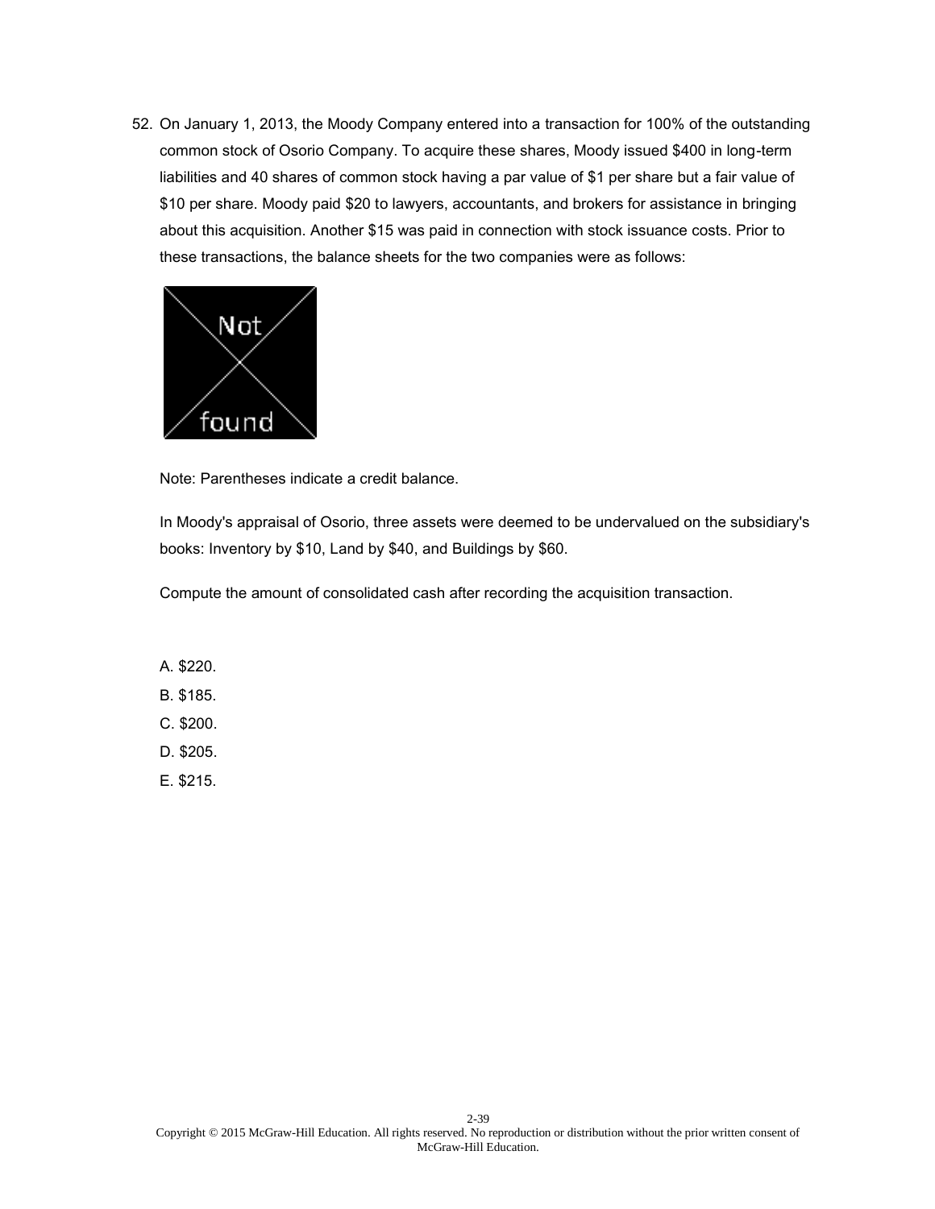52. On January 1, 2013, the Moody Company entered into a transaction for 100% of the outstanding common stock of Osorio Company. To acquire these shares, Moody issued $400 in long-term liabilities and 40 shares of common stock having a par value of $1 per share but a fair value of $10 per share. Moody paid $20 to lawyers, accountants, and brokers for assistance in bringing about this acquisition. Another $15 was paid in connection with stock issuance costs. Prior to these transactions, the balance sheets for the two companies were as follows:

   Note: Parentheses indicate a credit balance.

   In Moody's appraisal of Osorio, three assets were deemed to be undervalued on the subsidiary's books: Inventory by $10, Land by $40, and Buildings by $60.

   Compute the amount of consolidated cash after recording the acquisition transaction.

   A. $220.

   B. $185.

   C. $200.

   D. $205.

   E. $215.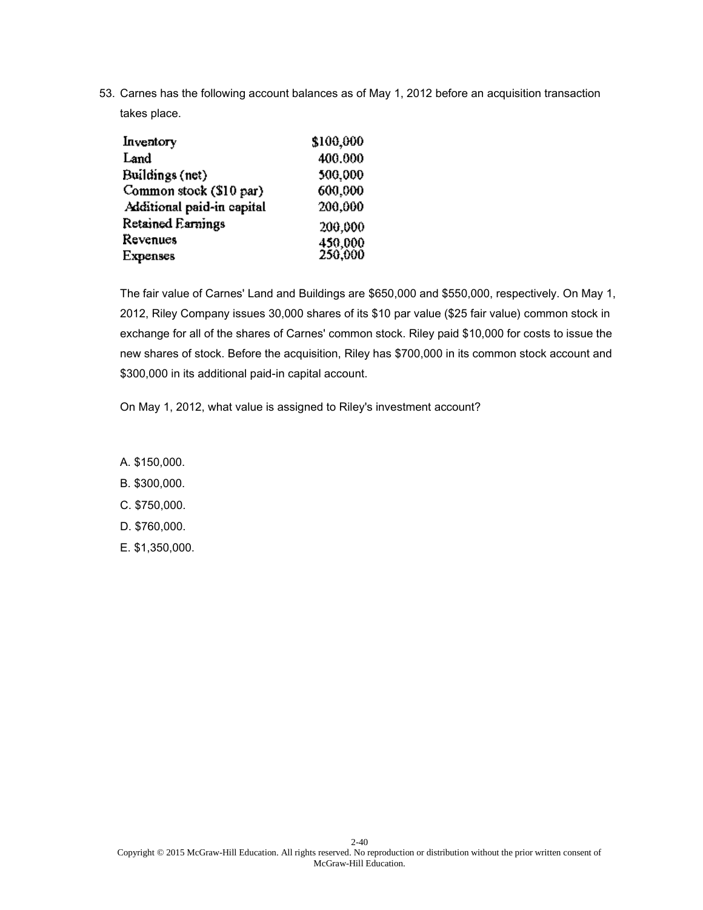53. Carnes has the following account balances as of May 1, 2012 before an acquisition transaction takes place.

| | |
|---|---|
| Inventory | $100,000 |
| Land | 400,000 |
| Buildings (net) | 500,000 |
| Common stock ($10 par) | 600,000 |
| Additional paid-in capital | 200,000 |
| Retained Earnings | 200,000 |
| Revenues | 450,000 |
| Expenses | 250,000 |

The fair value of Carnes' Land and Buildings are $650,000 and $550,000, respectively. On May 1, 2012, Riley Company issues 30,000 shares of its $10 par value ($25 fair value) common stock in exchange for all of the shares of Carnes' common stock. Riley paid $10,000 for costs to issue the new shares of stock. Before the acquisition, Riley has $700,000 in its common stock account and $300,000 in its additional paid-in capital account.

On May 1, 2012, what value is assigned to Riley's investment account?

A. $150,000.

B. $300,000.

C. $750,000.

D. $760,000.

E. $1,350,000.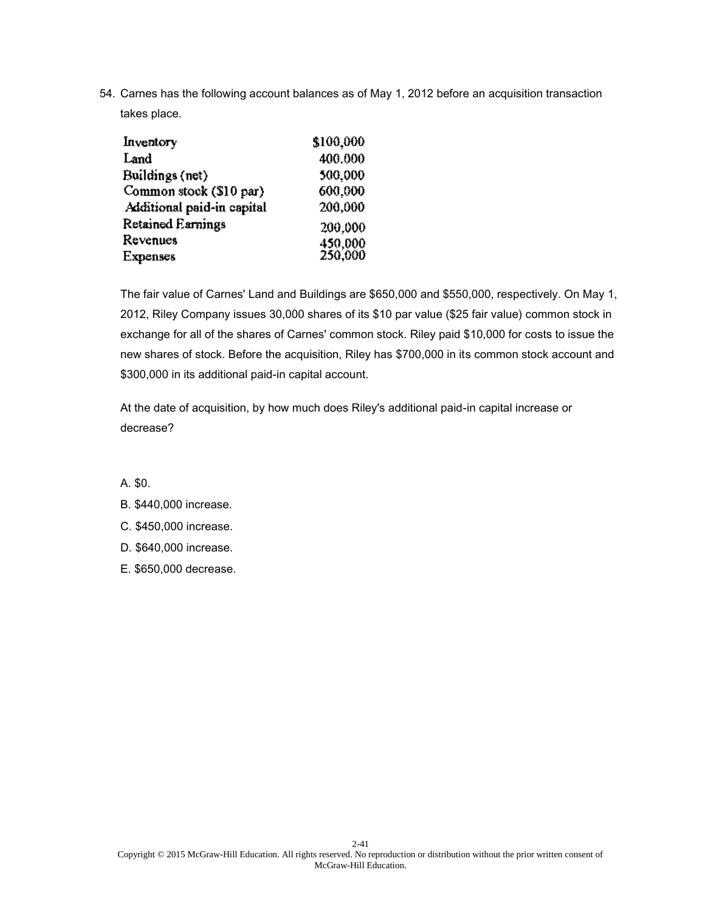54. Carnes has the following account balances as of May 1, 2012 before an acquisition transaction takes place.

| | |
|---|---|
| Inventory | $100,000 |
| Land | 400,000 |
| Buildings (net) | 500,000 |
| Common stock ($10 par) | 600,000 |
| Additional paid-in capital | 200,000 |
| Retained Earnings | 200,000 |
| Revenues | 450,000 |
| Expenses | 250,000 |

The fair value of Carnes' Land and Buildings are $650,000 and $550,000, respectively. On May 1, 2012, Riley Company issues 30,000 shares of its $10 par value ($25 fair value) common stock in exchange for all of the shares of Carnes' common stock. Riley paid $10,000 for costs to issue the new shares of stock. Before the acquisition, Riley has $700,000 in its common stock account and $300,000 in its additional paid-in capital account.

At the date of acquisition, by how much does Riley's additional paid-in capital increase or decrease?

A. $0.

B. $440,000 increase.

C. $450,000 increase.

D. $640,000 increase.

E. $650,000 decrease.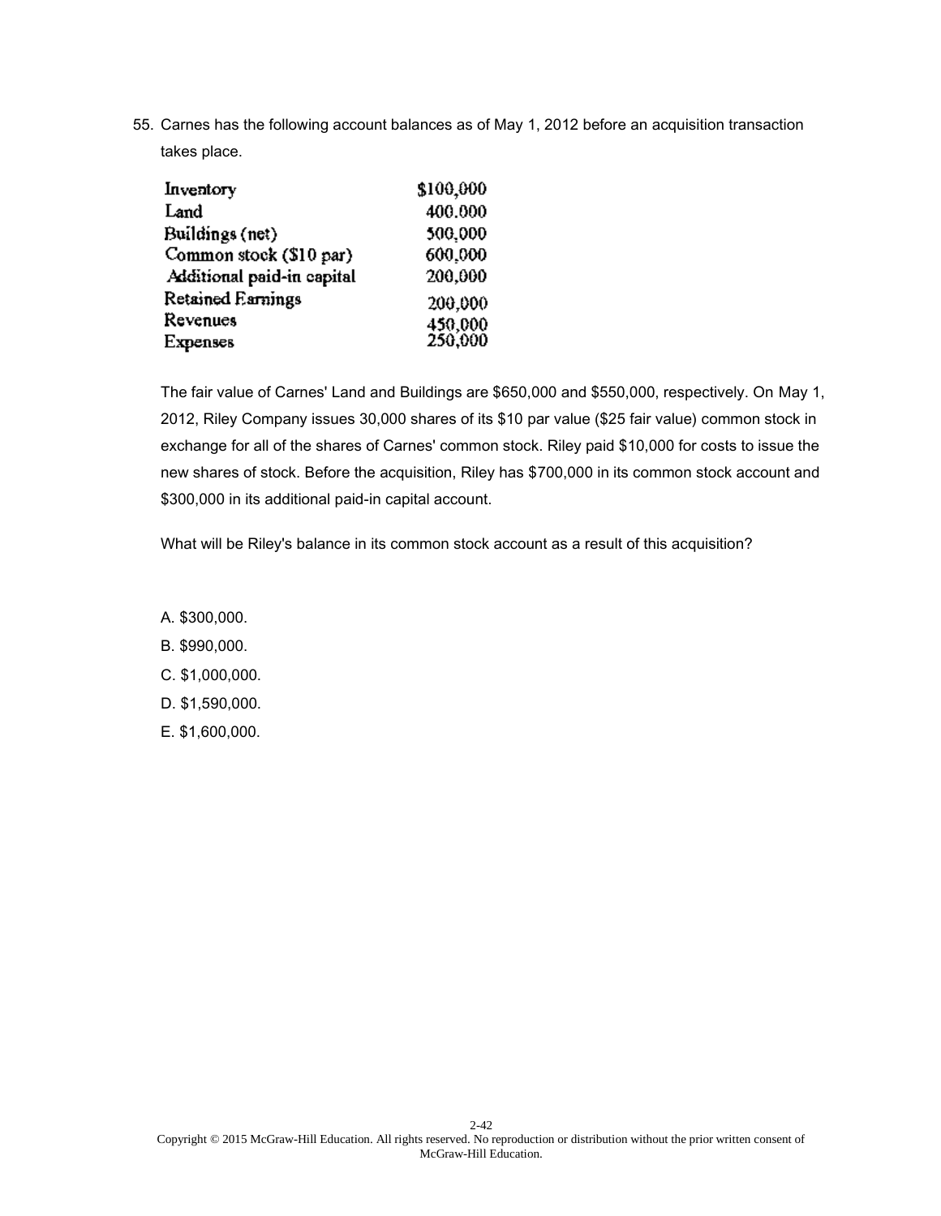55. Carnes has the following account balances as of May 1, 2012 before an acquisition transaction takes place.

| | |
|---|---|
| Inventory | $100,000 |
| Land | 400,000 |
| Buildings (net) | 500,000 |
| Common stock ($10 par) | 600,000 |
| Additional paid-in capital | 200,000 |
| Retained Earnings | 200,000 |
| Revenues | 450,000 |
| Expenses | 250,000 |

The fair value of Carnes' Land and Buildings are $650,000 and $550,000, respectively. On May 1, 2012, Riley Company issues 30,000 shares of its $10 par value ($25 fair value) common stock in exchange for all of the shares of Carnes' common stock. Riley paid $10,000 for costs to issue the new shares of stock. Before the acquisition, Riley has $700,000 in its common stock account and $300,000 in its additional paid-in capital account.

What will be Riley's balance in its common stock account as a result of this acquisition?

A. $300,000.

B. $990,000.

C. $1,000,000.

D. $1,590,000.

E. $1,600,000.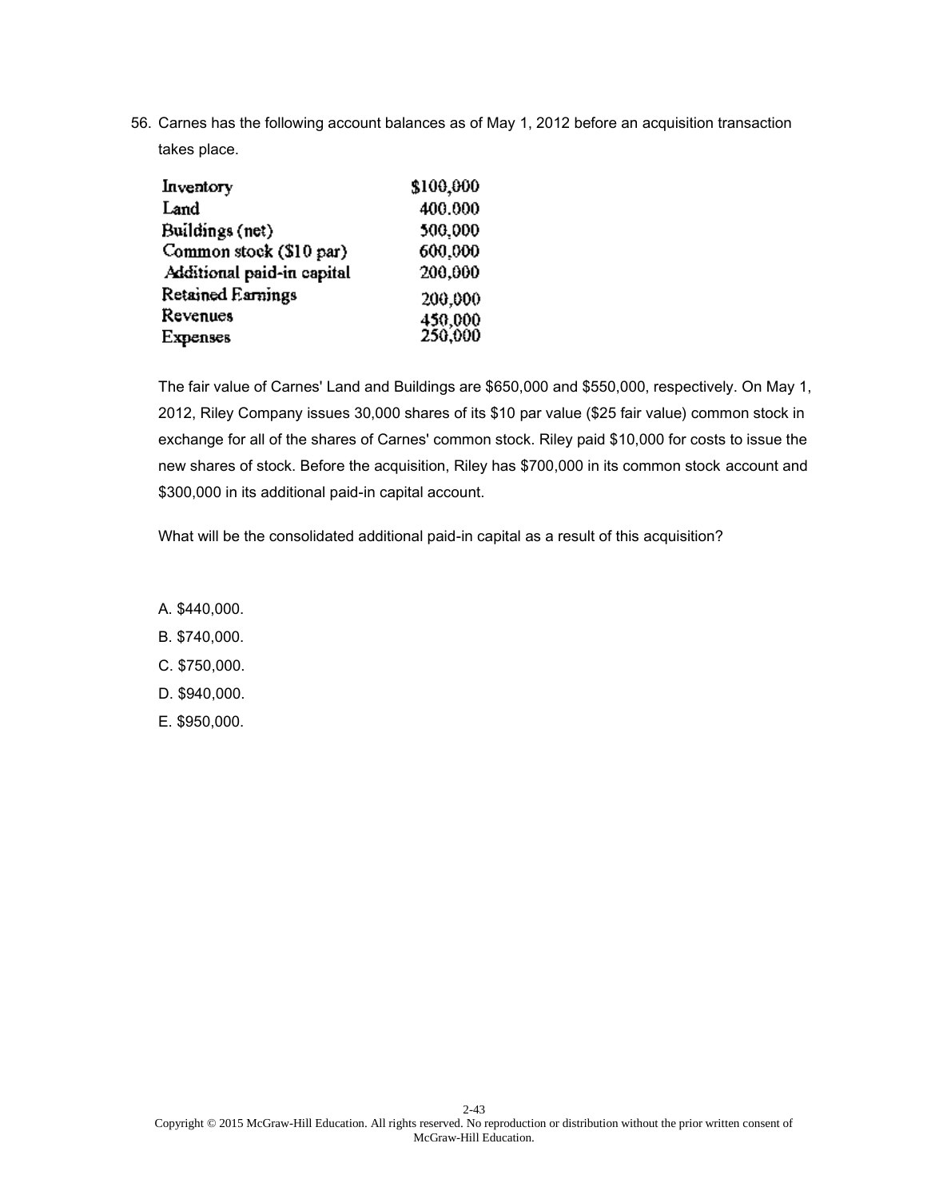56. Carnes has the following account balances as of May 1, 2012 before an acquisition transaction takes place.

| | |
|---|---|
| Inventory | $100,000 |
| Land | 400,000 |
| Buildings (net) | 500,000 |
| Common stock ($10 par) | 600,000 |
| Additional paid-in capital | 200,000 |
| Retained Earnings | 200,000 |
| Revenues | 450,000 |
| Expenses | 250,000 |

The fair value of Carnes' Land and Buildings are $650,000 and $550,000, respectively. On May 1, 2012, Riley Company issues 30,000 shares of its $10 par value ($25 fair value) common stock in exchange for all of the shares of Carnes' common stock. Riley paid $10,000 for costs to issue the new shares of stock. Before the acquisition, Riley has $700,000 in its common stock account and $300,000 in its additional paid-in capital account.

What will be the consolidated additional paid-in capital as a result of this acquisition?

A. $440,000.

B. $740,000.

C. $750,000.

D. $940,000.

E. $950,000.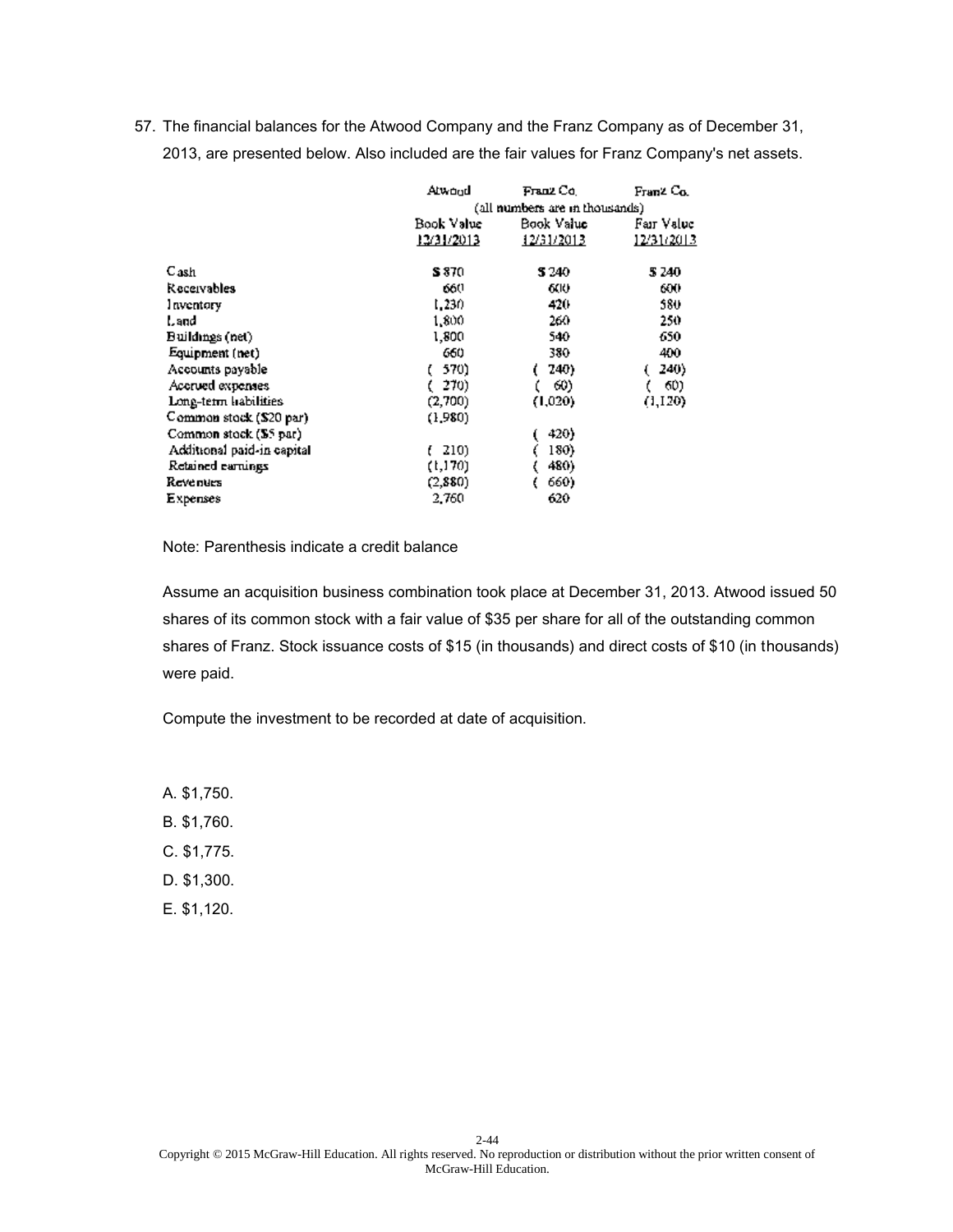57. The financial balances for the Atwood Company and the Franz Company as of December 31, 2013, are presented below. Also included are the fair values for Franz Company's net assets.

| | Atwood | Franz Co. | Franz Co. |
|---|---|---|---|
| | (all numbers are in thousands) | | |
| | Book Value 12/31/2013 | Book Value 12/31/2013 | Fair Value 12/31/2013 |
| Cash | $ 870 | $ 240 | $ 240 |
| Receivables | 660 | 600 | 600 |
| Inventory | 1,230 | 420 | 580 |
| Land | 1,800 | 260 | 250 |
| Buildings (net) | 1,800 | 540 | 650 |
| Equipment (net) | 660 | 380 | 400 |
| Accounts payable | ( 570) | ( 240) | ( 240) |
| Accrued expenses | ( 270) | ( 60) | ( 60) |
| Long-term liabilities | (2,700) | (1,020) | (1,120) |
| Common stock ($20 par) | (1,980) | | |
| Common stock ($5 par) | | ( 420) | |
| Additional paid-in capital | ( 210) | ( 180) | |
| Retained earnings | (1,170) | ( 480) | |
| Revenues | (2,880) | ( 660) | |
| Expenses | 2,760 | 620 | |

Note: Parenthesis indicate a credit balance

Assume an acquisition business combination took place at December 31, 2013. Atwood issued 50 shares of its common stock with a fair value of $35 per share for all of the outstanding common shares of Franz. Stock issuance costs of $15 (in thousands) and direct costs of $10 (in thousands) were paid.

Compute the investment to be recorded at date of acquisition.

A. $1,750.

B. $1,760.

C. $1,775.

D. $1,300.

E. $1,120.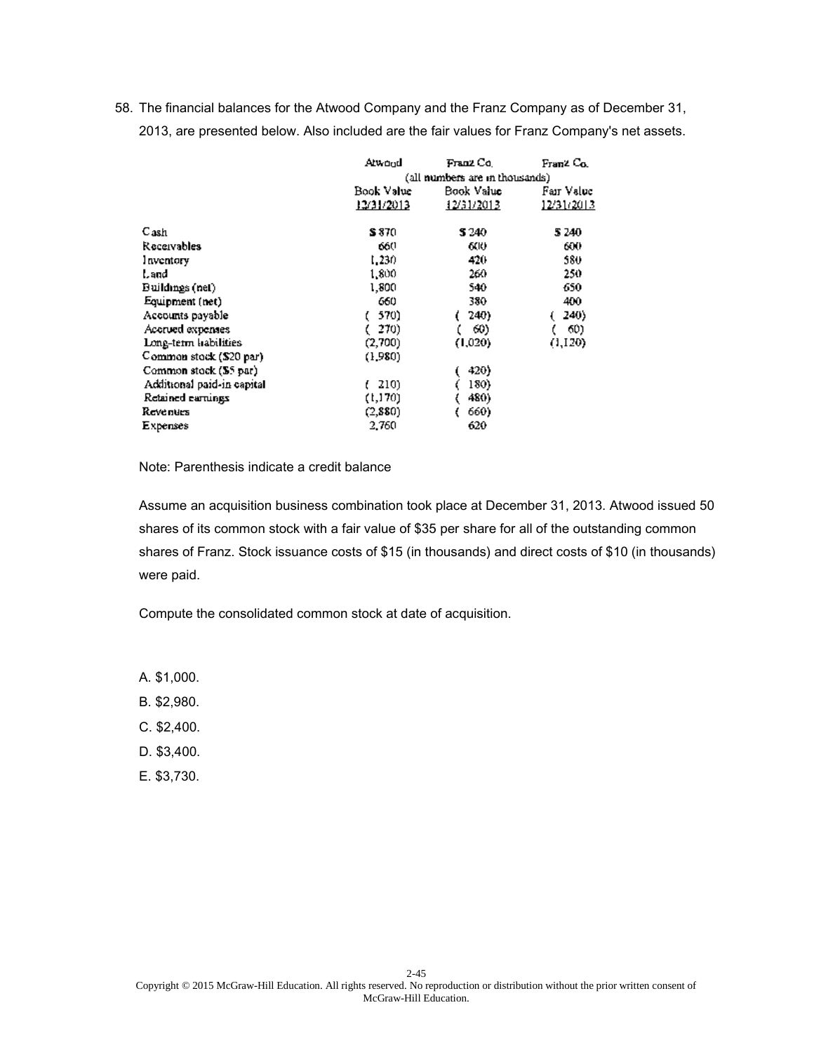58. The financial balances for the Atwood Company and the Franz Company as of December 31, 2013, are presented below. Also included are the fair values for Franz Company's net assets.

| | Atwood | Franz Co. | Franz Co. |
|---|---|---|---|
| | (all numbers are in thousands) | | |
| | Book Value 12/31/2013 | Book Value 12/31/2013 | Fair Value 12/31/2013 |
| Cash | $ 870 | $ 240 | $ 240 |
| Receivables | 660 | 600 | 600 |
| Inventory | 1,230 | 420 | 580 |
| Land | 1,800 | 260 | 250 |
| Buildings (net) | 1,800 | 540 | 650 |
| Equipment (net) | 660 | 380 | 400 |
| Accounts payable | ( 570) | ( 240) | ( 240) |
| Accrued expenses | ( 270) | ( 60) | ( 60) |
| Long-term liabilities | (2,700) | (1,020) | (1,120) |
| Common stock ($20 par) | (1,980) | | |
| Common stock ($5 par) | | ( 420) | |
| Additional paid-in capital | ( 210) | ( 180) | |
| Retained earnings | (1,170) | ( 480) | |
| Revenues | (2,880) | ( 660) | |
| Expenses | 2,760 | 620 | |

Note: Parenthesis indicate a credit balance

Assume an acquisition business combination took place at December 31, 2013. Atwood issued 50 shares of its common stock with a fair value of $35 per share for all of the outstanding common shares of Franz. Stock issuance costs of $15 (in thousands) and direct costs of $10 (in thousands) were paid.

Compute the consolidated common stock at date of acquisition.

A. $1,000.

B. $2,980.

C. $2,400.

D. $3,400.

E. $3,730.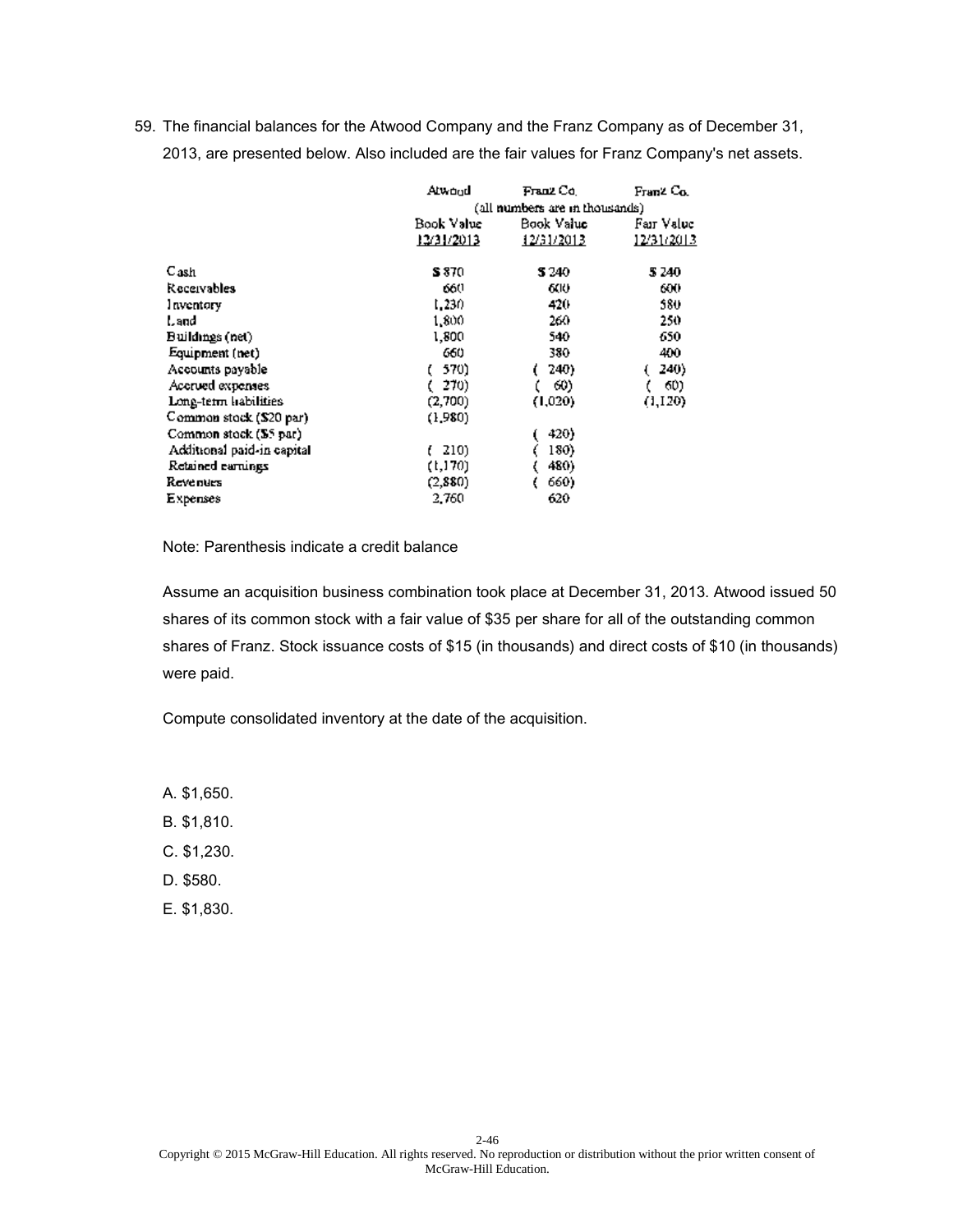59. The financial balances for the Atwood Company and the Franz Company as of December 31, 2013, are presented below. Also included are the fair values for Franz Company's net assets.

| | Atwood | Franz Co. | Franz Co. |
|---|---|---|---|
| | (all numbers are in thousands) | | |
| | Book Value 12/31/2013 | Book Value 12/31/2013 | Fair Value 12/31/2013 |
| Cash | $ 870 | $ 240 | $ 240 |
| Receivables | 660 | 600 | 600 |
| Inventory | 1,230 | 420 | 580 |
| Land | 1,800 | 260 | 250 |
| Buildings (net) | 1,800 | 540 | 650 |
| Equipment (net) | 660 | 380 | 400 |
| Accounts payable | ( 570) | ( 240) | ( 240) |
| Accrued expenses | ( 270) | ( 60) | ( 60) |
| Long-term liabilities | (2,700) | (1,020) | (1,120) |
| Common stock ($20 par) | (1,980) | | |
| Common stock ($5 par) | | ( 420) | |
| Additional paid-in capital | ( 210) | ( 180) | |
| Retained earnings | (1,170) | ( 480) | |
| Revenues | (2,880) | ( 660) | |
| Expenses | 2,760 | 620 | |

Note: Parenthesis indicate a credit balance

Assume an acquisition business combination took place at December 31, 2013. Atwood issued 50 shares of its common stock with a fair value of $35 per share for all of the outstanding common shares of Franz. Stock issuance costs of $15 (in thousands) and direct costs of $10 (in thousands) were paid.

Compute consolidated inventory at the date of the acquisition.

A. $1,650.

B. $1,810.

C. $1,230.

D. $580.

E. $1,830.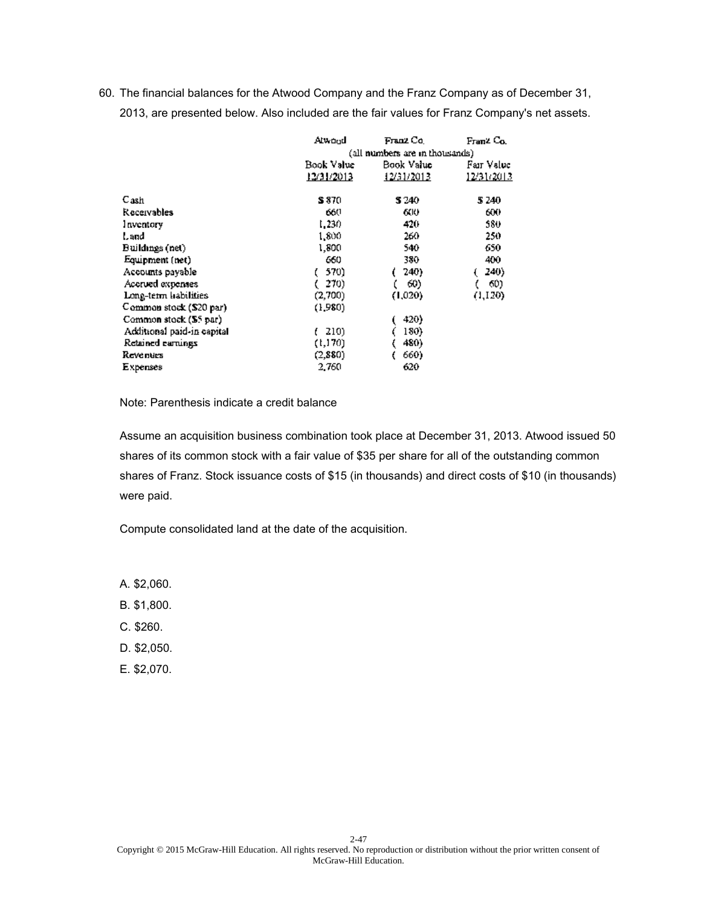60. The financial balances for the Atwood Company and the Franz Company as of December 31, 2013, are presented below. Also included are the fair values for Franz Company's net assets.

| | Atwood | Franz Co. | Franz Co. |
|---|---|---|---|
| | (all numbers are in thousands) | | |
| | Book Value 12/31/2013 | Book Value 12/31/2013 | Fair Value 12/31/2013 |
| Cash | $ 870 | $ 240 | $ 240 |
| Receivables | 660 | 600 | 600 |
| Inventory | 1,230 | 420 | 580 |
| Land | 1,800 | 260 | 250 |
| Buildings (net) | 1,800 | 540 | 650 |
| Equipment (net) | 660 | 380 | 400 |
| Accounts payable | ( 570) | ( 240) | ( 240) |
| Accrued expenses | ( 270) | ( 60) | ( 60) |
| Long-term liabilities | (2,700) | (1,020) | (1,120) |
| Common stock ($20 par) | (1,980) | | |
| Common stock ($5 par) | | ( 420) | |
| Additional paid-in capital | ( 210) | ( 180) | |
| Retained earnings | (1,170) | ( 480) | |
| Revenues | (2,880) | ( 660) | |
| Expenses | 2,760 | 620 | |

Note: Parenthesis indicate a credit balance

Assume an acquisition business combination took place at December 31, 2013. Atwood issued 50 shares of its common stock with a fair value of $35 per share for all of the outstanding common shares of Franz. Stock issuance costs of $15 (in thousands) and direct costs of $10 (in thousands) were paid.

Compute consolidated land at the date of the acquisition.

A. $2,060.

B. $1,800.

C. $260.

D. $2,050.

E. $2,070.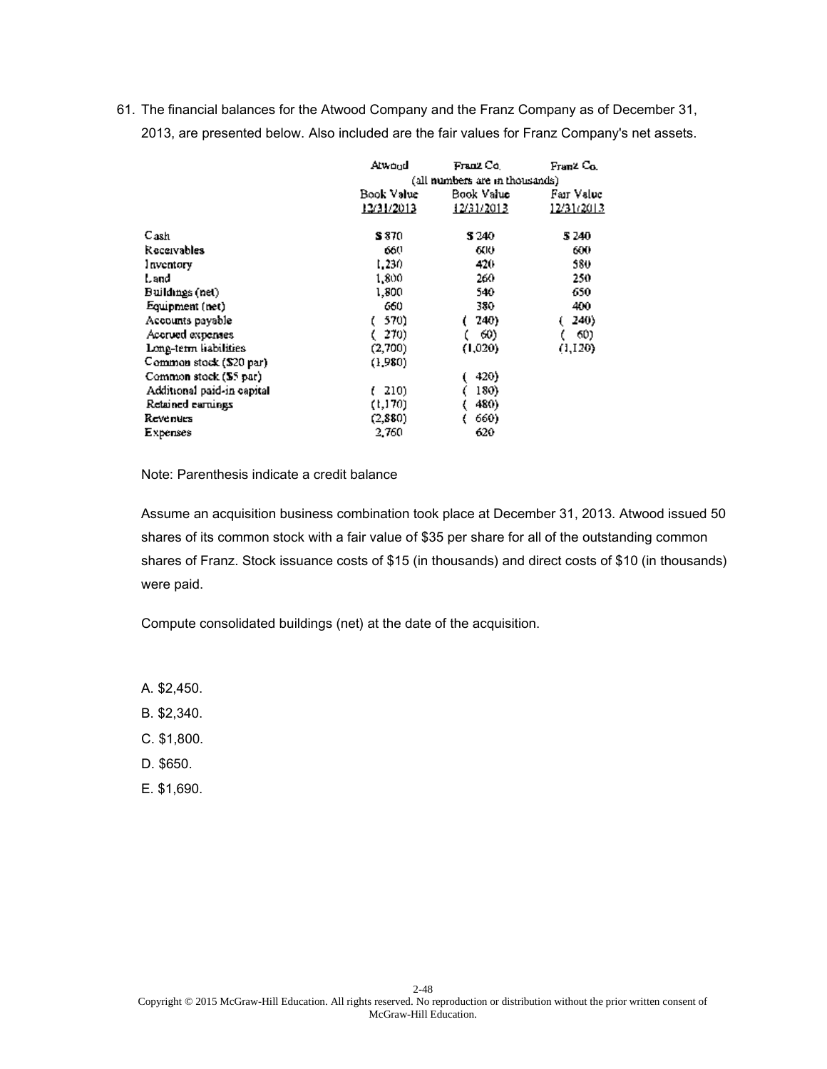61. The financial balances for the Atwood Company and the Franz Company as of December 31, 2013, are presented below. Also included are the fair values for Franz Company's net assets.

| | Atwood | Franz Co. | Franz Co. |
|---|---|---|---|
| | (all numbers are in thousands) | | |
| | Book Value 12/31/2013 | Book Value 12/31/2013 | Fair Value 12/31/2013 |
| Cash | $ 870 | $ 240 | $ 240 |
| Receivables | 660 | 600 | 600 |
| Inventory | 1,230 | 420 | 580 |
| Land | 1,800 | 260 | 250 |
| Buildings (net) | 1,800 | 540 | 650 |
| Equipment (net) | 660 | 380 | 400 |
| Accounts payable | ( 570) | ( 240) | ( 240) |
| Accrued expenses | ( 270) | ( 60) | ( 60) |
| Long-term liabilities | (2,700) | (1,020) | (1,120) |
| Common stock ($20 par) | (1,980) | | |
| Common stock ($5 par) | | ( 420) | |
| Additional paid-in capital | ( 210) | ( 180) | |
| Retained earnings | (1,170) | ( 480) | |
| Revenues | (2,880) | ( 660) | |
| Expenses | 2,760 | 620 | |

Note: Parenthesis indicate a credit balance

Assume an acquisition business combination took place at December 31, 2013. Atwood issued 50 shares of its common stock with a fair value of $35 per share for all of the outstanding common shares of Franz. Stock issuance costs of $15 (in thousands) and direct costs of $10 (in thousands) were paid.

Compute consolidated buildings (net) at the date of the acquisition.

A. $2,450.

B. $2,340.

C. $1,800.

D. $650.

E. $1,690.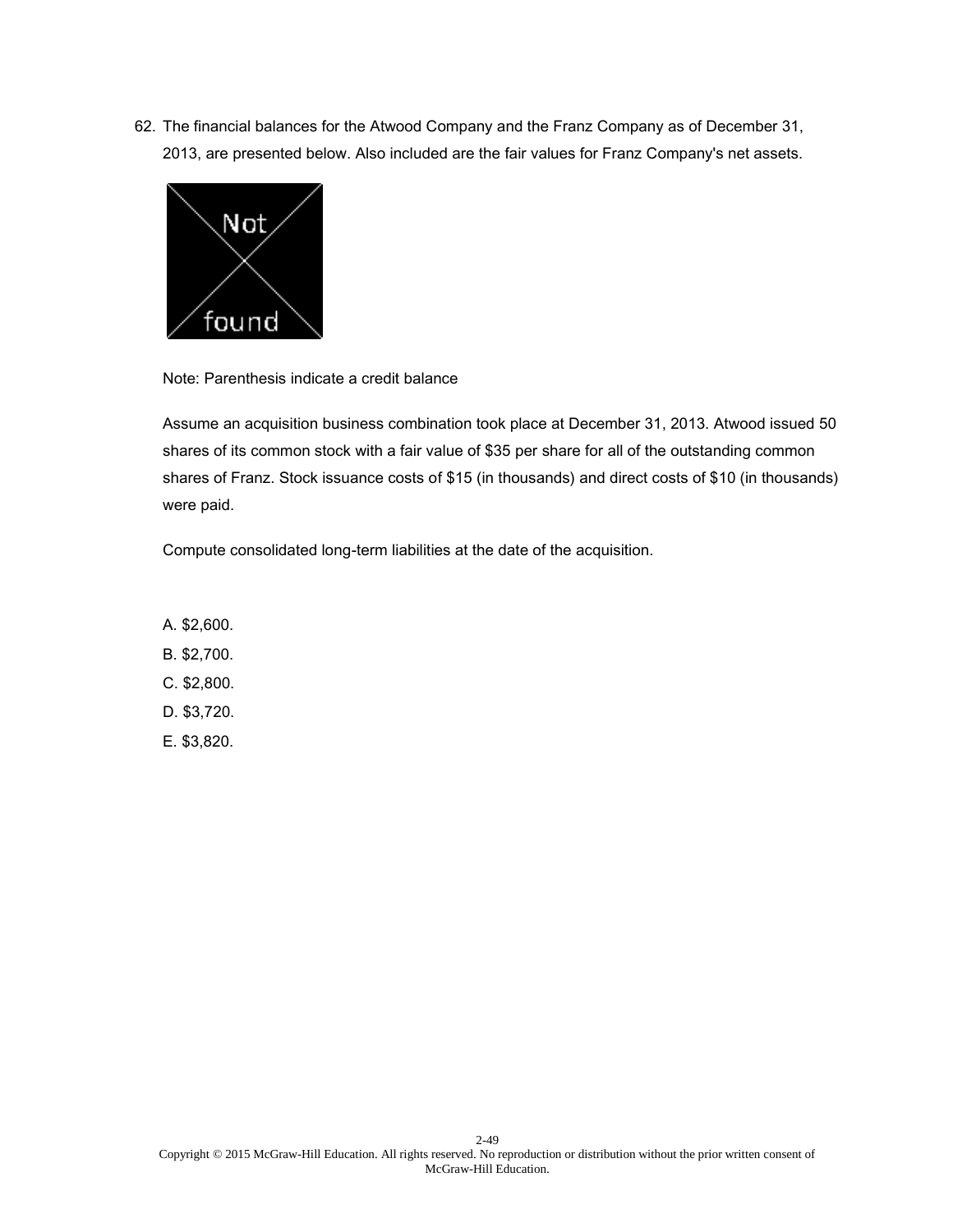62. The financial balances for the Atwood Company and the Franz Company as of December 31, 2013, are presented below. Also included are the fair values for Franz Company's net assets.

Note: Parenthesis indicate a credit balance

Assume an acquisition business combination took place at December 31, 2013. Atwood issued 50 shares of its common stock with a fair value of $35 per share for all of the outstanding common shares of Franz. Stock issuance costs of $15 (in thousands) and direct costs of $10 (in thousands) were paid.

Compute consolidated long-term liabilities at the date of the acquisition.

A. $2,600.

B. $2,700.

C. $2,800.

D. $3,720.

E. $3,820.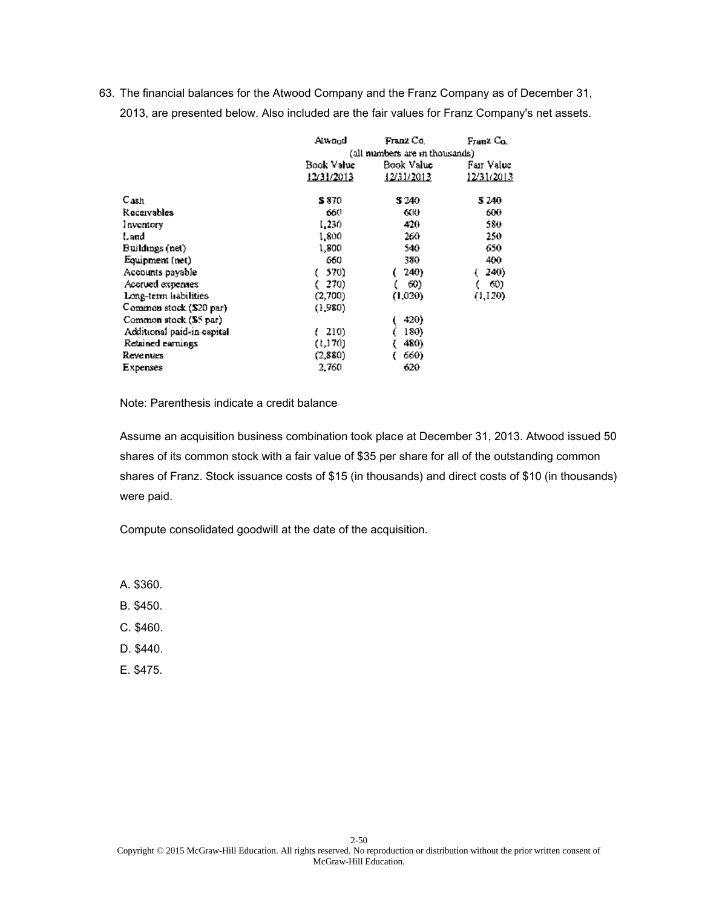63. The financial balances for the Atwood Company and the Franz Company as of December 31, 2013, are presented below. Also included are the fair values for Franz Company's net assets.

| | Atwood | Franz Co. | Franz Co. |
|---|---|---|---|
| | (all numbers are in thousands) | | |
| | Book Value 12/31/2013 | Book Value 12/31/2013 | Fair Value 12/31/2013 |
| Cash | $ 870 | $ 240 | $ 240 |
| Receivables | 660 | 600 | 600 |
| Inventory | 1,230 | 420 | 580 |
| Land | 1,800 | 260 | 250 |
| Buildings (net) | 1,800 | 540 | 650 |
| Equipment (net) | 660 | 380 | 400 |
| Accounts payable | ( 570) | ( 240) | ( 240) |
| Accrued expenses | ( 270) | ( 60) | ( 60) |
| Long-term liabilities | (2,700) | (1,020) | (1,120) |
| Common stock ($20 par) | (1,980) | | |
| Common stock ($5 par) | | ( 420) | |
| Additional paid-in capital | ( 210) | ( 180) | |
| Retained earnings | (1,170) | ( 480) | |
| Revenues | (2,880) | ( 660) | |
| Expenses | 2,760 | 620 | |

Note: Parenthesis indicate a credit balance

Assume an acquisition business combination took place at December 31, 2013. Atwood issued 50 shares of its common stock with a fair value of $35 per share for all of the outstanding common shares of Franz. Stock issuance costs of $15 (in thousands) and direct costs of $10 (in thousands) were paid.

Compute consolidated goodwill at the date of the acquisition.

A. $360.

B. $450.

C. $460.

D. $440.

E. $475.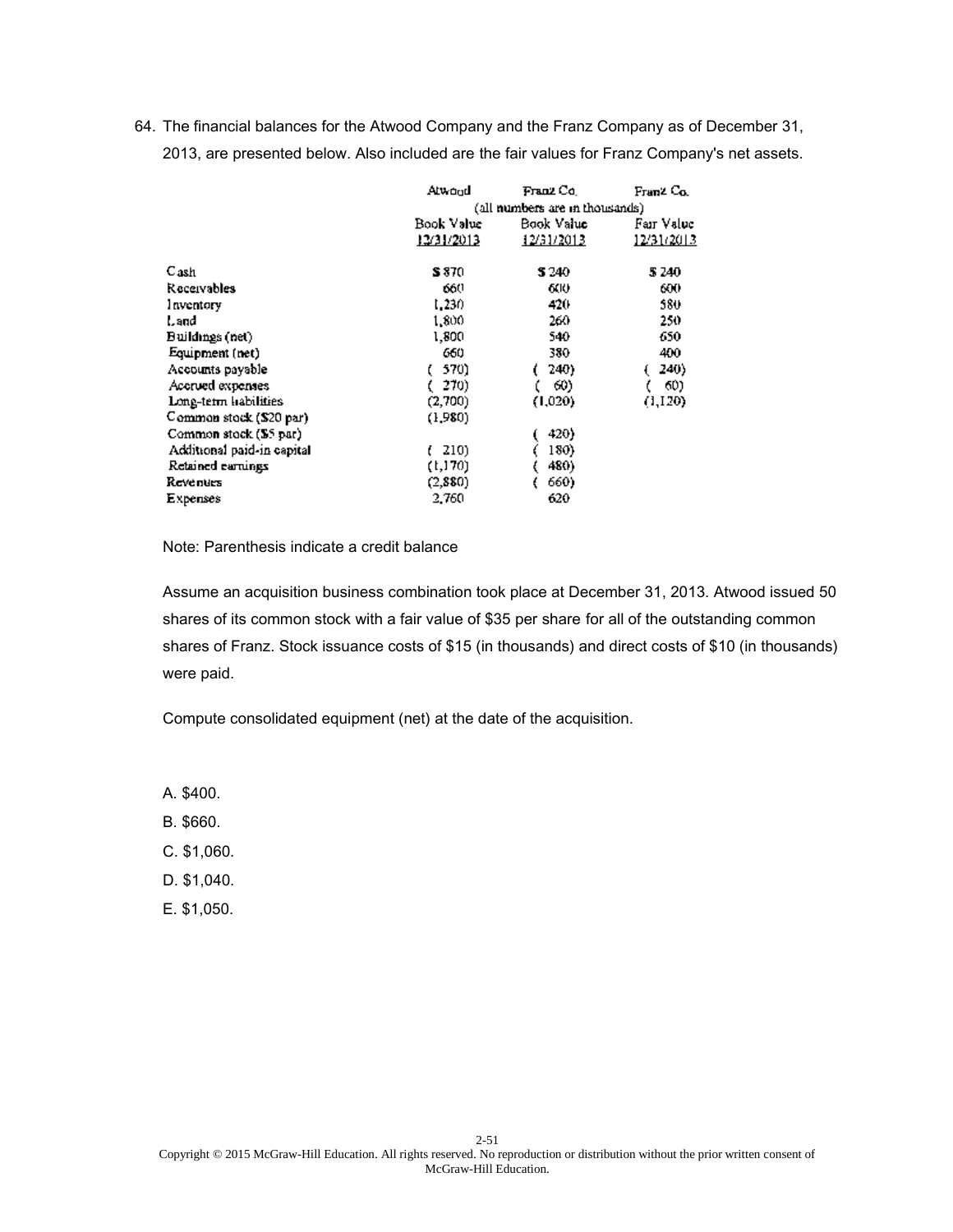64. The financial balances for the Atwood Company and the Franz Company as of December 31, 2013, are presented below. Also included are the fair values for Franz Company's net assets.

| | Atwood | Franz Co. | Franz Co. |
|---|---|---|---|
| | (all numbers are in thousands) | | |
| | Book Value 12/31/2013 | Book Value 12/31/2013 | Fair Value 12/31/2013 |
| Cash | $ 870 | $ 240 | $ 240 |
| Receivables | 660 | 600 | 600 |
| Inventory | 1,230 | 420 | 580 |
| Land | 1,800 | 260 | 250 |
| Buildings (net) | 1,800 | 540 | 650 |
| Equipment (net) | 660 | 380 | 400 |
| Accounts payable | ( 570) | ( 240) | ( 240) |
| Accrued expenses | ( 270) | ( 60) | ( 60) |
| Long-term liabilities | (2,700) | (1,020) | (1,120) |
| Common stock ($20 par) | (1,980) | | |
| Common stock ($5 par) | | ( 420) | |
| Additional paid-in capital | ( 210) | ( 180) | |
| Retained earnings | (1,170) | ( 480) | |
| Revenues | (2,880) | ( 660) | |
| Expenses | 2,760 | 620 | |

Note: Parenthesis indicate a credit balance

Assume an acquisition business combination took place at December 31, 2013. Atwood issued 50 shares of its common stock with a fair value of $35 per share for all of the outstanding common shares of Franz. Stock issuance costs of $15 (in thousands) and direct costs of $10 (in thousands) were paid.

Compute consolidated equipment (net) at the date of the acquisition.

A. $400.

B. $660.

C. $1,060.

D. $1,040.

E. $1,050.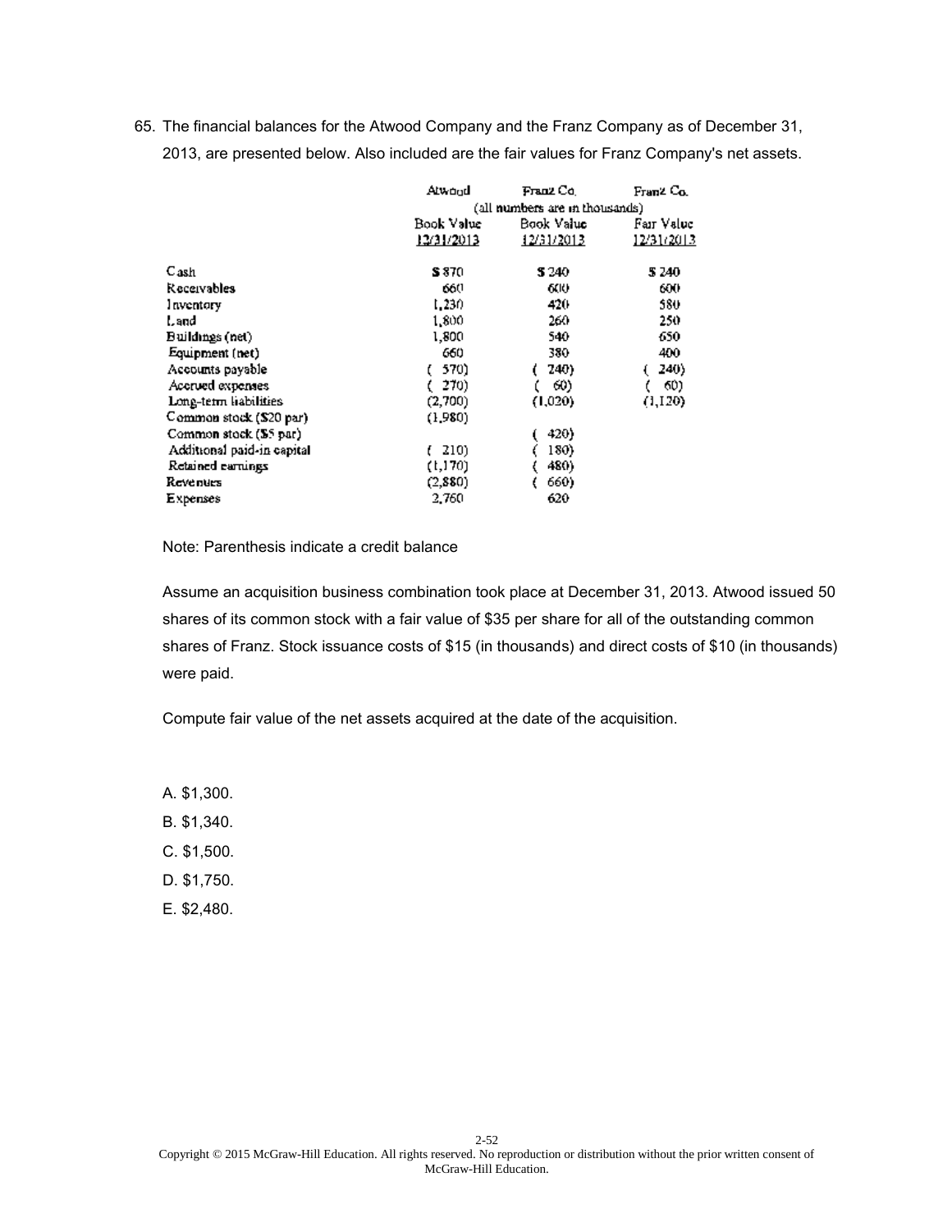65. The financial balances for the Atwood Company and the Franz Company as of December 31, 2013, are presented below. Also included are the fair values for Franz Company's net assets.

| | Atwood | Franz Co. | Franz Co. |
|---|---|---|---|
| | (all numbers are in thousands) | | |
| | Book Value 12/31/2013 | Book Value 12/31/2013 | Fair Value 12/31/2013 |
| Cash | $ 870 | $ 240 | $ 240 |
| Receivables | 660 | 600 | 600 |
| Inventory | 1,230 | 420 | 580 |
| Land | 1,800 | 260 | 250 |
| Buildings (net) | 1,800 | 540 | 650 |
| Equipment (net) | 660 | 380 | 400 |
| Accounts payable | ( 570) | ( 240) | ( 240) |
| Accrued expenses | ( 270) | ( 60) | ( 60) |
| Long-term liabilities | (2,700) | (1,020) | (1,120) |
| Common stock ($20 par) | (1,980) | | |
| Common stock ($5 par) | | ( 420) | |
| Additional paid-in capital | ( 210) | ( 180) | |
| Retained earnings | (1,170) | ( 480) | |
| Revenues | (2,880) | ( 660) | |
| Expenses | 2,760 | 620 | |

Note: Parenthesis indicate a credit balance

Assume an acquisition business combination took place at December 31, 2013. Atwood issued 50 shares of its common stock with a fair value of $35 per share for all of the outstanding common shares of Franz. Stock issuance costs of $15 (in thousands) and direct costs of $10 (in thousands) were paid.

Compute fair value of the net assets acquired at the date of the acquisition.

A. $1,300.

B. $1,340.

C. $1,500.

D. $1,750.

E. $2,480.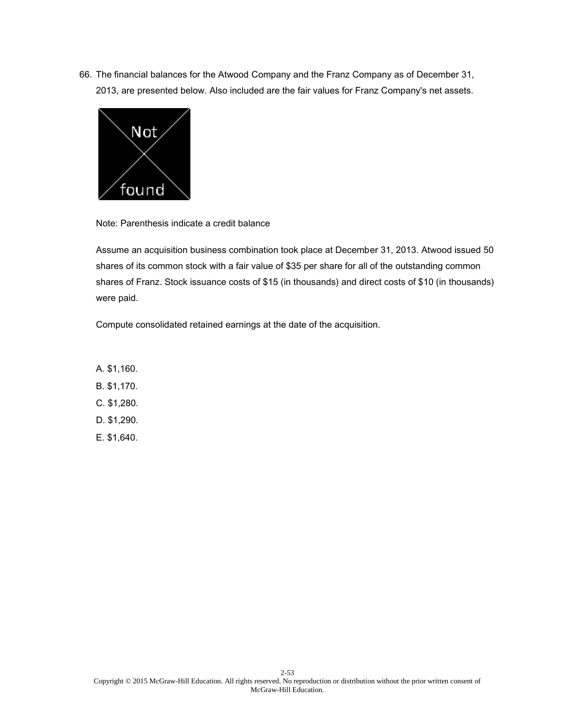66. The financial balances for the Atwood Company and the Franz Company as of December 31, 2013, are presented below. Also included are the fair values for Franz Company's net assets.

Note: Parenthesis indicate a credit balance

Assume an acquisition business combination took place at December 31, 2013. Atwood issued 50 shares of its common stock with a fair value of $35 per share for all of the outstanding common shares of Franz. Stock issuance costs of $15 (in thousands) and direct costs of $10 (in thousands) were paid.

Compute consolidated retained earnings at the date of the acquisition.

A. $1,160.

B. $1,170.

C. $1,280.

D. $1,290.

E. $1,640.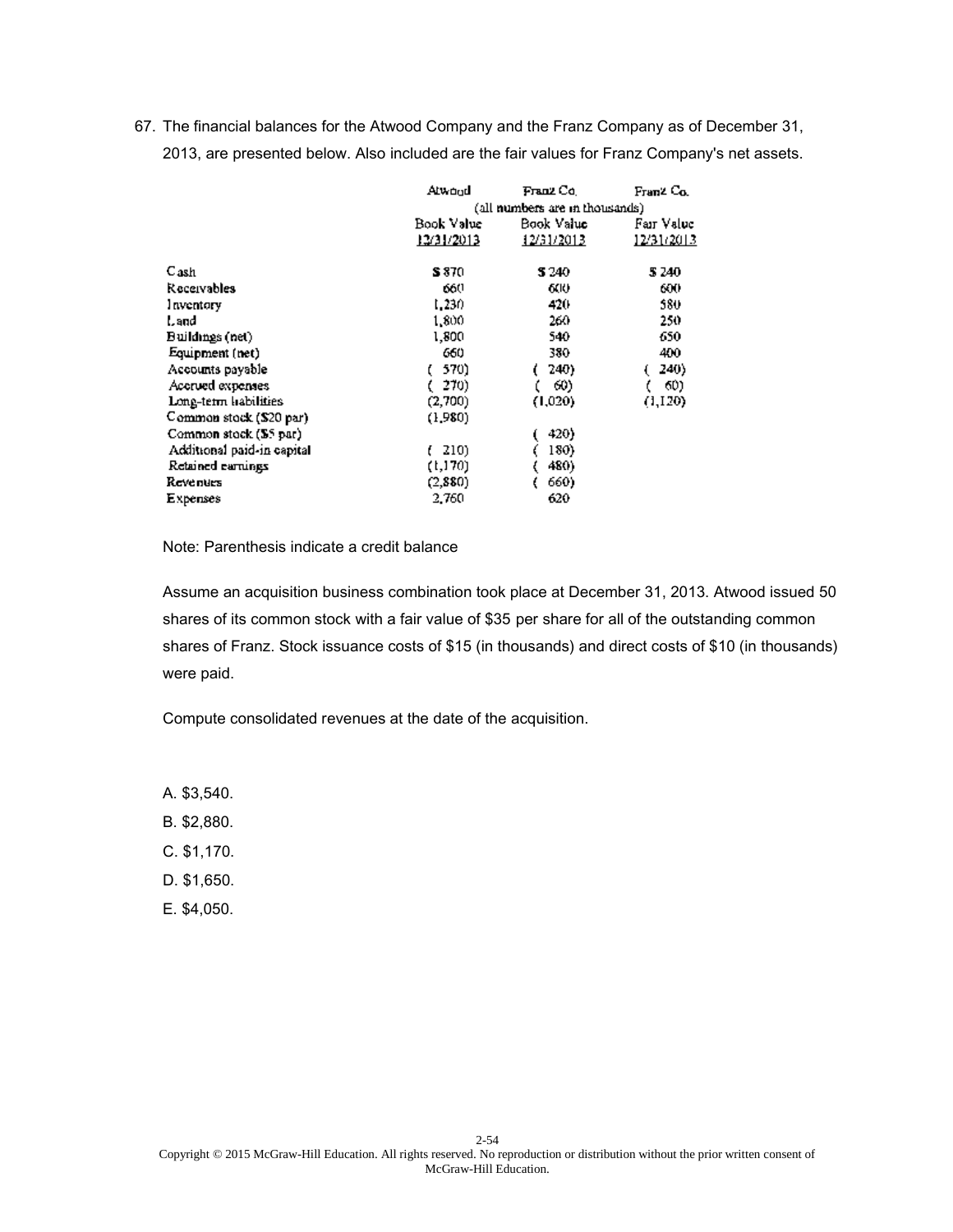67. The financial balances for the Atwood Company and the Franz Company as of December 31, 2013, are presented below. Also included are the fair values for Franz Company's net assets.

| | Atwood | Franz Co. | Franz Co. |
|---|---|---|---|
| | (all numbers are in thousands) | | |
| | Book Value 12/31/2013 | Book Value 12/31/2013 | Fair Value 12/31/2013 |
| Cash | $ 870 | $ 240 | $ 240 |
| Receivables | 660 | 600 | 600 |
| Inventory | 1,230 | 420 | 580 |
| Land | 1,800 | 260 | 250 |
| Buildings (net) | 1,800 | 540 | 650 |
| Equipment (net) | 660 | 380 | 400 |
| Accounts payable | ( 570) | ( 240) | ( 240) |
| Accrued expenses | ( 270) | ( 60) | ( 60) |
| Long-term liabilities | (2,700) | (1,020) | (1,120) |
| Common stock ($20 par) | (1,980) | | |
| Common stock ($5 par) | | ( 420) | |
| Additional paid-in capital | ( 210) | ( 180) | |
| Retained earnings | (1,170) | ( 480) | |
| Revenues | (2,880) | ( 660) | |
| Expenses | 2,760 | 620 | |

Note: Parenthesis indicate a credit balance

Assume an acquisition business combination took place at December 31, 2013. Atwood issued 50 shares of its common stock with a fair value of $35 per share for all of the outstanding common shares of Franz. Stock issuance costs of $15 (in thousands) and direct costs of $10 (in thousands) were paid.

Compute consolidated revenues at the date of the acquisition.

A. $3,540.

B. $2,880.

C. $1,170.

D. $1,650.

E. $4,050.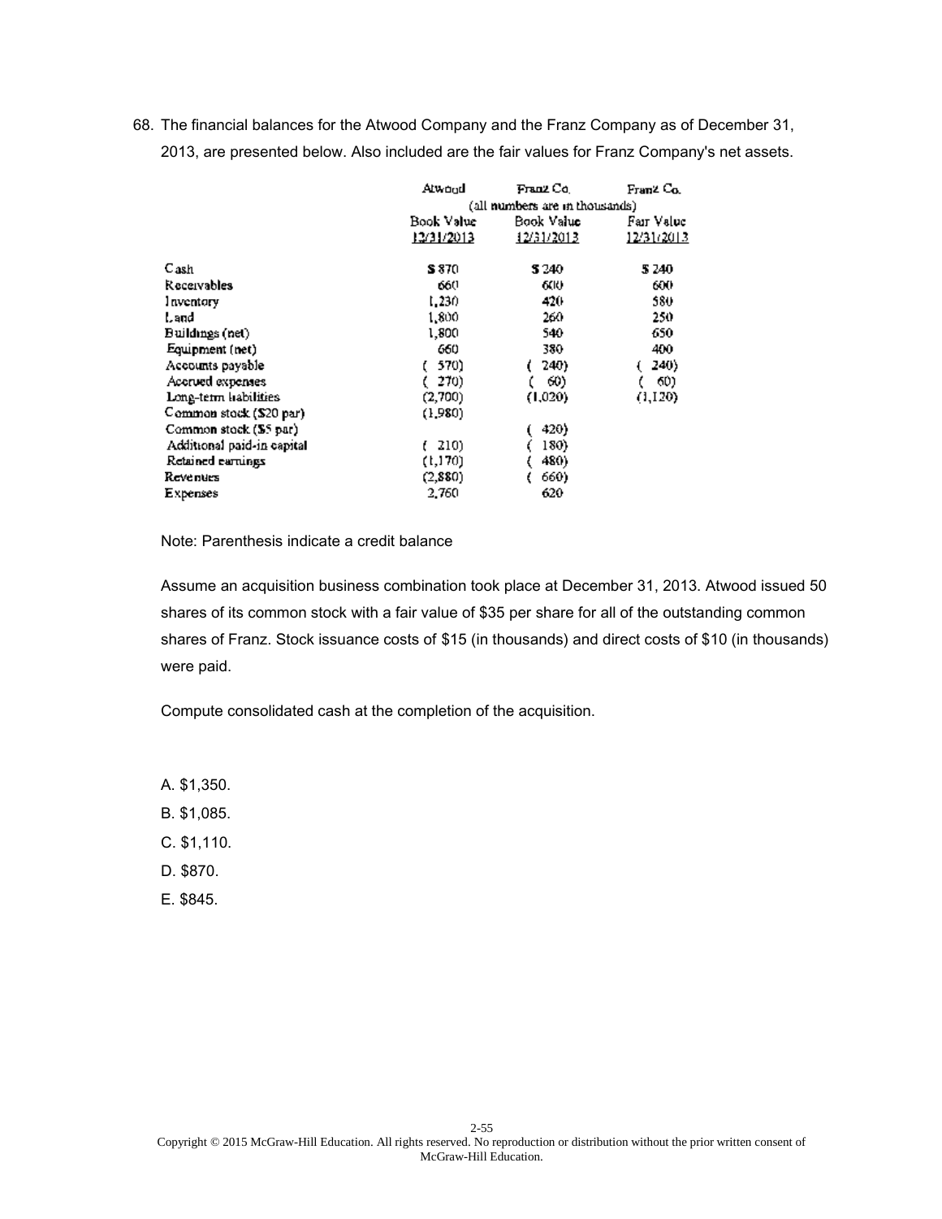68. The financial balances for the Atwood Company and the Franz Company as of December 31, 2013, are presented below. Also included are the fair values for Franz Company's net assets.

| | Atwood | Franz Co. | Franz Co. |
|---|---|---|---|
| | (all numbers are in thousands) | | |
| | Book Value 12/31/2013 | Book Value 12/31/2013 | Fair Value 12/31/2013 |
| Cash | $ 870 | $ 240 | $ 240 |
| Receivables | 660 | 600 | 600 |
| Inventory | 1,230 | 420 | 580 |
| Land | 1,800 | 260 | 250 |
| Buildings (net) | 1,800 | 540 | 650 |
| Equipment (net) | 660 | 380 | 400 |
| Accounts payable | ( 570) | ( 240) | ( 240) |
| Accrued expenses | ( 270) | ( 60) | ( 60) |
| Long-term liabilities | (2,700) | (1,020) | (1,120) |
| Common stock ($20 par) | (1,980) | | |
| Common stock ($5 par) | | ( 420) | |
| Additional paid-in capital | ( 210) | ( 180) | |
| Retained earnings | (1,170) | ( 480) | |
| Revenues | (2,880) | ( 660) | |
| Expenses | 2,760 | 620 | |

Note: Parenthesis indicate a credit balance

Assume an acquisition business combination took place at December 31, 2013. Atwood issued 50 shares of its common stock with a fair value of $35 per share for all of the outstanding common shares of Franz. Stock issuance costs of $15 (in thousands) and direct costs of $10 (in thousands) were paid.

Compute consolidated cash at the completion of the acquisition.

A. $1,350.

B. $1,085.

C. $1,110.

D. $870.

E. $845.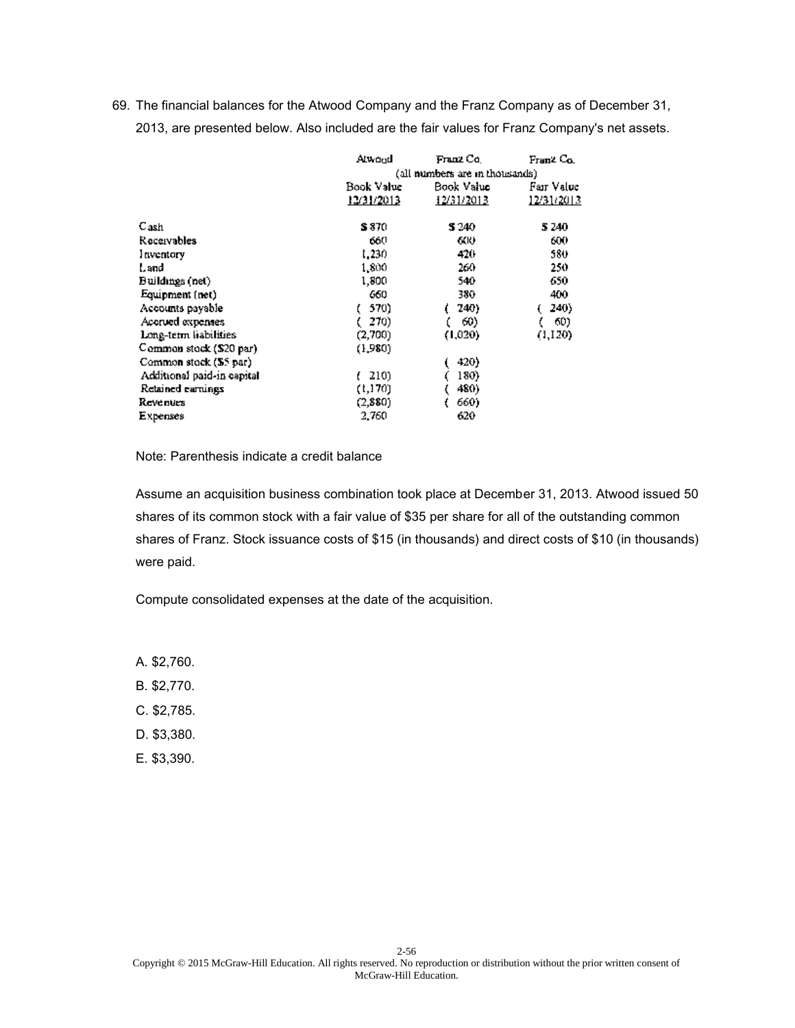69. The financial balances for the Atwood Company and the Franz Company as of December 31, 2013, are presented below. Also included are the fair values for Franz Company's net assets.

| | Atwood | Franz Co. | Franz Co. |
|---|---|---|---|
| | (all numbers are in thousands) | | |
| | Book Value 12/31/2013 | Book Value 12/31/2013 | Fair Value 12/31/2013 |
| Cash | $ 870 | $ 240 | $ 240 |
| Receivables | 660 | 600 | 600 |
| Inventory | 1,230 | 420 | 580 |
| Land | 1,800 | 260 | 250 |
| Buildings (net) | 1,800 | 540 | 650 |
| Equipment (net) | 660 | 380 | 400 |
| Accounts payable | ( 570) | ( 240) | ( 240) |
| Accrued expenses | ( 270) | ( 60) | ( 60) |
| Long-term liabilities | (2,700) | (1,020) | (1,120) |
| Common stock ($20 par) | (1,980) | | |
| Common stock ($5 par) | | ( 420) | |
| Additional paid-in capital | ( 210) | ( 180) | |
| Retained earnings | (1,170) | ( 480) | |
| Revenues | (2,880) | ( 660) | |
| Expenses | 2,760 | 620 | |

Note: Parenthesis indicate a credit balance

Assume an acquisition business combination took place at December 31, 2013. Atwood issued 50 shares of its common stock with a fair value of $35 per share for all of the outstanding common shares of Franz. Stock issuance costs of $15 (in thousands) and direct costs of $10 (in thousands) were paid.

Compute consolidated expenses at the date of the acquisition.

A. $2,760.

B. $2,770.

C. $2,785.

D. $3,380.

E. $3,390.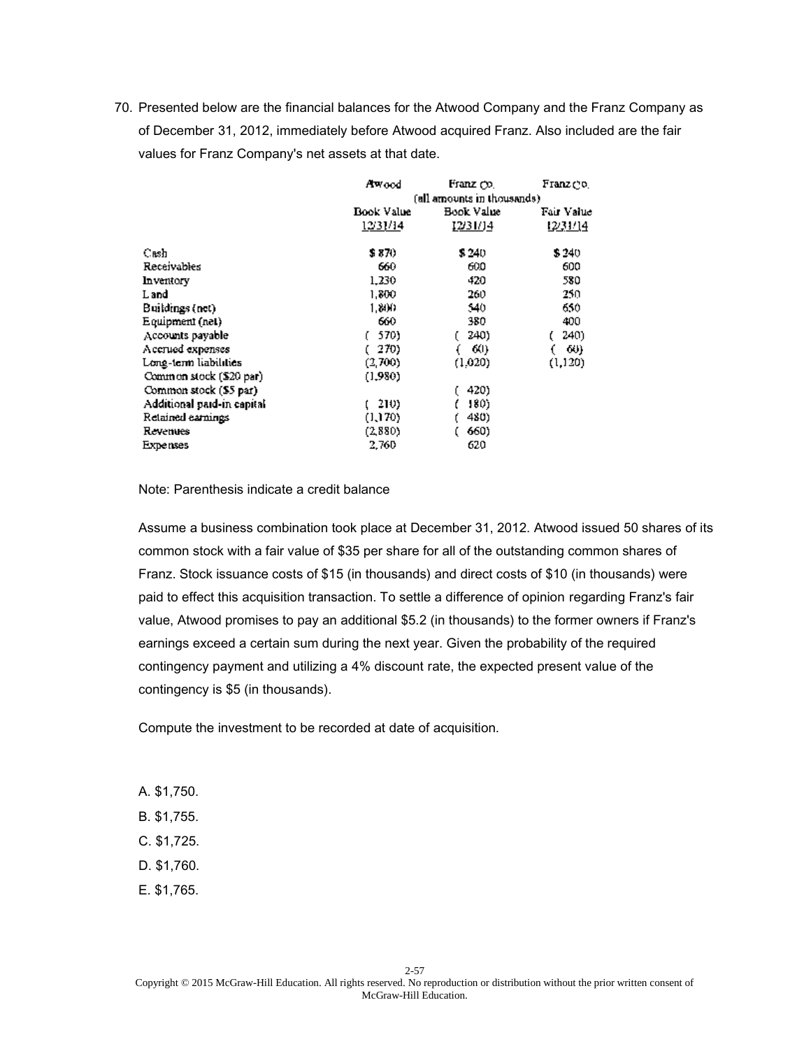70. Presented below are the financial balances for the Atwood Company and the Franz Company as of December 31, 2012, immediately before Atwood acquired Franz. Also included are the fair values for Franz Company's net assets at that date.

| | Atwood | Franz Co. | Franz Co. |
|---|---|---|---|
| | (all amounts in thousands) | | |
| | Book Value 12/31/14 | Book Value 12/31/14 | Fair Value 12/31/14 |
| Cash | $ 870 | $ 240 | $ 240 |
| Receivables | 660 | 600 | 600 |
| Inventory | 1,230 | 420 | 580 |
| Land | 1,800 | 260 | 250 |
| Buildings (net) | 1,800 | 540 | 650 |
| Equipment (net) | 660 | 380 | 400 |
| Accounts payable | ( 570) | ( 240) | ( 240) |
| Accrued expenses | ( 270) | ( 60) | ( 60) |
| Long-term liabilities | (2,700) | (1,020) | (1,120) |
| Common stock ($20 par) | (1,980) | | |
| Common stock ($5 par) | | ( 420) | |
| Additional paid-in capital | ( 210) | ( 180) | |
| Retained earnings | (1,170) | ( 480) | |
| Revenues | (2,880) | ( 660) | |
| Expenses | 2,760 | 620 | |

Note: Parenthesis indicate a credit balance

Assume a business combination took place at December 31, 2012. Atwood issued 50 shares of its common stock with a fair value of $35 per share for all of the outstanding common shares of Franz. Stock issuance costs of $15 (in thousands) and direct costs of $10 (in thousands) were paid to effect this acquisition transaction. To settle a difference of opinion regarding Franz's fair value, Atwood promises to pay an additional $5.2 (in thousands) to the former owners if Franz's earnings exceed a certain sum during the next year. Given the probability of the required contingency payment and utilizing a 4% discount rate, the expected present value of the contingency is $5 (in thousands).

Compute the investment to be recorded at date of acquisition.

A. $1,750.

B. $1,755.

C. $1,725.

D. $1,760.

E. $1,765.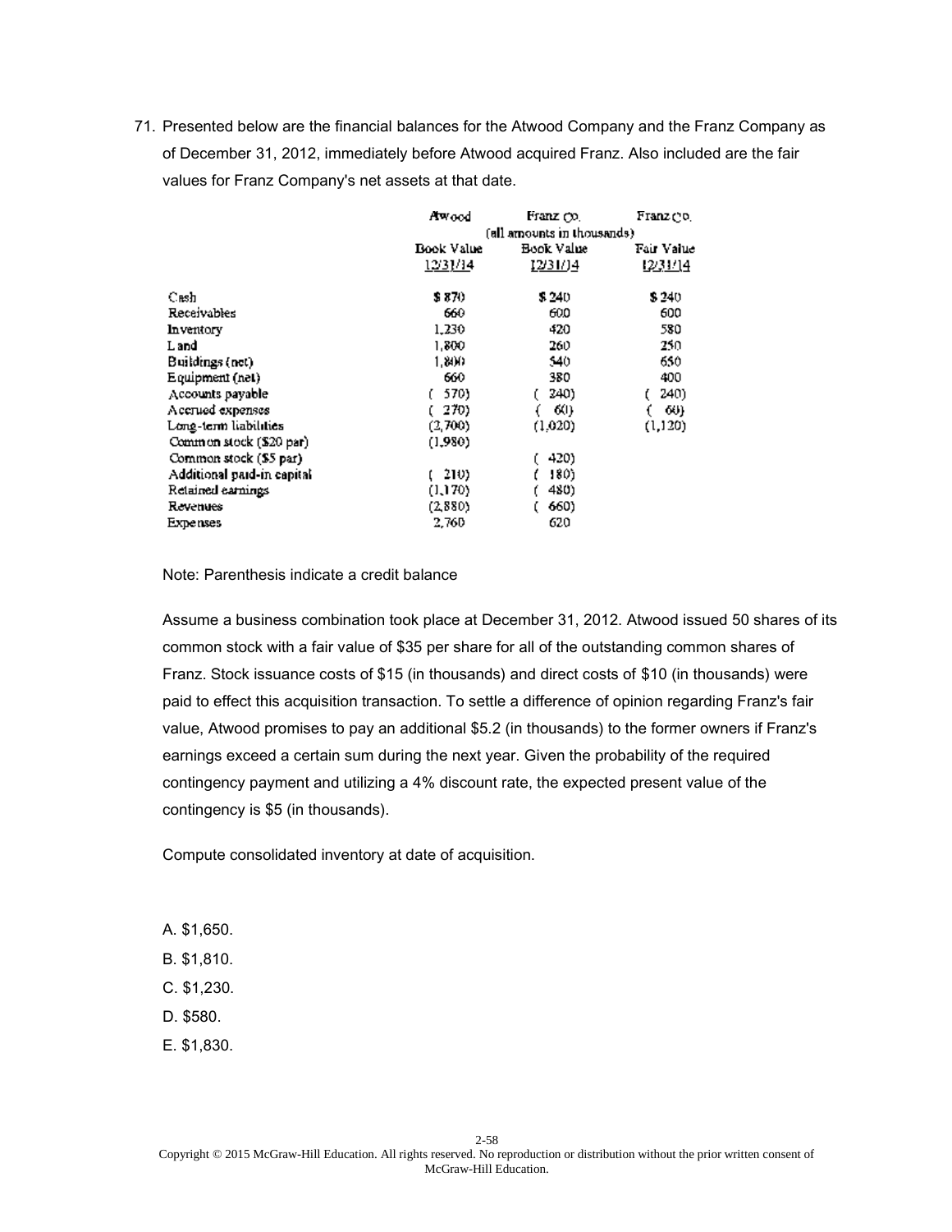71. Presented below are the financial balances for the Atwood Company and the Franz Company as of December 31, 2012, immediately before Atwood acquired Franz. Also included are the fair values for Franz Company's net assets at that date.

| | Atwood | Franz Co. | Franz Co. |
|---|---|---|---|
| | (all amounts in thousands) | | |
| | Book Value 12/31/14 | Book Value 12/31/14 | Fair Value 12/31/14 |
| Cash | $ 870 | $ 240 | $ 240 |
| Receivables | 660 | 600 | 600 |
| Inventory | 1,230 | 420 | 580 |
| Land | 1,800 | 260 | 250 |
| Buildings (net) | 1,800 | 540 | 650 |
| Equipment (net) | 660 | 380 | 400 |
| Accounts payable | ( 570) | ( 240) | ( 240) |
| Accrued expenses | ( 270) | ( 60) | ( 60) |
| Long-term liabilities | (2,700) | (1,020) | (1,120) |
| Common stock ($20 par) | (1,980) | | |
| Common stock ($5 par) | | ( 420) | |
| Additional paid-in capital | ( 210) | ( 180) | |
| Retained earnings | (1,170) | ( 480) | |
| Revenues | (2,880) | ( 660) | |
| Expenses | 2,760 | 620 | |

Note: Parenthesis indicate a credit balance

Assume a business combination took place at December 31, 2012. Atwood issued 50 shares of its common stock with a fair value of $35 per share for all of the outstanding common shares of Franz. Stock issuance costs of $15 (in thousands) and direct costs of $10 (in thousands) were paid to effect this acquisition transaction. To settle a difference of opinion regarding Franz's fair value, Atwood promises to pay an additional $5.2 (in thousands) to the former owners if Franz's earnings exceed a certain sum during the next year. Given the probability of the required contingency payment and utilizing a 4% discount rate, the expected present value of the contingency is $5 (in thousands).

Compute consolidated inventory at date of acquisition.

A. $1,650.

B. $1,810.

C. $1,230.

D. $580.

E. $1,830.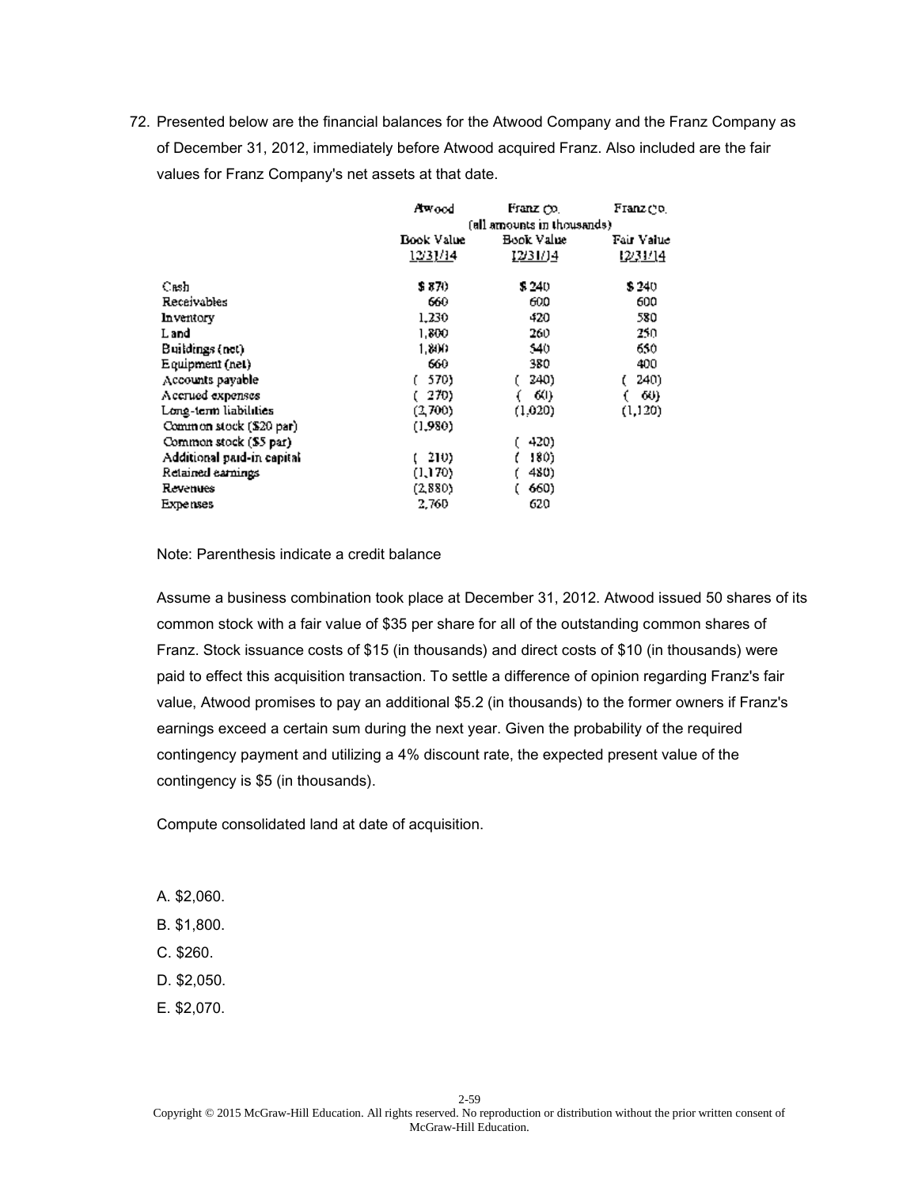72. Presented below are the financial balances for the Atwood Company and the Franz Company as of December 31, 2012, immediately before Atwood acquired Franz. Also included are the fair values for Franz Company's net assets at that date.

| | Atwood | Franz Co. | Franz Co. |
|---|---|---|---|
| | (all amounts in thousands) | | |
| | Book Value 12/31/14 | Book Value 12/31/14 | Fair Value 12/31/14 |
| Cash | $ 870 | $ 240 | $ 240 |
| Receivables | 660 | 600 | 600 |
| Inventory | 1,230 | 420 | 580 |
| Land | 1,800 | 260 | 250 |
| Buildings (net) | 1,800 | 540 | 650 |
| Equipment (net) | 660 | 380 | 400 |
| Accounts payable | ( 570) | ( 240) | ( 240) |
| Accrued expenses | ( 270) | ( 60) | ( 60) |
| Long-term liabilities | (2,700) | (1,020) | (1,120) |
| Common stock ($20 par) | (1,980) | | |
| Common stock ($5 par) | | ( 420) | |
| Additional paid-in capital | ( 210) | ( 180) | |
| Retained earnings | (1,170) | ( 480) | |
| Revenues | (2,880) | ( 660) | |
| Expenses | 2,760 | 620 | |

Note: Parenthesis indicate a credit balance

Assume a business combination took place at December 31, 2012. Atwood issued 50 shares of its common stock with a fair value of $35 per share for all of the outstanding common shares of Franz. Stock issuance costs of $15 (in thousands) and direct costs of $10 (in thousands) were paid to effect this acquisition transaction. To settle a difference of opinion regarding Franz's fair value, Atwood promises to pay an additional $5.2 (in thousands) to the former owners if Franz's earnings exceed a certain sum during the next year. Given the probability of the required contingency payment and utilizing a 4% discount rate, the expected present value of the contingency is $5 (in thousands).

Compute consolidated land at date of acquisition.

A. $2,060.

B. $1,800.

C. $260.

D. $2,050.

E. $2,070.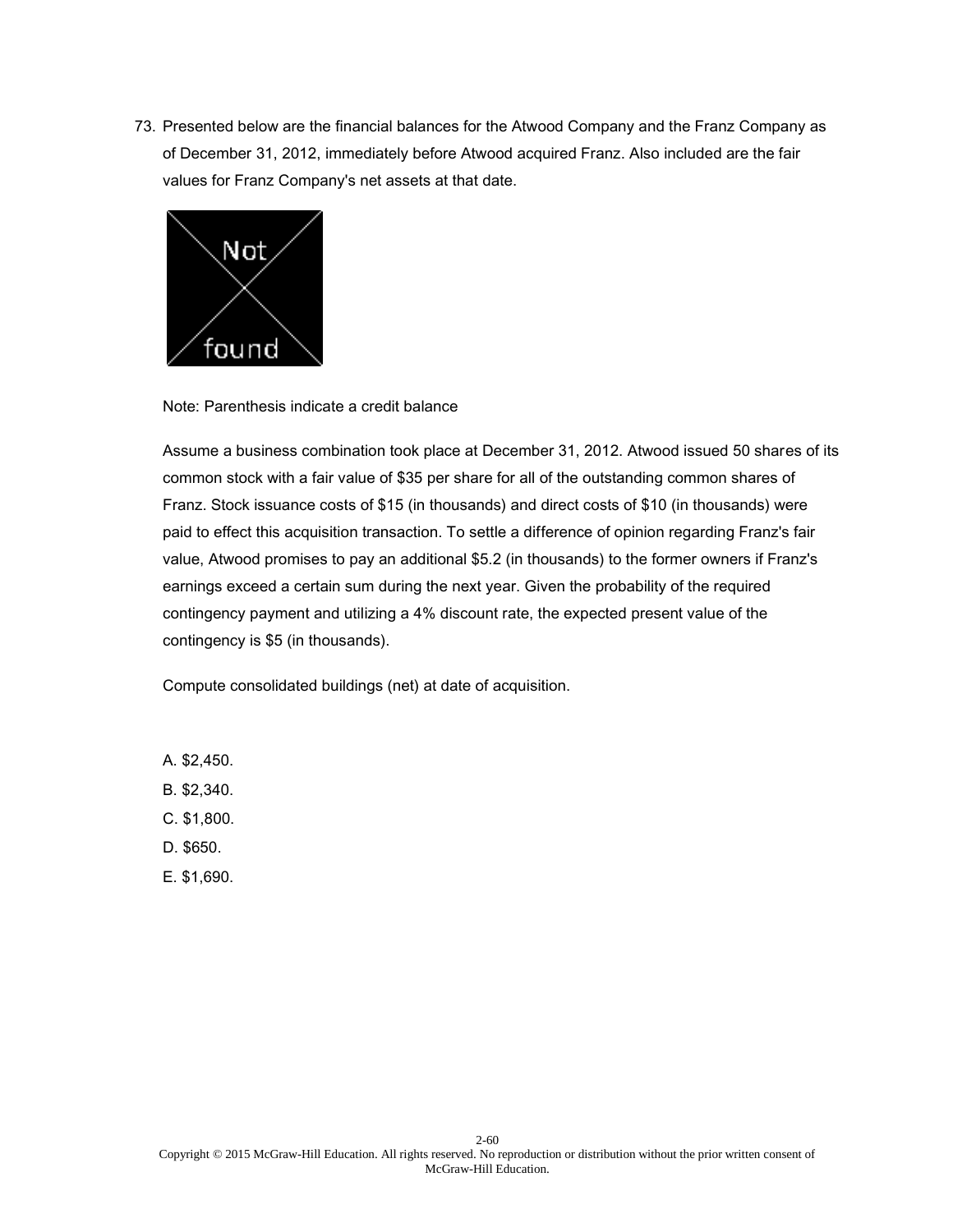73. Presented below are the financial balances for the Atwood Company and the Franz Company as of December 31, 2012, immediately before Atwood acquired Franz. Also included are the fair values for Franz Company's net assets at that date.

Note: Parenthesis indicate a credit balance

Assume a business combination took place at December 31, 2012. Atwood issued 50 shares of its common stock with a fair value of $35 per share for all of the outstanding common shares of Franz. Stock issuance costs of $15 (in thousands) and direct costs of $10 (in thousands) were paid to effect this acquisition transaction. To settle a difference of opinion regarding Franz's fair value, Atwood promises to pay an additional $5.2 (in thousands) to the former owners if Franz's earnings exceed a certain sum during the next year. Given the probability of the required contingency payment and utilizing a 4% discount rate, the expected present value of the contingency is $5 (in thousands).

Compute consolidated buildings (net) at date of acquisition.

A. $2,450.
B. $2,340.
C. $1,800.
D. $650.
E. $1,690.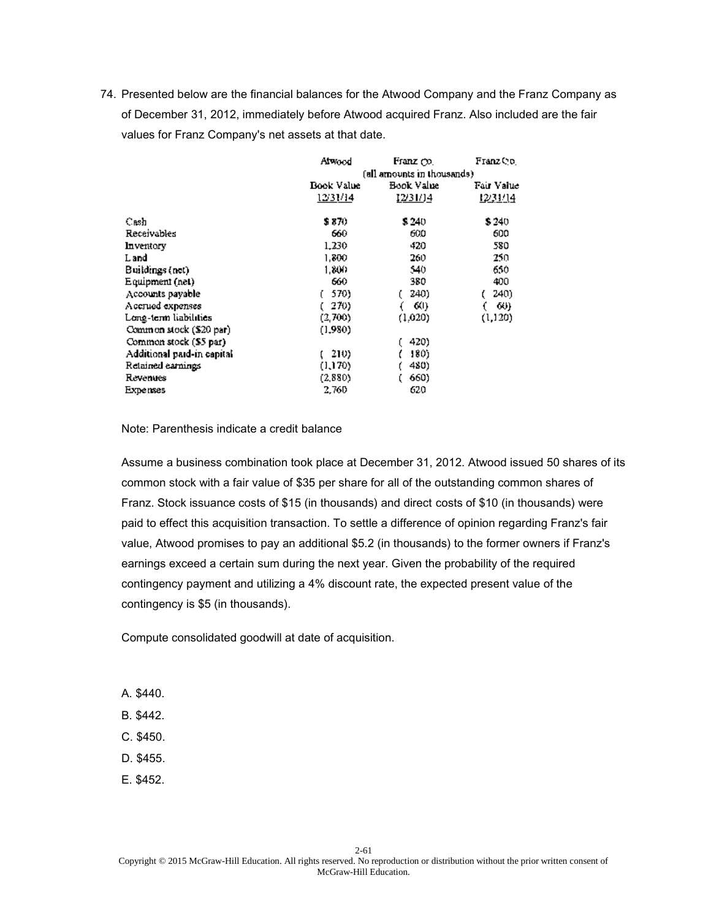74. Presented below are the financial balances for the Atwood Company and the Franz Company as of December 31, 2012, immediately before Atwood acquired Franz. Also included are the fair values for Franz Company's net assets at that date.

| | Atwood | Franz Co. | Franz Co. |
|---|---|---|---|
| | (all amounts in thousands) | | |
| | Book Value 12/31/14 | Book Value 12/31/14 | Fair Value 12/31/14 |
| Cash | $ 870 | $ 240 | $ 240 |
| Receivables | 660 | 600 | 600 |
| Inventory | 1,230 | 420 | 580 |
| Land | 1,800 | 260 | 250 |
| Buildings (net) | 1,800 | 540 | 650 |
| Equipment (net) | 660 | 380 | 400 |
| Accounts payable | ( 570) | ( 240) | ( 240) |
| Accrued expenses | ( 270) | ( 60) | ( 60) |
| Long-term liabilities | (2,700) | (1,020) | (1,120) |
| Common stock ($20 par) | (1,980) | | |
| Common stock ($5 par) | | ( 420) | |
| Additional paid-in capital | ( 210) | ( 180) | |
| Retained earnings | (1,170) | ( 480) | |
| Revenues | (2,880) | ( 660) | |
| Expenses | 2,760 | 620 | |

Note: Parenthesis indicate a credit balance

Assume a business combination took place at December 31, 2012. Atwood issued 50 shares of its common stock with a fair value of $35 per share for all of the outstanding common shares of Franz. Stock issuance costs of $15 (in thousands) and direct costs of $10 (in thousands) were paid to effect this acquisition transaction. To settle a difference of opinion regarding Franz's fair value, Atwood promises to pay an additional $5.2 (in thousands) to the former owners if Franz's earnings exceed a certain sum during the next year. Given the probability of the required contingency payment and utilizing a 4% discount rate, the expected present value of the contingency is $5 (in thousands).

Compute consolidated goodwill at date of acquisition.

A. $440.

B. $442.

C. $450.

D. $455.

E. $452.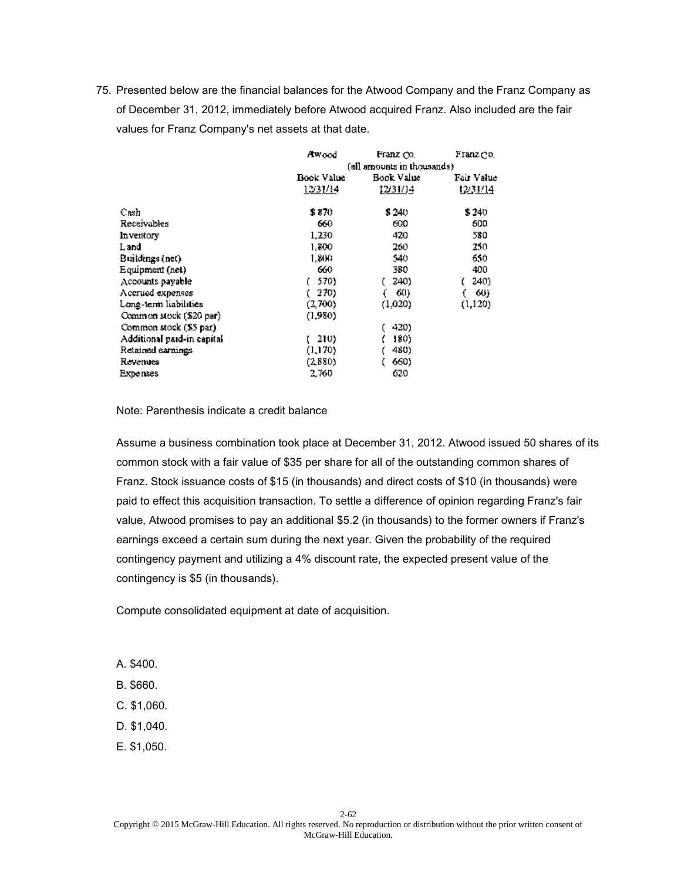75. Presented below are the financial balances for the Atwood Company and the Franz Company as of December 31, 2012, immediately before Atwood acquired Franz. Also included are the fair values for Franz Company's net assets at that date.

| | Atwood | Franz Co. | Franz Co. |
|---|---|---|---|
| | (all amounts in thousands) | | |
| | Book Value 12/31/14 | Book Value 12/31/14 | Fair Value 12/31/14 |
| Cash | $ 870 | $ 240 | $ 240 |
| Receivables | 660 | 600 | 600 |
| Inventory | 1,230 | 420 | 580 |
| Land | 1,800 | 260 | 250 |
| Buildings (net) | 1,800 | 540 | 650 |
| Equipment (net) | 660 | 380 | 400 |
| Accounts payable | ( 570) | ( 240) | ( 240) |
| Accrued expenses | ( 270) | ( 60) | ( 60) |
| Long-term liabilities | (2,700) | (1,020) | (1,120) |
| Common stock ($20 par) | (1,980) | | |
| Common stock ($5 par) | | ( 420) | |
| Additional paid-in capital | ( 210) | ( 180) | |
| Retained earnings | (1,170) | ( 480) | |
| Revenues | (2,880) | ( 660) | |
| Expenses | 2,760 | 620 | |

Note: Parenthesis indicate a credit balance

Assume a business combination took place at December 31, 2012. Atwood issued 50 shares of its common stock with a fair value of $35 per share for all of the outstanding common shares of Franz. Stock issuance costs of $15 (in thousands) and direct costs of $10 (in thousands) were paid to effect this acquisition transaction. To settle a difference of opinion regarding Franz's fair value, Atwood promises to pay an additional $5.2 (in thousands) to the former owners if Franz's earnings exceed a certain sum during the next year. Given the probability of the required contingency payment and utilizing a 4% discount rate, the expected present value of the contingency is $5 (in thousands).

Compute consolidated equipment at date of acquisition.

A. $400.

B. $660.

C. $1,060.

D. $1,040.

E. $1,050.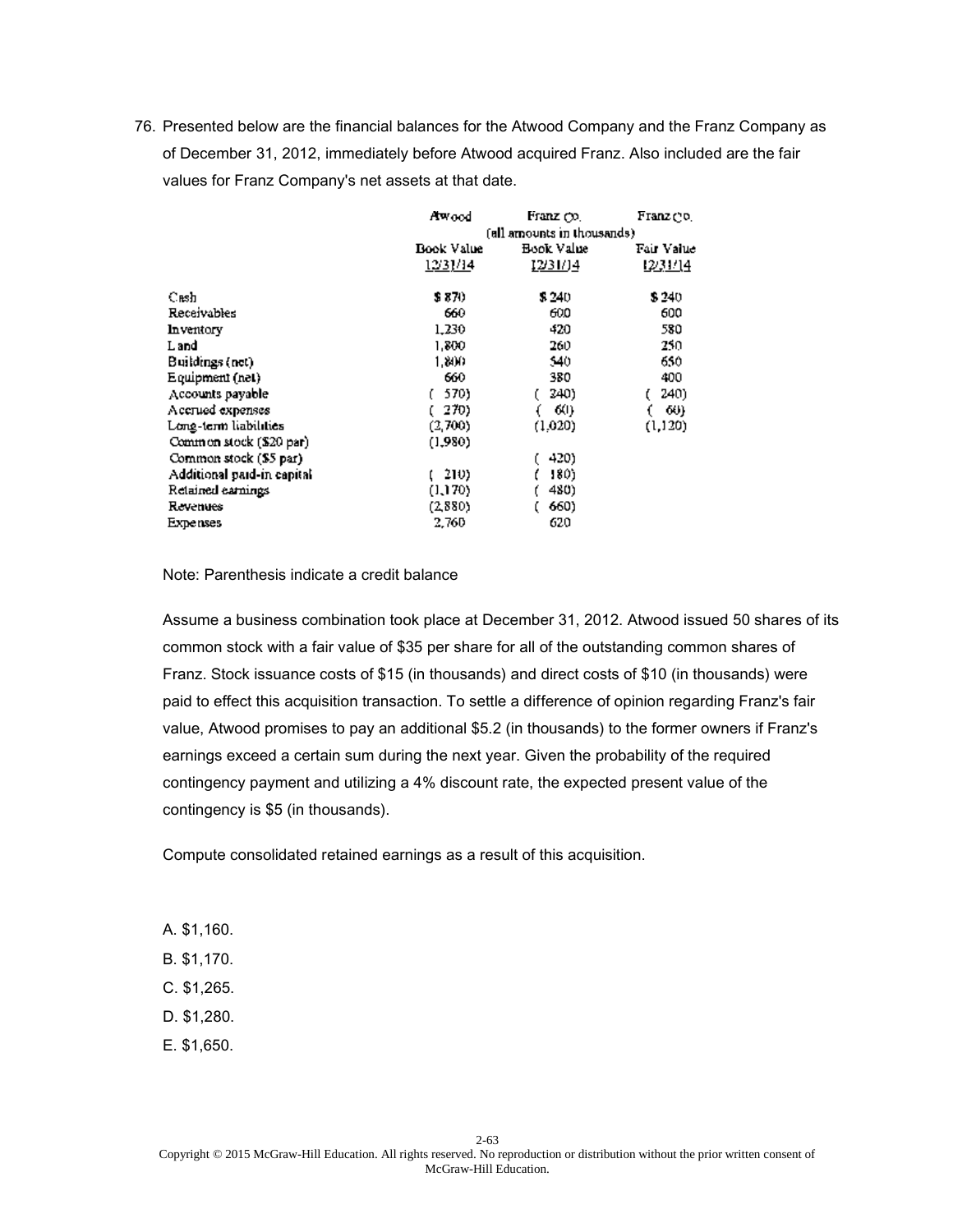76. Presented below are the financial balances for the Atwood Company and the Franz Company as of December 31, 2012, immediately before Atwood acquired Franz. Also included are the fair values for Franz Company's net assets at that date.

| | Atwood | Franz Co. | Franz Co. |
|---|---|---|---|
| | (all amounts in thousands) | | |
| | Book Value 12/31/14 | Book Value 12/31/14 | Fair Value 12/31/14 |
| Cash | $ 870 | $ 240 | $ 240 |
| Receivables | 660 | 600 | 600 |
| Inventory | 1,230 | 420 | 580 |
| Land | 1,800 | 260 | 250 |
| Buildings (net) | 1,800 | 540 | 650 |
| Equipment (net) | 660 | 380 | 400 |
| Accounts payable | ( 570) | ( 240) | ( 240) |
| Accrued expenses | ( 270) | ( 60) | ( 60) |
| Long-term liabilities | (2,700) | (1,020) | (1,120) |
| Common stock ($20 par) | (1,980) | | |
| Common stock ($5 par) | | ( 420) | |
| Additional paid-in capital | ( 210) | ( 180) | |
| Retained earnings | (1,170) | ( 480) | |
| Revenues | (2,880) | ( 660) | |
| Expenses | 2,760 | 620 | |

Note: Parenthesis indicate a credit balance

Assume a business combination took place at December 31, 2012. Atwood issued 50 shares of its common stock with a fair value of $35 per share for all of the outstanding common shares of Franz. Stock issuance costs of $15 (in thousands) and direct costs of $10 (in thousands) were paid to effect this acquisition transaction. To settle a difference of opinion regarding Franz's fair value, Atwood promises to pay an additional $5.2 (in thousands) to the former owners if Franz's earnings exceed a certain sum during the next year. Given the probability of the required contingency payment and utilizing a 4% discount rate, the expected present value of the contingency is $5 (in thousands).

Compute consolidated retained earnings as a result of this acquisition.

A. $1,160.

B. $1,170.

C. $1,265.

D. $1,280.

E. $1,650.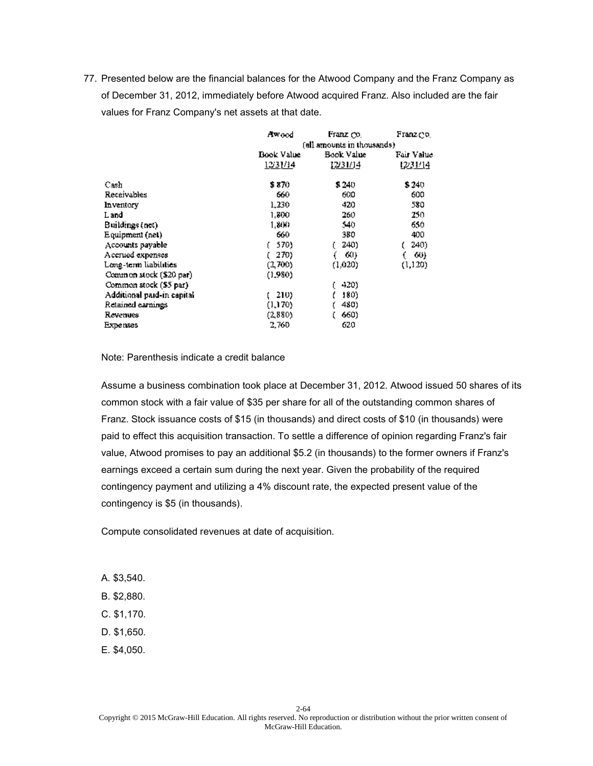77. Presented below are the financial balances for the Atwood Company and the Franz Company as of December 31, 2012, immediately before Atwood acquired Franz. Also included are the fair values for Franz Company's net assets at that date.

| | Atwood | Franz Co. | Franz Co. |
|---|---|---|---|
| | (all amounts in thousands) | | |
| | Book Value 12/31/14 | Book Value 12/31/14 | Fair Value 12/31/14 |
| Cash | $ 870 | $ 240 | $ 240 |
| Receivables | 660 | 600 | 600 |
| Inventory | 1,230 | 420 | 580 |
| Land | 1,800 | 260 | 250 |
| Buildings (net) | 1,800 | 540 | 650 |
| Equipment (net) | 660 | 380 | 400 |
| Accounts payable | ( 570) | ( 240) | ( 240) |
| Accrued expenses | ( 270) | ( 60) | ( 60) |
| Long-term liabilities | (2,700) | (1,020) | (1,120) |
| Common stock ($20 par) | (1,980) | | |
| Common stock ($5 par) | | ( 420) | |
| Additional paid-in capital | ( 210) | ( 180) | |
| Retained earnings | (1,170) | ( 480) | |
| Revenues | (2,880) | ( 660) | |
| Expenses | 2,760 | 620 | |

Note: Parenthesis indicate a credit balance

Assume a business combination took place at December 31, 2012. Atwood issued 50 shares of its common stock with a fair value of $35 per share for all of the outstanding common shares of Franz. Stock issuance costs of $15 (in thousands) and direct costs of $10 (in thousands) were paid to effect this acquisition transaction. To settle a difference of opinion regarding Franz's fair value, Atwood promises to pay an additional $5.2 (in thousands) to the former owners if Franz's earnings exceed a certain sum during the next year. Given the probability of the required contingency payment and utilizing a 4% discount rate, the expected present value of the contingency is $5 (in thousands).

Compute consolidated revenues at date of acquisition.

A. $3,540.

B. $2,880.

C. $1,170.

D. $1,650.

E. $4,050.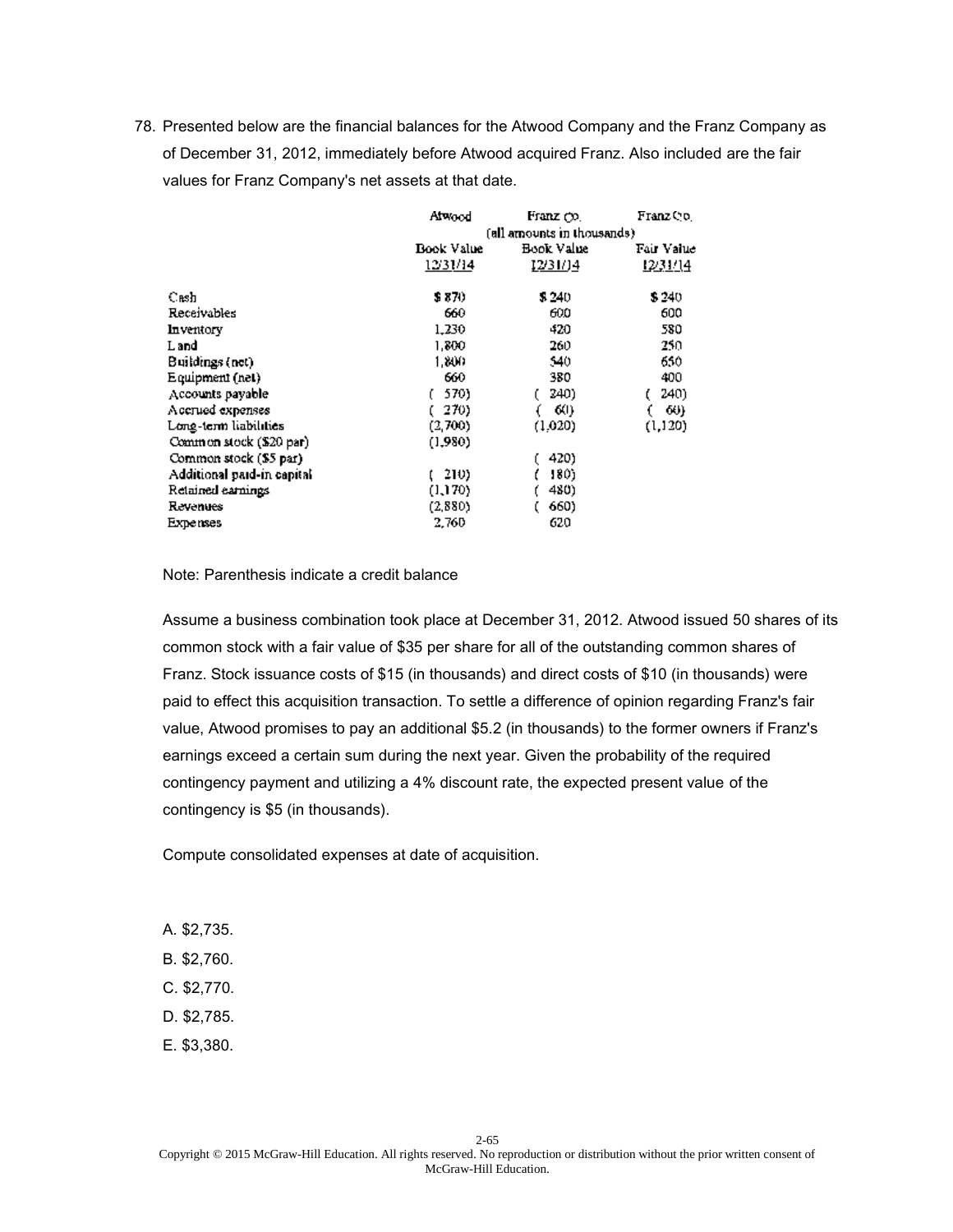78. Presented below are the financial balances for the Atwood Company and the Franz Company as of December 31, 2012, immediately before Atwood acquired Franz. Also included are the fair values for Franz Company's net assets at that date.

| | Atwood | Franz Co. | Franz Co. |
|---|---|---|---|
| | (all amounts in thousands) | | |
| | Book Value 12/31/14 | Book Value 12/31/14 | Fair Value 12/31/14 |
| Cash | $ 870 | $ 240 | $ 240 |
| Receivables | 660 | 600 | 600 |
| Inventory | 1,230 | 420 | 580 |
| Land | 1,800 | 260 | 250 |
| Buildings (net) | 1,800 | 540 | 650 |
| Equipment (net) | 660 | 380 | 400 |
| Accounts payable | ( 570) | ( 240) | ( 240) |
| Accrued expenses | ( 270) | ( 60) | ( 60) |
| Long-term liabilities | (2,700) | (1,020) | (1,120) |
| Common stock ($20 par) | (1,980) | | |
| Common stock ($5 par) | | ( 420) | |
| Additional paid-in capital | ( 210) | ( 180) | |
| Retained earnings | (1,170) | ( 480) | |
| Revenues | (2,880) | ( 660) | |
| Expenses | 2,760 | 620 | |

Note: Parenthesis indicate a credit balance

Assume a business combination took place at December 31, 2012. Atwood issued 50 shares of its common stock with a fair value of $35 per share for all of the outstanding common shares of Franz. Stock issuance costs of $15 (in thousands) and direct costs of $10 (in thousands) were paid to effect this acquisition transaction. To settle a difference of opinion regarding Franz's fair value, Atwood promises to pay an additional $5.2 (in thousands) to the former owners if Franz's earnings exceed a certain sum during the next year. Given the probability of the required contingency payment and utilizing a 4% discount rate, the expected present value of the contingency is $5 (in thousands).

Compute consolidated expenses at date of acquisition.

A. $2,735.

B. $2,760.

C. $2,770.

D. $2,785.

E. $3,380.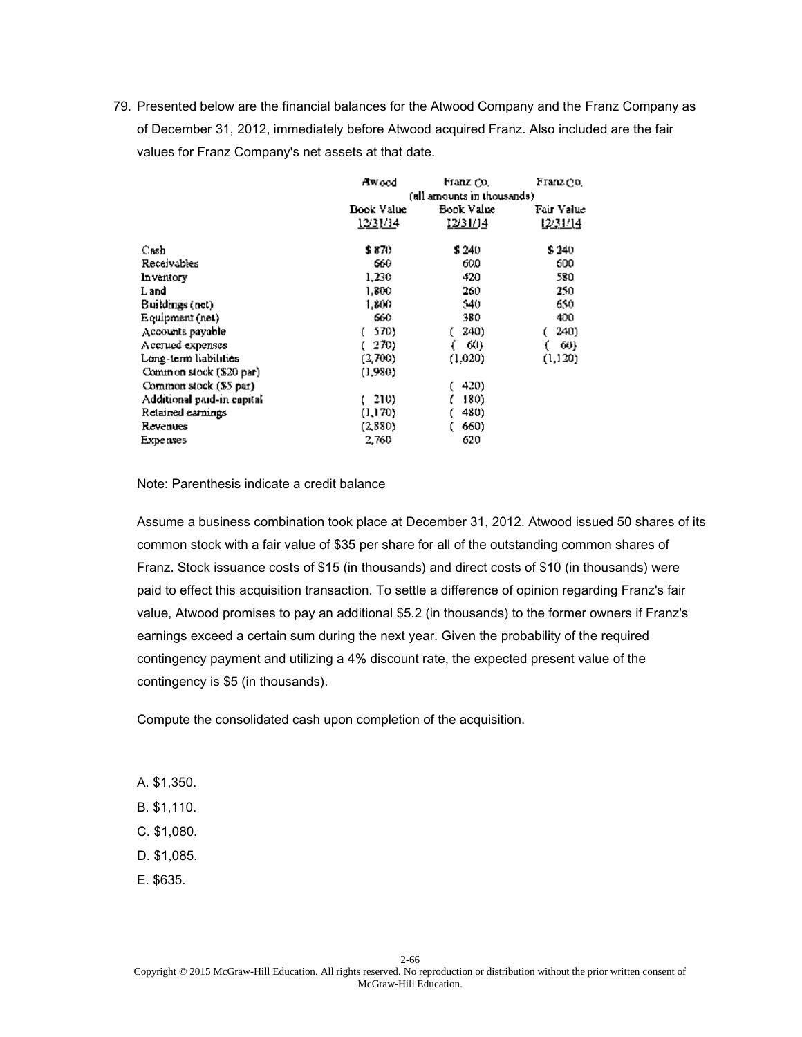79. Presented below are the financial balances for the Atwood Company and the Franz Company as of December 31, 2012, immediately before Atwood acquired Franz. Also included are the fair values for Franz Company's net assets at that date.

| | Atwood | Franz Co. | Franz Co. |
|---|---|---|---|
| | (all amounts in thousands) | | |
| | Book Value 12/31/14 | Book Value 12/31/14 | Fair Value 12/31/14 |
| Cash | $ 870 | $ 240 | $ 240 |
| Receivables | 660 | 600 | 600 |
| Inventory | 1,230 | 420 | 580 |
| Land | 1,800 | 260 | 250 |
| Buildings (net) | 1,800 | 540 | 650 |
| Equipment (net) | 660 | 380 | 400 |
| Accounts payable | ( 570) | ( 240) | ( 240) |
| Accrued expenses | ( 270) | ( 60) | ( 60) |
| Long-term liabilities | (2,700) | (1,020) | (1,120) |
| Common stock ($20 par) | (1,980) | | |
| Common stock ($5 par) | | ( 420) | |
| Additional paid-in capital | ( 210) | ( 180) | |
| Retained earnings | (1,170) | ( 480) | |
| Revenues | (2,880) | ( 660) | |
| Expenses | 2,760 | 620 | |

Note: Parenthesis indicate a credit balance

Assume a business combination took place at December 31, 2012. Atwood issued 50 shares of its common stock with a fair value of $35 per share for all of the outstanding common shares of Franz. Stock issuance costs of $15 (in thousands) and direct costs of $10 (in thousands) were paid to effect this acquisition transaction. To settle a difference of opinion regarding Franz's fair value, Atwood promises to pay an additional $5.2 (in thousands) to the former owners if Franz's earnings exceed a certain sum during the next year. Given the probability of the required contingency payment and utilizing a 4% discount rate, the expected present value of the contingency is $5 (in thousands).

Compute the consolidated cash upon completion of the acquisition.

A. $1,350.

B. $1,110.

C. $1,080.

D. $1,085.

E. $635.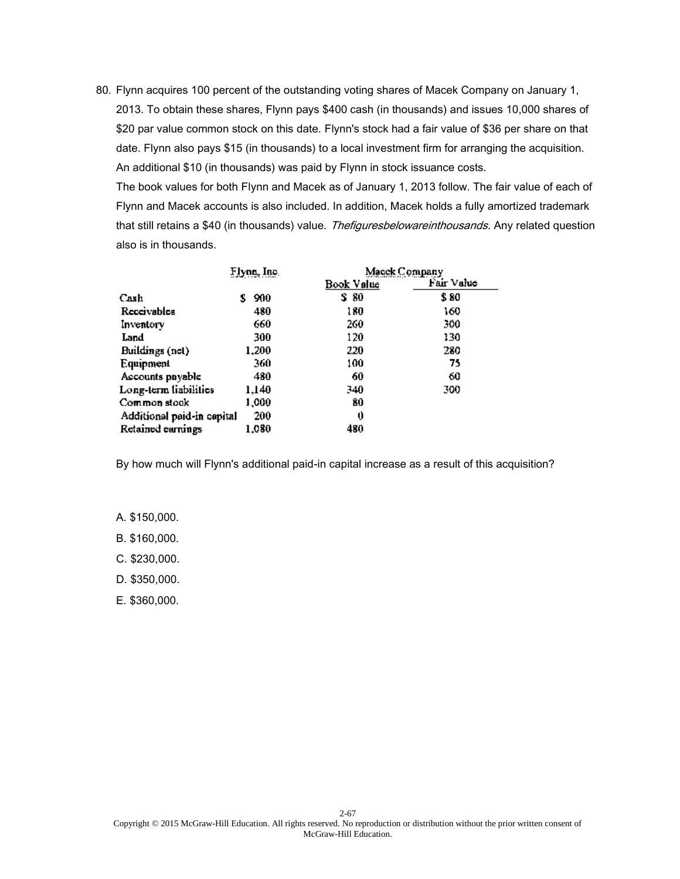80. Flynn acquires 100 percent of the outstanding voting shares of Macek Company on January 1, 2013. To obtain these shares, Flynn pays $400 cash (in thousands) and issues 10,000 shares of $20 par value common stock on this date. Flynn's stock had a fair value of $36 per share on that date. Flynn also pays $15 (in thousands) to a local investment firm for arranging the acquisition. An additional $10 (in thousands) was paid by Flynn in stock issuance costs.

    The book values for both Flynn and Macek as of January 1, 2013 follow. The fair value of each of Flynn and Macek accounts is also included. In addition, Macek holds a fully amortized trademark that still retains a $40 (in thousands) value. *Thefiguresbelowareinthousands*. Any related question also is in thousands.

| | Flynn, Inc. | Macek Company | |
|---|---|---|---|
| | | Book Value | Fair Value |
| Cash | $ 900 | $ 80 | $ 80 |
| Receivables | 480 | 180 | 160 |
| Inventory | 660 | 260 | 300 |
| Land | 300 | 120 | 130 |
| Buildings (net) | 1,200 | 220 | 280 |
| Equipment | 360 | 100 | 75 |
| Accounts payable | 480 | 60 | 60 |
| Long-term liabilities | 1,140 | 340 | 300 |
| Common stock | 1,000 | 80 | |
| Additional paid-in capital | 200 | 0 | |
| Retained earnings | 1,080 | 480 | |

By how much will Flynn's additional paid-in capital increase as a result of this acquisition?

A. $150,000.

B. $160,000.

C. $230,000.

D. $350,000.

E. $360,000.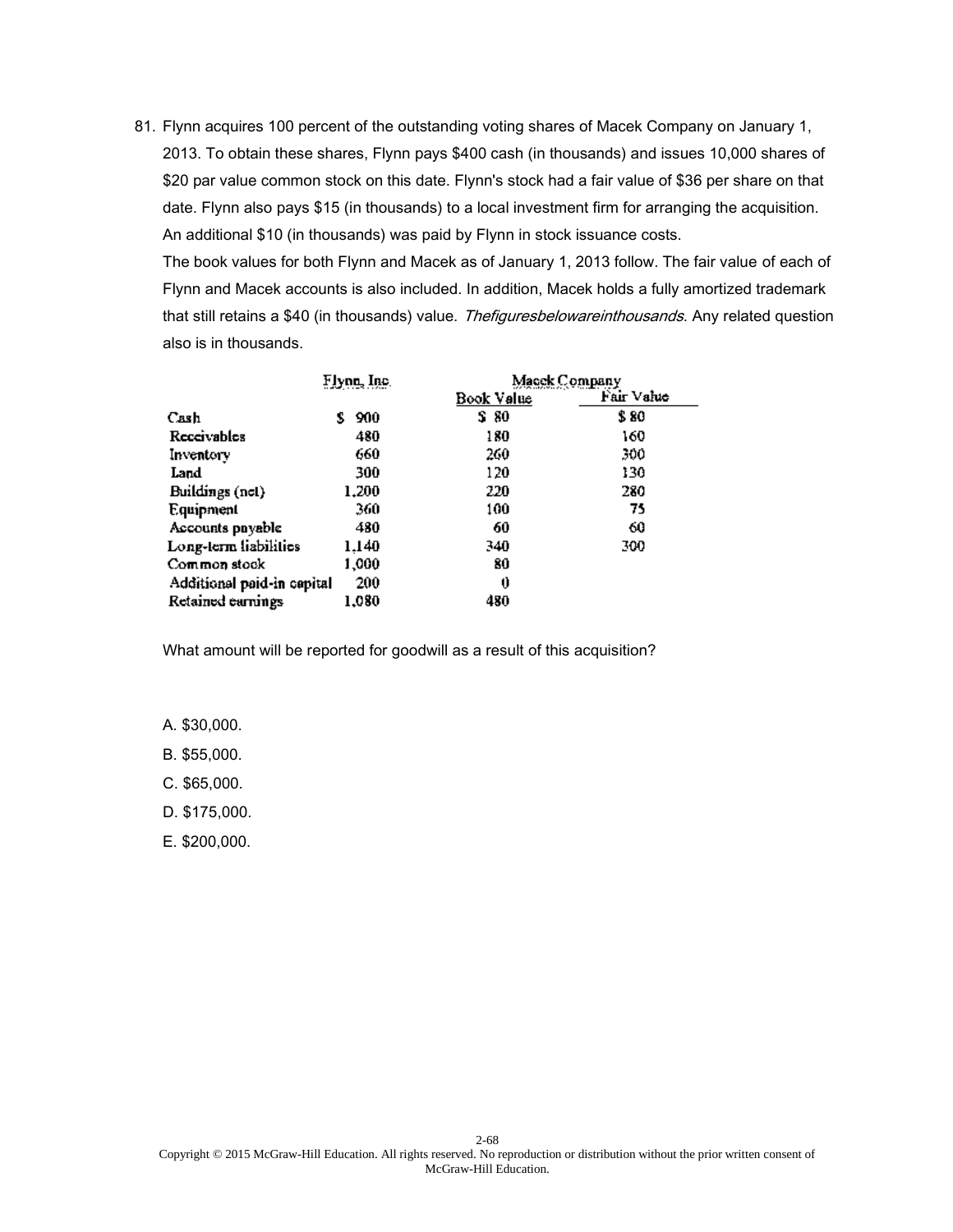81. Flynn acquires 100 percent of the outstanding voting shares of Macek Company on January 1, 2013. To obtain these shares, Flynn pays $400 cash (in thousands) and issues 10,000 shares of $20 par value common stock on this date. Flynn's stock had a fair value of $36 per share on that date. Flynn also pays $15 (in thousands) to a local investment firm for arranging the acquisition. An additional $10 (in thousands) was paid by Flynn in stock issuance costs.

The book values for both Flynn and Macek as of January 1, 2013 follow. The fair value of each of Flynn and Macek accounts is also included. In addition, Macek holds a fully amortized trademark that still retains a $40 (in thousands) value. *Thefiguresbelowareinthousands*. Any related question also is in thousands.

| | Flynn, Inc. | Macek Company | |
|---|---|---|---|
| | | Book Value | Fair Value |
| Cash | $ 900 | $ 80 | $ 80 |
| Receivables | 480 | 180 | 160 |
| Inventory | 660 | 260 | 300 |
| Land | 300 | 120 | 130 |
| Buildings (net) | 1,200 | 220 | 280 |
| Equipment | 360 | 100 | 75 |
| Accounts payable | 480 | 60 | 60 |
| Long-term liabilities | 1,140 | 340 | 300 |
| Common stock | 1,000 | 80 | |
| Additional paid-in capital | 200 | 0 | |
| Retained earnings | 1,080 | 480 | |

What amount will be reported for goodwill as a result of this acquisition?

A. $30,000.

B. $55,000.

C. $65,000.

D. $175,000.

E. $200,000.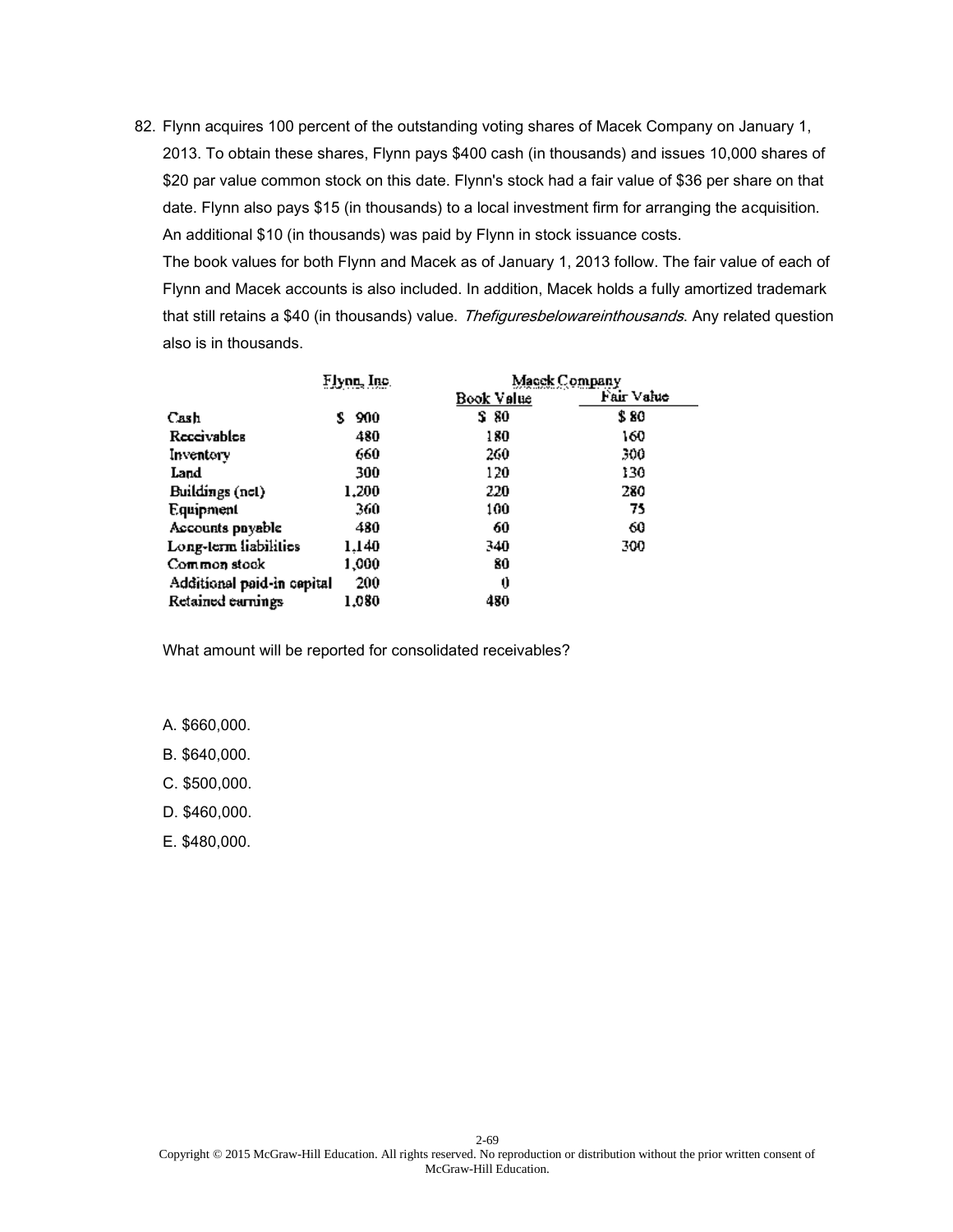82. Flynn acquires 100 percent of the outstanding voting shares of Macek Company on January 1, 2013. To obtain these shares, Flynn pays $400 cash (in thousands) and issues 10,000 shares of $20 par value common stock on this date. Flynn's stock had a fair value of $36 per share on that date. Flynn also pays $15 (in thousands) to a local investment firm for arranging the acquisition. An additional $10 (in thousands) was paid by Flynn in stock issuance costs.

    The book values for both Flynn and Macek as of January 1, 2013 follow. The fair value of each of Flynn and Macek accounts is also included. In addition, Macek holds a fully amortized trademark that still retains a $40 (in thousands) value. *Thefiguresbelowareinthousands*. Any related question also is in thousands.

| | Flynn, Inc. | Macek Company | |
|---|---|---|---|
| | | Book Value | Fair Value |
| Cash | $ 900 | $ 80 | $ 80 |
| Receivables | 480 | 180 | 160 |
| Inventory | 660 | 260 | 300 |
| Land | 300 | 120 | 130 |
| Buildings (net) | 1,200 | 220 | 280 |
| Equipment | 360 | 100 | 75 |
| Accounts payable | 480 | 60 | 60 |
| Long-term liabilities | 1,140 | 340 | 300 |
| Common stock | 1,000 | 80 | |
| Additional paid-in capital | 200 | 0 | |
| Retained earnings | 1,080 | 480 | |

What amount will be reported for consolidated receivables?

A. $660,000.

B. $640,000.

C. $500,000.

D. $460,000.

E. $480,000.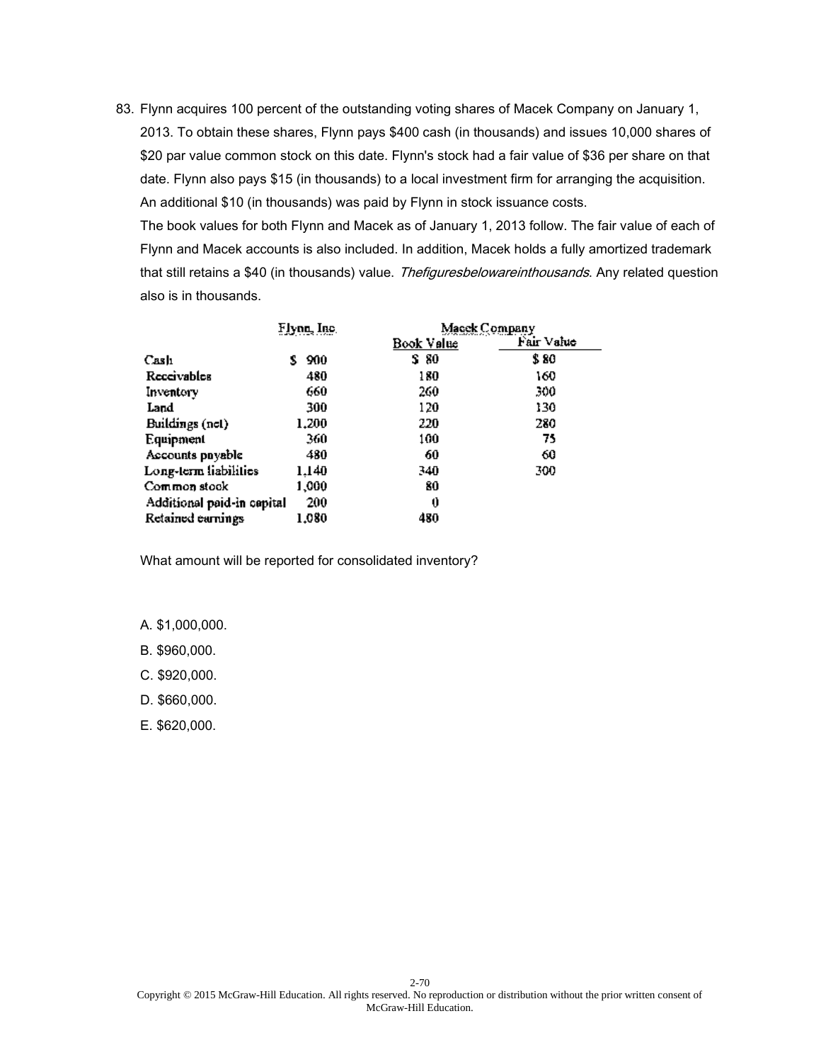83. Flynn acquires 100 percent of the outstanding voting shares of Macek Company on January 1, 2013. To obtain these shares, Flynn pays $400 cash (in thousands) and issues 10,000 shares of $20 par value common stock on this date. Flynn's stock had a fair value of $36 per share on that date. Flynn also pays $15 (in thousands) to a local investment firm for arranging the acquisition. An additional $10 (in thousands) was paid by Flynn in stock issuance costs.

    The book values for both Flynn and Macek as of January 1, 2013 follow. The fair value of each of Flynn and Macek accounts is also included. In addition, Macek holds a fully amortized trademark that still retains a $40 (in thousands) value. *Thefiguresbelowareinthousands*. Any related question also is in thousands.

|  | Flynn, Inc. | Macek Company | |
|---|---|---|---|
|  |  | Book Value | Fair Value |
| Cash | $ 900 | $ 80 | $ 80 |
| Receivables | 480 | 180 | 160 |
| Inventory | 660 | 260 | 300 |
| Land | 300 | 120 | 130 |
| Buildings (net) | 1,200 | 220 | 280 |
| Equipment | 360 | 100 | 75 |
| Accounts payable | 480 | 60 | 60 |
| Long-term liabilities | 1,140 | 340 | 300 |
| Common stock | 1,000 | 80 |  |
| Additional paid-in capital | 200 | 0 |  |
| Retained earnings | 1,080 | 480 |  |

    What amount will be reported for consolidated inventory?

    A. $1,000,000.

    B. $960,000.

    C. $920,000.

    D. $660,000.

    E. $620,000.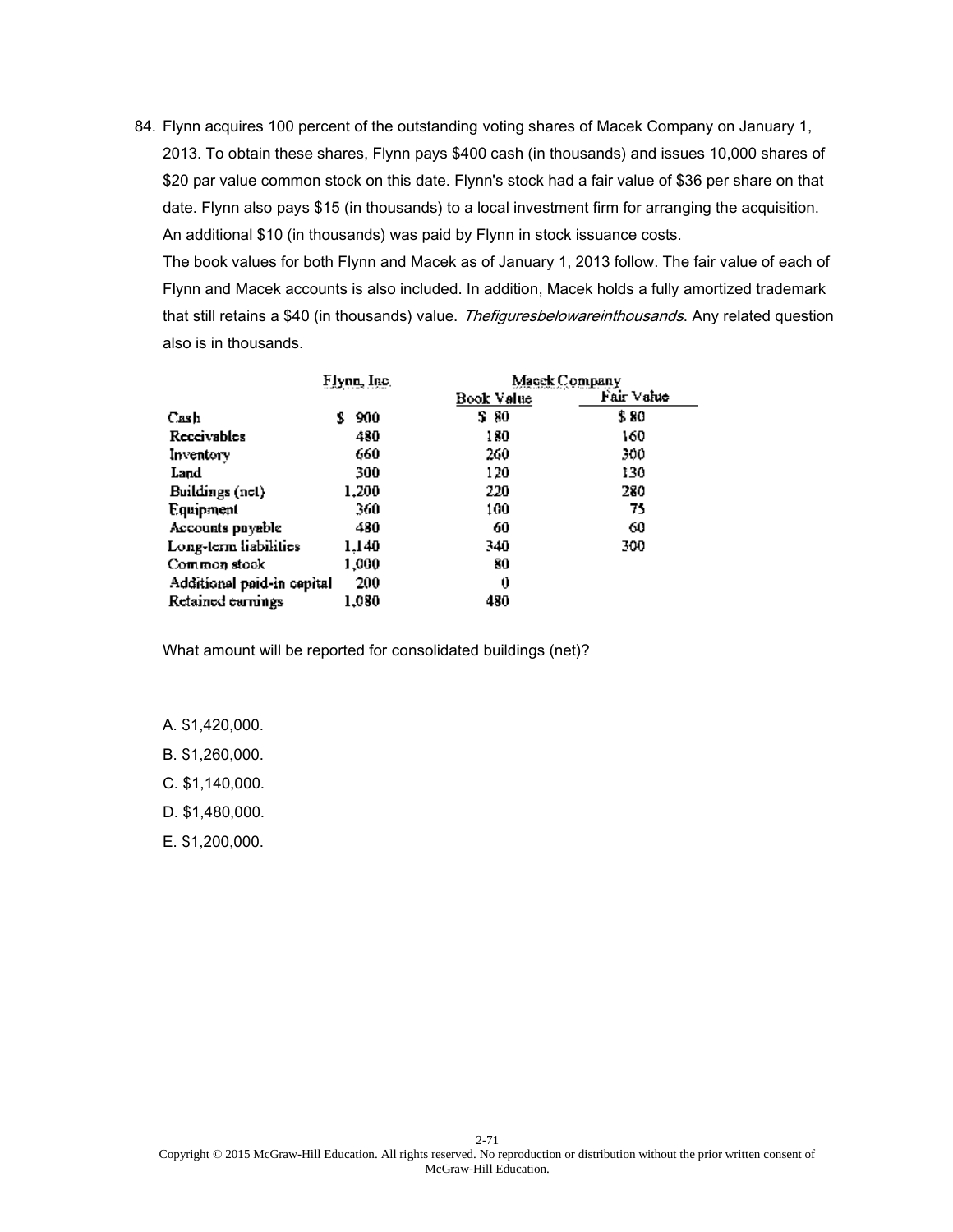84. Flynn acquires 100 percent of the outstanding voting shares of Macek Company on January 1, 2013. To obtain these shares, Flynn pays $400 cash (in thousands) and issues 10,000 shares of $20 par value common stock on this date. Flynn's stock had a fair value of $36 per share on that date. Flynn also pays $15 (in thousands) to a local investment firm for arranging the acquisition. An additional $10 (in thousands) was paid by Flynn in stock issuance costs.

The book values for both Flynn and Macek as of January 1, 2013 follow. The fair value of each of Flynn and Macek accounts is also included. In addition, Macek holds a fully amortized trademark that still retains a $40 (in thousands) value. *Thefiguresbelowareinthousands*. Any related question also is in thousands.

| | Flynn, Inc. | Macek Company | |
|---|---|---|---|
| | | Book Value | Fair Value |
| Cash | $ 900 | $ 80 | $ 80 |
| Receivables | 480 | 180 | 160 |
| Inventory | 660 | 260 | 300 |
| Land | 300 | 120 | 130 |
| Buildings (net) | 1,200 | 220 | 280 |
| Equipment | 360 | 100 | 75 |
| Accounts payable | 480 | 60 | 60 |
| Long-term liabilities | 1,140 | 340 | 300 |
| Common stock | 1,000 | 80 | |
| Additional paid-in capital | 200 | 0 | |
| Retained earnings | 1,080 | 480 | |

What amount will be reported for consolidated buildings (net)?

A. $1,420,000.

B. $1,260,000.

C. $1,140,000.

D. $1,480,000.

E. $1,200,000.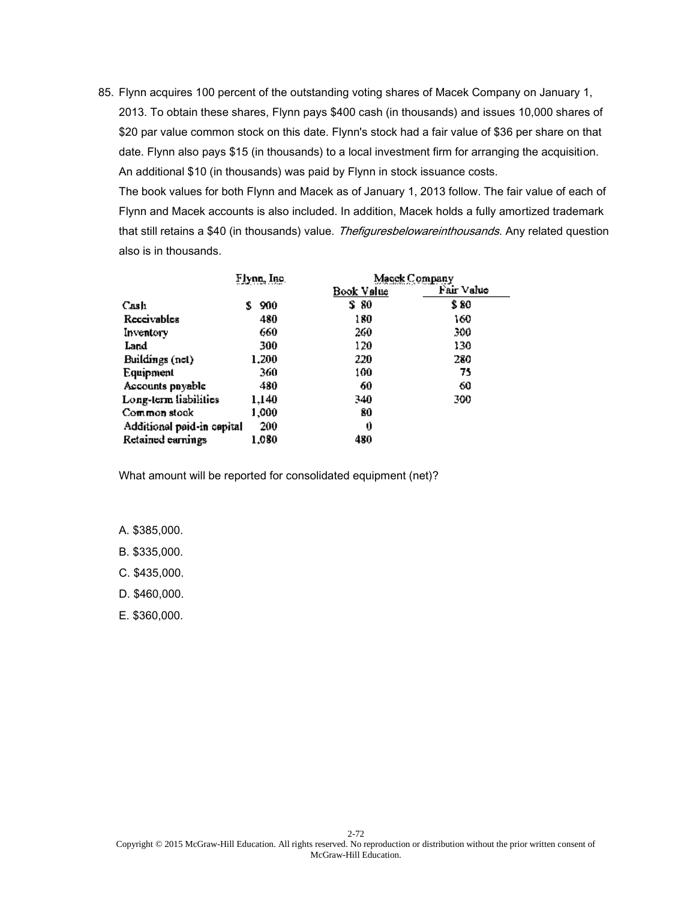85. Flynn acquires 100 percent of the outstanding voting shares of Macek Company on January 1, 2013. To obtain these shares, Flynn pays $400 cash (in thousands) and issues 10,000 shares of $20 par value common stock on this date. Flynn's stock had a fair value of $36 per share on that date. Flynn also pays $15 (in thousands) to a local investment firm for arranging the acquisition. An additional $10 (in thousands) was paid by Flynn in stock issuance costs.

    The book values for both Flynn and Macek as of January 1, 2013 follow. The fair value of each of Flynn and Macek accounts is also included. In addition, Macek holds a fully amortized trademark that still retains a $40 (in thousands) value. *Thefiguresbelowareinthousands*. Any related question also is in thousands.

| | Flynn, Inc. | Macek Company | |
|---|---|---|---|
| | | Book Value | Fair Value |
| Cash | $ 900 | $ 80 | $ 80 |
| Receivables | 480 | 180 | 160 |
| Inventory | 660 | 260 | 300 |
| Land | 300 | 120 | 130 |
| Buildings (net) | 1,200 | 220 | 280 |
| Equipment | 360 | 100 | 75 |
| Accounts payable | 480 | 60 | 60 |
| Long-term liabilities | 1,140 | 340 | 300 |
| Common stock | 1,000 | 80 | |
| Additional paid-in capital | 200 | 0 | |
| Retained earnings | 1,080 | 480 | |

What amount will be reported for consolidated equipment (net)?

A. $385,000.

B. $335,000.

C. $435,000.

D. $460,000.

E. $360,000.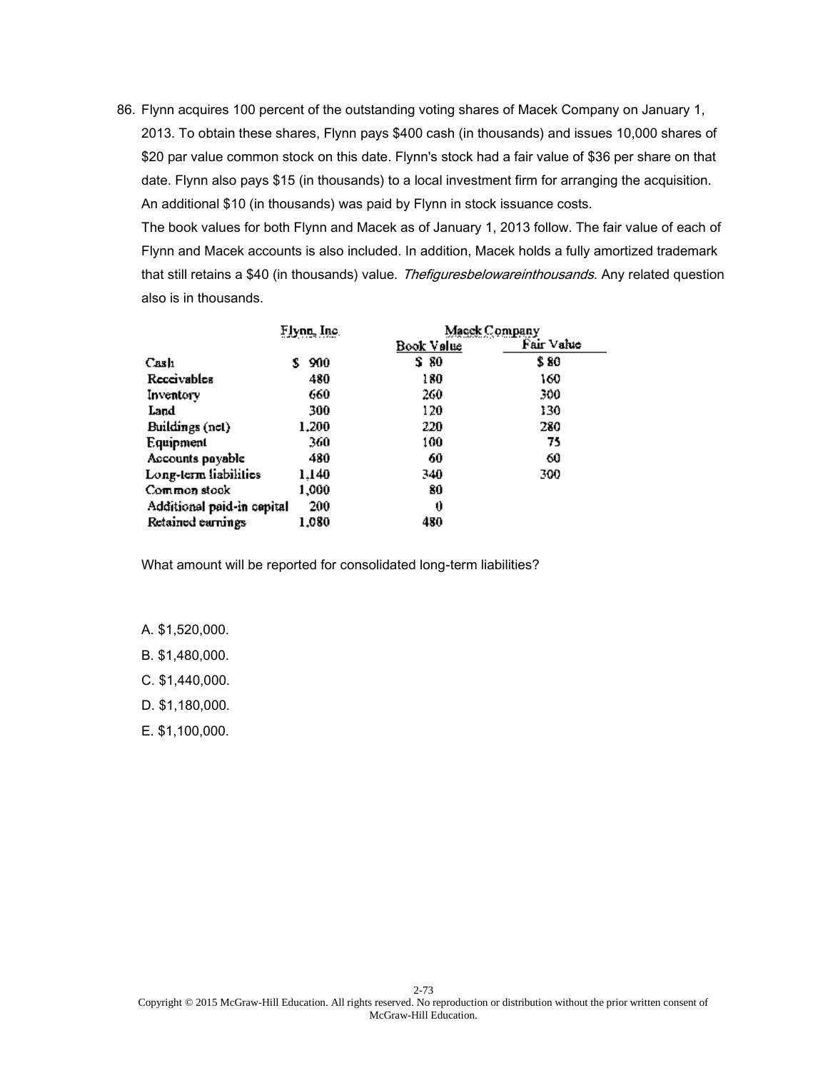86. Flynn acquires 100 percent of the outstanding voting shares of Macek Company on January 1, 2013. To obtain these shares, Flynn pays $400 cash (in thousands) and issues 10,000 shares of $20 par value common stock on this date. Flynn's stock had a fair value of $36 per share on that date. Flynn also pays $15 (in thousands) to a local investment firm for arranging the acquisition. An additional $10 (in thousands) was paid by Flynn in stock issuance costs.

The book values for both Flynn and Macek as of January 1, 2013 follow. The fair value of each of Flynn and Macek accounts is also included. In addition, Macek holds a fully amortized trademark that still retains a $40 (in thousands) value. *Thefiguresbelowareinthousands*. Any related question also is in thousands.

| | Flynn, Inc. | Macek Company | |
|---|---|---|---|
| | | Book Value | Fair Value |
| Cash | $ 900 | $ 80 | $ 80 |
| Receivables | 480 | 180 | 160 |
| Inventory | 660 | 260 | 300 |
| Land | 300 | 120 | 130 |
| Buildings (net) | 1,200 | 220 | 280 |
| Equipment | 360 | 100 | 75 |
| Accounts payable | 480 | 60 | 60 |
| Long-term liabilities | 1,140 | 340 | 300 |
| Common stock | 1,000 | 80 | |
| Additional paid-in capital | 200 | 0 | |
| Retained earnings | 1,080 | 480 | |

What amount will be reported for consolidated long-term liabilities?

A. $1,520,000.

B. $1,480,000.

C. $1,440,000.

D. $1,180,000.

E. $1,100,000.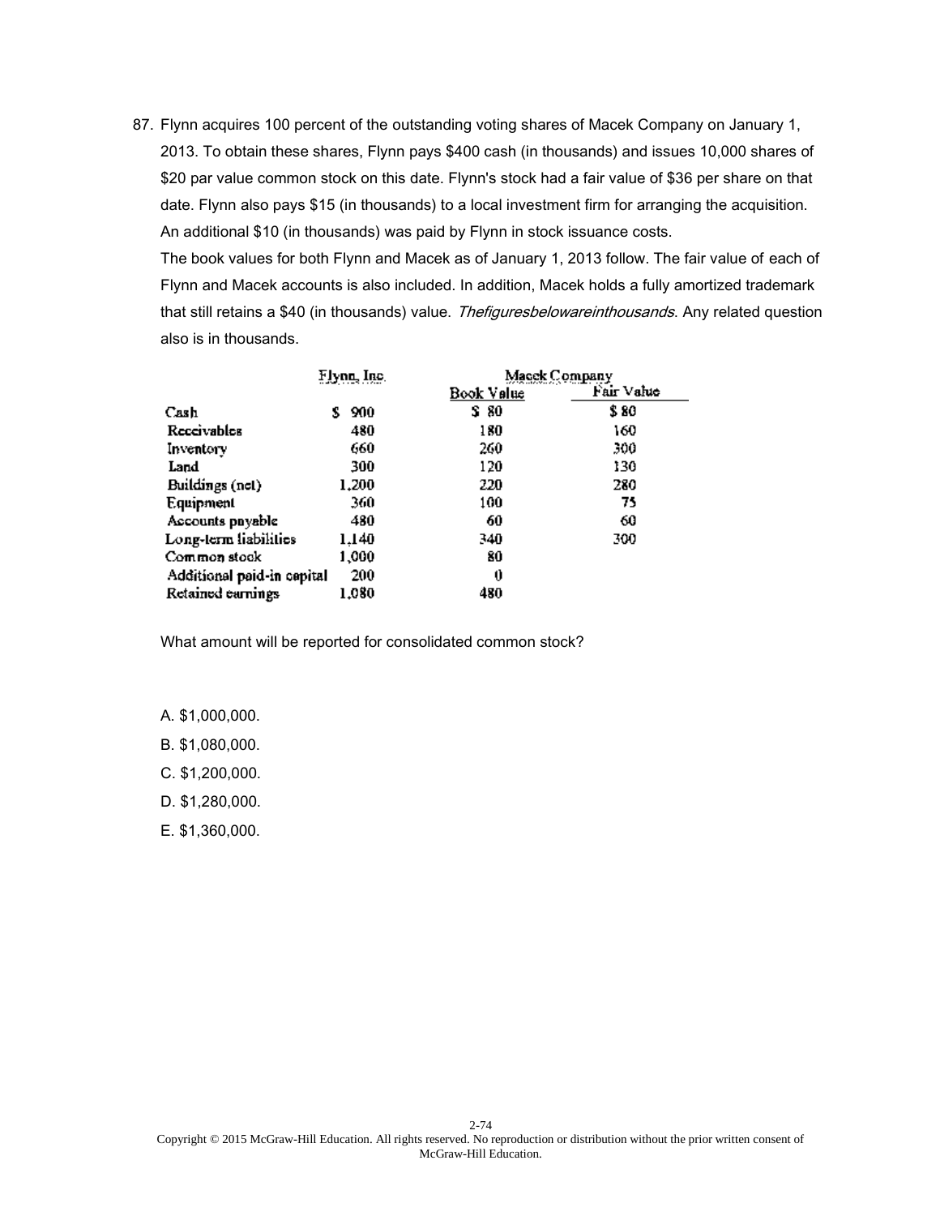87. Flynn acquires 100 percent of the outstanding voting shares of Macek Company on January 1, 2013. To obtain these shares, Flynn pays $400 cash (in thousands) and issues 10,000 shares of $20 par value common stock on this date. Flynn's stock had a fair value of $36 per share on that date. Flynn also pays $15 (in thousands) to a local investment firm for arranging the acquisition. An additional $10 (in thousands) was paid by Flynn in stock issuance costs.

    The book values for both Flynn and Macek as of January 1, 2013 follow. The fair value of each of Flynn and Macek accounts is also included. In addition, Macek holds a fully amortized trademark that still retains a $40 (in thousands) value. *Thefiguresbelowareinthousands*. Any related question also is in thousands.

| | Flynn, Inc. | Macek Company | |
|---|---|---|---|
| | | Book Value | Fair Value |
| Cash | $ 900 | $ 80 | $ 80 |
| Receivables | 480 | 180 | 160 |
| Inventory | 660 | 260 | 300 |
| Land | 300 | 120 | 130 |
| Buildings (net) | 1,200 | 220 | 280 |
| Equipment | 360 | 100 | 75 |
| Accounts payable | 480 | 60 | 60 |
| Long-term liabilities | 1,140 | 340 | 300 |
| Common stock | 1,000 | 80 | |
| Additional paid-in capital | 200 | 0 | |
| Retained earnings | 1,080 | 480 | |

    What amount will be reported for consolidated common stock?

    A. $1,000,000.

    B. $1,080,000.

    C. $1,200,000.

    D. $1,280,000.

    E. $1,360,000.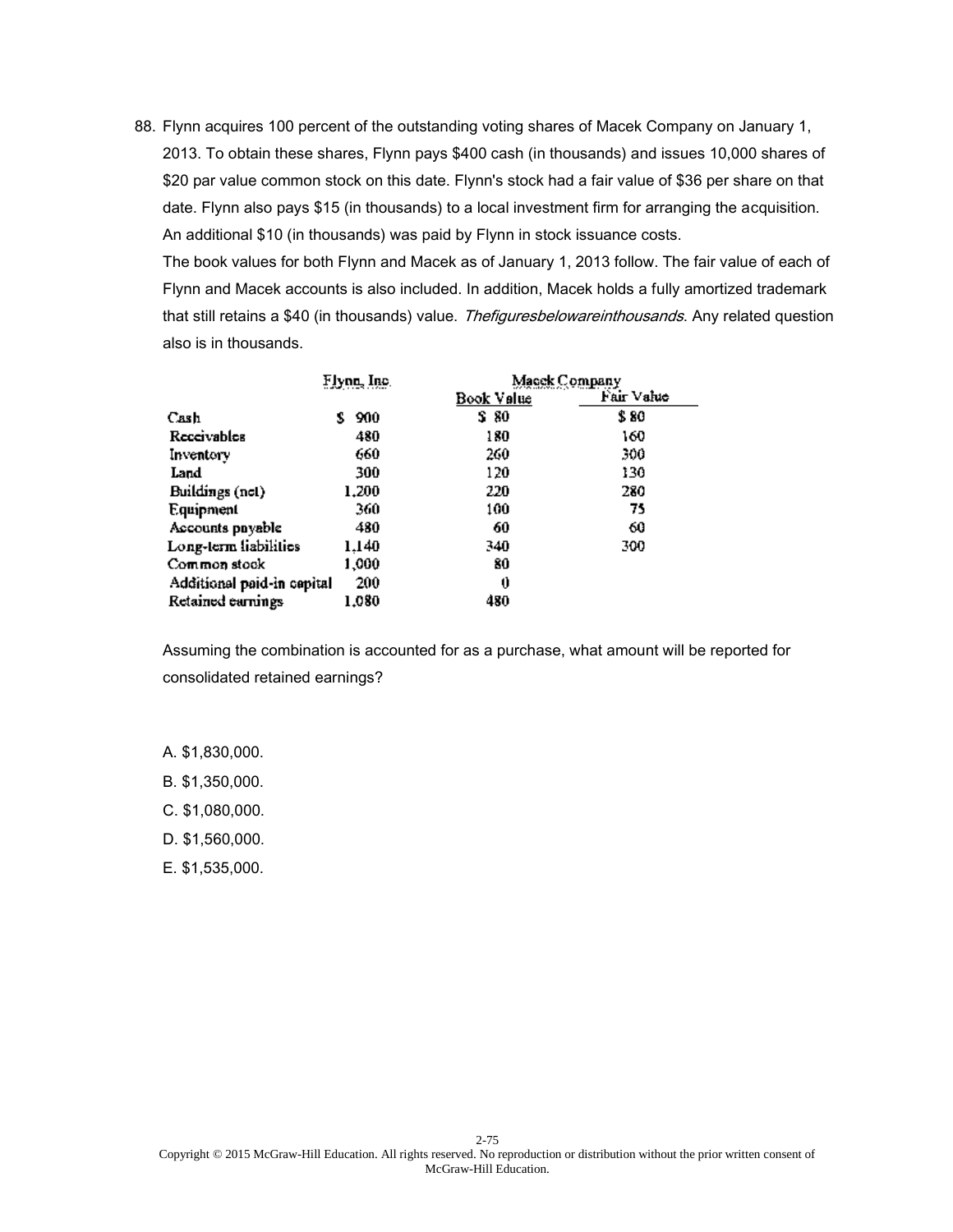88. Flynn acquires 100 percent of the outstanding voting shares of Macek Company on January 1, 2013. To obtain these shares, Flynn pays $400 cash (in thousands) and issues 10,000 shares of $20 par value common stock on this date. Flynn's stock had a fair value of $36 per share on that date. Flynn also pays $15 (in thousands) to a local investment firm for arranging the acquisition. An additional $10 (in thousands) was paid by Flynn in stock issuance costs.

The book values for both Flynn and Macek as of January 1, 2013 follow. The fair value of each of Flynn and Macek accounts is also included. In addition, Macek holds a fully amortized trademark that still retains a $40 (in thousands) value. *Thefiguresbelowareinthousands*. Any related question also is in thousands.

| | Flynn, Inc. | Macek Company | |
|---|---|---|---|
| | | Book Value | Fair Value |
| Cash | $ 900 | $ 80 | $ 80 |
| Receivables | 480 | 180 | 160 |
| Inventory | 660 | 260 | 300 |
| Land | 300 | 120 | 130 |
| Buildings (net) | 1,200 | 220 | 280 |
| Equipment | 360 | 100 | 75 |
| Accounts payable | 480 | 60 | 60 |
| Long-term liabilities | 1,140 | 340 | 300 |
| Common stock | 1,000 | 80 | |
| Additional paid-in capital | 200 | 0 | |
| Retained earnings | 1,080 | 480 | |

Assuming the combination is accounted for as a purchase, what amount will be reported for consolidated retained earnings?

A. $1,830,000.

B. $1,350,000.

C. $1,080,000.

D. $1,560,000.

E. $1,535,000.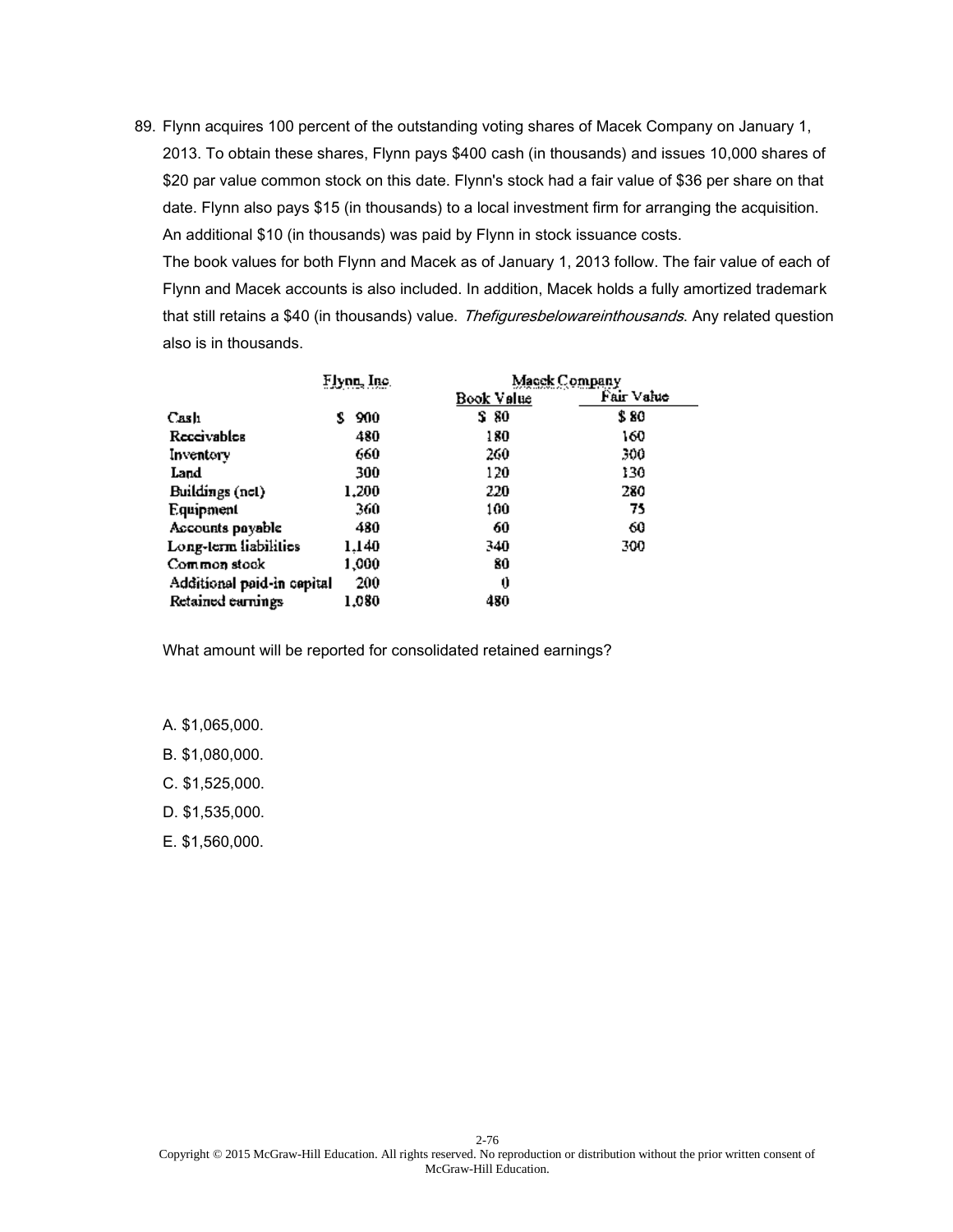89. Flynn acquires 100 percent of the outstanding voting shares of Macek Company on January 1, 2013. To obtain these shares, Flynn pays $400 cash (in thousands) and issues 10,000 shares of $20 par value common stock on this date. Flynn's stock had a fair value of $36 per share on that date. Flynn also pays $15 (in thousands) to a local investment firm for arranging the acquisition. An additional $10 (in thousands) was paid by Flynn in stock issuance costs.

The book values for both Flynn and Macek as of January 1, 2013 follow. The fair value of each of Flynn and Macek accounts is also included. In addition, Macek holds a fully amortized trademark that still retains a $40 (in thousands) value. *Thefiguresbelowareinthousands*. Any related question also is in thousands.

| | Flynn, Inc. | Macek Company | |
|---|---|---|---|
| | | Book Value | Fair Value |
| Cash | $ 900 | $ 80 | $ 80 |
| Receivables | 480 | 180 | 160 |
| Inventory | 660 | 260 | 300 |
| Land | 300 | 120 | 130 |
| Buildings (net) | 1,200 | 220 | 280 |
| Equipment | 360 | 100 | 75 |
| Accounts payable | 480 | 60 | 60 |
| Long-term liabilities | 1,140 | 340 | 300 |
| Common stock | 1,000 | 80 | |
| Additional paid-in capital | 200 | 0 | |
| Retained earnings | 1,080 | 480 | |

What amount will be reported for consolidated retained earnings?

A. $1,065,000.

B. $1,080,000.

C. $1,525,000.

D. $1,535,000.

E. $1,560,000.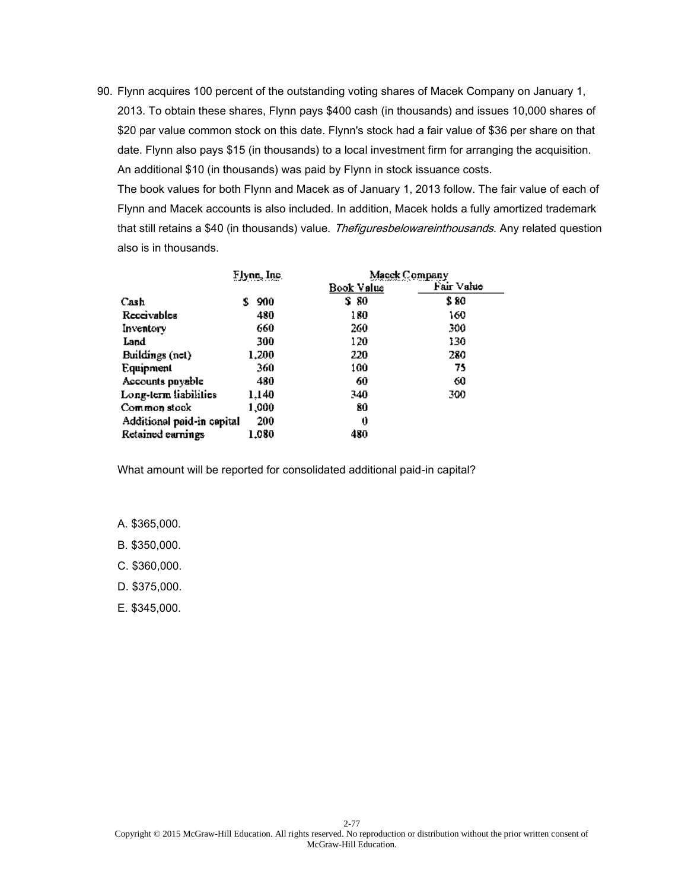90. Flynn acquires 100 percent of the outstanding voting shares of Macek Company on January 1, 2013. To obtain these shares, Flynn pays $400 cash (in thousands) and issues 10,000 shares of $20 par value common stock on this date. Flynn's stock had a fair value of $36 per share on that date. Flynn also pays $15 (in thousands) to a local investment firm for arranging the acquisition. An additional $10 (in thousands) was paid by Flynn in stock issuance costs.

    The book values for both Flynn and Macek as of January 1, 2013 follow. The fair value of each of Flynn and Macek accounts is also included. In addition, Macek holds a fully amortized trademark that still retains a $40 (in thousands) value. *Thefiguresbelowareinthousands*. Any related question also is in thousands.

| | Flynn, Inc. | Macek Company | |
|---|---|---|---|
| | | Book Value | Fair Value |
| Cash | $ 900 | $ 80 | $ 80 |
| Receivables | 480 | 180 | 160 |
| Inventory | 660 | 260 | 300 |
| Land | 300 | 120 | 130 |
| Buildings (net) | 1,200 | 220 | 280 |
| Equipment | 360 | 100 | 75 |
| Accounts payable | 480 | 60 | 60 |
| Long-term liabilities | 1,140 | 340 | 300 |
| Common stock | 1,000 | 80 | |
| Additional paid-in capital | 200 | 0 | |
| Retained earnings | 1,080 | 480 | |

    What amount will be reported for consolidated additional paid-in capital?

    A. $365,000.

    B. $350,000.

    C. $360,000.

    D. $375,000.

    E. $345,000.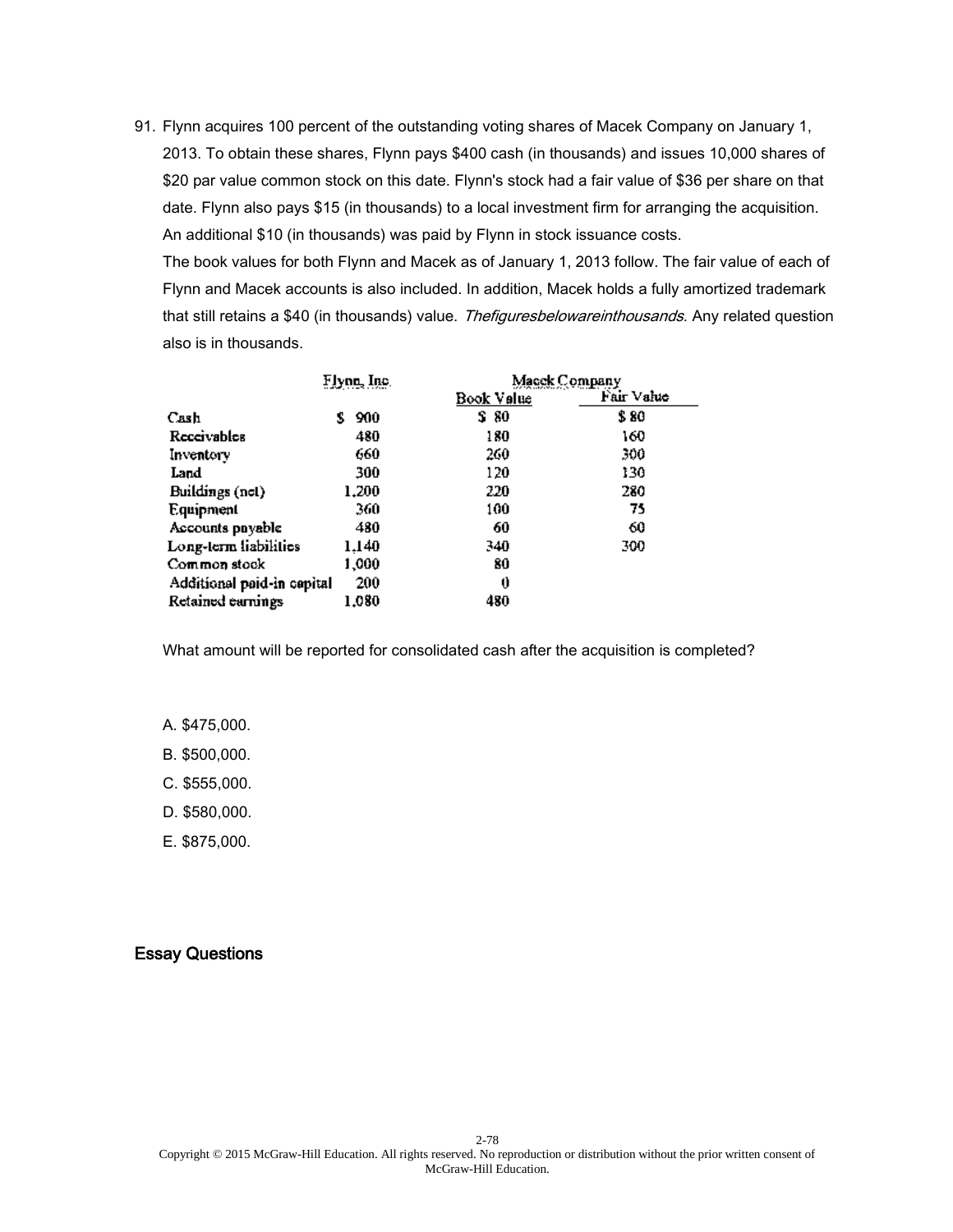91. Flynn acquires 100 percent of the outstanding voting shares of Macek Company on January 1, 2013. To obtain these shares, Flynn pays $400 cash (in thousands) and issues 10,000 shares of $20 par value common stock on this date. Flynn's stock had a fair value of $36 per share on that date. Flynn also pays $15 (in thousands) to a local investment firm for arranging the acquisition. An additional $10 (in thousands) was paid by Flynn in stock issuance costs.

    The book values for both Flynn and Macek as of January 1, 2013 follow. The fair value of each of Flynn and Macek accounts is also included. In addition, Macek holds a fully amortized trademark that still retains a $40 (in thousands) value. *Thefiguresbelowareinthousands*. Any related question also is in thousands.

| | Flynn, Inc. | Macek Company | |
|---|---|---|---|
| | | Book Value | Fair Value |
| Cash | $ 900 | $ 80 | $ 80 |
| Receivables | 480 | 180 | 160 |
| Inventory | 660 | 260 | 300 |
| Land | 300 | 120 | 130 |
| Buildings (net) | 1,200 | 220 | 280 |
| Equipment | 360 | 100 | 75 |
| Accounts payable | 480 | 60 | 60 |
| Long-term liabilities | 1,140 | 340 | 300 |
| Common stock | 1,000 | 80 | |
| Additional paid-in capital | 200 | 0 | |
| Retained earnings | 1,080 | 480 | |

What amount will be reported for consolidated cash after the acquisition is completed?

A. $475,000.

B. $500,000.

C. $555,000.

D. $580,000.

E. $875,000.

## Essay Questions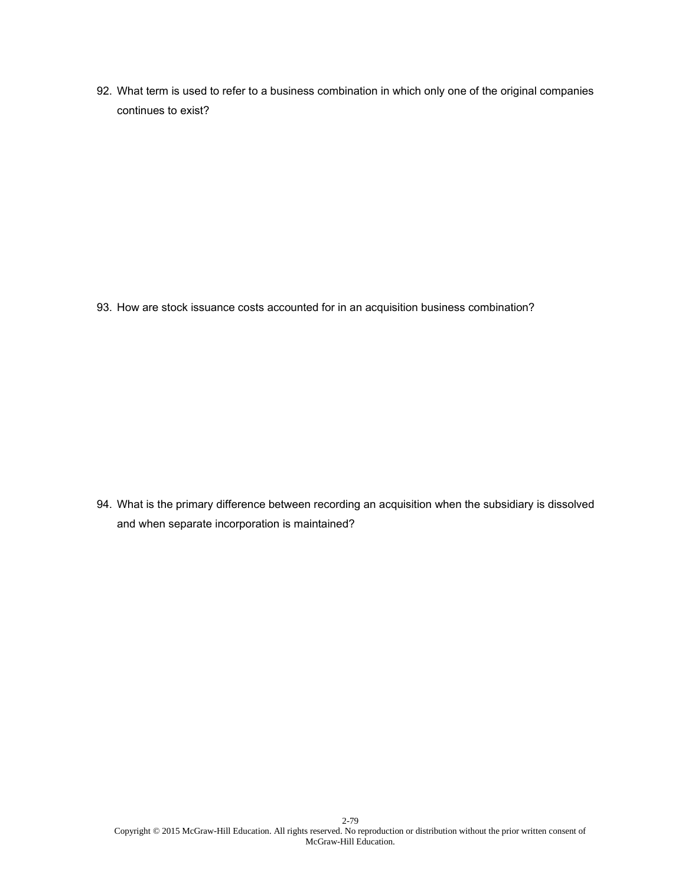92. What term is used to refer to a business combination in which only one of the original companies continues to exist?

93. How are stock issuance costs accounted for in an acquisition business combination?

94. What is the primary difference between recording an acquisition when the subsidiary is dissolved and when separate incorporation is maintained?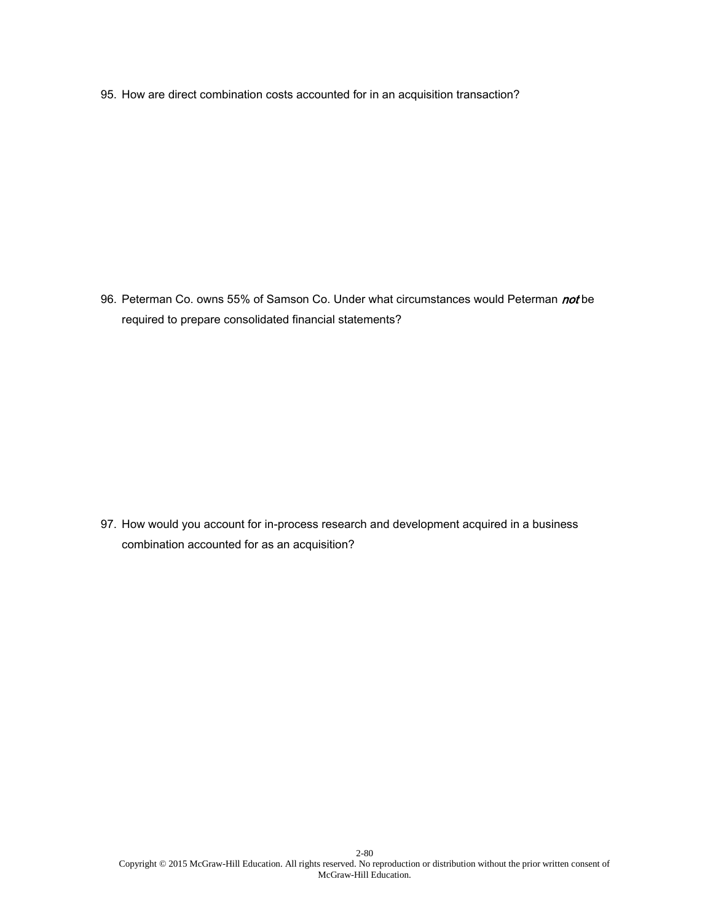95. How are direct combination costs accounted for in an acquisition transaction?

96. Peterman Co. owns 55% of Samson Co. Under what circumstances would Peterman *not* be required to prepare consolidated financial statements?

97. How would you account for in-process research and development acquired in a business combination accounted for as an acquisition?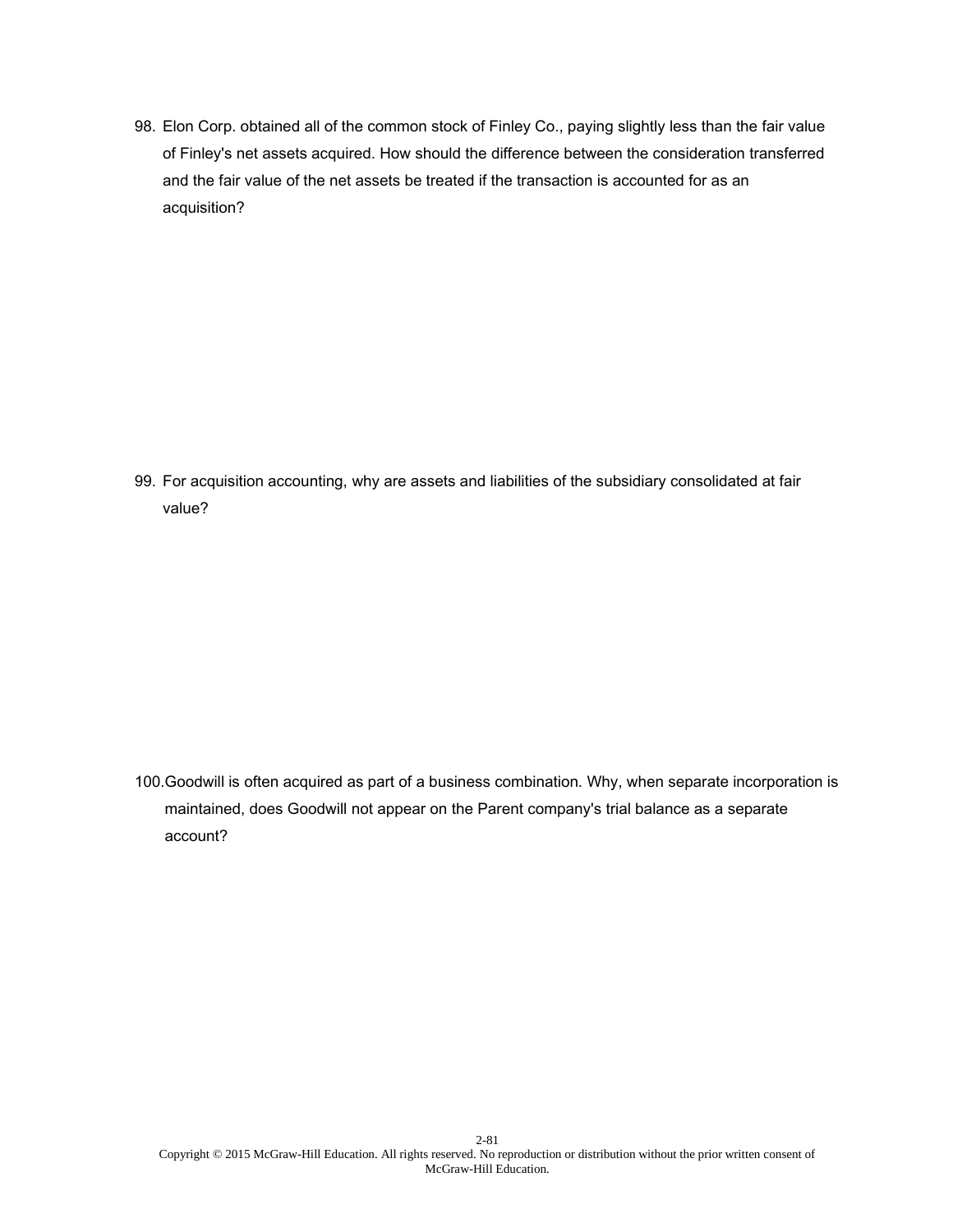98. Elon Corp. obtained all of the common stock of Finley Co., paying slightly less than the fair value of Finley's net assets acquired. How should the difference between the consideration transferred and the fair value of the net assets be treated if the transaction is accounted for as an acquisition?

99. For acquisition accounting, why are assets and liabilities of the subsidiary consolidated at fair value?

100. Goodwill is often acquired as part of a business combination. Why, when separate incorporation is maintained, does Goodwill not appear on the Parent company's trial balance as a separate account?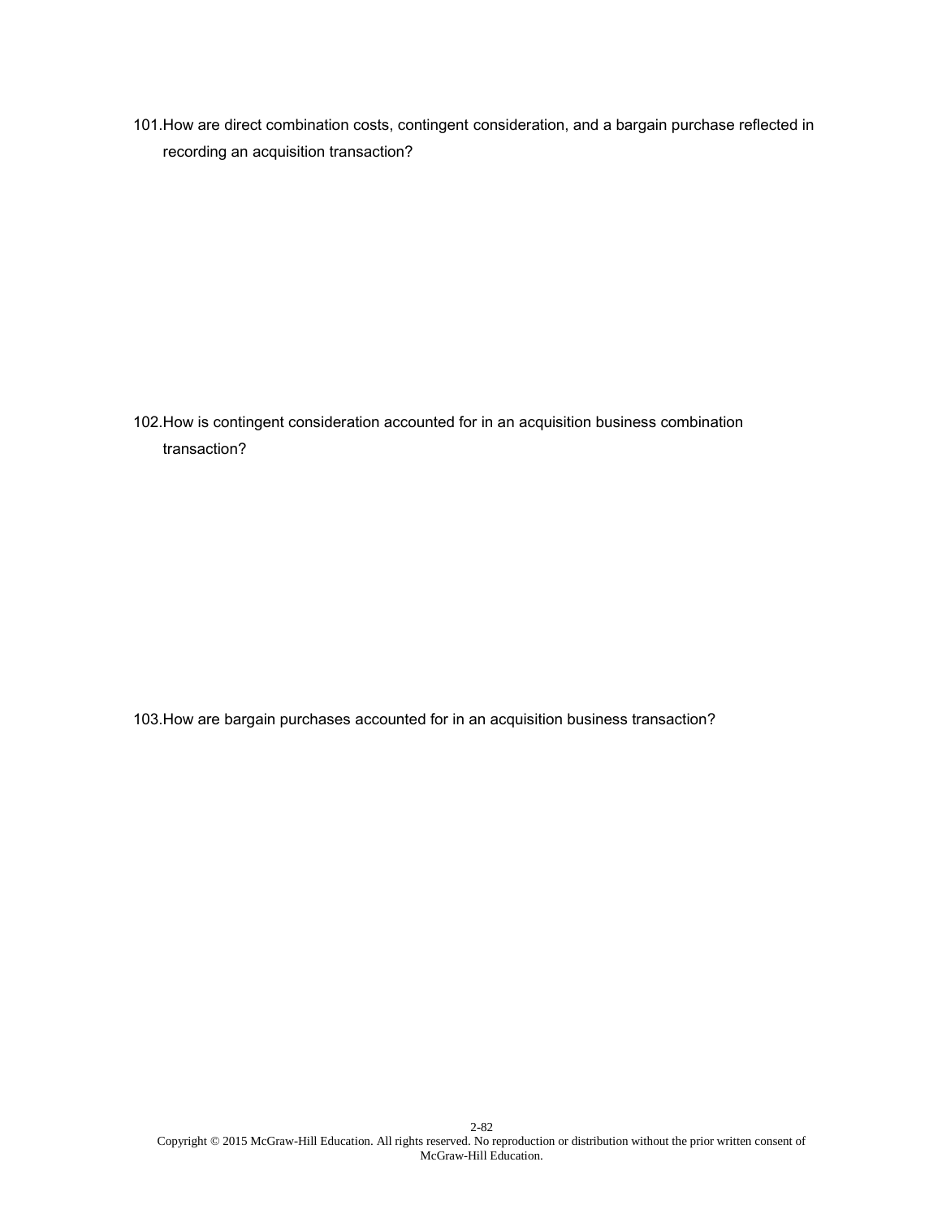101. How are direct combination costs, contingent consideration, and a bargain purchase reflected in recording an acquisition transaction?

102. How is contingent consideration accounted for in an acquisition business combination transaction?

103. How are bargain purchases accounted for in an acquisition business transaction?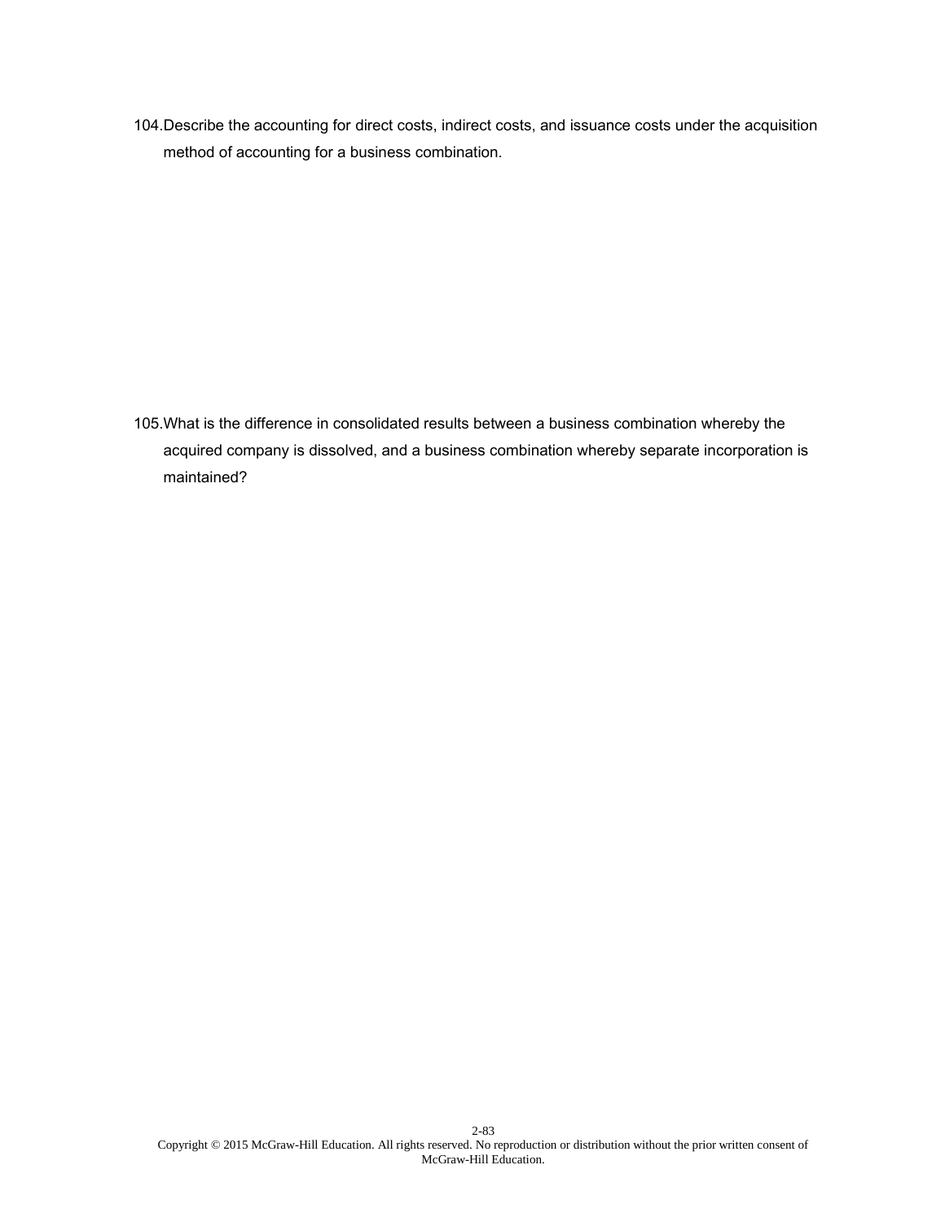104. Describe the accounting for direct costs, indirect costs, and issuance costs under the acquisition method of accounting for a business combination.

105. What is the difference in consolidated results between a business combination whereby the acquired company is dissolved, and a business combination whereby separate incorporation is maintained?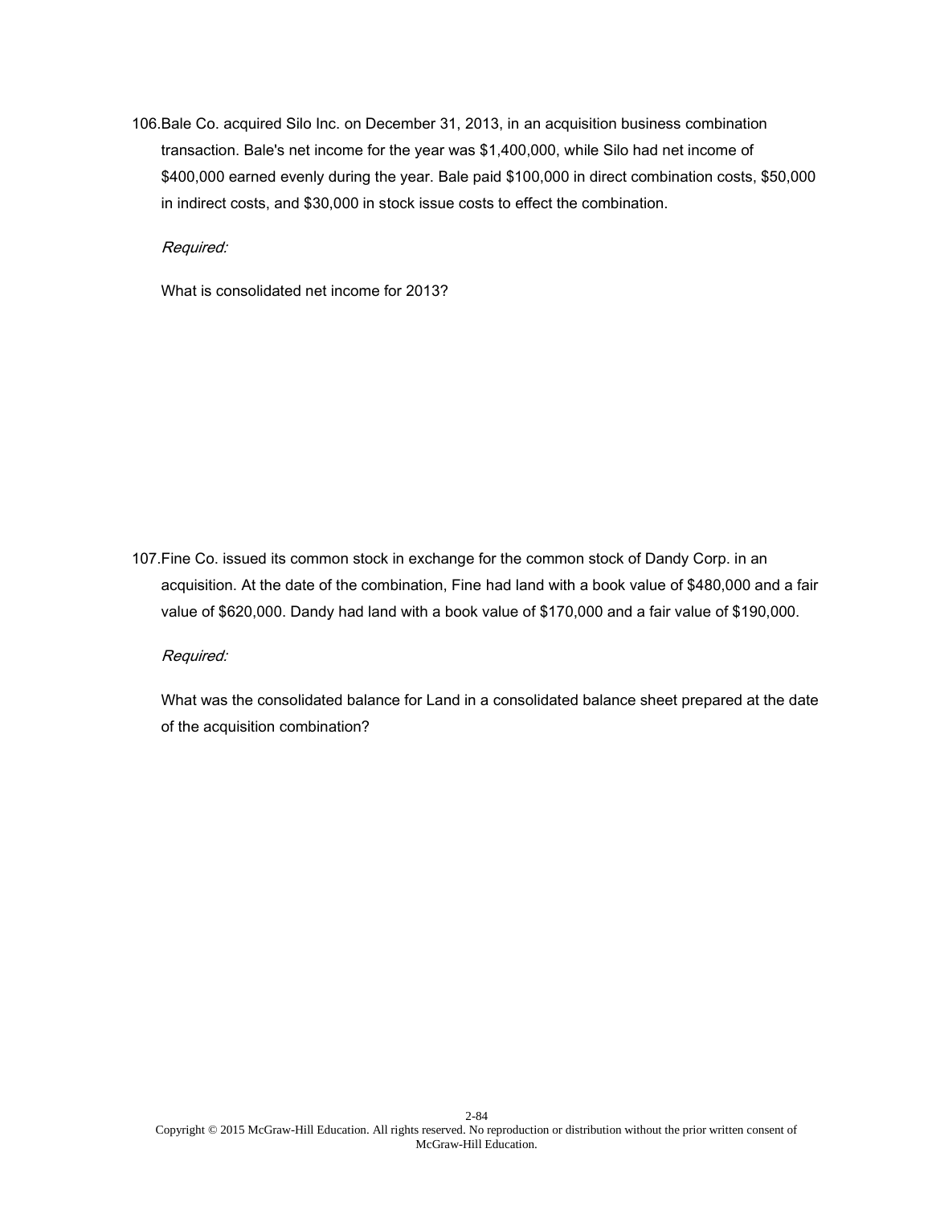106.Bale Co. acquired Silo Inc. on December 31, 2013, in an acquisition business combination transaction. Bale's net income for the year was $1,400,000, while Silo had net income of $400,000 earned evenly during the year. Bale paid $100,000 in direct combination costs, $50,000 in indirect costs, and $30,000 in stock issue costs to effect the combination.

*Required:*

What is consolidated net income for 2013?

107.Fine Co. issued its common stock in exchange for the common stock of Dandy Corp. in an acquisition. At the date of the combination, Fine had land with a book value of $480,000 and a fair value of $620,000. Dandy had land with a book value of $170,000 and a fair value of $190,000.

*Required:*

What was the consolidated balance for Land in a consolidated balance sheet prepared at the date of the acquisition combination?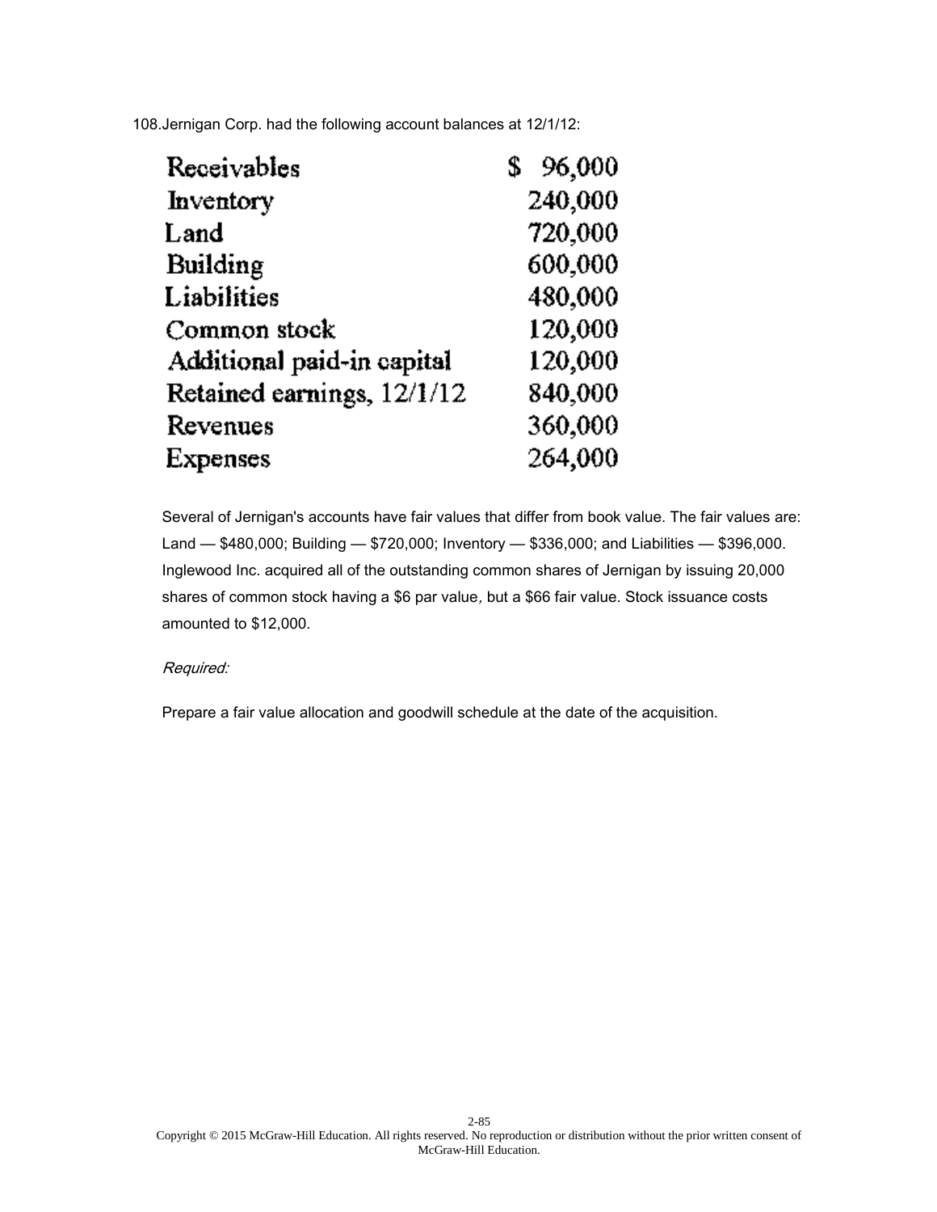108.Jernigan Corp. had the following account balances at 12/1/12:

| | |
|---|---|
| Receivables | $ 96,000 |
| Inventory | 240,000 |
| Land | 720,000 |
| Building | 600,000 |
| Liabilities | 480,000 |
| Common stock | 120,000 |
| Additional paid-in capital | 120,000 |
| Retained earnings, 12/1/12 | 840,000 |
| Revenues | 360,000 |
| Expenses | 264,000 |

Several of Jernigan's accounts have fair values that differ from book value. The fair values are: Land — $480,000; Building — $720,000; Inventory — $336,000; and Liabilities — $396,000. Inglewood Inc. acquired all of the outstanding common shares of Jernigan by issuing 20,000 shares of common stock having a $6 par value, but a $66 fair value. Stock issuance costs amounted to $12,000.

*Required:*

Prepare a fair value allocation and goodwill schedule at the date of the acquisition.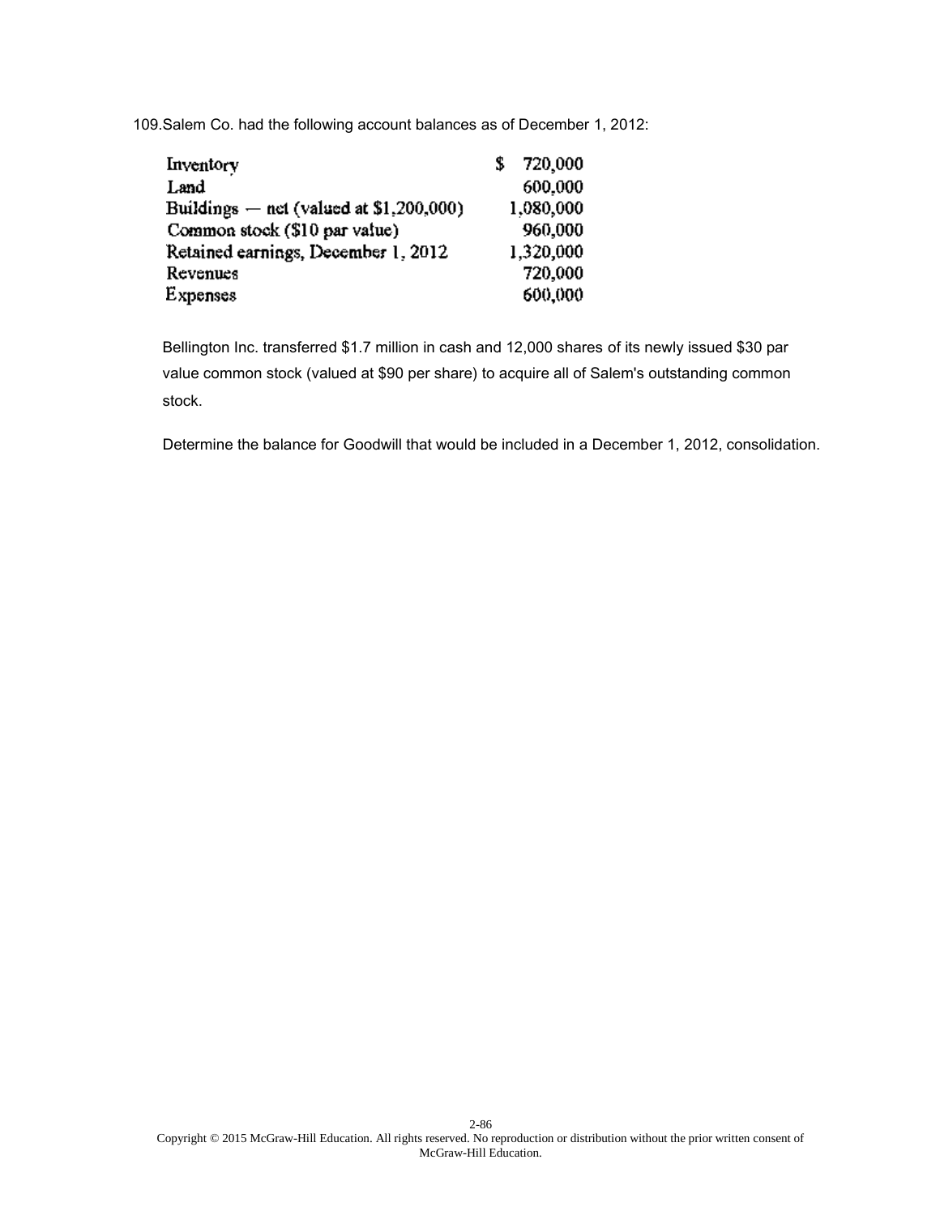109.Salem Co. had the following account balances as of December 1, 2012:

| | |
|---|---|
| Inventory | $ 720,000 |
| Land | 600,000 |
| Buildings — net (valued at $1,200,000) | 1,080,000 |
| Common stock ($10 par value) | 960,000 |
| Retained earnings, December 1, 2012 | 1,320,000 |
| Revenues | 720,000 |
| Expenses | 600,000 |

Bellington Inc. transferred $1.7 million in cash and 12,000 shares of its newly issued $30 par value common stock (valued at $90 per share) to acquire all of Salem's outstanding common stock.

Determine the balance for Goodwill that would be included in a December 1, 2012, consolidation.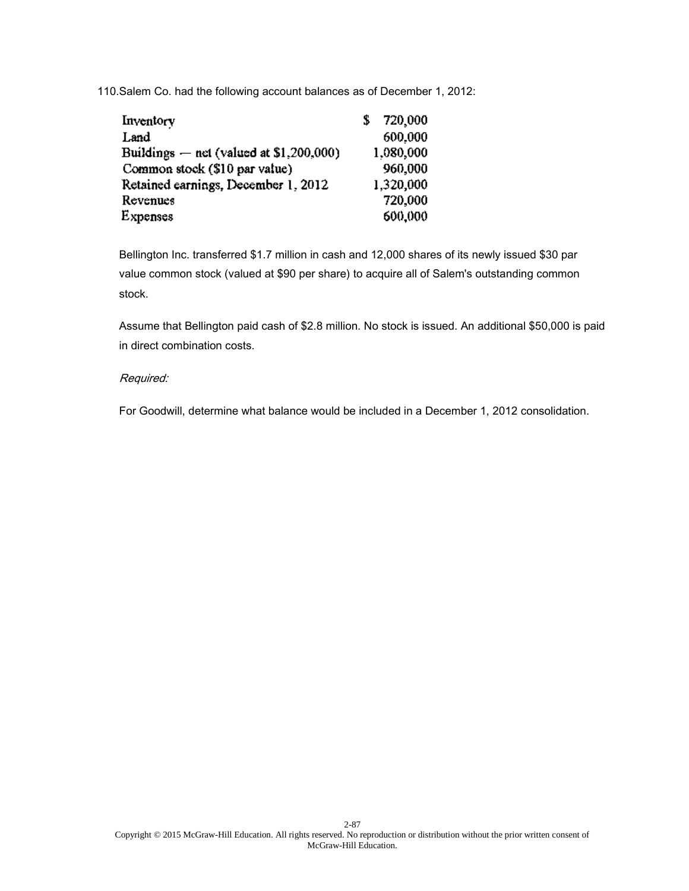110.Salem Co. had the following account balances as of December 1, 2012:

| | |
|---|---|
| Inventory | $ 720,000 |
| Land | 600,000 |
| Buildings — net (valued at $1,200,000) | 1,080,000 |
| Common stock ($10 par value) | 960,000 |
| Retained earnings, December 1, 2012 | 1,320,000 |
| Revenues | 720,000 |
| Expenses | 600,000 |

Bellington Inc. transferred $1.7 million in cash and 12,000 shares of its newly issued $30 par value common stock (valued at $90 per share) to acquire all of Salem's outstanding common stock.

Assume that Bellington paid cash of $2.8 million. No stock is issued. An additional $50,000 is paid in direct combination costs.

*Required:*

For Goodwill, determine what balance would be included in a December 1, 2012 consolidation.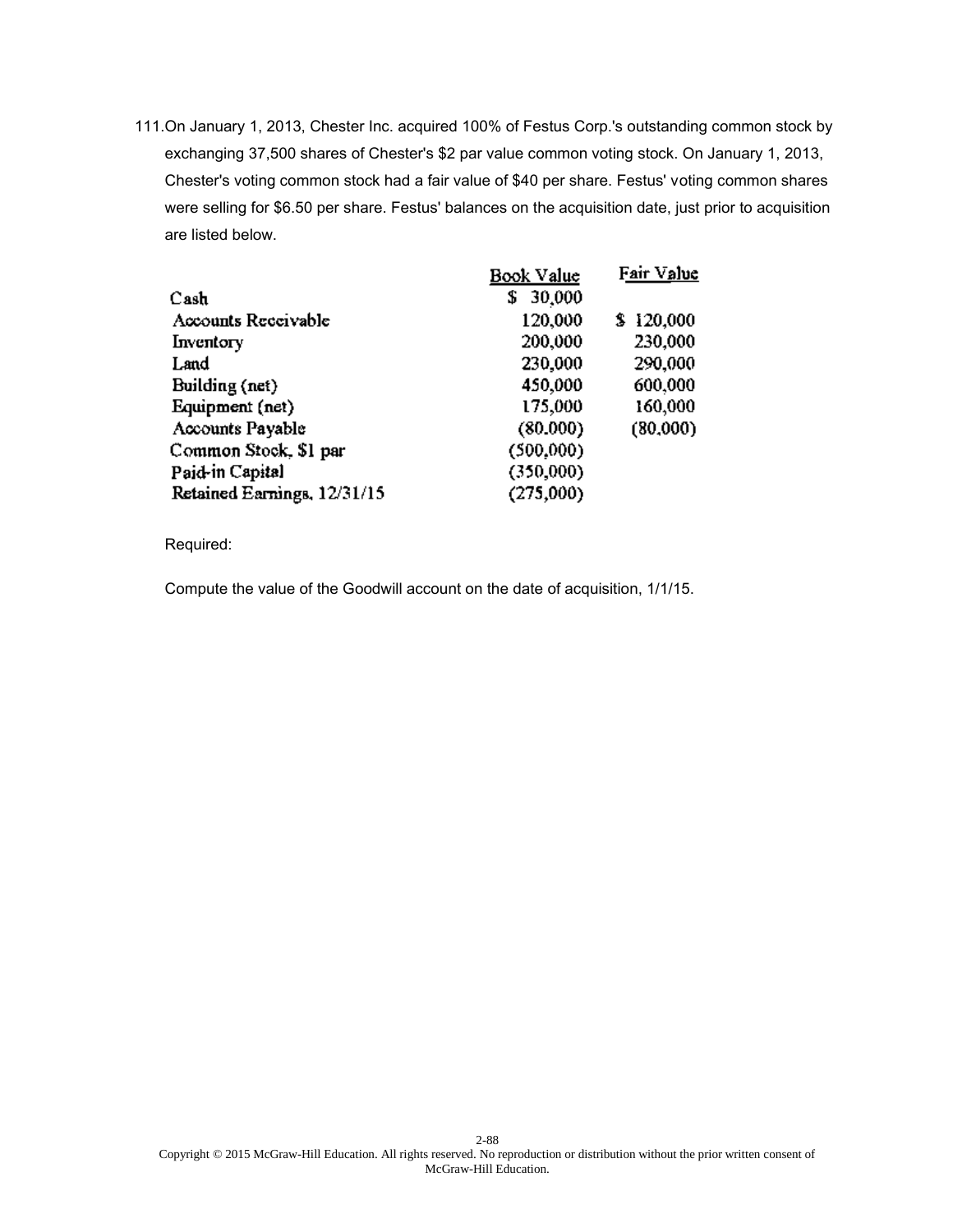111.On January 1, 2013, Chester Inc. acquired 100% of Festus Corp.'s outstanding common stock by exchanging 37,500 shares of Chester's $2 par value common voting stock. On January 1, 2013, Chester's voting common stock had a fair value of $40 per share. Festus' voting common shares were selling for $6.50 per share. Festus' balances on the acquisition date, just prior to acquisition are listed below.

| | Book Value | Fair Value |
|---|---|---|
| Cash | $ 30,000 | |
| Accounts Receivable | 120,000 | $ 120,000 |
| Inventory | 200,000 | 230,000 |
| Land | 230,000 | 290,000 |
| Building (net) | 450,000 | 600,000 |
| Equipment (net) | 175,000 | 160,000 |
| Accounts Payable | (80,000) | (80,000) |
| Common Stock, $1 par | (500,000) | |
| Paid-in Capital | (350,000) | |
| Retained Earnings, 12/31/15 | (275,000) | |

Required:

Compute the value of the Goodwill account on the date of acquisition, 1/1/15.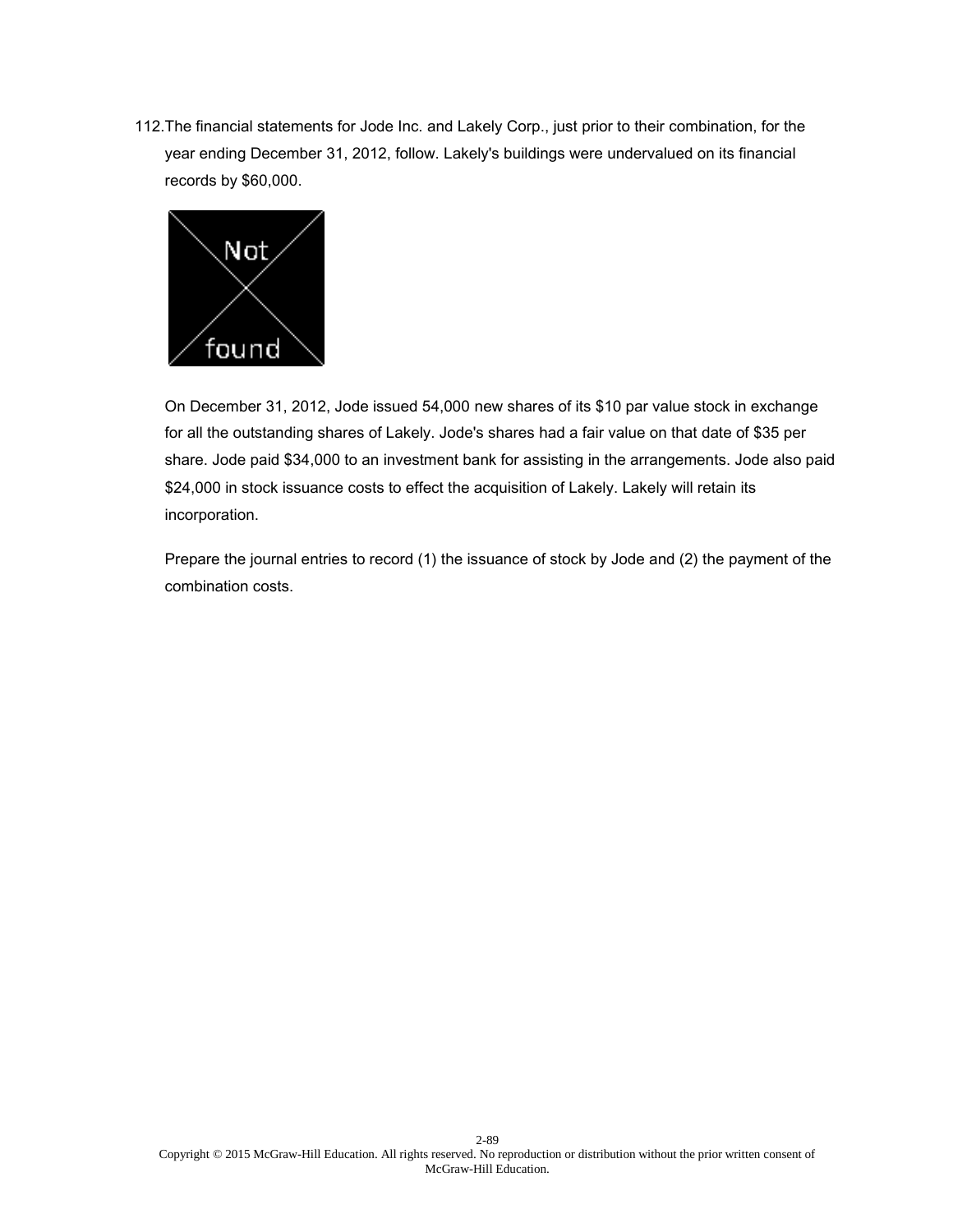112. The financial statements for Jode Inc. and Lakely Corp., just prior to their combination, for the year ending December 31, 2012, follow. Lakely's buildings were undervalued on its financial records by $60,000.

On December 31, 2012, Jode issued 54,000 new shares of its $10 par value stock in exchange for all the outstanding shares of Lakely. Jode's shares had a fair value on that date of $35 per share. Jode paid $34,000 to an investment bank for assisting in the arrangements. Jode also paid $24,000 in stock issuance costs to effect the acquisition of Lakely. Lakely will retain its incorporation.

Prepare the journal entries to record (1) the issuance of stock by Jode and (2) the payment of the combination costs.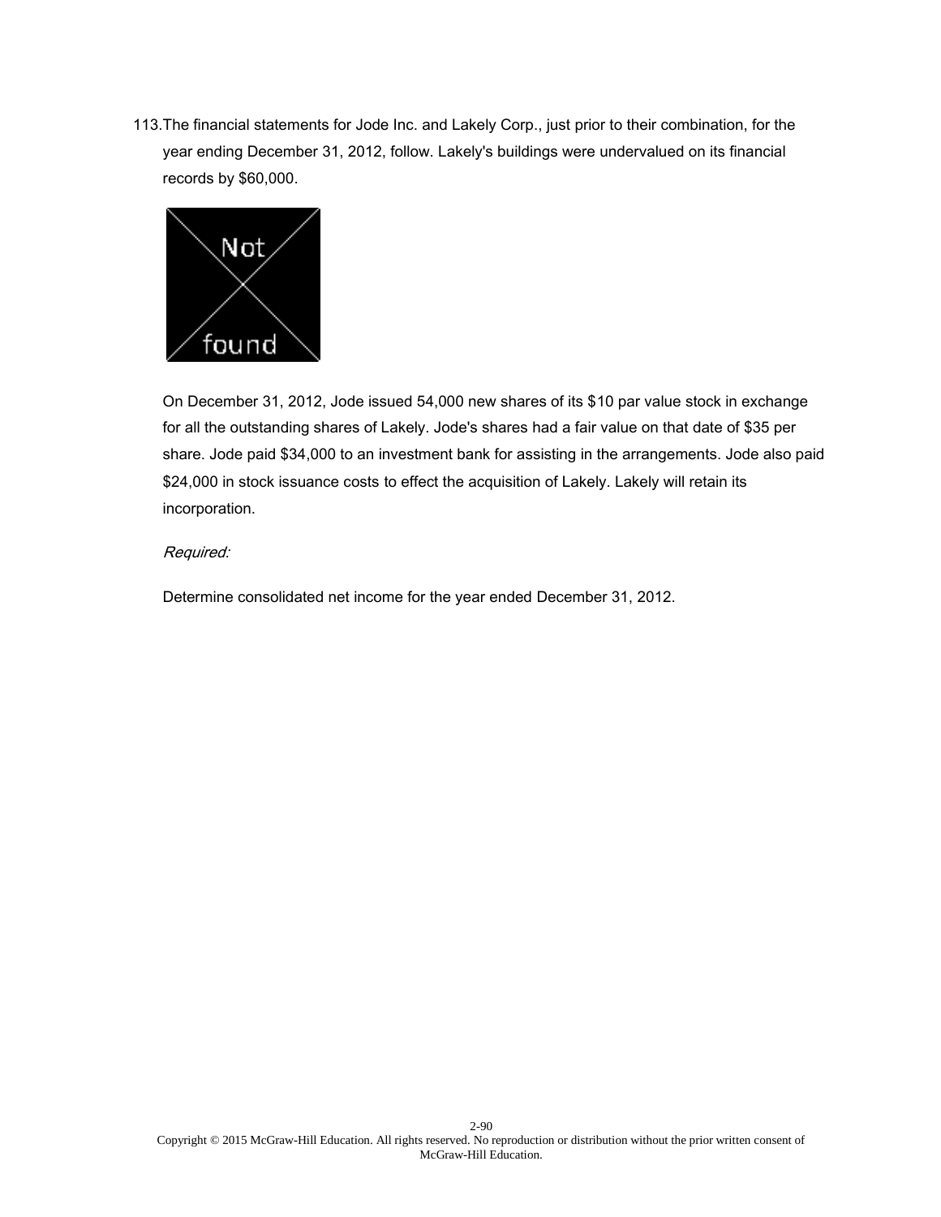113. The financial statements for Jode Inc. and Lakely Corp., just prior to their combination, for the year ending December 31, 2012, follow. Lakely's buildings were undervalued on its financial records by $60,000.

On December 31, 2012, Jode issued 54,000 new shares of its $10 par value stock in exchange for all the outstanding shares of Lakely. Jode's shares had a fair value on that date of $35 per share. Jode paid $34,000 to an investment bank for assisting in the arrangements. Jode also paid $24,000 in stock issuance costs to effect the acquisition of Lakely. Lakely will retain its incorporation.

*Required:*

Determine consolidated net income for the year ended December 31, 2012.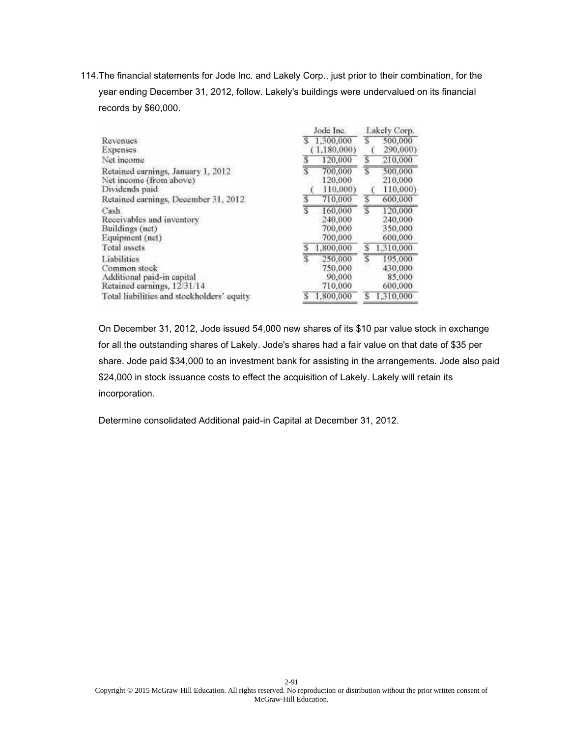114. The financial statements for Jode Inc. and Lakely Corp., just prior to their combination, for the year ending December 31, 2012, follow. Lakely's buildings were undervalued on its financial records by $60,000.

| | Jode Inc. | Lakely Corp. |
|---|---|---|
| Revenues | $ 1,300,000 | $ 500,000 |
| Expenses | (1,180,000) | ( 290,000) |
| Net income | $ 120,000 | $ 210,000 |
| Retained earnings, January 1, 2012 | $ 700,000 | $ 500,000 |
| Net income (from above) | 120,000 | 210,000 |
| Dividends paid | ( 110,000) | ( 110,000) |
| Retained earnings, December 31, 2012 | $ 710,000 | $ 600,000 |
| Cash | $ 160,000 | $ 120,000 |
| Receivables and inventory | 240,000 | 240,000 |
| Buildings (net) | 700,000 | 350,000 |
| Equipment (net) | 700,000 | 600,000 |
| Total assets | $ 1,800,000 | $ 1,310,000 |
| Liabilities | $ 250,000 | $ 195,000 |
| Common stock | 750,000 | 430,000 |
| Additional paid-in capital | 90,000 | 85,000 |
| Retained earnings, 12/31/14 | 710,000 | 600,000 |
| Total liabilities and stockholders' equity | $ 1,800,000 | $ 1,310,000 |

On December 31, 2012, Jode issued 54,000 new shares of its $10 par value stock in exchange for all the outstanding shares of Lakely. Jode's shares had a fair value on that date of $35 per share. Jode paid $34,000 to an investment bank for assisting in the arrangements. Jode also paid $24,000 in stock issuance costs to effect the acquisition of Lakely. Lakely will retain its incorporation.

Determine consolidated Additional paid-in Capital at December 31, 2012.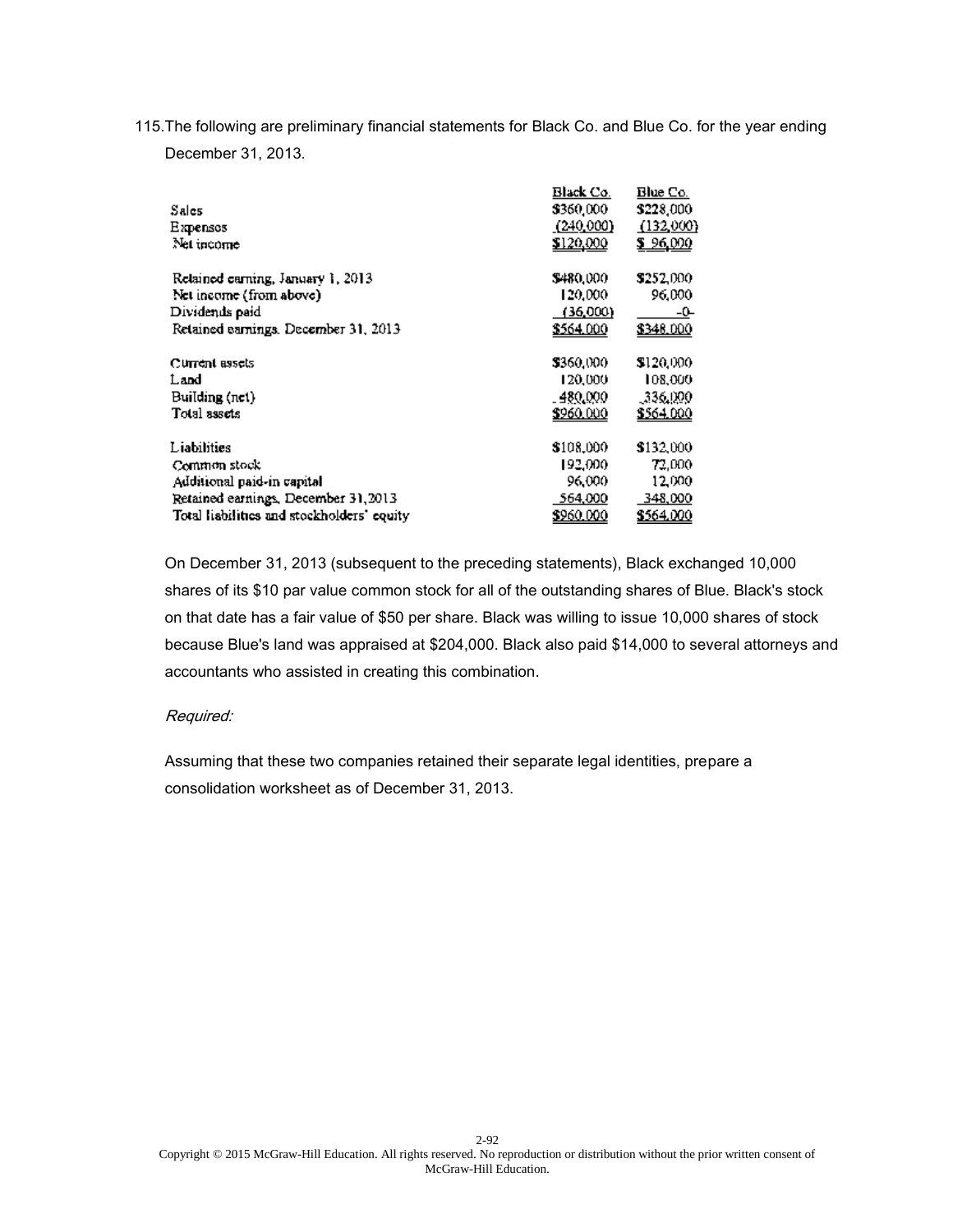115. The following are preliminary financial statements for Black Co. and Blue Co. for the year ending December 31, 2013.

| | Black Co. | Blue Co. |
|---|---|---|
| Sales | $360,000 | $228,000 |
| Expenses | (240,000) | (132,000) |
| Net income | $120,000 | $ 96,000 |
| | | |
| Retained earning, January 1, 2013 | $480,000 | $252,000 |
| Net income (from above) | 120,000 | 96,000 |
| Dividends paid | (36,000) | -0- |
| Retained earnings, December 31, 2013 | $564,000 | $348,000 |
| | | |
| Current assets | $360,000 | $120,000 |
| Land | 120,000 | 108,000 |
| Building (net) | 480,000 | 336,000 |
| Total assets | $960,000 | $564,000 |
| | | |
| Liabilities | $108,000 | $132,000 |
| Common stock | 192,000 | 72,000 |
| Additional paid-in capital | 96,000 | 12,000 |
| Retained earnings, December 31, 2013 | 564,000 | 348,000 |
| Total liabilities and stockholders' equity | $960,000 | $564,000 |

On December 31, 2013 (subsequent to the preceding statements), Black exchanged 10,000 shares of its $10 par value common stock for all of the outstanding shares of Blue. Black's stock on that date has a fair value of $50 per share. Black was willing to issue 10,000 shares of stock because Blue's land was appraised at $204,000. Black also paid $14,000 to several attorneys and accountants who assisted in creating this combination.

*Required:*

Assuming that these two companies retained their separate legal identities, prepare a consolidation worksheet as of December 31, 2013.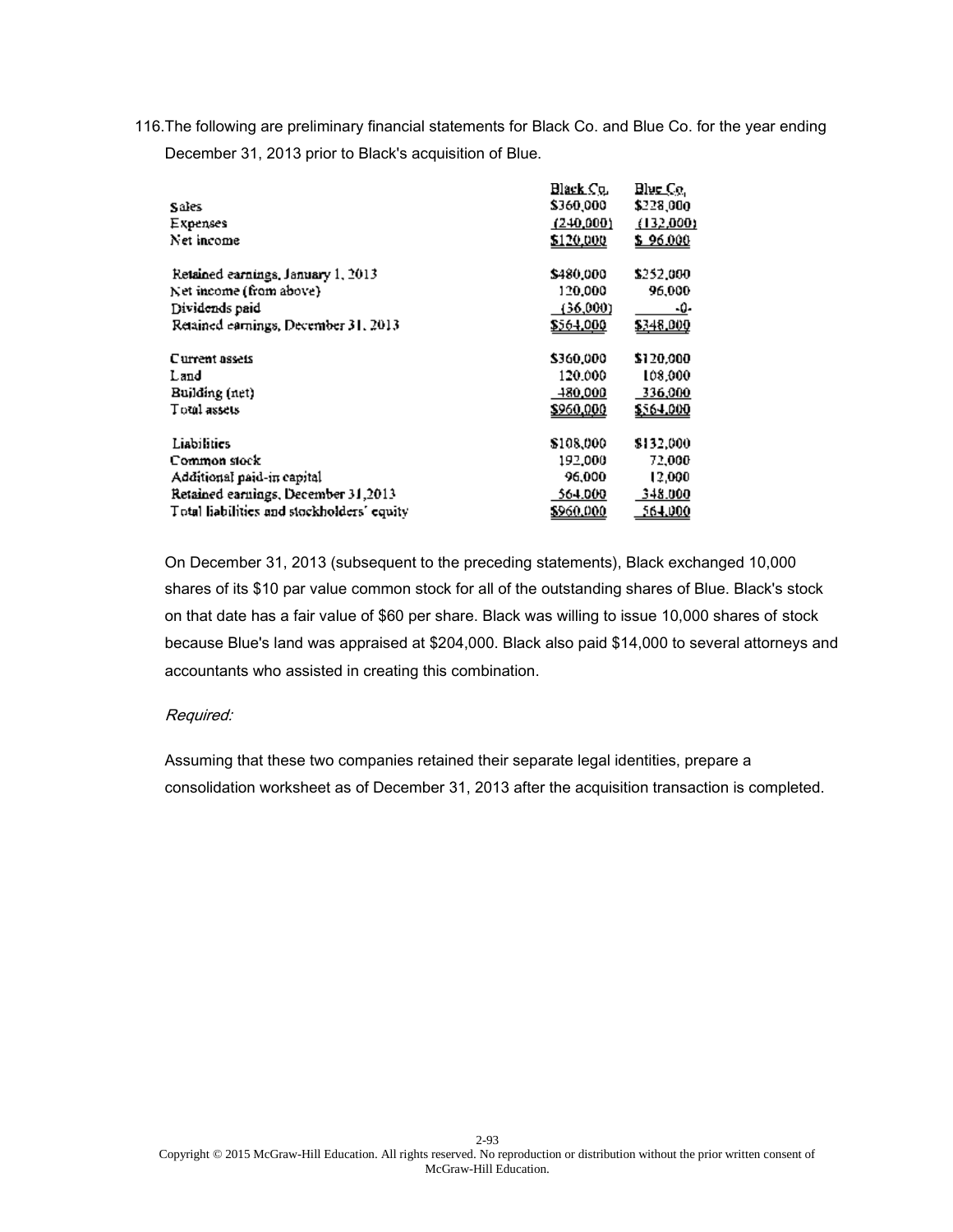116. The following are preliminary financial statements for Black Co. and Blue Co. for the year ending December 31, 2013 prior to Black's acquisition of Blue.

| | Black Co. | Blue Co. |
|---|---|---|
| Sales | $360,000 | $228,000 |
| Expenses | (240,000) | (132,000) |
| Net income | $120,000 | $ 96,000 |
| | | |
| Retained earnings, January 1, 2013 | $480,000 | $252,000 |
| Net income (from above) | 120,000 | 96,000 |
| Dividends paid | (36,000) | -0- |
| Retained earnings, December 31, 2013 | $564,000 | $348,000 |
| | | |
| Current assets | $360,000 | $120,000 |
| Land | 120,000 | 108,000 |
| Building (net) | 480,000 | 336,000 |
| Total assets | $960,000 | $564,000 |
| | | |
| Liabilities | $108,000 | $132,000 |
| Common stock | 192,000 | 72,000 |
| Additional paid-in capital | 96,000 | 12,000 |
| Retained earnings, December 31,2013 | 564,000 | 348,000 |
| Total liabilities and stockholders' equity | $960,000 | 564,000 |

On December 31, 2013 (subsequent to the preceding statements), Black exchanged 10,000 shares of its $10 par value common stock for all of the outstanding shares of Blue. Black's stock on that date has a fair value of $60 per share. Black was willing to issue 10,000 shares of stock because Blue's land was appraised at $204,000. Black also paid $14,000 to several attorneys and accountants who assisted in creating this combination.

*Required:*

Assuming that these two companies retained their separate legal identities, prepare a consolidation worksheet as of December 31, 2013 after the acquisition transaction is completed.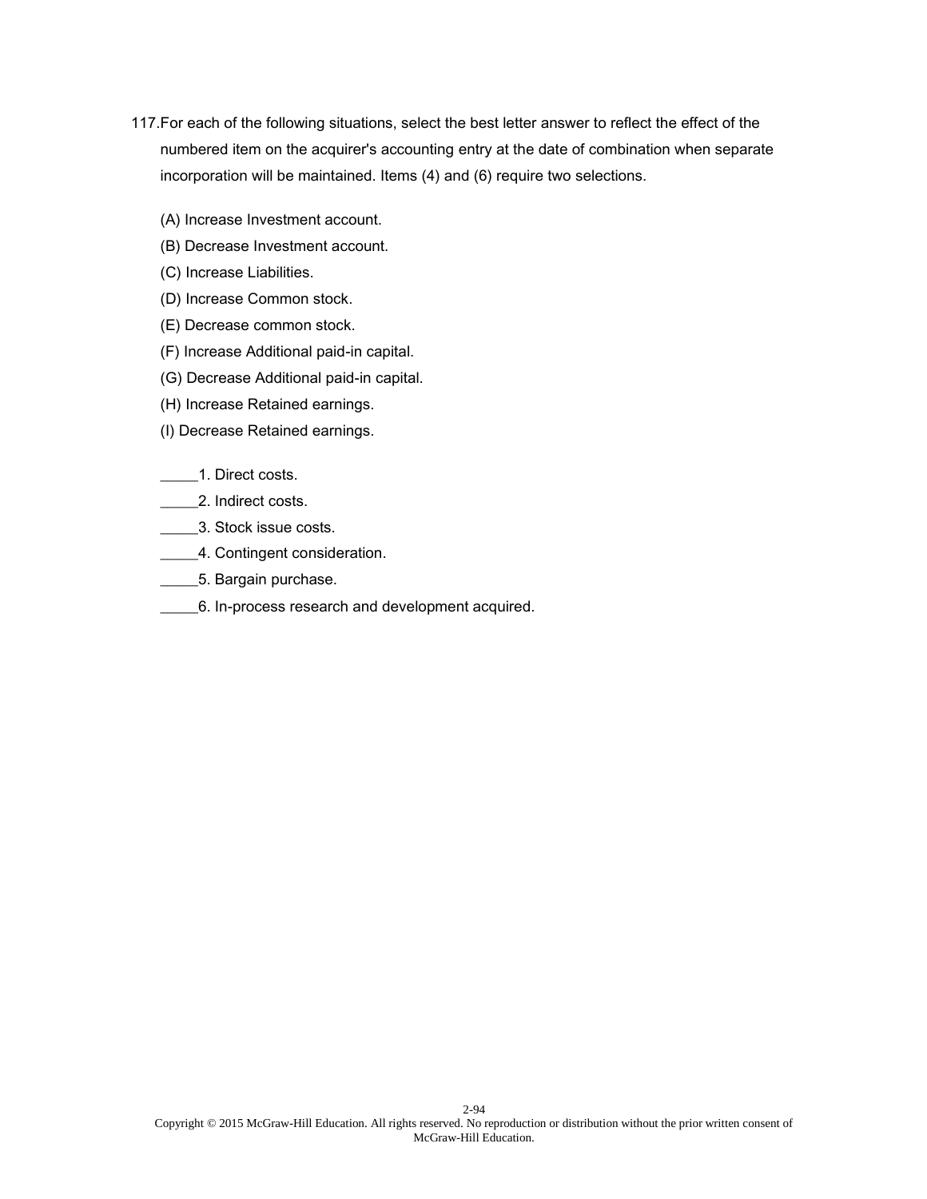117.For each of the following situations, select the best letter answer to reflect the effect of the numbered item on the acquirer's accounting entry at the date of combination when separate incorporation will be maintained. Items (4) and (6) require two selections.

(A) Increase Investment account.

(B) Decrease Investment account.

(C) Increase Liabilities.

(D) Increase Common stock.

(E) Decrease common stock.

(F) Increase Additional paid-in capital.

(G) Decrease Additional paid-in capital.

(H) Increase Retained earnings.

(I) Decrease Retained earnings.

_____1. Direct costs.

_____2. Indirect costs.

_____3. Stock issue costs.

_____4. Contingent consideration.

_____5. Bargain purchase.

_____6. In-process research and development acquired.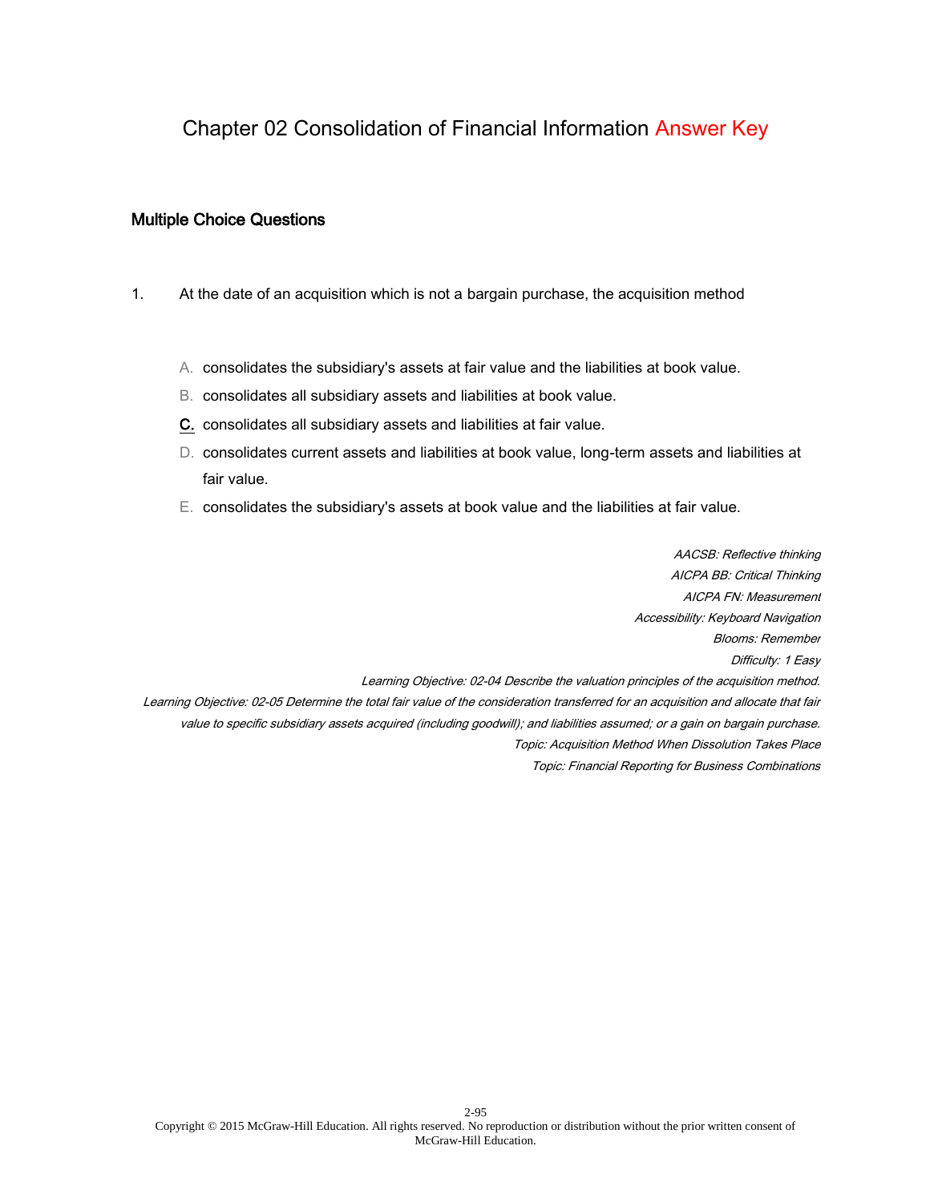# Chapter 02 Consolidation of Financial Information Answer Key

## Multiple Choice Questions

1. At the date of an acquisition which is not a bargain purchase, the acquisition method

   A. consolidates the subsidiary's assets at fair value and the liabilities at book value.

   B. consolidates all subsidiary assets and liabilities at book value.

   **C.** consolidates all subsidiary assets and liabilities at fair value.

   D. consolidates current assets and liabilities at book value, long-term assets and liabilities at fair value.

   E. consolidates the subsidiary's assets at book value and the liabilities at fair value.

*AACSB: Reflective thinking*
*AICPA BB: Critical Thinking*
*AICPA FN: Measurement*
*Accessibility: Keyboard Navigation*
*Blooms: Remember*
*Difficulty: 1 Easy*
*Learning Objective: 02-04 Describe the valuation principles of the acquisition method.*
*Learning Objective: 02-05 Determine the total fair value of the consideration transferred for an acquisition and allocate that fair value to specific subsidiary assets acquired (including goodwill); and liabilities assumed; or a gain on bargain purchase.*
*Topic: Acquisition Method When Dissolution Takes Place*
*Topic: Financial Reporting for Business Combinations*

Copyright © 2015 McGraw-Hill Education. All rights reserved. No reproduction or distribution without the prior written consent of McGraw-Hill Education.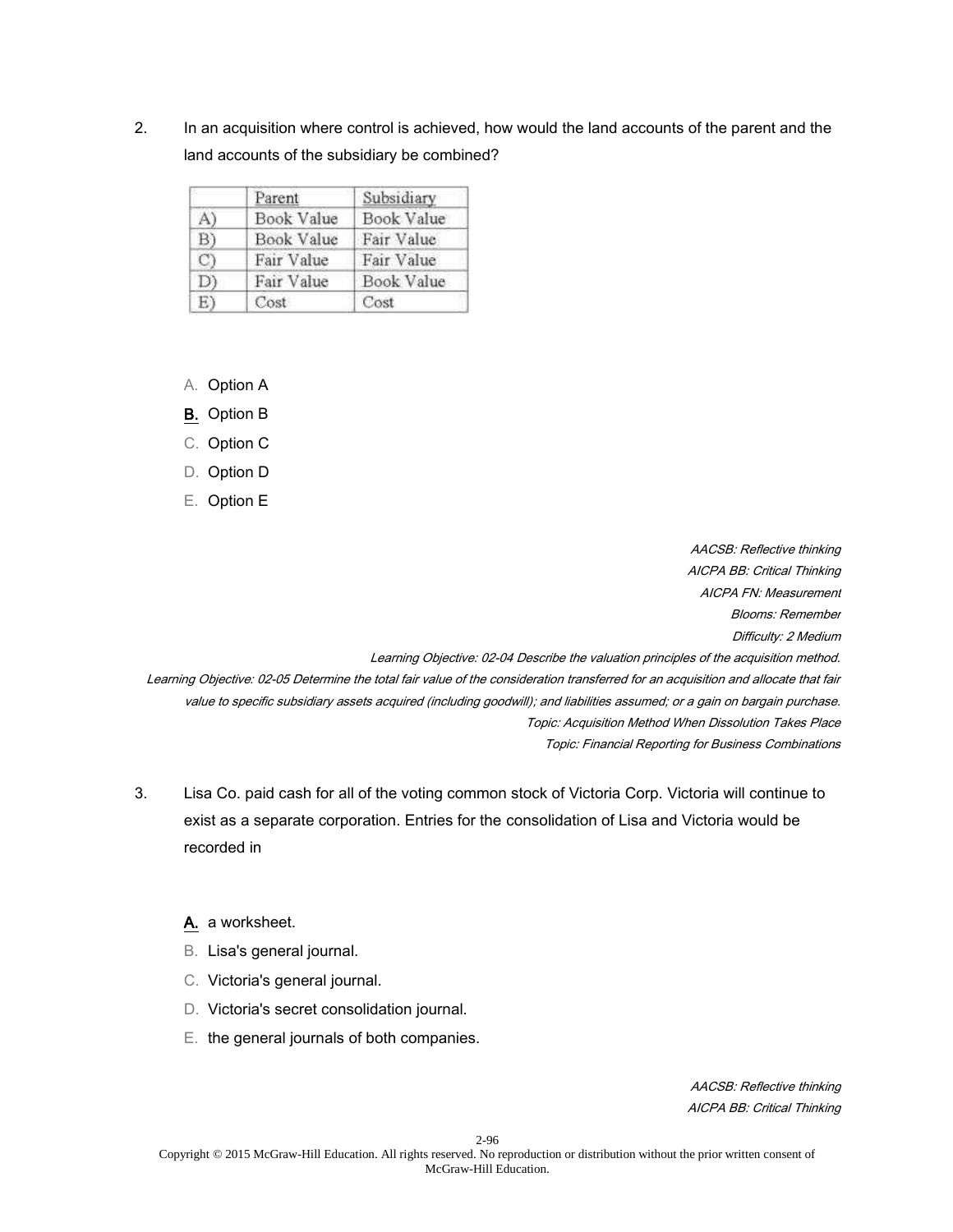2. In an acquisition where control is achieved, how would the land accounts of the parent and the land accounts of the subsidiary be combined?

| | Parent | Subsidiary |
|---|---|---|
| A) | Book Value | Book Value |
| B) | Book Value | Fair Value |
| C) | Fair Value | Fair Value |
| D) | Fair Value | Book Value |
| E) | Cost | Cost |

A. Option A

**B.** Option B

C. Option C

D. Option D

E. Option E

*AACSB: Reflective thinking*
*AICPA BB: Critical Thinking*
*AICPA FN: Measurement*
*Blooms: Remember*
*Difficulty: 2 Medium*
*Learning Objective: 02-04 Describe the valuation principles of the acquisition method.*
*Learning Objective: 02-05 Determine the total fair value of the consideration transferred for an acquisition and allocate that fair value to specific subsidiary assets acquired (including goodwill); and liabilities assumed; or a gain on bargain purchase.*
*Topic: Acquisition Method When Dissolution Takes Place*
*Topic: Financial Reporting for Business Combinations*

3. Lisa Co. paid cash for all of the voting common stock of Victoria Corp. Victoria will continue to exist as a separate corporation. Entries for the consolidation of Lisa and Victoria would be recorded in

**A.** a worksheet.

B. Lisa's general journal.

C. Victoria's general journal.

D. Victoria's secret consolidation journal.

E. the general journals of both companies.

*AACSB: Reflective thinking*
*AICPA BB: Critical Thinking*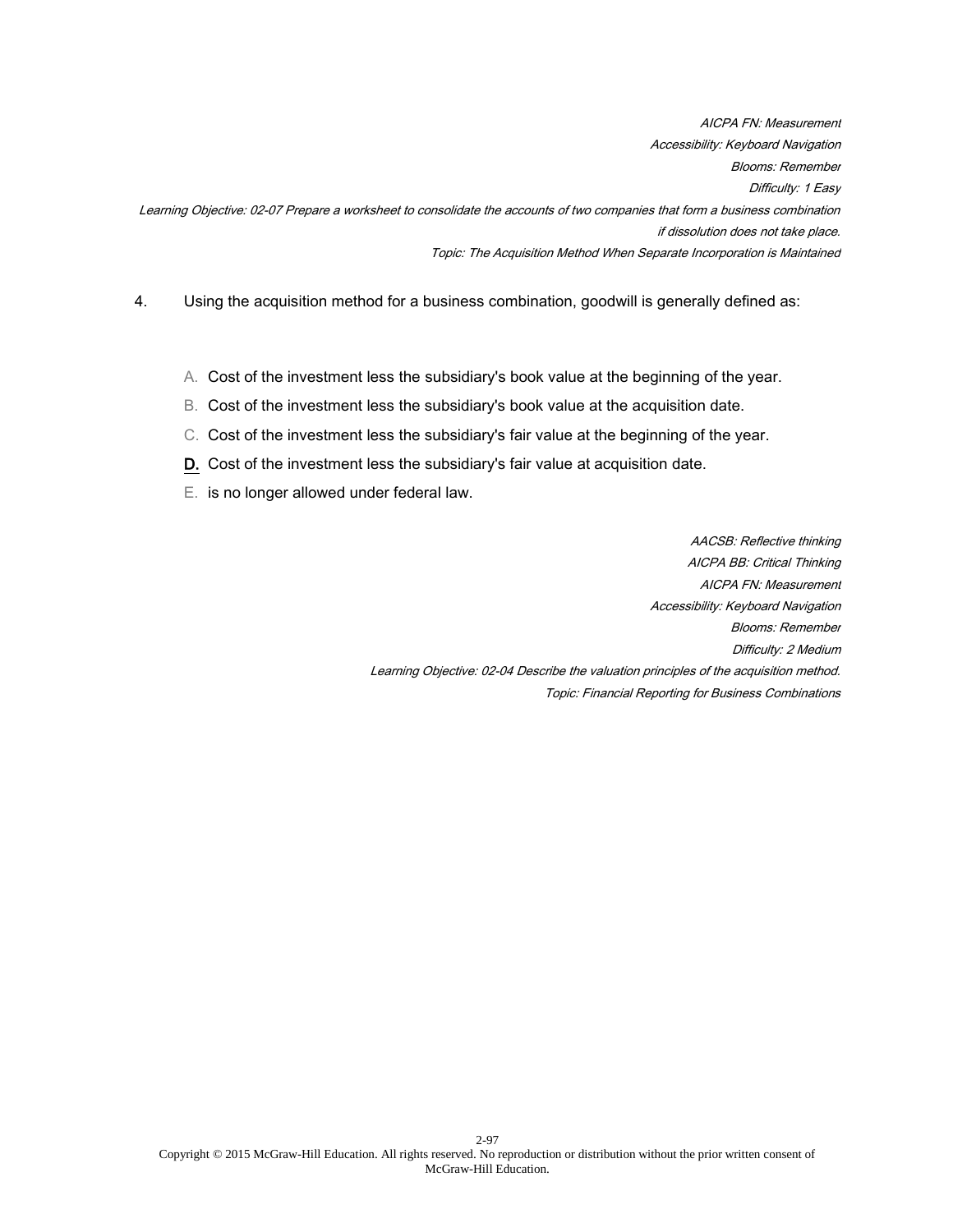*AICPA FN: Measurement*
*Accessibility: Keyboard Navigation*
*Blooms: Remember*
*Difficulty: 1 Easy*
*Learning Objective: 02-07 Prepare a worksheet to consolidate the accounts of two companies that form a business combination if dissolution does not take place.*
*Topic: The Acquisition Method When Separate Incorporation is Maintained*

4. Using the acquisition method for a business combination, goodwill is generally defined as:

A. Cost of the investment less the subsidiary's book value at the beginning of the year.

B. Cost of the investment less the subsidiary's book value at the acquisition date.

C. Cost of the investment less the subsidiary's fair value at the beginning of the year.

**D.** Cost of the investment less the subsidiary's fair value at acquisition date.

E. is no longer allowed under federal law.

*AACSB: Reflective thinking*
*AICPA BB: Critical Thinking*
*AICPA FN: Measurement*
*Accessibility: Keyboard Navigation*
*Blooms: Remember*
*Difficulty: 2 Medium*
*Learning Objective: 02-04 Describe the valuation principles of the acquisition method.*
*Topic: Financial Reporting for Business Combinations*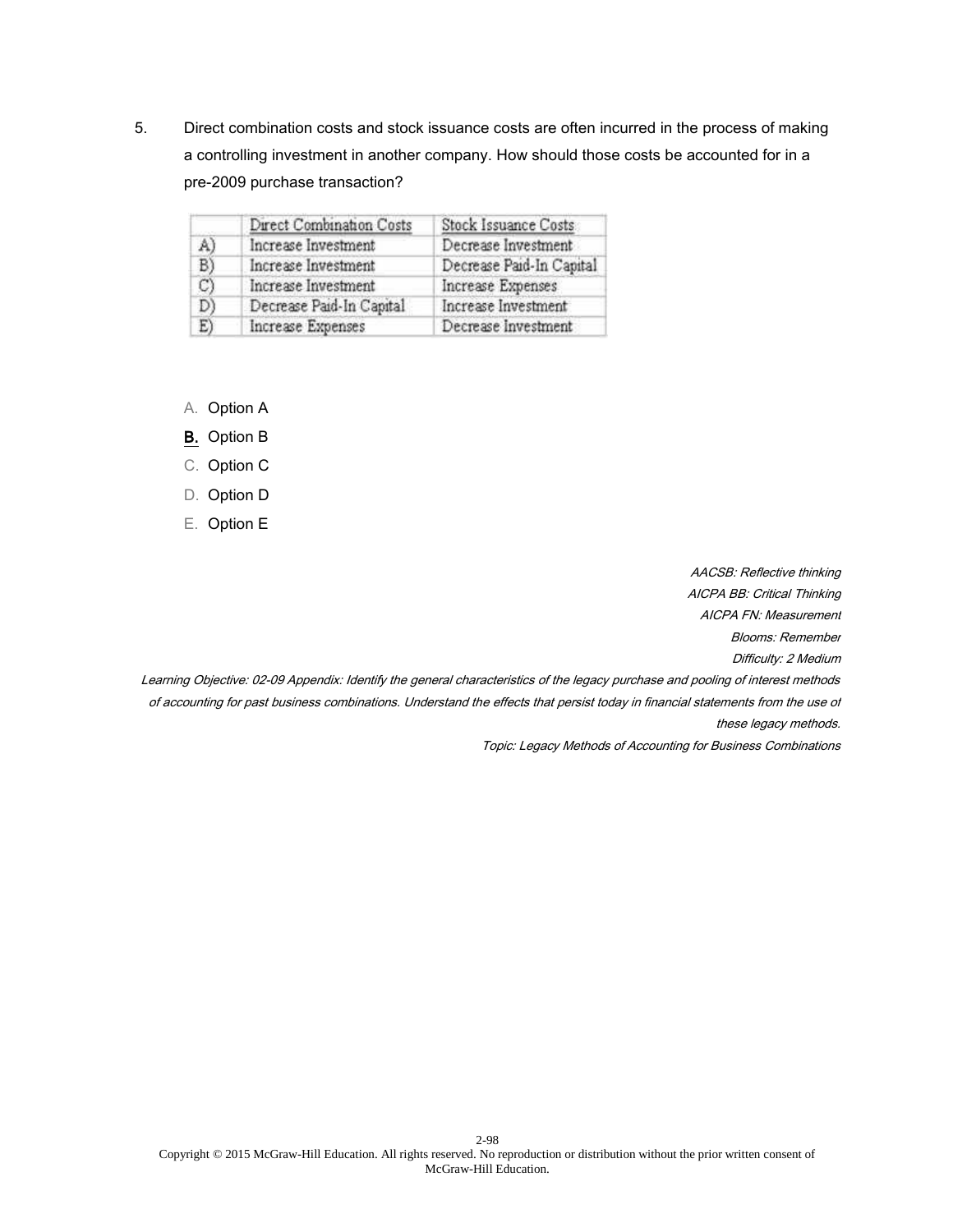5. Direct combination costs and stock issuance costs are often incurred in the process of making a controlling investment in another company. How should those costs be accounted for in a pre-2009 purchase transaction?

| | Direct Combination Costs | Stock Issuance Costs |
|---|---|---|
| A) | Increase Investment | Decrease Investment |
| B) | Increase Investment | Decrease Paid-In Capital |
| C) | Increase Investment | Increase Expenses |
| D) | Decrease Paid-In Capital | Increase Investment |
| E) | Increase Expenses | Decrease Investment |

A. Option A

**B.** Option B

C. Option C

D. Option D

E. Option E

*AACSB: Reflective thinking*
*AICPA BB: Critical Thinking*
*AICPA FN: Measurement*
*Blooms: Remember*
*Difficulty: 2 Medium*
*Learning Objective: 02-09 Appendix: Identify the general characteristics of the legacy purchase and pooling of interest methods of accounting for past business combinations. Understand the effects that persist today in financial statements from the use of these legacy methods.*
*Topic: Legacy Methods of Accounting for Business Combinations*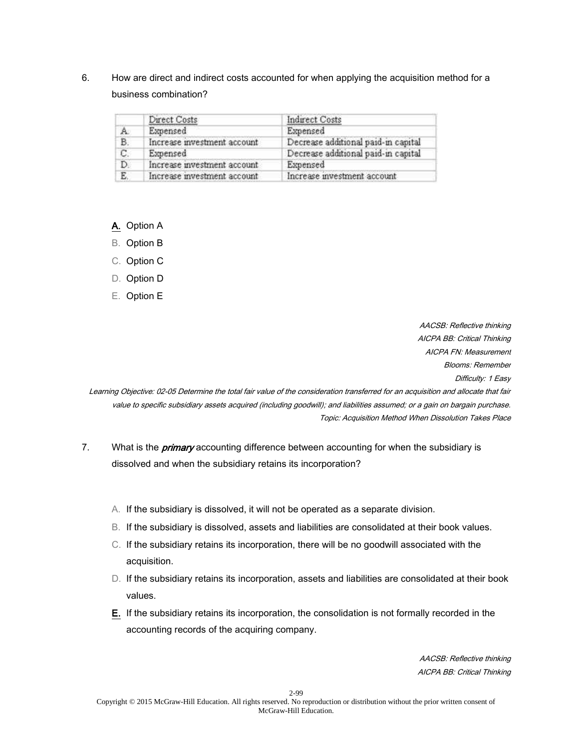6. How are direct and indirect costs accounted for when applying the acquisition method for a business combination?

| | Direct Costs | Indirect Costs |
|---|---|---|
| A. | Expensed | Expensed |
| B. | Increase investment account | Decrease additional paid-in capital |
| C. | Expensed | Decrease additional paid-in capital |
| D. | Increase investment account | Expensed |
| E. | Increase investment account | Increase investment account |

**A.** Option A
B. Option B
C. Option C
D. Option D
E. Option E

*AACSB: Reflective thinking*
*AICPA BB: Critical Thinking*
*AICPA FN: Measurement*
*Blooms: Remember*
*Difficulty: 1 Easy*
*Learning Objective: 02-05 Determine the total fair value of the consideration transferred for an acquisition and allocate that fair value to specific subsidiary assets acquired (including goodwill); and liabilities assumed; or a gain on bargain purchase.*
*Topic: Acquisition Method When Dissolution Takes Place*

7. What is the ***primary*** accounting difference between accounting for when the subsidiary is dissolved and when the subsidiary retains its incorporation?

A. If the subsidiary is dissolved, it will not be operated as a separate division.
B. If the subsidiary is dissolved, assets and liabilities are consolidated at their book values.
C. If the subsidiary retains its incorporation, there will be no goodwill associated with the acquisition.
D. If the subsidiary retains its incorporation, assets and liabilities are consolidated at their book values.
**E.** If the subsidiary retains its incorporation, the consolidation is not formally recorded in the accounting records of the acquiring company.

*AACSB: Reflective thinking*
*AICPA BB: Critical Thinking*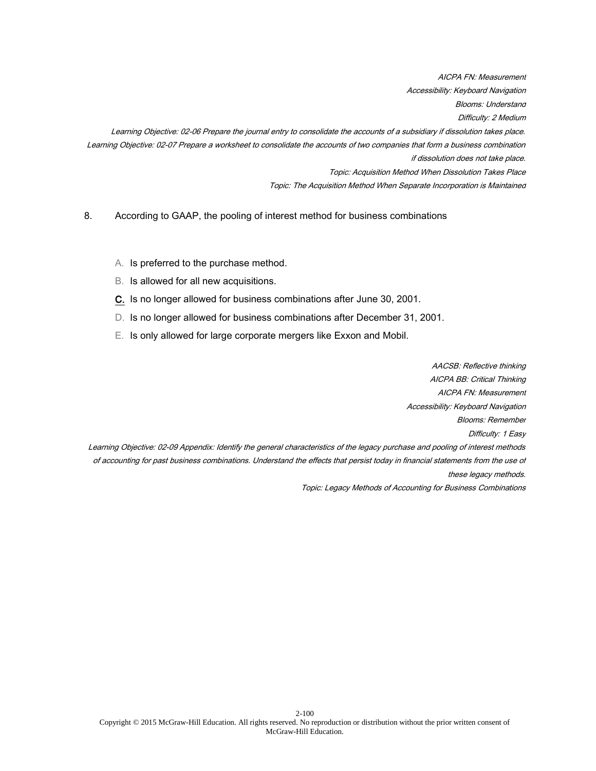AICPA FN: Measurement
Accessibility: Keyboard Navigation
Blooms: Understand
Difficulty: 2 Medium
Learning Objective: 02-06 Prepare the journal entry to consolidate the accounts of a subsidiary if dissolution takes place.
Learning Objective: 02-07 Prepare a worksheet to consolidate the accounts of two companies that form a business combination if dissolution does not take place.
Topic: Acquisition Method When Dissolution Takes Place
Topic: The Acquisition Method When Separate Incorporation is Maintained

8. According to GAAP, the pooling of interest method for business combinations

A. Is preferred to the purchase method.
B. Is allowed for all new acquisitions.
**C.** Is no longer allowed for business combinations after June 30, 2001.
D. Is no longer allowed for business combinations after December 31, 2001.
E. Is only allowed for large corporate mergers like Exxon and Mobil.

AACSB: Reflective thinking
AICPA BB: Critical Thinking
AICPA FN: Measurement
Accessibility: Keyboard Navigation
Blooms: Remember
Difficulty: 1 Easy
Learning Objective: 02-09 Appendix: Identify the general characteristics of the legacy purchase and pooling of interest methods of accounting for past business combinations. Understand the effects that persist today in financial statements from the use of these legacy methods.
Topic: Legacy Methods of Accounting for Business Combinations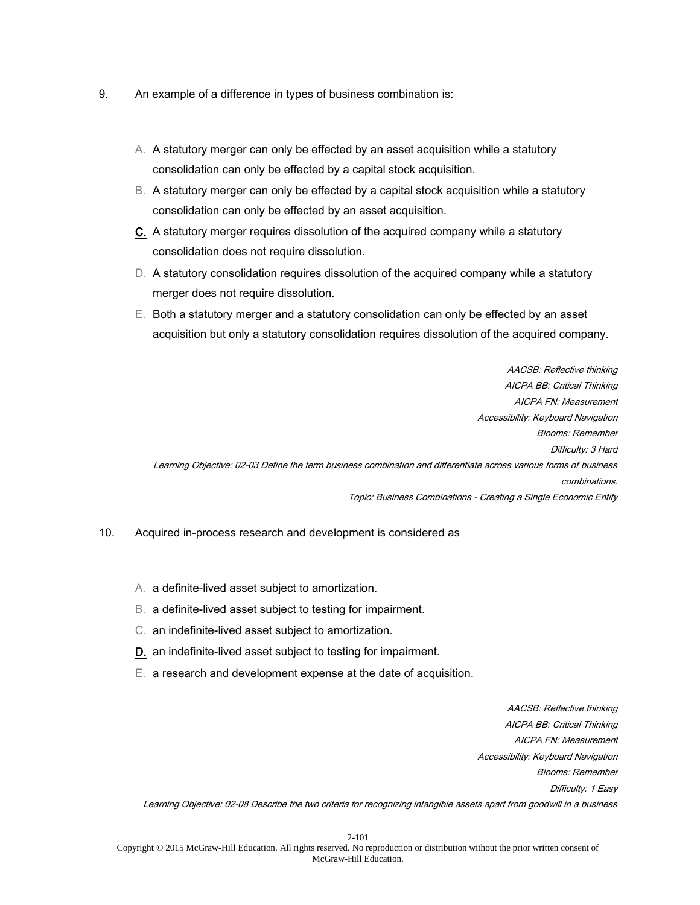9. An example of a difference in types of business combination is:

A. A statutory merger can only be effected by an asset acquisition while a statutory consolidation can only be effected by a capital stock acquisition.

B. A statutory merger can only be effected by a capital stock acquisition while a statutory consolidation can only be effected by an asset acquisition.

**C.** A statutory merger requires dissolution of the acquired company while a statutory consolidation does not require dissolution.

D. A statutory consolidation requires dissolution of the acquired company while a statutory merger does not require dissolution.

E. Both a statutory merger and a statutory consolidation can only be effected by an asset acquisition but only a statutory consolidation requires dissolution of the acquired company.

*AACSB: Reflective thinking*
*AICPA BB: Critical Thinking*
*AICPA FN: Measurement*
*Accessibility: Keyboard Navigation*
*Blooms: Remember*
*Difficulty: 3 Hard*
*Learning Objective: 02-03 Define the term business combination and differentiate across various forms of business combinations.*
*Topic: Business Combinations - Creating a Single Economic Entity*

10. Acquired in-process research and development is considered as

A. a definite-lived asset subject to amortization.

B. a definite-lived asset subject to testing for impairment.

C. an indefinite-lived asset subject to amortization.

**D.** an indefinite-lived asset subject to testing for impairment.

E. a research and development expense at the date of acquisition.

*AACSB: Reflective thinking*
*AICPA BB: Critical Thinking*
*AICPA FN: Measurement*
*Accessibility: Keyboard Navigation*
*Blooms: Remember*
*Difficulty: 1 Easy*
*Learning Objective: 02-08 Describe the two criteria for recognizing intangible assets apart from goodwill in a business*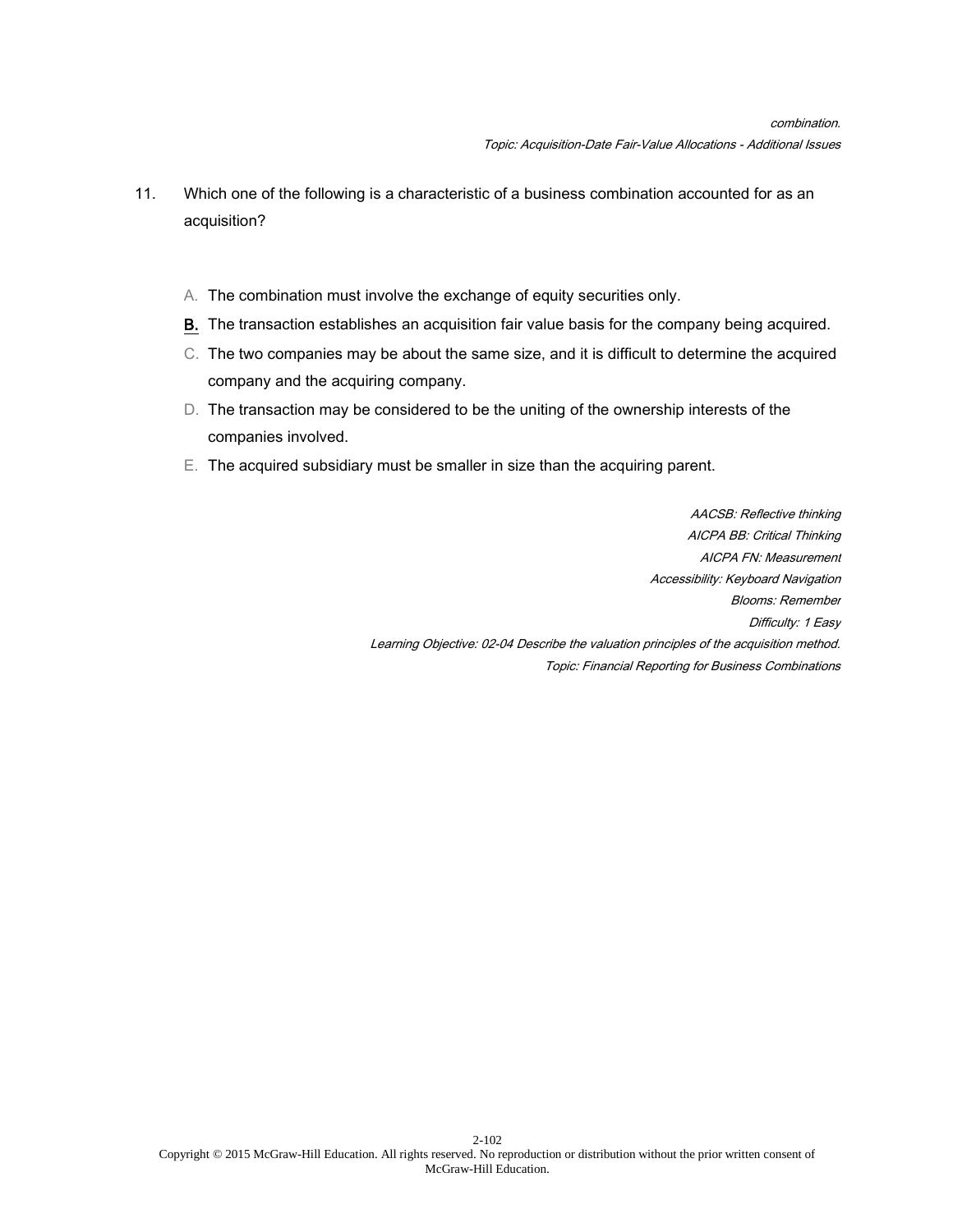*combination.*

*Topic: Acquisition-Date Fair-Value Allocations - Additional Issues*

11. Which one of the following is a characteristic of a business combination accounted for as an acquisition?

    A. The combination must involve the exchange of equity securities only.

    **B.** The transaction establishes an acquisition fair value basis for the company being acquired.

    C. The two companies may be about the same size, and it is difficult to determine the acquired company and the acquiring company.

    D. The transaction may be considered to be the uniting of the ownership interests of the companies involved.

    E. The acquired subsidiary must be smaller in size than the acquiring parent.

*AACSB: Reflective thinking*

*AICPA BB: Critical Thinking*

*AICPA FN: Measurement*

*Accessibility: Keyboard Navigation*

*Blooms: Remember*

*Difficulty: 1 Easy*

*Learning Objective: 02-04 Describe the valuation principles of the acquisition method.*

*Topic: Financial Reporting for Business Combinations*

Copyright © 2015 McGraw-Hill Education. All rights reserved. No reproduction or distribution without the prior written consent of McGraw-Hill Education.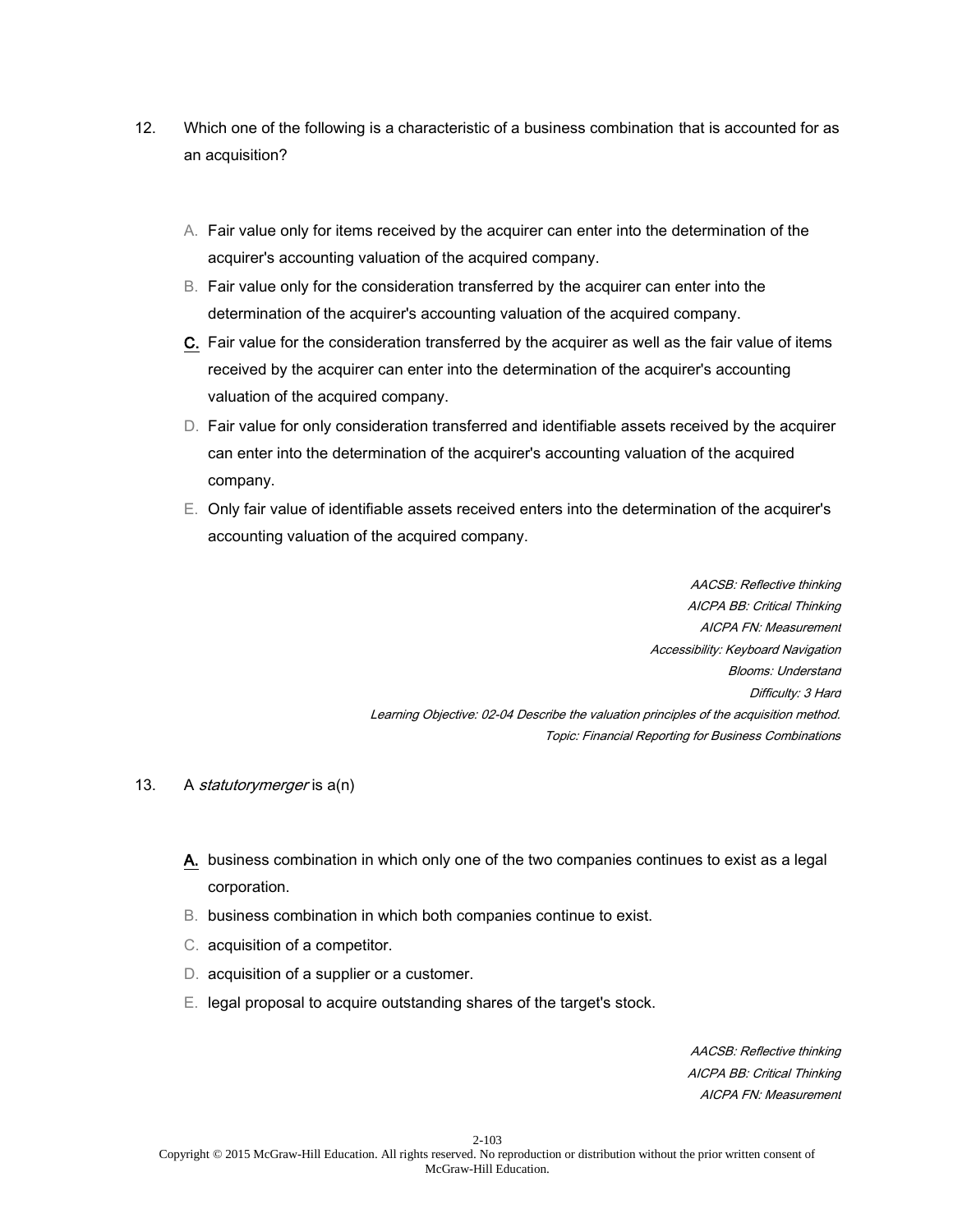12. Which one of the following is a characteristic of a business combination that is accounted for as an acquisition?

A. Fair value only for items received by the acquirer can enter into the determination of the acquirer's accounting valuation of the acquired company.

B. Fair value only for the consideration transferred by the acquirer can enter into the determination of the acquirer's accounting valuation of the acquired company.

**C.** Fair value for the consideration transferred by the acquirer as well as the fair value of items received by the acquirer can enter into the determination of the acquirer's accounting valuation of the acquired company.

D. Fair value for only consideration transferred and identifiable assets received by the acquirer can enter into the determination of the acquirer's accounting valuation of the acquired company.

E. Only fair value of identifiable assets received enters into the determination of the acquirer's accounting valuation of the acquired company.

*AACSB: Reflective thinking*
*AICPA BB: Critical Thinking*
*AICPA FN: Measurement*
*Accessibility: Keyboard Navigation*
*Blooms: Understand*
*Difficulty: 3 Hard*
*Learning Objective: 02-04 Describe the valuation principles of the acquisition method.*
*Topic: Financial Reporting for Business Combinations*

13. A *statutorymerger* is a(n)

**A.** business combination in which only one of the two companies continues to exist as a legal corporation.

B. business combination in which both companies continue to exist.

C. acquisition of a competitor.

D. acquisition of a supplier or a customer.

E. legal proposal to acquire outstanding shares of the target's stock.

*AACSB: Reflective thinking*
*AICPA BB: Critical Thinking*
*AICPA FN: Measurement*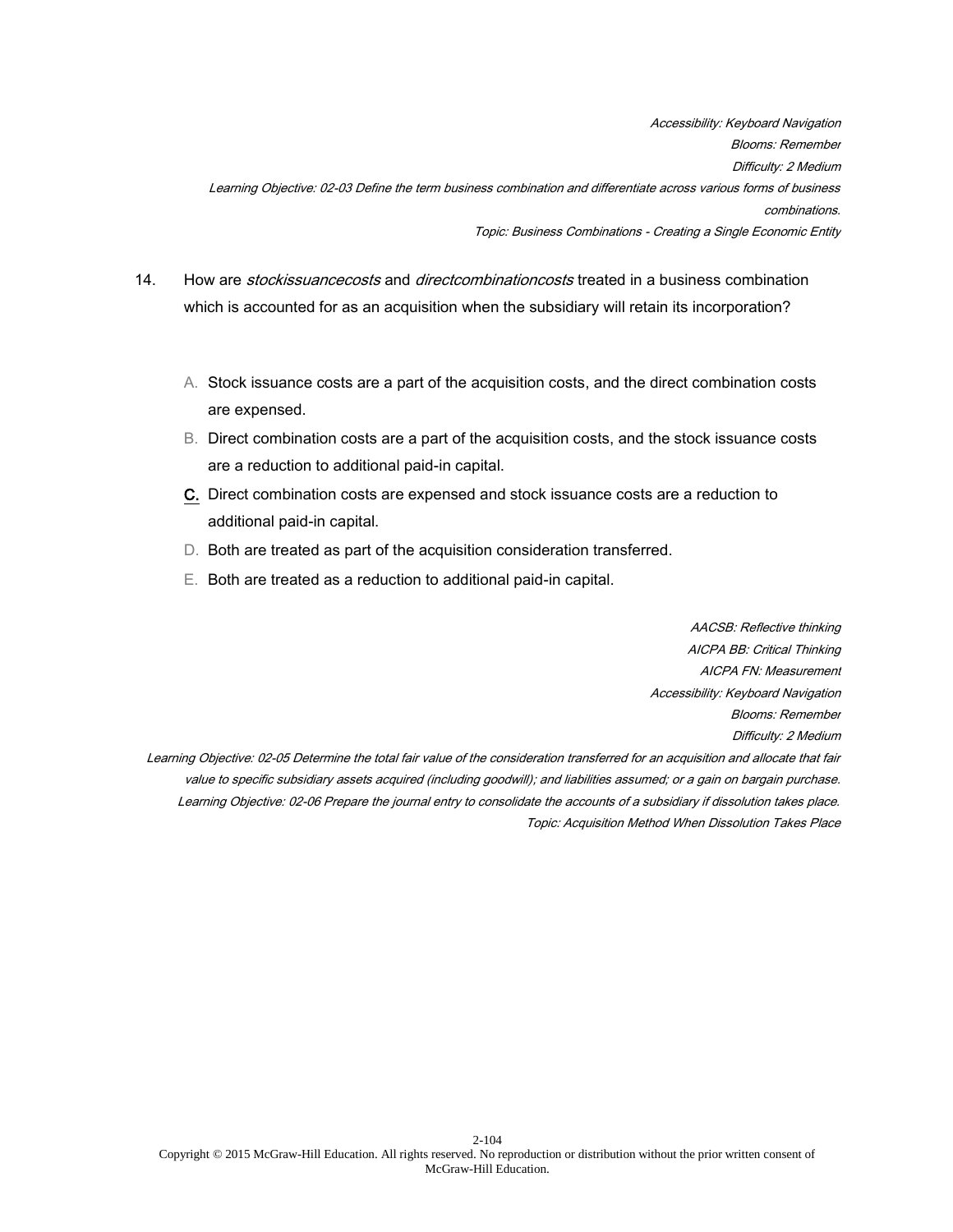*Accessibility: Keyboard Navigation*
*Blooms: Remember*
*Difficulty: 2 Medium*
*Learning Objective: 02-03 Define the term business combination and differentiate across various forms of business combinations.*
*Topic: Business Combinations - Creating a Single Economic Entity*

14. How are *stockissuancecosts* and *directcombinationcosts* treated in a business combination which is accounted for as an acquisition when the subsidiary will retain its incorporation?

A. Stock issuance costs are a part of the acquisition costs, and the direct combination costs are expensed.

B. Direct combination costs are a part of the acquisition costs, and the stock issuance costs are a reduction to additional paid-in capital.

**C.** Direct combination costs are expensed and stock issuance costs are a reduction to additional paid-in capital.

D. Both are treated as part of the acquisition consideration transferred.

E. Both are treated as a reduction to additional paid-in capital.

*AACSB: Reflective thinking*
*AICPA BB: Critical Thinking*
*AICPA FN: Measurement*
*Accessibility: Keyboard Navigation*
*Blooms: Remember*
*Difficulty: 2 Medium*
*Learning Objective: 02-05 Determine the total fair value of the consideration transferred for an acquisition and allocate that fair value to specific subsidiary assets acquired (including goodwill); and liabilities assumed; or a gain on bargain purchase.*
*Learning Objective: 02-06 Prepare the journal entry to consolidate the accounts of a subsidiary if dissolution takes place.*
*Topic: Acquisition Method When Dissolution Takes Place*

Copyright © 2015 McGraw-Hill Education. All rights reserved. No reproduction or distribution without the prior written consent of McGraw-Hill Education.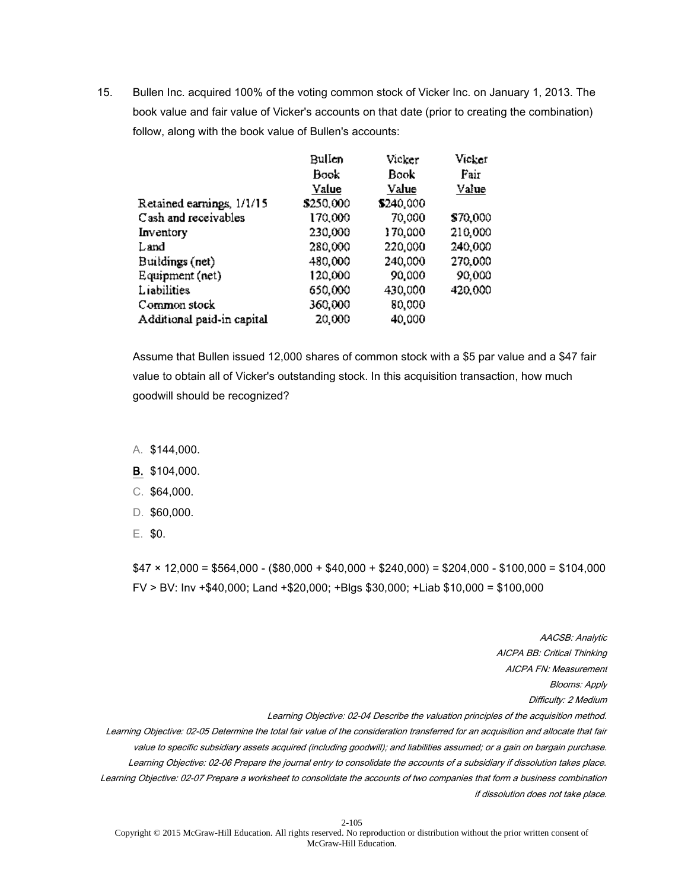15. Bullen Inc. acquired 100% of the voting common stock of Vicker Inc. on January 1, 2013. The book value and fair value of Vicker's accounts on that date (prior to creating the combination) follow, along with the book value of Bullen's accounts:

| | Bullen Book Value | Vicker Book Value | Vicker Fair Value |
|---|---|---|---|
| Retained earnings, 1/1/15 | $250,000 | $240,000 | |
| Cash and receivables | 170,000 | 70,000 | $70,000 |
| Inventory | 230,000 | 170,000 | 210,000 |
| Land | 280,000 | 220,000 | 240,000 |
| Buildings (net) | 480,000 | 240,000 | 270,000 |
| Equipment (net) | 120,000 | 90,000 | 90,000 |
| Liabilities | 650,000 | 430,000 | 420,000 |
| Common stock | 360,000 | 80,000 | |
| Additional paid-in capital | 20,000 | 40,000 | |

Assume that Bullen issued 12,000 shares of common stock with a $5 par value and a $47 fair value to obtain all of Vicker's outstanding stock. In this acquisition transaction, how much goodwill should be recognized?

A. $144,000.

**B.** $104,000.

C. $64,000.

D. $60,000.

E. $0.

$47 × 12,000 = $564,000 - ($80,000 + $40,000 + $240,000) = $204,000 - $100,000 = $104,000

FV > BV: Inv +$40,000; Land +$20,000; +Blgs $30,000; +Liab $10,000 = $100,000

*AACSB: Analytic*

*AICPA BB: Critical Thinking*

*AICPA FN: Measurement*

*Blooms: Apply*

*Difficulty: 2 Medium*

*Learning Objective: 02-04 Describe the valuation principles of the acquisition method.*

*Learning Objective: 02-05 Determine the total fair value of the consideration transferred for an acquisition and allocate that fair value to specific subsidiary assets acquired (including goodwill); and liabilities assumed; or a gain on bargain purchase.*

*Learning Objective: 02-06 Prepare the journal entry to consolidate the accounts of a subsidiary if dissolution takes place.*

*Learning Objective: 02-07 Prepare a worksheet to consolidate the accounts of two companies that form a business combination if dissolution does not take place.*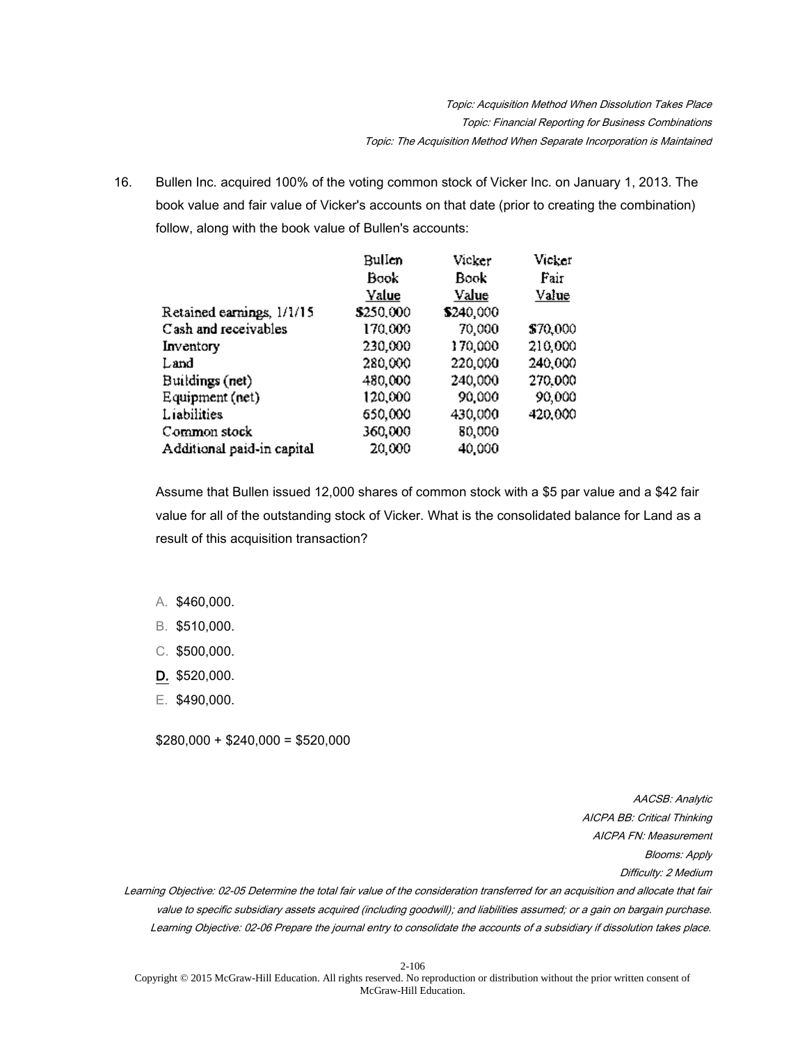*Topic: Acquisition Method When Dissolution Takes Place*
*Topic: Financial Reporting for Business Combinations*
*Topic: The Acquisition Method When Separate Incorporation is Maintained*

16. Bullen Inc. acquired 100% of the voting common stock of Vicker Inc. on January 1, 2013. The book value and fair value of Vicker's accounts on that date (prior to creating the combination) follow, along with the book value of Bullen's accounts:

| | Bullen Book Value | Vicker Book Value | Vicker Fair Value |
|---|---|---|---|
| Retained earnings, 1/1/15 | $250,000 | $240,000 | |
| Cash and receivables | 170,000 | 70,000 | $70,000 |
| Inventory | 230,000 | 170,000 | 210,000 |
| Land | 280,000 | 220,000 | 240,000 |
| Buildings (net) | 480,000 | 240,000 | 270,000 |
| Equipment (net) | 120,000 | 90,000 | 90,000 |
| Liabilities | 650,000 | 430,000 | 420,000 |
| Common stock | 360,000 | 80,000 | |
| Additional paid-in capital | 20,000 | 40,000 | |

Assume that Bullen issued 12,000 shares of common stock with a $5 par value and a $42 fair value for all of the outstanding stock of Vicker. What is the consolidated balance for Land as a result of this acquisition transaction?

A. $460,000.
B. $510,000.
C. $500,000.
**D.** $520,000.
E. $490,000.

$280,000 + $240,000 = $520,000

*AACSB: Analytic*
*AICPA BB: Critical Thinking*
*AICPA FN: Measurement*
*Blooms: Apply*
*Difficulty: 2 Medium*
*Learning Objective: 02-05 Determine the total fair value of the consideration transferred for an acquisition and allocate that fair value to specific subsidiary assets acquired (including goodwill); and liabilities assumed; or a gain on bargain purchase.*
*Learning Objective: 02-06 Prepare the journal entry to consolidate the accounts of a subsidiary if dissolution takes place.*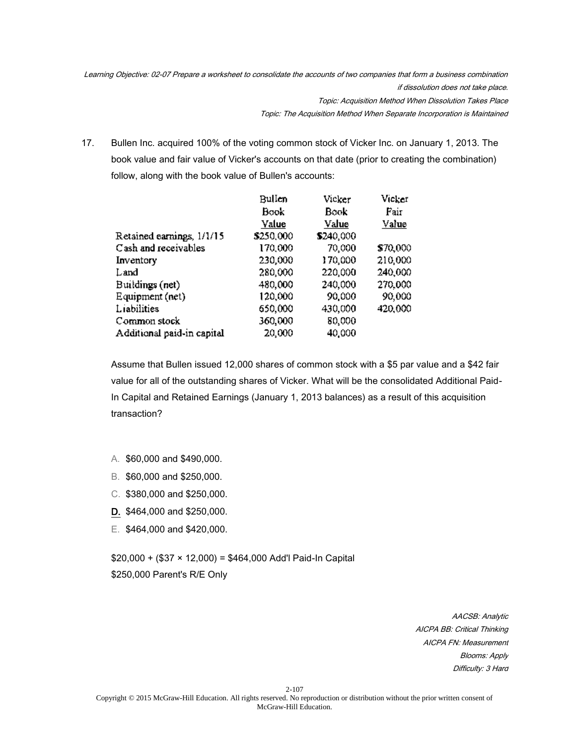*Learning Objective: 02-07 Prepare a worksheet to consolidate the accounts of two companies that form a business combination if dissolution does not take place.*

*Topic: Acquisition Method When Dissolution Takes Place*

*Topic: The Acquisition Method When Separate Incorporation is Maintained*

17. Bullen Inc. acquired 100% of the voting common stock of Vicker Inc. on January 1, 2013. The book value and fair value of Vicker's accounts on that date (prior to creating the combination) follow, along with the book value of Bullen's accounts:

| | Bullen Book Value | Vicker Book Value | Vicker Fair Value |
|---|---|---|---|
| Retained earnings, 1/1/15 | $250,000 | $240,000 | |
| Cash and receivables | 170,000 | 70,000 | $70,000 |
| Inventory | 230,000 | 170,000 | 210,000 |
| Land | 280,000 | 220,000 | 240,000 |
| Buildings (net) | 480,000 | 240,000 | 270,000 |
| Equipment (net) | 120,000 | 90,000 | 90,000 |
| Liabilities | 650,000 | 430,000 | 420,000 |
| Common stock | 360,000 | 80,000 | |
| Additional paid-in capital | 20,000 | 40,000 | |

Assume that Bullen issued 12,000 shares of common stock with a $5 par value and a $42 fair value for all of the outstanding shares of Vicker. What will be the consolidated Additional Paid-In Capital and Retained Earnings (January 1, 2013 balances) as a result of this acquisition transaction?

A. $60,000 and $490,000.

B. $60,000 and $250,000.

C. $380,000 and $250,000.

**D.** $464,000 and $250,000.

E. $464,000 and $420,000.

$20,000 + ($37 × 12,000) = $464,000 Add'l Paid-In Capital

$250,000 Parent's R/E Only

*AACSB: Analytic*

*AICPA BB: Critical Thinking*

*AICPA FN: Measurement*

*Blooms: Apply*

*Difficulty: 3 Hard*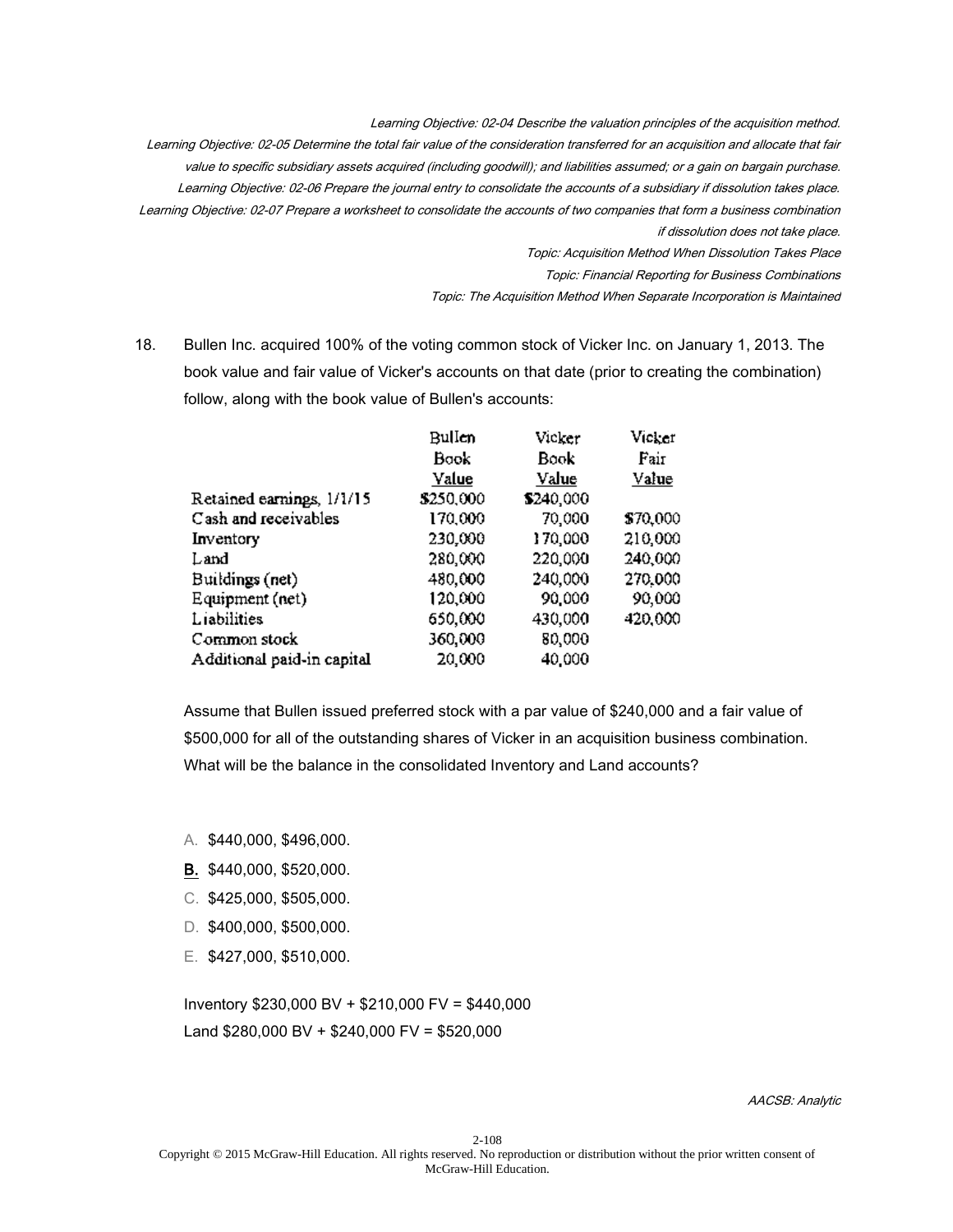*Learning Objective: 02-04 Describe the valuation principles of the acquisition method.*
*Learning Objective: 02-05 Determine the total fair value of the consideration transferred for an acquisition and allocate that fair value to specific subsidiary assets acquired (including goodwill); and liabilities assumed; or a gain on bargain purchase.*
*Learning Objective: 02-06 Prepare the journal entry to consolidate the accounts of a subsidiary if dissolution takes place.*
*Learning Objective: 02-07 Prepare a worksheet to consolidate the accounts of two companies that form a business combination if dissolution does not take place.*
*Topic: Acquisition Method When Dissolution Takes Place*
*Topic: Financial Reporting for Business Combinations*
*Topic: The Acquisition Method When Separate Incorporation is Maintained*

18. Bullen Inc. acquired 100% of the voting common stock of Vicker Inc. on January 1, 2013. The book value and fair value of Vicker's accounts on that date (prior to creating the combination) follow, along with the book value of Bullen's accounts:

| | Bullen Book Value | Vicker Book Value | Vicker Fair Value |
|---|---|---|---|
| Retained earnings, 1/1/15 | $250,000 | $240,000 | |
| Cash and receivables | 170,000 | 70,000 | $70,000 |
| Inventory | 230,000 | 170,000 | 210,000 |
| Land | 280,000 | 220,000 | 240,000 |
| Buildings (net) | 480,000 | 240,000 | 270,000 |
| Equipment (net) | 120,000 | 90,000 | 90,000 |
| Liabilities | 650,000 | 430,000 | 420,000 |
| Common stock | 360,000 | 80,000 | |
| Additional paid-in capital | 20,000 | 40,000 | |

Assume that Bullen issued preferred stock with a par value of $240,000 and a fair value of $500,000 for all of the outstanding shares of Vicker in an acquisition business combination. What will be the balance in the consolidated Inventory and Land accounts?

A. $440,000, $496,000.
**B.** $440,000, $520,000.
C. $425,000, $505,000.
D. $400,000, $500,000.
E. $427,000, $510,000.

Inventory $230,000 BV + $210,000 FV = $440,000
Land $280,000 BV + $240,000 FV = $520,000

*AACSB: Analytic*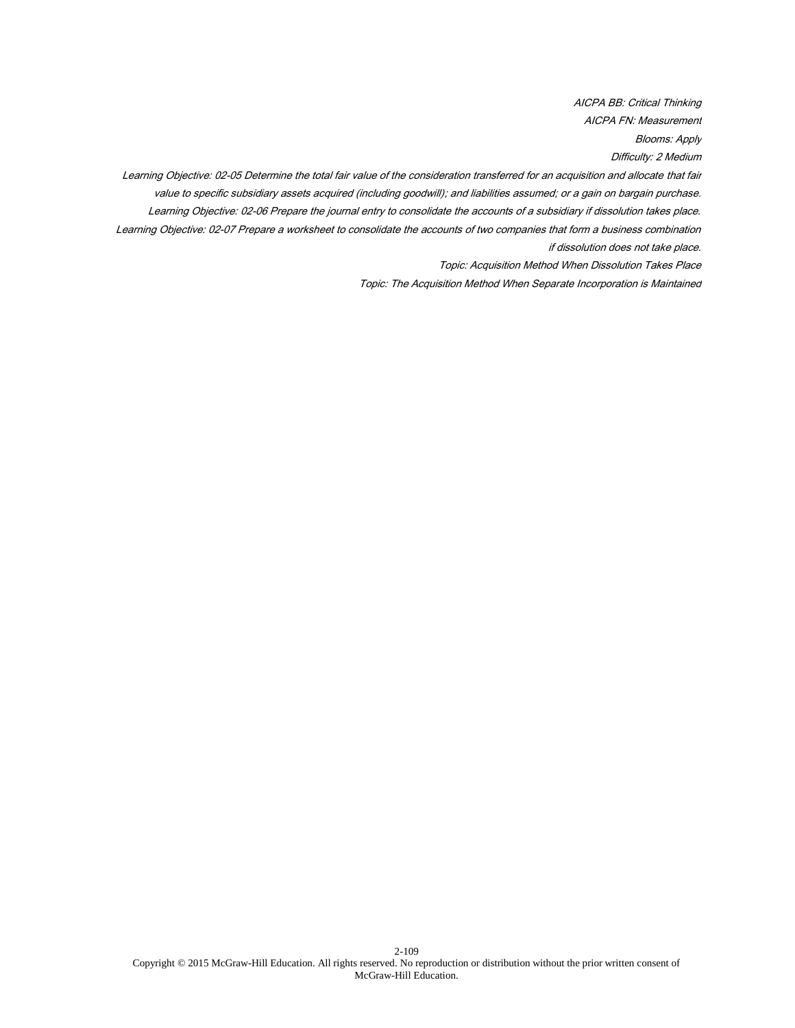*AICPA BB: Critical Thinking*

*AICPA FN: Measurement*

*Blooms: Apply*

*Difficulty: 2 Medium*

*Learning Objective: 02-05 Determine the total fair value of the consideration transferred for an acquisition and allocate that fair value to specific subsidiary assets acquired (including goodwill); and liabilities assumed; or a gain on bargain purchase.*

*Learning Objective: 02-06 Prepare the journal entry to consolidate the accounts of a subsidiary if dissolution takes place.*

*Learning Objective: 02-07 Prepare a worksheet to consolidate the accounts of two companies that form a business combination if dissolution does not take place.*

*Topic: Acquisition Method When Dissolution Takes Place*

*Topic: The Acquisition Method When Separate Incorporation is Maintained*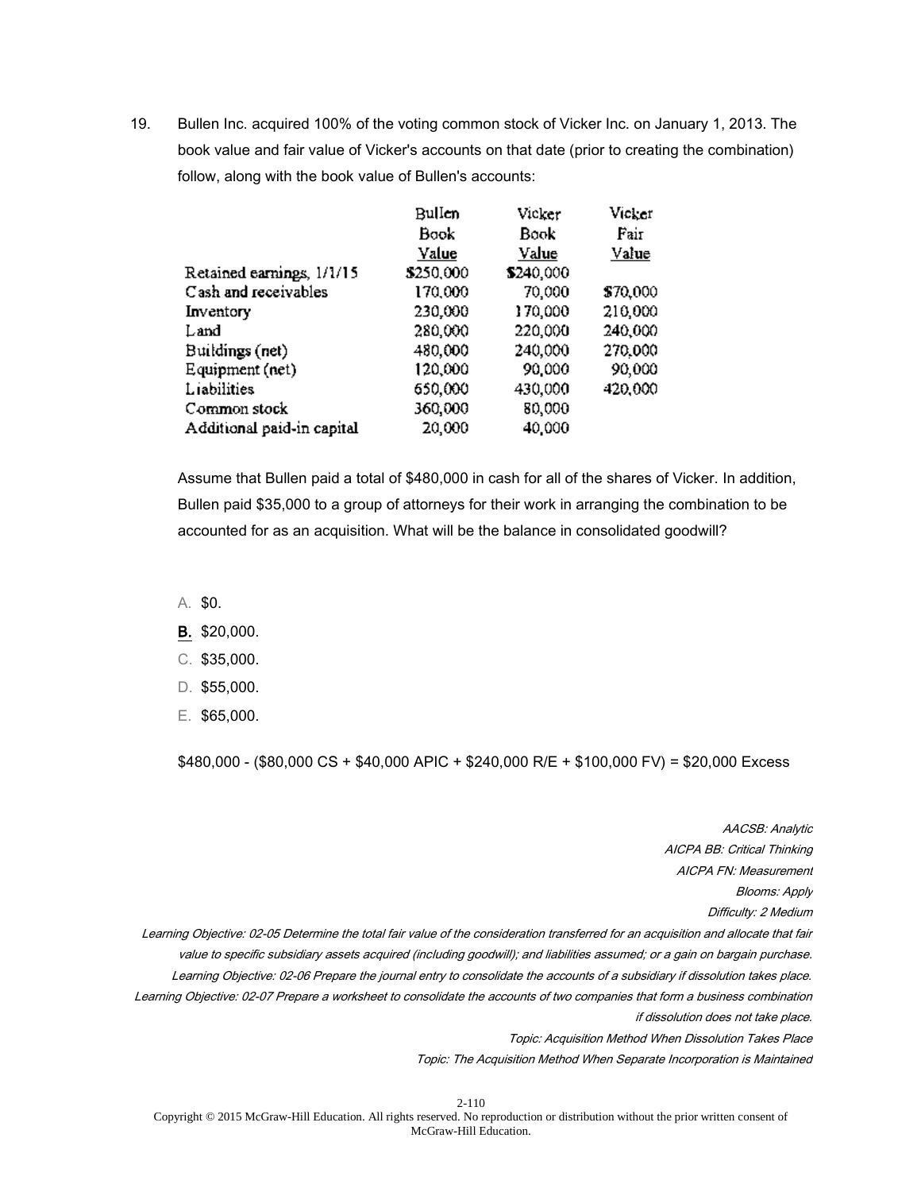19. Bullen Inc. acquired 100% of the voting common stock of Vicker Inc. on January 1, 2013. The book value and fair value of Vicker's accounts on that date (prior to creating the combination) follow, along with the book value of Bullen's accounts:

| | Bullen Book Value | Vicker Book Value | Vicker Fair Value |
|---|---|---|---|
| Retained earnings, 1/1/15 | $250,000 | $240,000 | |
| Cash and receivables | 170,000 | 70,000 | $70,000 |
| Inventory | 230,000 | 170,000 | 210,000 |
| Land | 280,000 | 220,000 | 240,000 |
| Buildings (net) | 480,000 | 240,000 | 270,000 |
| Equipment (net) | 120,000 | 90,000 | 90,000 |
| Liabilities | 650,000 | 430,000 | 420,000 |
| Common stock | 360,000 | 80,000 | |
| Additional paid-in capital | 20,000 | 40,000 | |

Assume that Bullen paid a total of $480,000 in cash for all of the shares of Vicker. In addition, Bullen paid $35,000 to a group of attorneys for their work in arranging the combination to be accounted for as an acquisition. What will be the balance in consolidated goodwill?

A. $0.

**B.** $20,000.

C. $35,000.

D. $55,000.

E. $65,000.

$480,000 - ($80,000 CS + $40,000 APIC + $240,000 R/E + $100,000 FV) = $20,000 Excess

*AACSB: Analytic*
*AICPA BB: Critical Thinking*
*AICPA FN: Measurement*
*Blooms: Apply*
*Difficulty: 2 Medium*
*Learning Objective: 02-05 Determine the total fair value of the consideration transferred for an acquisition and allocate that fair value to specific subsidiary assets acquired (including goodwill); and liabilities assumed; or a gain on bargain purchase.*
*Learning Objective: 02-06 Prepare the journal entry to consolidate the accounts of a subsidiary if dissolution takes place.*
*Learning Objective: 02-07 Prepare a worksheet to consolidate the accounts of two companies that form a business combination if dissolution does not take place.*
*Topic: Acquisition Method When Dissolution Takes Place*
*Topic: The Acquisition Method When Separate Incorporation is Maintained*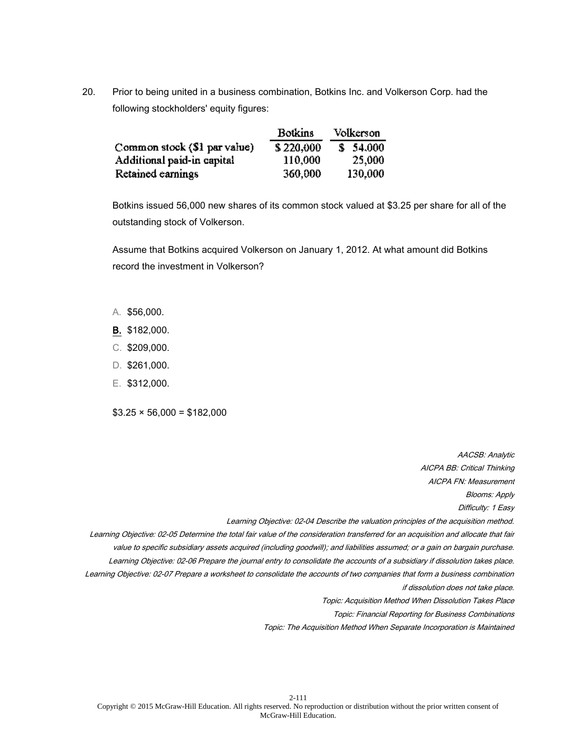20. Prior to being united in a business combination, Botkins Inc. and Volkerson Corp. had the following stockholders' equity figures:

| | Botkins | Volkerson |
|---|---|---|
| Common stock ($1 par value) | $ 220,000 | $ 54,000 |
| Additional paid-in capital | 110,000 | 25,000 |
| Retained earnings | 360,000 | 130,000 |

Botkins issued 56,000 new shares of its common stock valued at $3.25 per share for all of the outstanding stock of Volkerson.

Assume that Botkins acquired Volkerson on January 1, 2012. At what amount did Botkins record the investment in Volkerson?

A. $56,000.

**B.** $182,000.

C. $209,000.

D. $261,000.

E. $312,000.

$3.25 × 56,000 = $182,000

*AACSB: Analytic*
*AICPA BB: Critical Thinking*
*AICPA FN: Measurement*
*Blooms: Apply*
*Difficulty: 1 Easy*
*Learning Objective: 02-04 Describe the valuation principles of the acquisition method.*
*Learning Objective: 02-05 Determine the total fair value of the consideration transferred for an acquisition and allocate that fair value to specific subsidiary assets acquired (including goodwill); and liabilities assumed; or a gain on bargain purchase.*
*Learning Objective: 02-06 Prepare the journal entry to consolidate the accounts of a subsidiary if dissolution takes place.*
*Learning Objective: 02-07 Prepare a worksheet to consolidate the accounts of two companies that form a business combination if dissolution does not take place.*
*Topic: Acquisition Method When Dissolution Takes Place*
*Topic: Financial Reporting for Business Combinations*
*Topic: The Acquisition Method When Separate Incorporation is Maintained*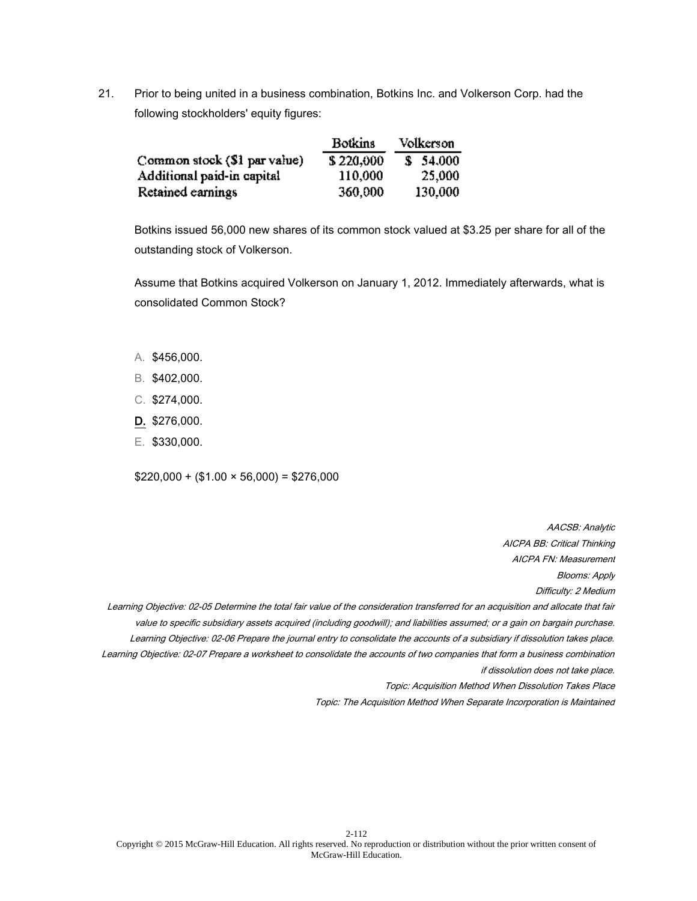21. Prior to being united in a business combination, Botkins Inc. and Volkerson Corp. had the following stockholders' equity figures:

| | Botkins | Volkerson |
|---|---|---|
| Common stock ($1 par value) | $ 220,000 | $ 54,000 |
| Additional paid-in capital | 110,000 | 25,000 |
| Retained earnings | 360,000 | 130,000 |

Botkins issued 56,000 new shares of its common stock valued at $3.25 per share for all of the outstanding stock of Volkerson.

Assume that Botkins acquired Volkerson on January 1, 2012. Immediately afterwards, what is consolidated Common Stock?

A. $456,000.

B. $402,000.

C. $274,000.

**D.** $276,000.

E. $330,000.

$220,000 + ($1.00 × 56,000) = $276,000

*AACSB: Analytic*

*AICPA BB: Critical Thinking*

*AICPA FN: Measurement*

*Blooms: Apply*

*Difficulty: 2 Medium*

*Learning Objective: 02-05 Determine the total fair value of the consideration transferred for an acquisition and allocate that fair value to specific subsidiary assets acquired (including goodwill); and liabilities assumed; or a gain on bargain purchase.*

*Learning Objective: 02-06 Prepare the journal entry to consolidate the accounts of a subsidiary if dissolution takes place.*

*Learning Objective: 02-07 Prepare a worksheet to consolidate the accounts of two companies that form a business combination if dissolution does not take place.*

*Topic: Acquisition Method When Dissolution Takes Place*

*Topic: The Acquisition Method When Separate Incorporation is Maintained*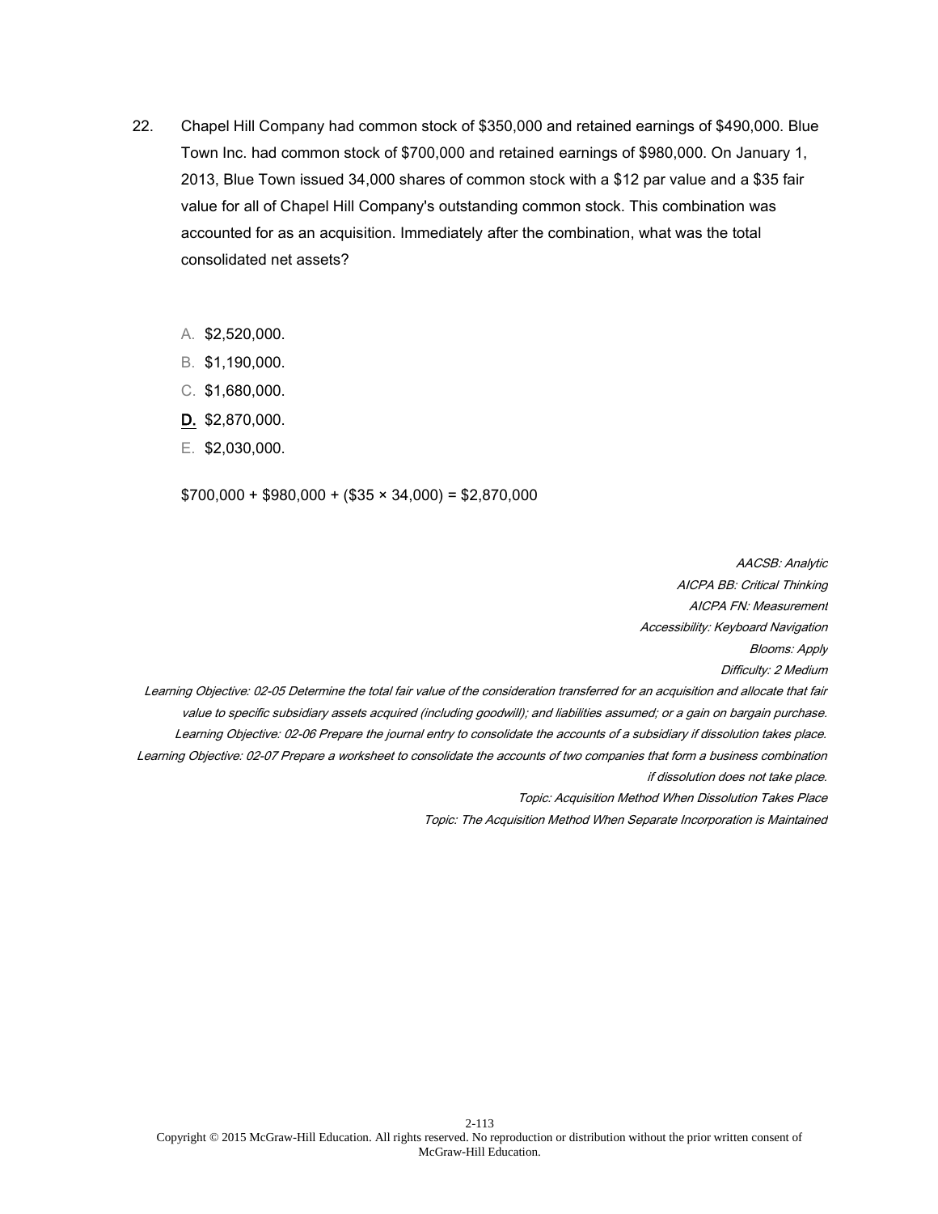22. Chapel Hill Company had common stock of $350,000 and retained earnings of $490,000. Blue Town Inc. had common stock of $700,000 and retained earnings of $980,000. On January 1, 2013, Blue Town issued 34,000 shares of common stock with a $12 par value and a $35 fair value for all of Chapel Hill Company's outstanding common stock. This combination was accounted for as an acquisition. Immediately after the combination, what was the total consolidated net assets?

    A. $2,520,000.
    B. $1,190,000.
    C. $1,680,000.
    **D.** $2,870,000.
    E. $2,030,000.

    $700,000 + $980,000 + ($35 × 34,000) = $2,870,000

*AACSB: Analytic*
*AICPA BB: Critical Thinking*
*AICPA FN: Measurement*
*Accessibility: Keyboard Navigation*
*Blooms: Apply*
*Difficulty: 2 Medium*
*Learning Objective: 02-05 Determine the total fair value of the consideration transferred for an acquisition and allocate that fair value to specific subsidiary assets acquired (including goodwill); and liabilities assumed; or a gain on bargain purchase.*
*Learning Objective: 02-06 Prepare the journal entry to consolidate the accounts of a subsidiary if dissolution takes place.*
*Learning Objective: 02-07 Prepare a worksheet to consolidate the accounts of two companies that form a business combination if dissolution does not take place.*
*Topic: Acquisition Method When Dissolution Takes Place*
*Topic: The Acquisition Method When Separate Incorporation is Maintained*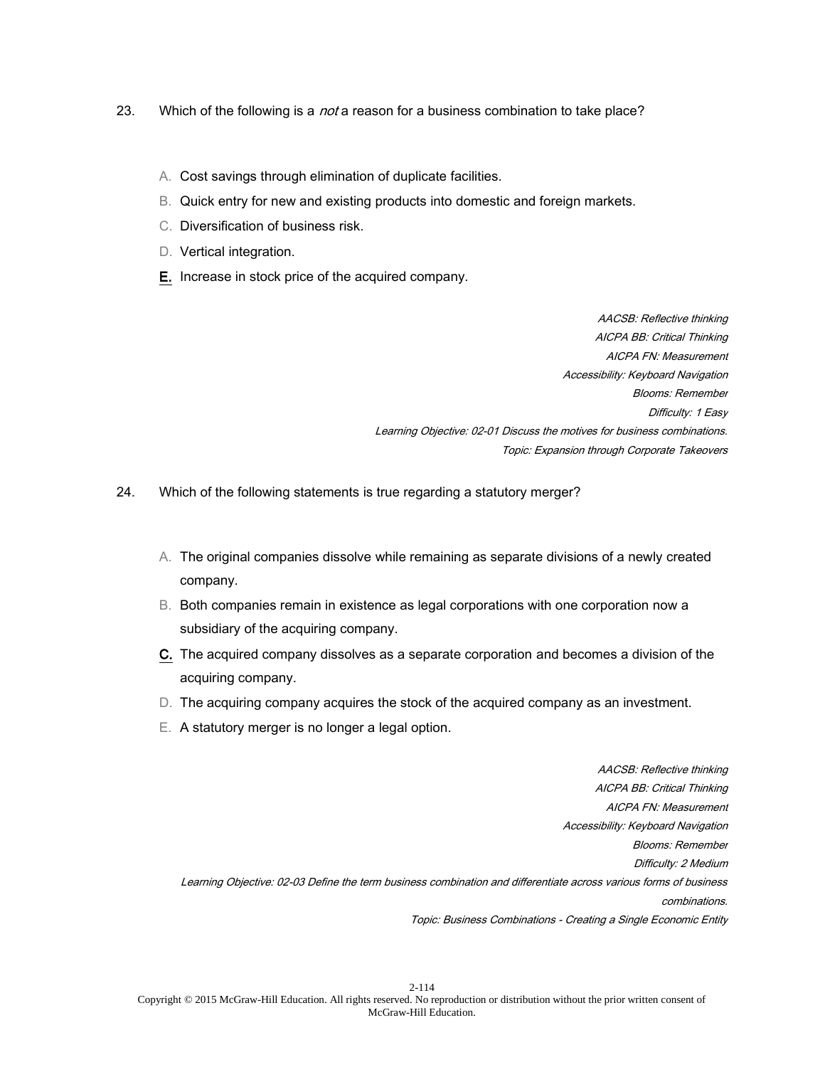23. Which of the following is a *not* a reason for a business combination to take place?

A. Cost savings through elimination of duplicate facilities.

B. Quick entry for new and existing products into domestic and foreign markets.

C. Diversification of business risk.

D. Vertical integration.

**E.** Increase in stock price of the acquired company.

*AACSB: Reflective thinking*
*AICPA BB: Critical Thinking*
*AICPA FN: Measurement*
*Accessibility: Keyboard Navigation*
*Blooms: Remember*
*Difficulty: 1 Easy*
*Learning Objective: 02-01 Discuss the motives for business combinations.*
*Topic: Expansion through Corporate Takeovers*

24. Which of the following statements is true regarding a statutory merger?

A. The original companies dissolve while remaining as separate divisions of a newly created company.

B. Both companies remain in existence as legal corporations with one corporation now a subsidiary of the acquiring company.

**C.** The acquired company dissolves as a separate corporation and becomes a division of the acquiring company.

D. The acquiring company acquires the stock of the acquired company as an investment.

E. A statutory merger is no longer a legal option.

*AACSB: Reflective thinking*
*AICPA BB: Critical Thinking*
*AICPA FN: Measurement*
*Accessibility: Keyboard Navigation*
*Blooms: Remember*
*Difficulty: 2 Medium*
*Learning Objective: 02-03 Define the term business combination and differentiate across various forms of business combinations.*
*Topic: Business Combinations - Creating a Single Economic Entity*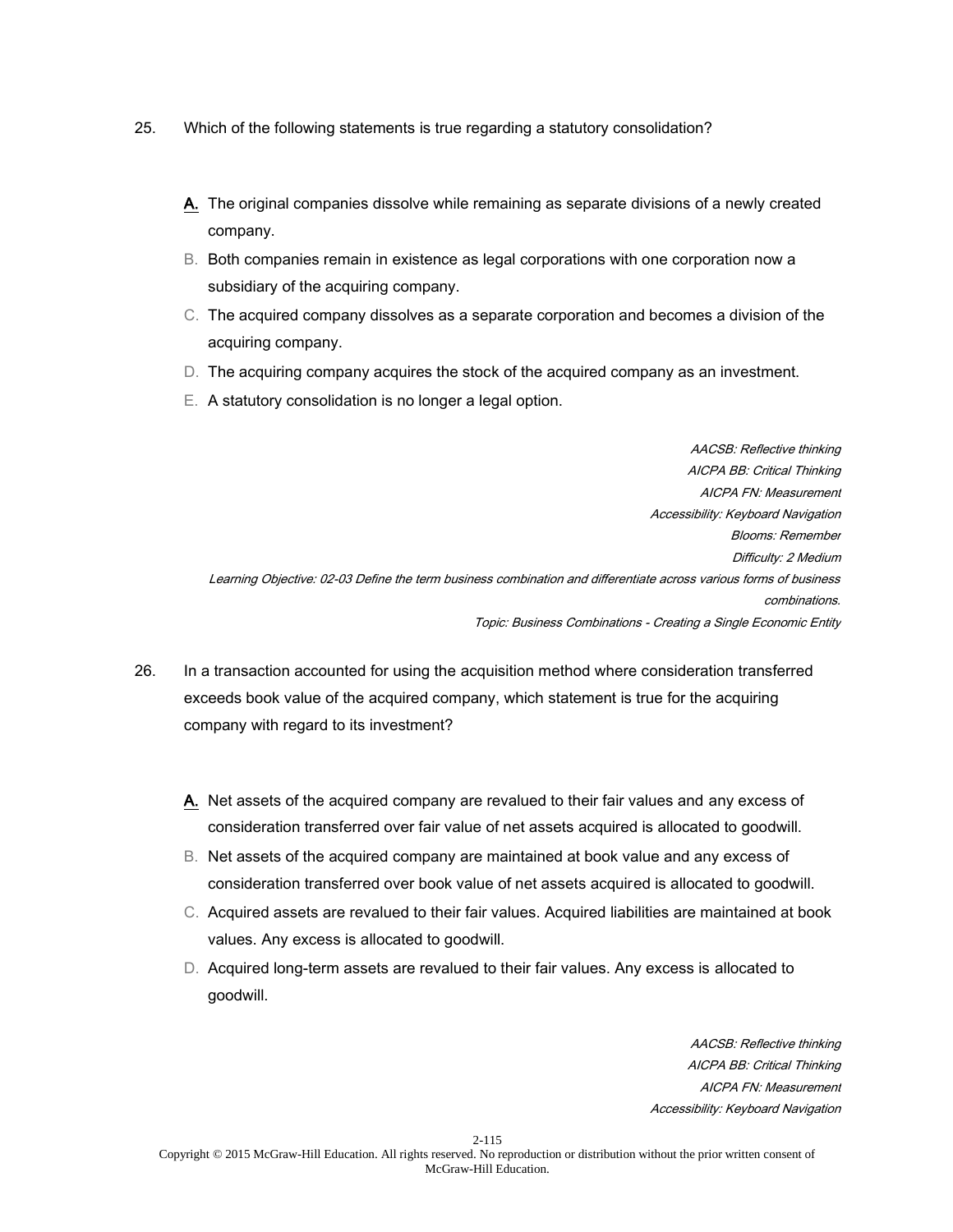25. Which of the following statements is true regarding a statutory consolidation?

**A.** The original companies dissolve while remaining as separate divisions of a newly created company.
B. Both companies remain in existence as legal corporations with one corporation now a subsidiary of the acquiring company.
C. The acquired company dissolves as a separate corporation and becomes a division of the acquiring company.
D. The acquiring company acquires the stock of the acquired company as an investment.
E. A statutory consolidation is no longer a legal option.

*AACSB: Reflective thinking*
*AICPA BB: Critical Thinking*
*AICPA FN: Measurement*
*Accessibility: Keyboard Navigation*
*Blooms: Remember*
*Difficulty: 2 Medium*
*Learning Objective: 02-03 Define the term business combination and differentiate across various forms of business combinations.*
*Topic: Business Combinations - Creating a Single Economic Entity*

26. In a transaction accounted for using the acquisition method where consideration transferred exceeds book value of the acquired company, which statement is true for the acquiring company with regard to its investment?

**A.** Net assets of the acquired company are revalued to their fair values and any excess of consideration transferred over fair value of net assets acquired is allocated to goodwill.
B. Net assets of the acquired company are maintained at book value and any excess of consideration transferred over book value of net assets acquired is allocated to goodwill.
C. Acquired assets are revalued to their fair values. Acquired liabilities are maintained at book values. Any excess is allocated to goodwill.
D. Acquired long-term assets are revalued to their fair values. Any excess is allocated to goodwill.

*AACSB: Reflective thinking*
*AICPA BB: Critical Thinking*
*AICPA FN: Measurement*
*Accessibility: Keyboard Navigation*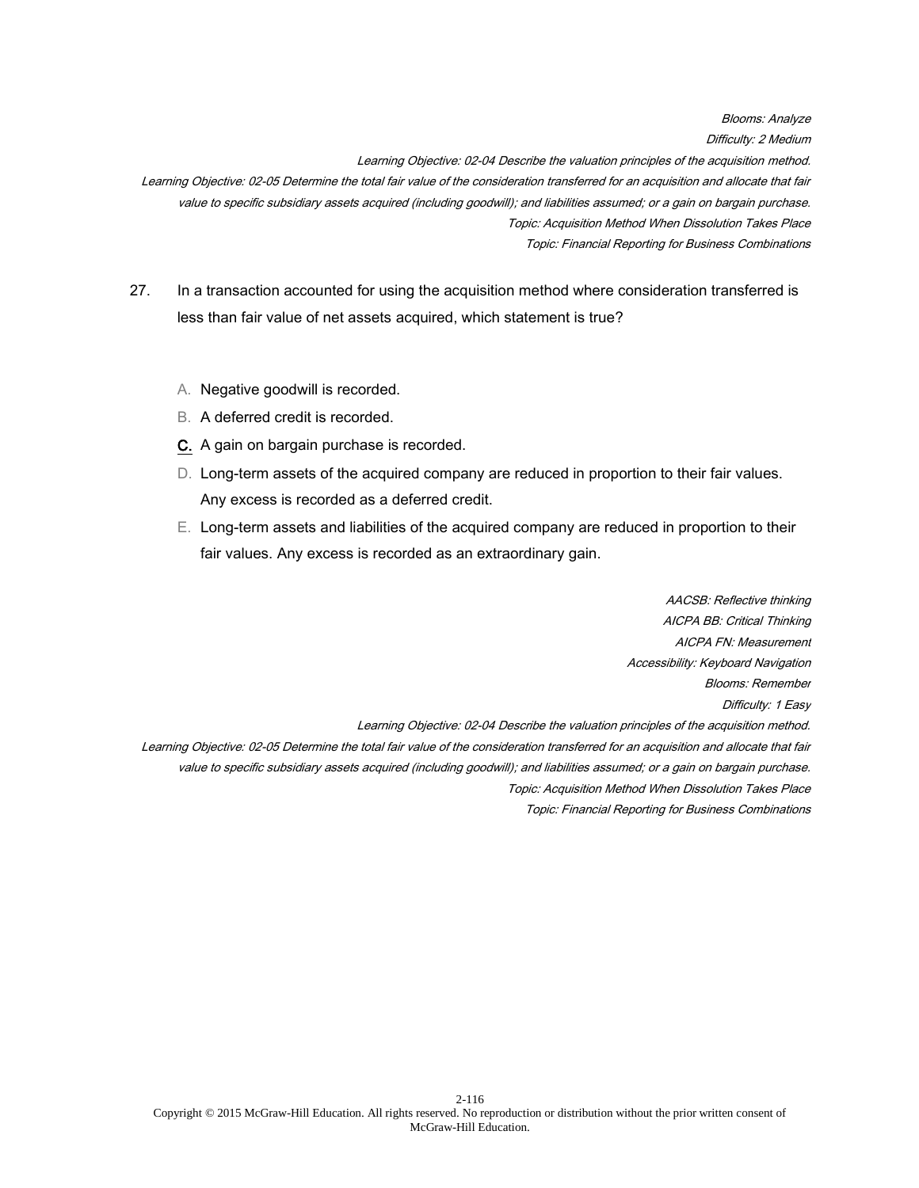*Blooms: Analyze*

*Difficulty: 2 Medium*

*Learning Objective: 02-04 Describe the valuation principles of the acquisition method.*

*Learning Objective: 02-05 Determine the total fair value of the consideration transferred for an acquisition and allocate that fair value to specific subsidiary assets acquired (including goodwill); and liabilities assumed; or a gain on bargain purchase.*

*Topic: Acquisition Method When Dissolution Takes Place*

*Topic: Financial Reporting for Business Combinations*

27. In a transaction accounted for using the acquisition method where consideration transferred is less than fair value of net assets acquired, which statement is true?

A. Negative goodwill is recorded.

B. A deferred credit is recorded.

**C.** A gain on bargain purchase is recorded.

D. Long-term assets of the acquired company are reduced in proportion to their fair values. Any excess is recorded as a deferred credit.

E. Long-term assets and liabilities of the acquired company are reduced in proportion to their fair values. Any excess is recorded as an extraordinary gain.

*AACSB: Reflective thinking*

*AICPA BB: Critical Thinking*

*AICPA FN: Measurement*

*Accessibility: Keyboard Navigation*

*Blooms: Remember*

*Difficulty: 1 Easy*

*Learning Objective: 02-04 Describe the valuation principles of the acquisition method.*

*Learning Objective: 02-05 Determine the total fair value of the consideration transferred for an acquisition and allocate that fair value to specific subsidiary assets acquired (including goodwill); and liabilities assumed; or a gain on bargain purchase.*

*Topic: Acquisition Method When Dissolution Takes Place*

*Topic: Financial Reporting for Business Combinations*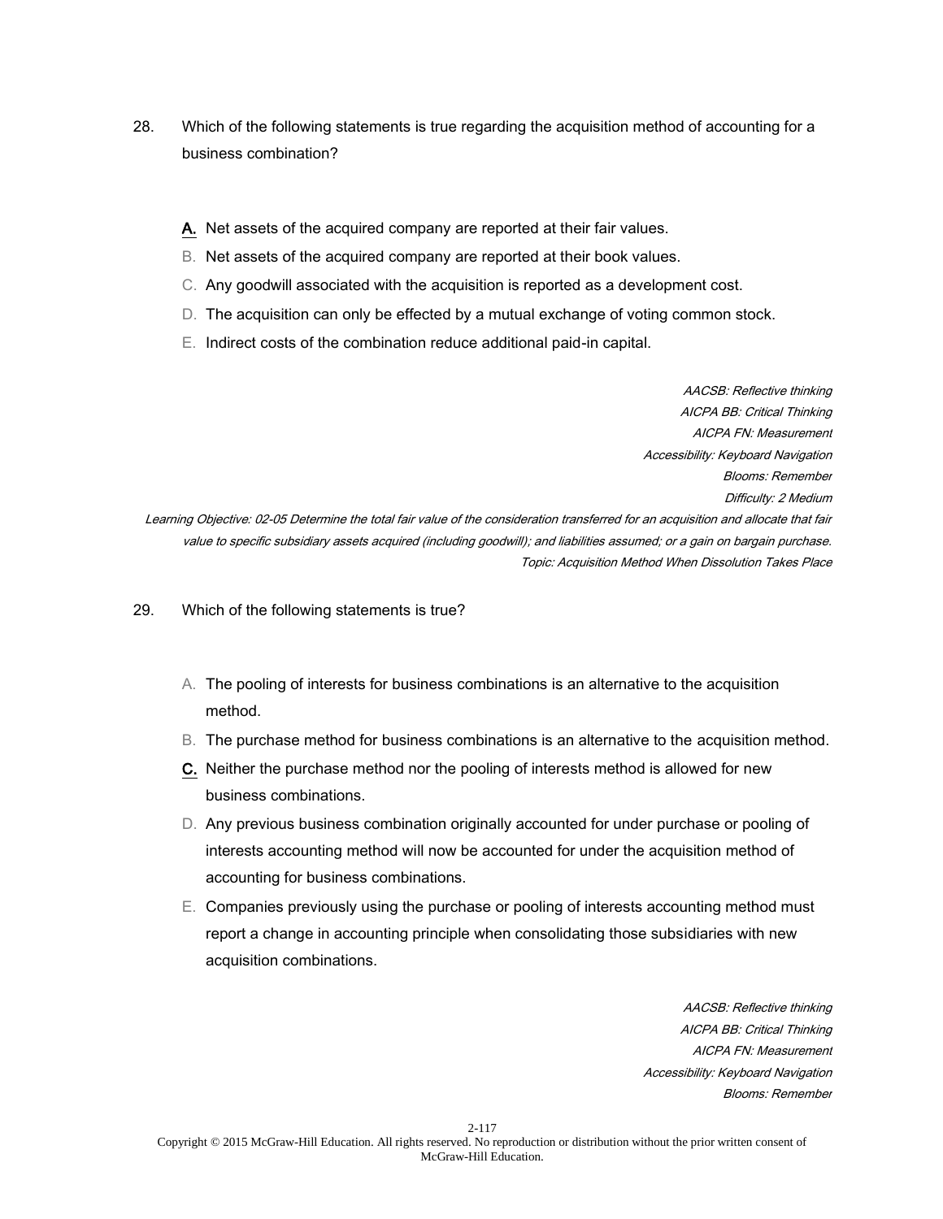28. Which of the following statements is true regarding the acquisition method of accounting for a business combination?

A. Net assets of the acquired company are reported at their fair values.
B. Net assets of the acquired company are reported at their book values.
C. Any goodwill associated with the acquisition is reported as a development cost.
D. The acquisition can only be effected by a mutual exchange of voting common stock.
E. Indirect costs of the combination reduce additional paid-in capital.

*AACSB: Reflective thinking*
*AICPA BB: Critical Thinking*
*AICPA FN: Measurement*
*Accessibility: Keyboard Navigation*
*Blooms: Remember*
*Difficulty: 2 Medium*
*Learning Objective: 02-05 Determine the total fair value of the consideration transferred for an acquisition and allocate that fair value to specific subsidiary assets acquired (including goodwill); and liabilities assumed; or a gain on bargain purchase.*
*Topic: Acquisition Method When Dissolution Takes Place*

29. Which of the following statements is true?

A. The pooling of interests for business combinations is an alternative to the acquisition method.
B. The purchase method for business combinations is an alternative to the acquisition method.
C. Neither the purchase method nor the pooling of interests method is allowed for new business combinations.
D. Any previous business combination originally accounted for under purchase or pooling of interests accounting method will now be accounted for under the acquisition method of accounting for business combinations.
E. Companies previously using the purchase or pooling of interests accounting method must report a change in accounting principle when consolidating those subsidiaries with new acquisition combinations.

*AACSB: Reflective thinking*
*AICPA BB: Critical Thinking*
*AICPA FN: Measurement*
*Accessibility: Keyboard Navigation*
*Blooms: Remember*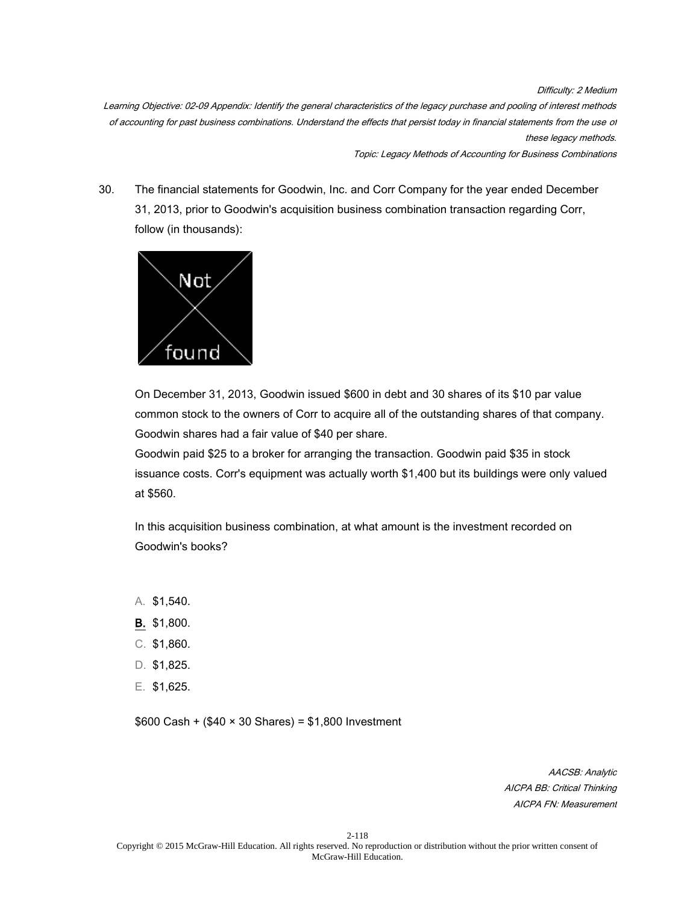*Difficulty: 2 Medium*

*Learning Objective: 02-09 Appendix: Identify the general characteristics of the legacy purchase and pooling of interest methods of accounting for past business combinations. Understand the effects that persist today in financial statements from the use of these legacy methods.*

*Topic: Legacy Methods of Accounting for Business Combinations*

30. The financial statements for Goodwin, Inc. and Corr Company for the year ended December 31, 2013, prior to Goodwin's acquisition business combination transaction regarding Corr, follow (in thousands):

On December 31, 2013, Goodwin issued $600 in debt and 30 shares of its $10 par value common stock to the owners of Corr to acquire all of the outstanding shares of that company. Goodwin shares had a fair value of $40 per share.

Goodwin paid $25 to a broker for arranging the transaction. Goodwin paid $35 in stock issuance costs. Corr's equipment was actually worth $1,400 but its buildings were only valued at $560.

In this acquisition business combination, at what amount is the investment recorded on Goodwin's books?

A. $1,540.

**B.** $1,800.

C. $1,860.

D. $1,825.

E. $1,625.

$600 Cash + ($40 × 30 Shares) = $1,800 Investment

*AACSB: Analytic*

*AICPA BB: Critical Thinking*

*AICPA FN: Measurement*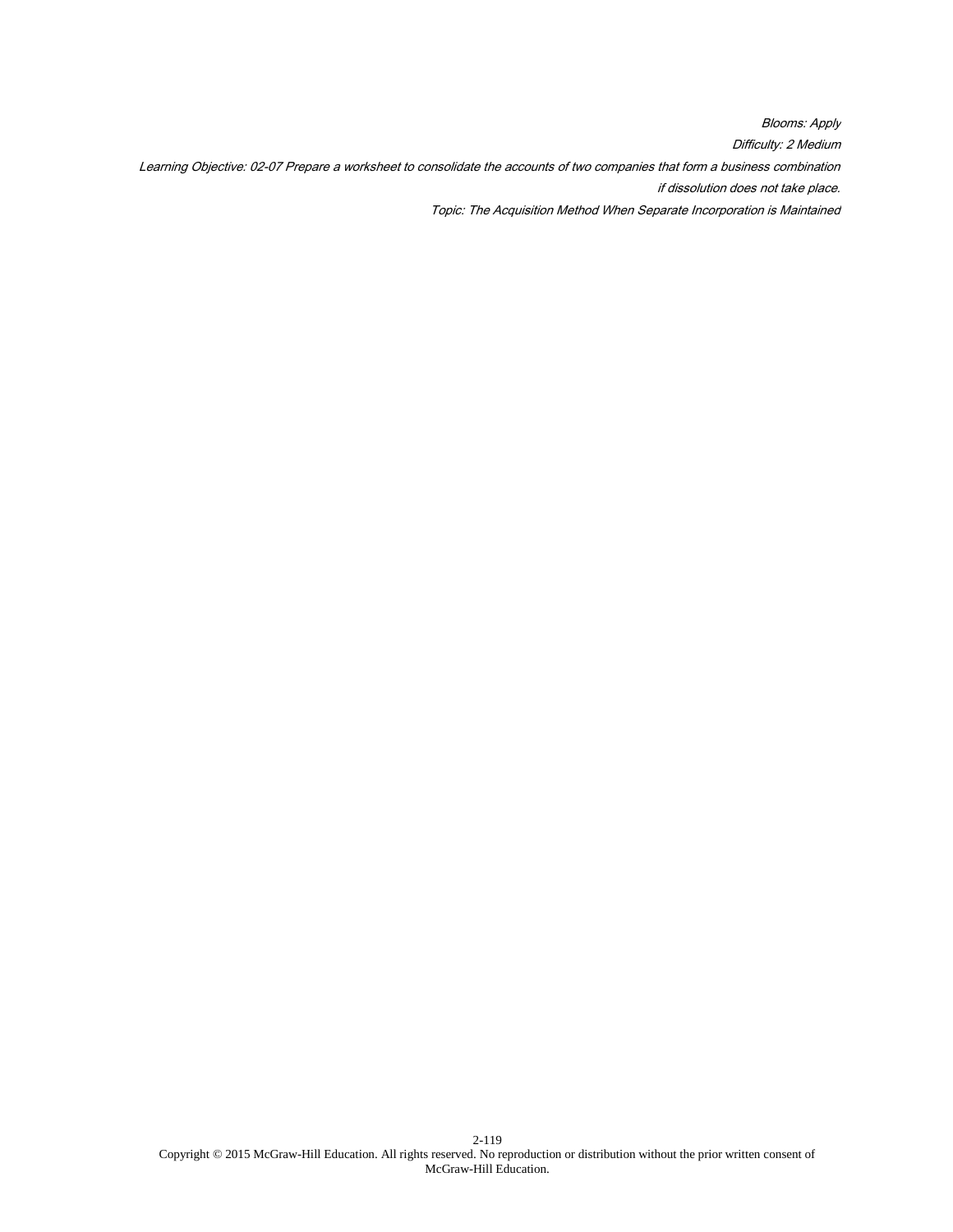*Blooms: Apply*

*Difficulty: 2 Medium*

*Learning Objective: 02-07 Prepare a worksheet to consolidate the accounts of two companies that form a business combination if dissolution does not take place.*

*Topic: The Acquisition Method When Separate Incorporation is Maintained*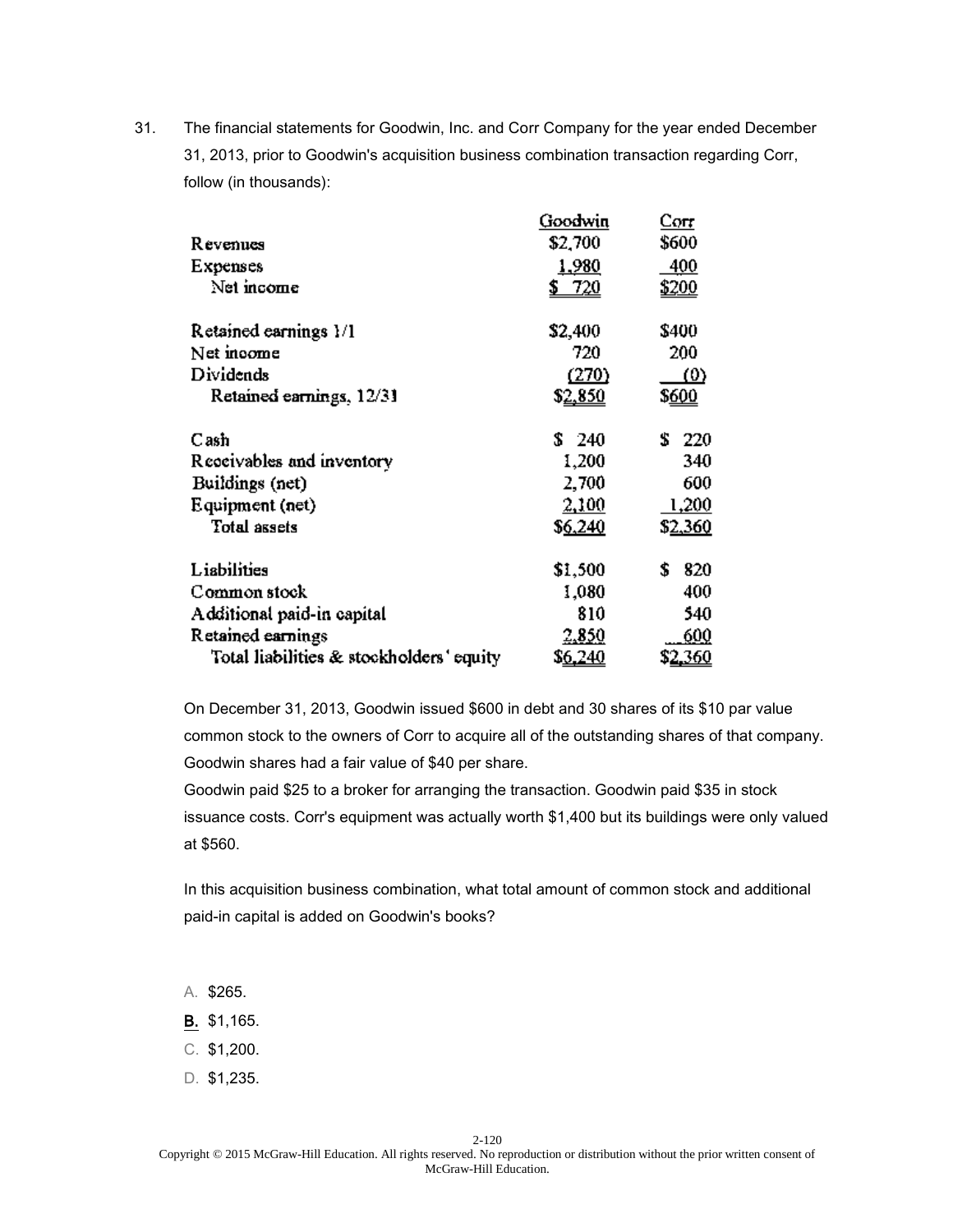31. The financial statements for Goodwin, Inc. and Corr Company for the year ended December 31, 2013, prior to Goodwin's acquisition business combination transaction regarding Corr, follow (in thousands):

| | Goodwin | Corr |
|---|---|---|
| Revenues | $2,700 | $600 |
| Expenses | 1,980 | 400 |
| Net income | $ 720 | $200 |
| | | |
| Retained earnings 1/1 | $2,400 | $400 |
| Net income | 720 | 200 |
| Dividends | (270) | (0) |
| Retained earnings, 12/31 | $2,850 | $600 |
| | | |
| Cash | $ 240 | $ 220 |
| Receivables and inventory | 1,200 | 340 |
| Buildings (net) | 2,700 | 600 |
| Equipment (net) | 2,100 | 1,200 |
| Total assets | $6,240 | $2,360 |
| | | |
| Liabilities | $1,500 | $ 820 |
| Common stock | 1,080 | 400 |
| Additional paid-in capital | 810 | 540 |
| Retained earnings | 2,850 | 600 |
| Total liabilities & stockholders' equity | $6,240 | $2,360 |

On December 31, 2013, Goodwin issued $600 in debt and 30 shares of its $10 par value common stock to the owners of Corr to acquire all of the outstanding shares of that company. Goodwin shares had a fair value of $40 per share.

Goodwin paid $25 to a broker for arranging the transaction. Goodwin paid $35 in stock issuance costs. Corr's equipment was actually worth $1,400 but its buildings were only valued at $560.

In this acquisition business combination, what total amount of common stock and additional paid-in capital is added on Goodwin's books?

A. $265.

**B.** $1,165.

C. $1,200.

D. $1,235.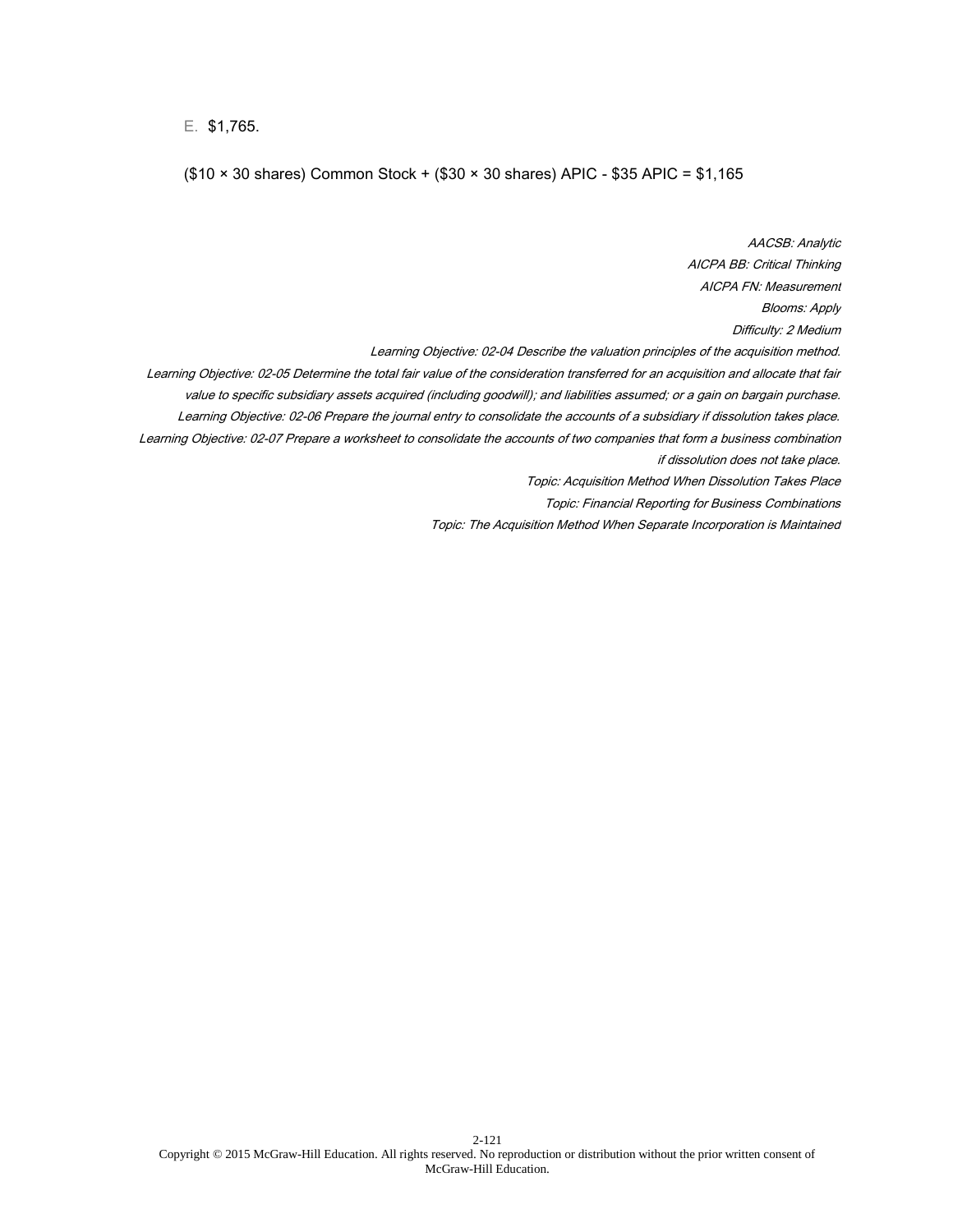E. $1,765.

($10 × 30 shares) Common Stock + ($30 × 30 shares) APIC - $35 APIC = $1,165

*AACSB: Analytic*
*AICPA BB: Critical Thinking*
*AICPA FN: Measurement*
*Blooms: Apply*
*Difficulty: 2 Medium*
*Learning Objective: 02-04 Describe the valuation principles of the acquisition method.*
*Learning Objective: 02-05 Determine the total fair value of the consideration transferred for an acquisition and allocate that fair value to specific subsidiary assets acquired (including goodwill); and liabilities assumed; or a gain on bargain purchase.*
*Learning Objective: 02-06 Prepare the journal entry to consolidate the accounts of a subsidiary if dissolution takes place.*
*Learning Objective: 02-07 Prepare a worksheet to consolidate the accounts of two companies that form a business combination if dissolution does not take place.*
*Topic: Acquisition Method When Dissolution Takes Place*
*Topic: Financial Reporting for Business Combinations*
*Topic: The Acquisition Method When Separate Incorporation is Maintained*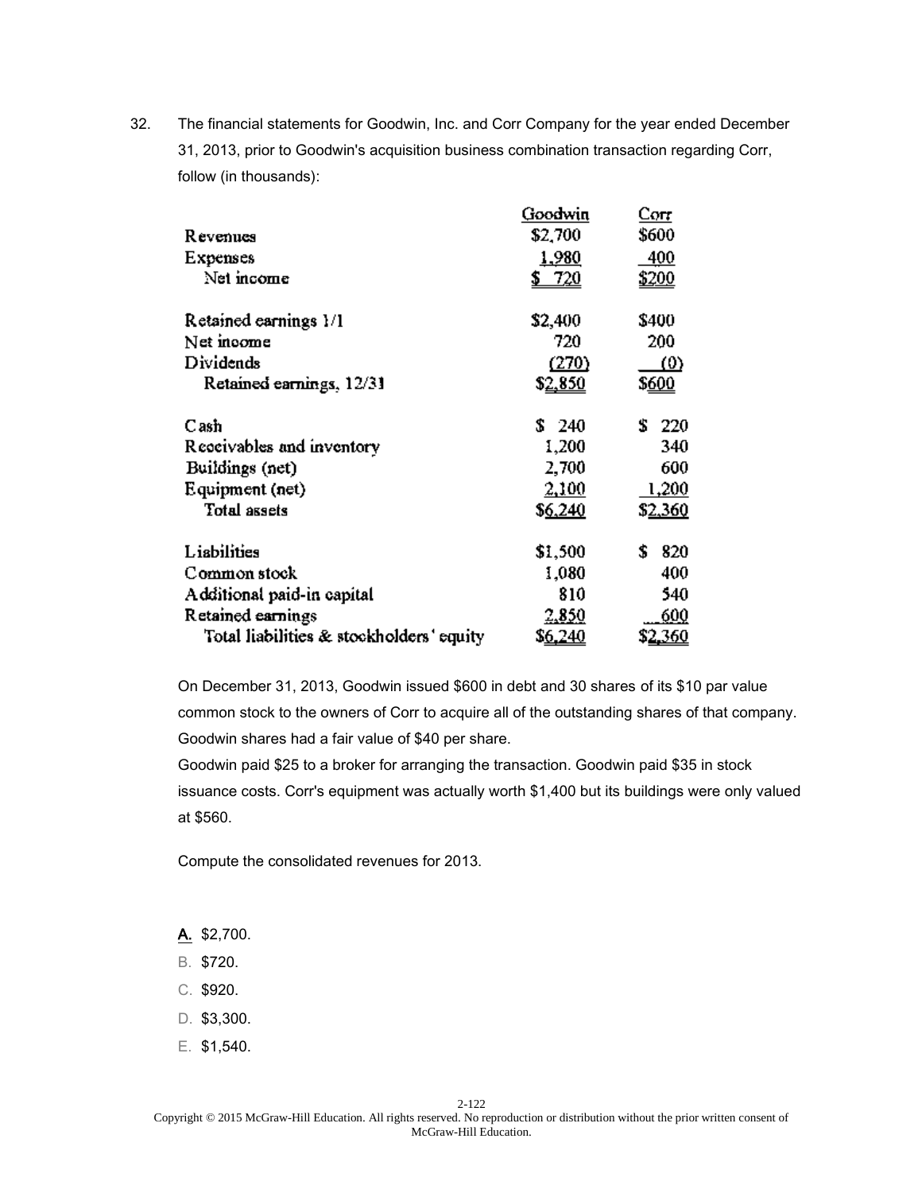32. The financial statements for Goodwin, Inc. and Corr Company for the year ended December 31, 2013, prior to Goodwin's acquisition business combination transaction regarding Corr, follow (in thousands):

| | Goodwin | Corr |
|---|---|---|
| Revenues | $2,700 | $600 |
| Expenses | 1,980 | 400 |
| Net income | $ 720 | $200 |
| | | |
| Retained earnings 1/1 | $2,400 | $400 |
| Net income | 720 | 200 |
| Dividends | (270) | (0) |
| Retained earnings, 12/31 | $2,850 | $600 |
| | | |
| Cash | $ 240 | $ 220 |
| Receivables and inventory | 1,200 | 340 |
| Buildings (net) | 2,700 | 600 |
| Equipment (net) | 2,100 | 1,200 |
| Total assets | $6,240 | $2,360 |
| | | |
| Liabilities | $1,500 | $ 820 |
| Common stock | 1,080 | 400 |
| Additional paid-in capital | 810 | 540 |
| Retained earnings | 2,850 | 600 |
| Total liabilities & stockholders' equity | $6,240 | $2,360 |

On December 31, 2013, Goodwin issued $600 in debt and 30 shares of its $10 par value common stock to the owners of Corr to acquire all of the outstanding shares of that company. Goodwin shares had a fair value of $40 per share.

Goodwin paid $25 to a broker for arranging the transaction. Goodwin paid $35 in stock issuance costs. Corr's equipment was actually worth $1,400 but its buildings were only valued at $560.

Compute the consolidated revenues for 2013.

A. $2,700.
B. $720.
C. $920.
D. $3,300.
E. $1,540.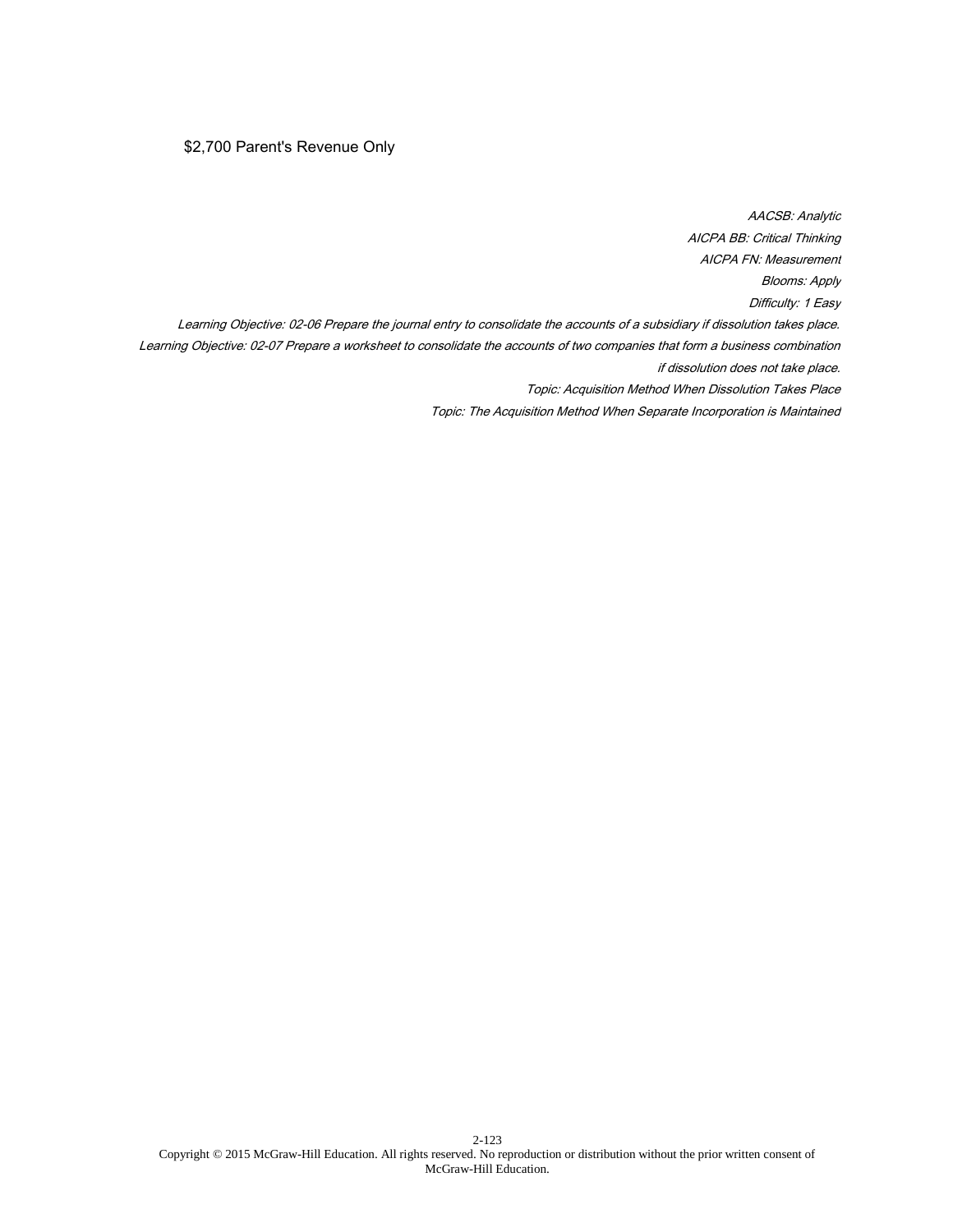$2,700 Parent's Revenue Only

*AACSB: Analytic*
*AICPA BB: Critical Thinking*
*AICPA FN: Measurement*
*Blooms: Apply*
*Difficulty: 1 Easy*
*Learning Objective: 02-06 Prepare the journal entry to consolidate the accounts of a subsidiary if dissolution takes place.*
*Learning Objective: 02-07 Prepare a worksheet to consolidate the accounts of two companies that form a business combination if dissolution does not take place.*
*Topic: Acquisition Method When Dissolution Takes Place*
*Topic: The Acquisition Method When Separate Incorporation is Maintained*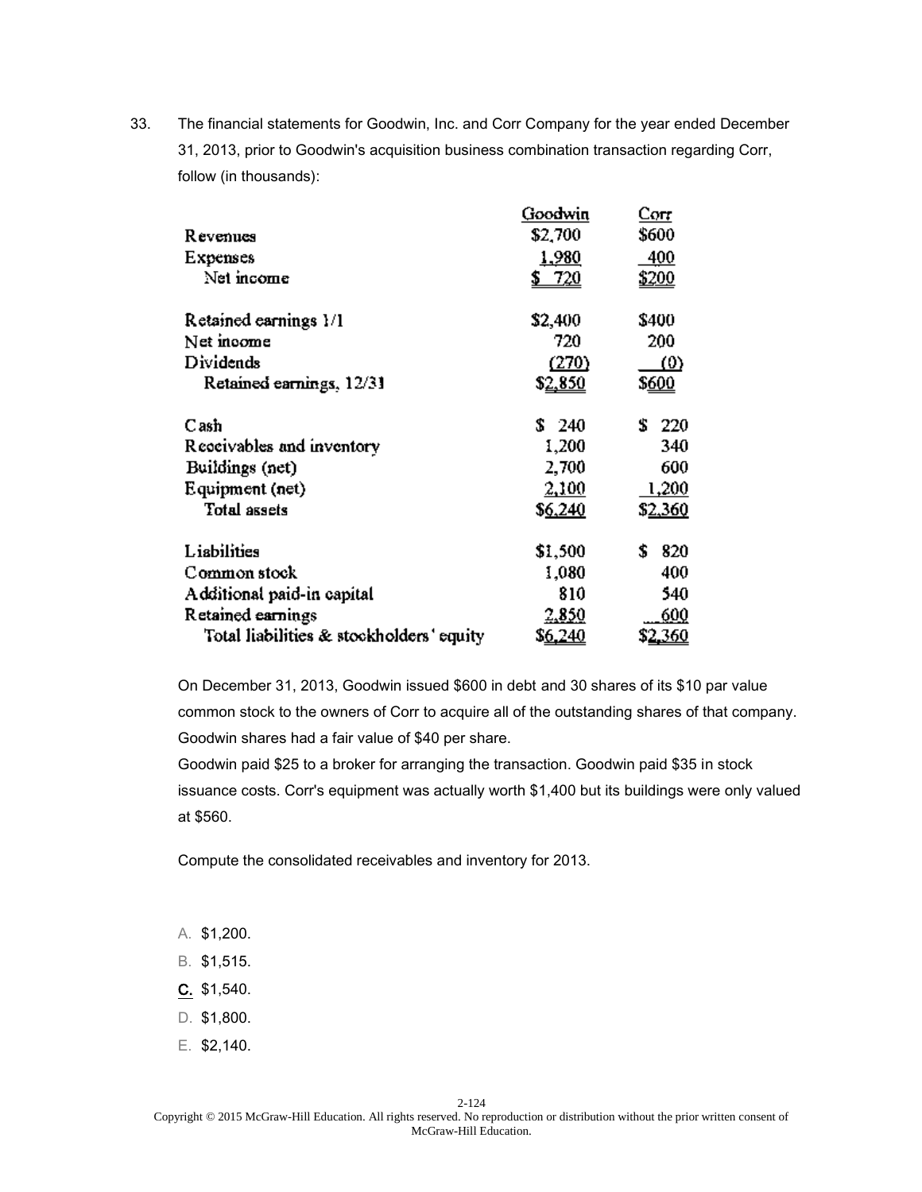33. The financial statements for Goodwin, Inc. and Corr Company for the year ended December 31, 2013, prior to Goodwin's acquisition business combination transaction regarding Corr, follow (in thousands):

| | Goodwin | Corr |
|---|---|---|
| Revenues | $2,700 | $600 |
| Expenses | 1,980 | 400 |
| Net income | $ 720 | $200 |
| | | |
| Retained earnings 1/1 | $2,400 | $400 |
| Net income | 720 | 200 |
| Dividends | (270) | (0) |
| Retained earnings, 12/31 | $2,850 | $600 |
| | | |
| Cash | $ 240 | $ 220 |
| Receivables and inventory | 1,200 | 340 |
| Buildings (net) | 2,700 | 600 |
| Equipment (net) | 2,100 | 1,200 |
| Total assets | $6,240 | $2,360 |
| | | |
| Liabilities | $1,500 | $ 820 |
| Common stock | 1,080 | 400 |
| Additional paid-in capital | 810 | 540 |
| Retained earnings | 2,850 | 600 |
| Total liabilities & stockholders' equity | $6,240 | $2,360 |

On December 31, 2013, Goodwin issued $600 in debt and 30 shares of its $10 par value common stock to the owners of Corr to acquire all of the outstanding shares of that company. Goodwin shares had a fair value of $40 per share.

Goodwin paid $25 to a broker for arranging the transaction. Goodwin paid $35 in stock issuance costs. Corr's equipment was actually worth $1,400 but its buildings were only valued at $560.

Compute the consolidated receivables and inventory for 2013.

A. $1,200.

B. $1,515.

C. $1,540.

D. $1,800.

E. $2,140.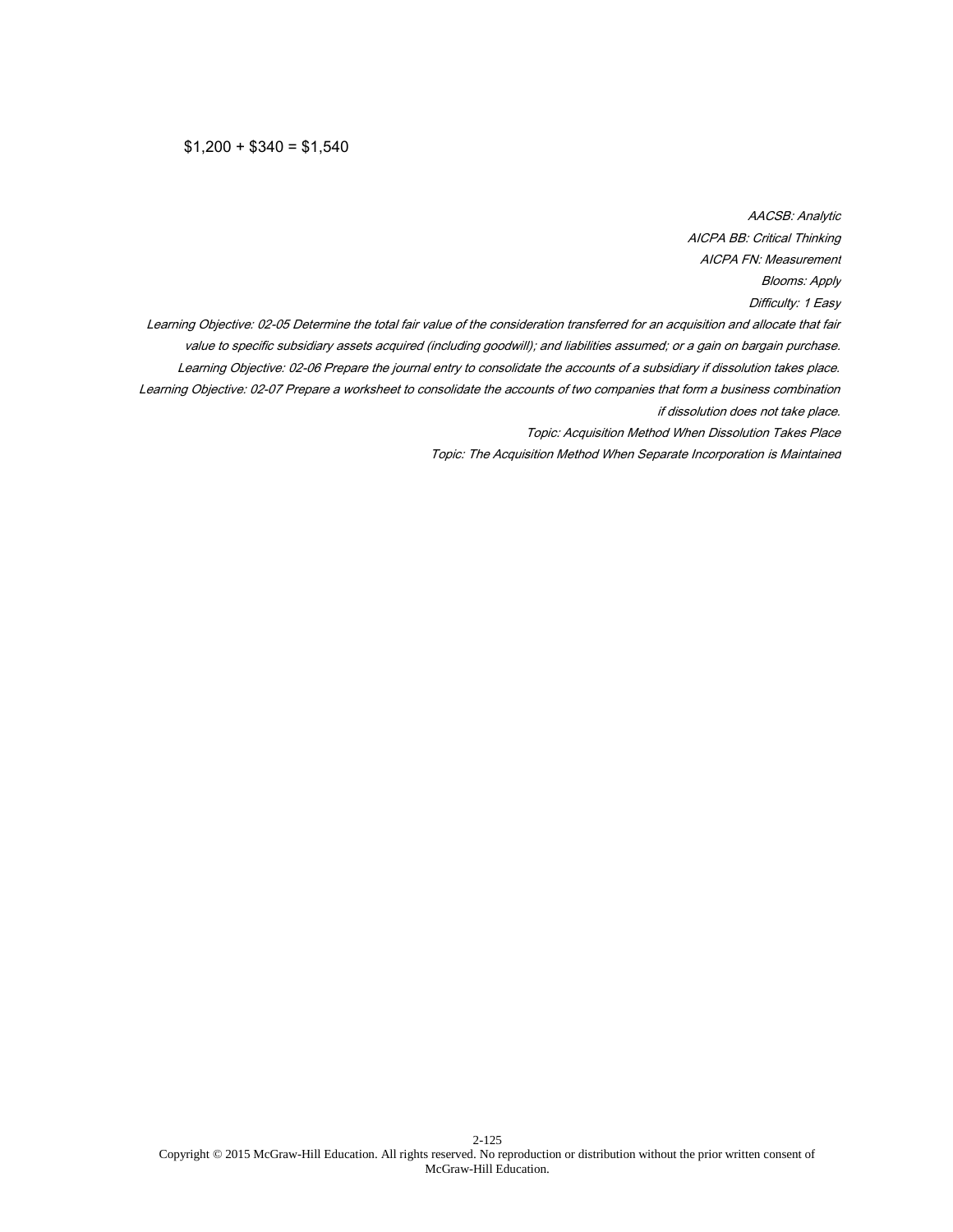$1,200 + $340 = $1,540

*AACSB: Analytic*
*AICPA BB: Critical Thinking*
*AICPA FN: Measurement*
*Blooms: Apply*
*Difficulty: 1 Easy*
*Learning Objective: 02-05 Determine the total fair value of the consideration transferred for an acquisition and allocate that fair value to specific subsidiary assets acquired (including goodwill); and liabilities assumed; or a gain on bargain purchase.*
*Learning Objective: 02-06 Prepare the journal entry to consolidate the accounts of a subsidiary if dissolution takes place.*
*Learning Objective: 02-07 Prepare a worksheet to consolidate the accounts of two companies that form a business combination if dissolution does not take place.*
*Topic: Acquisition Method When Dissolution Takes Place*
*Topic: The Acquisition Method When Separate Incorporation is Maintained*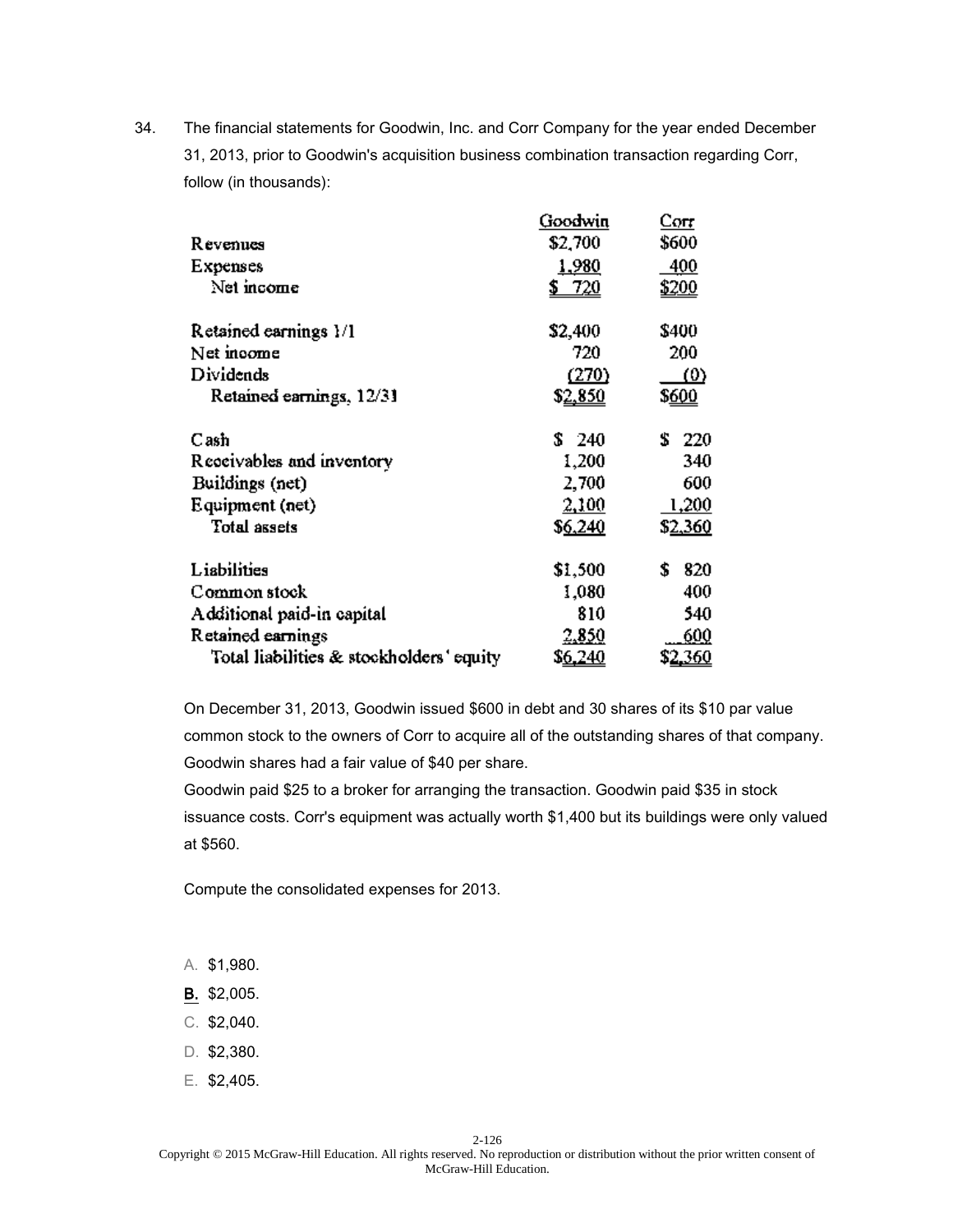34. The financial statements for Goodwin, Inc. and Corr Company for the year ended December 31, 2013, prior to Goodwin's acquisition business combination transaction regarding Corr, follow (in thousands):

| | Goodwin | Corr |
|---|---|---|
| Revenues | $2,700 | $600 |
| Expenses | 1,980 | 400 |
| Net income | $ 720 | $200 |
| | | |
| Retained earnings 1/1 | $2,400 | $400 |
| Net income | 720 | 200 |
| Dividends | (270) | (0) |
| Retained earnings, 12/31 | $2,850 | $600 |
| | | |
| Cash | $ 240 | $ 220 |
| Receivables and inventory | 1,200 | 340 |
| Buildings (net) | 2,700 | 600 |
| Equipment (net) | 2,100 | 1,200 |
| Total assets | $6,240 | $2,360 |
| | | |
| Liabilities | $1,500 | $ 820 |
| Common stock | 1,080 | 400 |
| Additional paid-in capital | 810 | 540 |
| Retained earnings | 2,850 | 600 |
| Total liabilities & stockholders' equity | $6,240 | $2,360 |

On December 31, 2013, Goodwin issued $600 in debt and 30 shares of its $10 par value common stock to the owners of Corr to acquire all of the outstanding shares of that company. Goodwin shares had a fair value of $40 per share.

Goodwin paid $25 to a broker for arranging the transaction. Goodwin paid $35 in stock issuance costs. Corr's equipment was actually worth $1,400 but its buildings were only valued at $560.

Compute the consolidated expenses for 2013.

A. $1,980.

**B.** $2,005.

C. $2,040.

D. $2,380.

E. $2,405.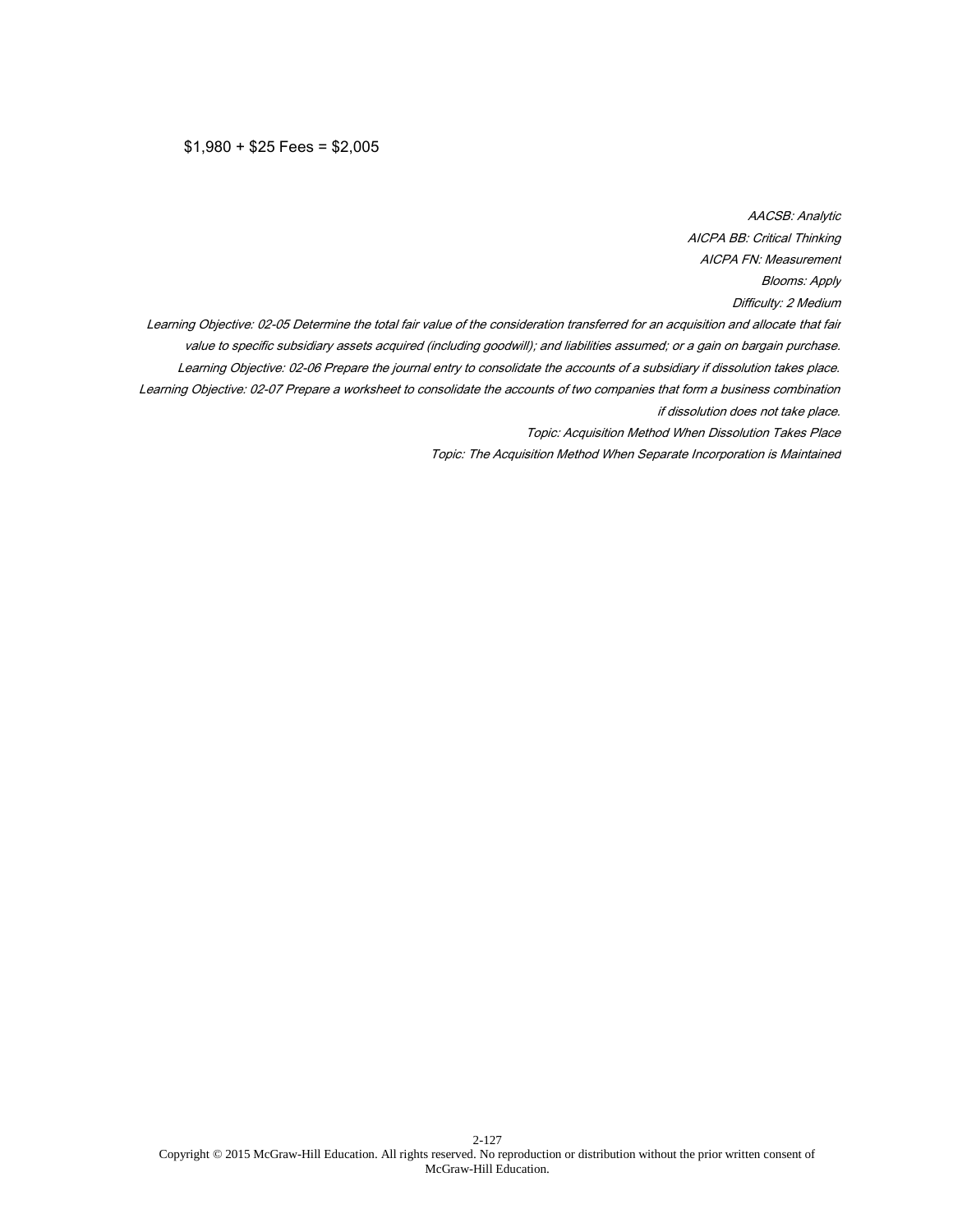$1,980 + $25 Fees = $2,005

*AACSB: Analytic*

*AICPA BB: Critical Thinking*

*AICPA FN: Measurement*

*Blooms: Apply*

*Difficulty: 2 Medium*

*Learning Objective: 02-05 Determine the total fair value of the consideration transferred for an acquisition and allocate that fair value to specific subsidiary assets acquired (including goodwill); and liabilities assumed; or a gain on bargain purchase.*

*Learning Objective: 02-06 Prepare the journal entry to consolidate the accounts of a subsidiary if dissolution takes place.*

*Learning Objective: 02-07 Prepare a worksheet to consolidate the accounts of two companies that form a business combination if dissolution does not take place.*

*Topic: Acquisition Method When Dissolution Takes Place*

*Topic: The Acquisition Method When Separate Incorporation is Maintained*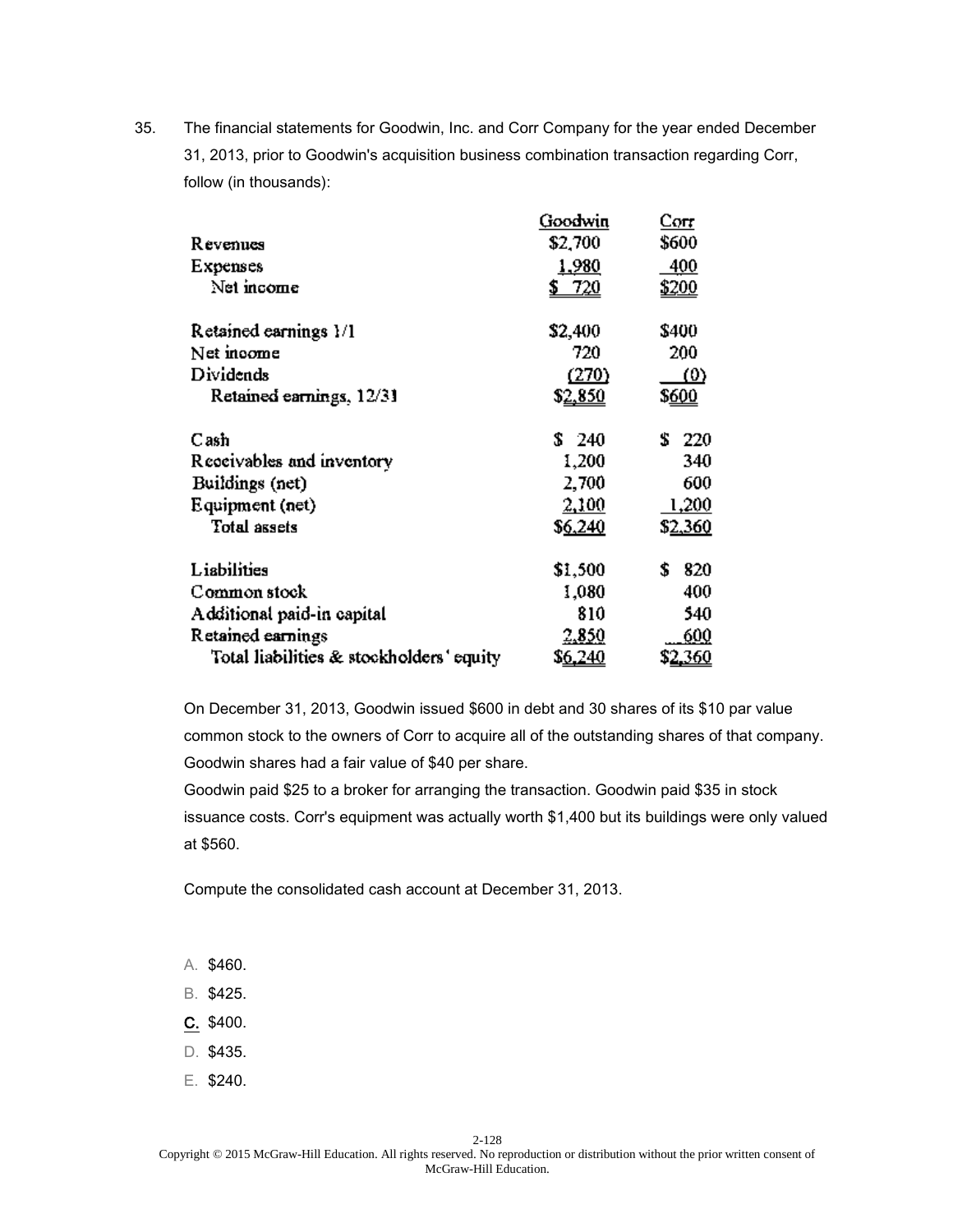35. The financial statements for Goodwin, Inc. and Corr Company for the year ended December 31, 2013, prior to Goodwin's acquisition business combination transaction regarding Corr, follow (in thousands):

| | Goodwin | Corr |
|---|---|---|
| Revenues | $2,700 | $600 |
| Expenses | 1,980 | 400 |
| Net income | $ 720 | $200 |
| | | |
| Retained earnings 1/1 | $2,400 | $400 |
| Net income | 720 | 200 |
| Dividends | (270) | (0) |
| Retained earnings, 12/31 | $2,850 | $600 |
| | | |
| Cash | $ 240 | $ 220 |
| Receivables and inventory | 1,200 | 340 |
| Buildings (net) | 2,700 | 600 |
| Equipment (net) | 2,100 | 1,200 |
| Total assets | $6,240 | $2,360 |
| | | |
| Liabilities | $1,500 | $ 820 |
| Common stock | 1,080 | 400 |
| Additional paid-in capital | 810 | 540 |
| Retained earnings | 2,850 | 600 |
| Total liabilities & stockholders' equity | $6,240 | $2,360 |

On December 31, 2013, Goodwin issued $600 in debt and 30 shares of its $10 par value common stock to the owners of Corr to acquire all of the outstanding shares of that company. Goodwin shares had a fair value of $40 per share.

Goodwin paid $25 to a broker for arranging the transaction. Goodwin paid $35 in stock issuance costs. Corr's equipment was actually worth $1,400 but its buildings were only valued at $560.

Compute the consolidated cash account at December 31, 2013.

A. $460.

B. $425.

C. $400.

D. $435.

E. $240.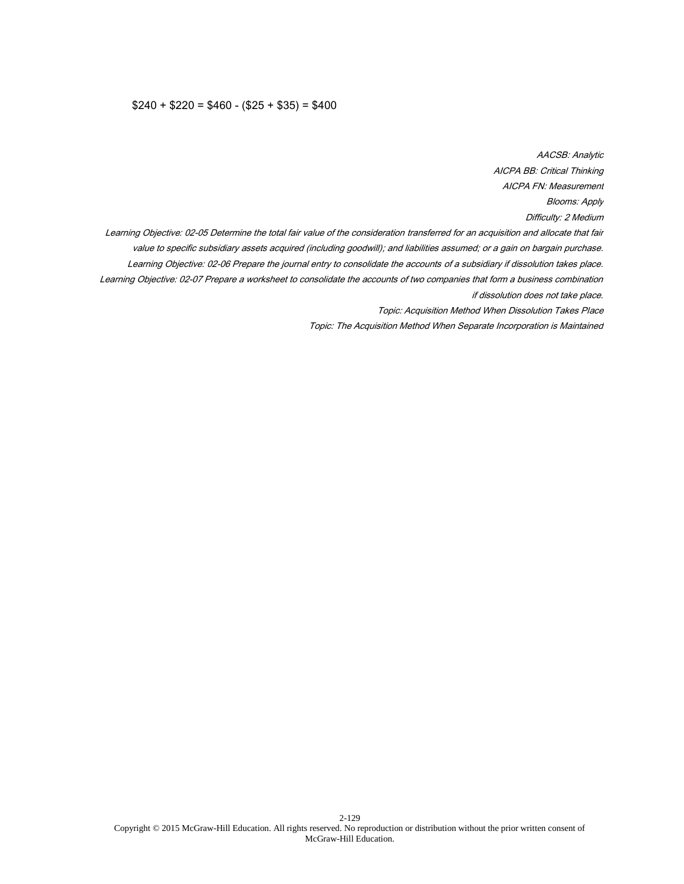$240 + $220 = $460 - ($25 + $35) = $400

*AACSB: Analytic*
*AICPA BB: Critical Thinking*
*AICPA FN: Measurement*
*Blooms: Apply*
*Difficulty: 2 Medium*
*Learning Objective: 02-05 Determine the total fair value of the consideration transferred for an acquisition and allocate that fair value to specific subsidiary assets acquired (including goodwill); and liabilities assumed; or a gain on bargain purchase.*
*Learning Objective: 02-06 Prepare the journal entry to consolidate the accounts of a subsidiary if dissolution takes place.*
*Learning Objective: 02-07 Prepare a worksheet to consolidate the accounts of two companies that form a business combination if dissolution does not take place.*
*Topic: Acquisition Method When Dissolution Takes Place*
*Topic: The Acquisition Method When Separate Incorporation is Maintained*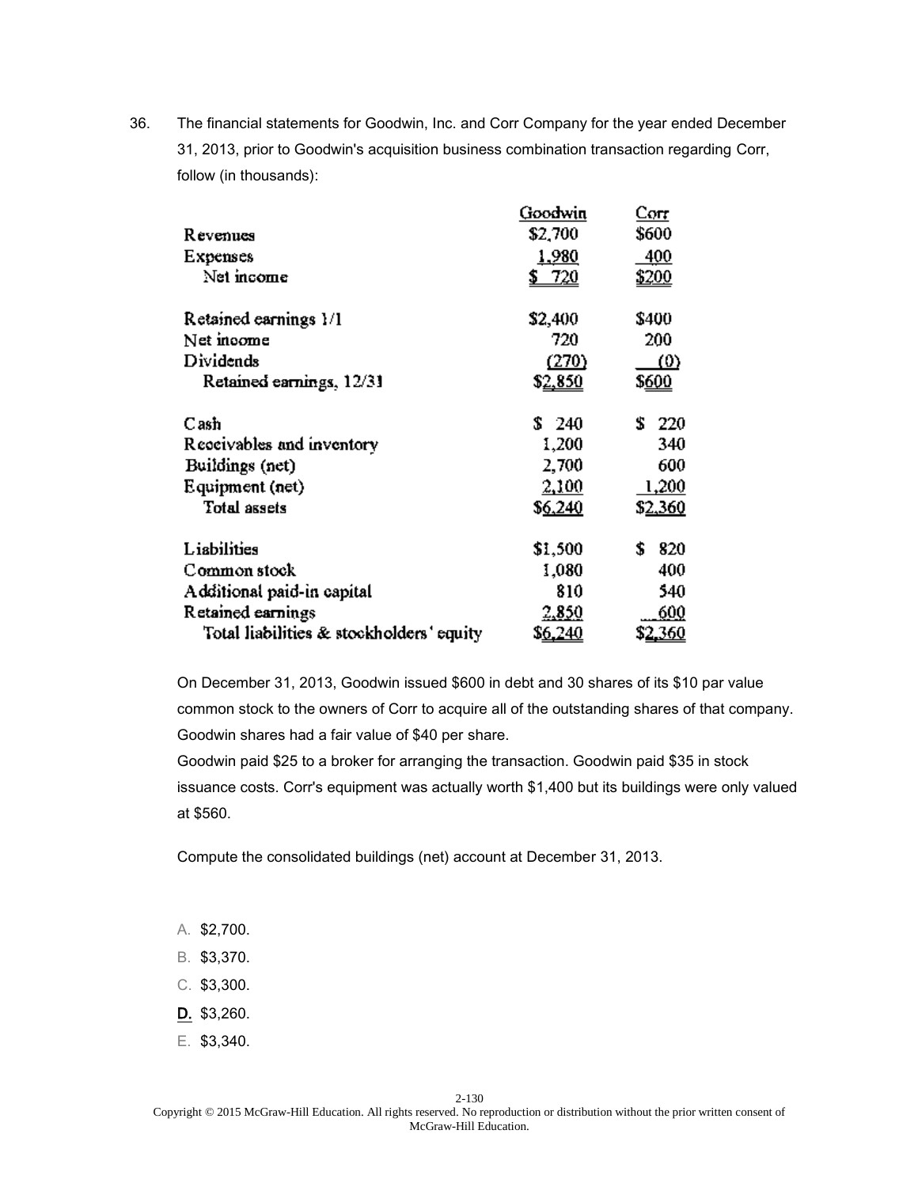36. The financial statements for Goodwin, Inc. and Corr Company for the year ended December 31, 2013, prior to Goodwin's acquisition business combination transaction regarding Corr, follow (in thousands):

| | Goodwin | Corr |
|---|---|---|
| Revenues | $2,700 | $600 |
| Expenses | 1,980 | 400 |
| Net income | $ 720 | $200 |
| | | |
| Retained earnings 1/1 | $2,400 | $400 |
| Net income | 720 | 200 |
| Dividends | (270) | (0) |
| Retained earnings, 12/31 | $2,850 | $600 |
| | | |
| Cash | $ 240 | $ 220 |
| Receivables and inventory | 1,200 | 340 |
| Buildings (net) | 2,700 | 600 |
| Equipment (net) | 2,100 | 1,200 |
| Total assets | $6,240 | $2,360 |
| | | |
| Liabilities | $1,500 | $ 820 |
| Common stock | 1,080 | 400 |
| Additional paid-in capital | 810 | 540 |
| Retained earnings | 2,850 | 600 |
| Total liabilities & stockholders' equity | $6,240 | $2,360 |

On December 31, 2013, Goodwin issued $600 in debt and 30 shares of its $10 par value common stock to the owners of Corr to acquire all of the outstanding shares of that company. Goodwin shares had a fair value of $40 per share.

Goodwin paid $25 to a broker for arranging the transaction. Goodwin paid $35 in stock issuance costs. Corr's equipment was actually worth $1,400 but its buildings were only valued at $560.

Compute the consolidated buildings (net) account at December 31, 2013.

A. $2,700.

B. $3,370.

C. $3,300.

**D.** $3,260.

E. $3,340.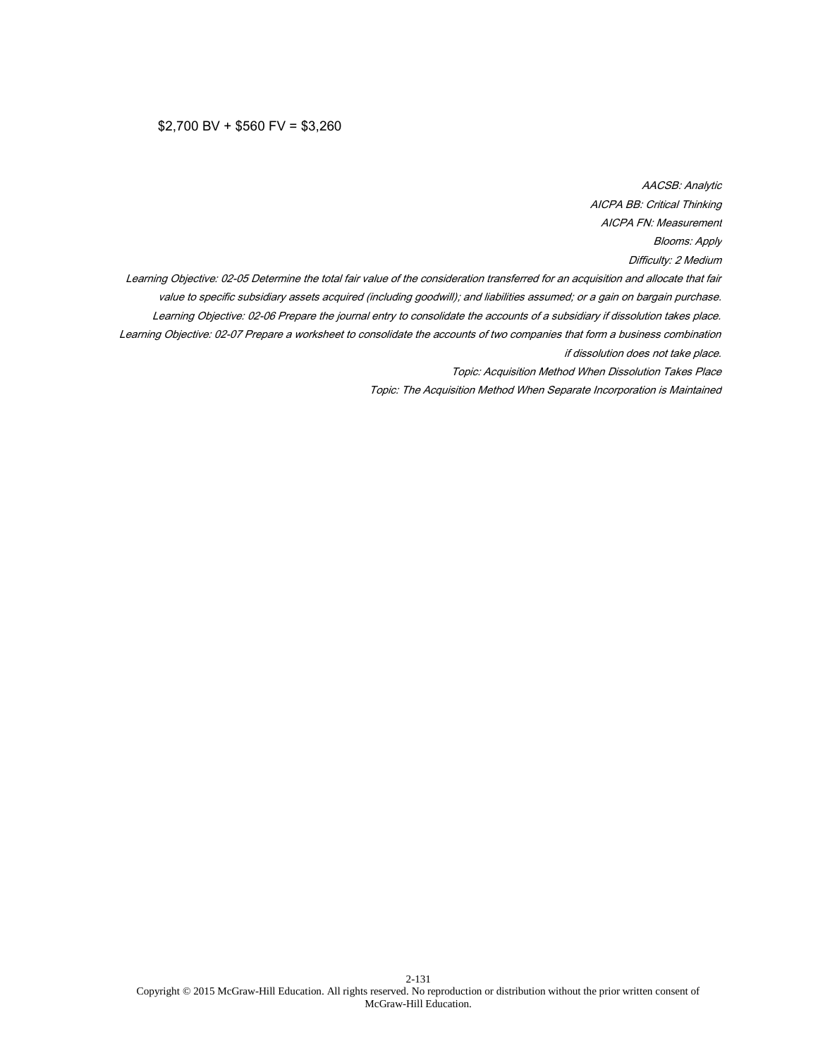$2,700 BV + $560 FV = $3,260

*AACSB: Analytic*
*AICPA BB: Critical Thinking*
*AICPA FN: Measurement*
*Blooms: Apply*
*Difficulty: 2 Medium*
*Learning Objective: 02-05 Determine the total fair value of the consideration transferred for an acquisition and allocate that fair value to specific subsidiary assets acquired (including goodwill); and liabilities assumed; or a gain on bargain purchase.*
*Learning Objective: 02-06 Prepare the journal entry to consolidate the accounts of a subsidiary if dissolution takes place.*
*Learning Objective: 02-07 Prepare a worksheet to consolidate the accounts of two companies that form a business combination if dissolution does not take place.*
*Topic: Acquisition Method When Dissolution Takes Place*
*Topic: The Acquisition Method When Separate Incorporation is Maintained*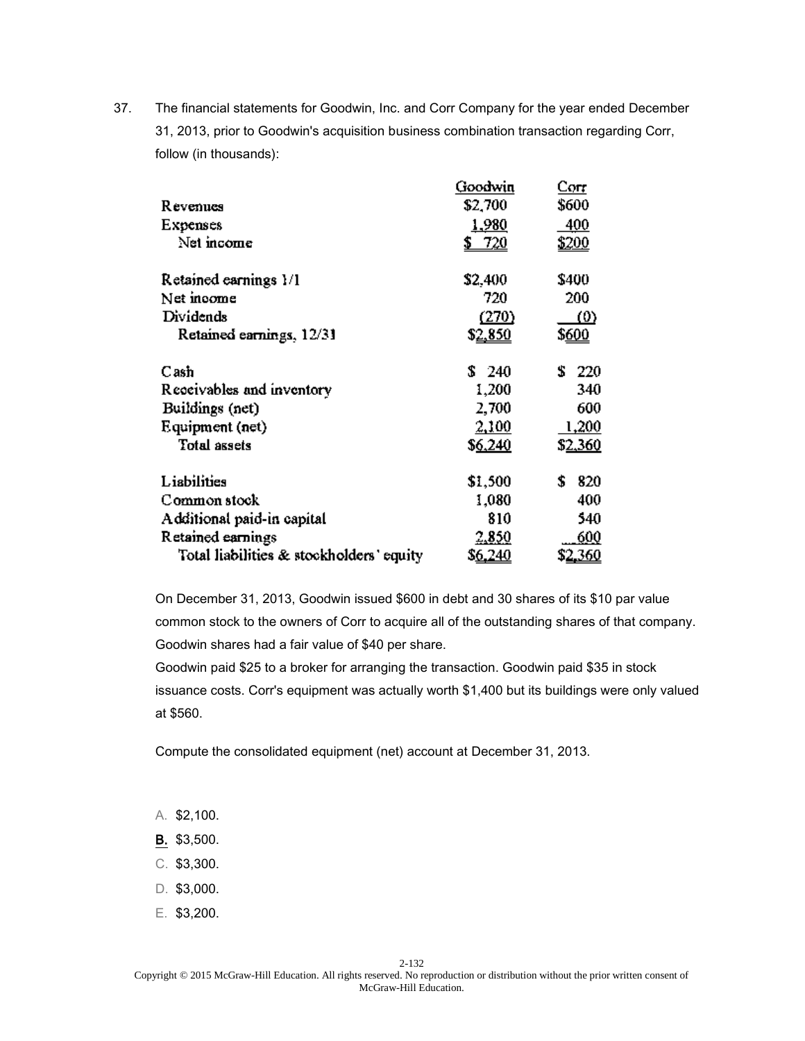37. The financial statements for Goodwin, Inc. and Corr Company for the year ended December 31, 2013, prior to Goodwin's acquisition business combination transaction regarding Corr, follow (in thousands):

| | Goodwin | Corr |
|---|---|---|
| Revenues | $2,700 | $600 |
| Expenses | 1,980 | 400 |
| Net income | $ 720 | $200 |
| | | |
| Retained earnings 1/1 | $2,400 | $400 |
| Net income | 720 | 200 |
| Dividends | (270) | (0) |
| Retained earnings, 12/31 | $2,850 | $600 |
| | | |
| Cash | $ 240 | $ 220 |
| Receivables and inventory | 1,200 | 340 |
| Buildings (net) | 2,700 | 600 |
| Equipment (net) | 2,100 | 1,200 |
| Total assets | $6,240 | $2,360 |
| | | |
| Liabilities | $1,500 | $ 820 |
| Common stock | 1,080 | 400 |
| Additional paid-in capital | 810 | 540 |
| Retained earnings | 2,850 | 600 |
| Total liabilities & stockholders' equity | $6,240 | $2,360 |

On December 31, 2013, Goodwin issued $600 in debt and 30 shares of its $10 par value common stock to the owners of Corr to acquire all of the outstanding shares of that company. Goodwin shares had a fair value of $40 per share.

Goodwin paid $25 to a broker for arranging the transaction. Goodwin paid $35 in stock issuance costs. Corr's equipment was actually worth $1,400 but its buildings were only valued at $560.

Compute the consolidated equipment (net) account at December 31, 2013.

A. $2,100.

**B.** $3,500.

C. $3,300.

D. $3,000.

E. $3,200.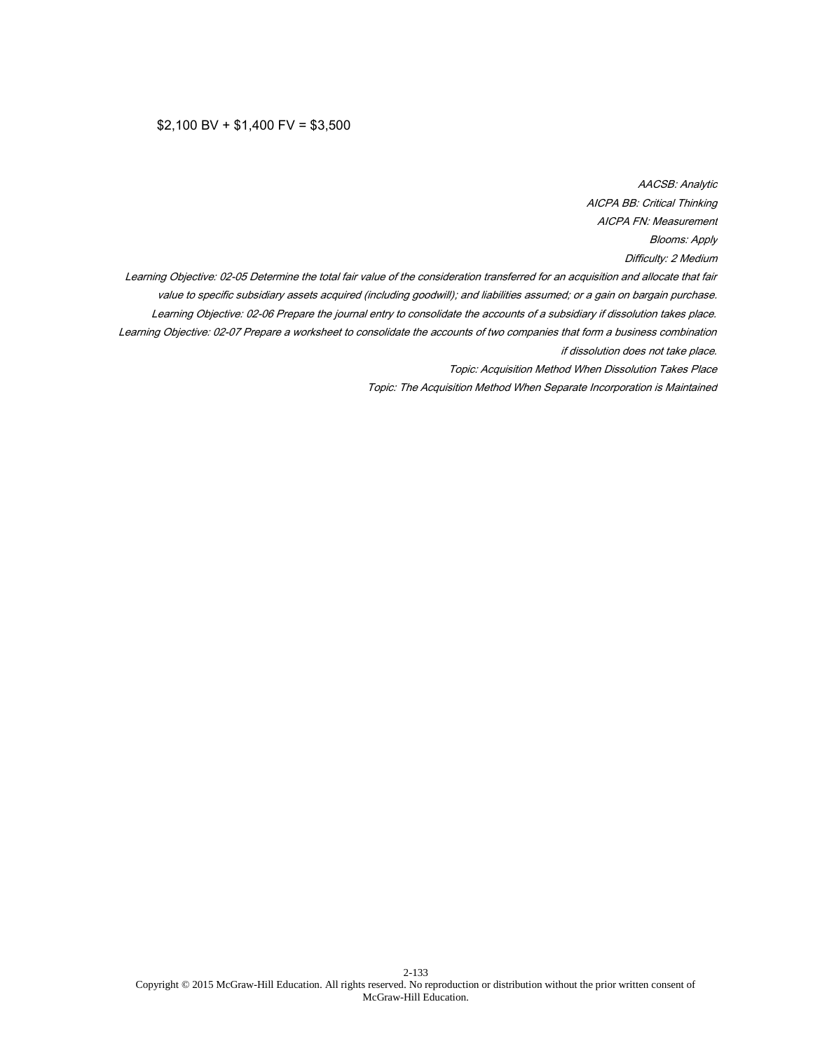$2,100 BV + $1,400 FV = $3,500

*AACSB: Analytic*
*AICPA BB: Critical Thinking*
*AICPA FN: Measurement*
*Blooms: Apply*
*Difficulty: 2 Medium*
*Learning Objective: 02-05 Determine the total fair value of the consideration transferred for an acquisition and allocate that fair value to specific subsidiary assets acquired (including goodwill); and liabilities assumed; or a gain on bargain purchase.*
*Learning Objective: 02-06 Prepare the journal entry to consolidate the accounts of a subsidiary if dissolution takes place.*
*Learning Objective: 02-07 Prepare a worksheet to consolidate the accounts of two companies that form a business combination if dissolution does not take place.*
*Topic: Acquisition Method When Dissolution Takes Place*
*Topic: The Acquisition Method When Separate Incorporation is Maintained*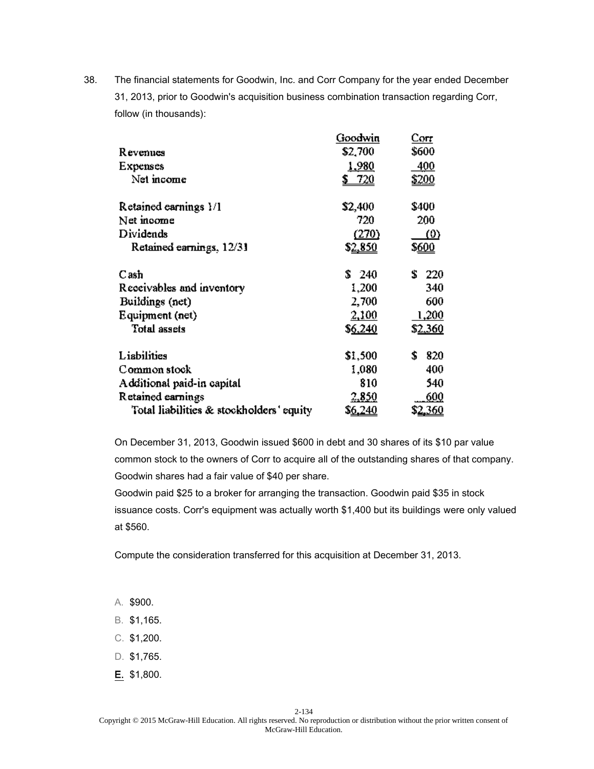38. The financial statements for Goodwin, Inc. and Corr Company for the year ended December 31, 2013, prior to Goodwin's acquisition business combination transaction regarding Corr, follow (in thousands):

| | Goodwin | Corr |
|---|---|---|
| Revenues | $2,700 | $600 |
| Expenses | 1,980 | 400 |
| Net income | $ 720 | $200 |
| | | |
| Retained earnings 1/1 | $2,400 | $400 |
| Net income | 720 | 200 |
| Dividends | (270) | (0) |
| Retained earnings, 12/31 | $2,850 | $600 |
| | | |
| Cash | $ 240 | $ 220 |
| Receivables and inventory | 1,200 | 340 |
| Buildings (net) | 2,700 | 600 |
| Equipment (net) | 2,100 | 1,200 |
| Total assets | $6,240 | $2,360 |
| | | |
| Liabilities | $1,500 | $ 820 |
| Common stock | 1,080 | 400 |
| Additional paid-in capital | 810 | 540 |
| Retained earnings | 2,850 | 600 |
| Total liabilities & stockholders' equity | $6,240 | $2,360 |

On December 31, 2013, Goodwin issued $600 in debt and 30 shares of its $10 par value common stock to the owners of Corr to acquire all of the outstanding shares of that company. Goodwin shares had a fair value of $40 per share.

Goodwin paid $25 to a broker for arranging the transaction. Goodwin paid $35 in stock issuance costs. Corr's equipment was actually worth $1,400 but its buildings were only valued at $560.

Compute the consideration transferred for this acquisition at December 31, 2013.

A. $900.

B. $1,165.

C. $1,200.

D. $1,765.

**E.** $1,800.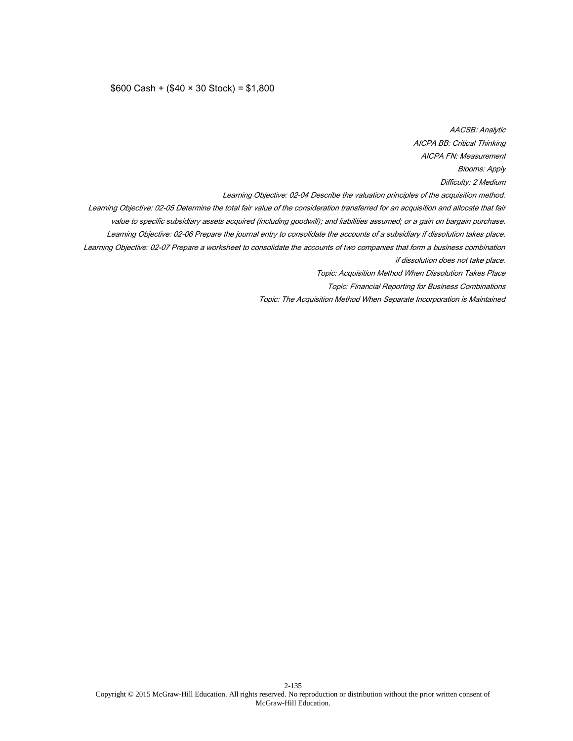$600 Cash + ($40 × 30 Stock) = $1,800

*AACSB: Analytic*
*AICPA BB: Critical Thinking*
*AICPA FN: Measurement*
*Blooms: Apply*
*Difficulty: 2 Medium*
*Learning Objective: 02-04 Describe the valuation principles of the acquisition method.*
*Learning Objective: 02-05 Determine the total fair value of the consideration transferred for an acquisition and allocate that fair value to specific subsidiary assets acquired (including goodwill); and liabilities assumed; or a gain on bargain purchase.*
*Learning Objective: 02-06 Prepare the journal entry to consolidate the accounts of a subsidiary if dissolution takes place.*
*Learning Objective: 02-07 Prepare a worksheet to consolidate the accounts of two companies that form a business combination if dissolution does not take place.*
*Topic: Acquisition Method When Dissolution Takes Place*
*Topic: Financial Reporting for Business Combinations*
*Topic: The Acquisition Method When Separate Incorporation is Maintained*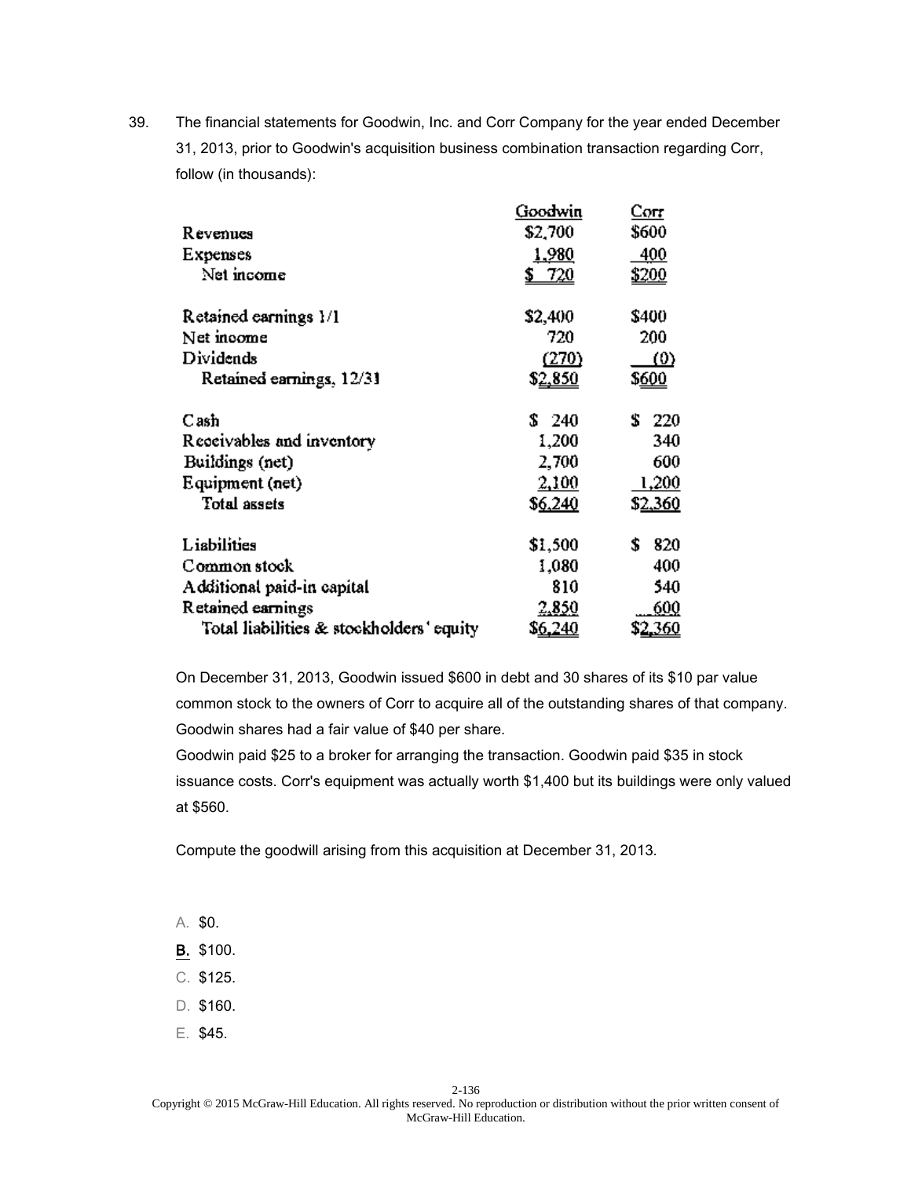39. The financial statements for Goodwin, Inc. and Corr Company for the year ended December 31, 2013, prior to Goodwin's acquisition business combination transaction regarding Corr, follow (in thousands):

| | Goodwin | Corr |
|---|---|---|
| Revenues | $2,700 | $600 |
| Expenses | 1,980 | 400 |
| Net income | $ 720 | $200 |
| | | |
| Retained earnings 1/1 | $2,400 | $400 |
| Net income | 720 | 200 |
| Dividends | (270) | (0) |
| Retained earnings, 12/31 | $2,850 | $600 |
| | | |
| Cash | $ 240 | $ 220 |
| Receivables and inventory | 1,200 | 340 |
| Buildings (net) | 2,700 | 600 |
| Equipment (net) | 2,100 | 1,200 |
| Total assets | $6,240 | $2,360 |
| | | |
| Liabilities | $1,500 | $ 820 |
| Common stock | 1,080 | 400 |
| Additional paid-in capital | 810 | 540 |
| Retained earnings | 2,850 | 600 |
| Total liabilities & stockholders' equity | $6,240 | $2,360 |

On December 31, 2013, Goodwin issued $600 in debt and 30 shares of its $10 par value common stock to the owners of Corr to acquire all of the outstanding shares of that company. Goodwin shares had a fair value of $40 per share.

Goodwin paid $25 to a broker for arranging the transaction. Goodwin paid $35 in stock issuance costs. Corr's equipment was actually worth $1,400 but its buildings were only valued at $560.

Compute the goodwill arising from this acquisition at December 31, 2013.

A. $0.

**B.** $100.

C. $125.

D. $160.

E. $45.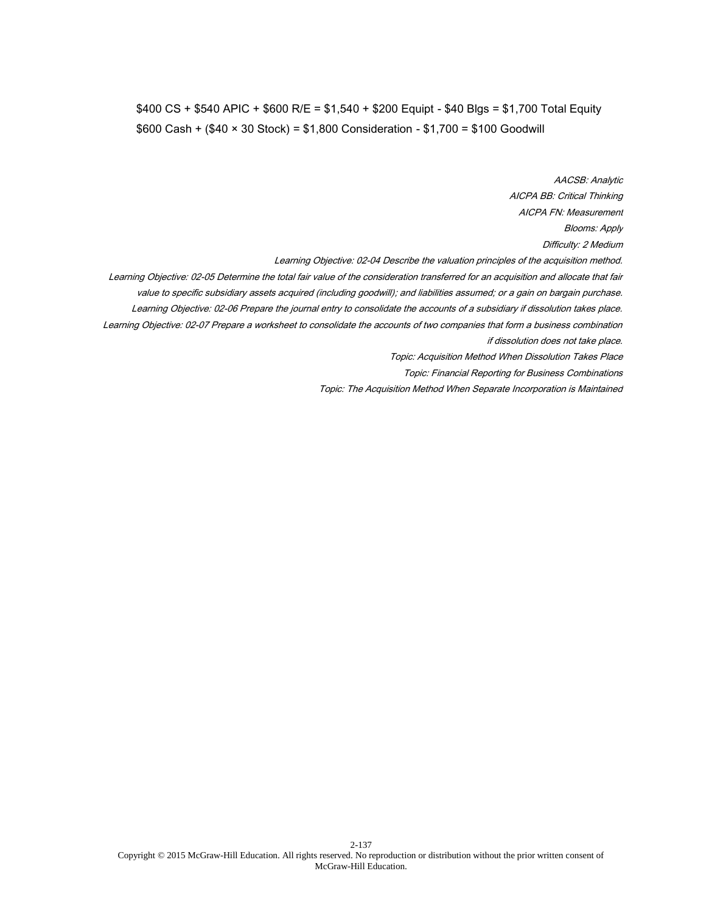\$400 CS + \$540 APIC + \$600 R/E = \$1,540 + \$200 Equipt - \$40 Blgs = \$1,700 Total Equity

\$600 Cash + (\$40 × 30 Stock) = \$1,800 Consideration - \$1,700 = \$100 Goodwill

*AACSB: Analytic*

*AICPA BB: Critical Thinking*

*AICPA FN: Measurement*

*Blooms: Apply*

*Difficulty: 2 Medium*

*Learning Objective: 02-04 Describe the valuation principles of the acquisition method.*

*Learning Objective: 02-05 Determine the total fair value of the consideration transferred for an acquisition and allocate that fair value to specific subsidiary assets acquired (including goodwill); and liabilities assumed; or a gain on bargain purchase.*

*Learning Objective: 02-06 Prepare the journal entry to consolidate the accounts of a subsidiary if dissolution takes place.*

*Learning Objective: 02-07 Prepare a worksheet to consolidate the accounts of two companies that form a business combination if dissolution does not take place.*

*Topic: Acquisition Method When Dissolution Takes Place*

*Topic: Financial Reporting for Business Combinations*

*Topic: The Acquisition Method When Separate Incorporation is Maintained*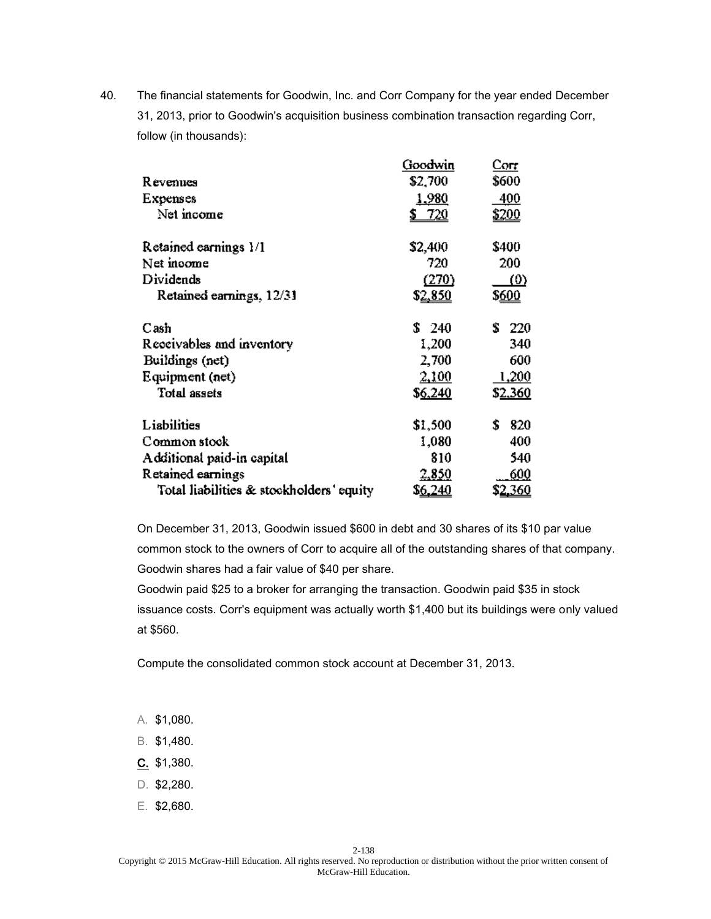40. The financial statements for Goodwin, Inc. and Corr Company for the year ended December 31, 2013, prior to Goodwin's acquisition business combination transaction regarding Corr, follow (in thousands):

| | Goodwin | Corr |
|---|---|---|
| Revenues | $2,700 | $600 |
| Expenses | 1,980 | 400 |
| Net income | $ 720 | $200 |
| | | |
| Retained earnings 1/1 | $2,400 | $400 |
| Net income | 720 | 200 |
| Dividends | (270) | (0) |
| Retained earnings, 12/31 | $2,850 | $600 |
| | | |
| Cash | $ 240 | $ 220 |
| Receivables and inventory | 1,200 | 340 |
| Buildings (net) | 2,700 | 600 |
| Equipment (net) | 2,100 | 1,200 |
| Total assets | $6,240 | $2,360 |
| | | |
| Liabilities | $1,500 | $ 820 |
| Common stock | 1,080 | 400 |
| Additional paid-in capital | 810 | 540 |
| Retained earnings | 2,850 | 600 |
| Total liabilities & stockholders' equity | $6,240 | $2,360 |

On December 31, 2013, Goodwin issued $600 in debt and 30 shares of its $10 par value common stock to the owners of Corr to acquire all of the outstanding shares of that company. Goodwin shares had a fair value of $40 per share.

Goodwin paid $25 to a broker for arranging the transaction. Goodwin paid $35 in stock issuance costs. Corr's equipment was actually worth $1,400 but its buildings were only valued at $560.

Compute the consolidated common stock account at December 31, 2013.

A. $1,080.

B. $1,480.

C. $1,380.

D. $2,280.

E. $2,680.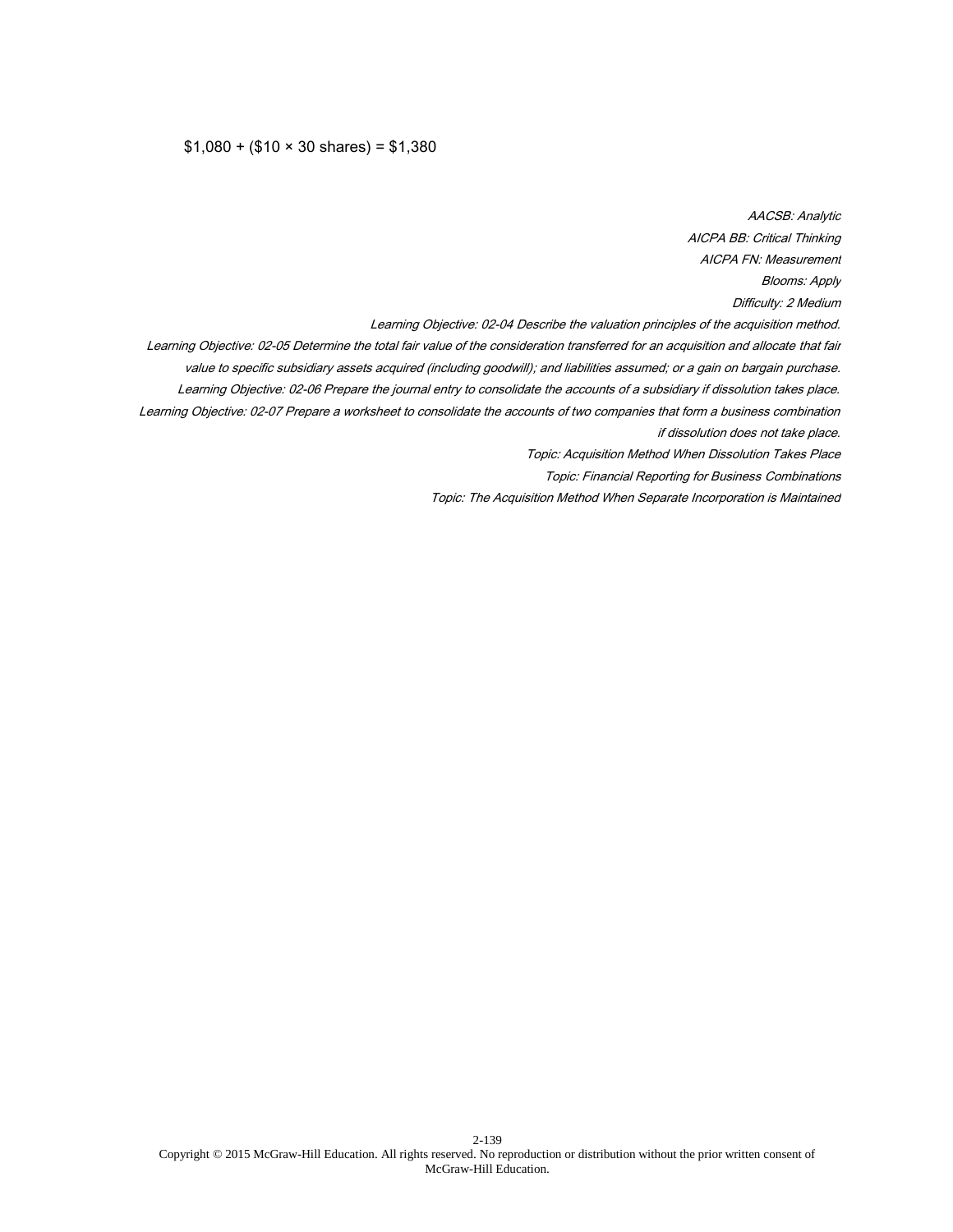$1,080 + ($10 × 30 shares) = $1,380

*AACSB: Analytic*

*AICPA BB: Critical Thinking*

*AICPA FN: Measurement*

*Blooms: Apply*

*Difficulty: 2 Medium*

*Learning Objective: 02-04 Describe the valuation principles of the acquisition method.*

*Learning Objective: 02-05 Determine the total fair value of the consideration transferred for an acquisition and allocate that fair value to specific subsidiary assets acquired (including goodwill); and liabilities assumed; or a gain on bargain purchase.*

*Learning Objective: 02-06 Prepare the journal entry to consolidate the accounts of a subsidiary if dissolution takes place.*

*Learning Objective: 02-07 Prepare a worksheet to consolidate the accounts of two companies that form a business combination if dissolution does not take place.*

*Topic: Acquisition Method When Dissolution Takes Place*

*Topic: Financial Reporting for Business Combinations*

*Topic: The Acquisition Method When Separate Incorporation is Maintained*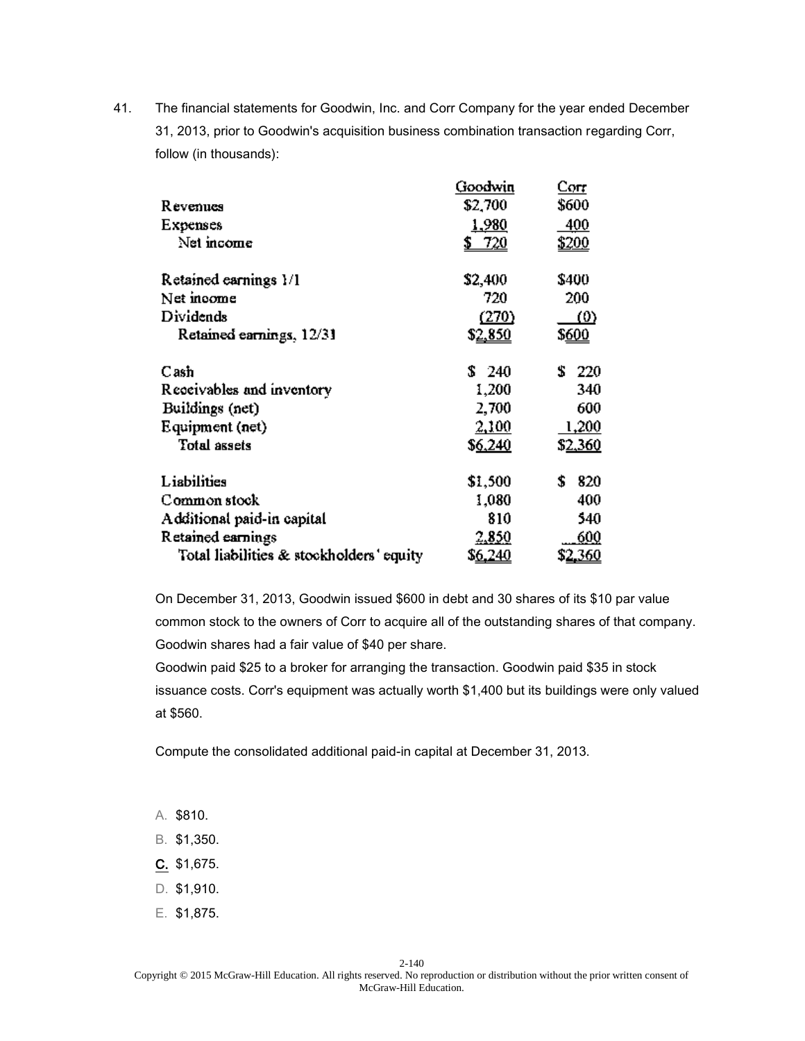41. The financial statements for Goodwin, Inc. and Corr Company for the year ended December 31, 2013, prior to Goodwin's acquisition business combination transaction regarding Corr, follow (in thousands):

| | Goodwin | Corr |
|---|---|---|
| Revenues | $2,700 | $600 |
| Expenses | 1,980 | 400 |
| Net income | $ 720 | $200 |
| | | |
| Retained earnings 1/1 | $2,400 | $400 |
| Net income | 720 | 200 |
| Dividends | (270) | (0) |
| Retained earnings, 12/31 | $2,850 | $600 |
| | | |
| Cash | $ 240 | $ 220 |
| Receivables and inventory | 1,200 | 340 |
| Buildings (net) | 2,700 | 600 |
| Equipment (net) | 2,100 | 1,200 |
| Total assets | $6,240 | $2,360 |
| | | |
| Liabilities | $1,500 | $ 820 |
| Common stock | 1,080 | 400 |
| Additional paid-in capital | 810 | 540 |
| Retained earnings | 2,850 | 600 |
| Total liabilities & stockholders' equity | $6,240 | $2,360 |

On December 31, 2013, Goodwin issued $600 in debt and 30 shares of its $10 par value common stock to the owners of Corr to acquire all of the outstanding shares of that company. Goodwin shares had a fair value of $40 per share.

Goodwin paid $25 to a broker for arranging the transaction. Goodwin paid $35 in stock issuance costs. Corr's equipment was actually worth $1,400 but its buildings were only valued at $560.

Compute the consolidated additional paid-in capital at December 31, 2013.

A. $810.

B. $1,350.

C. $1,675.

D. $1,910.

E. $1,875.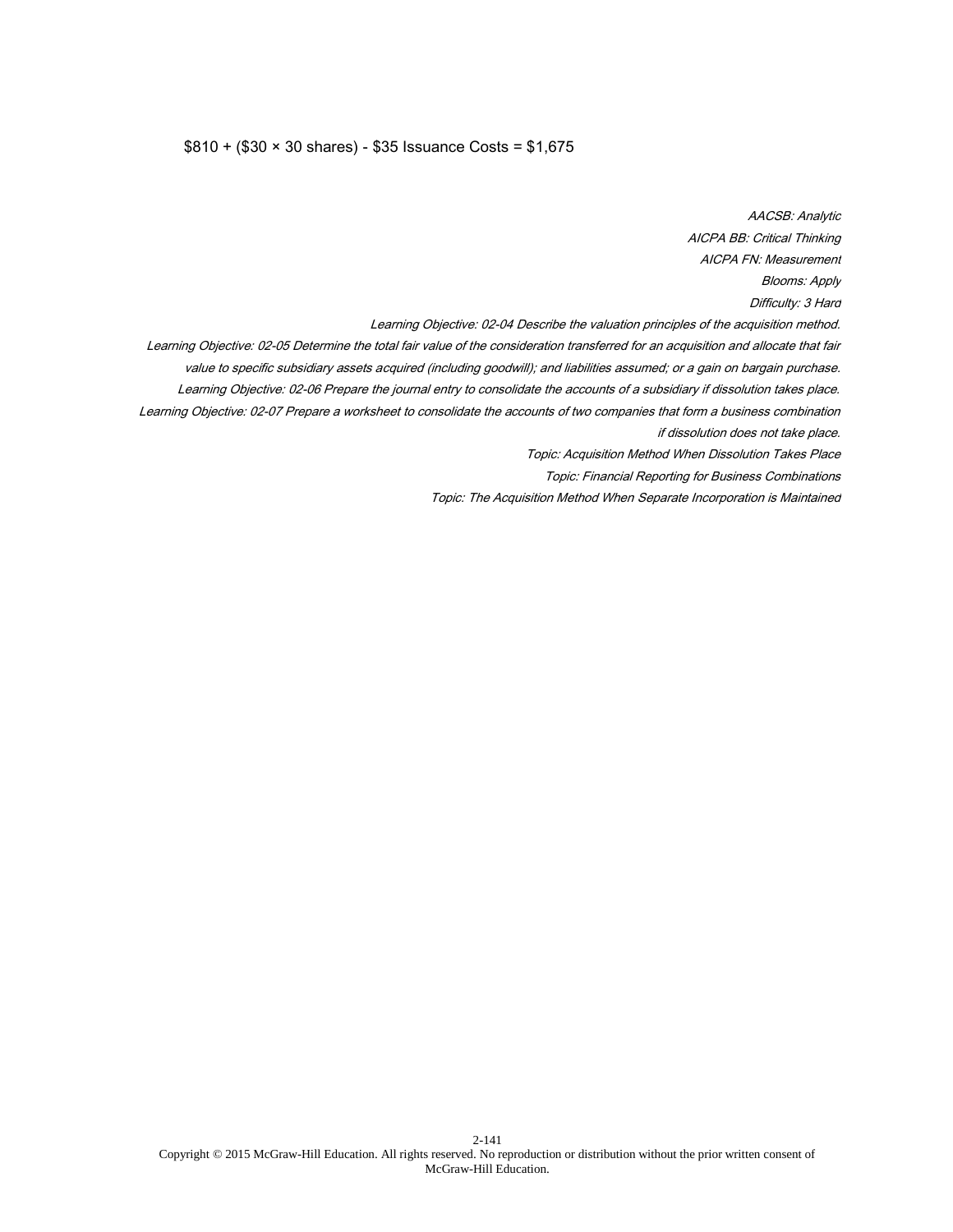$810 + ($30 × 30 shares) - $35 Issuance Costs = $1,675

*AACSB: Analytic*
*AICPA BB: Critical Thinking*
*AICPA FN: Measurement*
*Blooms: Apply*
*Difficulty: 3 Hard*
*Learning Objective: 02-04 Describe the valuation principles of the acquisition method.*
*Learning Objective: 02-05 Determine the total fair value of the consideration transferred for an acquisition and allocate that fair value to specific subsidiary assets acquired (including goodwill); and liabilities assumed; or a gain on bargain purchase.*
*Learning Objective: 02-06 Prepare the journal entry to consolidate the accounts of a subsidiary if dissolution takes place.*
*Learning Objective: 02-07 Prepare a worksheet to consolidate the accounts of two companies that form a business combination if dissolution does not take place.*
*Topic: Acquisition Method When Dissolution Takes Place*
*Topic: Financial Reporting for Business Combinations*
*Topic: The Acquisition Method When Separate Incorporation is Maintained*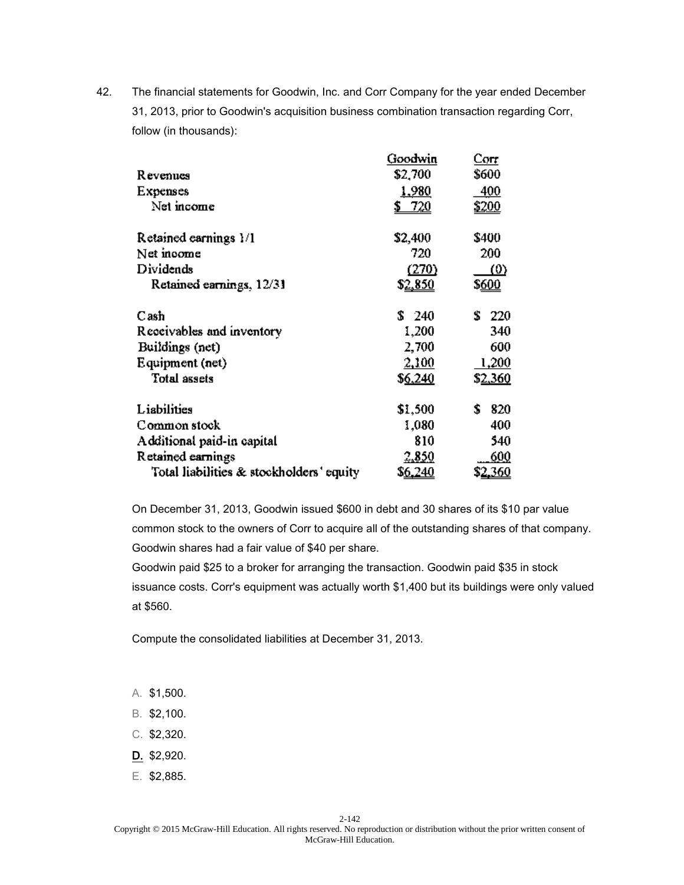42. The financial statements for Goodwin, Inc. and Corr Company for the year ended December 31, 2013, prior to Goodwin's acquisition business combination transaction regarding Corr, follow (in thousands):

| | Goodwin | Corr |
|---|---|---|
| Revenues | $2,700 | $600 |
| Expenses | 1,980 | 400 |
| Net income | $ 720 | $200 |
| | | |
| Retained earnings 1/1 | $2,400 | $400 |
| Net income | 720 | 200 |
| Dividends | (270) | (0) |
| Retained earnings, 12/31 | $2,850 | $600 |
| | | |
| Cash | $ 240 | $ 220 |
| Receivables and inventory | 1,200 | 340 |
| Buildings (net) | 2,700 | 600 |
| Equipment (net) | 2,100 | 1,200 |
| Total assets | $6,240 | $2,360 |
| | | |
| Liabilities | $1,500 | $ 820 |
| Common stock | 1,080 | 400 |
| Additional paid-in capital | 810 | 540 |
| Retained earnings | 2,850 | 600 |
| Total liabilities & stockholders' equity | $6,240 | $2,360 |

On December 31, 2013, Goodwin issued $600 in debt and 30 shares of its $10 par value common stock to the owners of Corr to acquire all of the outstanding shares of that company. Goodwin shares had a fair value of $40 per share.

Goodwin paid $25 to a broker for arranging the transaction. Goodwin paid $35 in stock issuance costs. Corr's equipment was actually worth $1,400 but its buildings were only valued at $560.

Compute the consolidated liabilities at December 31, 2013.

A. $1,500.

B. $2,100.

C. $2,320.

**D.** $2,920.

E. $2,885.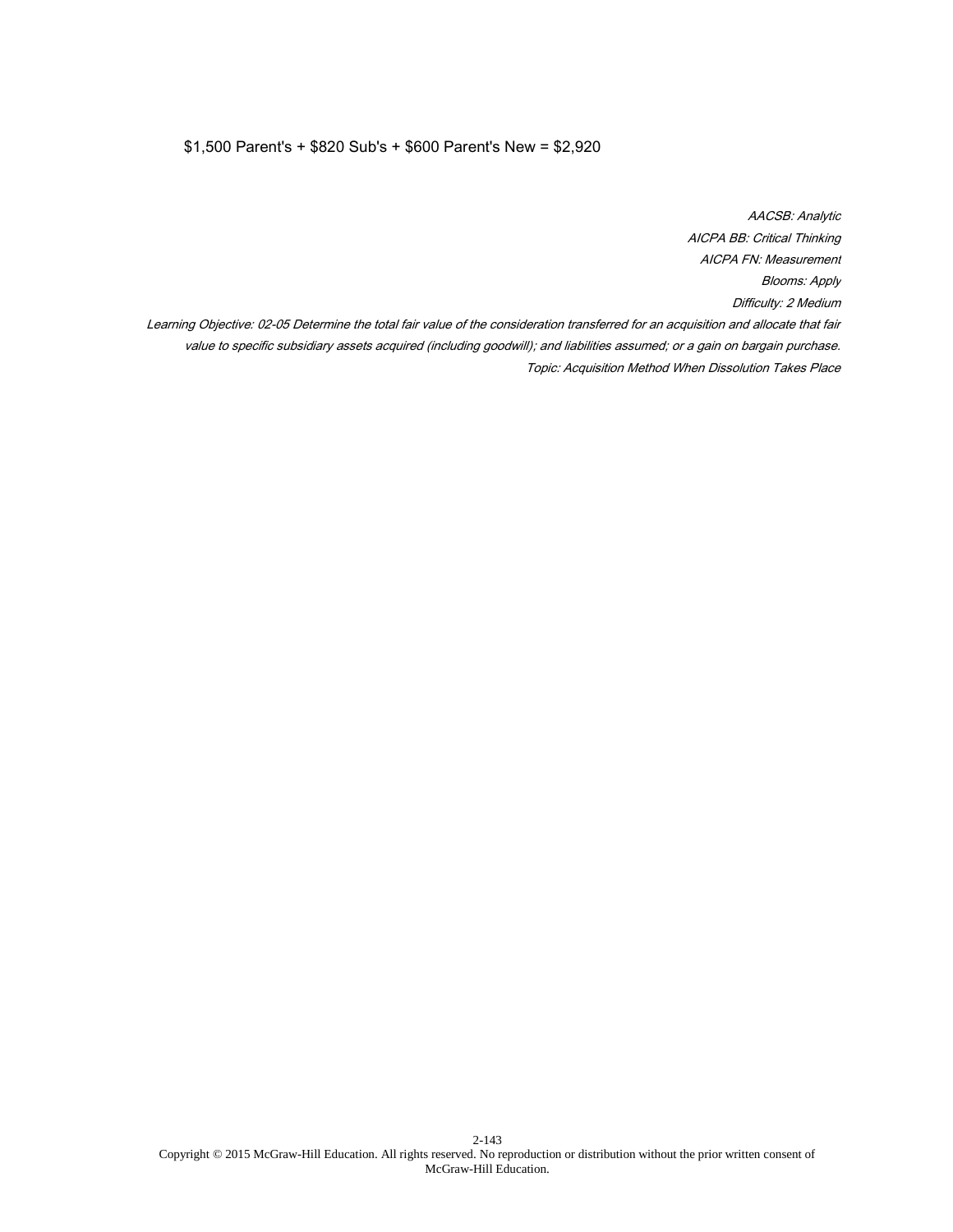$1,500 Parent's + $820 Sub's + $600 Parent's New = $2,920

*AACSB: Analytic*
*AICPA BB: Critical Thinking*
*AICPA FN: Measurement*
*Blooms: Apply*
*Difficulty: 2 Medium*
*Learning Objective: 02-05 Determine the total fair value of the consideration transferred for an acquisition and allocate that fair value to specific subsidiary assets acquired (including goodwill); and liabilities assumed; or a gain on bargain purchase.*
*Topic: Acquisition Method When Dissolution Takes Place*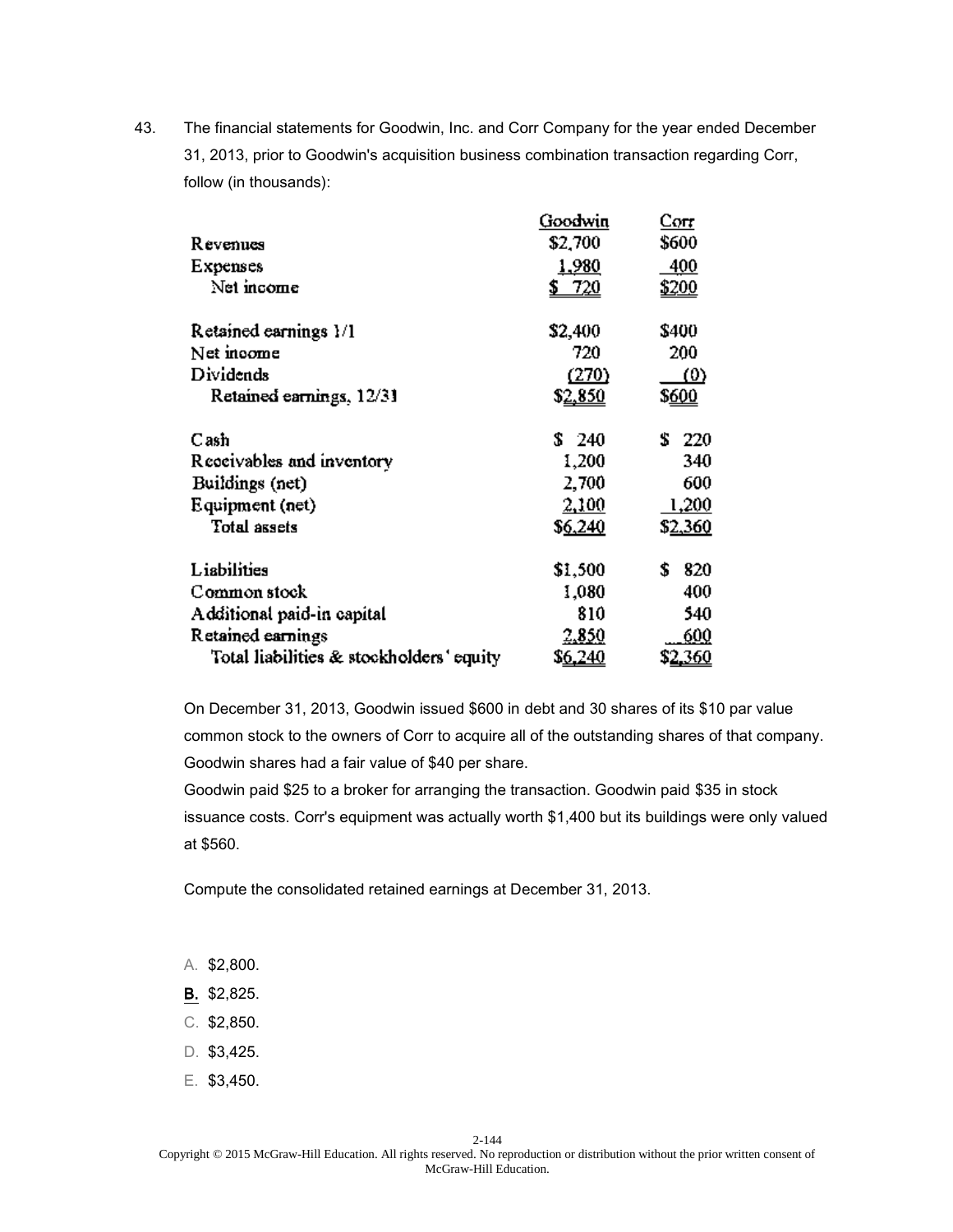43. The financial statements for Goodwin, Inc. and Corr Company for the year ended December 31, 2013, prior to Goodwin's acquisition business combination transaction regarding Corr, follow (in thousands):

| | Goodwin | Corr |
|---|---|---|
| Revenues | $2,700 | $600 |
| Expenses | 1,980 | 400 |
| Net income | $ 720 | $200 |
| | | |
| Retained earnings 1/1 | $2,400 | $400 |
| Net income | 720 | 200 |
| Dividends | (270) | (0) |
| Retained earnings, 12/31 | $2,850 | $600 |
| | | |
| Cash | $ 240 | $ 220 |
| Receivables and inventory | 1,200 | 340 |
| Buildings (net) | 2,700 | 600 |
| Equipment (net) | 2,100 | 1,200 |
| Total assets | $6,240 | $2,360 |
| | | |
| Liabilities | $1,500 | $ 820 |
| Common stock | 1,080 | 400 |
| Additional paid-in capital | 810 | 540 |
| Retained earnings | 2,850 | 600 |
| Total liabilities & stockholders' equity | $6,240 | $2,360 |

On December 31, 2013, Goodwin issued $600 in debt and 30 shares of its $10 par value common stock to the owners of Corr to acquire all of the outstanding shares of that company. Goodwin shares had a fair value of $40 per share.

Goodwin paid $25 to a broker for arranging the transaction. Goodwin paid $35 in stock issuance costs. Corr's equipment was actually worth $1,400 but its buildings were only valued at $560.

Compute the consolidated retained earnings at December 31, 2013.

A. $2,800.

**B.** $2,825.

C. $2,850.

D. $3,425.

E. $3,450.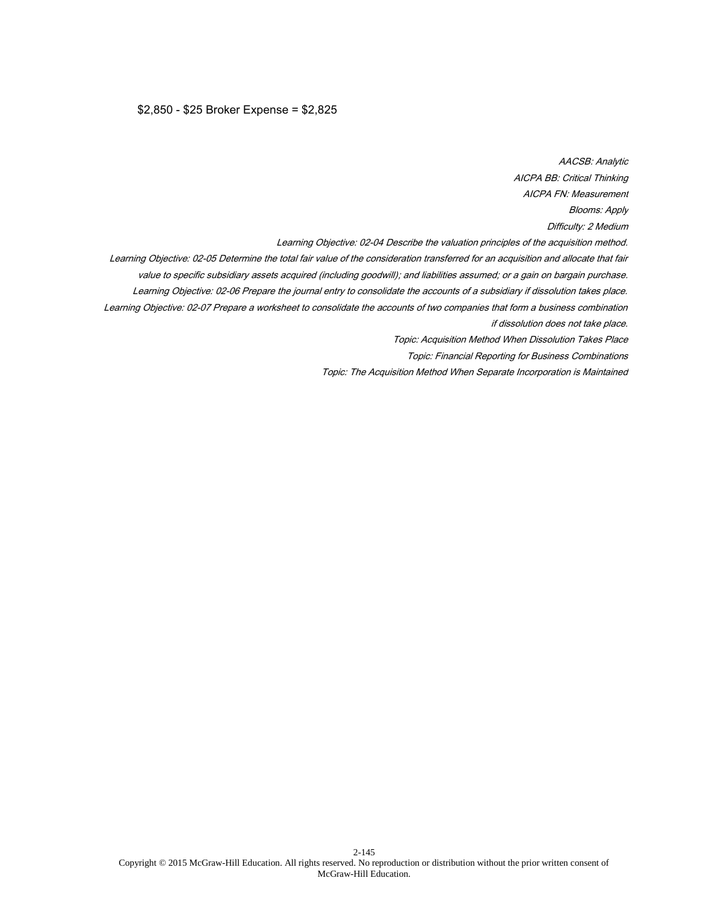$2,850 - $25 Broker Expense = $2,825

*AACSB: Analytic*
*AICPA BB: Critical Thinking*
*AICPA FN: Measurement*
*Blooms: Apply*
*Difficulty: 2 Medium*
*Learning Objective: 02-04 Describe the valuation principles of the acquisition method.*
*Learning Objective: 02-05 Determine the total fair value of the consideration transferred for an acquisition and allocate that fair value to specific subsidiary assets acquired (including goodwill); and liabilities assumed; or a gain on bargain purchase.*
*Learning Objective: 02-06 Prepare the journal entry to consolidate the accounts of a subsidiary if dissolution takes place.*
*Learning Objective: 02-07 Prepare a worksheet to consolidate the accounts of two companies that form a business combination if dissolution does not take place.*
*Topic: Acquisition Method When Dissolution Takes Place*
*Topic: Financial Reporting for Business Combinations*
*Topic: The Acquisition Method When Separate Incorporation is Maintained*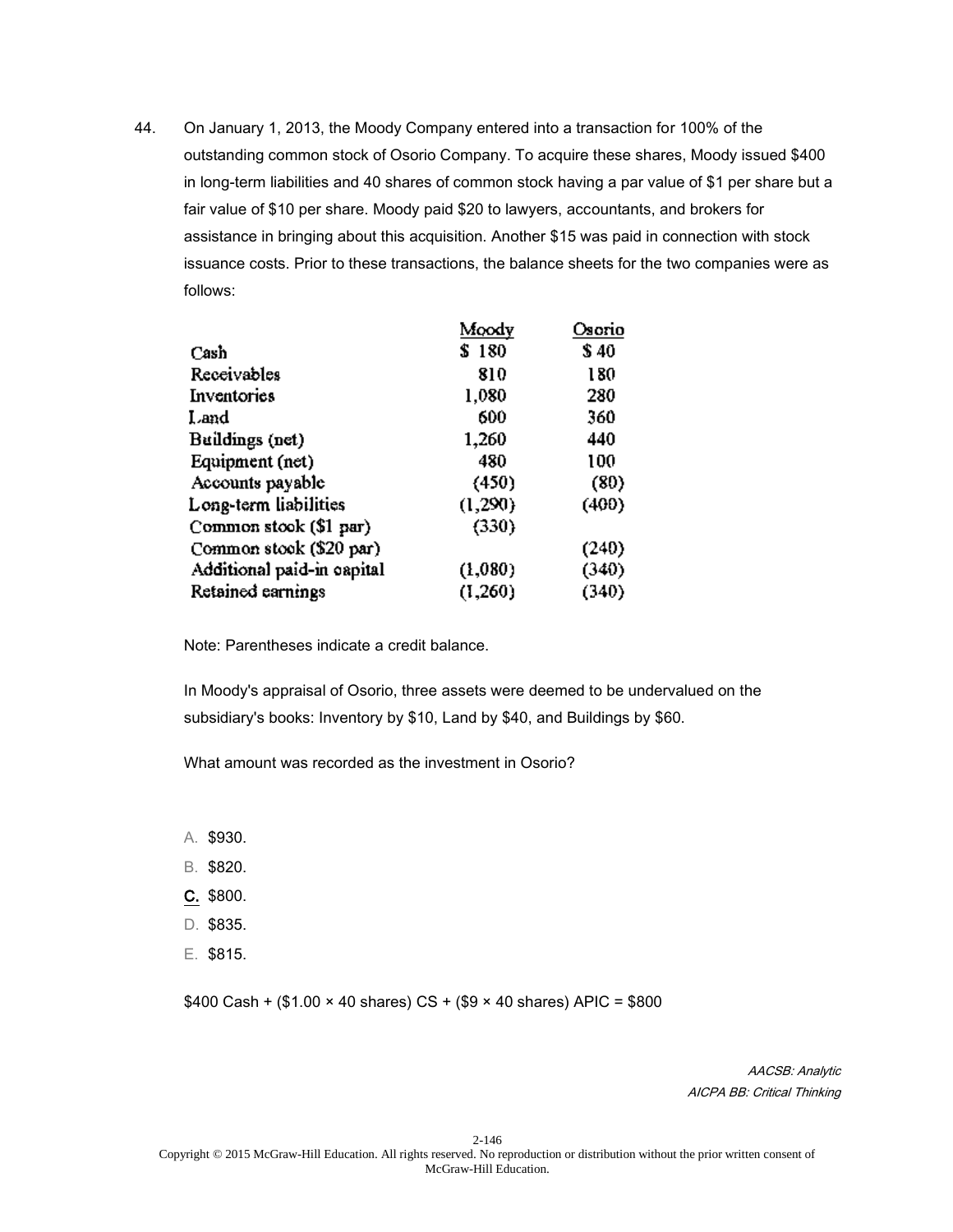44. On January 1, 2013, the Moody Company entered into a transaction for 100% of the outstanding common stock of Osorio Company. To acquire these shares, Moody issued $400 in long-term liabilities and 40 shares of common stock having a par value of $1 per share but a fair value of $10 per share. Moody paid $20 to lawyers, accountants, and brokers for assistance in bringing about this acquisition. Another $15 was paid in connection with stock issuance costs. Prior to these transactions, the balance sheets for the two companies were as follows:

| | Moody | Osorio |
|---|---|---|
| Cash | $ 180 | $ 40 |
| Receivables | 810 | 180 |
| Inventories | 1,080 | 280 |
| Land | 600 | 360 |
| Buildings (net) | 1,260 | 440 |
| Equipment (net) | 480 | 100 |
| Accounts payable | (450) | (80) |
| Long-term liabilities | (1,290) | (400) |
| Common stock ($1 par) | (330) | |
| Common stock ($20 par) | | (240) |
| Additional paid-in capital | (1,080) | (340) |
| Retained earnings | (1,260) | (340) |

Note: Parentheses indicate a credit balance.

In Moody's appraisal of Osorio, three assets were deemed to be undervalued on the subsidiary's books: Inventory by $10, Land by $40, and Buildings by $60.

What amount was recorded as the investment in Osorio?

A. $930.
B. $820.
**C.** $800.
D. $835.
E. $815.

$400 Cash + ($1.00 × 40 shares) CS + ($9 × 40 shares) APIC = $800

*AACSB: Analytic*
*AICPA BB: Critical Thinking*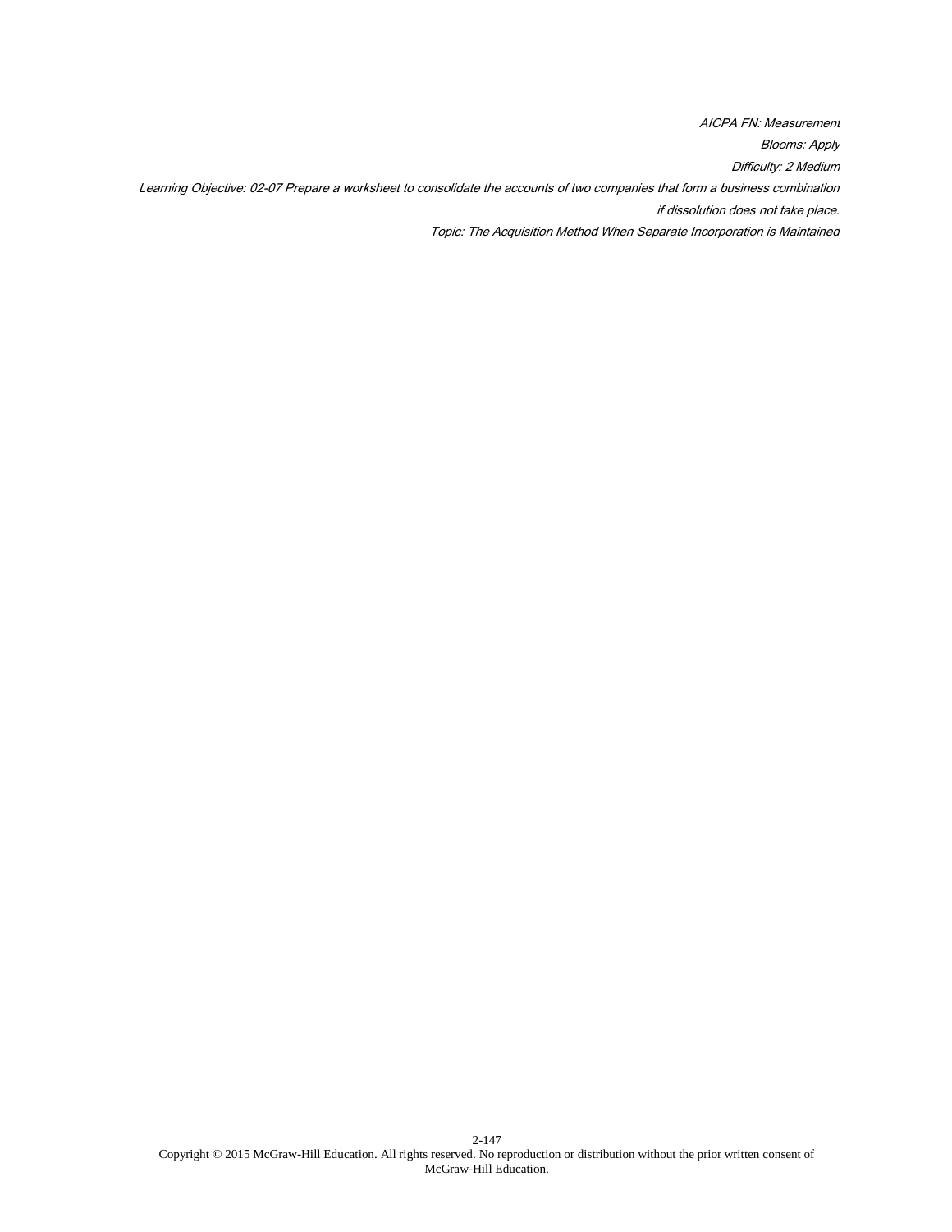*AICPA FN: Measurement*

*Blooms: Apply*

*Difficulty: 2 Medium*

*Learning Objective: 02-07 Prepare a worksheet to consolidate the accounts of two companies that form a business combination if dissolution does not take place.*

*Topic: The Acquisition Method When Separate Incorporation is Maintained*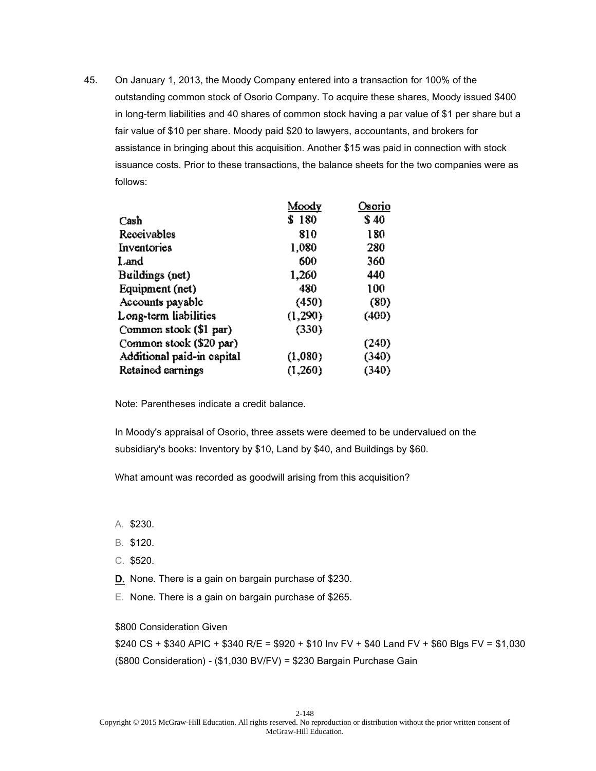45. On January 1, 2013, the Moody Company entered into a transaction for 100% of the outstanding common stock of Osorio Company. To acquire these shares, Moody issued $400 in long-term liabilities and 40 shares of common stock having a par value of $1 per share but a fair value of $10 per share. Moody paid $20 to lawyers, accountants, and brokers for assistance in bringing about this acquisition. Another $15 was paid in connection with stock issuance costs. Prior to these transactions, the balance sheets for the two companies were as follows:

| | Moody | Osorio |
|---|---|---|
| Cash | $ 180 | $ 40 |
| Receivables | 810 | 180 |
| Inventories | 1,080 | 280 |
| Land | 600 | 360 |
| Buildings (net) | 1,260 | 440 |
| Equipment (net) | 480 | 100 |
| Accounts payable | (450) | (80) |
| Long-term liabilities | (1,290) | (400) |
| Common stock ($1 par) | (330) | |
| Common stock ($20 par) | | (240) |
| Additional paid-in capital | (1,080) | (340) |
| Retained earnings | (1,260) | (340) |

Note: Parentheses indicate a credit balance.

In Moody's appraisal of Osorio, three assets were deemed to be undervalued on the subsidiary's books: Inventory by $10, Land by $40, and Buildings by $60.

What amount was recorded as goodwill arising from this acquisition?

A. $230.

B. $120.

C. $520.

**D.** None. There is a gain on bargain purchase of $230.

E. None. There is a gain on bargain purchase of $265.

$800 Consideration Given

$240 CS + $340 APIC + $340 R/E = $920 + $10 Inv FV + $40 Land FV + $60 Blgs FV = $1,030

($800 Consideration) - ($1,030 BV/FV) = $230 Bargain Purchase Gain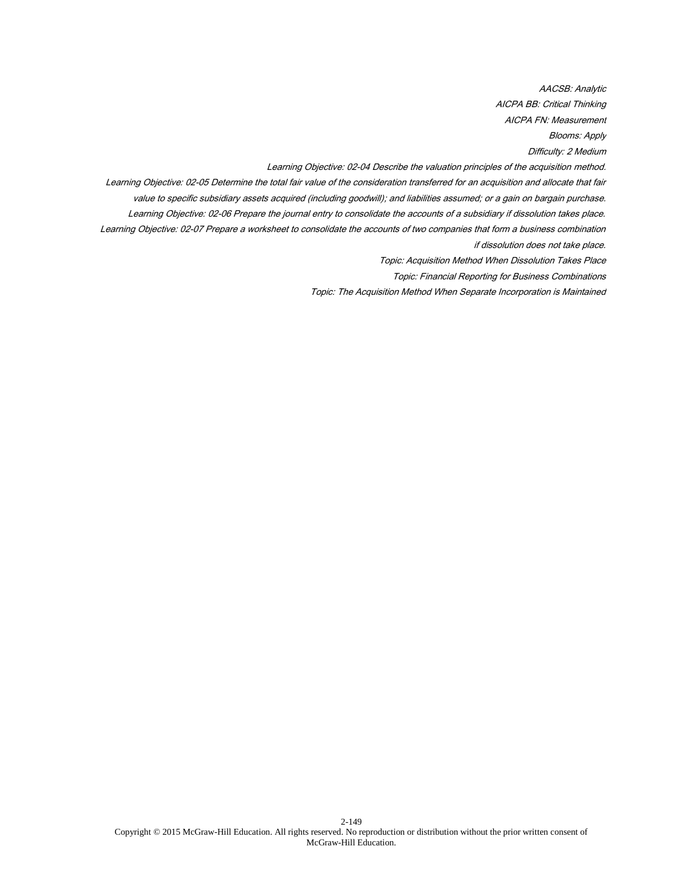*AACSB: Analytic*

*AICPA BB: Critical Thinking*

*AICPA FN: Measurement*

*Blooms: Apply*

*Difficulty: 2 Medium*

*Learning Objective: 02-04 Describe the valuation principles of the acquisition method.*

*Learning Objective: 02-05 Determine the total fair value of the consideration transferred for an acquisition and allocate that fair value to specific subsidiary assets acquired (including goodwill); and liabilities assumed; or a gain on bargain purchase.*

*Learning Objective: 02-06 Prepare the journal entry to consolidate the accounts of a subsidiary if dissolution takes place.*

*Learning Objective: 02-07 Prepare a worksheet to consolidate the accounts of two companies that form a business combination if dissolution does not take place.*

*Topic: Acquisition Method When Dissolution Takes Place*

*Topic: Financial Reporting for Business Combinations*

*Topic: The Acquisition Method When Separate Incorporation is Maintained*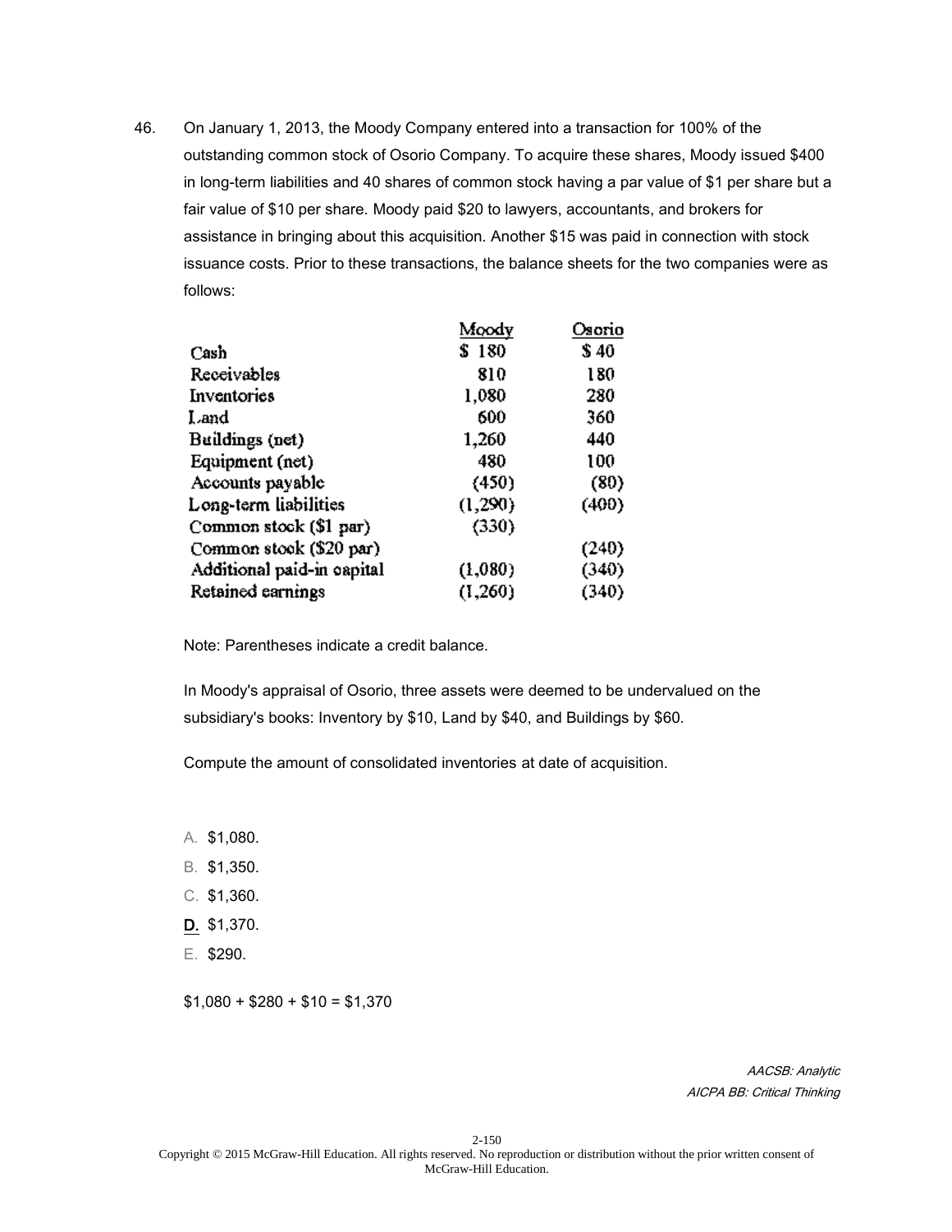46. On January 1, 2013, the Moody Company entered into a transaction for 100% of the outstanding common stock of Osorio Company. To acquire these shares, Moody issued $400 in long-term liabilities and 40 shares of common stock having a par value of $1 per share but a fair value of $10 per share. Moody paid $20 to lawyers, accountants, and brokers for assistance in bringing about this acquisition. Another $15 was paid in connection with stock issuance costs. Prior to these transactions, the balance sheets for the two companies were as follows:

| | Moody | Osorio |
|---|---|---|
| Cash | $ 180 | $ 40 |
| Receivables | 810 | 180 |
| Inventories | 1,080 | 280 |
| Land | 600 | 360 |
| Buildings (net) | 1,260 | 440 |
| Equipment (net) | 480 | 100 |
| Accounts payable | (450) | (80) |
| Long-term liabilities | (1,290) | (400) |
| Common stock ($1 par) | (330) | |
| Common stock ($20 par) | | (240) |
| Additional paid-in capital | (1,080) | (340) |
| Retained earnings | (1,260) | (340) |

Note: Parentheses indicate a credit balance.

In Moody's appraisal of Osorio, three assets were deemed to be undervalued on the subsidiary's books: Inventory by $10, Land by $40, and Buildings by $60.

Compute the amount of consolidated inventories at date of acquisition.

A. $1,080.

B. $1,350.

C. $1,360.

**D.** $1,370.

E. $290.

$1,080 + $280 + $10 = $1,370

*AACSB: Analytic*

*AICPA BB: Critical Thinking*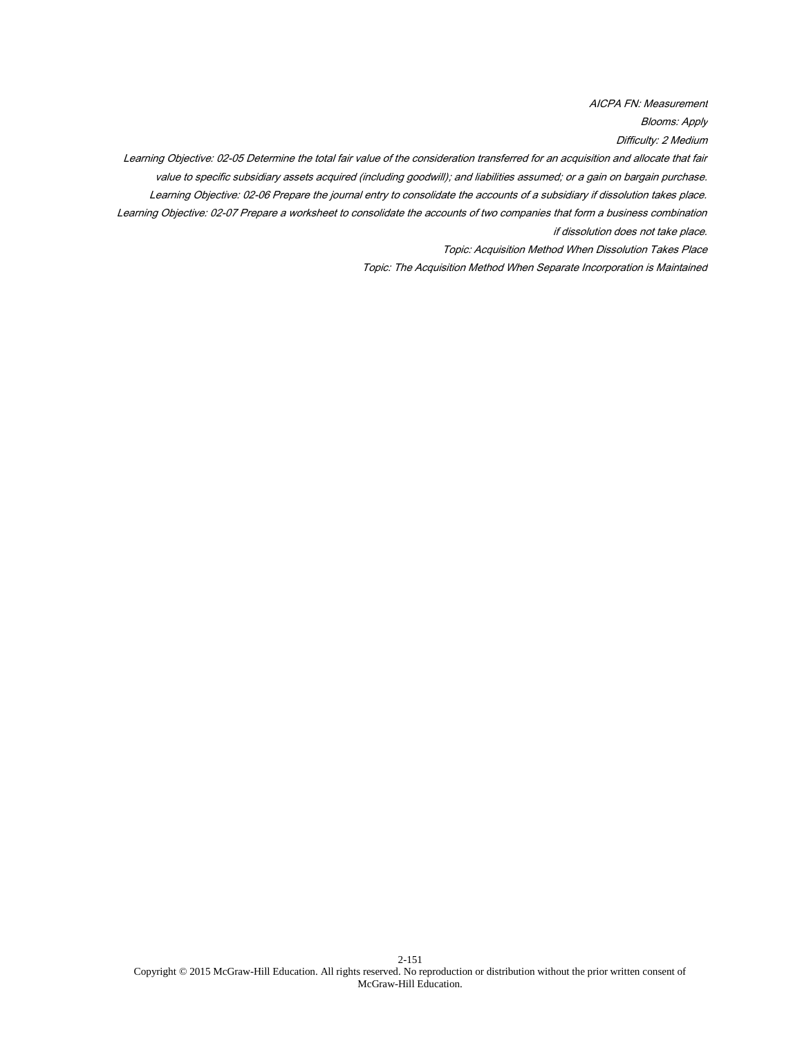*AICPA FN: Measurement*

*Blooms: Apply*

*Difficulty: 2 Medium*

*Learning Objective: 02-05 Determine the total fair value of the consideration transferred for an acquisition and allocate that fair value to specific subsidiary assets acquired (including goodwill); and liabilities assumed; or a gain on bargain purchase.*

*Learning Objective: 02-06 Prepare the journal entry to consolidate the accounts of a subsidiary if dissolution takes place.*

*Learning Objective: 02-07 Prepare a worksheet to consolidate the accounts of two companies that form a business combination if dissolution does not take place.*

*Topic: Acquisition Method When Dissolution Takes Place*

*Topic: The Acquisition Method When Separate Incorporation is Maintained*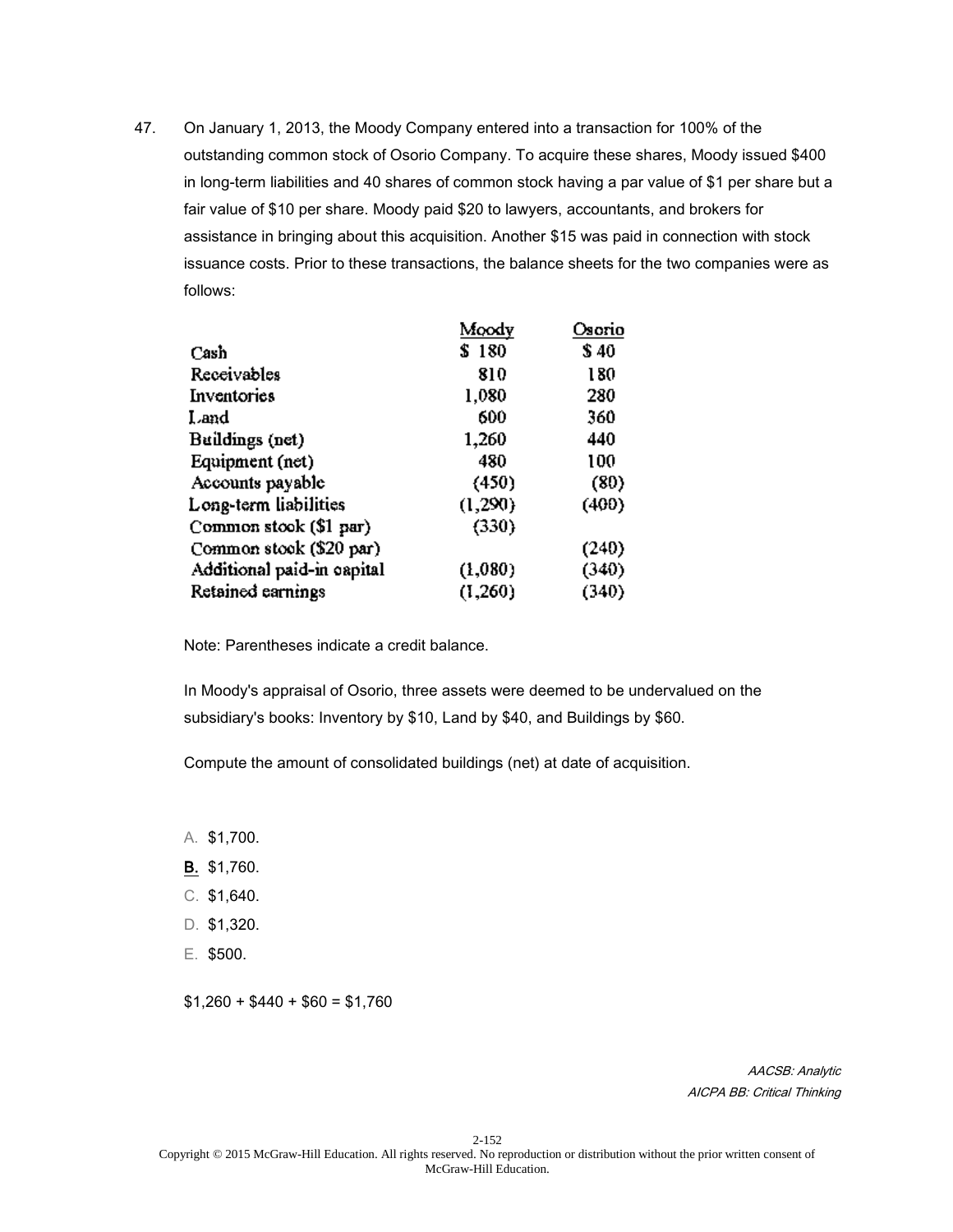47. On January 1, 2013, the Moody Company entered into a transaction for 100% of the outstanding common stock of Osorio Company. To acquire these shares, Moody issued $400 in long-term liabilities and 40 shares of common stock having a par value of $1 per share but a fair value of $10 per share. Moody paid $20 to lawyers, accountants, and brokers for assistance in bringing about this acquisition. Another $15 was paid in connection with stock issuance costs. Prior to these transactions, the balance sheets for the two companies were as follows:

| | Moody | Osorio |
|---|---|---|
| Cash | $ 180 | $ 40 |
| Receivables | 810 | 180 |
| Inventories | 1,080 | 280 |
| Land | 600 | 360 |
| Buildings (net) | 1,260 | 440 |
| Equipment (net) | 480 | 100 |
| Accounts payable | (450) | (80) |
| Long-term liabilities | (1,290) | (400) |
| Common stock ($1 par) | (330) | |
| Common stock ($20 par) | | (240) |
| Additional paid-in capital | (1,080) | (340) |
| Retained earnings | (1,260) | (340) |

Note: Parentheses indicate a credit balance.

In Moody's appraisal of Osorio, three assets were deemed to be undervalued on the subsidiary's books: Inventory by $10, Land by $40, and Buildings by $60.

Compute the amount of consolidated buildings (net) at date of acquisition.

A. $1,700.

**B.** $1,760.

C. $1,640.

D. $1,320.

E. $500.

$1,260 + $440 + $60 = $1,760

*AACSB: Analytic*
*AICPA BB: Critical Thinking*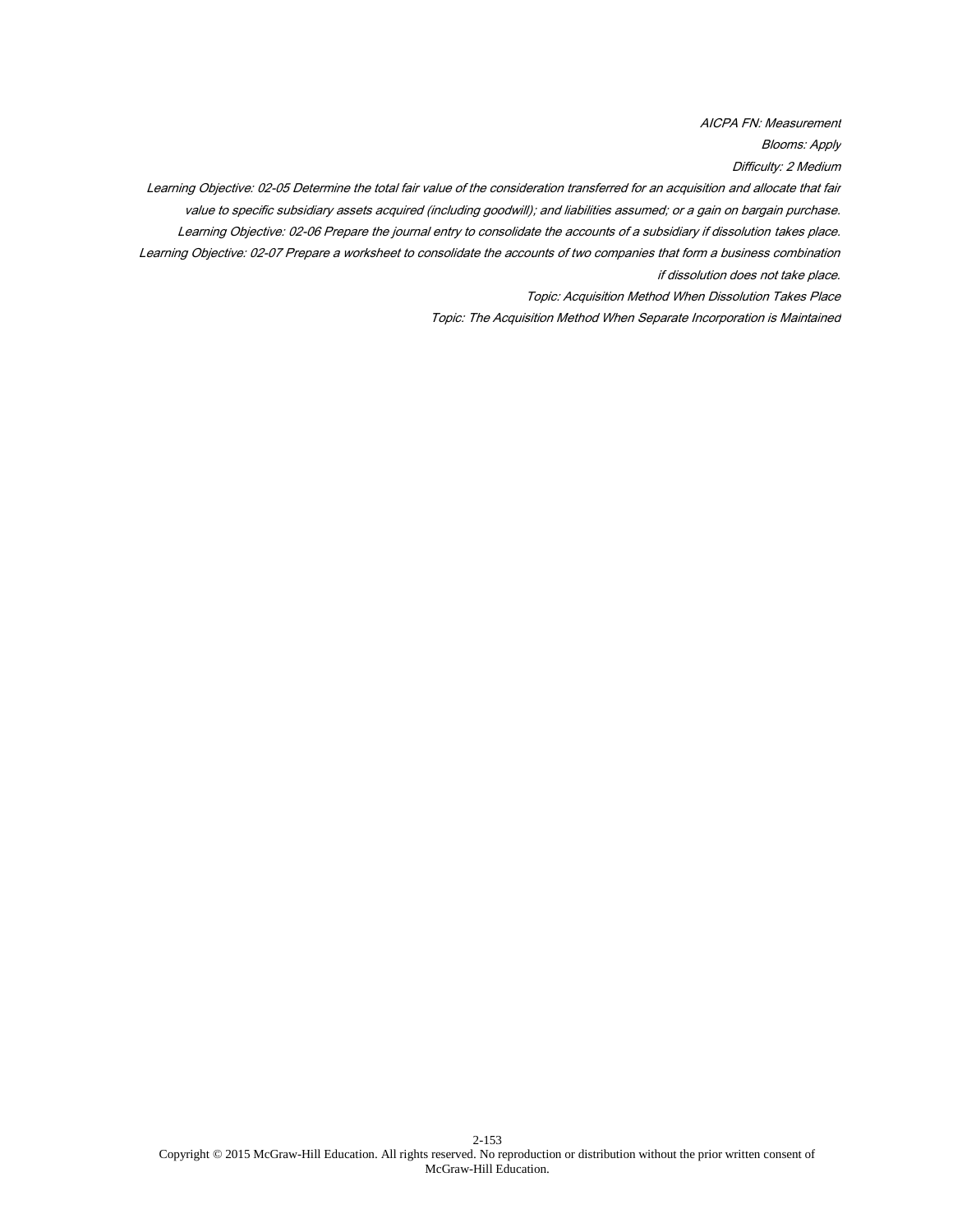*AICPA FN: Measurement*

*Blooms: Apply*

*Difficulty: 2 Medium*

*Learning Objective: 02-05 Determine the total fair value of the consideration transferred for an acquisition and allocate that fair value to specific subsidiary assets acquired (including goodwill); and liabilities assumed; or a gain on bargain purchase.*

*Learning Objective: 02-06 Prepare the journal entry to consolidate the accounts of a subsidiary if dissolution takes place.*

*Learning Objective: 02-07 Prepare a worksheet to consolidate the accounts of two companies that form a business combination if dissolution does not take place.*

*Topic: Acquisition Method When Dissolution Takes Place*

*Topic: The Acquisition Method When Separate Incorporation is Maintained*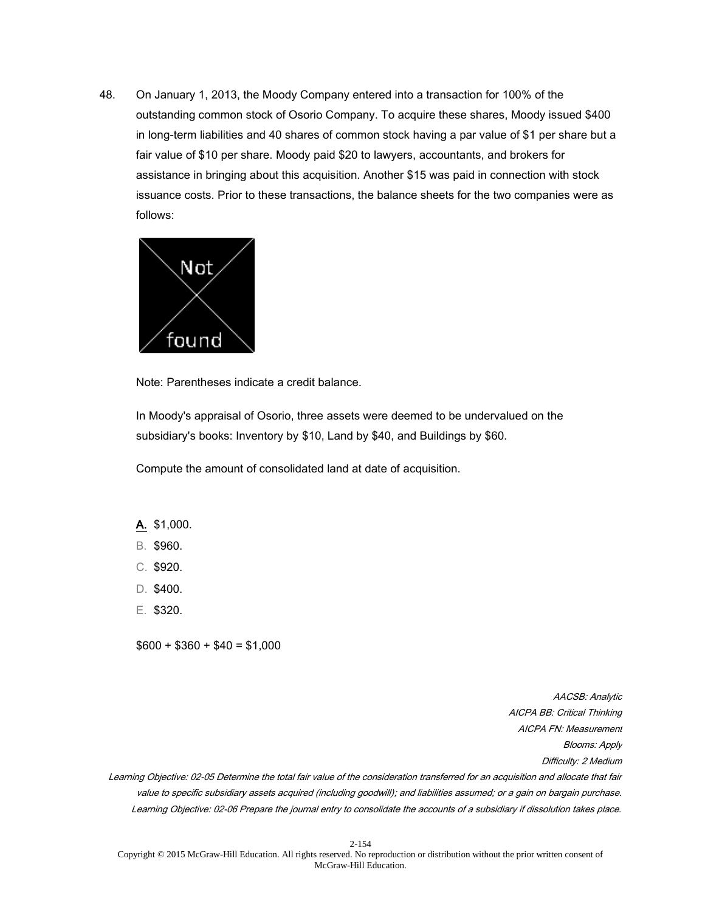48. On January 1, 2013, the Moody Company entered into a transaction for 100% of the outstanding common stock of Osorio Company. To acquire these shares, Moody issued $400 in long-term liabilities and 40 shares of common stock having a par value of $1 per share but a fair value of $10 per share. Moody paid $20 to lawyers, accountants, and brokers for assistance in bringing about this acquisition. Another $15 was paid in connection with stock issuance costs. Prior to these transactions, the balance sheets for the two companies were as follows:

Note: Parentheses indicate a credit balance.

In Moody's appraisal of Osorio, three assets were deemed to be undervalued on the subsidiary's books: Inventory by $10, Land by $40, and Buildings by $60.

Compute the amount of consolidated land at date of acquisition.

**A.** $1,000.
B. $960.
C. $920.
D. $400.
E. $320.

$600 + $360 + $40 = $1,000

*AACSB: Analytic*
*AICPA BB: Critical Thinking*
*AICPA FN: Measurement*
*Blooms: Apply*
*Difficulty: 2 Medium*
*Learning Objective: 02-05 Determine the total fair value of the consideration transferred for an acquisition and allocate that fair value to specific subsidiary assets acquired (including goodwill); and liabilities assumed; or a gain on bargain purchase.*
*Learning Objective: 02-06 Prepare the journal entry to consolidate the accounts of a subsidiary if dissolution takes place.*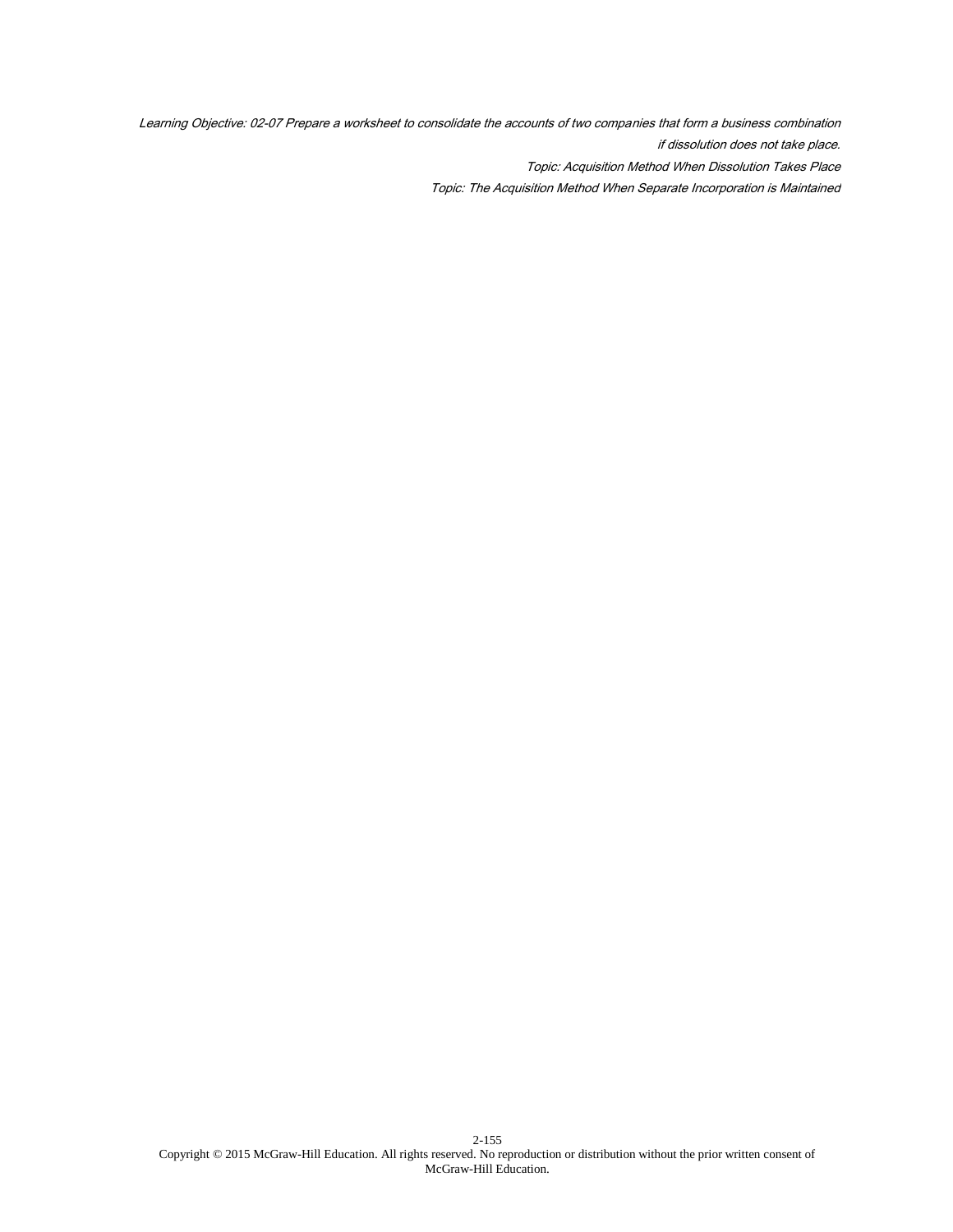*Learning Objective: 02-07 Prepare a worksheet to consolidate the accounts of two companies that form a business combination if dissolution does not take place.*

*Topic: Acquisition Method When Dissolution Takes Place*

*Topic: The Acquisition Method When Separate Incorporation is Maintained*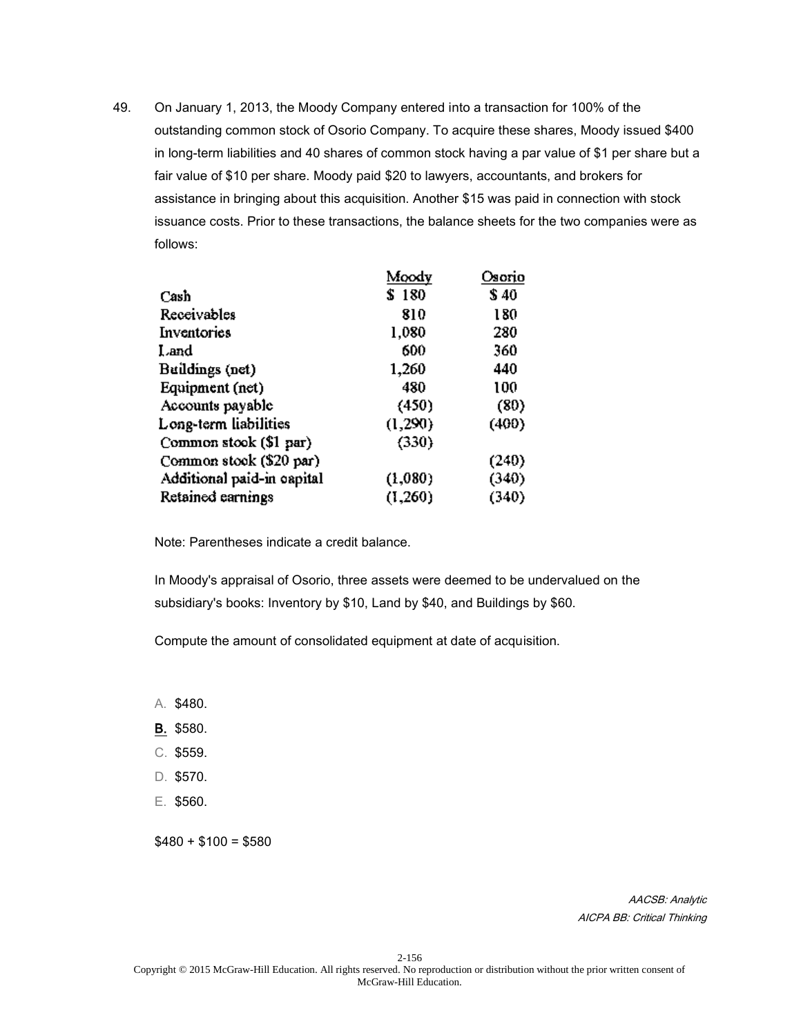49. On January 1, 2013, the Moody Company entered into a transaction for 100% of the outstanding common stock of Osorio Company. To acquire these shares, Moody issued $400 in long-term liabilities and 40 shares of common stock having a par value of $1 per share but a fair value of $10 per share. Moody paid $20 to lawyers, accountants, and brokers for assistance in bringing about this acquisition. Another $15 was paid in connection with stock issuance costs. Prior to these transactions, the balance sheets for the two companies were as follows:

| | Moody | Osorio |
|---|---|---|
| Cash | $ 180 | $ 40 |
| Receivables | 810 | 180 |
| Inventories | 1,080 | 280 |
| Land | 600 | 360 |
| Buildings (net) | 1,260 | 440 |
| Equipment (net) | 480 | 100 |
| Accounts payable | (450) | (80) |
| Long-term liabilities | (1,290) | (400) |
| Common stock ($1 par) | (330) | |
| Common stock ($20 par) | | (240) |
| Additional paid-in capital | (1,080) | (340) |
| Retained earnings | (1,260) | (340) |

Note: Parentheses indicate a credit balance.

In Moody's appraisal of Osorio, three assets were deemed to be undervalued on the subsidiary's books: Inventory by $10, Land by $40, and Buildings by $60.

Compute the amount of consolidated equipment at date of acquisition.

A. $480.

**B.** $580.

C. $559.

D. $570.

E. $560.

$480 + $100 = $580

*AACSB: Analytic*
*AICPA BB: Critical Thinking*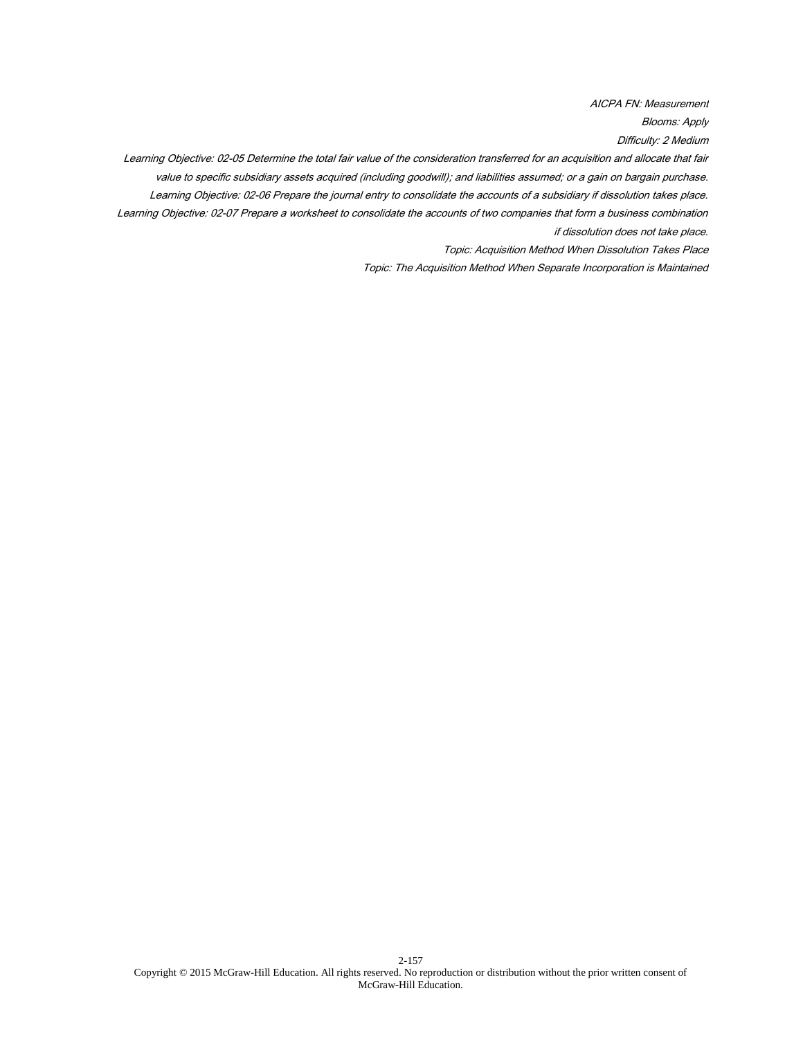*AICPA FN: Measurement*

*Blooms: Apply*

*Difficulty: 2 Medium*

*Learning Objective: 02-05 Determine the total fair value of the consideration transferred for an acquisition and allocate that fair value to specific subsidiary assets acquired (including goodwill); and liabilities assumed; or a gain on bargain purchase.*

*Learning Objective: 02-06 Prepare the journal entry to consolidate the accounts of a subsidiary if dissolution takes place.*

*Learning Objective: 02-07 Prepare a worksheet to consolidate the accounts of two companies that form a business combination if dissolution does not take place.*

*Topic: Acquisition Method When Dissolution Takes Place*

*Topic: The Acquisition Method When Separate Incorporation is Maintained*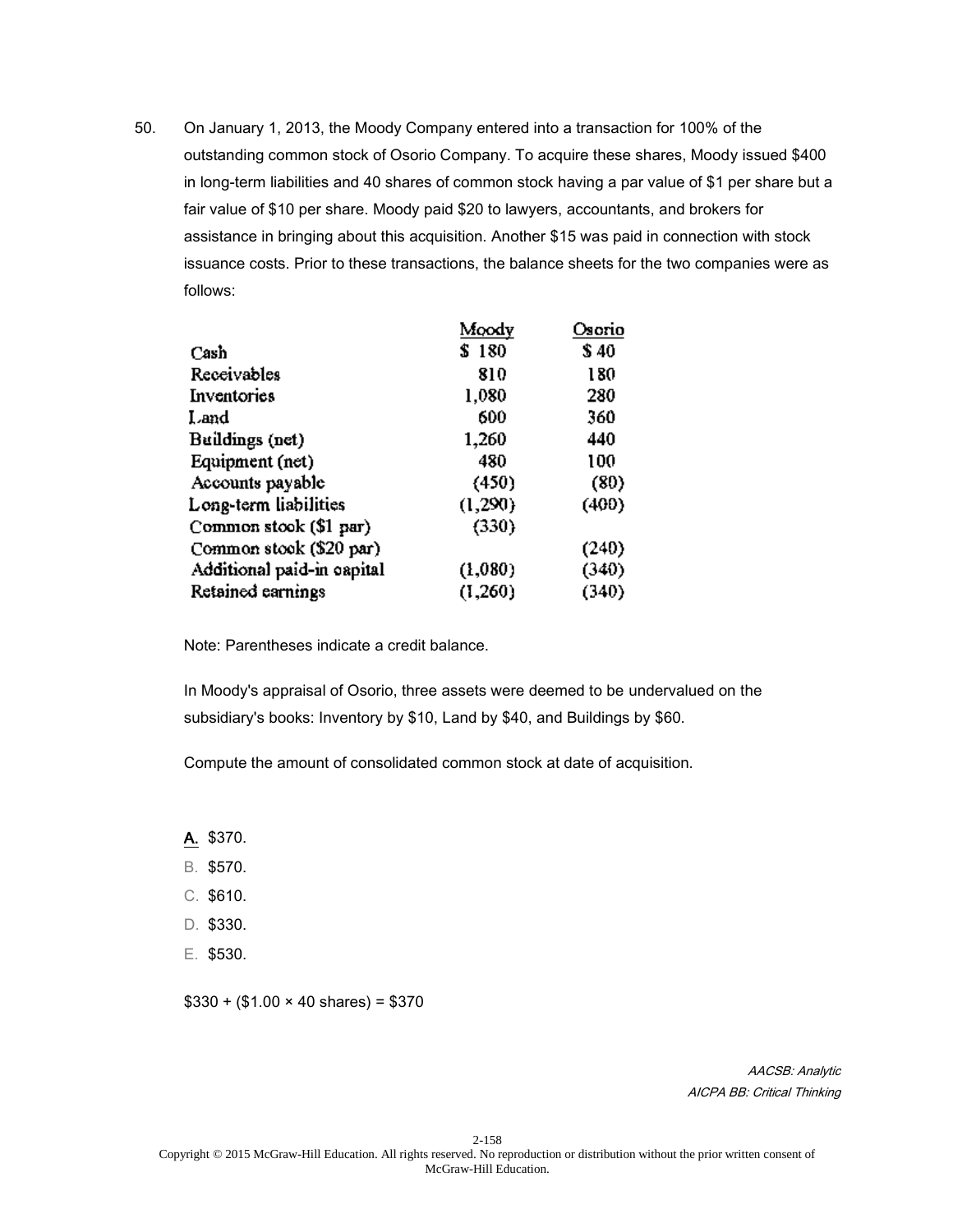50. On January 1, 2013, the Moody Company entered into a transaction for 100% of the outstanding common stock of Osorio Company. To acquire these shares, Moody issued $400 in long-term liabilities and 40 shares of common stock having a par value of $1 per share but a fair value of $10 per share. Moody paid $20 to lawyers, accountants, and brokers for assistance in bringing about this acquisition. Another $15 was paid in connection with stock issuance costs. Prior to these transactions, the balance sheets for the two companies were as follows:

| | Moody | Osorio |
|---|---|---|
| Cash | $ 180 | $ 40 |
| Receivables | 810 | 180 |
| Inventories | 1,080 | 280 |
| Land | 600 | 360 |
| Buildings (net) | 1,260 | 440 |
| Equipment (net) | 480 | 100 |
| Accounts payable | (450) | (80) |
| Long-term liabilities | (1,290) | (400) |
| Common stock ($1 par) | (330) | |
| Common stock ($20 par) | | (240) |
| Additional paid-in capital | (1,080) | (340) |
| Retained earnings | (1,260) | (340) |

Note: Parentheses indicate a credit balance.

In Moody's appraisal of Osorio, three assets were deemed to be undervalued on the subsidiary's books: Inventory by $10, Land by $40, and Buildings by $60.

Compute the amount of consolidated common stock at date of acquisition.

A. $370.
B. $570.
C. $610.
D. $330.
E. $530.

$330 + ($1.00 × 40 shares) = $370

*AACSB: Analytic*
*AICPA BB: Critical Thinking*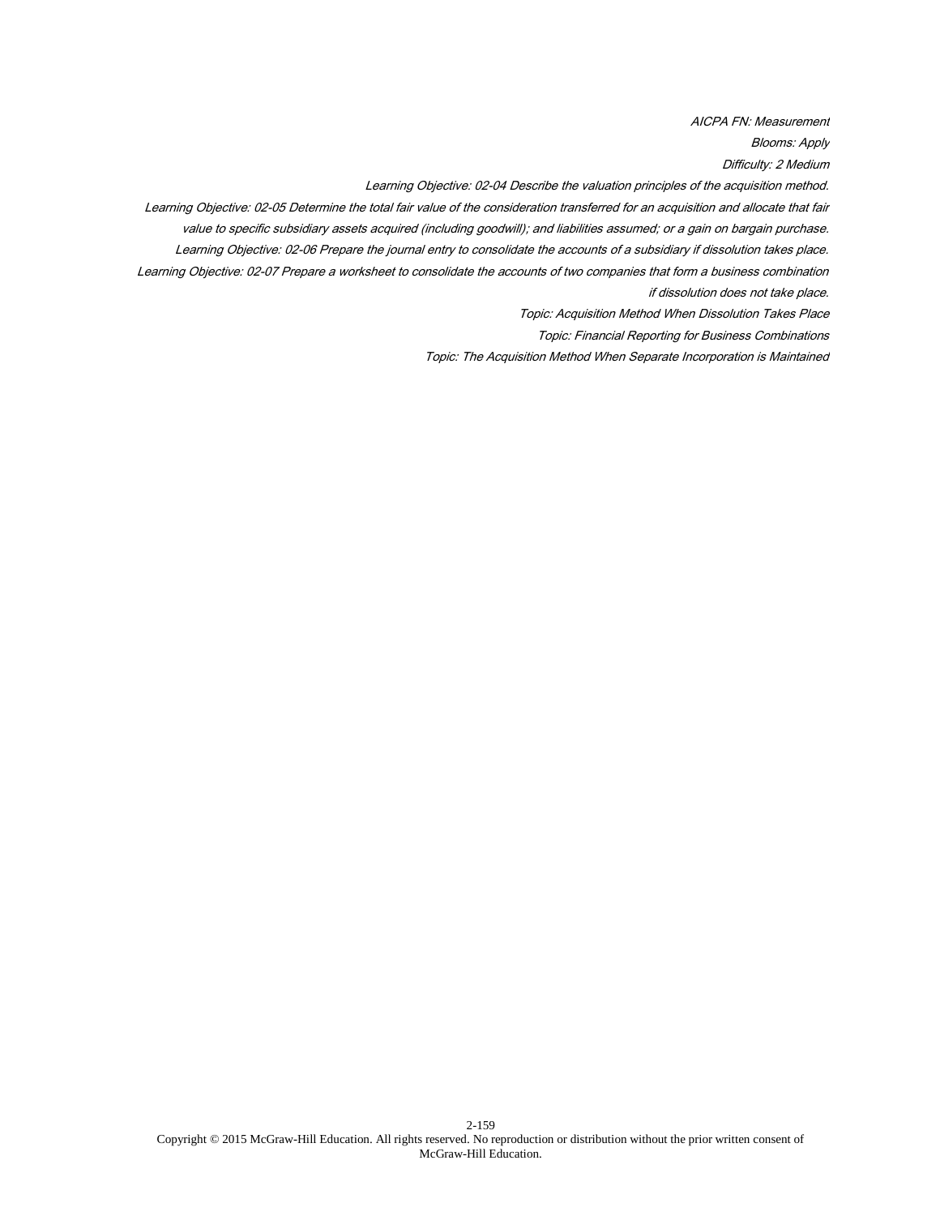*AICPA FN: Measurement*

*Blooms: Apply*

*Difficulty: 2 Medium*

*Learning Objective: 02-04 Describe the valuation principles of the acquisition method.*

*Learning Objective: 02-05 Determine the total fair value of the consideration transferred for an acquisition and allocate that fair value to specific subsidiary assets acquired (including goodwill); and liabilities assumed; or a gain on bargain purchase.*

*Learning Objective: 02-06 Prepare the journal entry to consolidate the accounts of a subsidiary if dissolution takes place.*

*Learning Objective: 02-07 Prepare a worksheet to consolidate the accounts of two companies that form a business combination if dissolution does not take place.*

*Topic: Acquisition Method When Dissolution Takes Place*

*Topic: Financial Reporting for Business Combinations*

*Topic: The Acquisition Method When Separate Incorporation is Maintained*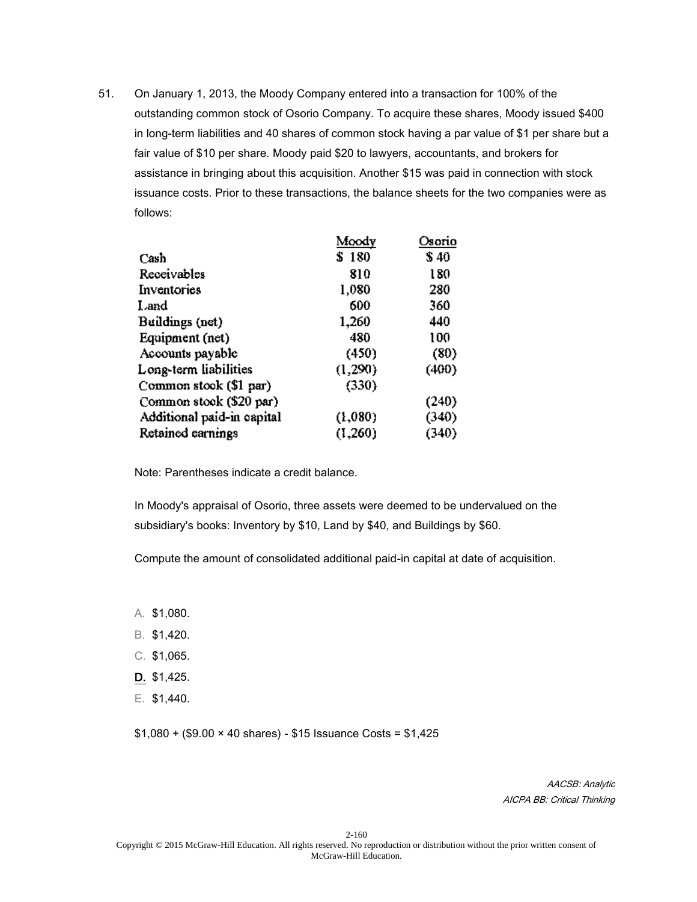51. On January 1, 2013, the Moody Company entered into a transaction for 100% of the outstanding common stock of Osorio Company. To acquire these shares, Moody issued $400 in long-term liabilities and 40 shares of common stock having a par value of $1 per share but a fair value of $10 per share. Moody paid $20 to lawyers, accountants, and brokers for assistance in bringing about this acquisition. Another $15 was paid in connection with stock issuance costs. Prior to these transactions, the balance sheets for the two companies were as follows:

| | Moody | Osorio |
|---|---|---|
| Cash | $ 180 | $ 40 |
| Receivables | 810 | 180 |
| Inventories | 1,080 | 280 |
| Land | 600 | 360 |
| Buildings (net) | 1,260 | 440 |
| Equipment (net) | 480 | 100 |
| Accounts payable | (450) | (80) |
| Long-term liabilities | (1,290) | (400) |
| Common stock ($1 par) | (330) | |
| Common stock ($20 par) | | (240) |
| Additional paid-in capital | (1,080) | (340) |
| Retained earnings | (1,260) | (340) |

Note: Parentheses indicate a credit balance.

In Moody's appraisal of Osorio, three assets were deemed to be undervalued on the subsidiary's books: Inventory by $10, Land by $40, and Buildings by $60.

Compute the amount of consolidated additional paid-in capital at date of acquisition.

A. $1,080.

B. $1,420.

C. $1,065.

**D.** $1,425.

E. $1,440.

$1,080 + ($9.00 × 40 shares) - $15 Issuance Costs = $1,425

*AACSB: Analytic*
*AICPA BB: Critical Thinking*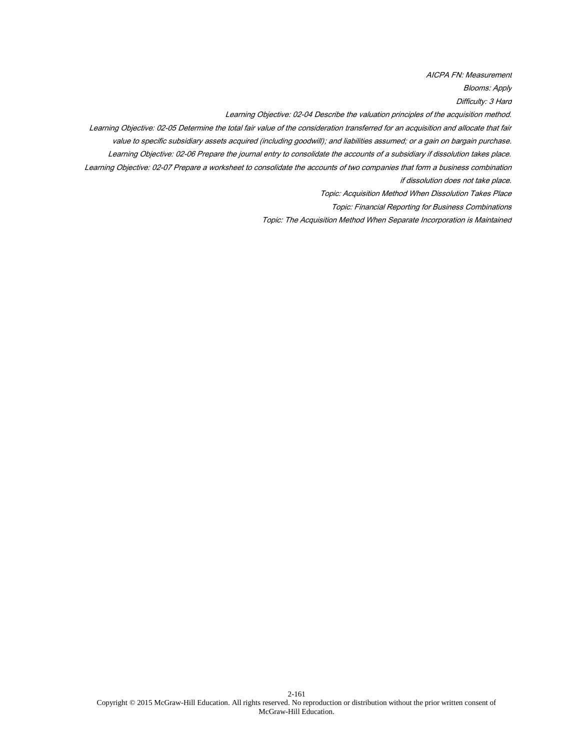*AICPA FN: Measurement*

*Blooms: Apply*

*Difficulty: 3 Hard*

*Learning Objective: 02-04 Describe the valuation principles of the acquisition method.*

*Learning Objective: 02-05 Determine the total fair value of the consideration transferred for an acquisition and allocate that fair value to specific subsidiary assets acquired (including goodwill); and liabilities assumed; or a gain on bargain purchase.*

*Learning Objective: 02-06 Prepare the journal entry to consolidate the accounts of a subsidiary if dissolution takes place.*

*Learning Objective: 02-07 Prepare a worksheet to consolidate the accounts of two companies that form a business combination if dissolution does not take place.*

*Topic: Acquisition Method When Dissolution Takes Place*

*Topic: Financial Reporting for Business Combinations*

*Topic: The Acquisition Method When Separate Incorporation is Maintained*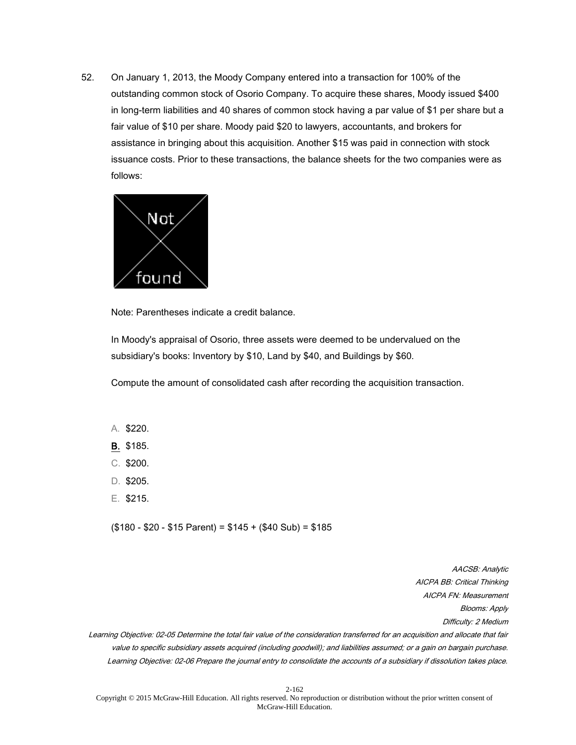52. On January 1, 2013, the Moody Company entered into a transaction for 100% of the outstanding common stock of Osorio Company. To acquire these shares, Moody issued $400 in long-term liabilities and 40 shares of common stock having a par value of $1 per share but a fair value of $10 per share. Moody paid $20 to lawyers, accountants, and brokers for assistance in bringing about this acquisition. Another $15 was paid in connection with stock issuance costs. Prior to these transactions, the balance sheets for the two companies were as follows:

Note: Parentheses indicate a credit balance.

In Moody's appraisal of Osorio, three assets were deemed to be undervalued on the subsidiary's books: Inventory by $10, Land by $40, and Buildings by $60.

Compute the amount of consolidated cash after recording the acquisition transaction.

A. $220.
**B.** $185.
C. $200.
D. $205.
E. $215.

($180 - $20 - $15 Parent) = $145 + ($40 Sub) = $185

*AACSB: Analytic*
*AICPA BB: Critical Thinking*
*AICPA FN: Measurement*
*Blooms: Apply*
*Difficulty: 2 Medium*
*Learning Objective: 02-05 Determine the total fair value of the consideration transferred for an acquisition and allocate that fair value to specific subsidiary assets acquired (including goodwill); and liabilities assumed; or a gain on bargain purchase.*
*Learning Objective: 02-06 Prepare the journal entry to consolidate the accounts of a subsidiary if dissolution takes place.*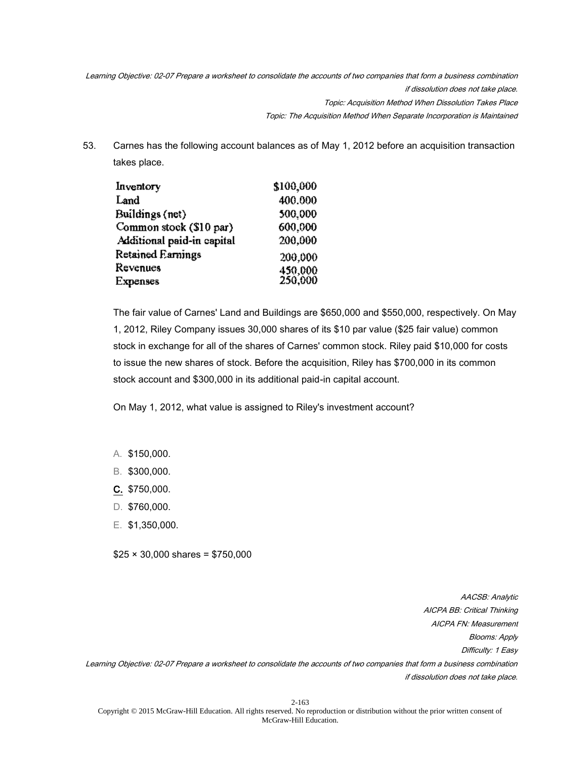*Learning Objective: 02-07 Prepare a worksheet to consolidate the accounts of two companies that form a business combination if dissolution does not take place.*
*Topic: Acquisition Method When Dissolution Takes Place*
*Topic: The Acquisition Method When Separate Incorporation is Maintained*

53. Carnes has the following account balances as of May 1, 2012 before an acquisition transaction takes place.

| | |
|---|---|
| Inventory | \$100,000 |
| Land | 400,000 |
| Buildings (net) | 500,000 |
| Common stock (\$10 par) | 600,000 |
| Additional paid-in capital | 200,000 |
| Retained Earnings | 200,000 |
| Revenues | 450,000 |
| Expenses | 250,000 |

The fair value of Carnes' Land and Buildings are \$650,000 and \$550,000, respectively. On May 1, 2012, Riley Company issues 30,000 shares of its \$10 par value (\$25 fair value) common stock in exchange for all of the shares of Carnes' common stock. Riley paid \$10,000 for costs to issue the new shares of stock. Before the acquisition, Riley has \$700,000 in its common stock account and \$300,000 in its additional paid-in capital account.

On May 1, 2012, what value is assigned to Riley's investment account?

A. \$150,000.
B. \$300,000.
**C.** \$750,000.
D. \$760,000.
E. \$1,350,000.

\$25 × 30,000 shares = \$750,000

*AACSB: Analytic*
*AICPA BB: Critical Thinking*
*AICPA FN: Measurement*
*Blooms: Apply*
*Difficulty: 1 Easy*
*Learning Objective: 02-07 Prepare a worksheet to consolidate the accounts of two companies that form a business combination if dissolution does not take place.*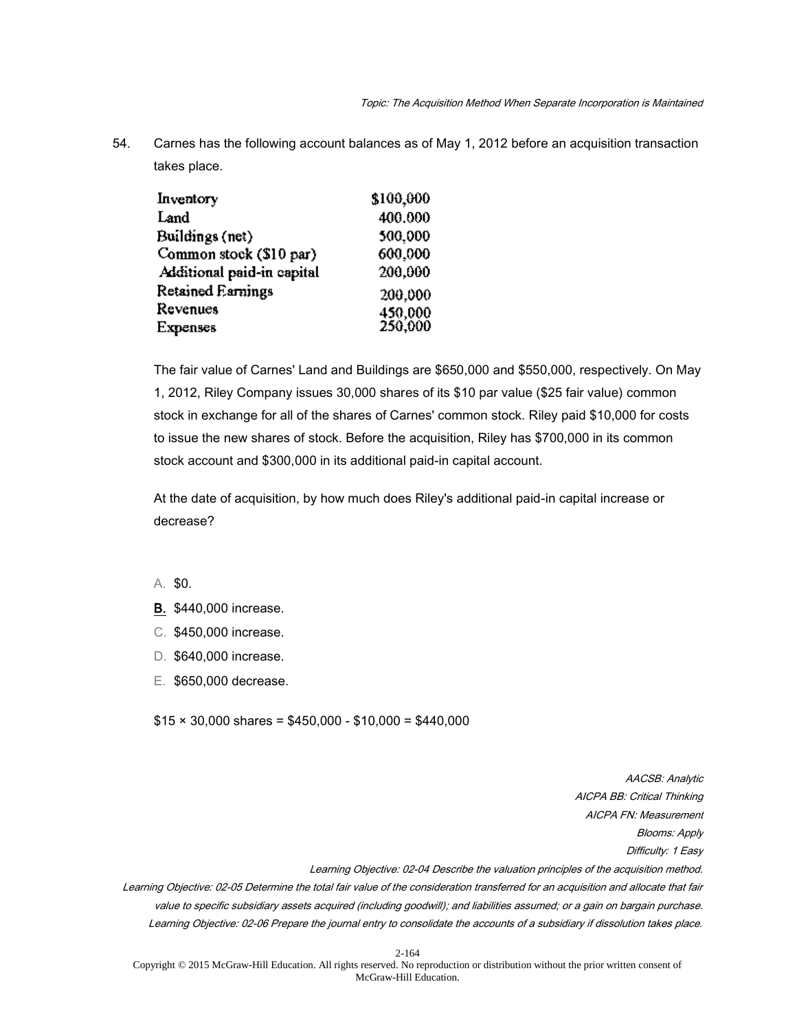*Topic: The Acquisition Method When Separate Incorporation is Maintained*

54. Carnes has the following account balances as of May 1, 2012 before an acquisition transaction takes place.

| | |
|---|---|
| Inventory | $100,000 |
| Land | 400,000 |
| Buildings (net) | 500,000 |
| Common stock ($10 par) | 600,000 |
| Additional paid-in capital | 200,000 |
| Retained Earnings | 200,000 |
| Revenues | 450,000 |
| Expenses | 250,000 |

The fair value of Carnes' Land and Buildings are $650,000 and $550,000, respectively. On May 1, 2012, Riley Company issues 30,000 shares of its $10 par value ($25 fair value) common stock in exchange for all of the shares of Carnes' common stock. Riley paid $10,000 for costs to issue the new shares of stock. Before the acquisition, Riley has $700,000 in its common stock account and $300,000 in its additional paid-in capital account.

At the date of acquisition, by how much does Riley's additional paid-in capital increase or decrease?

A. $0.

**B.** $440,000 increase.

C. $450,000 increase.

D. $640,000 increase.

E. $650,000 decrease.

$15 × 30,000 shares = $450,000 - $10,000 = $440,000

*AACSB: Analytic*
*AICPA BB: Critical Thinking*
*AICPA FN: Measurement*
*Blooms: Apply*
*Difficulty: 1 Easy*
*Learning Objective: 02-04 Describe the valuation principles of the acquisition method.*
*Learning Objective: 02-05 Determine the total fair value of the consideration transferred for an acquisition and allocate that fair value to specific subsidiary assets acquired (including goodwill); and liabilities assumed; or a gain on bargain purchase.*
*Learning Objective: 02-06 Prepare the journal entry to consolidate the accounts of a subsidiary if dissolution takes place.*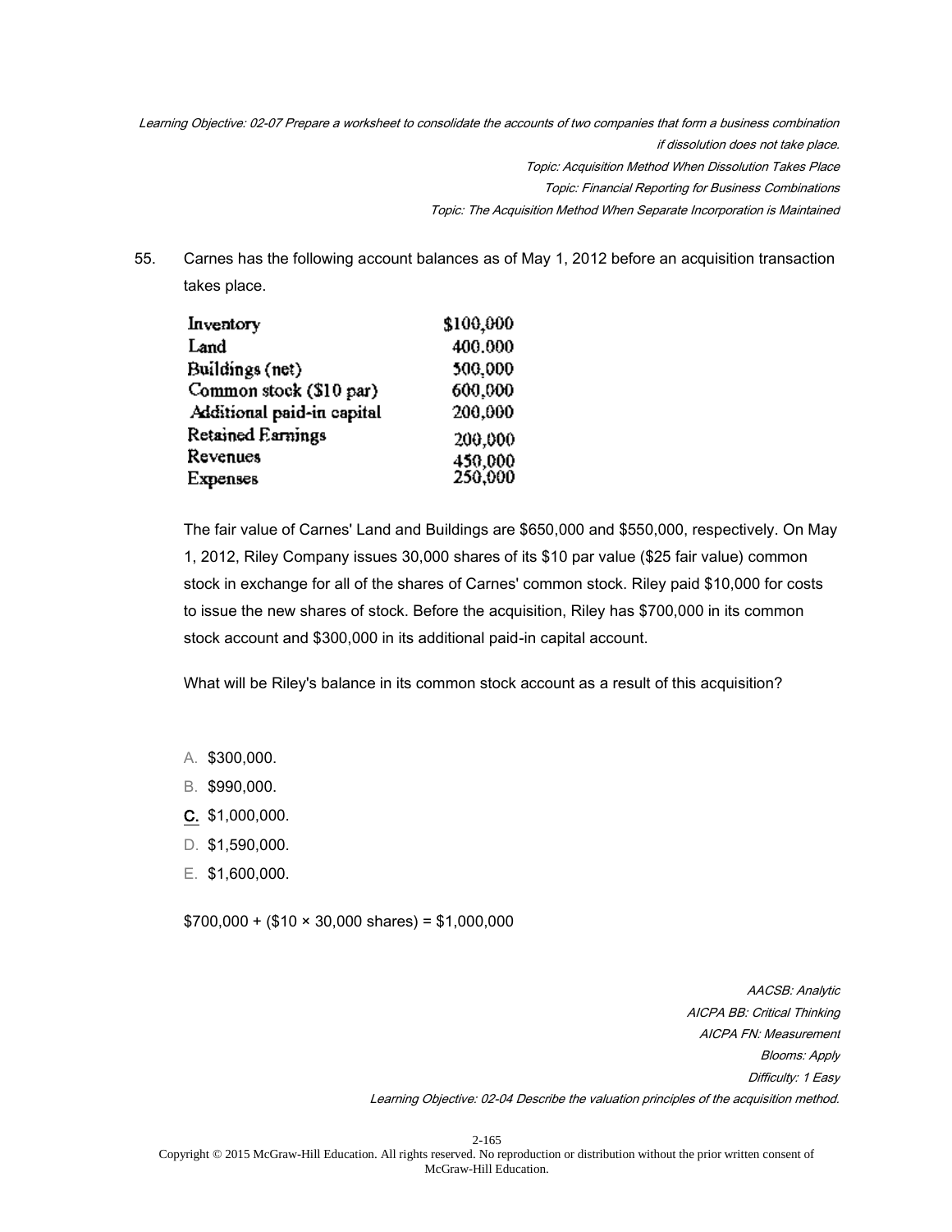*Learning Objective: 02-07 Prepare a worksheet to consolidate the accounts of two companies that form a business combination if dissolution does not take place.*
*Topic: Acquisition Method When Dissolution Takes Place*
*Topic: Financial Reporting for Business Combinations*
*Topic: The Acquisition Method When Separate Incorporation is Maintained*

55. Carnes has the following account balances as of May 1, 2012 before an acquisition transaction takes place.

| | |
|---|---|
| Inventory | $100,000 |
| Land | 400,000 |
| Buildings (net) | 500,000 |
| Common stock ($10 par) | 600,000 |
| Additional paid-in capital | 200,000 |
| Retained Earnings | 200,000 |
| Revenues | 450,000 |
| Expenses | 250,000 |

The fair value of Carnes' Land and Buildings are $650,000 and $550,000, respectively. On May 1, 2012, Riley Company issues 30,000 shares of its $10 par value ($25 fair value) common stock in exchange for all of the shares of Carnes' common stock. Riley paid $10,000 for costs to issue the new shares of stock. Before the acquisition, Riley has $700,000 in its common stock account and $300,000 in its additional paid-in capital account.

What will be Riley's balance in its common stock account as a result of this acquisition?

A. $300,000.
B. $990,000.
**C.** $1,000,000.
D. $1,590,000.
E. $1,600,000.

$700,000 + ($10 × 30,000 shares) = $1,000,000

*AACSB: Analytic*
*AICPA BB: Critical Thinking*
*AICPA FN: Measurement*
*Blooms: Apply*
*Difficulty: 1 Easy*
*Learning Objective: 02-04 Describe the valuation principles of the acquisition method.*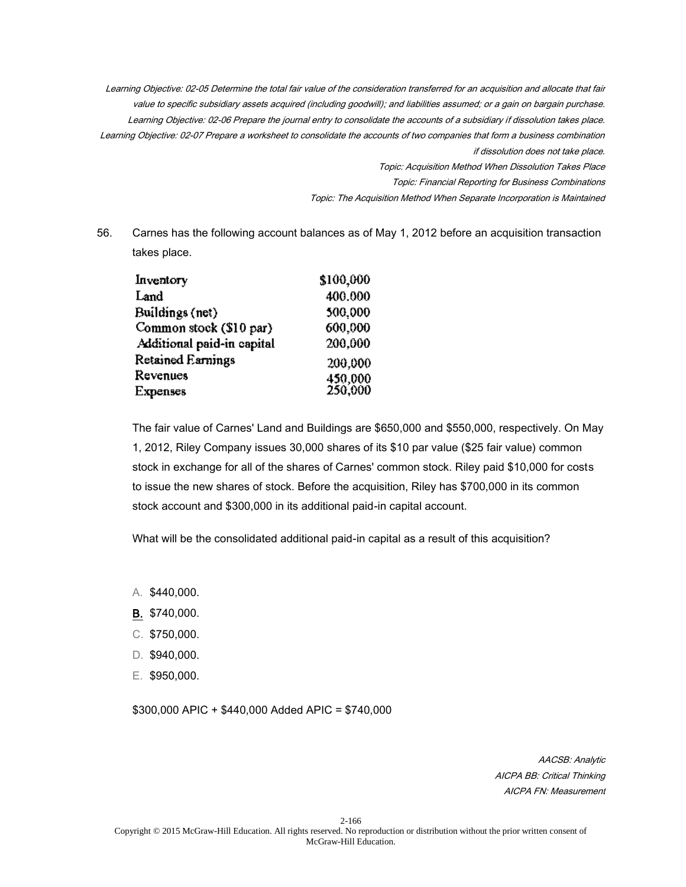*Learning Objective: 02-05 Determine the total fair value of the consideration transferred for an acquisition and allocate that fair value to specific subsidiary assets acquired (including goodwill); and liabilities assumed; or a gain on bargain purchase.*
*Learning Objective: 02-06 Prepare the journal entry to consolidate the accounts of a subsidiary if dissolution takes place.*
*Learning Objective: 02-07 Prepare a worksheet to consolidate the accounts of two companies that form a business combination if dissolution does not take place.*
*Topic: Acquisition Method When Dissolution Takes Place*
*Topic: Financial Reporting for Business Combinations*
*Topic: The Acquisition Method When Separate Incorporation is Maintained*

56. Carnes has the following account balances as of May 1, 2012 before an acquisition transaction takes place.

| | |
|---|---|
| Inventory | $100,000 |
| Land | 400,000 |
| Buildings (net) | 500,000 |
| Common stock ($10 par) | 600,000 |
| Additional paid-in capital | 200,000 |
| Retained Earnings | 200,000 |
| Revenues | 450,000 |
| Expenses | 250,000 |

The fair value of Carnes' Land and Buildings are $650,000 and $550,000, respectively. On May 1, 2012, Riley Company issues 30,000 shares of its $10 par value ($25 fair value) common stock in exchange for all of the shares of Carnes' common stock. Riley paid $10,000 for costs to issue the new shares of stock. Before the acquisition, Riley has $700,000 in its common stock account and $300,000 in its additional paid-in capital account.

What will be the consolidated additional paid-in capital as a result of this acquisition?

A. $440,000.
**B.** $740,000.
C. $750,000.
D. $940,000.
E. $950,000.

$300,000 APIC + $440,000 Added APIC = $740,000

*AACSB: Analytic*
*AICPA BB: Critical Thinking*
*AICPA FN: Measurement*

Copyright © 2015 McGraw-Hill Education. All rights reserved. No reproduction or distribution without the prior written consent of McGraw-Hill Education.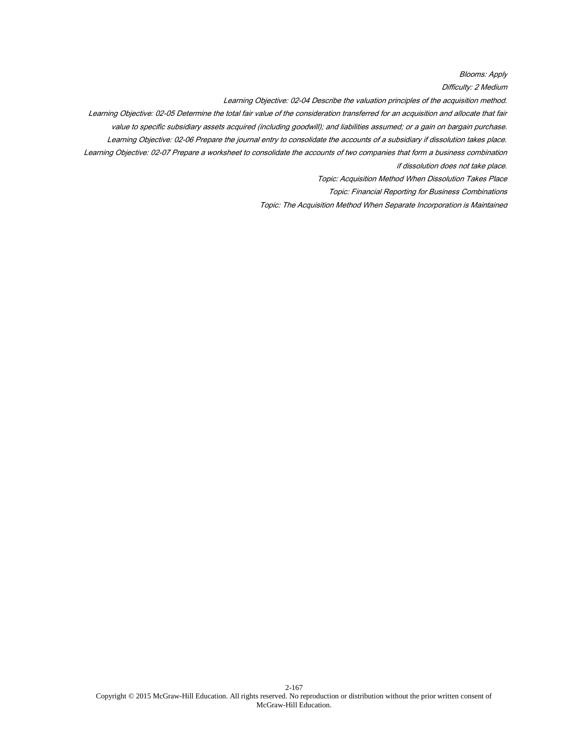*Blooms: Apply*

*Difficulty: 2 Medium*

*Learning Objective: 02-04 Describe the valuation principles of the acquisition method.*

*Learning Objective: 02-05 Determine the total fair value of the consideration transferred for an acquisition and allocate that fair value to specific subsidiary assets acquired (including goodwill); and liabilities assumed; or a gain on bargain purchase.*

*Learning Objective: 02-06 Prepare the journal entry to consolidate the accounts of a subsidiary if dissolution takes place.*

*Learning Objective: 02-07 Prepare a worksheet to consolidate the accounts of two companies that form a business combination if dissolution does not take place.*

*Topic: Acquisition Method When Dissolution Takes Place*

*Topic: Financial Reporting for Business Combinations*

*Topic: The Acquisition Method When Separate Incorporation is Maintained*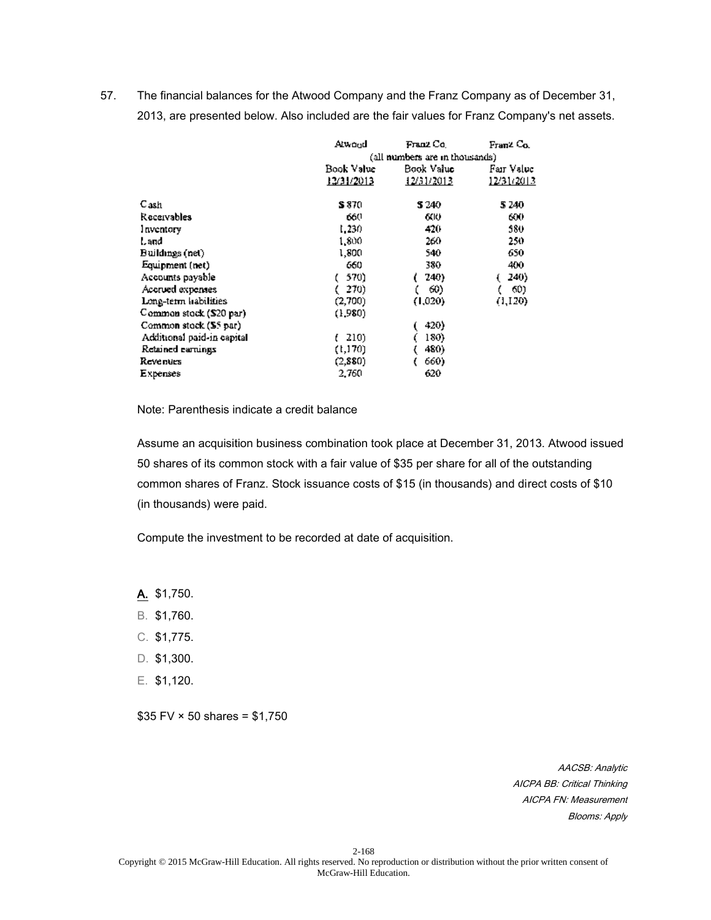57. The financial balances for the Atwood Company and the Franz Company as of December 31, 2013, are presented below. Also included are the fair values for Franz Company's net assets.

| | Atwood | Franz Co. | Franz Co. |
|---|---|---|---|
| | (all numbers are in thousands) | | |
| | Book Value 12/31/2013 | Book Value 12/31/2013 | Fair Value 12/31/2013 |
| Cash | $ 870 | $ 240 | $ 240 |
| Receivables | 660 | 600 | 600 |
| Inventory | 1,230 | 420 | 580 |
| Land | 1,800 | 260 | 250 |
| Buildings (net) | 1,800 | 540 | 650 |
| Equipment (net) | 660 | 380 | 400 |
| Accounts payable | ( 570) | ( 240) | ( 240) |
| Accrued expenses | ( 270) | ( 60) | ( 60) |
| Long-term liabilities | (2,700) | (1,020) | (1,120) |
| Common stock ($20 par) | (1,980) | | |
| Common stock ($5 par) | | ( 420) | |
| Additional paid-in capital | ( 210) | ( 180) | |
| Retained earnings | (1,170) | ( 480) | |
| Revenues | (2,880) | ( 660) | |
| Expenses | 2,760 | 620 | |

Note: Parenthesis indicate a credit balance

Assume an acquisition business combination took place at December 31, 2013. Atwood issued 50 shares of its common stock with a fair value of $35 per share for all of the outstanding common shares of Franz. Stock issuance costs of $15 (in thousands) and direct costs of $10 (in thousands) were paid.

Compute the investment to be recorded at date of acquisition.

**A.** $1,750.

B. $1,760.

C. $1,775.

D. $1,300.

E. $1,120.

$35 FV × 50 shares = $1,750

*AACSB: Analytic*
*AICPA BB: Critical Thinking*
*AICPA FN: Measurement*
*Blooms: Apply*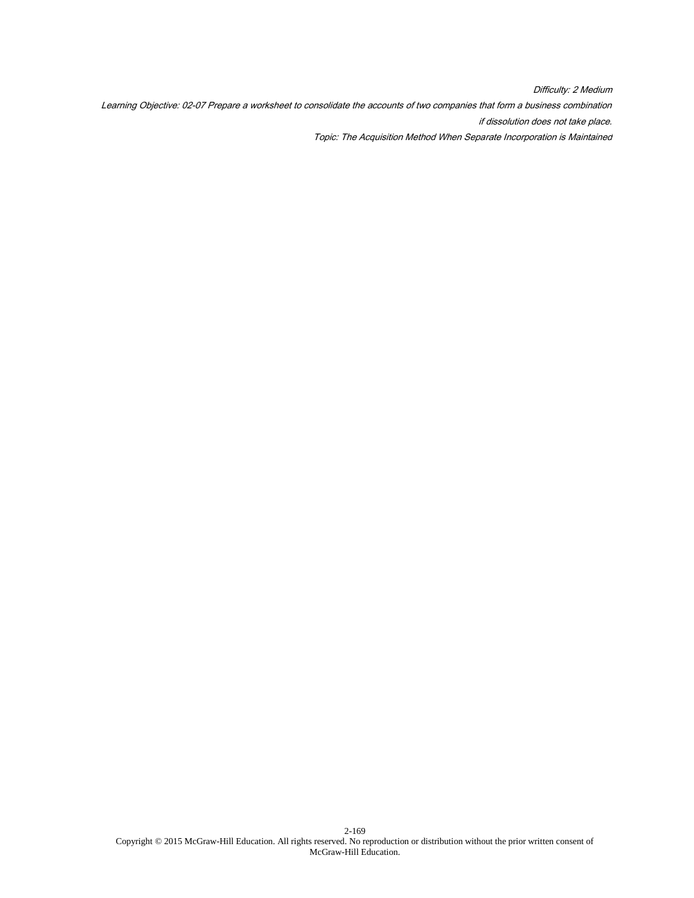*Difficulty: 2 Medium*

*Learning Objective: 02-07 Prepare a worksheet to consolidate the accounts of two companies that form a business combination if dissolution does not take place.*

*Topic: The Acquisition Method When Separate Incorporation is Maintained*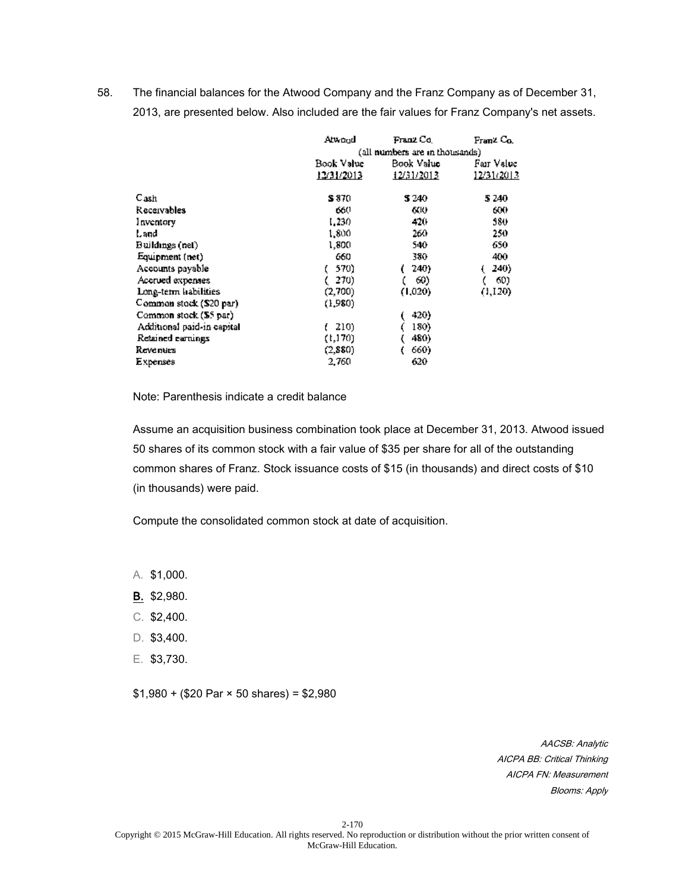58. The financial balances for the Atwood Company and the Franz Company as of December 31, 2013, are presented below. Also included are the fair values for Franz Company's net assets.

| | Atwood | Franz Co. | Franz Co. |
|---|---|---|---|
| | (all numbers are in thousands) | | |
| | Book Value 12/31/2013 | Book Value 12/31/2013 | Fair Value 12/31/2013 |
| Cash | $ 870 | $ 240 | $ 240 |
| Receivables | 660 | 600 | 600 |
| Inventory | 1,230 | 420 | 580 |
| Land | 1,800 | 260 | 250 |
| Buildings (net) | 1,800 | 540 | 650 |
| Equipment (net) | 660 | 380 | 400 |
| Accounts payable | ( 570) | ( 240) | ( 240) |
| Accrued expenses | ( 270) | ( 60) | ( 60) |
| Long-term liabilities | (2,700) | (1,020) | (1,120) |
| Common stock ($20 par) | (1,980) | | |
| Common stock ($5 par) | | ( 420) | |
| Additional paid-in capital | ( 210) | ( 180) | |
| Retained earnings | (1,170) | ( 480) | |
| Revenues | (2,880) | ( 660) | |
| Expenses | 2,760 | 620 | |

Note: Parenthesis indicate a credit balance

Assume an acquisition business combination took place at December 31, 2013. Atwood issued 50 shares of its common stock with a fair value of $35 per share for all of the outstanding common shares of Franz. Stock issuance costs of $15 (in thousands) and direct costs of $10 (in thousands) were paid.

Compute the consolidated common stock at date of acquisition.

A. $1,000.

**B.** $2,980.

C. $2,400.

D. $3,400.

E. $3,730.

$1,980 + ($20 Par × 50 shares) = $2,980

*AACSB: Analytic*
*AICPA BB: Critical Thinking*
*AICPA FN: Measurement*
*Blooms: Apply*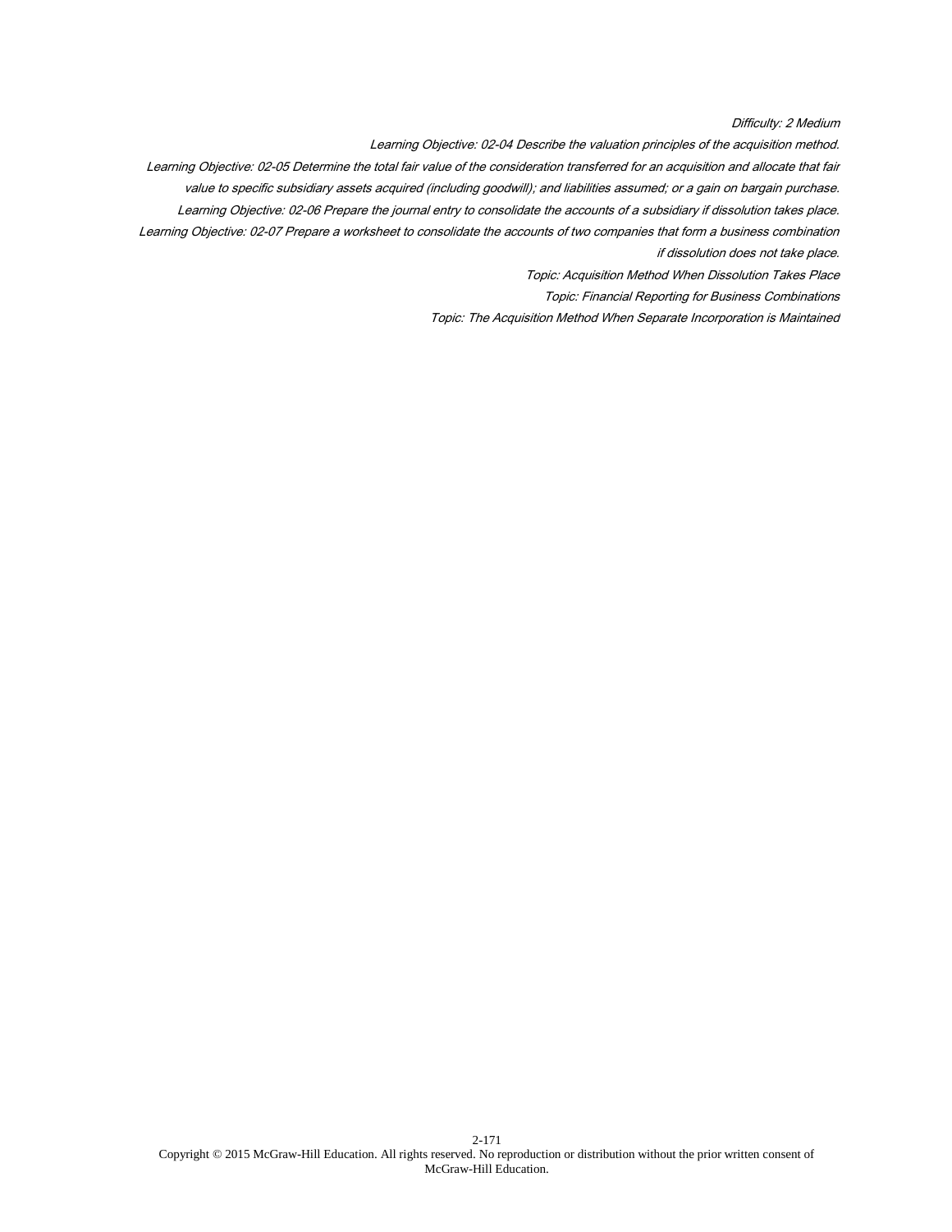*Difficulty: 2 Medium*

*Learning Objective: 02-04 Describe the valuation principles of the acquisition method.*

*Learning Objective: 02-05 Determine the total fair value of the consideration transferred for an acquisition and allocate that fair value to specific subsidiary assets acquired (including goodwill); and liabilities assumed; or a gain on bargain purchase.*

*Learning Objective: 02-06 Prepare the journal entry to consolidate the accounts of a subsidiary if dissolution takes place.*

*Learning Objective: 02-07 Prepare a worksheet to consolidate the accounts of two companies that form a business combination if dissolution does not take place.*

*Topic: Acquisition Method When Dissolution Takes Place*

*Topic: Financial Reporting for Business Combinations*

*Topic: The Acquisition Method When Separate Incorporation is Maintained*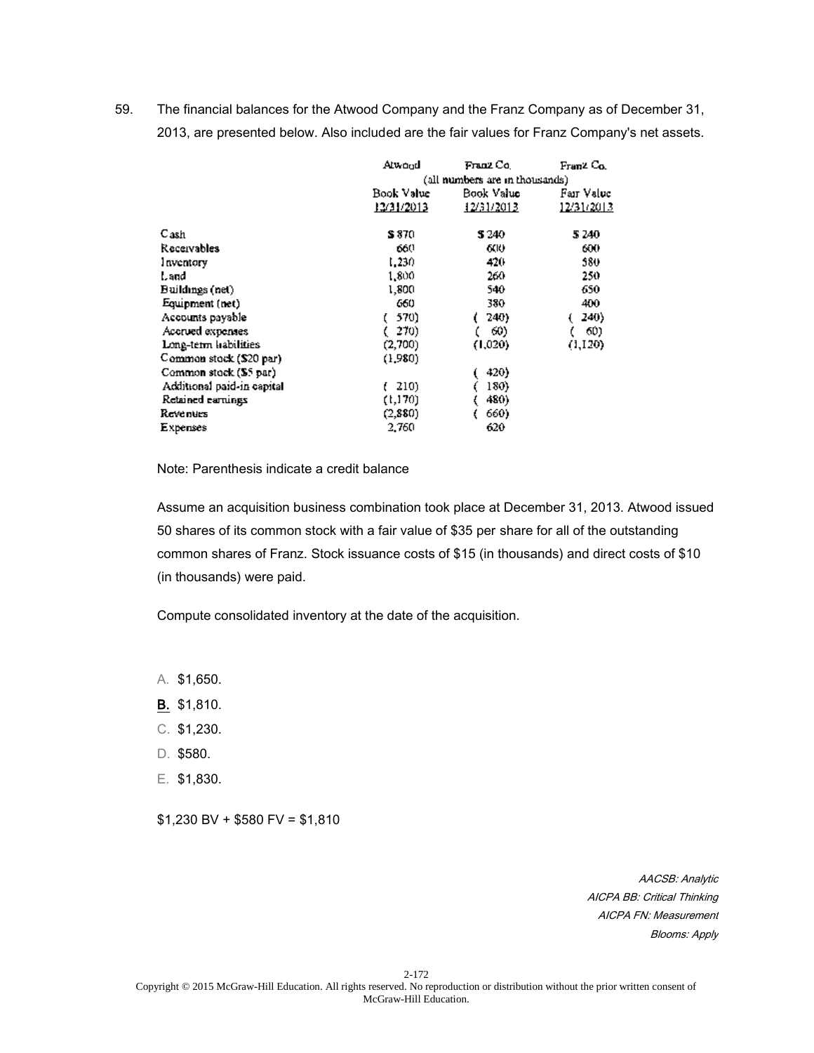59. The financial balances for the Atwood Company and the Franz Company as of December 31, 2013, are presented below. Also included are the fair values for Franz Company's net assets.

| | Atwood | Franz Co. | Franz Co. |
|---|---|---|---|
| | (all numbers are in thousands) | | |
| | Book Value 12/31/2013 | Book Value 12/31/2013 | Fair Value 12/31/2013 |
| Cash | $ 870 | $ 240 | $ 240 |
| Receivables | 660 | 600 | 600 |
| Inventory | 1,230 | 420 | 580 |
| Land | 1,800 | 260 | 250 |
| Buildings (net) | 1,800 | 540 | 650 |
| Equipment (net) | 660 | 380 | 400 |
| Accounts payable | ( 570) | ( 240) | ( 240) |
| Accrued expenses | ( 270) | ( 60) | ( 60) |
| Long-term liabilities | (2,700) | (1,020) | (1,120) |
| Common stock ($20 par) | (1,980) | | |
| Common stock ($5 par) | | ( 420) | |
| Additional paid-in capital | ( 210) | ( 180) | |
| Retained earnings | (1,170) | ( 480) | |
| Revenues | (2,880) | ( 660) | |
| Expenses | 2,760 | 620 | |

Note: Parenthesis indicate a credit balance

Assume an acquisition business combination took place at December 31, 2013. Atwood issued 50 shares of its common stock with a fair value of $35 per share for all of the outstanding common shares of Franz. Stock issuance costs of $15 (in thousands) and direct costs of $10 (in thousands) were paid.

Compute consolidated inventory at the date of the acquisition.

A. $1,650.

**B.** $1,810.

C. $1,230.

D. $580.

E. $1,830.

$1,230 BV + $580 FV = $1,810

*AACSB: Analytic*
*AICPA BB: Critical Thinking*
*AICPA FN: Measurement*
*Blooms: Apply*

Copyright © 2015 McGraw-Hill Education. All rights reserved. No reproduction or distribution without the prior written consent of McGraw-Hill Education.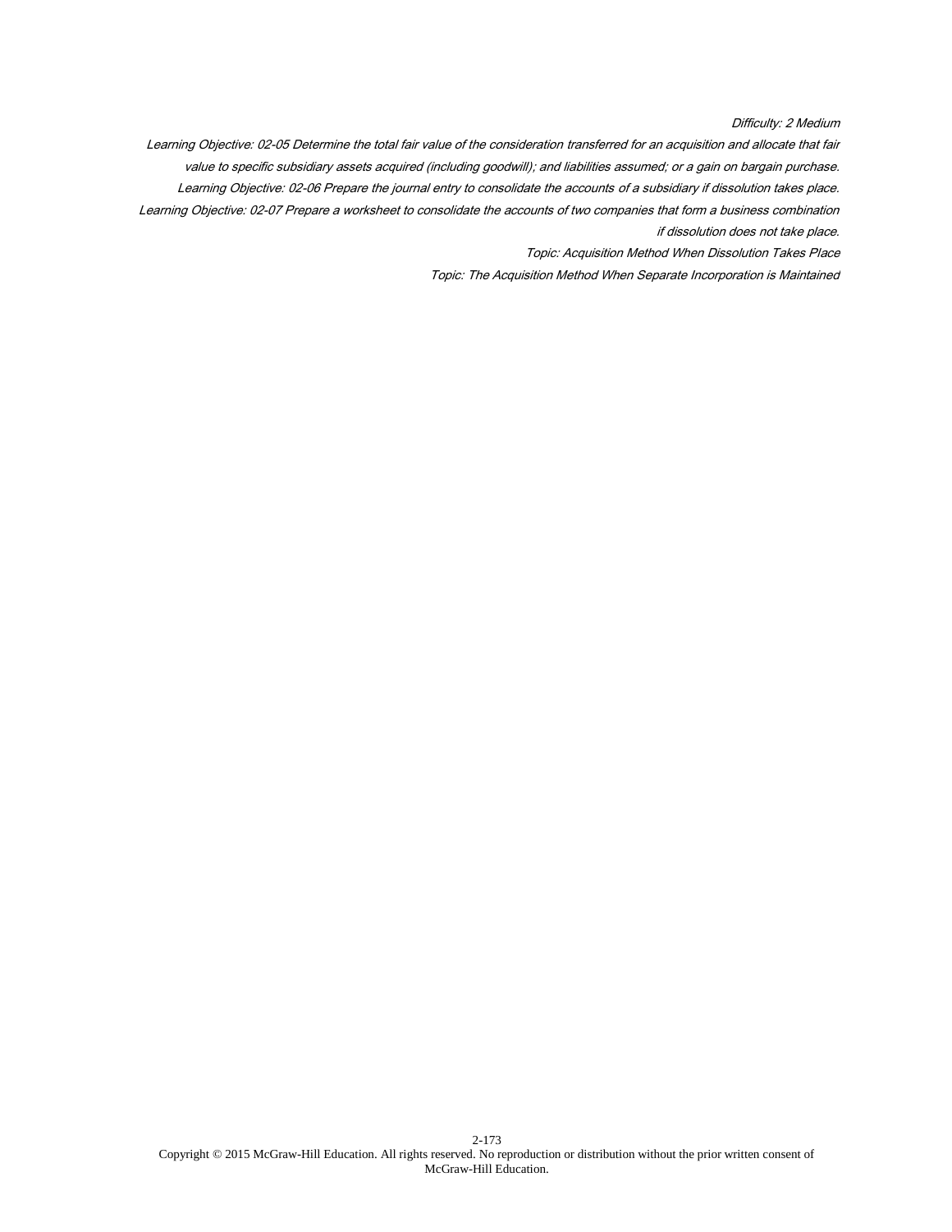*Difficulty: 2 Medium*

*Learning Objective: 02-05 Determine the total fair value of the consideration transferred for an acquisition and allocate that fair value to specific subsidiary assets acquired (including goodwill); and liabilities assumed; or a gain on bargain purchase.*

*Learning Objective: 02-06 Prepare the journal entry to consolidate the accounts of a subsidiary if dissolution takes place.*

*Learning Objective: 02-07 Prepare a worksheet to consolidate the accounts of two companies that form a business combination if dissolution does not take place.*

*Topic: Acquisition Method When Dissolution Takes Place*

*Topic: The Acquisition Method When Separate Incorporation is Maintained*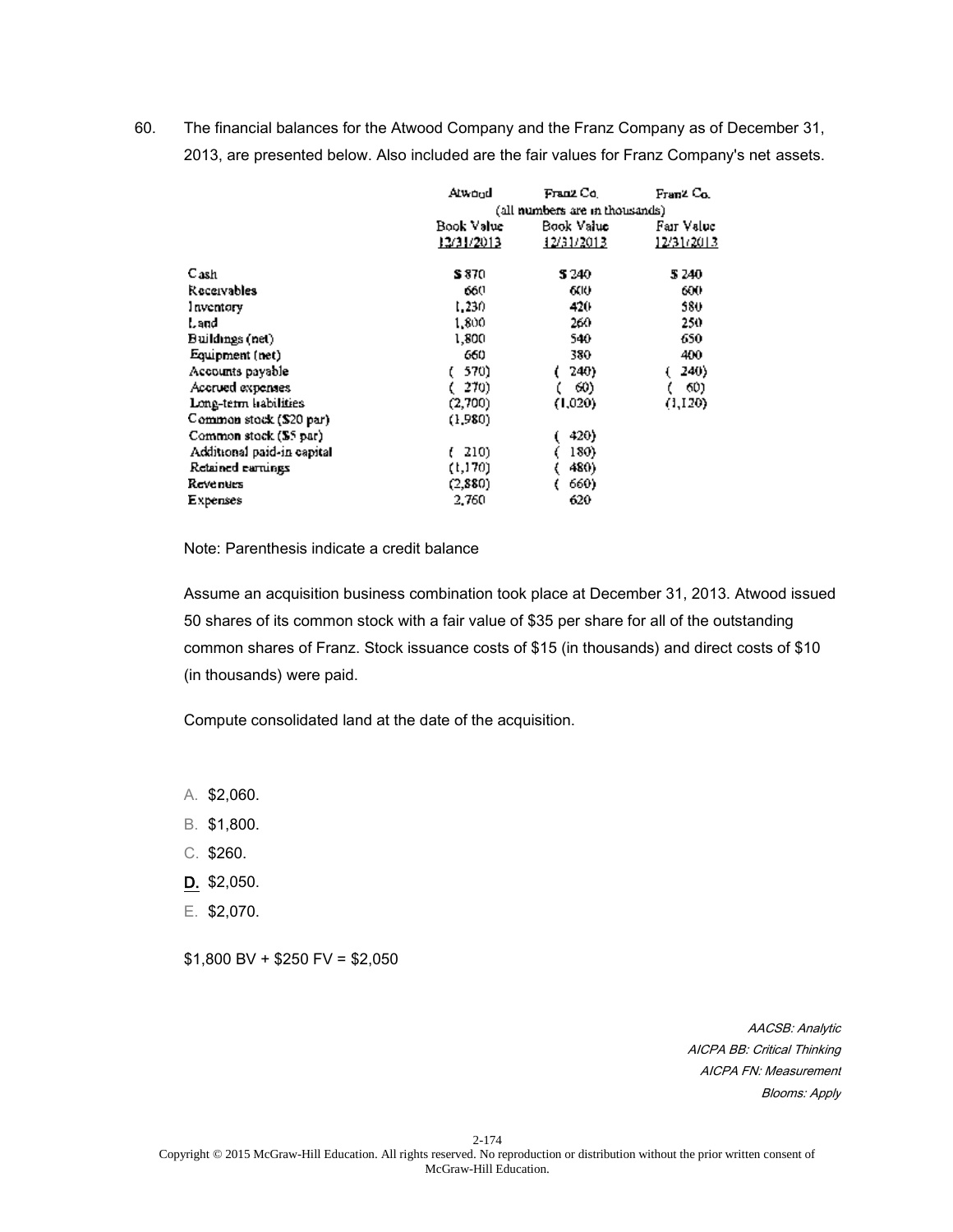60. The financial balances for the Atwood Company and the Franz Company as of December 31, 2013, are presented below. Also included are the fair values for Franz Company's net assets.

| | Atwood | Franz Co. | Franz Co. |
|---|---|---|---|
| | (all numbers are in thousands) | | |
| | Book Value 12/31/2013 | Book Value 12/31/2013 | Fair Value 12/31/2013 |
| Cash | $ 870 | $ 240 | $ 240 |
| Receivables | 660 | 600 | 600 |
| Inventory | 1,230 | 420 | 580 |
| Land | 1,800 | 260 | 250 |
| Buildings (net) | 1,800 | 540 | 650 |
| Equipment (net) | 660 | 380 | 400 |
| Accounts payable | ( 570) | ( 240) | ( 240) |
| Accrued expenses | ( 270) | ( 60) | ( 60) |
| Long-term liabilities | (2,700) | (1,020) | (1,120) |
| Common stock ($20 par) | (1,980) | | |
| Common stock ($5 par) | | ( 420) | |
| Additional paid-in capital | ( 210) | ( 180) | |
| Retained earnings | (1,170) | ( 480) | |
| Revenues | (2,880) | ( 660) | |
| Expenses | 2,760 | 620 | |

Note: Parenthesis indicate a credit balance

Assume an acquisition business combination took place at December 31, 2013. Atwood issued 50 shares of its common stock with a fair value of $35 per share for all of the outstanding common shares of Franz. Stock issuance costs of $15 (in thousands) and direct costs of $10 (in thousands) were paid.

Compute consolidated land at the date of the acquisition.

A. $2,060.

B. $1,800.

C. $260.

**D.** $2,050.

E. $2,070.

$1,800 BV + $250 FV = $2,050

*AACSB: Analytic*
*AICPA BB: Critical Thinking*
*AICPA FN: Measurement*
*Blooms: Apply*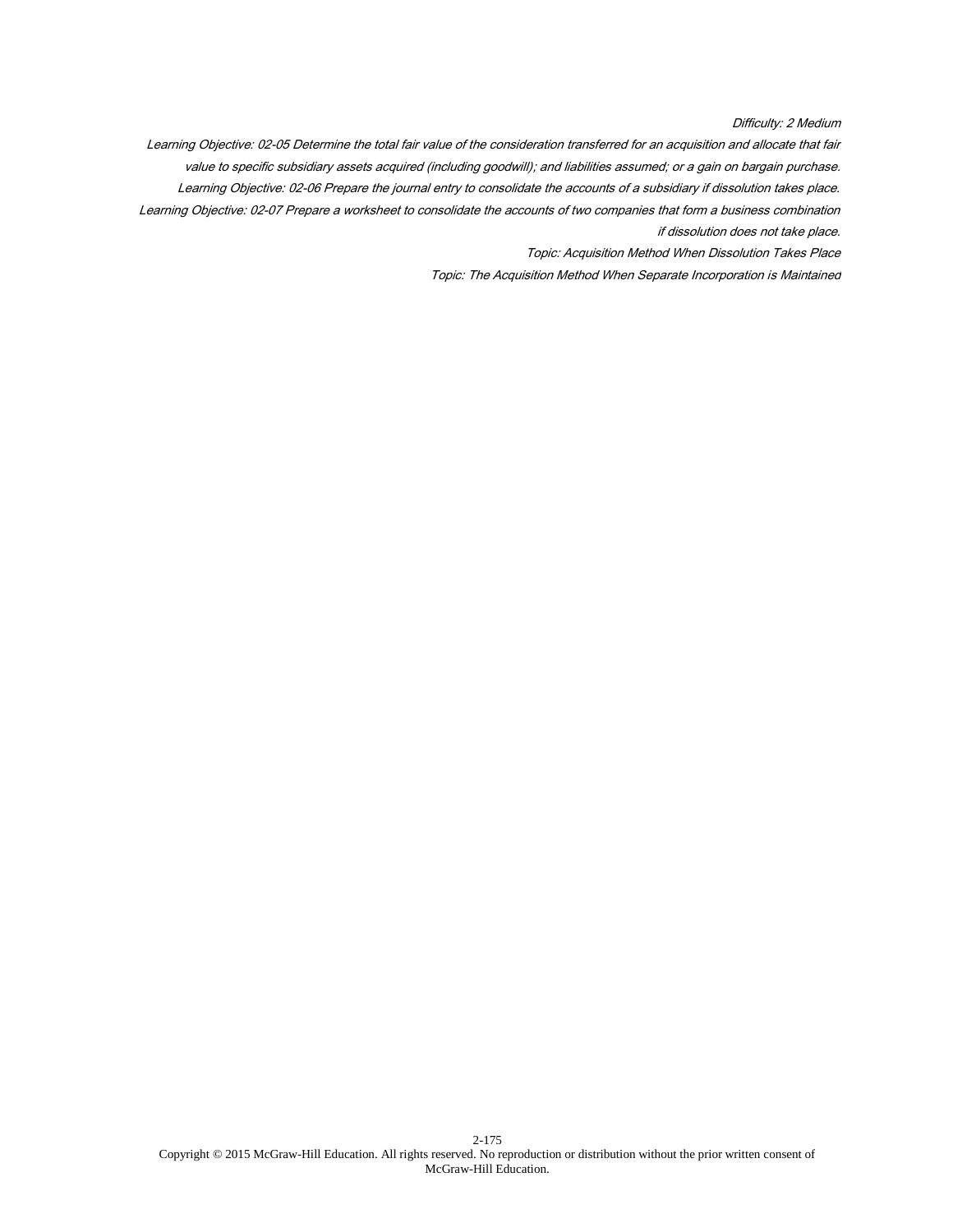*Difficulty: 2 Medium*

*Learning Objective: 02-05 Determine the total fair value of the consideration transferred for an acquisition and allocate that fair value to specific subsidiary assets acquired (including goodwill); and liabilities assumed; or a gain on bargain purchase.*

*Learning Objective: 02-06 Prepare the journal entry to consolidate the accounts of a subsidiary if dissolution takes place.*

*Learning Objective: 02-07 Prepare a worksheet to consolidate the accounts of two companies that form a business combination if dissolution does not take place.*

*Topic: Acquisition Method When Dissolution Takes Place*

*Topic: The Acquisition Method When Separate Incorporation is Maintained*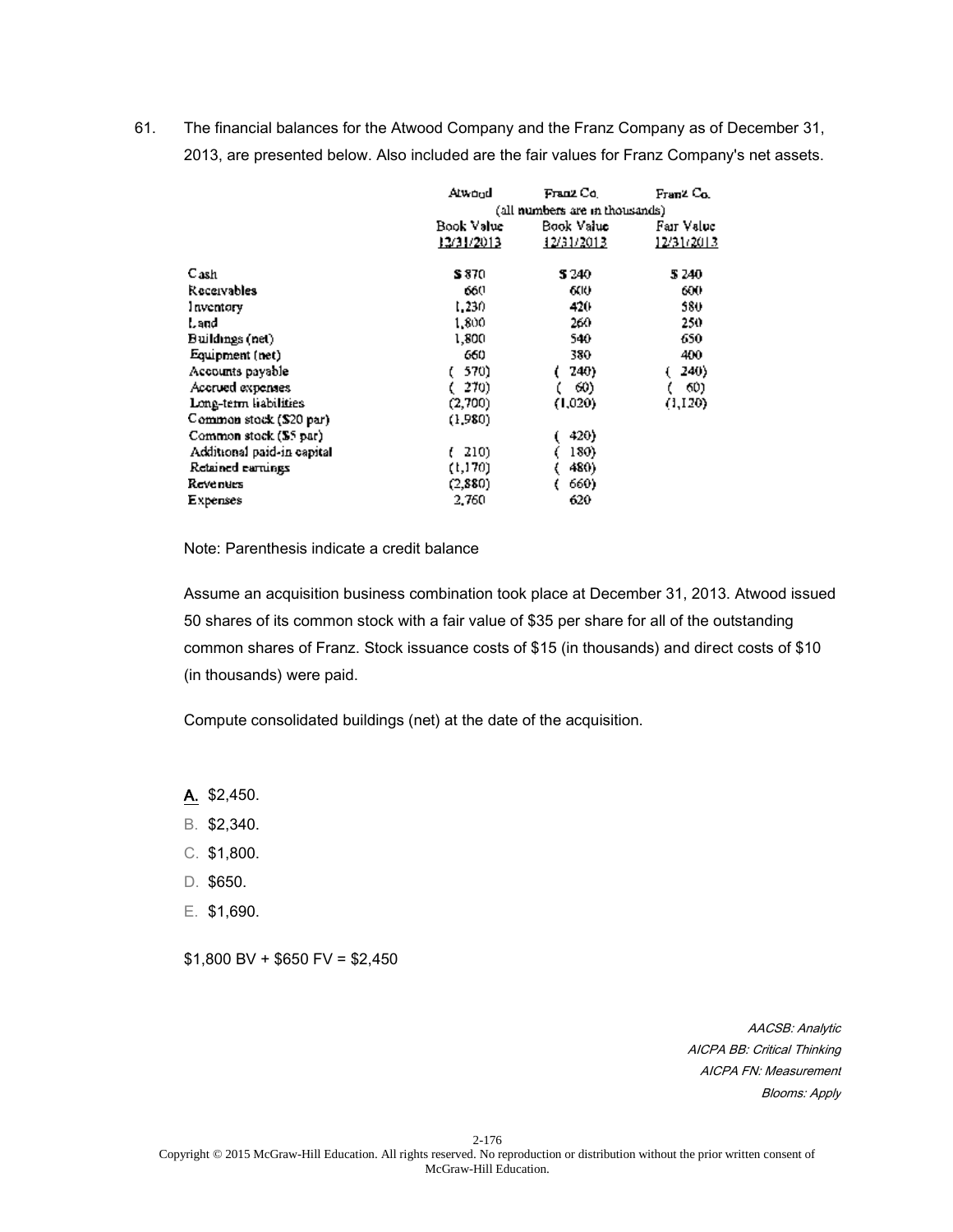61. The financial balances for the Atwood Company and the Franz Company as of December 31, 2013, are presented below. Also included are the fair values for Franz Company's net assets.

| | Atwood | Franz Co. | Franz Co. |
|---|---|---|---|
| | (all numbers are in thousands) | | |
| | Book Value 12/31/2013 | Book Value 12/31/2013 | Fair Value 12/31/2013 |
| Cash | $ 870 | $ 240 | $ 240 |
| Receivables | 660 | 600 | 600 |
| Inventory | 1,230 | 420 | 580 |
| Land | 1,800 | 260 | 250 |
| Buildings (net) | 1,800 | 540 | 650 |
| Equipment (net) | 660 | 380 | 400 |
| Accounts payable | ( 570) | ( 240) | ( 240) |
| Accrued expenses | ( 270) | ( 60) | ( 60) |
| Long-term liabilities | (2,700) | (1,020) | (1,120) |
| Common stock ($20 par) | (1,980) | | |
| Common stock ($5 par) | | ( 420) | |
| Additional paid-in capital | ( 210) | ( 180) | |
| Retained earnings | (1,170) | ( 480) | |
| Revenues | (2,880) | ( 660) | |
| Expenses | 2,760 | 620 | |

Note: Parenthesis indicate a credit balance

Assume an acquisition business combination took place at December 31, 2013. Atwood issued 50 shares of its common stock with a fair value of $35 per share for all of the outstanding common shares of Franz. Stock issuance costs of $15 (in thousands) and direct costs of $10 (in thousands) were paid.

Compute consolidated buildings (net) at the date of the acquisition.

A. $2,450.

B. $2,340.

C. $1,800.

D. $650.

E. $1,690.

$1,800 BV + $650 FV = $2,450

*AACSB: Analytic*
*AICPA BB: Critical Thinking*
*AICPA FN: Measurement*
*Blooms: Apply*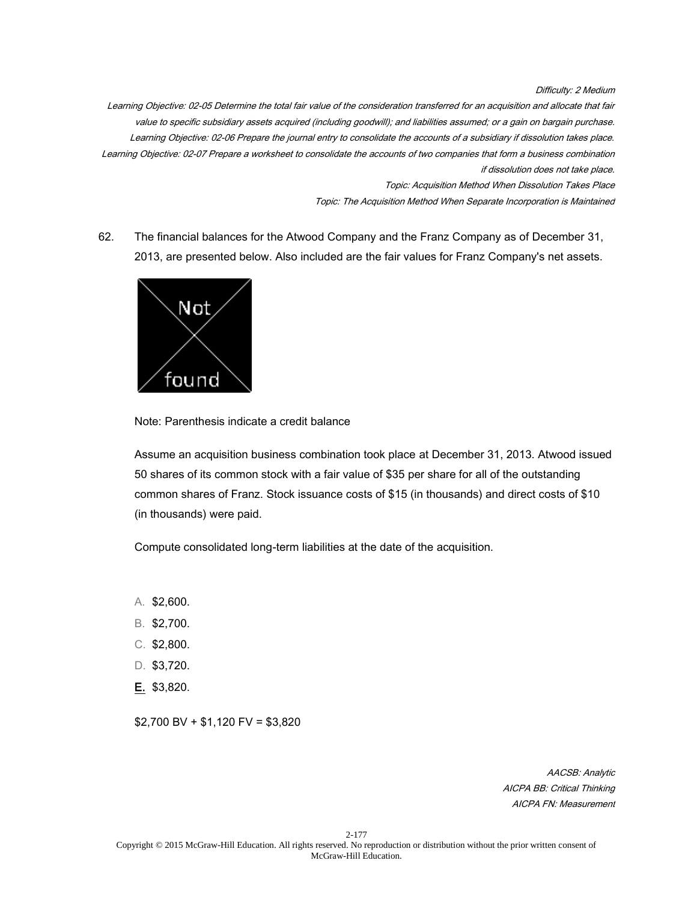*Difficulty: 2 Medium*

*Learning Objective: 02-05 Determine the total fair value of the consideration transferred for an acquisition and allocate that fair value to specific subsidiary assets acquired (including goodwill); and liabilities assumed; or a gain on bargain purchase.*

*Learning Objective: 02-06 Prepare the journal entry to consolidate the accounts of a subsidiary if dissolution takes place.*

*Learning Objective: 02-07 Prepare a worksheet to consolidate the accounts of two companies that form a business combination if dissolution does not take place.*

*Topic: Acquisition Method When Dissolution Takes Place*

*Topic: The Acquisition Method When Separate Incorporation is Maintained*

62. The financial balances for the Atwood Company and the Franz Company as of December 31, 2013, are presented below. Also included are the fair values for Franz Company's net assets.

Note: Parenthesis indicate a credit balance

Assume an acquisition business combination took place at December 31, 2013. Atwood issued 50 shares of its common stock with a fair value of $35 per share for all of the outstanding common shares of Franz. Stock issuance costs of $15 (in thousands) and direct costs of $10 (in thousands) were paid.

Compute consolidated long-term liabilities at the date of the acquisition.

A. $2,600.
B. $2,700.
C. $2,800.
D. $3,720.
**E.** $3,820.

$2,700 BV + $1,120 FV = $3,820

*AACSB: Analytic*
*AICPA BB: Critical Thinking*
*AICPA FN: Measurement*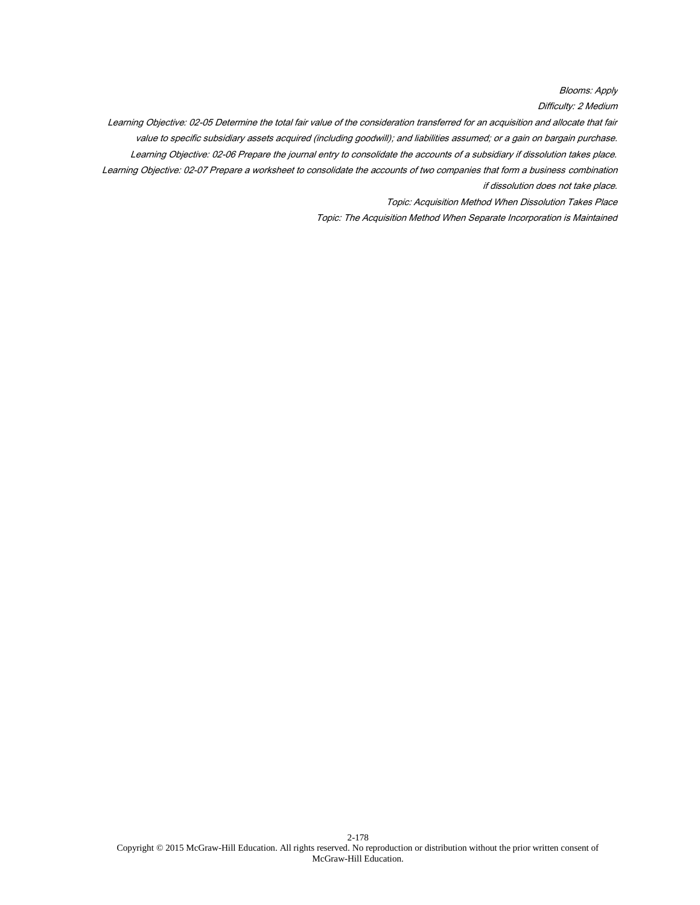*Blooms: Apply*

*Difficulty: 2 Medium*

*Learning Objective: 02-05 Determine the total fair value of the consideration transferred for an acquisition and allocate that fair value to specific subsidiary assets acquired (including goodwill); and liabilities assumed; or a gain on bargain purchase.*

*Learning Objective: 02-06 Prepare the journal entry to consolidate the accounts of a subsidiary if dissolution takes place.*

*Learning Objective: 02-07 Prepare a worksheet to consolidate the accounts of two companies that form a business combination if dissolution does not take place.*

*Topic: Acquisition Method When Dissolution Takes Place*

*Topic: The Acquisition Method When Separate Incorporation is Maintained*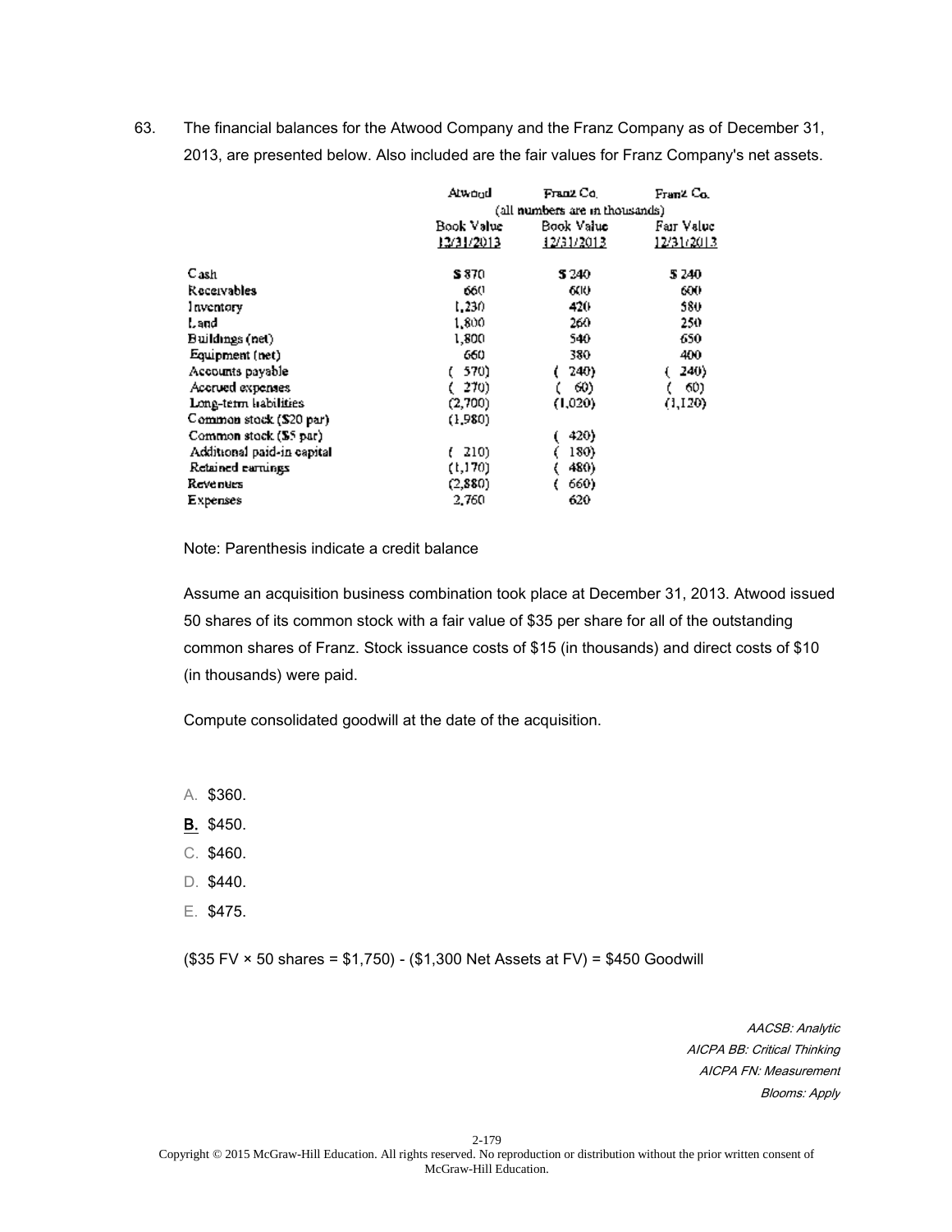63. The financial balances for the Atwood Company and the Franz Company as of December 31, 2013, are presented below. Also included are the fair values for Franz Company's net assets.

| | Atwood | Franz Co. | Franz Co. |
|---|---|---|---|
| | (all numbers are in thousands) | | |
| | Book Value 12/31/2013 | Book Value 12/31/2013 | Fair Value 12/31/2013 |
| Cash | $ 870 | $ 240 | $ 240 |
| Receivables | 660 | 600 | 600 |
| Inventory | 1,230 | 420 | 580 |
| Land | 1,800 | 260 | 250 |
| Buildings (net) | 1,800 | 540 | 650 |
| Equipment (net) | 660 | 380 | 400 |
| Accounts payable | ( 570) | ( 240) | ( 240) |
| Accrued expenses | ( 270) | ( 60) | ( 60) |
| Long-term liabilities | (2,700) | (1,020) | (1,120) |
| Common stock ($20 par) | (1,980) | | |
| Common stock ($5 par) | | ( 420) | |
| Additional paid-in capital | ( 210) | ( 180) | |
| Retained earnings | (1,170) | ( 480) | |
| Revenues | (2,880) | ( 660) | |
| Expenses | 2,760 | 620 | |

Note: Parenthesis indicate a credit balance

Assume an acquisition business combination took place at December 31, 2013. Atwood issued 50 shares of its common stock with a fair value of $35 per share for all of the outstanding common shares of Franz. Stock issuance costs of $15 (in thousands) and direct costs of $10 (in thousands) were paid.

Compute consolidated goodwill at the date of the acquisition.

A. $360.

**B.** $450.

C. $460.

D. $440.

E. $475.

($35 FV × 50 shares = $1,750) - ($1,300 Net Assets at FV) = $450 Goodwill

*AACSB: Analytic*
*AICPA BB: Critical Thinking*
*AICPA FN: Measurement*
*Blooms: Apply*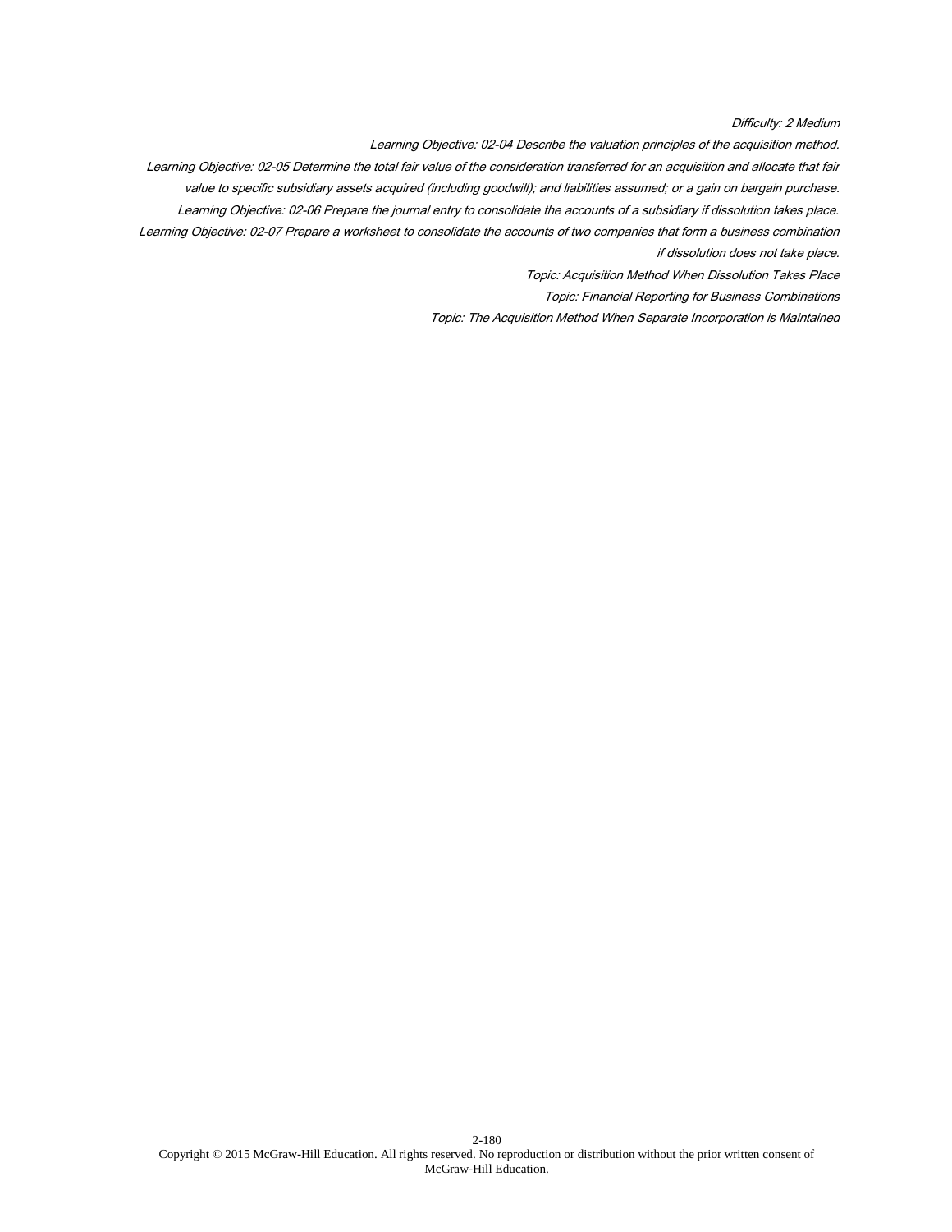*Difficulty: 2 Medium*

*Learning Objective: 02-04 Describe the valuation principles of the acquisition method.*

*Learning Objective: 02-05 Determine the total fair value of the consideration transferred for an acquisition and allocate that fair value to specific subsidiary assets acquired (including goodwill); and liabilities assumed; or a gain on bargain purchase.*

*Learning Objective: 02-06 Prepare the journal entry to consolidate the accounts of a subsidiary if dissolution takes place.*

*Learning Objective: 02-07 Prepare a worksheet to consolidate the accounts of two companies that form a business combination if dissolution does not take place.*

*Topic: Acquisition Method When Dissolution Takes Place*

*Topic: Financial Reporting for Business Combinations*

*Topic: The Acquisition Method When Separate Incorporation is Maintained*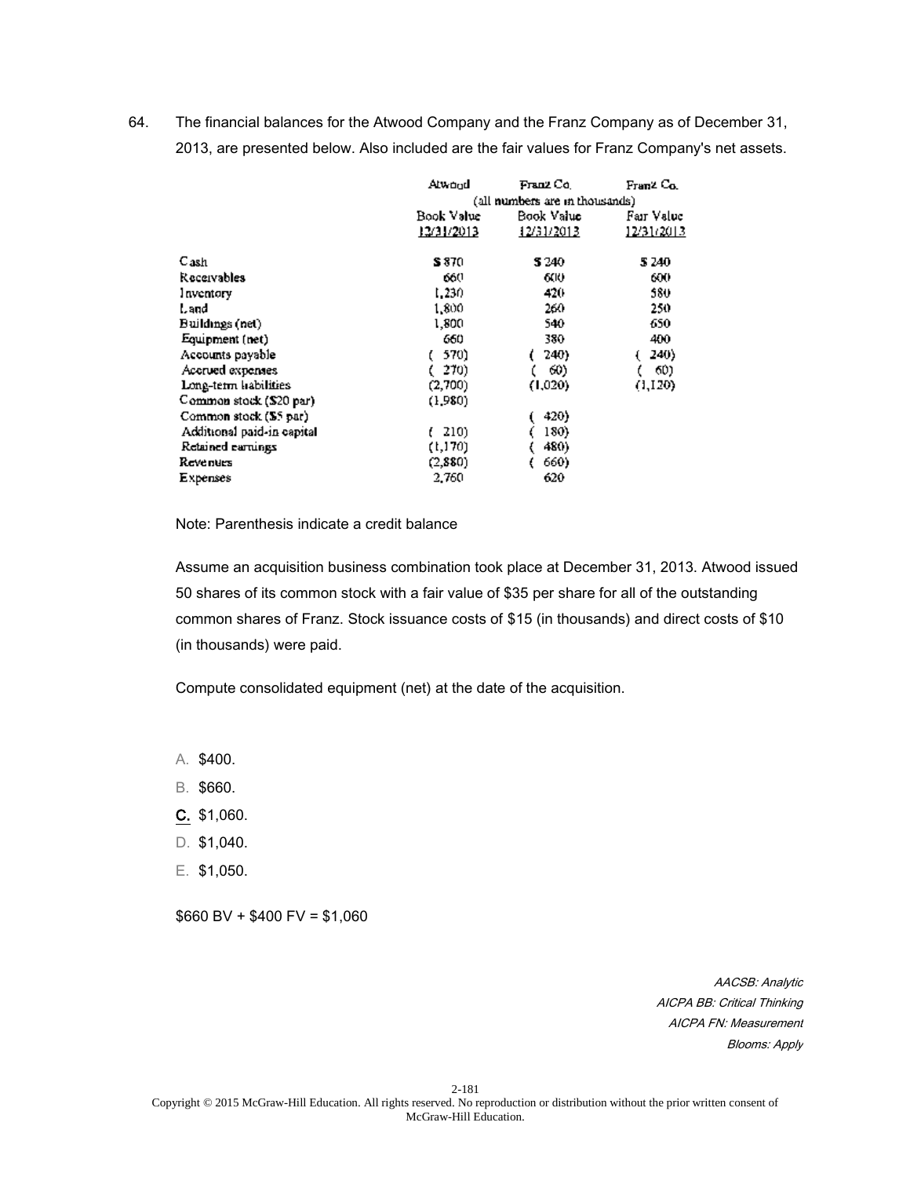64. The financial balances for the Atwood Company and the Franz Company as of December 31, 2013, are presented below. Also included are the fair values for Franz Company's net assets.

| | Atwood | Franz Co. | Franz Co. |
|---|---|---|---|
| | (all numbers are in thousands) | | |
| | Book Value 12/31/2013 | Book Value 12/31/2013 | Fair Value 12/31/2013 |
| Cash | $ 870 | $ 240 | $ 240 |
| Receivables | 660 | 600 | 600 |
| Inventory | 1,230 | 420 | 580 |
| Land | 1,800 | 260 | 250 |
| Buildings (net) | 1,800 | 540 | 650 |
| Equipment (net) | 660 | 380 | 400 |
| Accounts payable | ( 570) | ( 240) | ( 240) |
| Accrued expenses | ( 270) | ( 60) | ( 60) |
| Long-term liabilities | (2,700) | (1,020) | (1,120) |
| Common stock ($20 par) | (1,980) | | |
| Common stock ($5 par) | | ( 420) | |
| Additional paid-in capital | ( 210) | ( 180) | |
| Retained earnings | (1,170) | ( 480) | |
| Revenues | (2,880) | ( 660) | |
| Expenses | 2,760 | 620 | |

Note: Parenthesis indicate a credit balance

Assume an acquisition business combination took place at December 31, 2013. Atwood issued 50 shares of its common stock with a fair value of $35 per share for all of the outstanding common shares of Franz. Stock issuance costs of $15 (in thousands) and direct costs of $10 (in thousands) were paid.

Compute consolidated equipment (net) at the date of the acquisition.

A. $400.

B. $660.

**C.** $1,060.

D. $1,040.

E. $1,050.

$660 BV + $400 FV = $1,060

*AACSB: Analytic*
*AICPA BB: Critical Thinking*
*AICPA FN: Measurement*
*Blooms: Apply*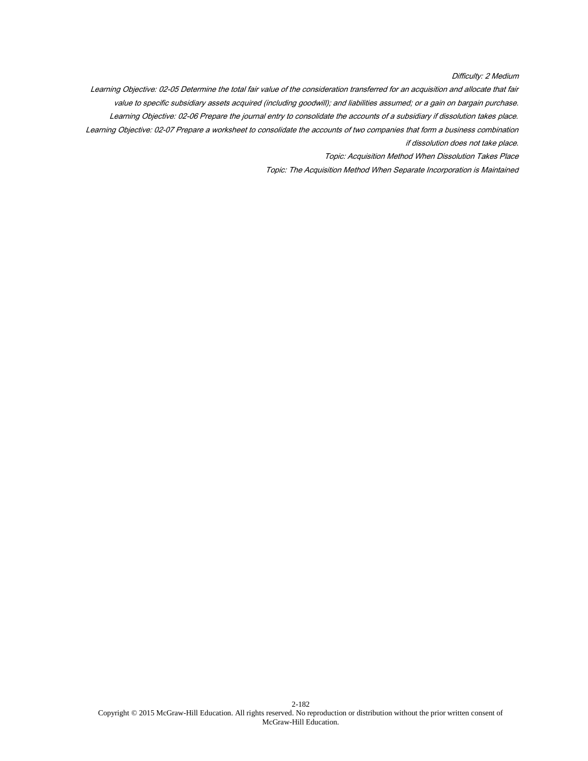*Difficulty: 2 Medium*

*Learning Objective: 02-05 Determine the total fair value of the consideration transferred for an acquisition and allocate that fair value to specific subsidiary assets acquired (including goodwill); and liabilities assumed; or a gain on bargain purchase.*

*Learning Objective: 02-06 Prepare the journal entry to consolidate the accounts of a subsidiary if dissolution takes place.*

*Learning Objective: 02-07 Prepare a worksheet to consolidate the accounts of two companies that form a business combination if dissolution does not take place.*

*Topic: Acquisition Method When Dissolution Takes Place*

*Topic: The Acquisition Method When Separate Incorporation is Maintained*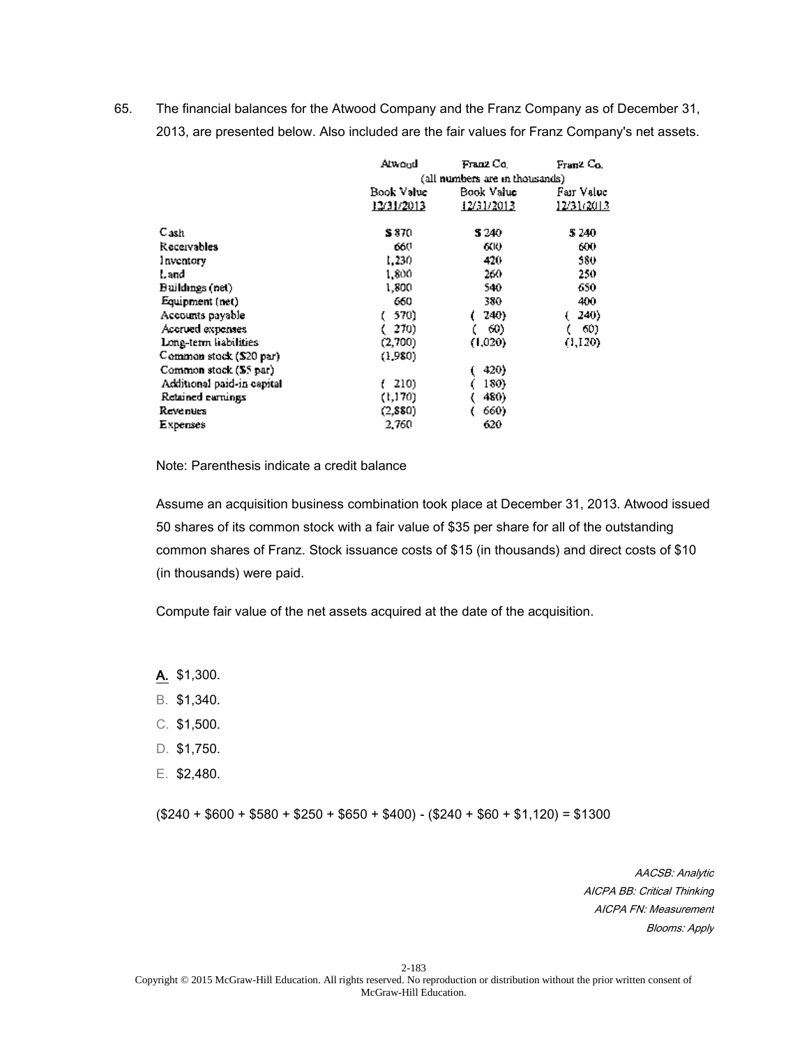65. The financial balances for the Atwood Company and the Franz Company as of December 31, 2013, are presented below. Also included are the fair values for Franz Company's net assets.

| | Atwood | Franz Co. | Franz Co. |
|---|---|---|---|
| | (all numbers are in thousands) | | |
| | Book Value 12/31/2013 | Book Value 12/31/2013 | Fair Value 12/31/2013 |
| Cash | $ 870 | $ 240 | $ 240 |
| Receivables | 660 | 600 | 600 |
| Inventory | 1,230 | 420 | 580 |
| Land | 1,800 | 260 | 250 |
| Buildings (net) | 1,800 | 540 | 650 |
| Equipment (net) | 660 | 380 | 400 |
| Accounts payable | ( 570) | ( 240) | ( 240) |
| Accrued expenses | ( 270) | ( 60) | ( 60) |
| Long-term liabilities | (2,700) | (1,020) | (1,120) |
| Common stock ($20 par) | (1,980) | | |
| Common stock ($5 par) | | ( 420) | |
| Additional paid-in capital | ( 210) | ( 180) | |
| Retained earnings | (1,170) | ( 480) | |
| Revenues | (2,880) | ( 660) | |
| Expenses | 2,760 | 620 | |

Note: Parenthesis indicate a credit balance

Assume an acquisition business combination took place at December 31, 2013. Atwood issued 50 shares of its common stock with a fair value of $35 per share for all of the outstanding common shares of Franz. Stock issuance costs of $15 (in thousands) and direct costs of $10 (in thousands) were paid.

Compute fair value of the net assets acquired at the date of the acquisition.

**A.** $1,300.

B. $1,340.

C. $1,500.

D. $1,750.

E. $2,480.

($240 + $600 + $580 + $250 + $650 + $400) - ($240 + $60 + $1,120) = $1300

*AACSB: Analytic*
*AICPA BB: Critical Thinking*
*AICPA FN: Measurement*
*Blooms: Apply*

Copyright © 2015 McGraw-Hill Education. All rights reserved. No reproduction or distribution without the prior written consent of McGraw-Hill Education.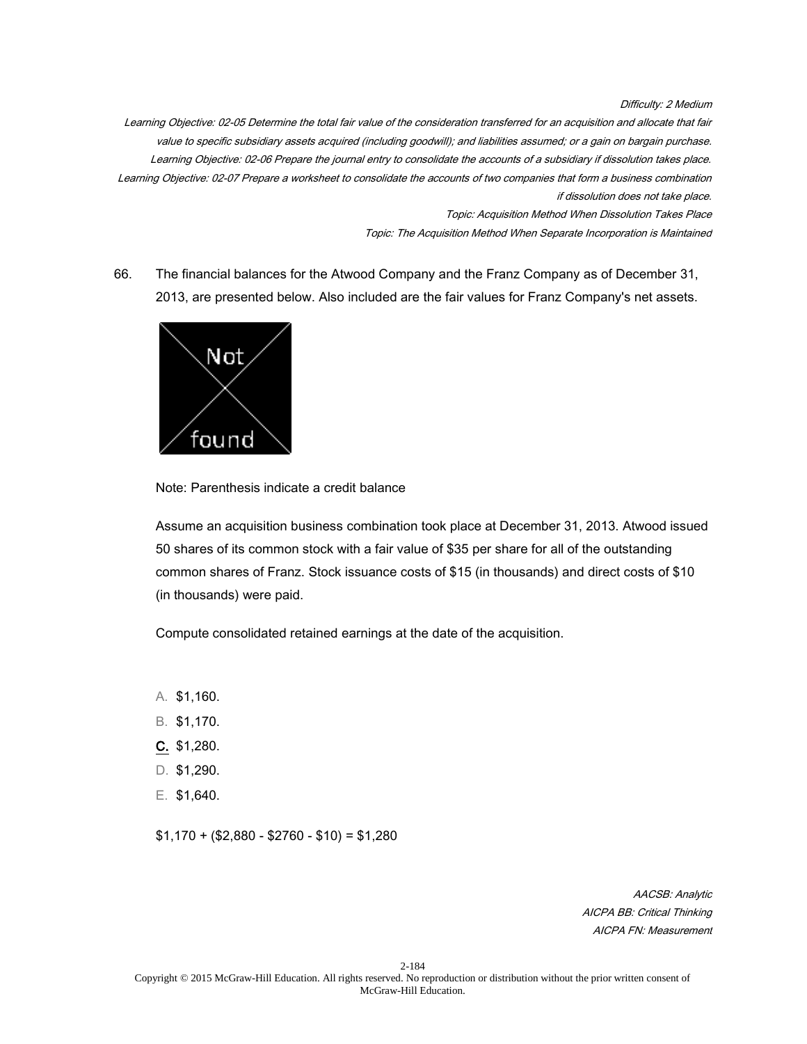*Difficulty: 2 Medium*

*Learning Objective: 02-05 Determine the total fair value of the consideration transferred for an acquisition and allocate that fair value to specific subsidiary assets acquired (including goodwill); and liabilities assumed; or a gain on bargain purchase.*

*Learning Objective: 02-06 Prepare the journal entry to consolidate the accounts of a subsidiary if dissolution takes place.*

*Learning Objective: 02-07 Prepare a worksheet to consolidate the accounts of two companies that form a business combination if dissolution does not take place.*

*Topic: Acquisition Method When Dissolution Takes Place*

*Topic: The Acquisition Method When Separate Incorporation is Maintained*

66. The financial balances for the Atwood Company and the Franz Company as of December 31, 2013, are presented below. Also included are the fair values for Franz Company's net assets.

Note: Parenthesis indicate a credit balance

Assume an acquisition business combination took place at December 31, 2013. Atwood issued 50 shares of its common stock with a fair value of $35 per share for all of the outstanding common shares of Franz. Stock issuance costs of $15 (in thousands) and direct costs of $10 (in thousands) were paid.

Compute consolidated retained earnings at the date of the acquisition.

A. $1,160.
B. $1,170.
**C.** $1,280.
D. $1,290.
E. $1,640.

$1,170 + ($2,880 - $2760 - $10) = $1,280

*AACSB: Analytic*
*AICPA BB: Critical Thinking*
*AICPA FN: Measurement*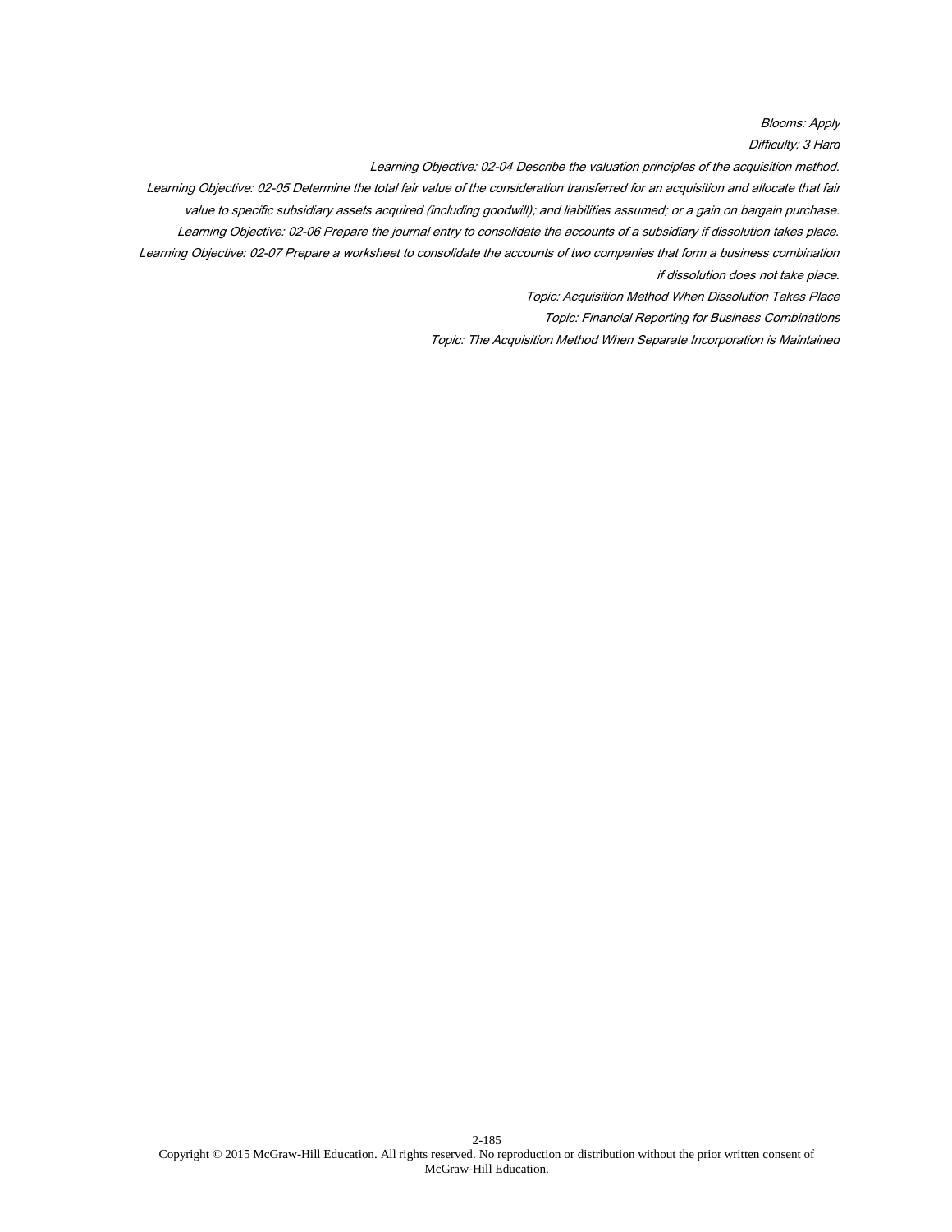*Blooms: Apply*

*Difficulty: 3 Hard*

*Learning Objective: 02-04 Describe the valuation principles of the acquisition method.*

*Learning Objective: 02-05 Determine the total fair value of the consideration transferred for an acquisition and allocate that fair value to specific subsidiary assets acquired (including goodwill); and liabilities assumed; or a gain on bargain purchase.*

*Learning Objective: 02-06 Prepare the journal entry to consolidate the accounts of a subsidiary if dissolution takes place.*

*Learning Objective: 02-07 Prepare a worksheet to consolidate the accounts of two companies that form a business combination if dissolution does not take place.*

*Topic: Acquisition Method When Dissolution Takes Place*

*Topic: Financial Reporting for Business Combinations*

*Topic: The Acquisition Method When Separate Incorporation is Maintained*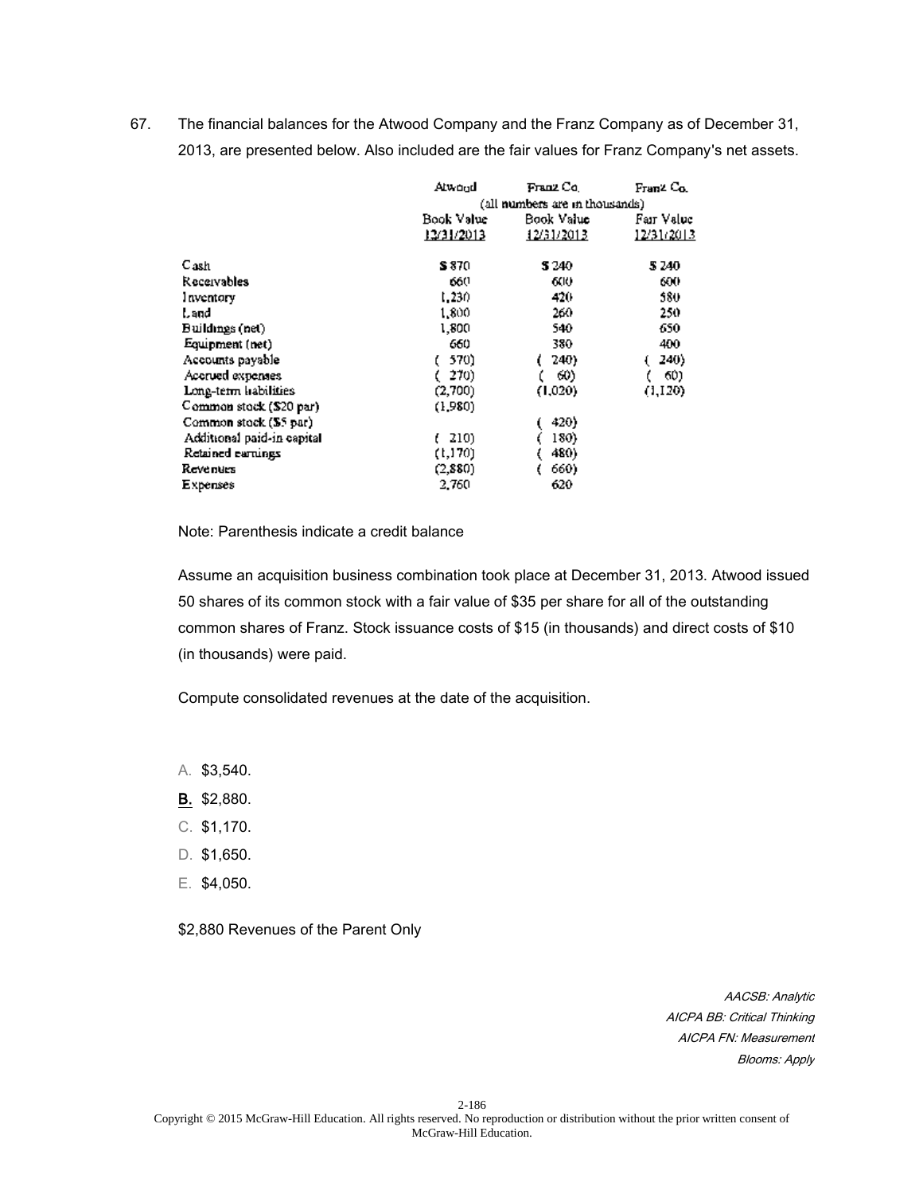67. The financial balances for the Atwood Company and the Franz Company as of December 31, 2013, are presented below. Also included are the fair values for Franz Company's net assets.

| | Atwood | Franz Co. | Franz Co. |
|---|---|---|---|
| | (all numbers are in thousands) | | |
| | Book Value 12/31/2013 | Book Value 12/31/2013 | Fair Value 12/31/2013 |
| Cash | $ 870 | $ 240 | $ 240 |
| Receivables | 660 | 600 | 600 |
| Inventory | 1,230 | 420 | 580 |
| Land | 1,800 | 260 | 250 |
| Buildings (net) | 1,800 | 540 | 650 |
| Equipment (net) | 660 | 380 | 400 |
| Accounts payable | ( 570) | ( 240) | ( 240) |
| Accrued expenses | ( 270) | ( 60) | ( 60) |
| Long-term liabilities | (2,700) | (1,020) | (1,120) |
| Common stock ($20 par) | (1,980) | | |
| Common stock ($5 par) | | ( 420) | |
| Additional paid-in capital | ( 210) | ( 180) | |
| Retained earnings | (1,170) | ( 480) | |
| Revenues | (2,880) | ( 660) | |
| Expenses | 2,760 | 620 | |

Note: Parenthesis indicate a credit balance

Assume an acquisition business combination took place at December 31, 2013. Atwood issued 50 shares of its common stock with a fair value of $35 per share for all of the outstanding common shares of Franz. Stock issuance costs of $15 (in thousands) and direct costs of $10 (in thousands) were paid.

Compute consolidated revenues at the date of the acquisition.

A. $3,540.

**B.** $2,880.

C. $1,170.

D. $1,650.

E. $4,050.

$2,880 Revenues of the Parent Only

*AACSB: Analytic*
*AICPA BB: Critical Thinking*
*AICPA FN: Measurement*
*Blooms: Apply*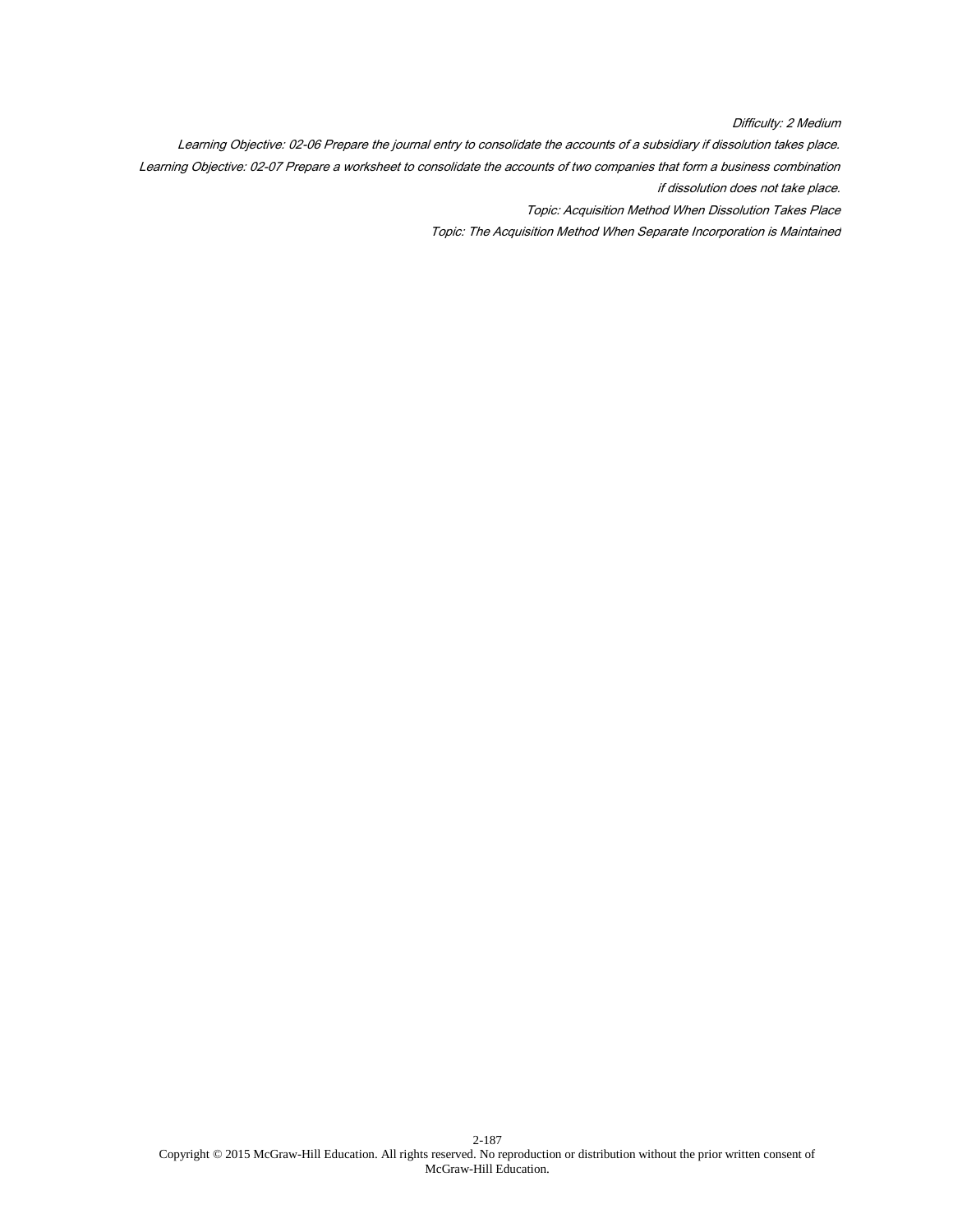*Difficulty: 2 Medium*

*Learning Objective: 02-06 Prepare the journal entry to consolidate the accounts of a subsidiary if dissolution takes place.*

*Learning Objective: 02-07 Prepare a worksheet to consolidate the accounts of two companies that form a business combination if dissolution does not take place.*

*Topic: Acquisition Method When Dissolution Takes Place*

*Topic: The Acquisition Method When Separate Incorporation is Maintained*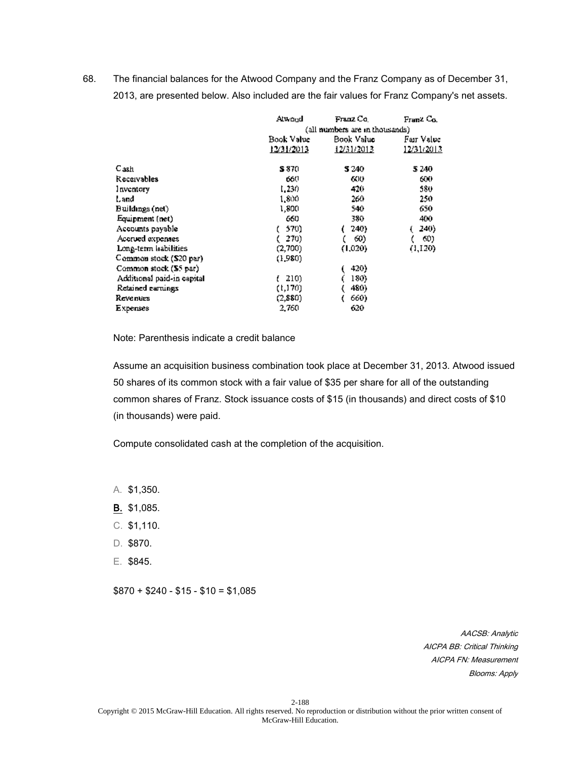68. The financial balances for the Atwood Company and the Franz Company as of December 31, 2013, are presented below. Also included are the fair values for Franz Company's net assets.

| | Atwood | Franz Co. | Franz Co. |
|---|---|---|---|
| | (all numbers are in thousands) | | |
| | Book Value 12/31/2013 | Book Value 12/31/2013 | Fair Value 12/31/2013 |
| Cash | $ 870 | $ 240 | $ 240 |
| Receivables | 660 | 600 | 600 |
| Inventory | 1,230 | 420 | 580 |
| Land | 1,800 | 260 | 250 |
| Buildings (net) | 1,800 | 540 | 650 |
| Equipment (net) | 660 | 380 | 400 |
| Accounts payable | ( 570) | ( 240) | ( 240) |
| Accrued expenses | ( 270) | ( 60) | ( 60) |
| Long-term liabilities | (2,700) | (1,020) | (1,120) |
| Common stock ($20 par) | (1,980) | | |
| Common stock ($5 par) | | ( 420) | |
| Additional paid-in capital | ( 210) | ( 180) | |
| Retained earnings | (1,170) | ( 480) | |
| Revenues | (2,880) | ( 660) | |
| Expenses | 2,760 | 620 | |

Note: Parenthesis indicate a credit balance

Assume an acquisition business combination took place at December 31, 2013. Atwood issued 50 shares of its common stock with a fair value of $35 per share for all of the outstanding common shares of Franz. Stock issuance costs of $15 (in thousands) and direct costs of $10 (in thousands) were paid.

Compute consolidated cash at the completion of the acquisition.

A. $1,350.

**B.** $1,085.

C. $1,110.

D. $870.

E. $845.

$870 + $240 - $15 - $10 = $1,085

*AACSB: Analytic*
*AICPA BB: Critical Thinking*
*AICPA FN: Measurement*
*Blooms: Apply*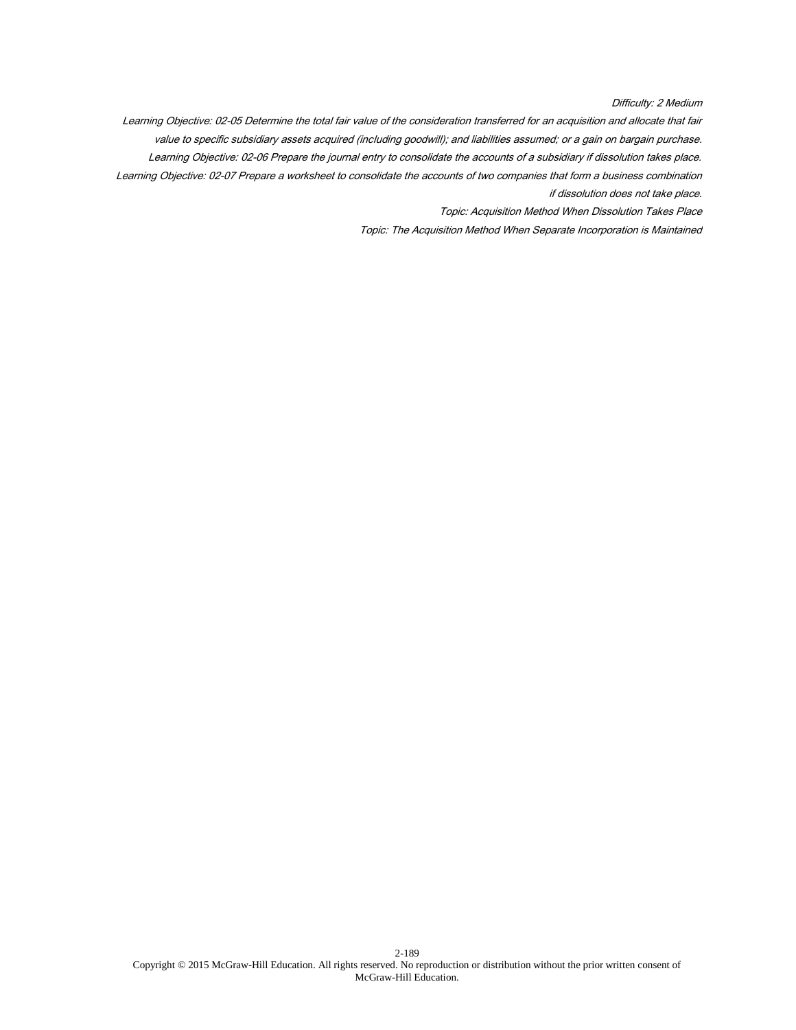*Difficulty: 2 Medium*

*Learning Objective: 02-05 Determine the total fair value of the consideration transferred for an acquisition and allocate that fair value to specific subsidiary assets acquired (including goodwill); and liabilities assumed; or a gain on bargain purchase.*

*Learning Objective: 02-06 Prepare the journal entry to consolidate the accounts of a subsidiary if dissolution takes place.*

*Learning Objective: 02-07 Prepare a worksheet to consolidate the accounts of two companies that form a business combination if dissolution does not take place.*

*Topic: Acquisition Method When Dissolution Takes Place*

*Topic: The Acquisition Method When Separate Incorporation is Maintained*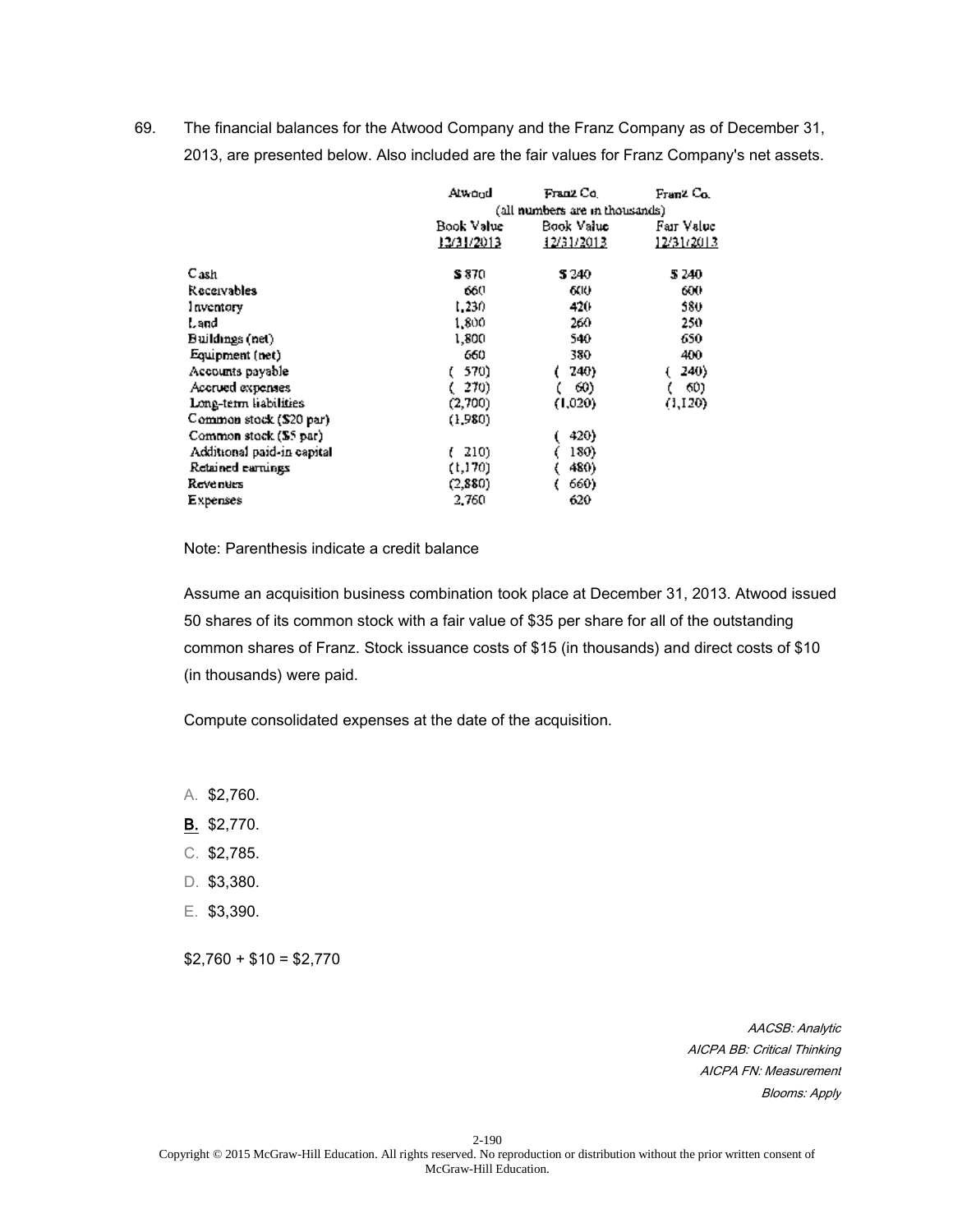69. The financial balances for the Atwood Company and the Franz Company as of December 31, 2013, are presented below. Also included are the fair values for Franz Company's net assets.

| | Atwood | Franz Co. | Franz Co. |
|---|---|---|---|
| | (all numbers are in thousands) | | |
| | Book Value 12/31/2013 | Book Value 12/31/2013 | Fair Value 12/31/2013 |
| Cash | $ 870 | $ 240 | $ 240 |
| Receivables | 660 | 600 | 600 |
| Inventory | 1,230 | 420 | 580 |
| Land | 1,800 | 260 | 250 |
| Buildings (net) | 1,800 | 540 | 650 |
| Equipment (net) | 660 | 380 | 400 |
| Accounts payable | ( 570) | ( 240) | ( 240) |
| Accrued expenses | ( 270) | ( 60) | ( 60) |
| Long-term liabilities | (2,700) | (1,020) | (1,120) |
| Common stock ($20 par) | (1,980) | | |
| Common stock ($5 par) | | ( 420) | |
| Additional paid-in capital | ( 210) | ( 180) | |
| Retained earnings | (1,170) | ( 480) | |
| Revenues | (2,880) | ( 660) | |
| Expenses | 2,760 | 620 | |

Note: Parenthesis indicate a credit balance

Assume an acquisition business combination took place at December 31, 2013. Atwood issued 50 shares of its common stock with a fair value of $35 per share for all of the outstanding common shares of Franz. Stock issuance costs of $15 (in thousands) and direct costs of $10 (in thousands) were paid.

Compute consolidated expenses at the date of the acquisition.

A. $2,760.

**B.** $2,770.

C. $2,785.

D. $3,380.

E. $3,390.

$2,760 + $10 = $2,770

*AACSB: Analytic*
*AICPA BB: Critical Thinking*
*AICPA FN: Measurement*
*Blooms: Apply*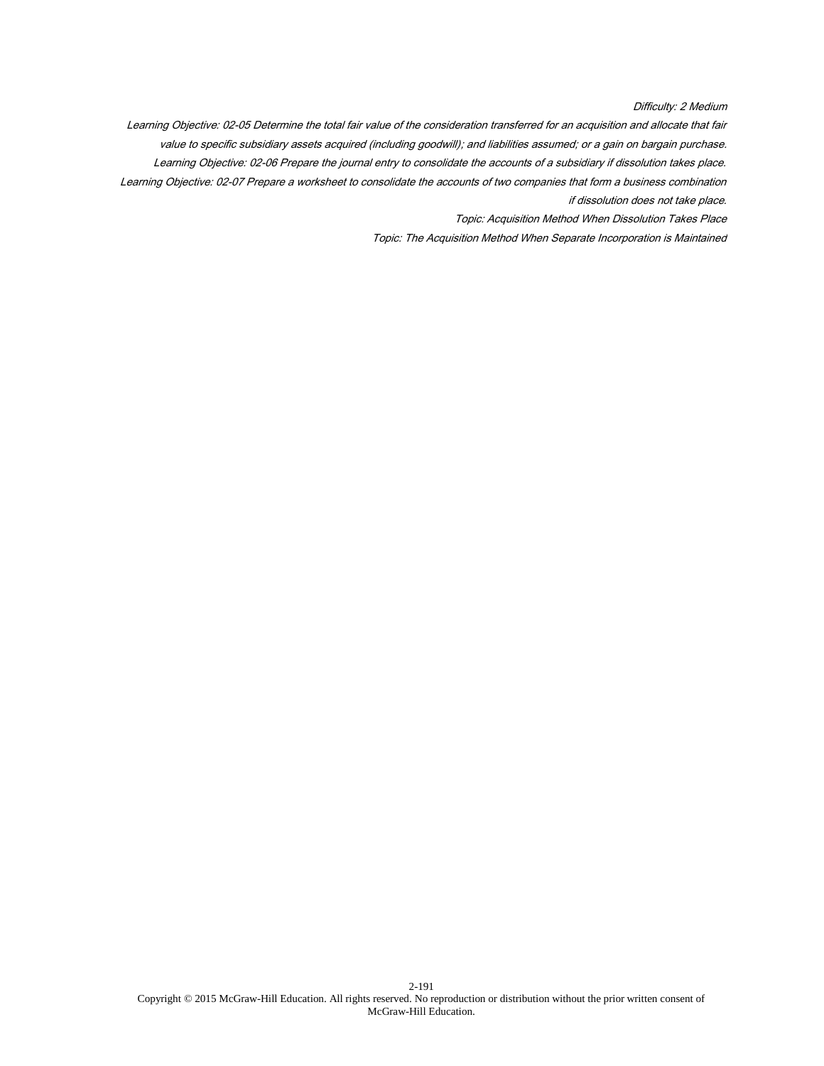*Difficulty: 2 Medium*

*Learning Objective: 02-05 Determine the total fair value of the consideration transferred for an acquisition and allocate that fair value to specific subsidiary assets acquired (including goodwill); and liabilities assumed; or a gain on bargain purchase.*

*Learning Objective: 02-06 Prepare the journal entry to consolidate the accounts of a subsidiary if dissolution takes place.*

*Learning Objective: 02-07 Prepare a worksheet to consolidate the accounts of two companies that form a business combination if dissolution does not take place.*

*Topic: Acquisition Method When Dissolution Takes Place*

*Topic: The Acquisition Method When Separate Incorporation is Maintained*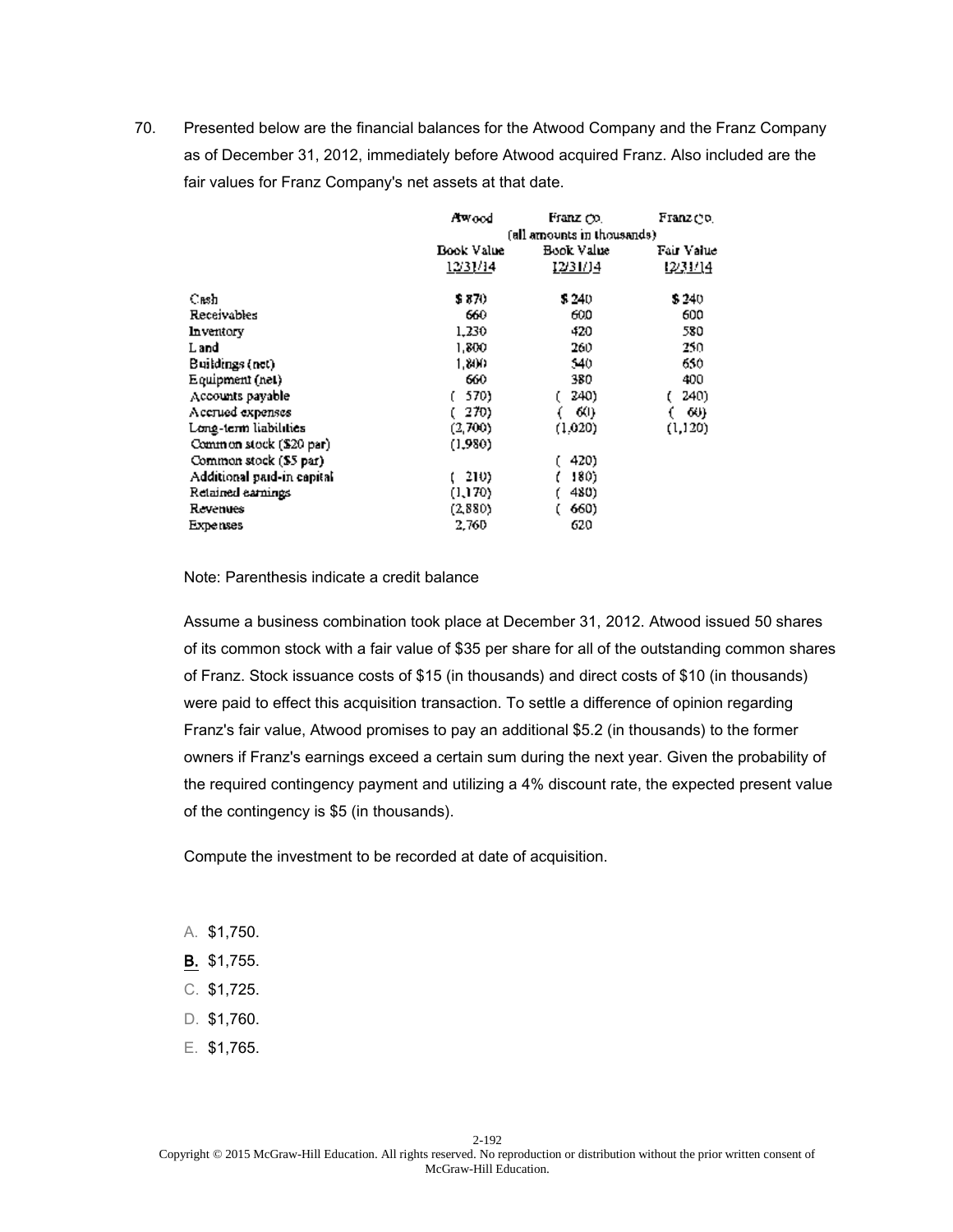70. Presented below are the financial balances for the Atwood Company and the Franz Company as of December 31, 2012, immediately before Atwood acquired Franz. Also included are the fair values for Franz Company's net assets at that date.

| | Atwood | Franz Co. | Franz Co. |
|---|---|---|---|
| | | (all amounts in thousands) | |
| | Book Value 12/31/14 | Book Value 12/31/14 | Fair Value 12/31/14 |
| Cash | $ 870 | $ 240 | $ 240 |
| Receivables | 660 | 600 | 600 |
| Inventory | 1,230 | 420 | 580 |
| Land | 1,800 | 260 | 250 |
| Buildings (net) | 1,800 | 540 | 650 |
| Equipment (net) | 660 | 380 | 400 |
| Accounts payable | ( 570) | ( 240) | ( 240) |
| Accrued expenses | ( 270) | ( 60) | ( 60) |
| Long-term liabilities | (2,700) | (1,020) | (1,120) |
| Common stock ($20 par) | (1,980) | | |
| Common stock ($5 par) | | ( 420) | |
| Additional paid-in capital | ( 210) | ( 180) | |
| Retained earnings | (1,170) | ( 480) | |
| Revenues | (2,880) | ( 660) | |
| Expenses | 2,760 | 620 | |

Note: Parenthesis indicate a credit balance

Assume a business combination took place at December 31, 2012. Atwood issued 50 shares of its common stock with a fair value of $35 per share for all of the outstanding common shares of Franz. Stock issuance costs of $15 (in thousands) and direct costs of $10 (in thousands) were paid to effect this acquisition transaction. To settle a difference of opinion regarding Franz's fair value, Atwood promises to pay an additional $5.2 (in thousands) to the former owners if Franz's earnings exceed a certain sum during the next year. Given the probability of the required contingency payment and utilizing a 4% discount rate, the expected present value of the contingency is $5 (in thousands).

Compute the investment to be recorded at date of acquisition.

A. $1,750.

**B.** $1,755.

C. $1,725.

D. $1,760.

E. $1,765.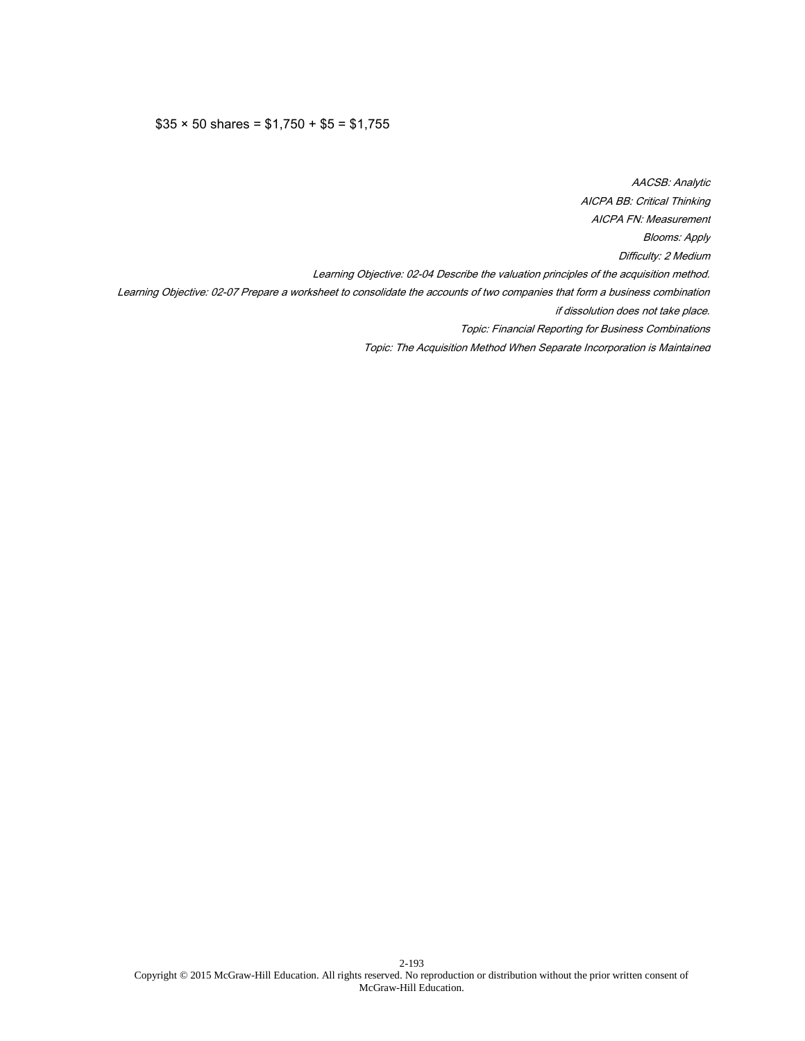$35 × 50 shares = $1,750 + $5 = $1,755

*AACSB: Analytic*
*AICPA BB: Critical Thinking*
*AICPA FN: Measurement*
*Blooms: Apply*
*Difficulty: 2 Medium*
*Learning Objective: 02-04 Describe the valuation principles of the acquisition method.*
*Learning Objective: 02-07 Prepare a worksheet to consolidate the accounts of two companies that form a business combination if dissolution does not take place.*
*Topic: Financial Reporting for Business Combinations*
*Topic: The Acquisition Method When Separate Incorporation is Maintained*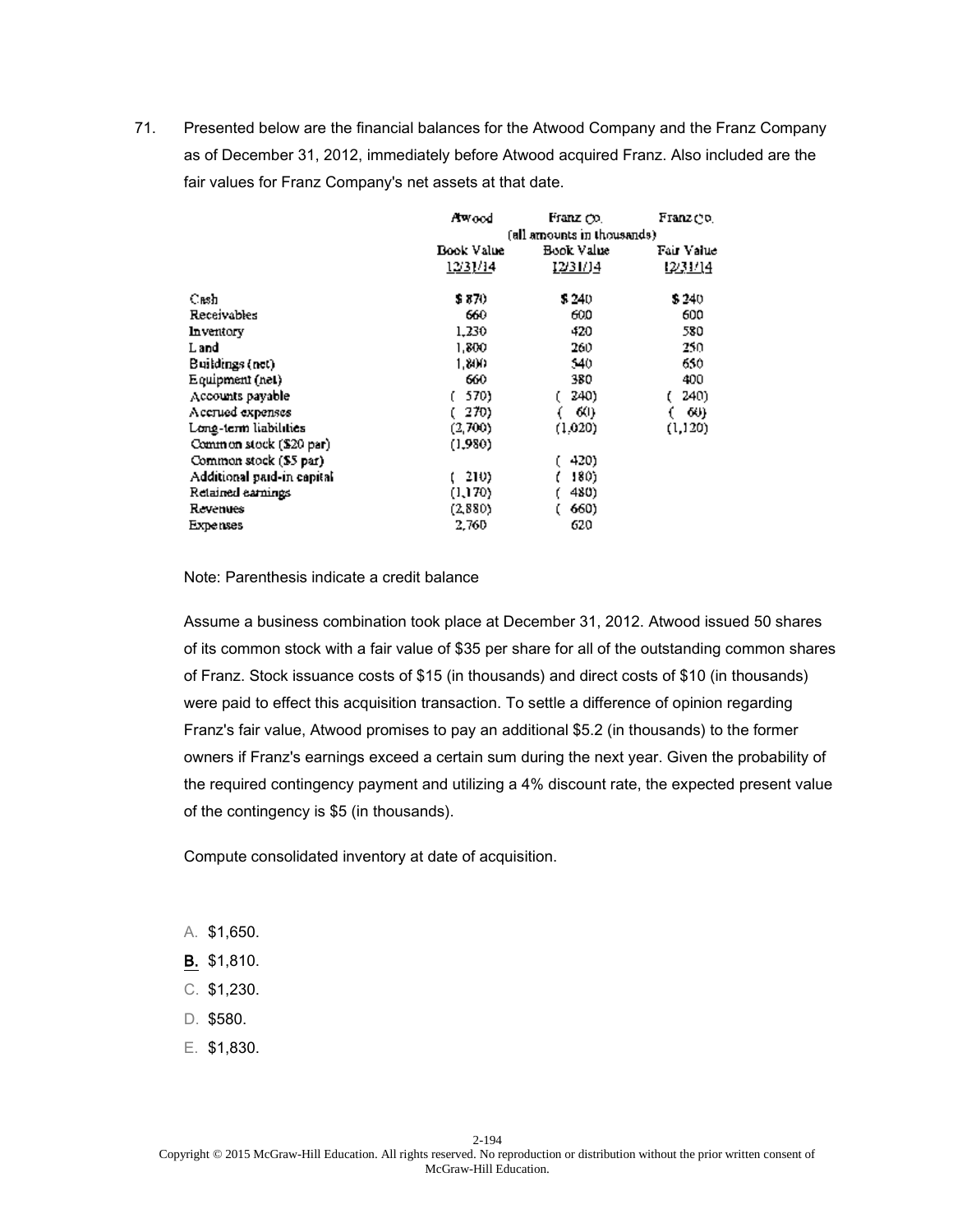71. Presented below are the financial balances for the Atwood Company and the Franz Company as of December 31, 2012, immediately before Atwood acquired Franz. Also included are the fair values for Franz Company's net assets at that date.

| | Atwood | Franz Co. | Franz Co. |
|---|---|---|---|
| | (all amounts in thousands) | | |
| | Book Value 12/31/14 | Book Value 12/31/14 | Fair Value 12/31/14 |
| Cash | $ 870 | $ 240 | $ 240 |
| Receivables | 660 | 600 | 600 |
| Inventory | 1,230 | 420 | 580 |
| Land | 1,800 | 260 | 250 |
| Buildings (net) | 1,800 | 540 | 650 |
| Equipment (net) | 660 | 380 | 400 |
| Accounts payable | ( 570) | ( 240) | ( 240) |
| Accrued expenses | ( 270) | ( 60) | ( 60) |
| Long-term liabilities | (2,700) | (1,020) | (1,120) |
| Common stock ($20 par) | (1,980) | | |
| Common stock ($5 par) | | ( 420) | |
| Additional paid-in capital | ( 210) | ( 180) | |
| Retained earnings | (1,170) | ( 480) | |
| Revenues | (2,880) | ( 660) | |
| Expenses | 2,760 | 620 | |

Note: Parenthesis indicate a credit balance

Assume a business combination took place at December 31, 2012. Atwood issued 50 shares of its common stock with a fair value of $35 per share for all of the outstanding common shares of Franz. Stock issuance costs of $15 (in thousands) and direct costs of $10 (in thousands) were paid to effect this acquisition transaction. To settle a difference of opinion regarding Franz's fair value, Atwood promises to pay an additional $5.2 (in thousands) to the former owners if Franz's earnings exceed a certain sum during the next year. Given the probability of the required contingency payment and utilizing a 4% discount rate, the expected present value of the contingency is $5 (in thousands).

Compute consolidated inventory at date of acquisition.

A. $1,650.

**B.** $1,810.

C. $1,230.

D. $580.

E. $1,830.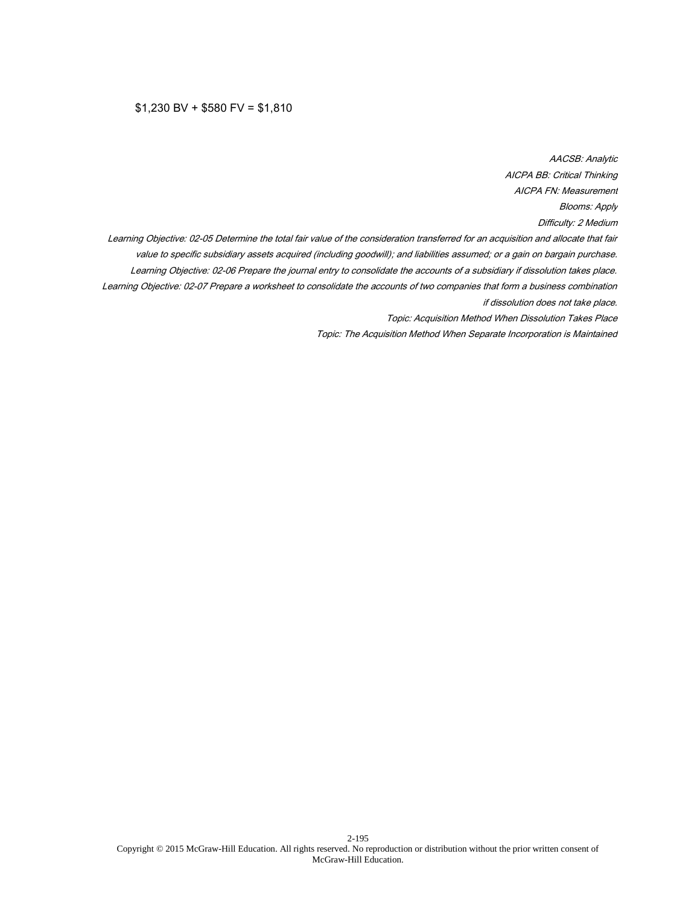$1,230 BV + $580 FV = $1,810

*AACSB: Analytic*

*AICPA BB: Critical Thinking*

*AICPA FN: Measurement*

*Blooms: Apply*

*Difficulty: 2 Medium*

*Learning Objective: 02-05 Determine the total fair value of the consideration transferred for an acquisition and allocate that fair value to specific subsidiary assets acquired (including goodwill); and liabilities assumed; or a gain on bargain purchase.*

*Learning Objective: 02-06 Prepare the journal entry to consolidate the accounts of a subsidiary if dissolution takes place.*

*Learning Objective: 02-07 Prepare a worksheet to consolidate the accounts of two companies that form a business combination if dissolution does not take place.*

*Topic: Acquisition Method When Dissolution Takes Place*

*Topic: The Acquisition Method When Separate Incorporation is Maintained*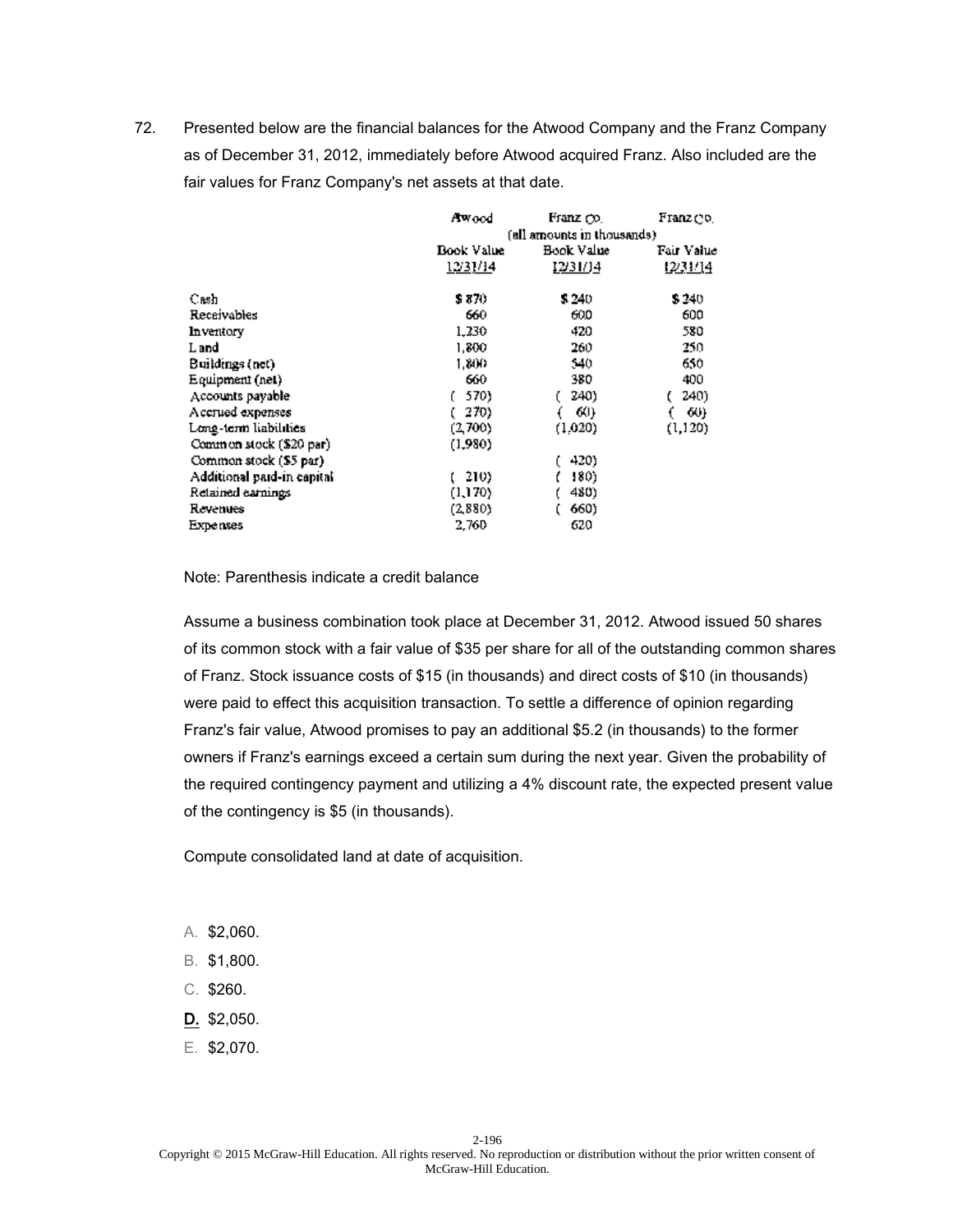72. Presented below are the financial balances for the Atwood Company and the Franz Company as of December 31, 2012, immediately before Atwood acquired Franz. Also included are the fair values for Franz Company's net assets at that date.

| | Atwood | Franz Co. | Franz Co. |
|---|---|---|---|
| | (all amounts in thousands) | | |
| | Book Value 12/31/14 | Book Value 12/31/14 | Fair Value 12/31/14 |
| Cash | $ 870 | $ 240 | $ 240 |
| Receivables | 660 | 600 | 600 |
| Inventory | 1,230 | 420 | 580 |
| Land | 1,800 | 260 | 250 |
| Buildings (net) | 1,800 | 540 | 650 |
| Equipment (net) | 660 | 380 | 400 |
| Accounts payable | ( 570) | ( 240) | ( 240) |
| Accrued expenses | ( 270) | ( 60) | ( 60) |
| Long-term liabilities | (2,700) | (1,020) | (1,120) |
| Common stock ($20 par) | (1,980) | | |
| Common stock ($5 par) | | ( 420) | |
| Additional paid-in capital | ( 210) | ( 180) | |
| Retained earnings | (1,170) | ( 480) | |
| Revenues | (2,880) | ( 660) | |
| Expenses | 2,760 | 620 | |

Note: Parenthesis indicate a credit balance

Assume a business combination took place at December 31, 2012. Atwood issued 50 shares of its common stock with a fair value of $35 per share for all of the outstanding common shares of Franz. Stock issuance costs of $15 (in thousands) and direct costs of $10 (in thousands) were paid to effect this acquisition transaction. To settle a difference of opinion regarding Franz's fair value, Atwood promises to pay an additional $5.2 (in thousands) to the former owners if Franz's earnings exceed a certain sum during the next year. Given the probability of the required contingency payment and utilizing a 4% discount rate, the expected present value of the contingency is $5 (in thousands).

Compute consolidated land at date of acquisition.

A. $2,060.

B. $1,800.

C. $260.

**D.** $2,050.

E. $2,070.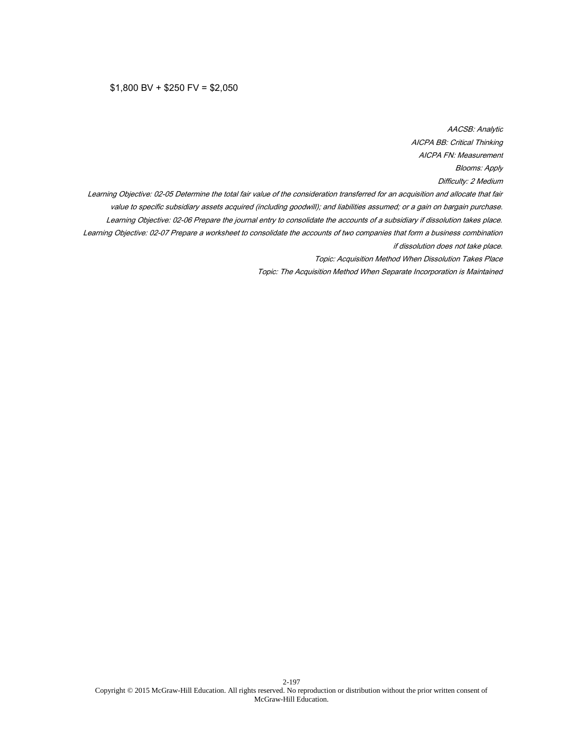$1,800 BV + $250 FV = $2,050

*AACSB: Analytic*
*AICPA BB: Critical Thinking*
*AICPA FN: Measurement*
*Blooms: Apply*
*Difficulty: 2 Medium*
*Learning Objective: 02-05 Determine the total fair value of the consideration transferred for an acquisition and allocate that fair value to specific subsidiary assets acquired (including goodwill); and liabilities assumed; or a gain on bargain purchase.*
*Learning Objective: 02-06 Prepare the journal entry to consolidate the accounts of a subsidiary if dissolution takes place.*
*Learning Objective: 02-07 Prepare a worksheet to consolidate the accounts of two companies that form a business combination if dissolution does not take place.*
*Topic: Acquisition Method When Dissolution Takes Place*
*Topic: The Acquisition Method When Separate Incorporation is Maintained*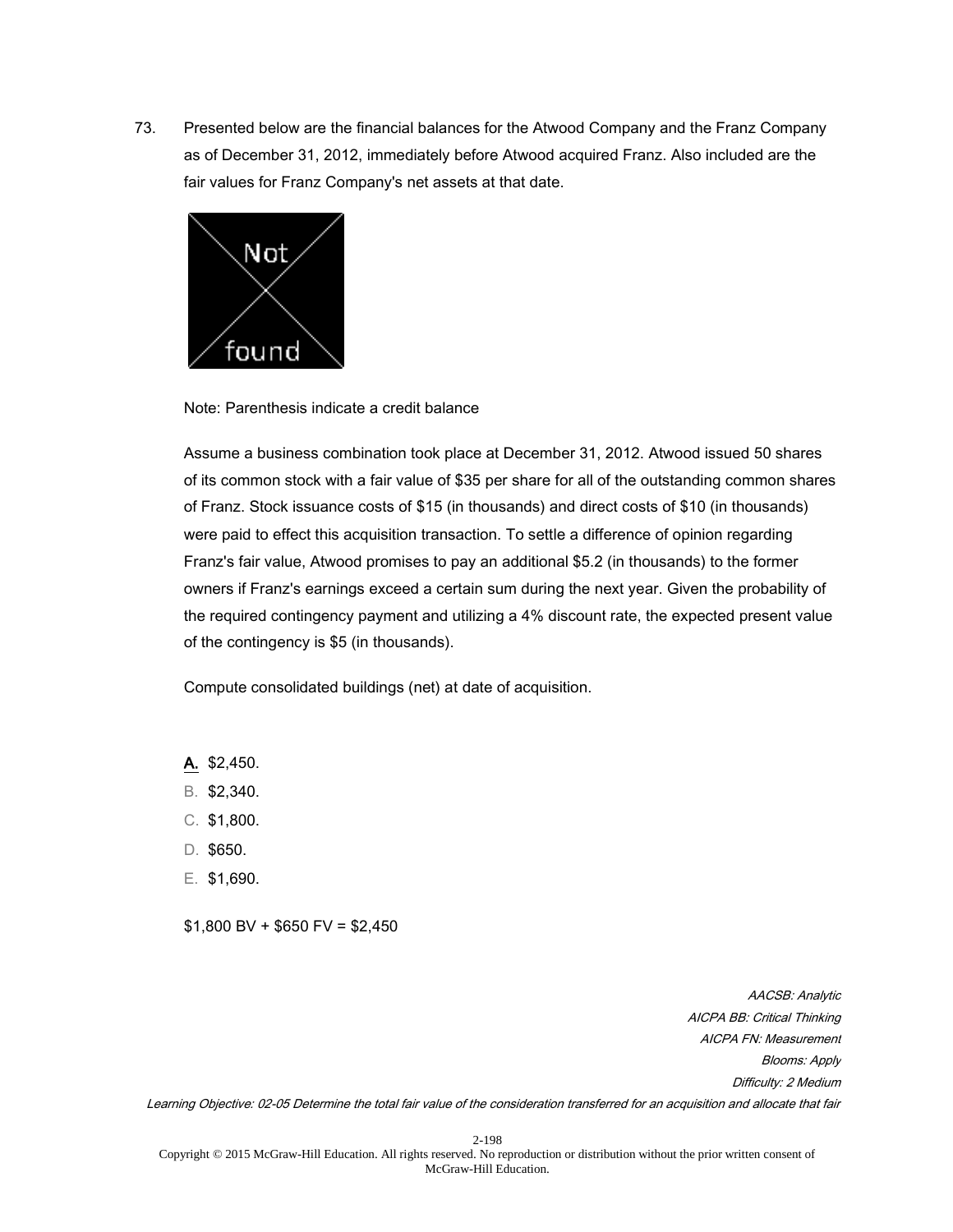73. Presented below are the financial balances for the Atwood Company and the Franz Company as of December 31, 2012, immediately before Atwood acquired Franz. Also included are the fair values for Franz Company's net assets at that date.

Note: Parenthesis indicate a credit balance

Assume a business combination took place at December 31, 2012. Atwood issued 50 shares of its common stock with a fair value of $35 per share for all of the outstanding common shares of Franz. Stock issuance costs of $15 (in thousands) and direct costs of $10 (in thousands) were paid to effect this acquisition transaction. To settle a difference of opinion regarding Franz's fair value, Atwood promises to pay an additional $5.2 (in thousands) to the former owners if Franz's earnings exceed a certain sum during the next year. Given the probability of the required contingency payment and utilizing a 4% discount rate, the expected present value of the contingency is $5 (in thousands).

Compute consolidated buildings (net) at date of acquisition.

**A.** $2,450.
B. $2,340.
C. $1,800.
D. $650.
E. $1,690.

$1,800 BV + $650 FV = $2,450

*AACSB: Analytic*
*AICPA BB: Critical Thinking*
*AICPA FN: Measurement*
*Blooms: Apply*
*Difficulty: 2 Medium*
*Learning Objective: 02-05 Determine the total fair value of the consideration transferred for an acquisition and allocate that fair*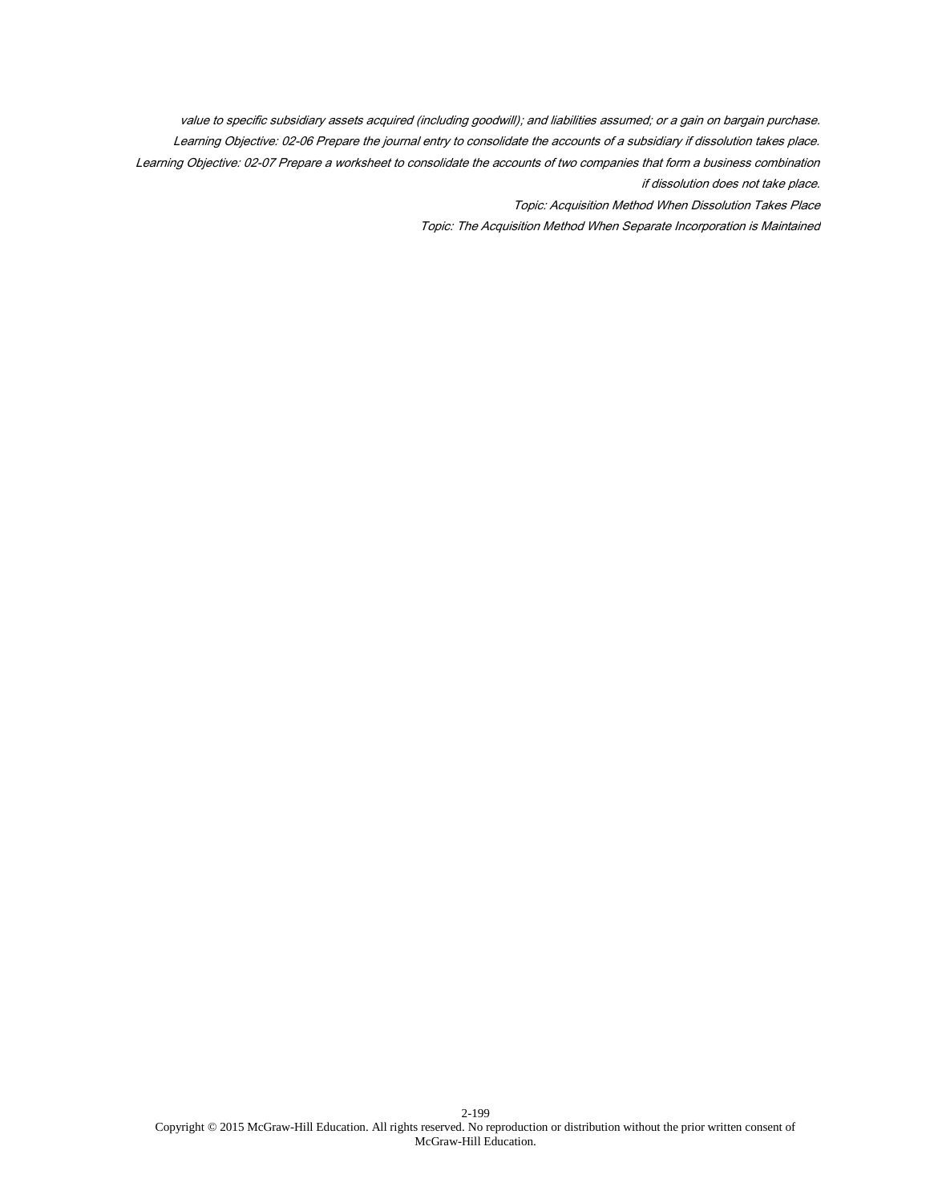*value to specific subsidiary assets acquired (including goodwill); and liabilities assumed; or a gain on bargain purchase.*

*Learning Objective: 02-06 Prepare the journal entry to consolidate the accounts of a subsidiary if dissolution takes place.*

*Learning Objective: 02-07 Prepare a worksheet to consolidate the accounts of two companies that form a business combination if dissolution does not take place.*

*Topic: Acquisition Method When Dissolution Takes Place*

*Topic: The Acquisition Method When Separate Incorporation is Maintained*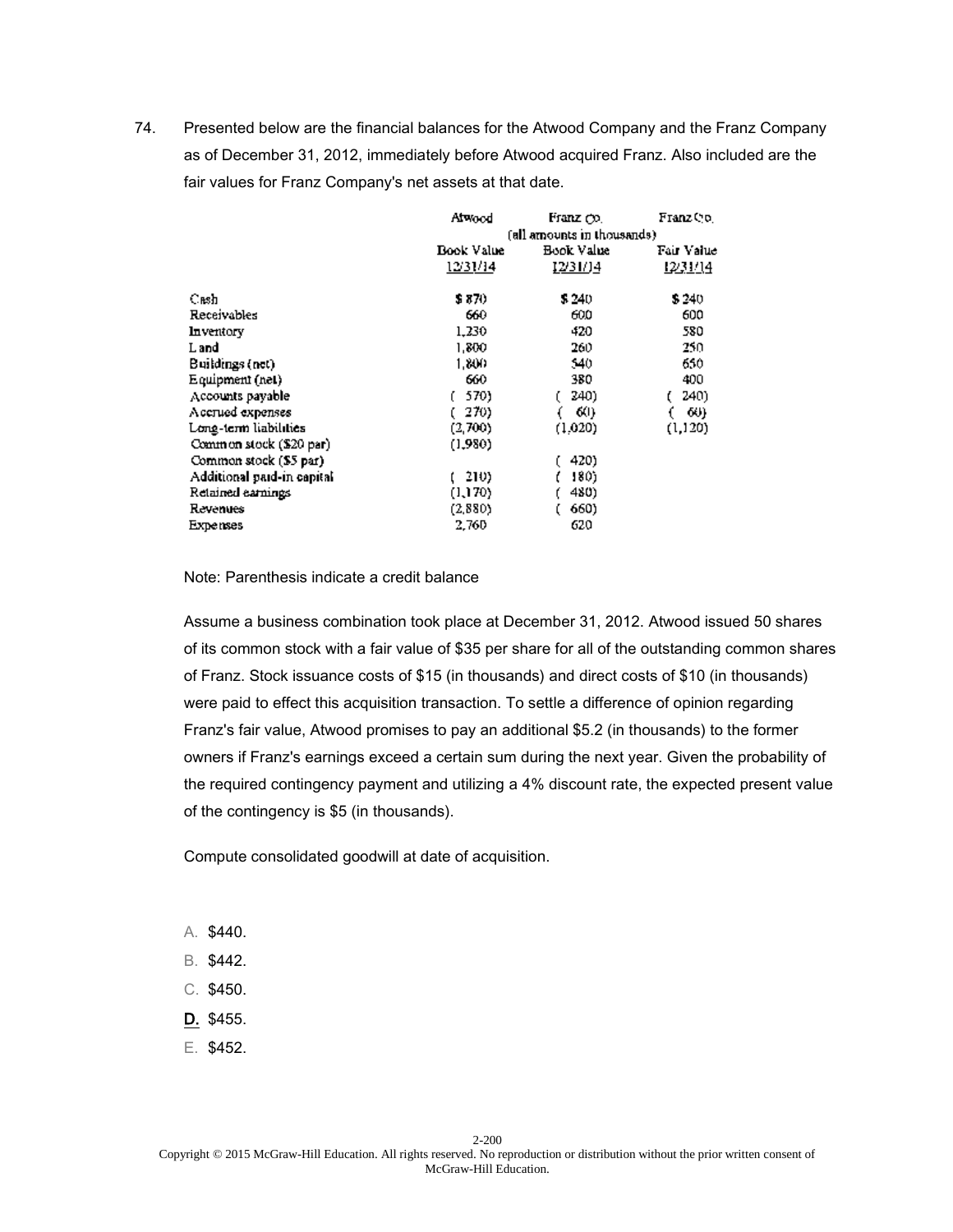74. Presented below are the financial balances for the Atwood Company and the Franz Company as of December 31, 2012, immediately before Atwood acquired Franz. Also included are the fair values for Franz Company's net assets at that date.

| | Atwood | Franz Co. | Franz Co. |
|---|---|---|---|
| | (all amounts in thousands) | | |
| | Book Value 12/31/14 | Book Value 12/31/14 | Fair Value 12/31/14 |
| Cash | $ 870 | $ 240 | $ 240 |
| Receivables | 660 | 600 | 600 |
| Inventory | 1,230 | 420 | 580 |
| Land | 1,800 | 260 | 250 |
| Buildings (net) | 1,800 | 540 | 650 |
| Equipment (net) | 660 | 380 | 400 |
| Accounts payable | ( 570) | ( 240) | ( 240) |
| Accrued expenses | ( 270) | ( 60) | ( 60) |
| Long-term liabilities | (2,700) | (1,020) | (1,120) |
| Common stock ($20 par) | (1,980) | | |
| Common stock ($5 par) | | ( 420) | |
| Additional paid-in capital | ( 210) | ( 180) | |
| Retained earnings | (1,170) | ( 480) | |
| Revenues | (2,880) | ( 660) | |
| Expenses | 2,760 | 620 | |

Note: Parenthesis indicate a credit balance

Assume a business combination took place at December 31, 2012. Atwood issued 50 shares of its common stock with a fair value of $35 per share for all of the outstanding common shares of Franz. Stock issuance costs of $15 (in thousands) and direct costs of $10 (in thousands) were paid to effect this acquisition transaction. To settle a difference of opinion regarding Franz's fair value, Atwood promises to pay an additional $5.2 (in thousands) to the former owners if Franz's earnings exceed a certain sum during the next year. Given the probability of the required contingency payment and utilizing a 4% discount rate, the expected present value of the contingency is $5 (in thousands).

Compute consolidated goodwill at date of acquisition.

A. $440.

B. $442.

C. $450.

**D.** $455.

E. $452.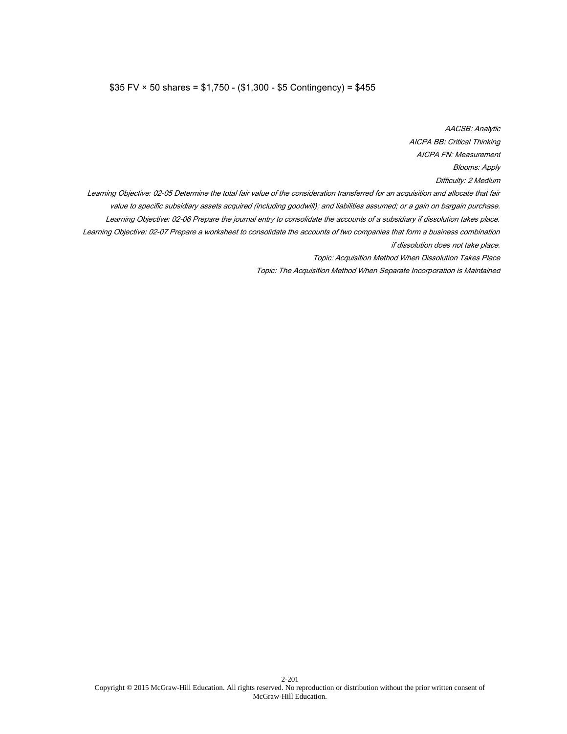$35 FV × 50 shares = $1,750 - ($1,300 - $5 Contingency) = $455

*AACSB: Analytic*
*AICPA BB: Critical Thinking*
*AICPA FN: Measurement*
*Blooms: Apply*
*Difficulty: 2 Medium*
*Learning Objective: 02-05 Determine the total fair value of the consideration transferred for an acquisition and allocate that fair value to specific subsidiary assets acquired (including goodwill); and liabilities assumed; or a gain on bargain purchase.*
*Learning Objective: 02-06 Prepare the journal entry to consolidate the accounts of a subsidiary if dissolution takes place.*
*Learning Objective: 02-07 Prepare a worksheet to consolidate the accounts of two companies that form a business combination if dissolution does not take place.*
*Topic: Acquisition Method When Dissolution Takes Place*
*Topic: The Acquisition Method When Separate Incorporation is Maintained*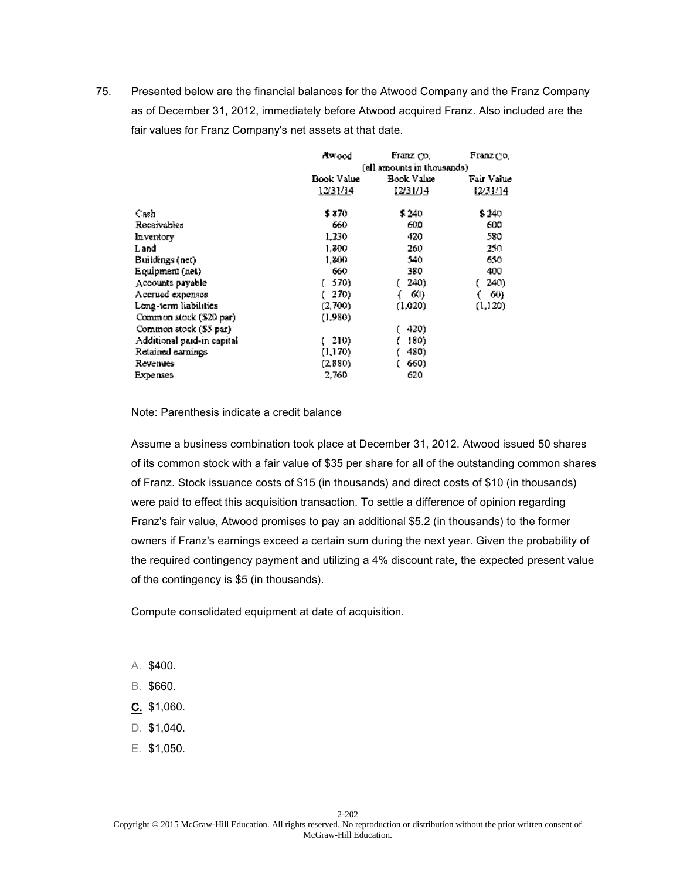75. Presented below are the financial balances for the Atwood Company and the Franz Company as of December 31, 2012, immediately before Atwood acquired Franz. Also included are the fair values for Franz Company's net assets at that date.

| | Atwood | Franz Co. | Franz Co. |
|---|---|---|---|
| | (all amounts in thousands) | | |
| | Book Value 12/31/14 | Book Value 12/31/14 | Fair Value 12/31/14 |
| Cash | $ 870 | $ 240 | $ 240 |
| Receivables | 660 | 600 | 600 |
| Inventory | 1,230 | 420 | 580 |
| Land | 1,800 | 260 | 250 |
| Buildings (net) | 1,800 | 540 | 650 |
| Equipment (net) | 660 | 380 | 400 |
| Accounts payable | ( 570) | ( 240) | ( 240) |
| Accrued expenses | ( 270) | ( 60) | ( 60) |
| Long-term liabilities | (2,700) | (1,020) | (1,120) |
| Common stock ($20 par) | (1,980) | | |
| Common stock ($5 par) | | ( 420) | |
| Additional paid-in capital | ( 210) | ( 180) | |
| Retained earnings | (1,170) | ( 480) | |
| Revenues | (2,880) | ( 660) | |
| Expenses | 2,760 | 620 | |

Note: Parenthesis indicate a credit balance

Assume a business combination took place at December 31, 2012. Atwood issued 50 shares of its common stock with a fair value of $35 per share for all of the outstanding common shares of Franz. Stock issuance costs of $15 (in thousands) and direct costs of $10 (in thousands) were paid to effect this acquisition transaction. To settle a difference of opinion regarding Franz's fair value, Atwood promises to pay an additional $5.2 (in thousands) to the former owners if Franz's earnings exceed a certain sum during the next year. Given the probability of the required contingency payment and utilizing a 4% discount rate, the expected present value of the contingency is $5 (in thousands).

Compute consolidated equipment at date of acquisition.

A. $400.
B. $660.
C. $1,060.
D. $1,040.
E. $1,050.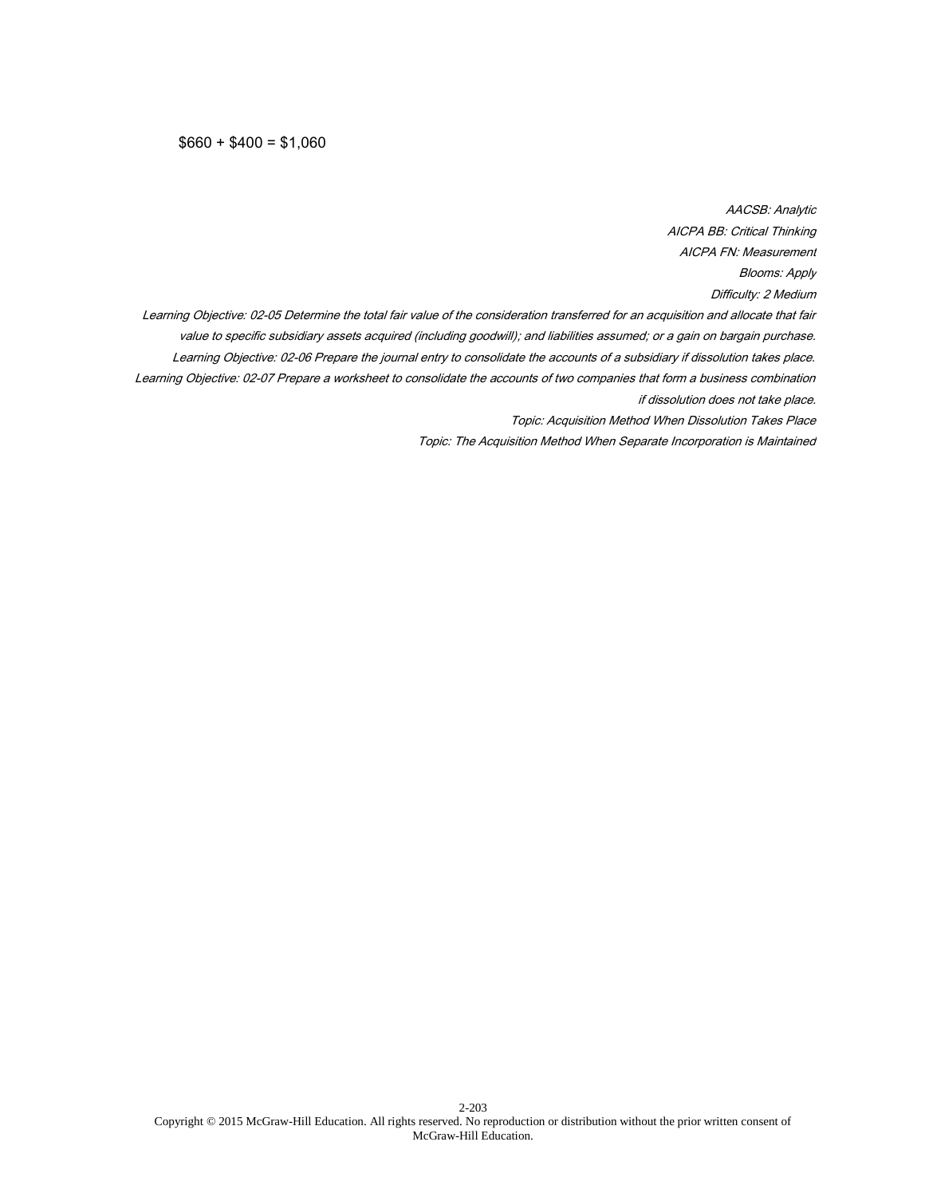$660 + $400 = $1,060

*AACSB: Analytic*
*AICPA BB: Critical Thinking*
*AICPA FN: Measurement*
*Blooms: Apply*
*Difficulty: 2 Medium*
*Learning Objective: 02-05 Determine the total fair value of the consideration transferred for an acquisition and allocate that fair value to specific subsidiary assets acquired (including goodwill); and liabilities assumed; or a gain on bargain purchase.*
*Learning Objective: 02-06 Prepare the journal entry to consolidate the accounts of a subsidiary if dissolution takes place.*
*Learning Objective: 02-07 Prepare a worksheet to consolidate the accounts of two companies that form a business combination if dissolution does not take place.*
*Topic: Acquisition Method When Dissolution Takes Place*
*Topic: The Acquisition Method When Separate Incorporation is Maintained*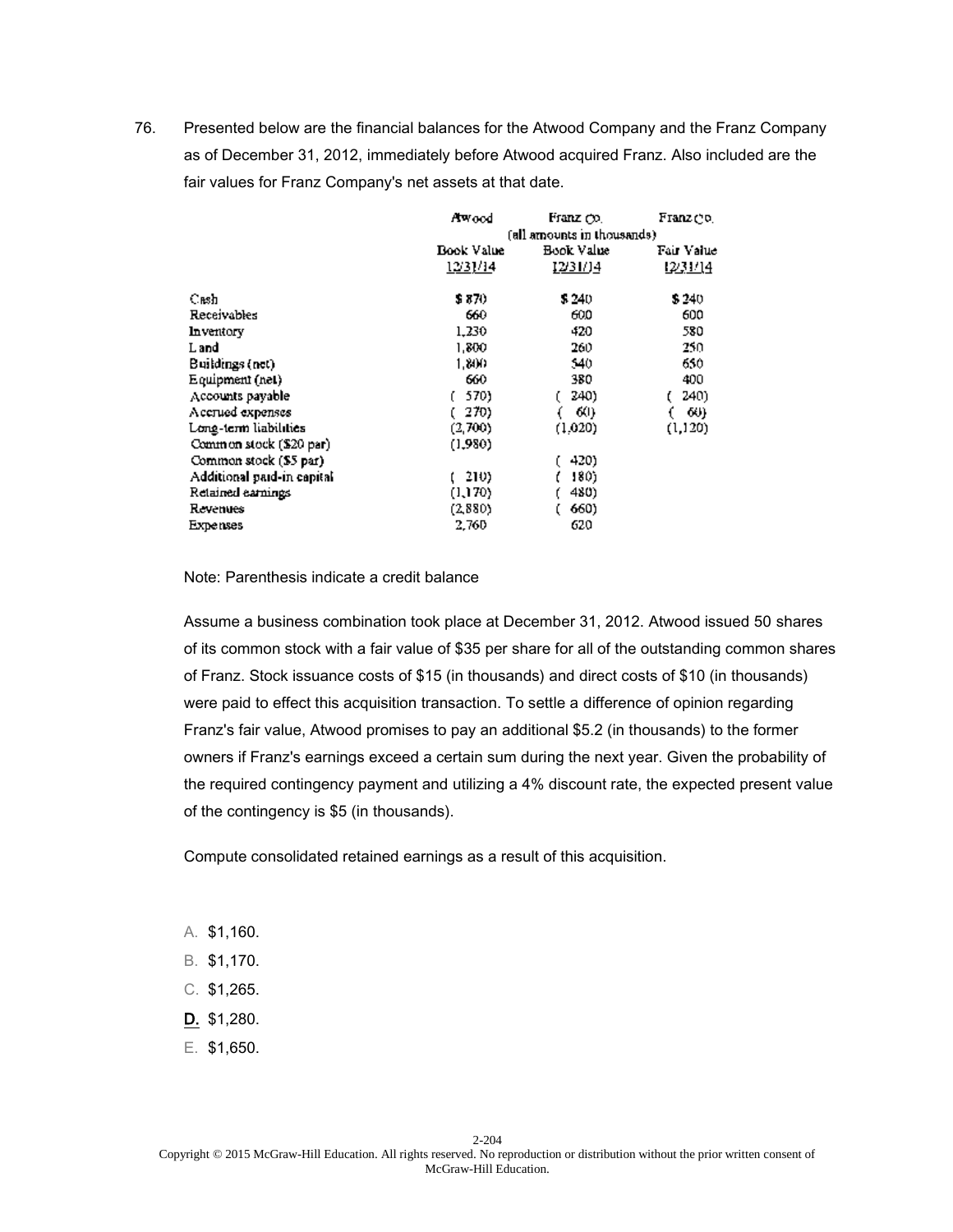76. Presented below are the financial balances for the Atwood Company and the Franz Company as of December 31, 2012, immediately before Atwood acquired Franz. Also included are the fair values for Franz Company's net assets at that date.

| | Atwood | Franz Co. | Franz Co. |
|---|---|---|---|
| | (all amounts in thousands) | | |
| | Book Value 12/31/14 | Book Value 12/31/14 | Fair Value 12/31/14 |
| Cash | $ 870 | $ 240 | $ 240 |
| Receivables | 660 | 600 | 600 |
| Inventory | 1,230 | 420 | 580 |
| Land | 1,800 | 260 | 250 |
| Buildings (net) | 1,800 | 540 | 650 |
| Equipment (net) | 660 | 380 | 400 |
| Accounts payable | ( 570) | ( 240) | ( 240) |
| Accrued expenses | ( 270) | ( 60) | ( 60) |
| Long-term liabilities | (2,700) | (1,020) | (1,120) |
| Common stock ($20 par) | (1,980) | | |
| Common stock ($5 par) | | ( 420) | |
| Additional paid-in capital | ( 210) | ( 180) | |
| Retained earnings | (1,170) | ( 480) | |
| Revenues | (2,880) | ( 660) | |
| Expenses | 2,760 | 620 | |

Note: Parenthesis indicate a credit balance

Assume a business combination took place at December 31, 2012. Atwood issued 50 shares of its common stock with a fair value of $35 per share for all of the outstanding common shares of Franz. Stock issuance costs of $15 (in thousands) and direct costs of $10 (in thousands) were paid to effect this acquisition transaction. To settle a difference of opinion regarding Franz's fair value, Atwood promises to pay an additional $5.2 (in thousands) to the former owners if Franz's earnings exceed a certain sum during the next year. Given the probability of the required contingency payment and utilizing a 4% discount rate, the expected present value of the contingency is $5 (in thousands).

Compute consolidated retained earnings as a result of this acquisition.

A. $1,160.

B. $1,170.

C. $1,265.

**D.** $1,280.

E. $1,650.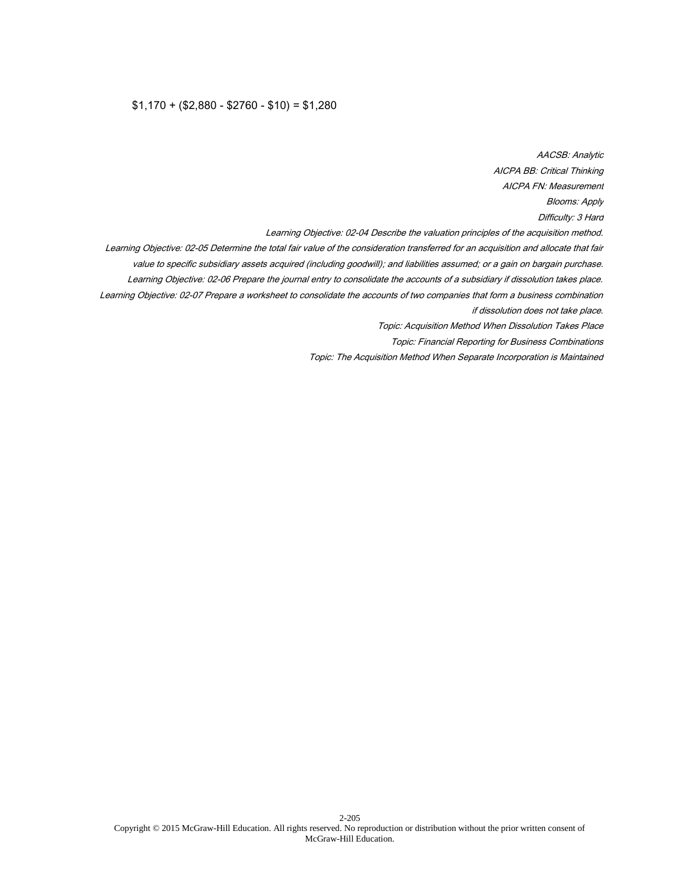$1,170 + ($2,880 - $2760 - $10) = $1,280

*AACSB: Analytic*
*AICPA BB: Critical Thinking*
*AICPA FN: Measurement*
*Blooms: Apply*
*Difficulty: 3 Hard*
*Learning Objective: 02-04 Describe the valuation principles of the acquisition method.*
*Learning Objective: 02-05 Determine the total fair value of the consideration transferred for an acquisition and allocate that fair value to specific subsidiary assets acquired (including goodwill); and liabilities assumed; or a gain on bargain purchase.*
*Learning Objective: 02-06 Prepare the journal entry to consolidate the accounts of a subsidiary if dissolution takes place.*
*Learning Objective: 02-07 Prepare a worksheet to consolidate the accounts of two companies that form a business combination if dissolution does not take place.*
*Topic: Acquisition Method When Dissolution Takes Place*
*Topic: Financial Reporting for Business Combinations*
*Topic: The Acquisition Method When Separate Incorporation is Maintained*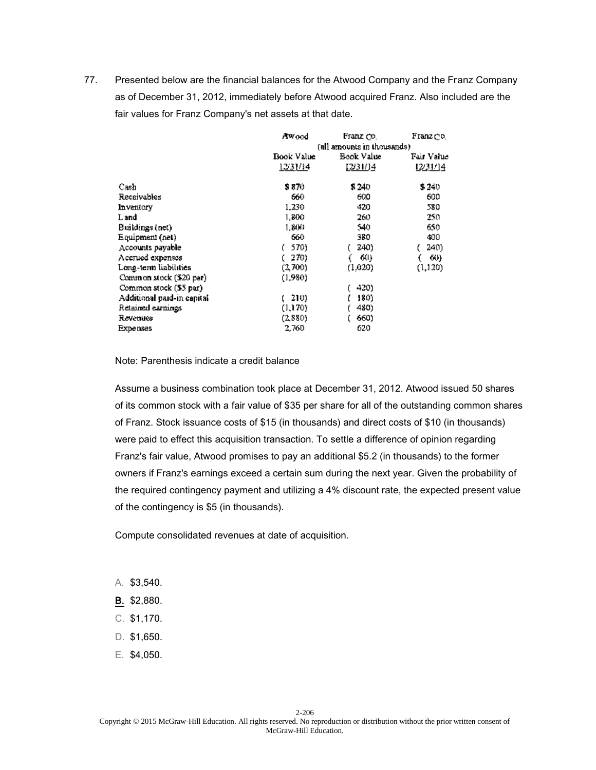77. Presented below are the financial balances for the Atwood Company and the Franz Company as of December 31, 2012, immediately before Atwood acquired Franz. Also included are the fair values for Franz Company's net assets at that date.

| | Atwood | Franz Co. | Franz Co. |
|---|---|---|---|
| | (all amounts in thousands) | | |
| | Book Value 12/31/14 | Book Value 12/31/14 | Fair Value 12/31/14 |
| Cash | $ 870 | $ 240 | $ 240 |
| Receivables | 660 | 600 | 600 |
| Inventory | 1,230 | 420 | 580 |
| Land | 1,800 | 260 | 250 |
| Buildings (net) | 1,800 | 540 | 650 |
| Equipment (net) | 660 | 380 | 400 |
| Accounts payable | ( 570) | ( 240) | ( 240) |
| Accrued expenses | ( 270) | ( 60) | ( 60) |
| Long-term liabilities | (2,700) | (1,020) | (1,120) |
| Common stock ($20 par) | (1,980) | | |
| Common stock ($5 par) | | ( 420) | |
| Additional paid-in capital | ( 210) | ( 180) | |
| Retained earnings | (1,170) | ( 480) | |
| Revenues | (2,880) | ( 660) | |
| Expenses | 2,760 | 620 | |

Note: Parenthesis indicate a credit balance

Assume a business combination took place at December 31, 2012. Atwood issued 50 shares of its common stock with a fair value of $35 per share for all of the outstanding common shares of Franz. Stock issuance costs of $15 (in thousands) and direct costs of $10 (in thousands) were paid to effect this acquisition transaction. To settle a difference of opinion regarding Franz's fair value, Atwood promises to pay an additional $5.2 (in thousands) to the former owners if Franz's earnings exceed a certain sum during the next year. Given the probability of the required contingency payment and utilizing a 4% discount rate, the expected present value of the contingency is $5 (in thousands).

Compute consolidated revenues at date of acquisition.

A. $3,540.

**B.** $2,880.

C. $1,170.

D. $1,650.

E. $4,050.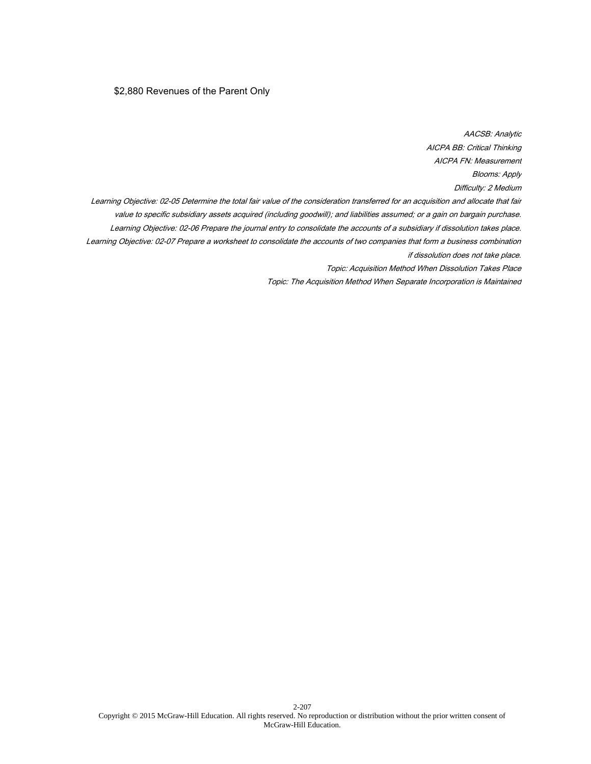$2,880 Revenues of the Parent Only

*AACSB: Analytic*

*AICPA BB: Critical Thinking*

*AICPA FN: Measurement*

*Blooms: Apply*

*Difficulty: 2 Medium*

*Learning Objective: 02-05 Determine the total fair value of the consideration transferred for an acquisition and allocate that fair value to specific subsidiary assets acquired (including goodwill); and liabilities assumed; or a gain on bargain purchase.*

*Learning Objective: 02-06 Prepare the journal entry to consolidate the accounts of a subsidiary if dissolution takes place.*

*Learning Objective: 02-07 Prepare a worksheet to consolidate the accounts of two companies that form a business combination if dissolution does not take place.*

*Topic: Acquisition Method When Dissolution Takes Place*

*Topic: The Acquisition Method When Separate Incorporation is Maintained*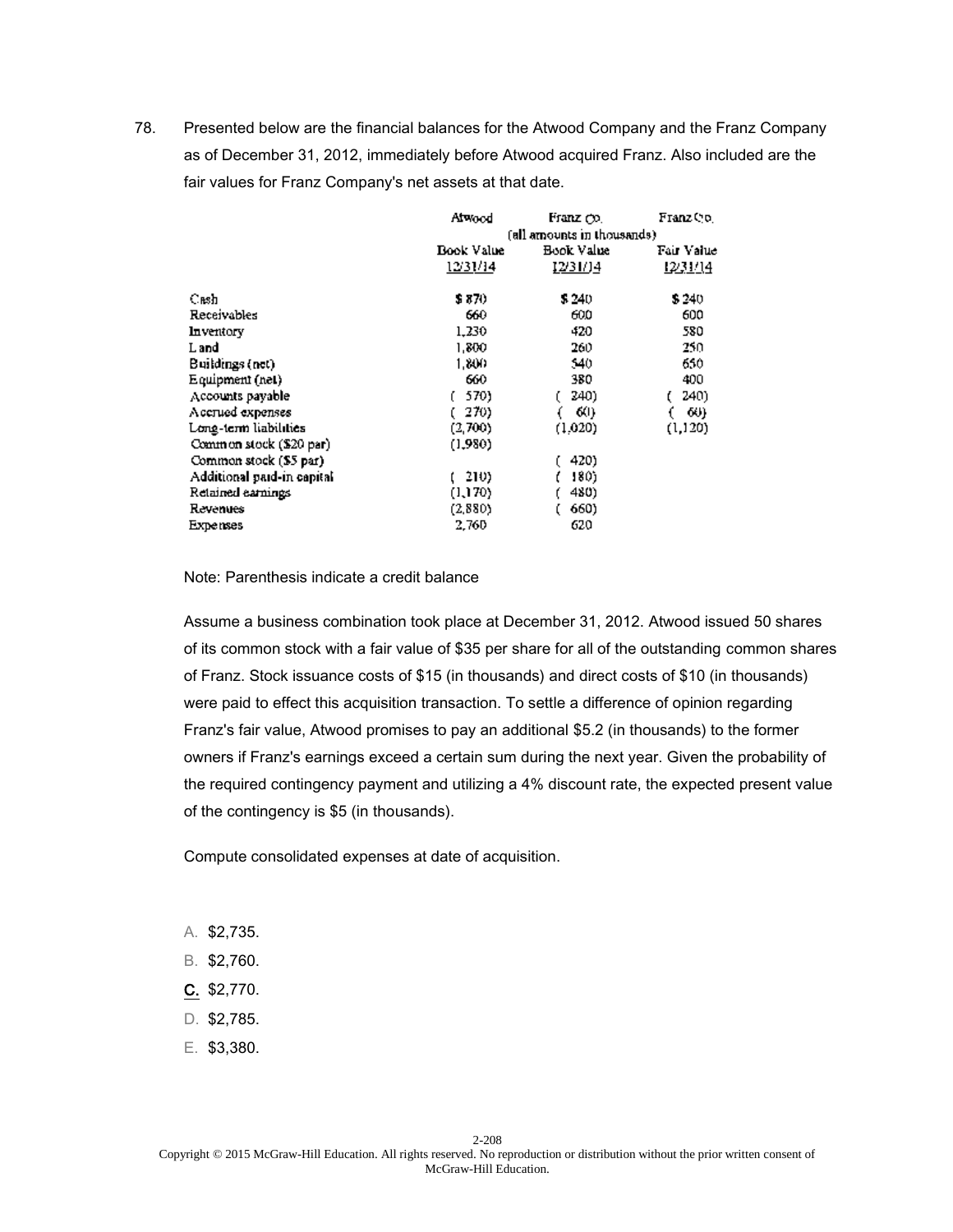78. Presented below are the financial balances for the Atwood Company and the Franz Company as of December 31, 2012, immediately before Atwood acquired Franz. Also included are the fair values for Franz Company's net assets at that date.

| | Atwood | Franz Co. | Franz Co. |
|---|---|---|---|
| | (all amounts in thousands) | | |
| | Book Value 12/31/14 | Book Value 12/31/14 | Fair Value 12/31/14 |
| Cash | $ 870 | $ 240 | $ 240 |
| Receivables | 660 | 600 | 600 |
| Inventory | 1,230 | 420 | 580 |
| Land | 1,800 | 260 | 250 |
| Buildings (net) | 1,800 | 540 | 650 |
| Equipment (net) | 660 | 380 | 400 |
| Accounts payable | ( 570) | ( 240) | ( 240) |
| Accrued expenses | ( 270) | ( 60) | ( 60) |
| Long-term liabilities | (2,700) | (1,020) | (1,120) |
| Common stock ($20 par) | (1,980) | | |
| Common stock ($5 par) | | ( 420) | |
| Additional paid-in capital | ( 210) | ( 180) | |
| Retained earnings | (1,170) | ( 480) | |
| Revenues | (2,880) | ( 660) | |
| Expenses | 2,760 | 620 | |

Note: Parenthesis indicate a credit balance

Assume a business combination took place at December 31, 2012. Atwood issued 50 shares of its common stock with a fair value of $35 per share for all of the outstanding common shares of Franz. Stock issuance costs of $15 (in thousands) and direct costs of $10 (in thousands) were paid to effect this acquisition transaction. To settle a difference of opinion regarding Franz's fair value, Atwood promises to pay an additional $5.2 (in thousands) to the former owners if Franz's earnings exceed a certain sum during the next year. Given the probability of the required contingency payment and utilizing a 4% discount rate, the expected present value of the contingency is $5 (in thousands).

Compute consolidated expenses at date of acquisition.

A. $2,735.

B. $2,760.

C. $2,770.

D. $2,785.

E. $3,380.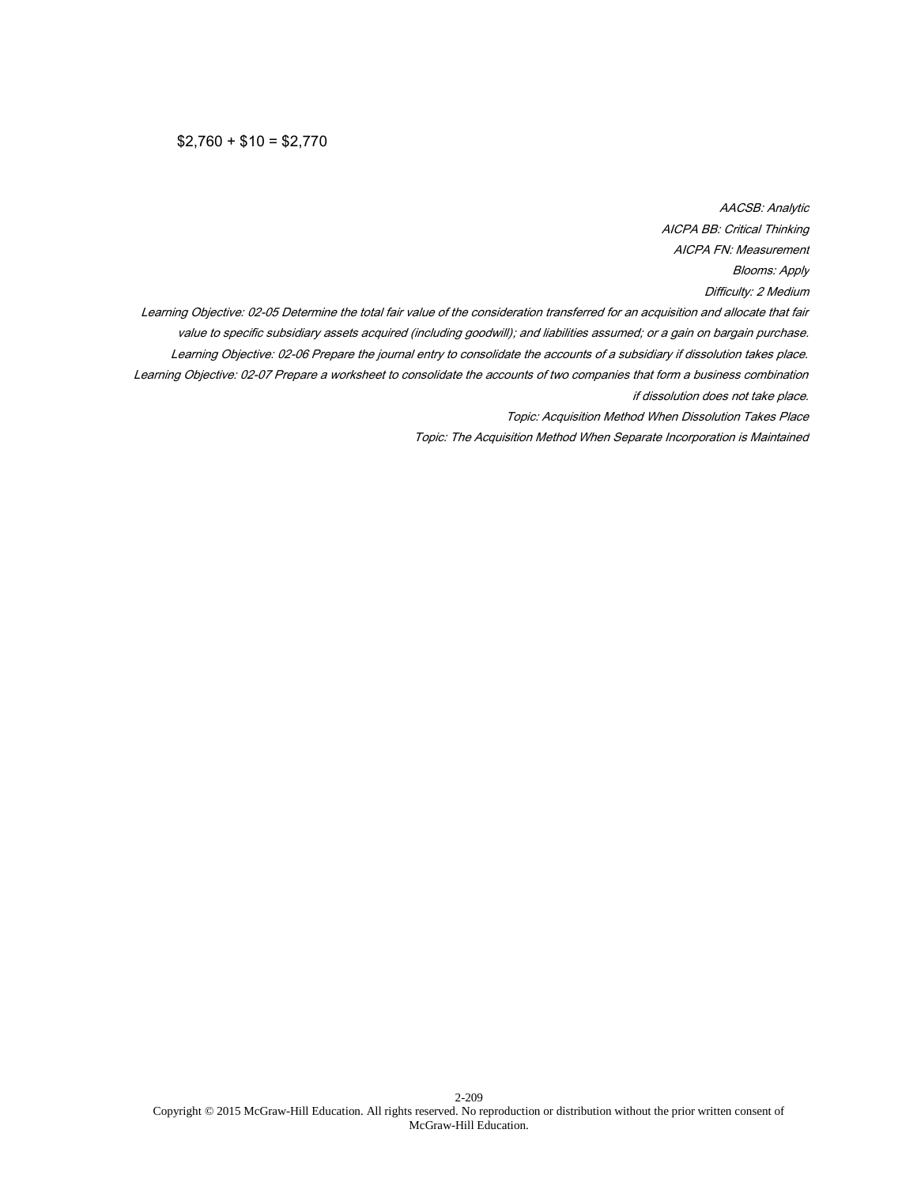$2,760 + $10 = $2,770

*AACSB: Analytic*

*AICPA BB: Critical Thinking*

*AICPA FN: Measurement*

*Blooms: Apply*

*Difficulty: 2 Medium*

*Learning Objective: 02-05 Determine the total fair value of the consideration transferred for an acquisition and allocate that fair value to specific subsidiary assets acquired (including goodwill); and liabilities assumed; or a gain on bargain purchase.*

*Learning Objective: 02-06 Prepare the journal entry to consolidate the accounts of a subsidiary if dissolution takes place.*

*Learning Objective: 02-07 Prepare a worksheet to consolidate the accounts of two companies that form a business combination if dissolution does not take place.*

*Topic: Acquisition Method When Dissolution Takes Place*

*Topic: The Acquisition Method When Separate Incorporation is Maintained*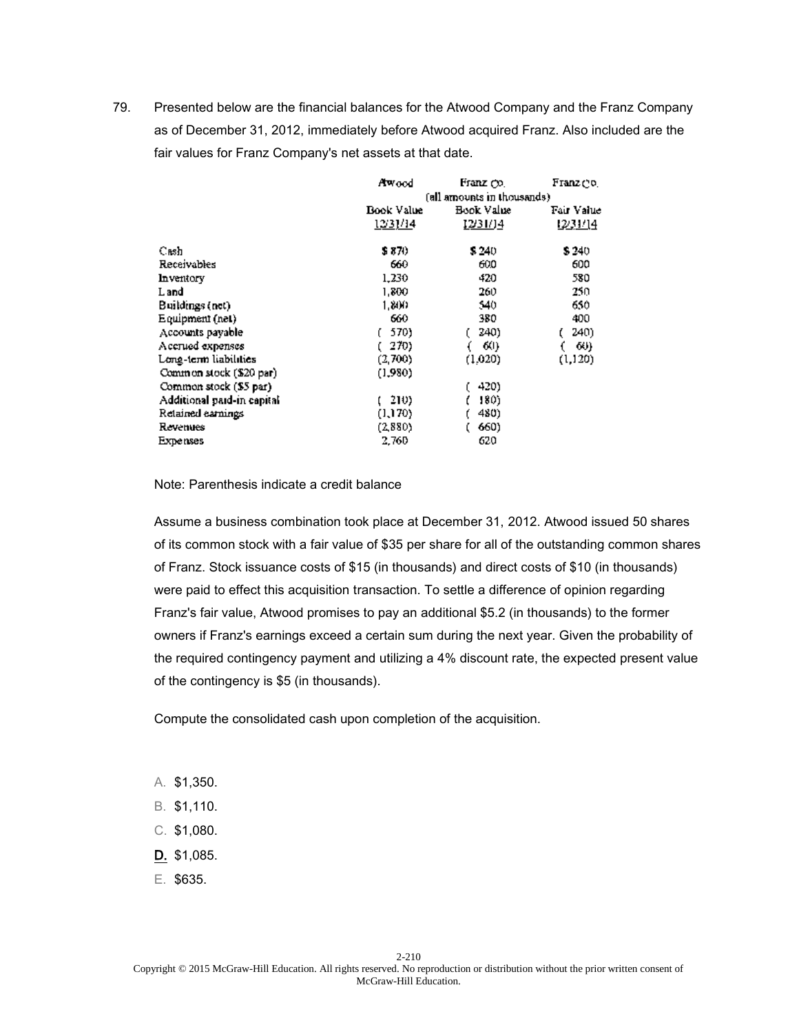79. Presented below are the financial balances for the Atwood Company and the Franz Company as of December 31, 2012, immediately before Atwood acquired Franz. Also included are the fair values for Franz Company's net assets at that date.

| | Atwood | Franz Co. | Franz Co. |
|---|---|---|---|
| | | (all amounts in thousands) | |
| | Book Value 12/31/14 | Book Value 12/31/14 | Fair Value 12/31/14 |
| Cash | $ 870 | $ 240 | $ 240 |
| Receivables | 660 | 600 | 600 |
| Inventory | 1,230 | 420 | 580 |
| Land | 1,800 | 260 | 250 |
| Buildings (net) | 1,800 | 540 | 650 |
| Equipment (net) | 660 | 380 | 400 |
| Accounts payable | ( 570) | ( 240) | ( 240) |
| Accrued expenses | ( 270) | ( 60) | ( 60) |
| Long-term liabilities | (2,700) | (1,020) | (1,120) |
| Common stock ($20 par) | (1,980) | | |
| Common stock ($5 par) | | ( 420) | |
| Additional paid-in capital | ( 210) | ( 180) | |
| Retained earnings | (1,170) | ( 480) | |
| Revenues | (2,880) | ( 660) | |
| Expenses | 2,760 | 620 | |

Note: Parenthesis indicate a credit balance

Assume a business combination took place at December 31, 2012. Atwood issued 50 shares of its common stock with a fair value of $35 per share for all of the outstanding common shares of Franz. Stock issuance costs of $15 (in thousands) and direct costs of $10 (in thousands) were paid to effect this acquisition transaction. To settle a difference of opinion regarding Franz's fair value, Atwood promises to pay an additional $5.2 (in thousands) to the former owners if Franz's earnings exceed a certain sum during the next year. Given the probability of the required contingency payment and utilizing a 4% discount rate, the expected present value of the contingency is $5 (in thousands).

Compute the consolidated cash upon completion of the acquisition.

A. $1,350.

B. $1,110.

C. $1,080.

**D.** $1,085.

E. $635.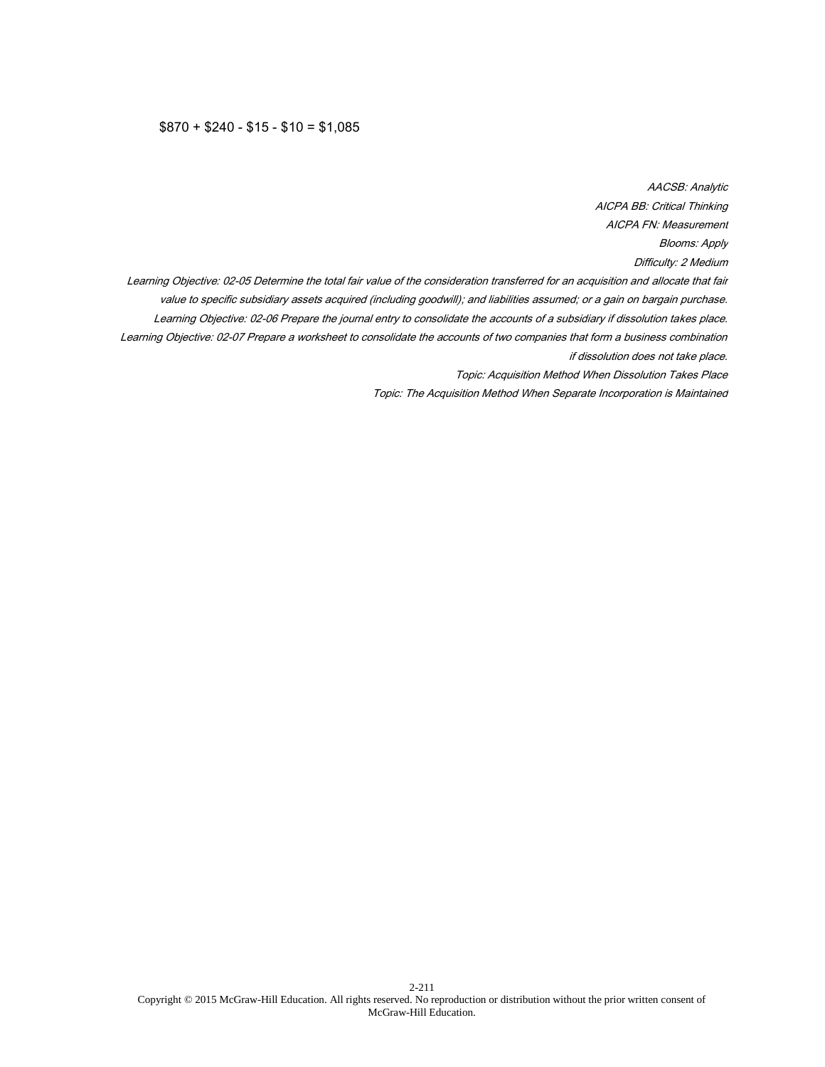$870 + $240 - $15 - $10 = $1,085

*AACSB: Analytic*

*AICPA BB: Critical Thinking*

*AICPA FN: Measurement*

*Blooms: Apply*

*Difficulty: 2 Medium*

*Learning Objective: 02-05 Determine the total fair value of the consideration transferred for an acquisition and allocate that fair value to specific subsidiary assets acquired (including goodwill); and liabilities assumed; or a gain on bargain purchase.*

*Learning Objective: 02-06 Prepare the journal entry to consolidate the accounts of a subsidiary if dissolution takes place.*

*Learning Objective: 02-07 Prepare a worksheet to consolidate the accounts of two companies that form a business combination if dissolution does not take place.*

*Topic: Acquisition Method When Dissolution Takes Place*

*Topic: The Acquisition Method When Separate Incorporation is Maintained*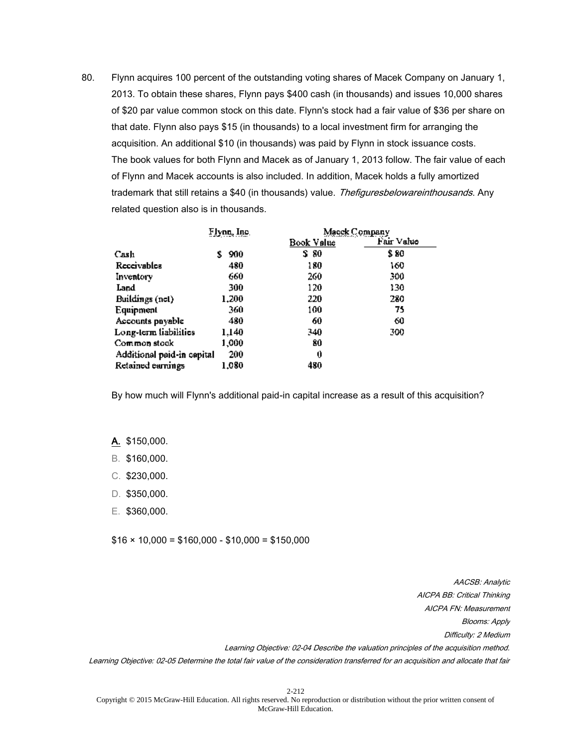80. Flynn acquires 100 percent of the outstanding voting shares of Macek Company on January 1, 2013. To obtain these shares, Flynn pays $400 cash (in thousands) and issues 10,000 shares of $20 par value common stock on this date. Flynn's stock had a fair value of $36 per share on that date. Flynn also pays $15 (in thousands) to a local investment firm for arranging the acquisition. An additional $10 (in thousands) was paid by Flynn in stock issuance costs. The book values for both Flynn and Macek as of January 1, 2013 follow. The fair value of each of Flynn and Macek accounts is also included. In addition, Macek holds a fully amortized trademark that still retains a $40 (in thousands) value. *Thefiguresbelowareinthousands.* Any related question also is in thousands.

| | Flynn, Inc. | Macek Company | |
|---|---|---|---|
| | | Book Value | Fair Value |
| Cash | $ 900 | $ 80 | $ 80 |
| Receivables | 480 | 180 | 160 |
| Inventory | 660 | 260 | 300 |
| Land | 300 | 120 | 130 |
| Buildings (net) | 1,200 | 220 | 280 |
| Equipment | 360 | 100 | 75 |
| Accounts payable | 480 | 60 | 60 |
| Long-term liabilities | 1,140 | 340 | 300 |
| Common stock | 1,000 | 80 | |
| Additional paid-in capital | 200 | 0 | |
| Retained earnings | 1,080 | 480 | |

By how much will Flynn's additional paid-in capital increase as a result of this acquisition?

A. $150,000.

B. $160,000.

C. $230,000.

D. $350,000.

E. $360,000.

$16 × 10,000 = $160,000 - $10,000 = $150,000

*AACSB: Analytic*

*AICPA BB: Critical Thinking*

*AICPA FN: Measurement*

*Blooms: Apply*

*Difficulty: 2 Medium*

*Learning Objective: 02-04 Describe the valuation principles of the acquisition method.*

*Learning Objective: 02-05 Determine the total fair value of the consideration transferred for an acquisition and allocate that fair*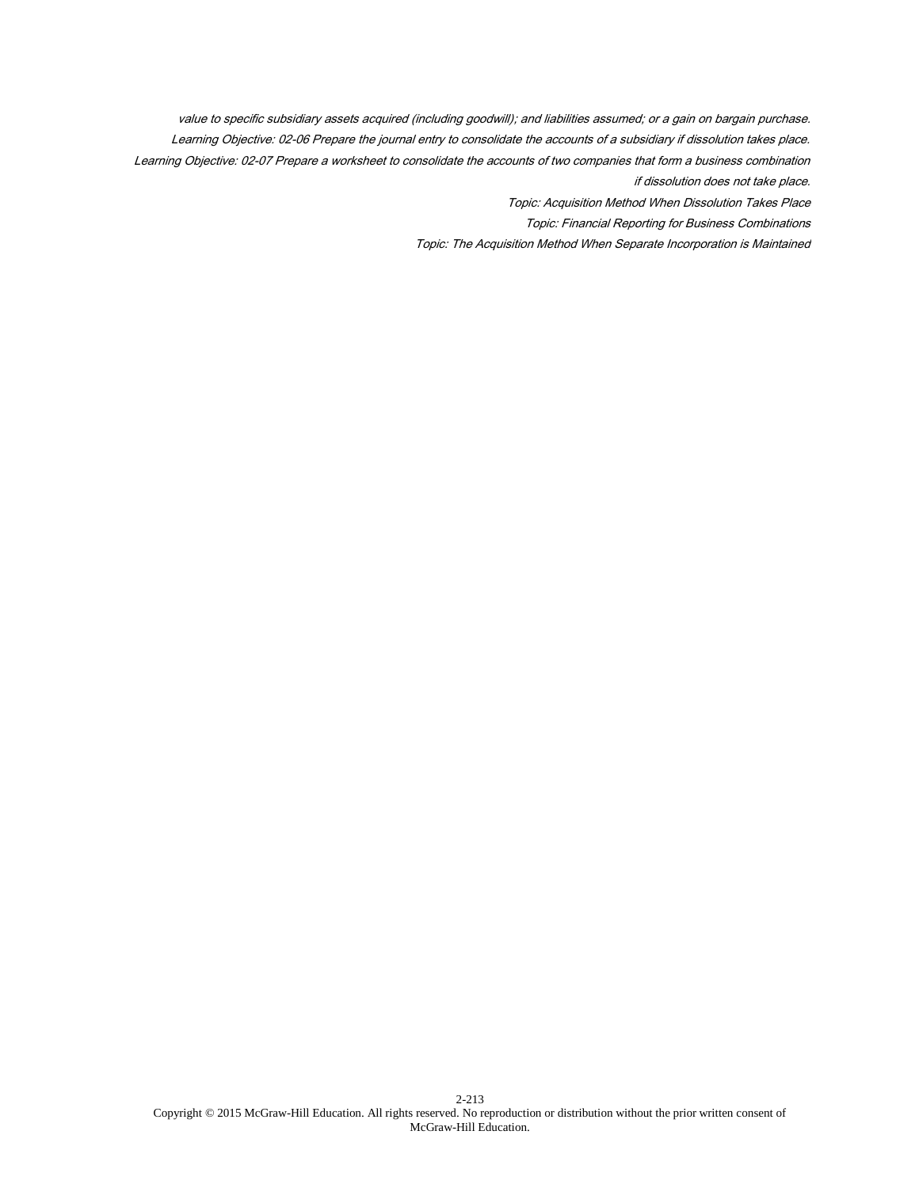*value to specific subsidiary assets acquired (including goodwill); and liabilities assumed; or a gain on bargain purchase.*

*Learning Objective: 02-06 Prepare the journal entry to consolidate the accounts of a subsidiary if dissolution takes place.*

*Learning Objective: 02-07 Prepare a worksheet to consolidate the accounts of two companies that form a business combination if dissolution does not take place.*

*Topic: Acquisition Method When Dissolution Takes Place*

*Topic: Financial Reporting for Business Combinations*

*Topic: The Acquisition Method When Separate Incorporation is Maintained*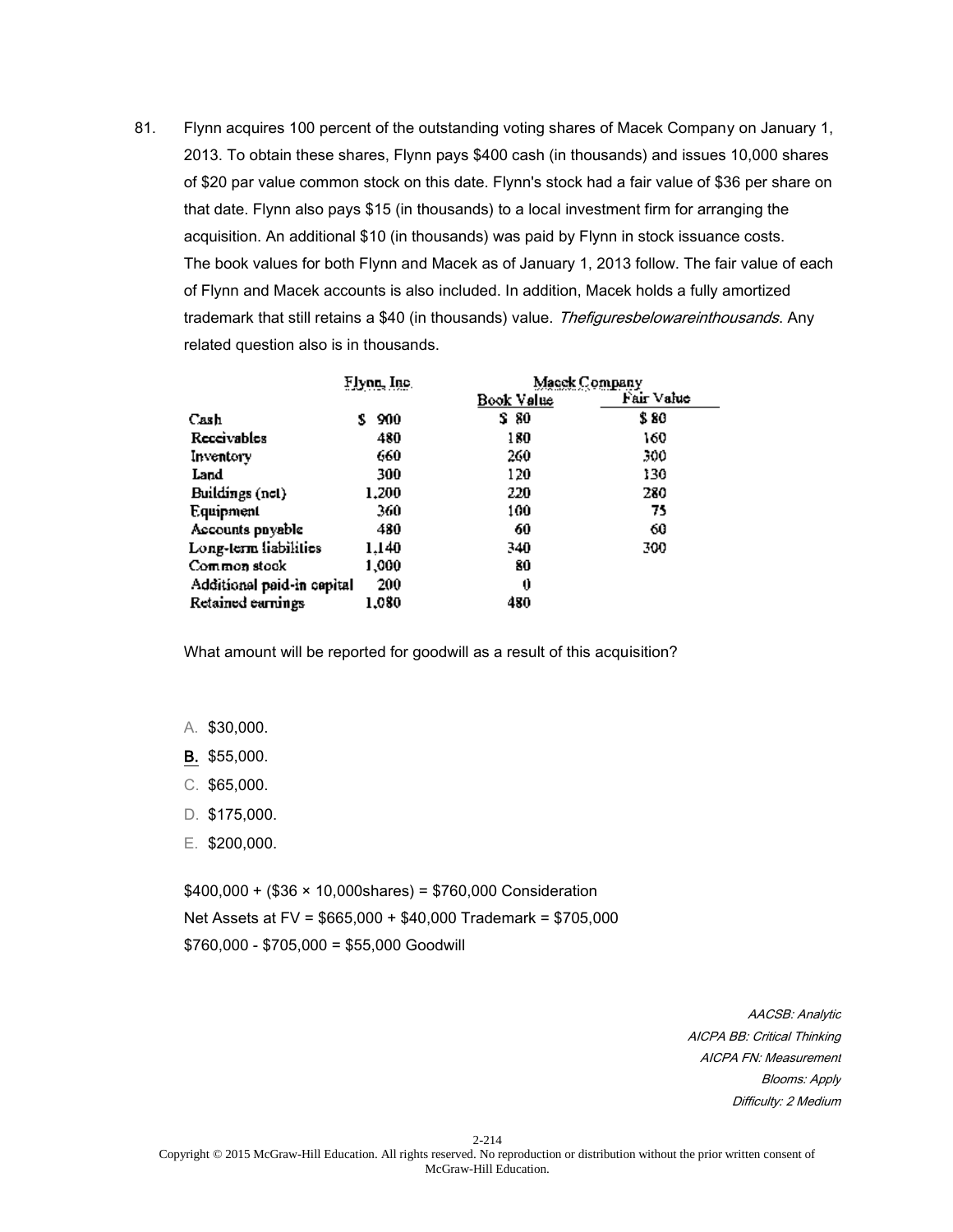81. Flynn acquires 100 percent of the outstanding voting shares of Macek Company on January 1, 2013. To obtain these shares, Flynn pays $400 cash (in thousands) and issues 10,000 shares of $20 par value common stock on this date. Flynn's stock had a fair value of $36 per share on that date. Flynn also pays $15 (in thousands) to a local investment firm for arranging the acquisition. An additional $10 (in thousands) was paid by Flynn in stock issuance costs.
The book values for both Flynn and Macek as of January 1, 2013 follow. The fair value of each of Flynn and Macek accounts is also included. In addition, Macek holds a fully amortized trademark that still retains a $40 (in thousands) value. *Thefiguresbelowareinthousands.* Any related question also is in thousands.

| | Flynn, Inc. | Macek Company | |
|---|---|---|---|
| | | Book Value | Fair Value |
| Cash | $ 900 | $ 80 | $ 80 |
| Receivables | 480 | 180 | 160 |
| Inventory | 660 | 260 | 300 |
| Land | 300 | 120 | 130 |
| Buildings (net) | 1,200 | 220 | 280 |
| Equipment | 360 | 100 | 75 |
| Accounts payable | 480 | 60 | 60 |
| Long-term liabilities | 1,140 | 340 | 300 |
| Common stock | 1,000 | 80 | |
| Additional paid-in capital | 200 | 0 | |
| Retained earnings | 1,080 | 480 | |

What amount will be reported for goodwill as a result of this acquisition?

A. $30,000.

**B.** $55,000.

C. $65,000.

D. $175,000.

E. $200,000.

$400,000 + ($36 × 10,000shares) = $760,000 Consideration

Net Assets at FV = $665,000 + $40,000 Trademark = $705,000

$760,000 - $705,000 = $55,000 Goodwill

*AACSB: Analytic*
*AICPA BB: Critical Thinking*
*AICPA FN: Measurement*
*Blooms: Apply*
*Difficulty: 2 Medium*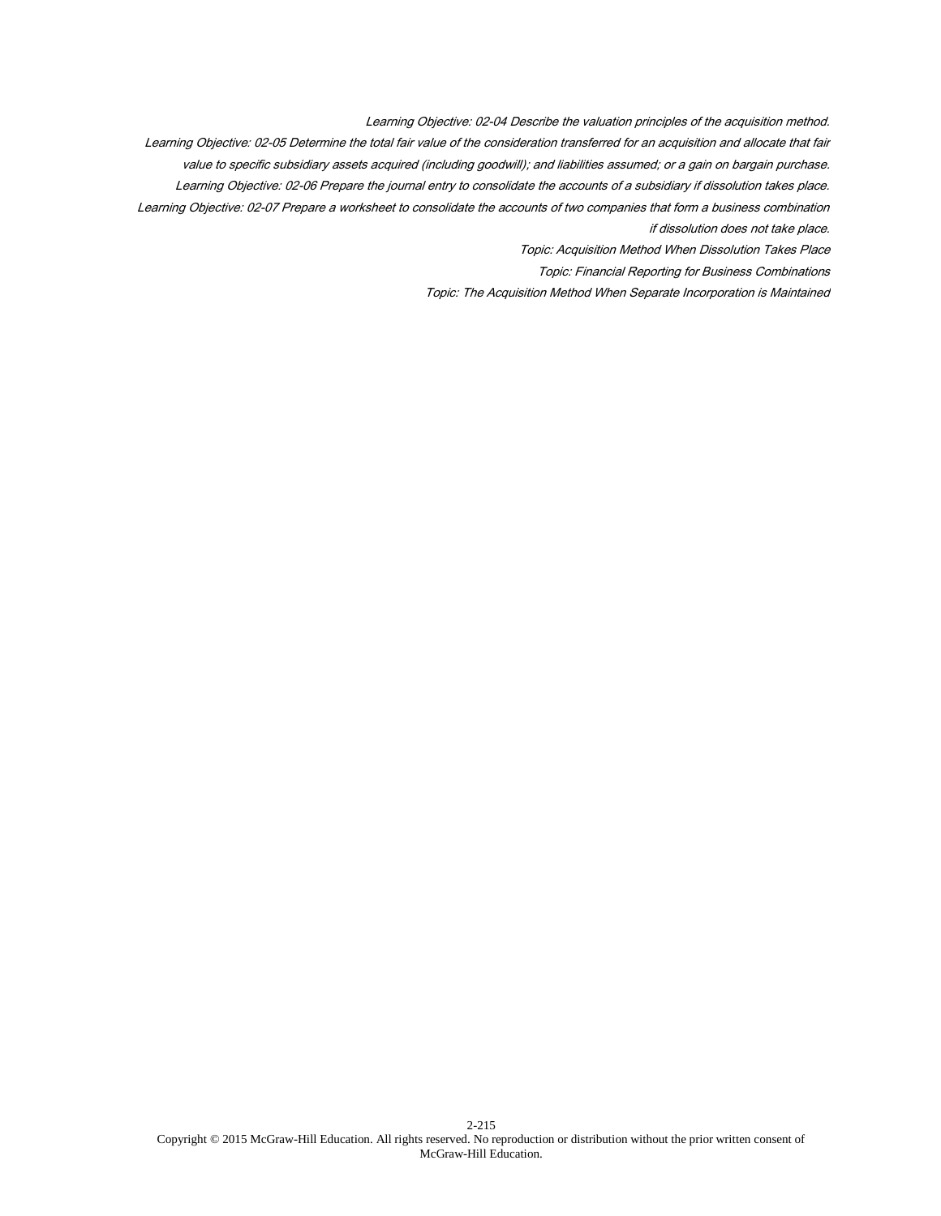*Learning Objective: 02-04 Describe the valuation principles of the acquisition method.*

*Learning Objective: 02-05 Determine the total fair value of the consideration transferred for an acquisition and allocate that fair value to specific subsidiary assets acquired (including goodwill); and liabilities assumed; or a gain on bargain purchase.*

*Learning Objective: 02-06 Prepare the journal entry to consolidate the accounts of a subsidiary if dissolution takes place.*

*Learning Objective: 02-07 Prepare a worksheet to consolidate the accounts of two companies that form a business combination if dissolution does not take place.*

*Topic: Acquisition Method When Dissolution Takes Place*

*Topic: Financial Reporting for Business Combinations*

*Topic: The Acquisition Method When Separate Incorporation is Maintained*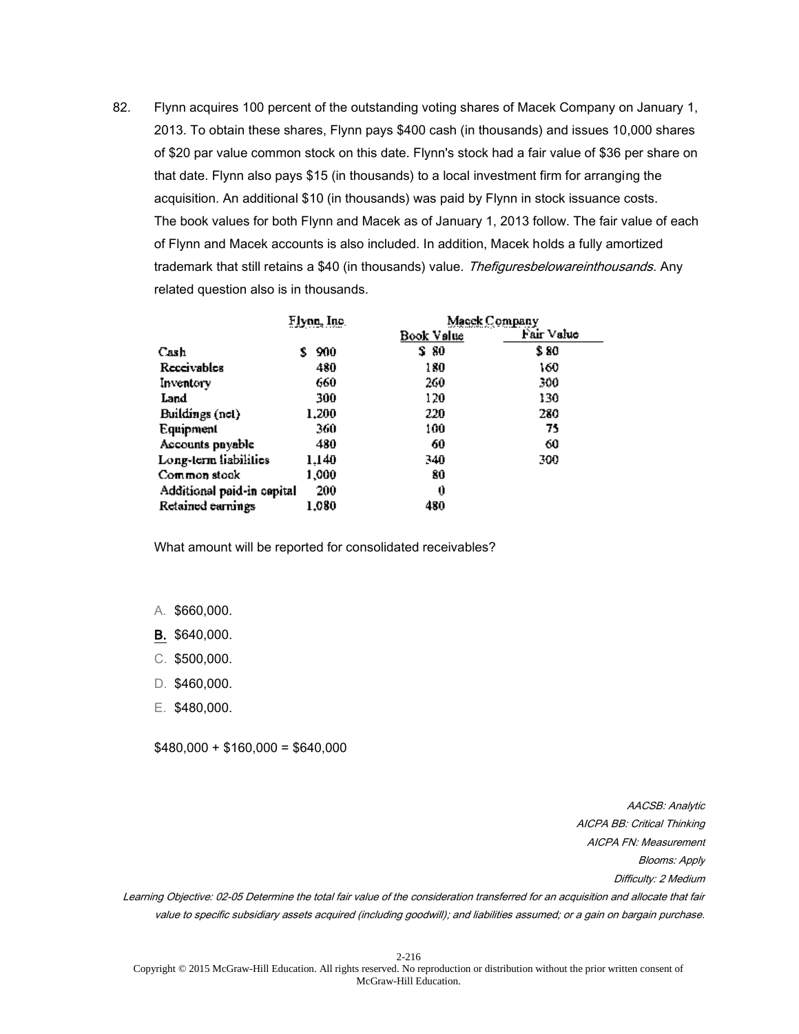82. Flynn acquires 100 percent of the outstanding voting shares of Macek Company on January 1, 2013. To obtain these shares, Flynn pays $400 cash (in thousands) and issues 10,000 shares of $20 par value common stock on this date. Flynn's stock had a fair value of $36 per share on that date. Flynn also pays $15 (in thousands) to a local investment firm for arranging the acquisition. An additional $10 (in thousands) was paid by Flynn in stock issuance costs. The book values for both Flynn and Macek as of January 1, 2013 follow. The fair value of each of Flynn and Macek accounts is also included. In addition, Macek holds a fully amortized trademark that still retains a $40 (in thousands) value. *Thefiguresbelowareinthousands.* Any related question also is in thousands.

| | Flynn, Inc. | Macek Company | |
|---|---|---|---|
| | | Book Value | Fair Value |
| Cash | $ 900 | $ 80 | $ 80 |
| Receivables | 480 | 180 | 160 |
| Inventory | 660 | 260 | 300 |
| Land | 300 | 120 | 130 |
| Buildings (net) | 1,200 | 220 | 280 |
| Equipment | 360 | 100 | 75 |
| Accounts payable | 480 | 60 | 60 |
| Long-term liabilities | 1,140 | 340 | 300 |
| Common stock | 1,000 | 80 | |
| Additional paid-in capital | 200 | 0 | |
| Retained earnings | 1,080 | 480 | |

What amount will be reported for consolidated receivables?

A. $660,000.

**B.** $640,000.

C. $500,000.

D. $460,000.

E. $480,000.

$480,000 + $160,000 = $640,000

*AACSB: Analytic*
*AICPA BB: Critical Thinking*
*AICPA FN: Measurement*
*Blooms: Apply*
*Difficulty: 2 Medium*
*Learning Objective: 02-05 Determine the total fair value of the consideration transferred for an acquisition and allocate that fair value to specific subsidiary assets acquired (including goodwill); and liabilities assumed; or a gain on bargain purchase.*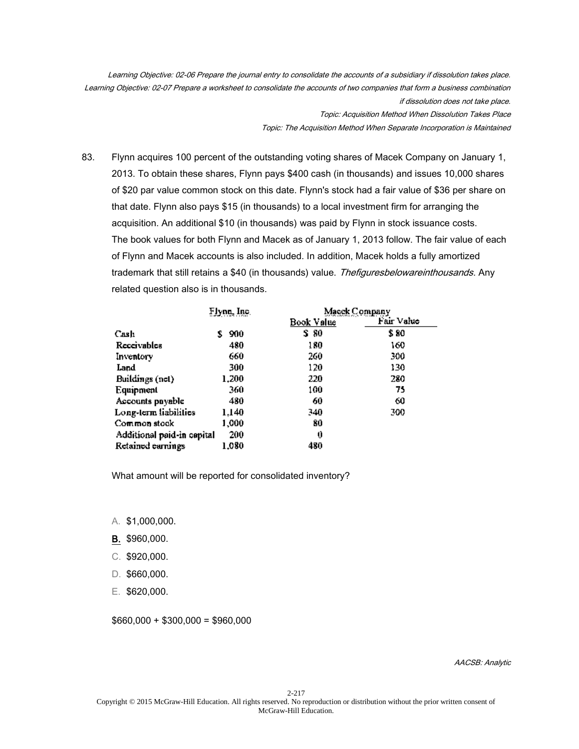*Learning Objective: 02-06 Prepare the journal entry to consolidate the accounts of a subsidiary if dissolution takes place.*
*Learning Objective: 02-07 Prepare a worksheet to consolidate the accounts of two companies that form a business combination if dissolution does not take place.*
*Topic: Acquisition Method When Dissolution Takes Place*
*Topic: The Acquisition Method When Separate Incorporation is Maintained*

83. Flynn acquires 100 percent of the outstanding voting shares of Macek Company on January 1, 2013. To obtain these shares, Flynn pays $400 cash (in thousands) and issues 10,000 shares of $20 par value common stock on this date. Flynn's stock had a fair value of $36 per share on that date. Flynn also pays $15 (in thousands) to a local investment firm for arranging the acquisition. An additional $10 (in thousands) was paid by Flynn in stock issuance costs.
The book values for both Flynn and Macek as of January 1, 2013 follow. The fair value of each of Flynn and Macek accounts is also included. In addition, Macek holds a fully amortized trademark that still retains a $40 (in thousands) value. *Thefiguresbelowareinthousands*. Any related question also is in thousands.

| | Flynn, Inc. | Macek Company | |
|---|---|---|---|
| | | Book Value | Fair Value |
| Cash | $ 900 | $ 80 | $ 80 |
| Receivables | 480 | 180 | 160 |
| Inventory | 660 | 260 | 300 |
| Land | 300 | 120 | 130 |
| Buildings (net) | 1,200 | 220 | 280 |
| Equipment | 360 | 100 | 75 |
| Accounts payable | 480 | 60 | 60 |
| Long-term liabilities | 1,140 | 340 | 300 |
| Common stock | 1,000 | 80 | |
| Additional paid-in capital | 200 | 0 | |
| Retained earnings | 1,080 | 480 | |

What amount will be reported for consolidated inventory?

A. $1,000,000.
**B.** $960,000.
C. $920,000.
D. $660,000.
E. $620,000.

$660,000 + $300,000 = $960,000

*AACSB: Analytic*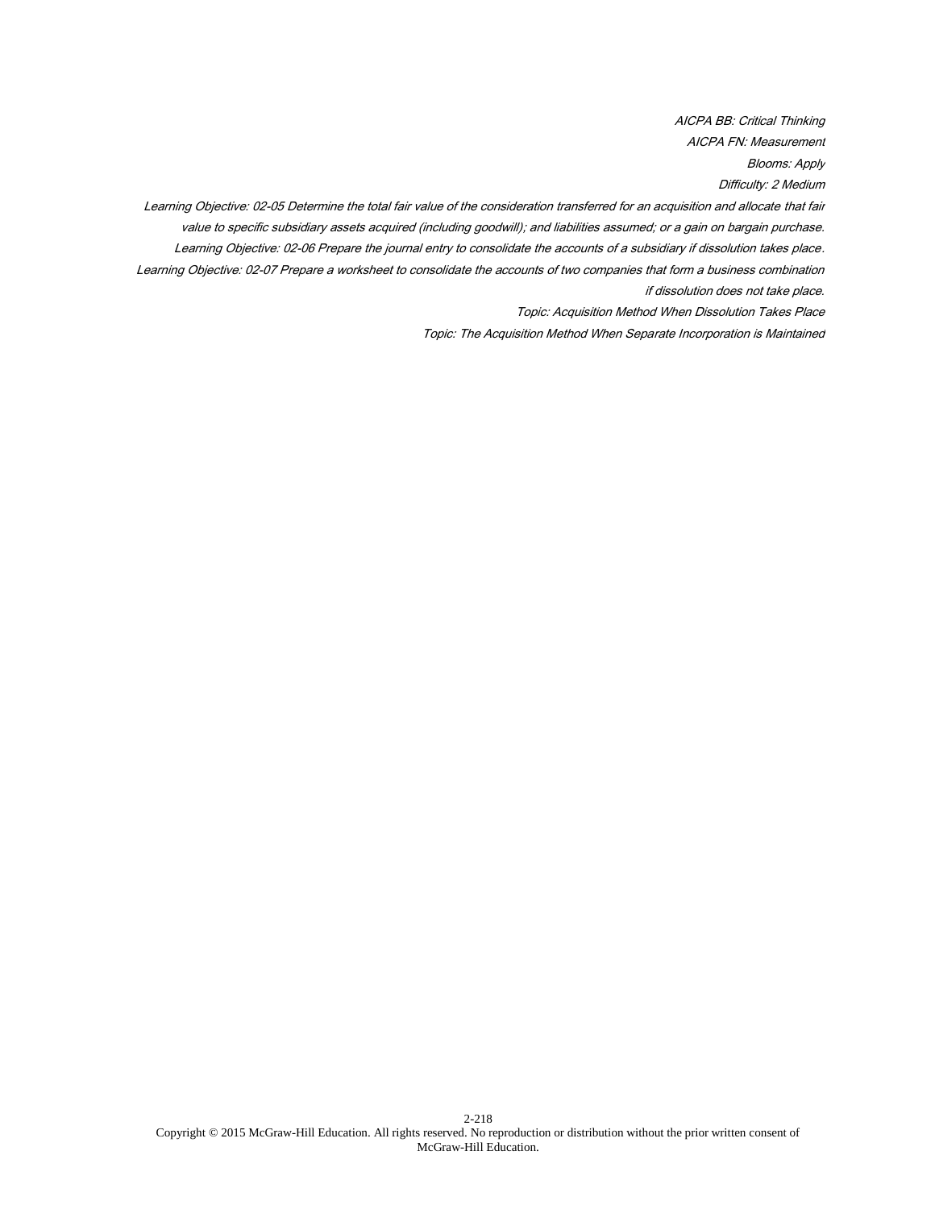*AICPA BB: Critical Thinking*

*AICPA FN: Measurement*

*Blooms: Apply*

*Difficulty: 2 Medium*

*Learning Objective: 02-05 Determine the total fair value of the consideration transferred for an acquisition and allocate that fair value to specific subsidiary assets acquired (including goodwill); and liabilities assumed; or a gain on bargain purchase.*

*Learning Objective: 02-06 Prepare the journal entry to consolidate the accounts of a subsidiary if dissolution takes place.*

*Learning Objective: 02-07 Prepare a worksheet to consolidate the accounts of two companies that form a business combination if dissolution does not take place.*

*Topic: Acquisition Method When Dissolution Takes Place*

*Topic: The Acquisition Method When Separate Incorporation is Maintained*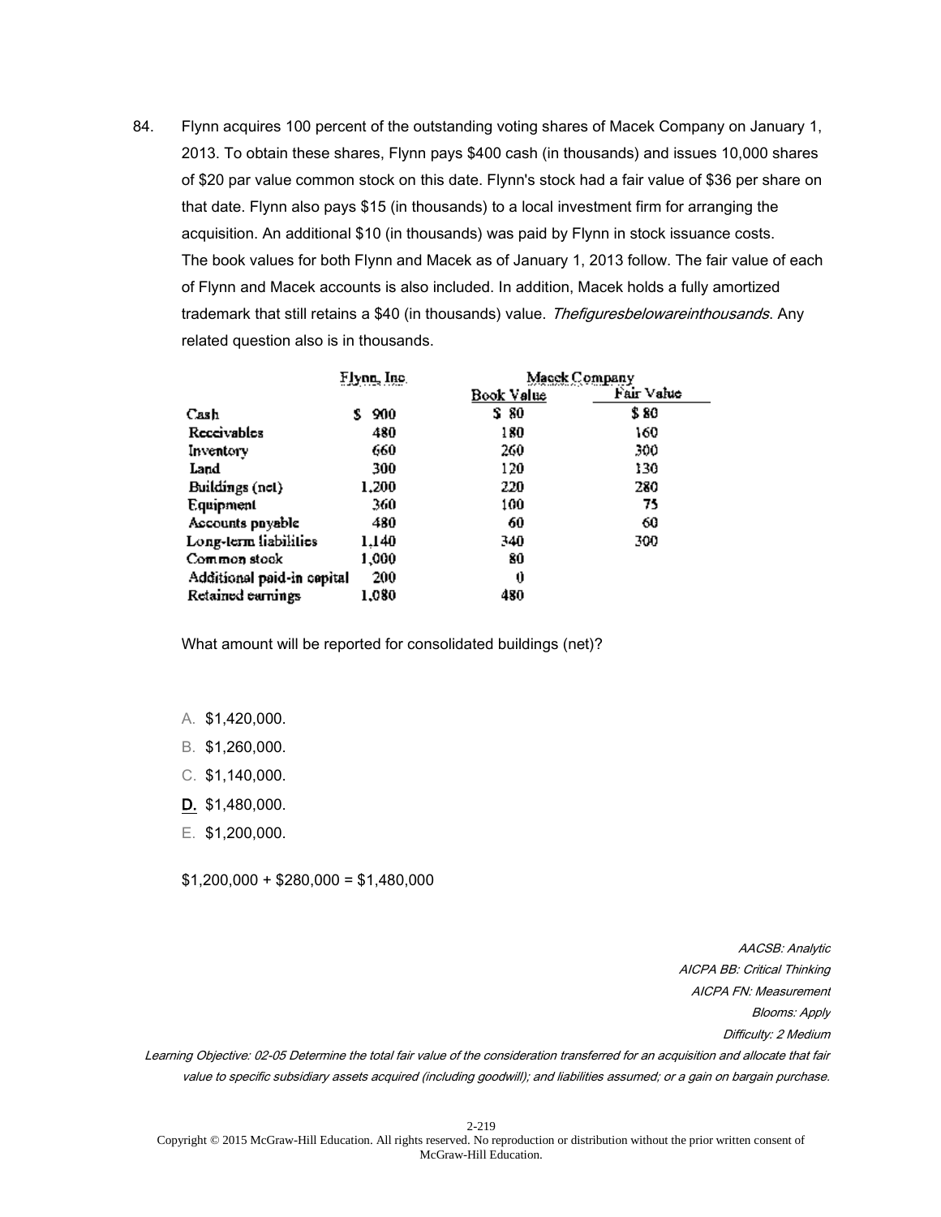84. Flynn acquires 100 percent of the outstanding voting shares of Macek Company on January 1, 2013. To obtain these shares, Flynn pays $400 cash (in thousands) and issues 10,000 shares of $20 par value common stock on this date. Flynn's stock had a fair value of $36 per share on that date. Flynn also pays $15 (in thousands) to a local investment firm for arranging the acquisition. An additional $10 (in thousands) was paid by Flynn in stock issuance costs.
The book values for both Flynn and Macek as of January 1, 2013 follow. The fair value of each of Flynn and Macek accounts is also included. In addition, Macek holds a fully amortized trademark that still retains a $40 (in thousands) value. *Thefiguresbelowareinthousands*. Any related question also is in thousands.

| | Flynn, Inc. | Macek Company | |
|---|---|---|---|
| | | Book Value | Fair Value |
| Cash | $ 900 | $ 80 | $ 80 |
| Receivables | 480 | 180 | 160 |
| Inventory | 660 | 260 | 300 |
| Land | 300 | 120 | 130 |
| Buildings (net) | 1,200 | 220 | 280 |
| Equipment | 360 | 100 | 75 |
| Accounts payable | 480 | 60 | 60 |
| Long-term liabilities | 1,140 | 340 | 300 |
| Common stock | 1,000 | 80 | |
| Additional paid-in capital | 200 | 0 | |
| Retained earnings | 1,080 | 480 | |

What amount will be reported for consolidated buildings (net)?

A. $1,420,000.

B. $1,260,000.

C. $1,140,000.

**D.** $1,480,000.

E. $1,200,000.

$1,200,000 + $280,000 = $1,480,000

*AACSB: Analytic*
*AICPA BB: Critical Thinking*
*AICPA FN: Measurement*
*Blooms: Apply*
*Difficulty: 2 Medium*
*Learning Objective: 02-05 Determine the total fair value of the consideration transferred for an acquisition and allocate that fair value to specific subsidiary assets acquired (including goodwill); and liabilities assumed; or a gain on bargain purchase.*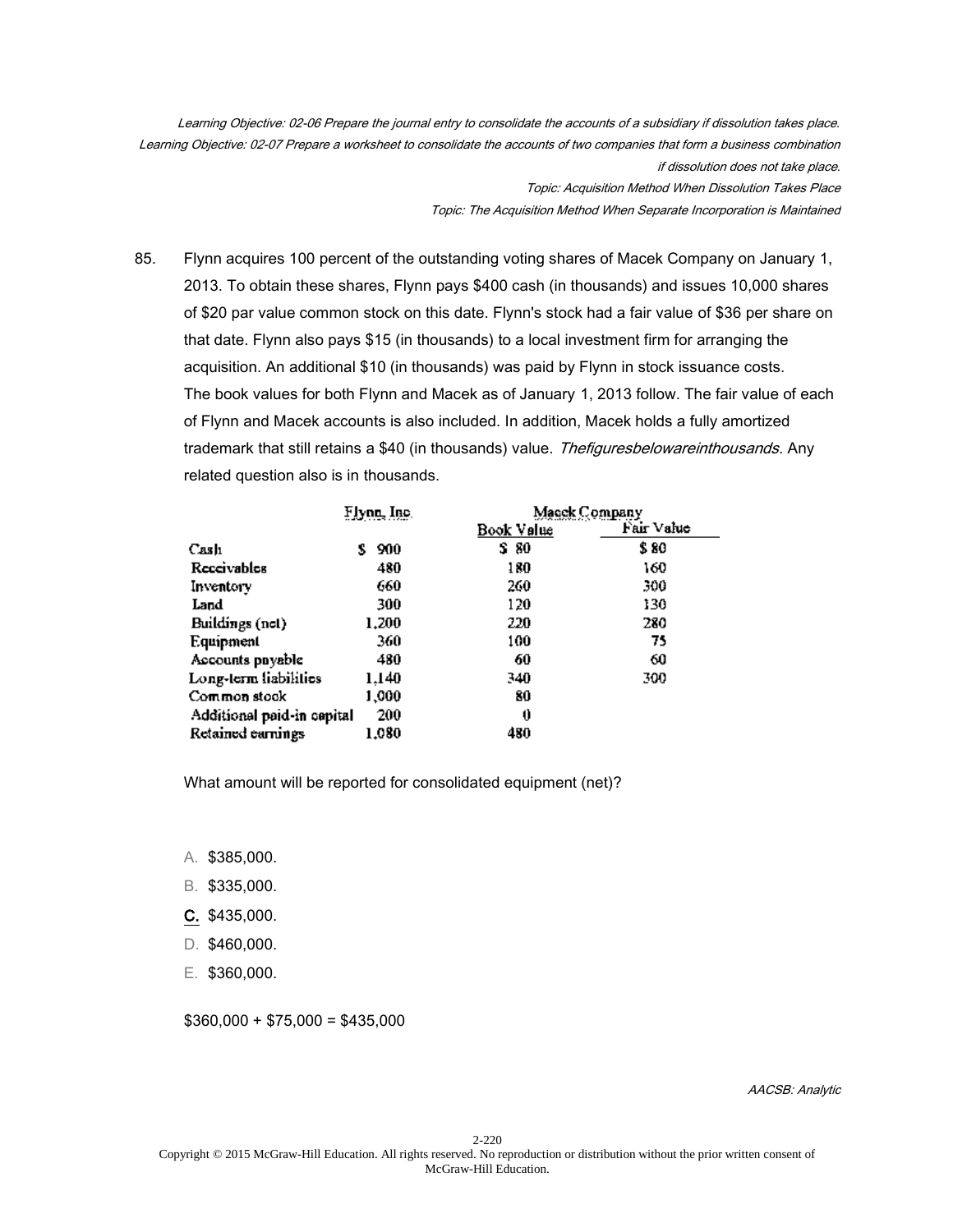*Learning Objective: 02-06 Prepare the journal entry to consolidate the accounts of a subsidiary if dissolution takes place.*
*Learning Objective: 02-07 Prepare a worksheet to consolidate the accounts of two companies that form a business combination if dissolution does not take place.*
*Topic: Acquisition Method When Dissolution Takes Place*
*Topic: The Acquisition Method When Separate Incorporation is Maintained*

85. Flynn acquires 100 percent of the outstanding voting shares of Macek Company on January 1, 2013. To obtain these shares, Flynn pays $400 cash (in thousands) and issues 10,000 shares of $20 par value common stock on this date. Flynn's stock had a fair value of $36 per share on that date. Flynn also pays $15 (in thousands) to a local investment firm for arranging the acquisition. An additional $10 (in thousands) was paid by Flynn in stock issuance costs.
The book values for both Flynn and Macek as of January 1, 2013 follow. The fair value of each of Flynn and Macek accounts is also included. In addition, Macek holds a fully amortized trademark that still retains a $40 (in thousands) value. *Thefiguresbelowareinthousands*. Any related question also is in thousands.

| | Flynn, Inc. | Macek Company | |
|---|---|---|---|
| | | Book Value | Fair Value |
| Cash | $ 900 | $ 80 | $ 80 |
| Receivables | 480 | 180 | 160 |
| Inventory | 660 | 260 | 300 |
| Land | 300 | 120 | 130 |
| Buildings (net) | 1,200 | 220 | 280 |
| Equipment | 360 | 100 | 75 |
| Accounts payable | 480 | 60 | 60 |
| Long-term liabilities | 1,140 | 340 | 300 |
| Common stock | 1,000 | 80 | |
| Additional paid-in capital | 200 | 0 | |
| Retained earnings | 1,080 | 480 | |

What amount will be reported for consolidated equipment (net)?

A. $385,000.
B. $335,000.
**C.** $435,000.
D. $460,000.
E. $360,000.

$360,000 + $75,000 = $435,000

*AACSB: Analytic*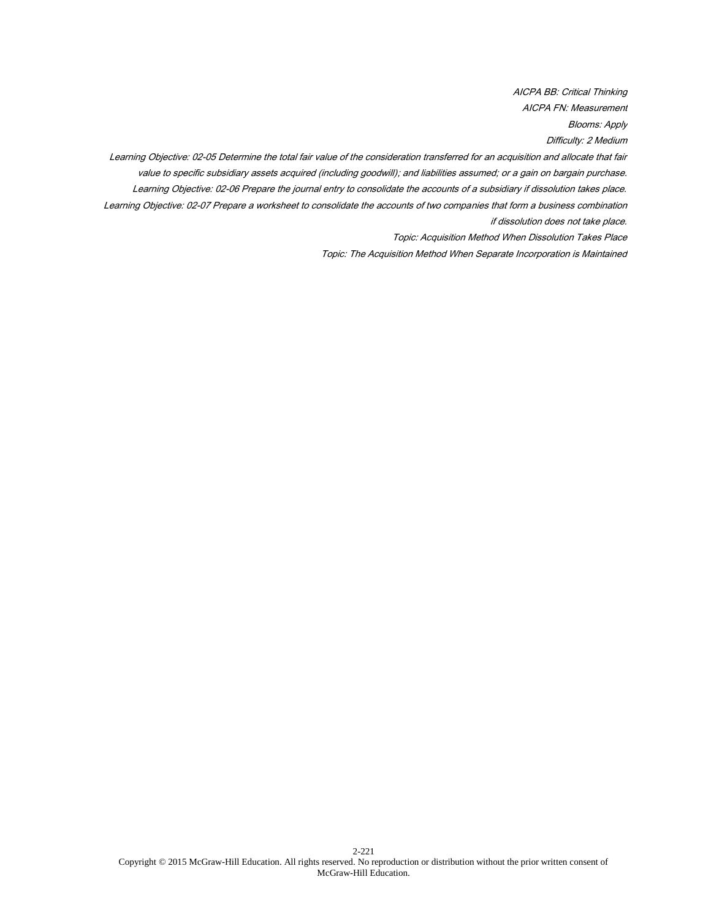*AICPA BB: Critical Thinking*

*AICPA FN: Measurement*

*Blooms: Apply*

*Difficulty: 2 Medium*

*Learning Objective: 02-05 Determine the total fair value of the consideration transferred for an acquisition and allocate that fair value to specific subsidiary assets acquired (including goodwill); and liabilities assumed; or a gain on bargain purchase.*

*Learning Objective: 02-06 Prepare the journal entry to consolidate the accounts of a subsidiary if dissolution takes place.*

*Learning Objective: 02-07 Prepare a worksheet to consolidate the accounts of two companies that form a business combination if dissolution does not take place.*

*Topic: Acquisition Method When Dissolution Takes Place*

*Topic: The Acquisition Method When Separate Incorporation is Maintained*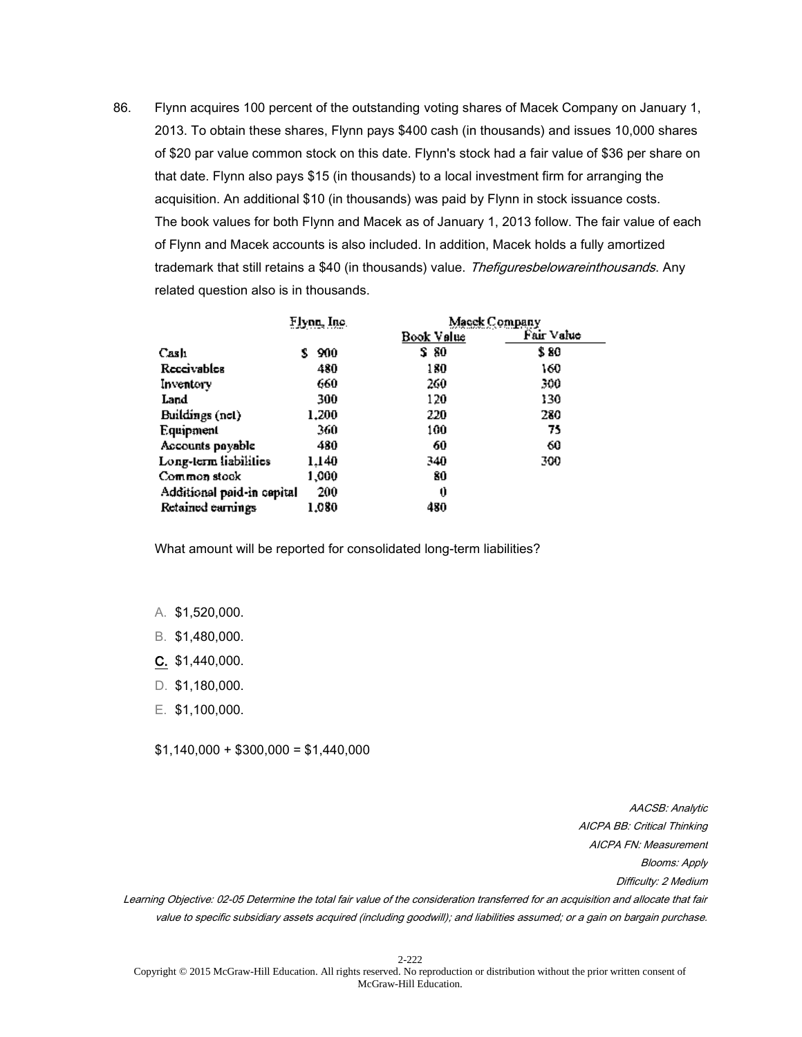86. Flynn acquires 100 percent of the outstanding voting shares of Macek Company on January 1, 2013. To obtain these shares, Flynn pays $400 cash (in thousands) and issues 10,000 shares of $20 par value common stock on this date. Flynn's stock had a fair value of $36 per share on that date. Flynn also pays $15 (in thousands) to a local investment firm for arranging the acquisition. An additional $10 (in thousands) was paid by Flynn in stock issuance costs. The book values for both Flynn and Macek as of January 1, 2013 follow. The fair value of each of Flynn and Macek accounts is also included. In addition, Macek holds a fully amortized trademark that still retains a $40 (in thousands) value. *Thefiguresbelowareinthousands.* Any related question also is in thousands.

| | Flynn, Inc. | Macek Company | |
|---|---|---|---|
| | | Book Value | Fair Value |
| Cash | $ 900 | $ 80 | $ 80 |
| Receivables | 480 | 180 | 160 |
| Inventory | 660 | 260 | 300 |
| Land | 300 | 120 | 130 |
| Buildings (net) | 1,200 | 220 | 280 |
| Equipment | 360 | 100 | 75 |
| Accounts payable | 480 | 60 | 60 |
| Long-term liabilities | 1,140 | 340 | 300 |
| Common stock | 1,000 | 80 | |
| Additional paid-in capital | 200 | 0 | |
| Retained earnings | 1,080 | 480 | |

What amount will be reported for consolidated long-term liabilities?

A. $1,520,000.

B. $1,480,000.

C. $1,440,000.

D. $1,180,000.

E. $1,100,000.

$1,140,000 + $300,000 = $1,440,000

*AACSB: Analytic*

*AICPA BB: Critical Thinking*

*AICPA FN: Measurement*

*Blooms: Apply*

*Difficulty: 2 Medium*

*Learning Objective: 02-05 Determine the total fair value of the consideration transferred for an acquisition and allocate that fair value to specific subsidiary assets acquired (including goodwill); and liabilities assumed; or a gain on bargain purchase.*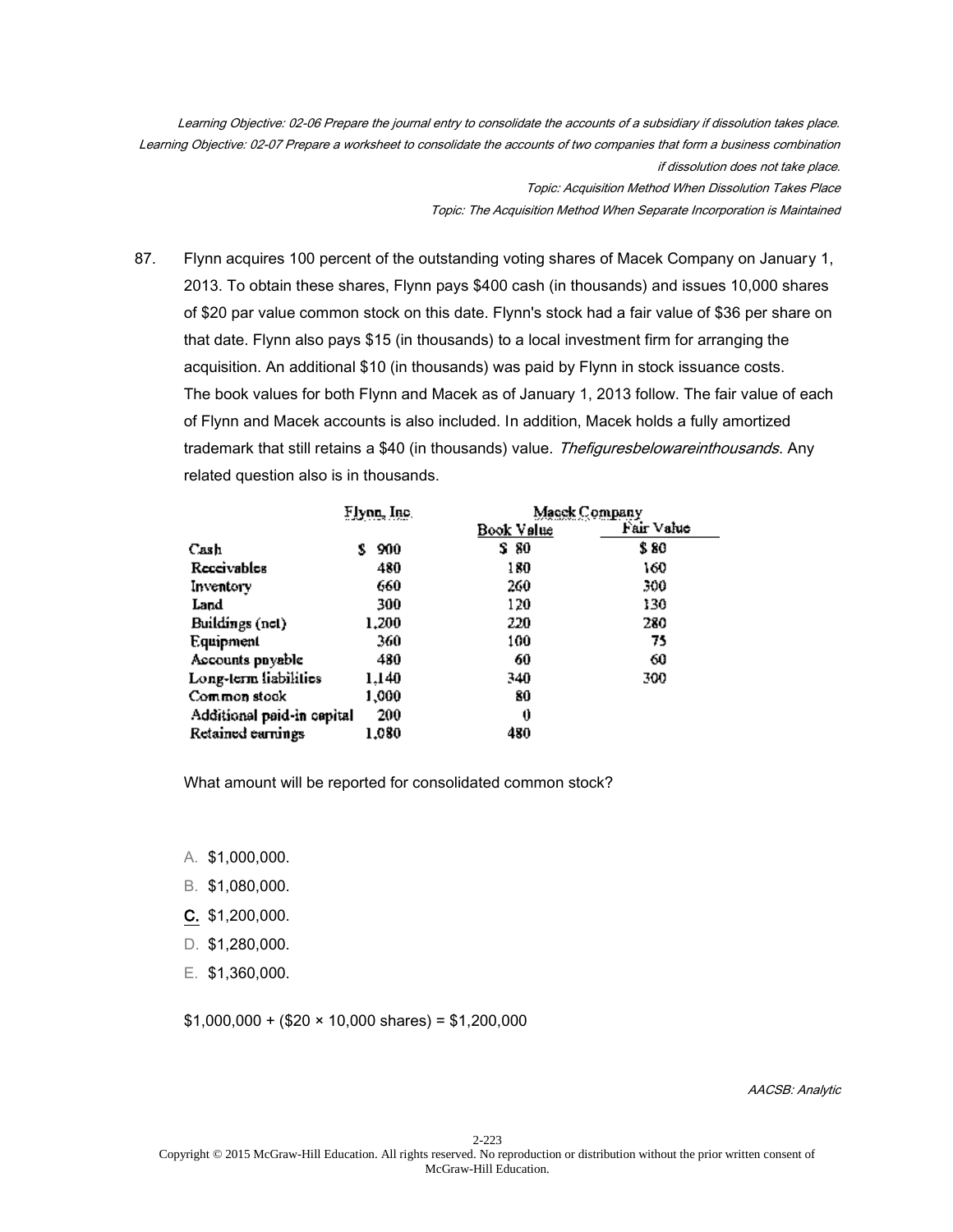*Learning Objective: 02-06 Prepare the journal entry to consolidate the accounts of a subsidiary if dissolution takes place.*
*Learning Objective: 02-07 Prepare a worksheet to consolidate the accounts of two companies that form a business combination if dissolution does not take place.*
*Topic: Acquisition Method When Dissolution Takes Place*
*Topic: The Acquisition Method When Separate Incorporation is Maintained*

87. Flynn acquires 100 percent of the outstanding voting shares of Macek Company on January 1, 2013. To obtain these shares, Flynn pays $400 cash (in thousands) and issues 10,000 shares of $20 par value common stock on this date. Flynn's stock had a fair value of $36 per share on that date. Flynn also pays $15 (in thousands) to a local investment firm for arranging the acquisition. An additional $10 (in thousands) was paid by Flynn in stock issuance costs. The book values for both Flynn and Macek as of January 1, 2013 follow. The fair value of each of Flynn and Macek accounts is also included. In addition, Macek holds a fully amortized trademark that still retains a $40 (in thousands) value. *Thefiguresbelowareinthousands*. Any related question also is in thousands.

| | Flynn, Inc. | Macek Company | |
|---|---|---|---|
| | | Book Value | Fair Value |
| Cash | $ 900 | $ 80 | $ 80 |
| Receivables | 480 | 180 | 160 |
| Inventory | 660 | 260 | 300 |
| Land | 300 | 120 | 130 |
| Buildings (net) | 1,200 | 220 | 280 |
| Equipment | 360 | 100 | 75 |
| Accounts payable | 480 | 60 | 60 |
| Long-term liabilities | 1,140 | 340 | 300 |
| Common stock | 1,000 | 80 | |
| Additional paid-in capital | 200 | 0 | |
| Retained earnings | 1,080 | 480 | |

What amount will be reported for consolidated common stock?

A. $1,000,000.

B. $1,080,000.

**C.** $1,200,000.

D. $1,280,000.

E. $1,360,000.

$1,000,000 + ($20 × 10,000 shares) = $1,200,000

*AACSB: Analytic*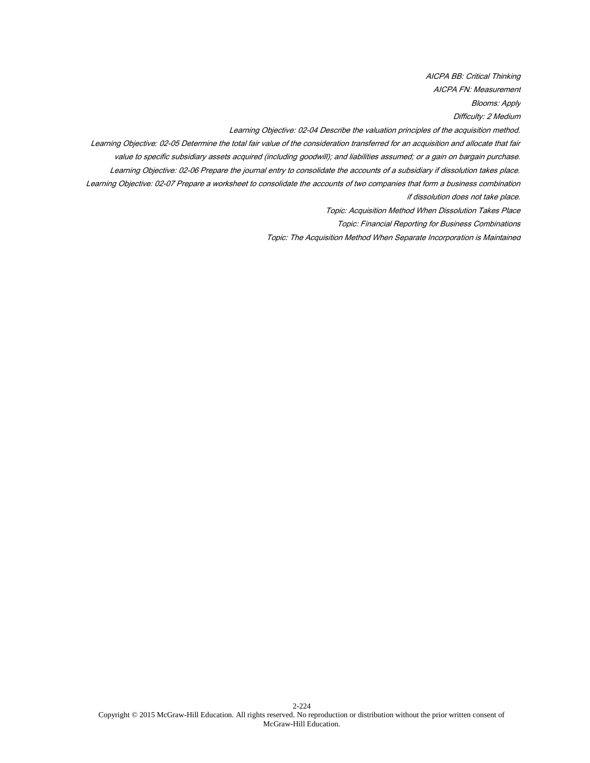*AICPA BB: Critical Thinking*

*AICPA FN: Measurement*

*Blooms: Apply*

*Difficulty: 2 Medium*

*Learning Objective: 02-04 Describe the valuation principles of the acquisition method.*

*Learning Objective: 02-05 Determine the total fair value of the consideration transferred for an acquisition and allocate that fair value to specific subsidiary assets acquired (including goodwill); and liabilities assumed; or a gain on bargain purchase.*

*Learning Objective: 02-06 Prepare the journal entry to consolidate the accounts of a subsidiary if dissolution takes place.*

*Learning Objective: 02-07 Prepare a worksheet to consolidate the accounts of two companies that form a business combination if dissolution does not take place.*

*Topic: Acquisition Method When Dissolution Takes Place*

*Topic: Financial Reporting for Business Combinations*

*Topic: The Acquisition Method When Separate Incorporation is Maintained*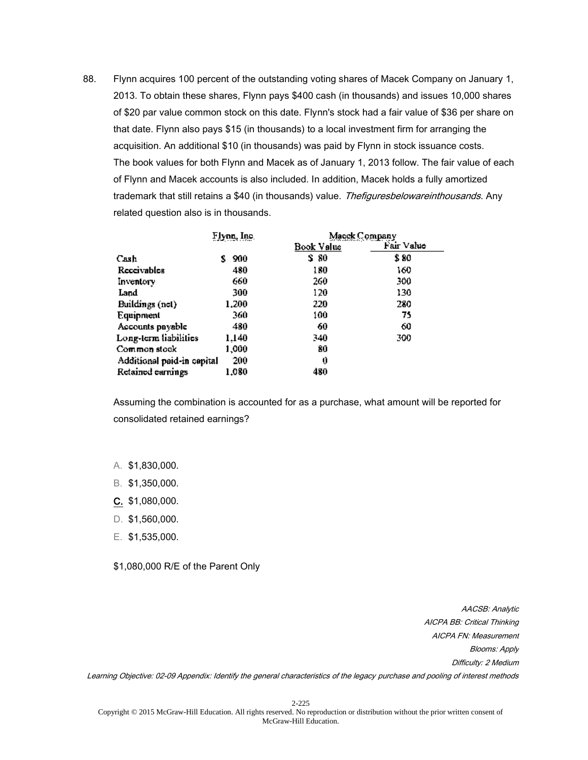88. Flynn acquires 100 percent of the outstanding voting shares of Macek Company on January 1, 2013. To obtain these shares, Flynn pays $400 cash (in thousands) and issues 10,000 shares of $20 par value common stock on this date. Flynn's stock had a fair value of $36 per share on that date. Flynn also pays $15 (in thousands) to a local investment firm for arranging the acquisition. An additional $10 (in thousands) was paid by Flynn in stock issuance costs. The book values for both Flynn and Macek as of January 1, 2013 follow. The fair value of each of Flynn and Macek accounts is also included. In addition, Macek holds a fully amortized trademark that still retains a $40 (in thousands) value. *Thefiguresbelowareinthousands*. Any related question also is in thousands.

| | Flynn, Inc. | Macek Company | |
|---|---|---|---|
| | | Book Value | Fair Value |
| Cash | $ 900 | $ 80 | $ 80 |
| Receivables | 480 | 180 | 160 |
| Inventory | 660 | 260 | 300 |
| Land | 300 | 120 | 130 |
| Buildings (net) | 1,200 | 220 | 280 |
| Equipment | 360 | 100 | 75 |
| Accounts payable | 480 | 60 | 60 |
| Long-term liabilities | 1,140 | 340 | 300 |
| Common stock | 1,000 | 80 | |
| Additional paid-in capital | 200 | 0 | |
| Retained earnings | 1,080 | 480 | |

Assuming the combination is accounted for as a purchase, what amount will be reported for consolidated retained earnings?

A. $1,830,000.

B. $1,350,000.

**C.** $1,080,000.

D. $1,560,000.

E. $1,535,000.

$1,080,000 R/E of the Parent Only

*AACSB: Analytic*
*AICPA BB: Critical Thinking*
*AICPA FN: Measurement*
*Blooms: Apply*
*Difficulty: 2 Medium*
*Learning Objective: 02-09 Appendix: Identify the general characteristics of the legacy purchase and pooling of interest methods*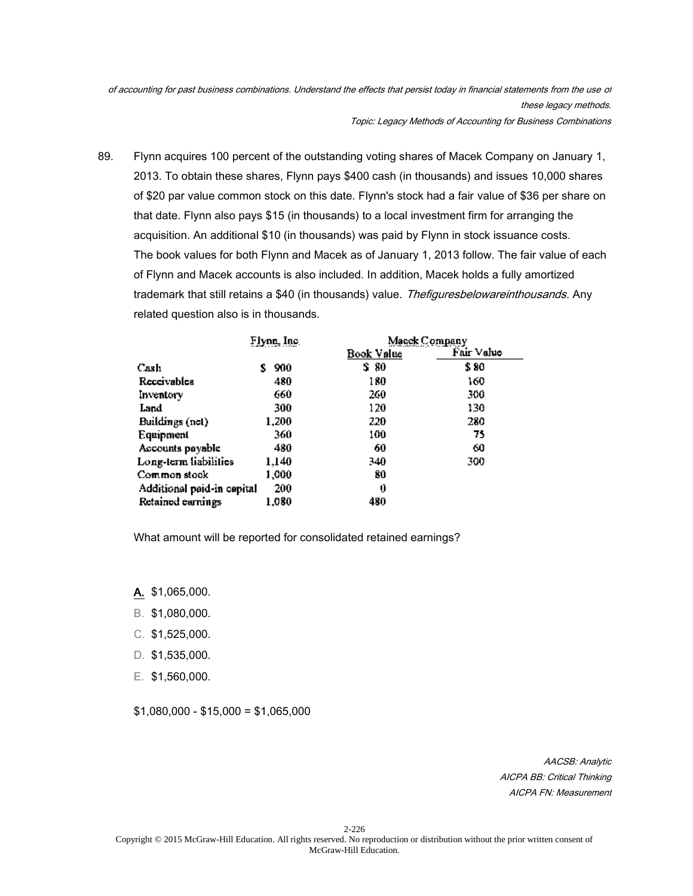*of accounting for past business combinations. Understand the effects that persist today in financial statements from the use of these legacy methods.*

*Topic: Legacy Methods of Accounting for Business Combinations*

89. Flynn acquires 100 percent of the outstanding voting shares of Macek Company on January 1, 2013. To obtain these shares, Flynn pays $400 cash (in thousands) and issues 10,000 shares of $20 par value common stock on this date. Flynn's stock had a fair value of $36 per share on that date. Flynn also pays $15 (in thousands) to a local investment firm for arranging the acquisition. An additional $10 (in thousands) was paid by Flynn in stock issuance costs. The book values for both Flynn and Macek as of January 1, 2013 follow. The fair value of each of Flynn and Macek accounts is also included. In addition, Macek holds a fully amortized trademark that still retains a $40 (in thousands) value. *Thefiguresbelowareinthousands.* Any related question also is in thousands.

| | Flynn, Inc. | Macek Company | |
|---|---|---|---|
| | | Book Value | Fair Value |
| Cash | $ 900 | $ 80 | $ 80 |
| Receivables | 480 | 180 | 160 |
| Inventory | 660 | 260 | 300 |
| Land | 300 | 120 | 130 |
| Buildings (net) | 1,200 | 220 | 280 |
| Equipment | 360 | 100 | 75 |
| Accounts payable | 480 | 60 | 60 |
| Long-term liabilities | 1,140 | 340 | 300 |
| Common stock | 1,000 | 80 | |
| Additional paid-in capital | 200 | 0 | |
| Retained earnings | 1,080 | 480 | |

What amount will be reported for consolidated retained earnings?

**A.** $1,065,000.

B. $1,080,000.

C. $1,525,000.

D. $1,535,000.

E. $1,560,000.

$1,080,000 - $15,000 = $1,065,000

*AACSB: Analytic*
*AICPA BB: Critical Thinking*
*AICPA FN: Measurement*

Copyright © 2015 McGraw-Hill Education. All rights reserved. No reproduction or distribution without the prior written consent of McGraw-Hill Education.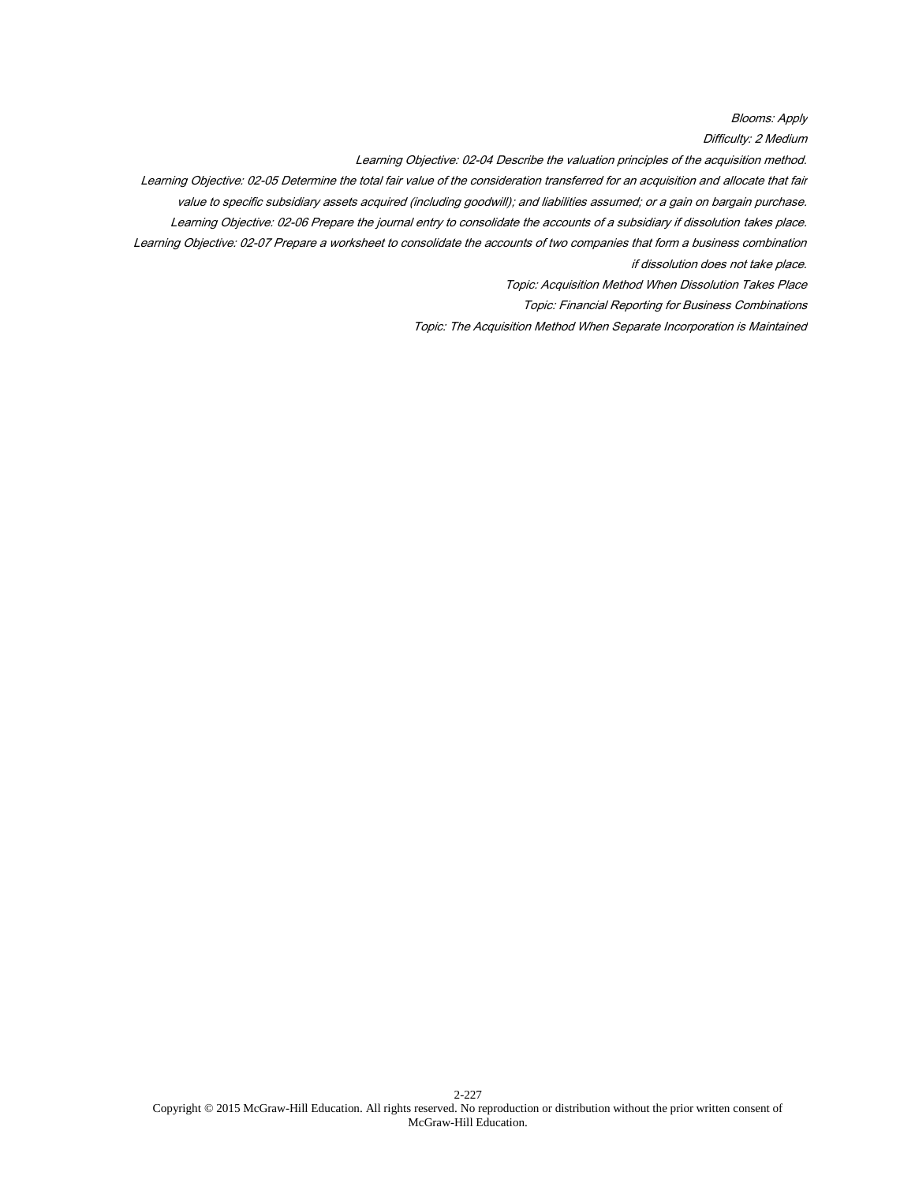*Blooms: Apply*

*Difficulty: 2 Medium*

*Learning Objective: 02-04 Describe the valuation principles of the acquisition method.*

*Learning Objective: 02-05 Determine the total fair value of the consideration transferred for an acquisition and allocate that fair value to specific subsidiary assets acquired (including goodwill); and liabilities assumed; or a gain on bargain purchase.*

*Learning Objective: 02-06 Prepare the journal entry to consolidate the accounts of a subsidiary if dissolution takes place.*

*Learning Objective: 02-07 Prepare a worksheet to consolidate the accounts of two companies that form a business combination if dissolution does not take place.*

*Topic: Acquisition Method When Dissolution Takes Place*

*Topic: Financial Reporting for Business Combinations*

*Topic: The Acquisition Method When Separate Incorporation is Maintained*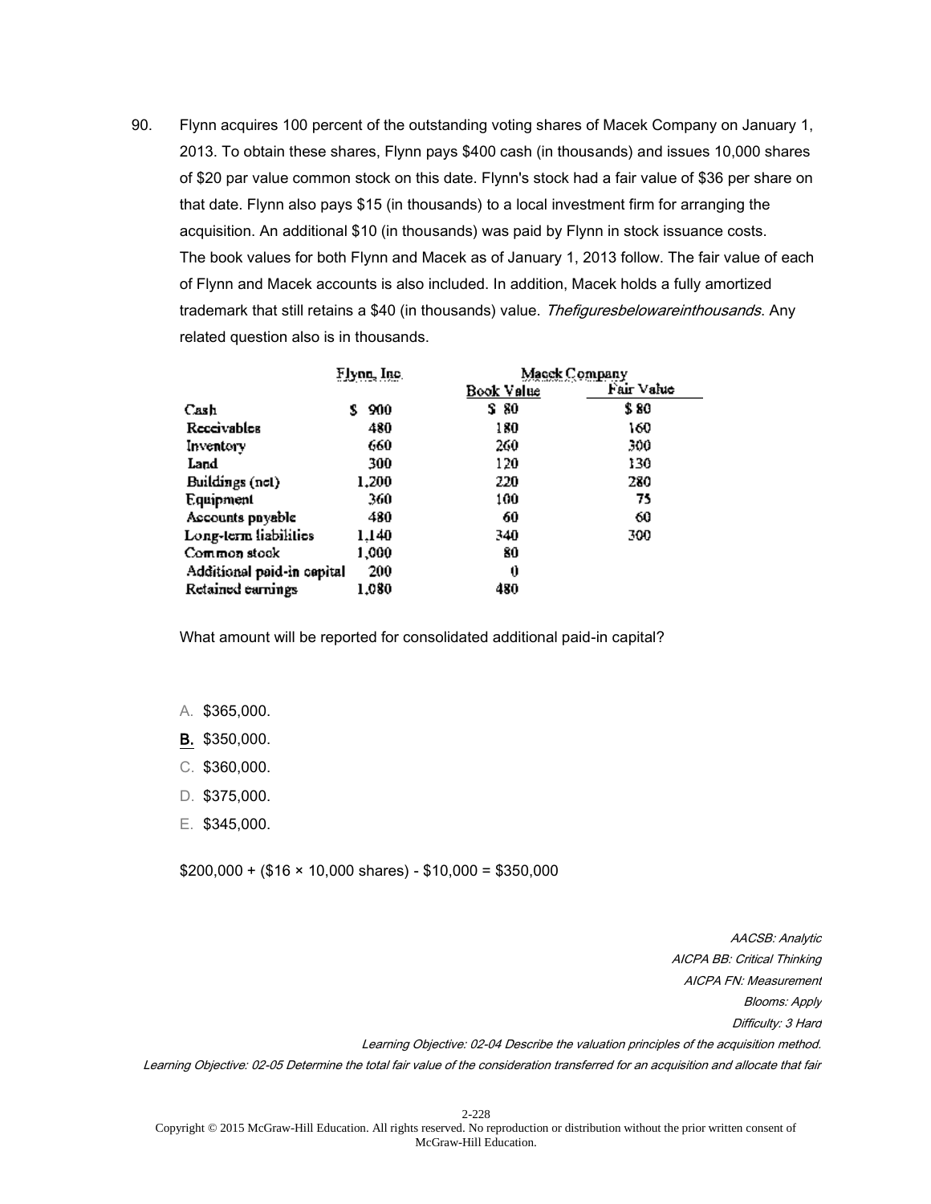90. Flynn acquires 100 percent of the outstanding voting shares of Macek Company on January 1, 2013. To obtain these shares, Flynn pays $400 cash (in thousands) and issues 10,000 shares of $20 par value common stock on this date. Flynn's stock had a fair value of $36 per share on that date. Flynn also pays $15 (in thousands) to a local investment firm for arranging the acquisition. An additional $10 (in thousands) was paid by Flynn in stock issuance costs. The book values for both Flynn and Macek as of January 1, 2013 follow. The fair value of each of Flynn and Macek accounts is also included. In addition, Macek holds a fully amortized trademark that still retains a $40 (in thousands) value. *Thefiguresbelowareinthousands.* Any related question also is in thousands.

| | Flynn, Inc. | Macek Company | |
|---|---|---|---|
| | | Book Value | Fair Value |
| Cash | $ 900 | $ 80 | $ 80 |
| Receivables | 480 | 180 | 160 |
| Inventory | 660 | 260 | 300 |
| Land | 300 | 120 | 130 |
| Buildings (net) | 1,200 | 220 | 280 |
| Equipment | 360 | 100 | 75 |
| Accounts payable | 480 | 60 | 60 |
| Long-term liabilities | 1,140 | 340 | 300 |
| Common stock | 1,000 | 80 | |
| Additional paid-in capital | 200 | 0 | |
| Retained earnings | 1,080 | 480 | |

What amount will be reported for consolidated additional paid-in capital?

A. $365,000.

**B.** $350,000.

C. $360,000.

D. $375,000.

E. $345,000.

$200,000 + ($16 × 10,000 shares) - $10,000 = $350,000

*AACSB: Analytic*

*AICPA BB: Critical Thinking*

*AICPA FN: Measurement*

*Blooms: Apply*

*Difficulty: 3 Hard*

*Learning Objective: 02-04 Describe the valuation principles of the acquisition method.*

*Learning Objective: 02-05 Determine the total fair value of the consideration transferred for an acquisition and allocate that fair*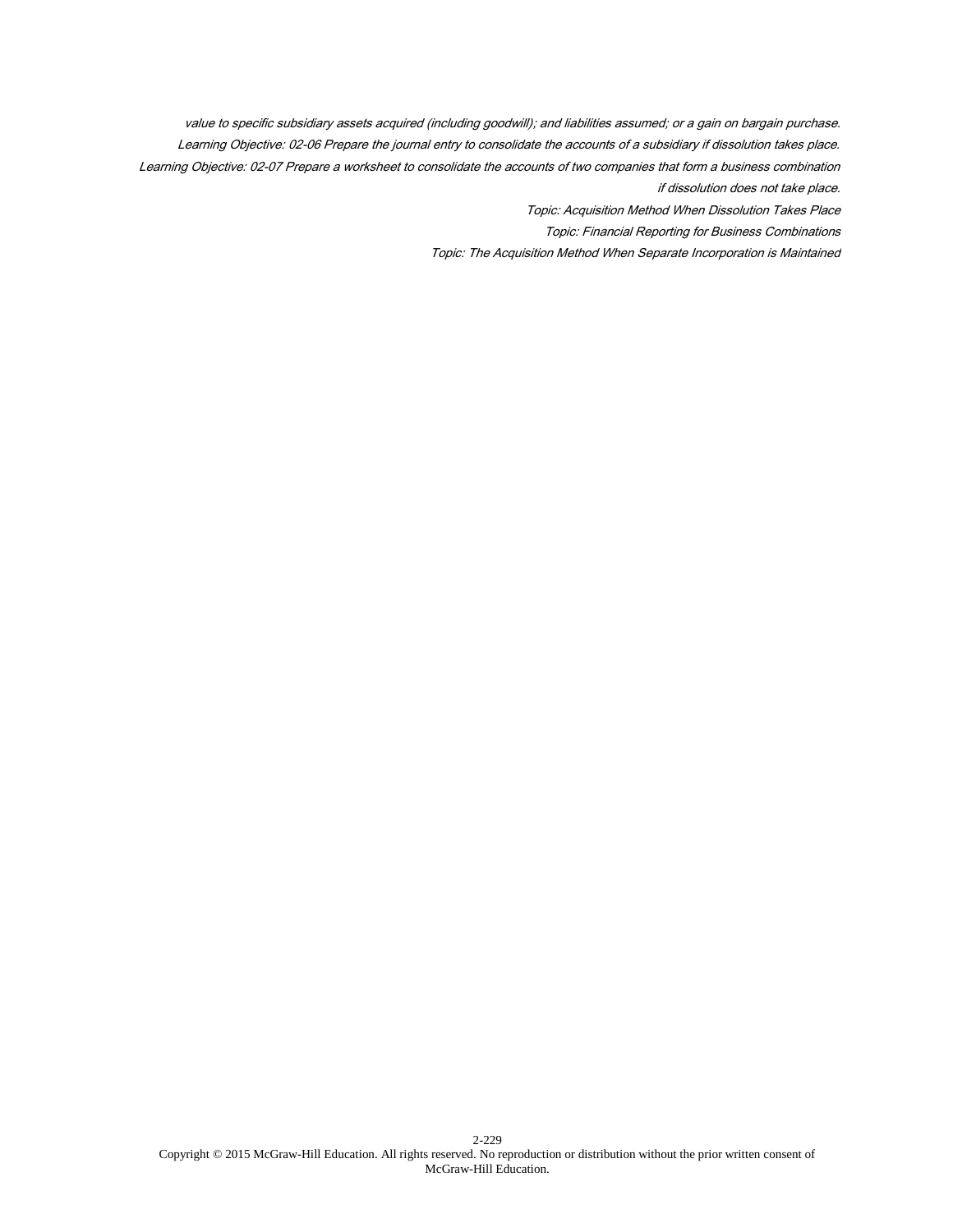*value to specific subsidiary assets acquired (including goodwill); and liabilities assumed; or a gain on bargain purchase.*

*Learning Objective: 02-06 Prepare the journal entry to consolidate the accounts of a subsidiary if dissolution takes place.*

*Learning Objective: 02-07 Prepare a worksheet to consolidate the accounts of two companies that form a business combination if dissolution does not take place.*

*Topic: Acquisition Method When Dissolution Takes Place*

*Topic: Financial Reporting for Business Combinations*

*Topic: The Acquisition Method When Separate Incorporation is Maintained*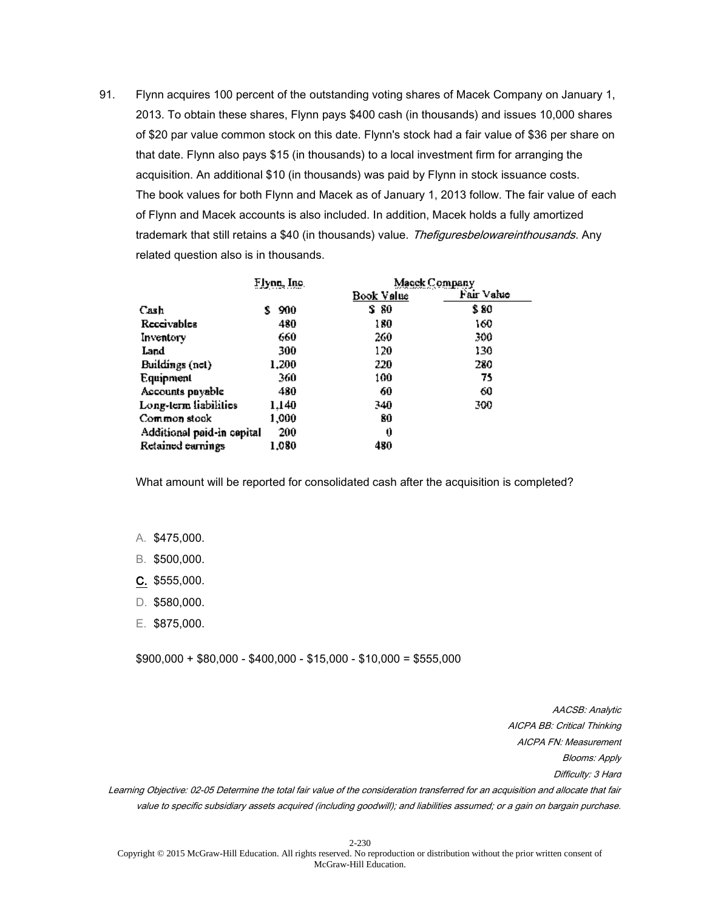91. Flynn acquires 100 percent of the outstanding voting shares of Macek Company on January 1, 2013. To obtain these shares, Flynn pays $400 cash (in thousands) and issues 10,000 shares of $20 par value common stock on this date. Flynn's stock had a fair value of $36 per share on that date. Flynn also pays $15 (in thousands) to a local investment firm for arranging the acquisition. An additional $10 (in thousands) was paid by Flynn in stock issuance costs. The book values for both Flynn and Macek as of January 1, 2013 follow. The fair value of each of Flynn and Macek accounts is also included. In addition, Macek holds a fully amortized trademark that still retains a $40 (in thousands) value. *Thefiguresbelowareinthousands.* Any related question also is in thousands.

| | Flynn, Inc. | Macek Company | |
|---|---|---|---|
| | | Book Value | Fair Value |
| Cash | $ 900 | $ 80 | $ 80 |
| Receivables | 480 | 180 | 160 |
| Inventory | 660 | 260 | 300 |
| Land | 300 | 120 | 130 |
| Buildings (net) | 1,200 | 220 | 280 |
| Equipment | 360 | 100 | 75 |
| Accounts payable | 480 | 60 | 60 |
| Long-term liabilities | 1,140 | 340 | 300 |
| Common stock | 1,000 | 80 | |
| Additional paid-in capital | 200 | 0 | |
| Retained earnings | 1,080 | 480 | |

What amount will be reported for consolidated cash after the acquisition is completed?

A. $475,000.

B. $500,000.

**C.** $555,000.

D. $580,000.

E. $875,000.

$900,000 + $80,000 - $400,000 - $15,000 - $10,000 = $555,000

*AACSB: Analytic*
*AICPA BB: Critical Thinking*
*AICPA FN: Measurement*
*Blooms: Apply*
*Difficulty: 3 Hard*
*Learning Objective: 02-05 Determine the total fair value of the consideration transferred for an acquisition and allocate that fair value to specific subsidiary assets acquired (including goodwill); and liabilities assumed; or a gain on bargain purchase.*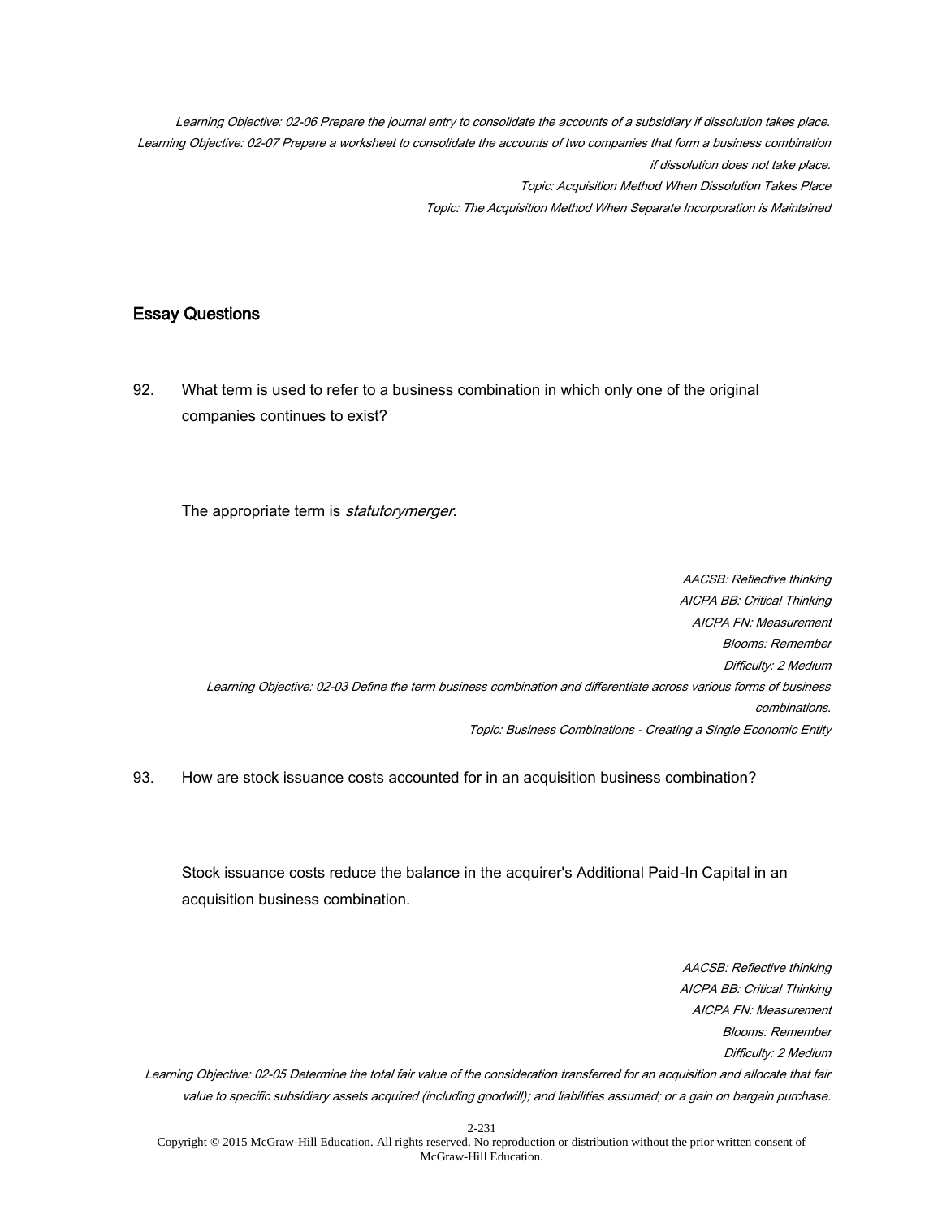*Learning Objective: 02-06 Prepare the journal entry to consolidate the accounts of a subsidiary if dissolution takes place.*
*Learning Objective: 02-07 Prepare a worksheet to consolidate the accounts of two companies that form a business combination if dissolution does not take place.*
*Topic: Acquisition Method When Dissolution Takes Place*
*Topic: The Acquisition Method When Separate Incorporation is Maintained*

## Essay Questions

92. What term is used to refer to a business combination in which only one of the original companies continues to exist?

The appropriate term is *statutorymerger*.

*AACSB: Reflective thinking*
*AICPA BB: Critical Thinking*
*AICPA FN: Measurement*
*Blooms: Remember*
*Difficulty: 2 Medium*
*Learning Objective: 02-03 Define the term business combination and differentiate across various forms of business combinations.*
*Topic: Business Combinations - Creating a Single Economic Entity*

93. How are stock issuance costs accounted for in an acquisition business combination?

Stock issuance costs reduce the balance in the acquirer's Additional Paid-In Capital in an acquisition business combination.

*AACSB: Reflective thinking*
*AICPA BB: Critical Thinking*
*AICPA FN: Measurement*
*Blooms: Remember*
*Difficulty: 2 Medium*
*Learning Objective: 02-05 Determine the total fair value of the consideration transferred for an acquisition and allocate that fair value to specific subsidiary assets acquired (including goodwill); and liabilities assumed; or a gain on bargain purchase.*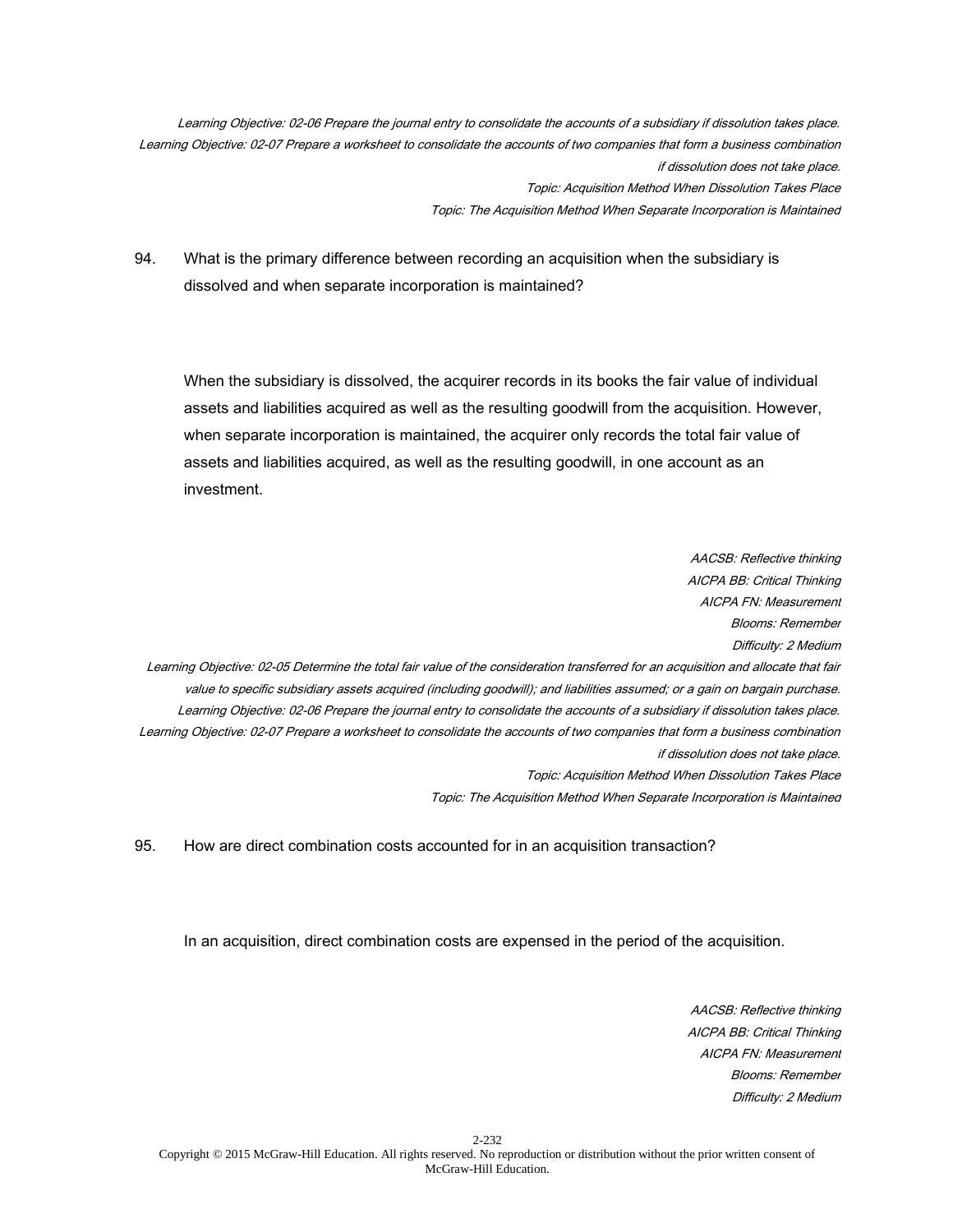*Learning Objective: 02-06 Prepare the journal entry to consolidate the accounts of a subsidiary if dissolution takes place.*
*Learning Objective: 02-07 Prepare a worksheet to consolidate the accounts of two companies that form a business combination if dissolution does not take place.*
*Topic: Acquisition Method When Dissolution Takes Place*
*Topic: The Acquisition Method When Separate Incorporation is Maintained*

94. What is the primary difference between recording an acquisition when the subsidiary is dissolved and when separate incorporation is maintained?

When the subsidiary is dissolved, the acquirer records in its books the fair value of individual assets and liabilities acquired as well as the resulting goodwill from the acquisition. However, when separate incorporation is maintained, the acquirer only records the total fair value of assets and liabilities acquired, as well as the resulting goodwill, in one account as an investment.

*AACSB: Reflective thinking*
*AICPA BB: Critical Thinking*
*AICPA FN: Measurement*
*Blooms: Remember*
*Difficulty: 2 Medium*
*Learning Objective: 02-05 Determine the total fair value of the consideration transferred for an acquisition and allocate that fair value to specific subsidiary assets acquired (including goodwill); and liabilities assumed; or a gain on bargain purchase.*
*Learning Objective: 02-06 Prepare the journal entry to consolidate the accounts of a subsidiary if dissolution takes place.*
*Learning Objective: 02-07 Prepare a worksheet to consolidate the accounts of two companies that form a business combination if dissolution does not take place.*
*Topic: Acquisition Method When Dissolution Takes Place*
*Topic: The Acquisition Method When Separate Incorporation is Maintained*

95. How are direct combination costs accounted for in an acquisition transaction?

In an acquisition, direct combination costs are expensed in the period of the acquisition.

*AACSB: Reflective thinking*
*AICPA BB: Critical Thinking*
*AICPA FN: Measurement*
*Blooms: Remember*
*Difficulty: 2 Medium*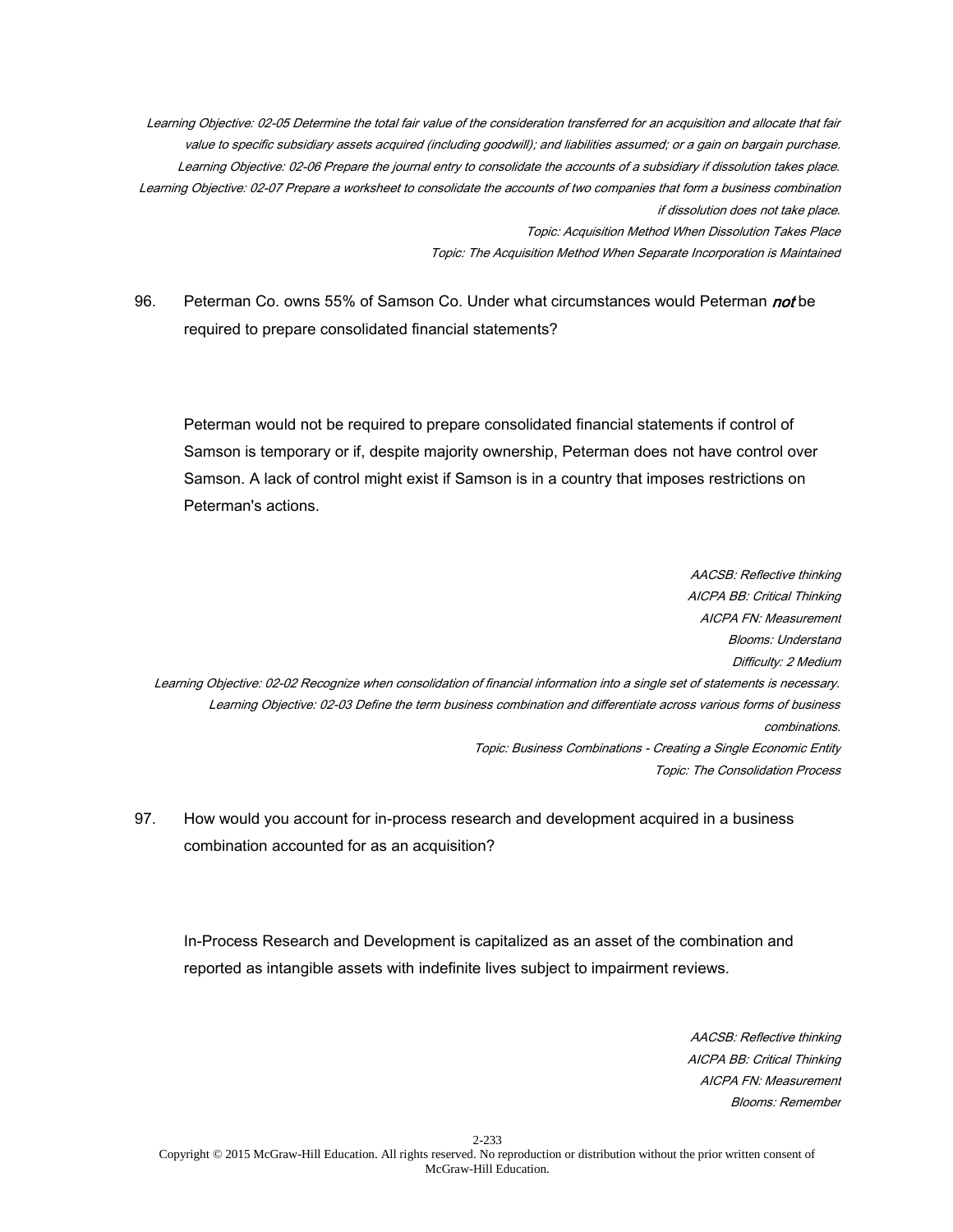*Learning Objective: 02-05 Determine the total fair value of the consideration transferred for an acquisition and allocate that fair value to specific subsidiary assets acquired (including goodwill); and liabilities assumed; or a gain on bargain purchase.*
*Learning Objective: 02-06 Prepare the journal entry to consolidate the accounts of a subsidiary if dissolution takes place.*
*Learning Objective: 02-07 Prepare a worksheet to consolidate the accounts of two companies that form a business combination if dissolution does not take place.*
*Topic: Acquisition Method When Dissolution Takes Place*
*Topic: The Acquisition Method When Separate Incorporation is Maintained*

96. Peterman Co. owns 55% of Samson Co. Under what circumstances would Peterman ***not*** be required to prepare consolidated financial statements?

Peterman would not be required to prepare consolidated financial statements if control of Samson is temporary or if, despite majority ownership, Peterman does not have control over Samson. A lack of control might exist if Samson is in a country that imposes restrictions on Peterman's actions.

*AACSB: Reflective thinking*
*AICPA BB: Critical Thinking*
*AICPA FN: Measurement*
*Blooms: Understand*
*Difficulty: 2 Medium*
*Learning Objective: 02-02 Recognize when consolidation of financial information into a single set of statements is necessary.*
*Learning Objective: 02-03 Define the term business combination and differentiate across various forms of business combinations.*
*Topic: Business Combinations - Creating a Single Economic Entity*
*Topic: The Consolidation Process*

97. How would you account for in-process research and development acquired in a business combination accounted for as an acquisition?

In-Process Research and Development is capitalized as an asset of the combination and reported as intangible assets with indefinite lives subject to impairment reviews.

*AACSB: Reflective thinking*
*AICPA BB: Critical Thinking*
*AICPA FN: Measurement*
*Blooms: Remember*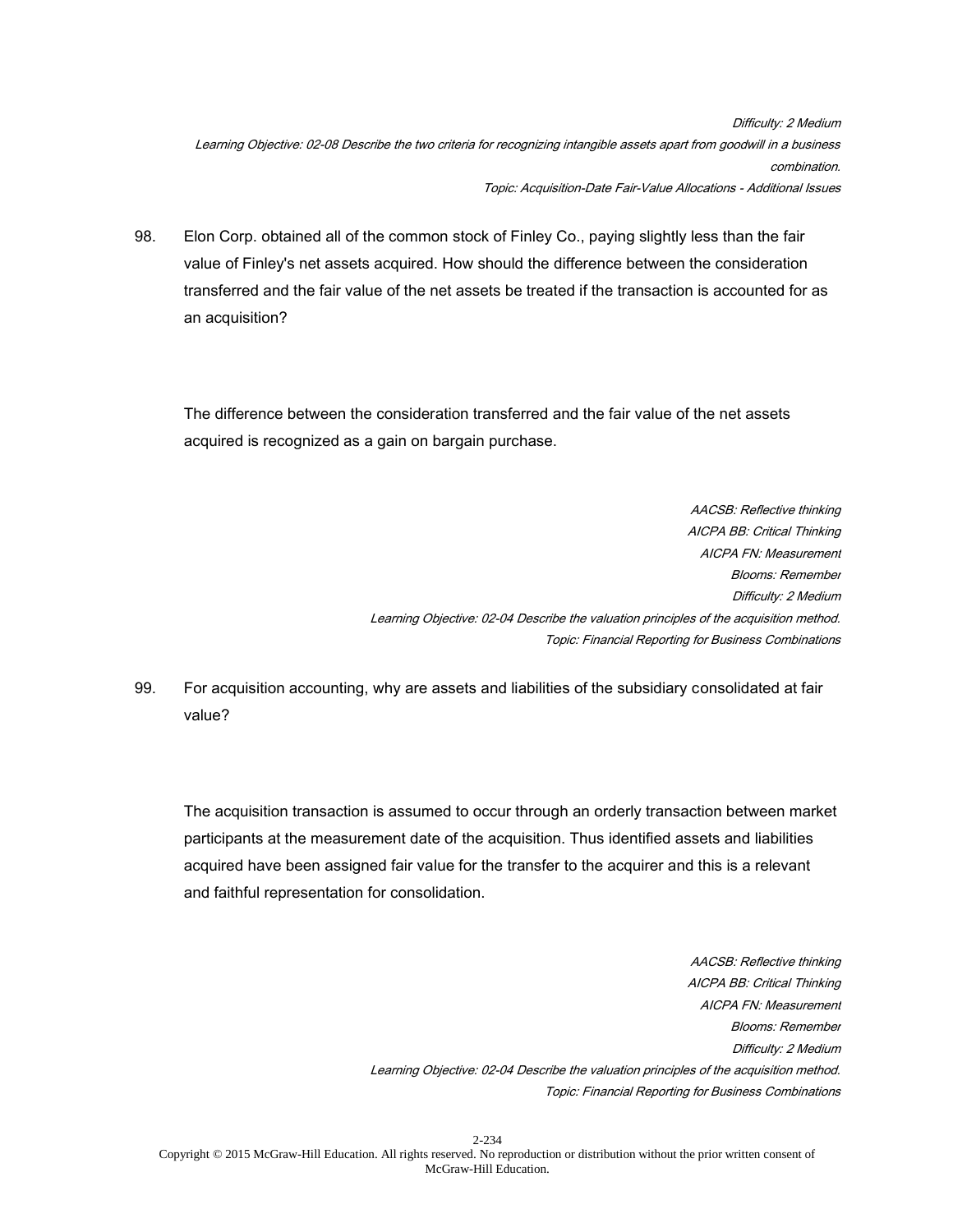*Difficulty: 2 Medium*
*Learning Objective: 02-08 Describe the two criteria for recognizing intangible assets apart from goodwill in a business combination.*
*Topic: Acquisition-Date Fair-Value Allocations - Additional Issues*

98. Elon Corp. obtained all of the common stock of Finley Co., paying slightly less than the fair value of Finley's net assets acquired. How should the difference between the consideration transferred and the fair value of the net assets be treated if the transaction is accounted for as an acquisition?

The difference between the consideration transferred and the fair value of the net assets acquired is recognized as a gain on bargain purchase.

*AACSB: Reflective thinking*
*AICPA BB: Critical Thinking*
*AICPA FN: Measurement*
*Blooms: Remember*
*Difficulty: 2 Medium*
*Learning Objective: 02-04 Describe the valuation principles of the acquisition method.*
*Topic: Financial Reporting for Business Combinations*

99. For acquisition accounting, why are assets and liabilities of the subsidiary consolidated at fair value?

The acquisition transaction is assumed to occur through an orderly transaction between market participants at the measurement date of the acquisition. Thus identified assets and liabilities acquired have been assigned fair value for the transfer to the acquirer and this is a relevant and faithful representation for consolidation.

*AACSB: Reflective thinking*
*AICPA BB: Critical Thinking*
*AICPA FN: Measurement*
*Blooms: Remember*
*Difficulty: 2 Medium*
*Learning Objective: 02-04 Describe the valuation principles of the acquisition method.*
*Topic: Financial Reporting for Business Combinations*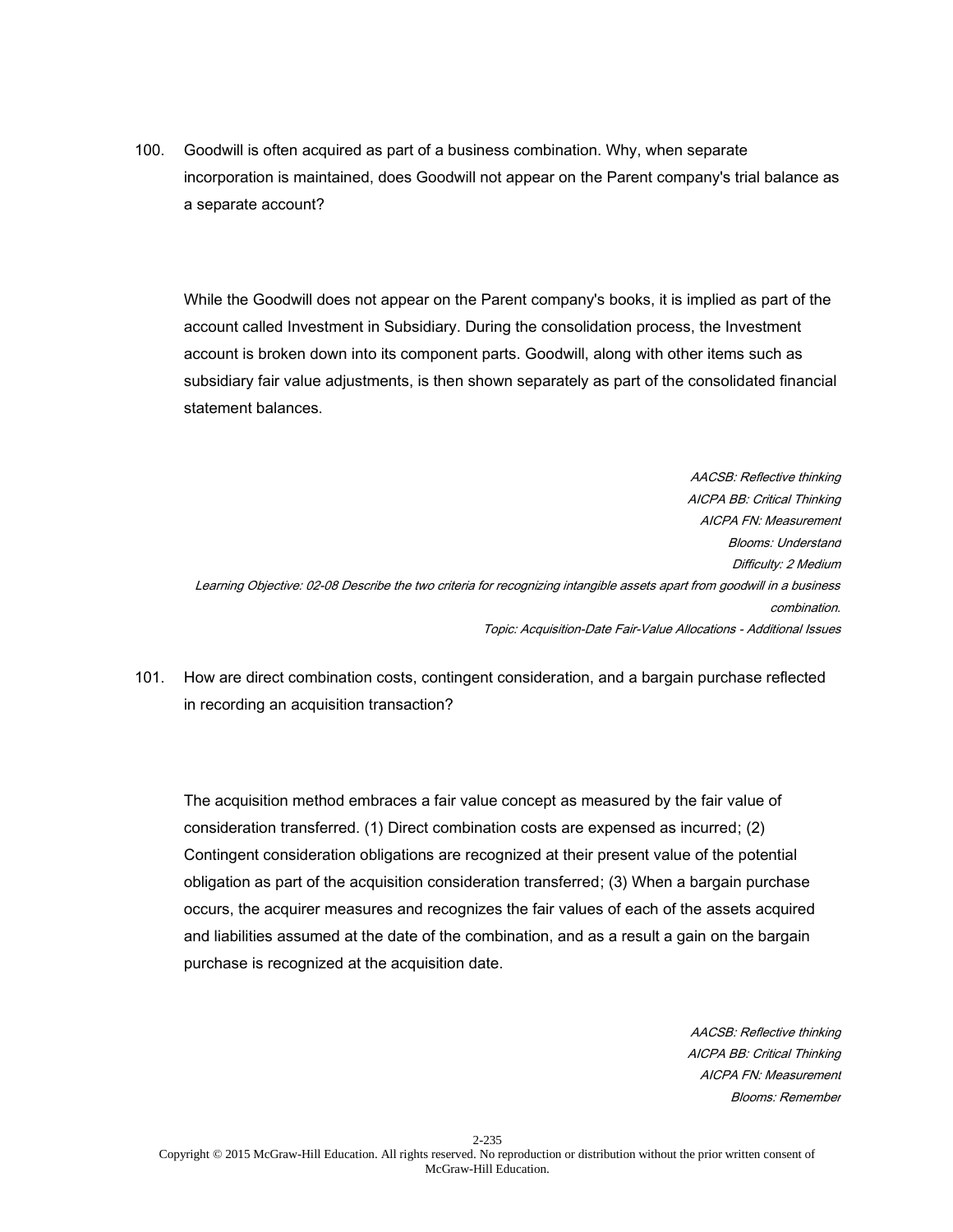100. Goodwill is often acquired as part of a business combination. Why, when separate incorporation is maintained, does Goodwill not appear on the Parent company's trial balance as a separate account?

While the Goodwill does not appear on the Parent company's books, it is implied as part of the account called Investment in Subsidiary. During the consolidation process, the Investment account is broken down into its component parts. Goodwill, along with other items such as subsidiary fair value adjustments, is then shown separately as part of the consolidated financial statement balances.

*AACSB: Reflective thinking*
*AICPA BB: Critical Thinking*
*AICPA FN: Measurement*
*Blooms: Understand*
*Difficulty: 2 Medium*
*Learning Objective: 02-08 Describe the two criteria for recognizing intangible assets apart from goodwill in a business combination.*
*Topic: Acquisition-Date Fair-Value Allocations - Additional Issues*

101. How are direct combination costs, contingent consideration, and a bargain purchase reflected in recording an acquisition transaction?

The acquisition method embraces a fair value concept as measured by the fair value of consideration transferred. (1) Direct combination costs are expensed as incurred; (2) Contingent consideration obligations are recognized at their present value of the potential obligation as part of the acquisition consideration transferred; (3) When a bargain purchase occurs, the acquirer measures and recognizes the fair values of each of the assets acquired and liabilities assumed at the date of the combination, and as a result a gain on the bargain purchase is recognized at the acquisition date.

*AACSB: Reflective thinking*
*AICPA BB: Critical Thinking*
*AICPA FN: Measurement*
*Blooms: Remember*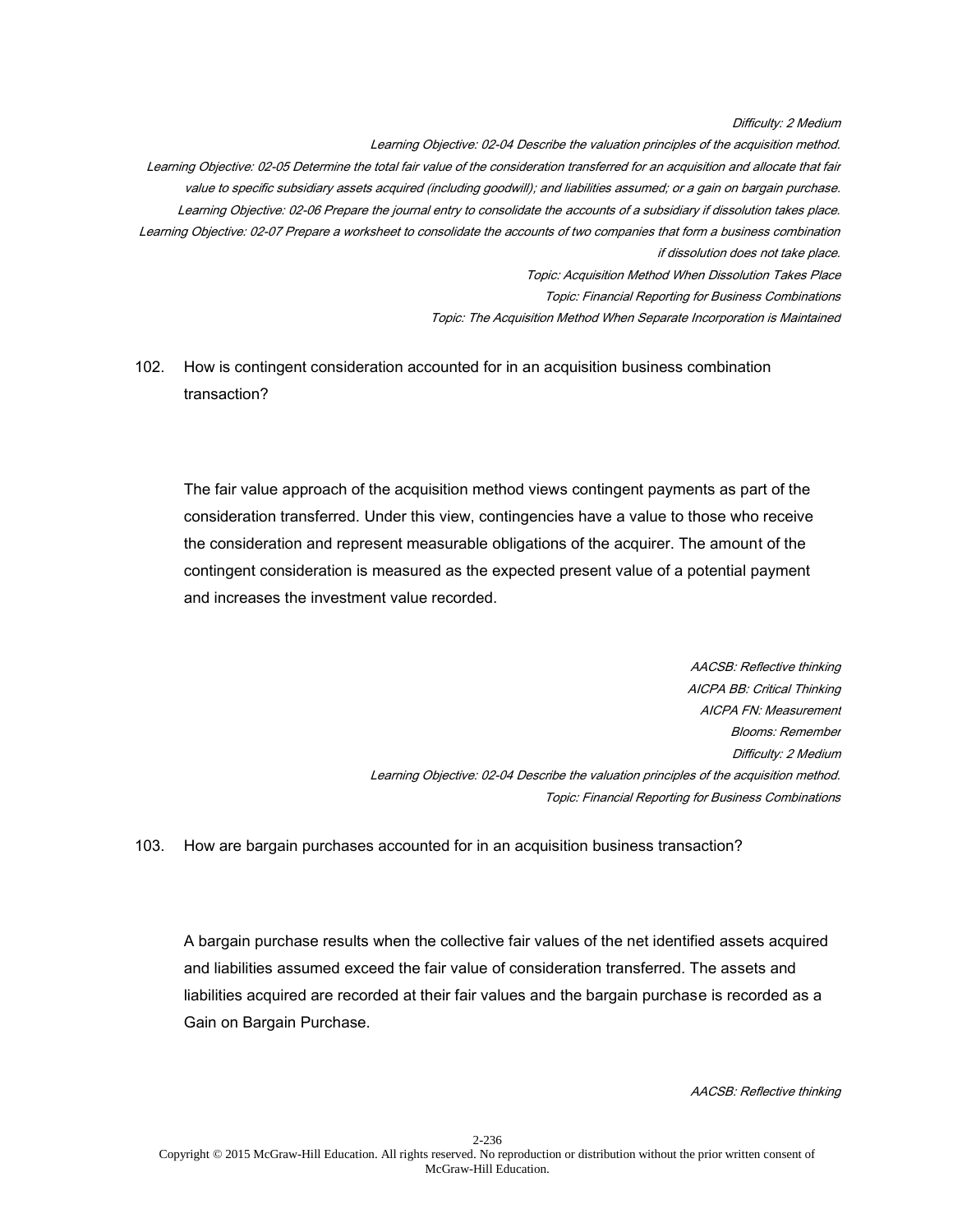*Difficulty: 2 Medium*

*Learning Objective: 02-04 Describe the valuation principles of the acquisition method.*

*Learning Objective: 02-05 Determine the total fair value of the consideration transferred for an acquisition and allocate that fair value to specific subsidiary assets acquired (including goodwill); and liabilities assumed; or a gain on bargain purchase.*

*Learning Objective: 02-06 Prepare the journal entry to consolidate the accounts of a subsidiary if dissolution takes place.*

*Learning Objective: 02-07 Prepare a worksheet to consolidate the accounts of two companies that form a business combination if dissolution does not take place.*

*Topic: Acquisition Method When Dissolution Takes Place*

*Topic: Financial Reporting for Business Combinations*

*Topic: The Acquisition Method When Separate Incorporation is Maintained*

102. How is contingent consideration accounted for in an acquisition business combination transaction?

The fair value approach of the acquisition method views contingent payments as part of the consideration transferred. Under this view, contingencies have a value to those who receive the consideration and represent measurable obligations of the acquirer. The amount of the contingent consideration is measured as the expected present value of a potential payment and increases the investment value recorded.

*AACSB: Reflective thinking*

*AICPA BB: Critical Thinking*

*AICPA FN: Measurement*

*Blooms: Remember*

*Difficulty: 2 Medium*

*Learning Objective: 02-04 Describe the valuation principles of the acquisition method.*

*Topic: Financial Reporting for Business Combinations*

103. How are bargain purchases accounted for in an acquisition business transaction?

A bargain purchase results when the collective fair values of the net identified assets acquired and liabilities assumed exceed the fair value of consideration transferred. The assets and liabilities acquired are recorded at their fair values and the bargain purchase is recorded as a Gain on Bargain Purchase.

*AACSB: Reflective thinking*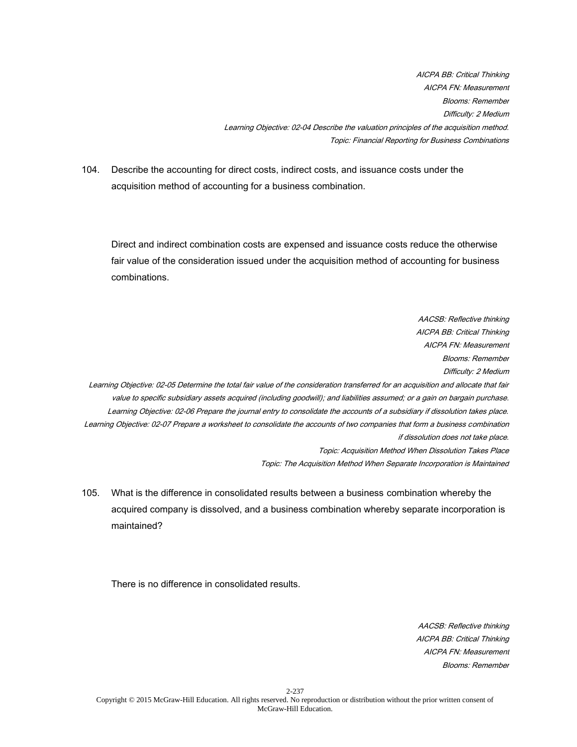*AICPA BB: Critical Thinking*
*AICPA FN: Measurement*
*Blooms: Remember*
*Difficulty: 2 Medium*
*Learning Objective: 02-04 Describe the valuation principles of the acquisition method.*
*Topic: Financial Reporting for Business Combinations*

104. Describe the accounting for direct costs, indirect costs, and issuance costs under the acquisition method of accounting for a business combination.

Direct and indirect combination costs are expensed and issuance costs reduce the otherwise fair value of the consideration issued under the acquisition method of accounting for business combinations.

*AACSB: Reflective thinking*
*AICPA BB: Critical Thinking*
*AICPA FN: Measurement*
*Blooms: Remember*
*Difficulty: 2 Medium*
*Learning Objective: 02-05 Determine the total fair value of the consideration transferred for an acquisition and allocate that fair value to specific subsidiary assets acquired (including goodwill); and liabilities assumed; or a gain on bargain purchase.*
*Learning Objective: 02-06 Prepare the journal entry to consolidate the accounts of a subsidiary if dissolution takes place.*
*Learning Objective: 02-07 Prepare a worksheet to consolidate the accounts of two companies that form a business combination if dissolution does not take place.*
*Topic: Acquisition Method When Dissolution Takes Place*
*Topic: The Acquisition Method When Separate Incorporation is Maintained*

105. What is the difference in consolidated results between a business combination whereby the acquired company is dissolved, and a business combination whereby separate incorporation is maintained?

There is no difference in consolidated results.

*AACSB: Reflective thinking*
*AICPA BB: Critical Thinking*
*AICPA FN: Measurement*
*Blooms: Remember*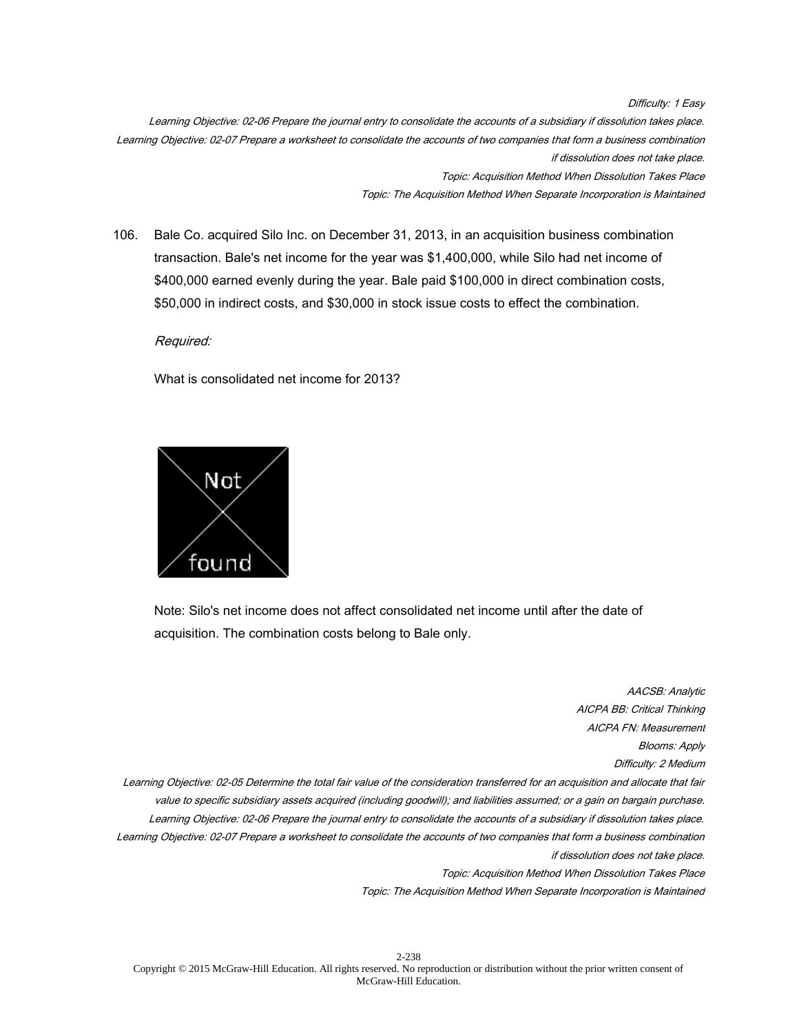*Difficulty: 1 Easy*

*Learning Objective: 02-06 Prepare the journal entry to consolidate the accounts of a subsidiary if dissolution takes place.*

*Learning Objective: 02-07 Prepare a worksheet to consolidate the accounts of two companies that form a business combination if dissolution does not take place.*

*Topic: Acquisition Method When Dissolution Takes Place*

*Topic: The Acquisition Method When Separate Incorporation is Maintained*

106. Bale Co. acquired Silo Inc. on December 31, 2013, in an acquisition business combination transaction. Bale's net income for the year was $1,400,000, while Silo had net income of $400,000 earned evenly during the year. Bale paid $100,000 in direct combination costs, $50,000 in indirect costs, and $30,000 in stock issue costs to effect the combination.

*Required:*

What is consolidated net income for 2013?

Note: Silo's net income does not affect consolidated net income until after the date of acquisition. The combination costs belong to Bale only.

*AACSB: Analytic*

*AICPA BB: Critical Thinking*

*AICPA FN: Measurement*

*Blooms: Apply*

*Difficulty: 2 Medium*

*Learning Objective: 02-05 Determine the total fair value of the consideration transferred for an acquisition and allocate that fair value to specific subsidiary assets acquired (including goodwill); and liabilities assumed; or a gain on bargain purchase.*

*Learning Objective: 02-06 Prepare the journal entry to consolidate the accounts of a subsidiary if dissolution takes place.*

*Learning Objective: 02-07 Prepare a worksheet to consolidate the accounts of two companies that form a business combination if dissolution does not take place.*

*Topic: Acquisition Method When Dissolution Takes Place*

*Topic: The Acquisition Method When Separate Incorporation is Maintained*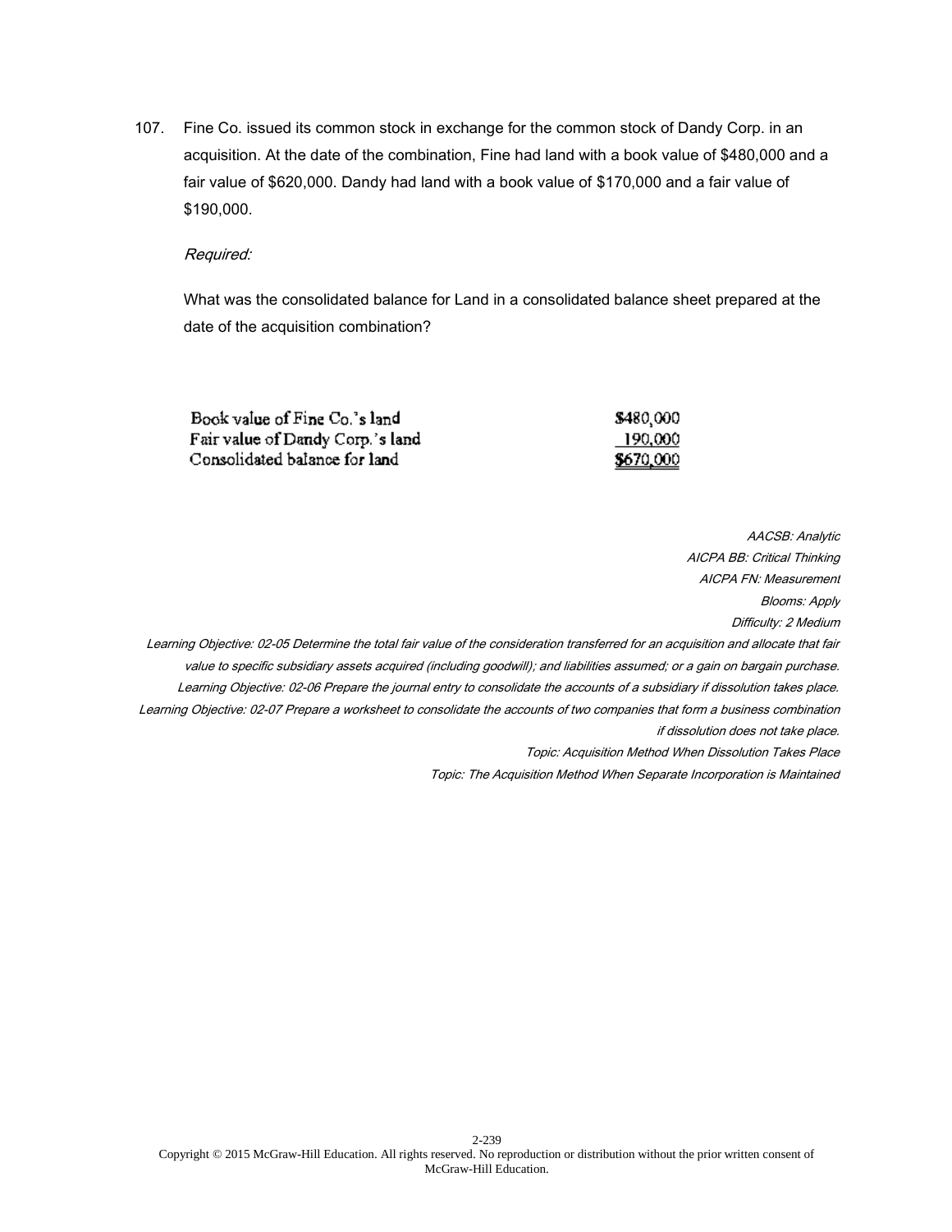107. Fine Co. issued its common stock in exchange for the common stock of Dandy Corp. in an acquisition. At the date of the combination, Fine had land with a book value of $480,000 and a fair value of $620,000. Dandy had land with a book value of $170,000 and a fair value of $190,000.

*Required:*

What was the consolidated balance for Land in a consolidated balance sheet prepared at the date of the acquisition combination?

| | |
|---|---|
| Book value of Fine Co.'s land | $480,000 |
| Fair value of Dandy Corp.'s land | 190,000 |
| Consolidated balance for land | $670,000 |

*AACSB: Analytic*
*AICPA BB: Critical Thinking*
*AICPA FN: Measurement*
*Blooms: Apply*
*Difficulty: 2 Medium*
*Learning Objective: 02-05 Determine the total fair value of the consideration transferred for an acquisition and allocate that fair value to specific subsidiary assets acquired (including goodwill); and liabilities assumed; or a gain on bargain purchase.*
*Learning Objective: 02-06 Prepare the journal entry to consolidate the accounts of a subsidiary if dissolution takes place.*
*Learning Objective: 02-07 Prepare a worksheet to consolidate the accounts of two companies that form a business combination if dissolution does not take place.*
*Topic: Acquisition Method When Dissolution Takes Place*
*Topic: The Acquisition Method When Separate Incorporation is Maintained*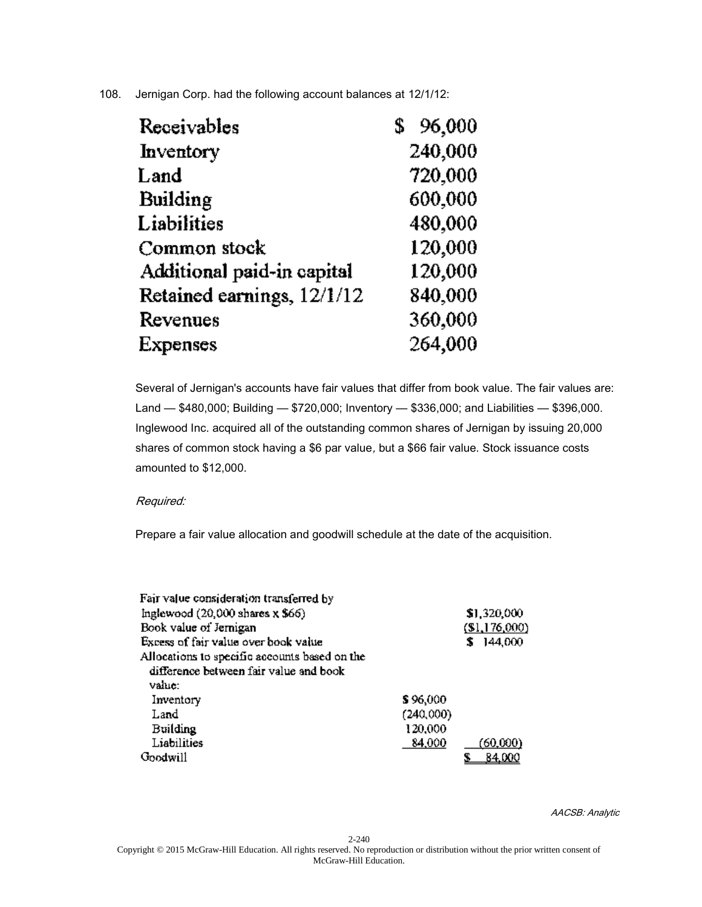108. Jernigan Corp. had the following account balances at 12/1/12:

| | |
|---|---|
| Receivables | $ 96,000 |
| Inventory | 240,000 |
| Land | 720,000 |
| Building | 600,000 |
| Liabilities | 480,000 |
| Common stock | 120,000 |
| Additional paid-in capital | 120,000 |
| Retained earnings, 12/1/12 | 840,000 |
| Revenues | 360,000 |
| Expenses | 264,000 |

Several of Jernigan's accounts have fair values that differ from book value. The fair values are: Land — $480,000; Building — $720,000; Inventory — $336,000; and Liabilities — $396,000. Inglewood Inc. acquired all of the outstanding common shares of Jernigan by issuing 20,000 shares of common stock having a $6 par value, but a $66 fair value. Stock issuance costs amounted to $12,000.

*Required:*

Prepare a fair value allocation and goodwill schedule at the date of the acquisition.

| | | |
|---|---|---|
| Fair value consideration transferred by Inglewood (20,000 shares x $66) | | $1,320,000 |
| Book value of Jernigan | | ($1,176,000) |
| Excess of fair value over book value | | $ 144,000 |
| Allocations to specific accounts based on the difference between fair value and book value: | | |
| Inventory | $ 96,000 | |
| Land | (240,000) | |
| Building | 120,000 | |
| Liabilities | 84,000 | (60,000) |
| Goodwill | | $ 84,000 |

*AACSB: Analytic*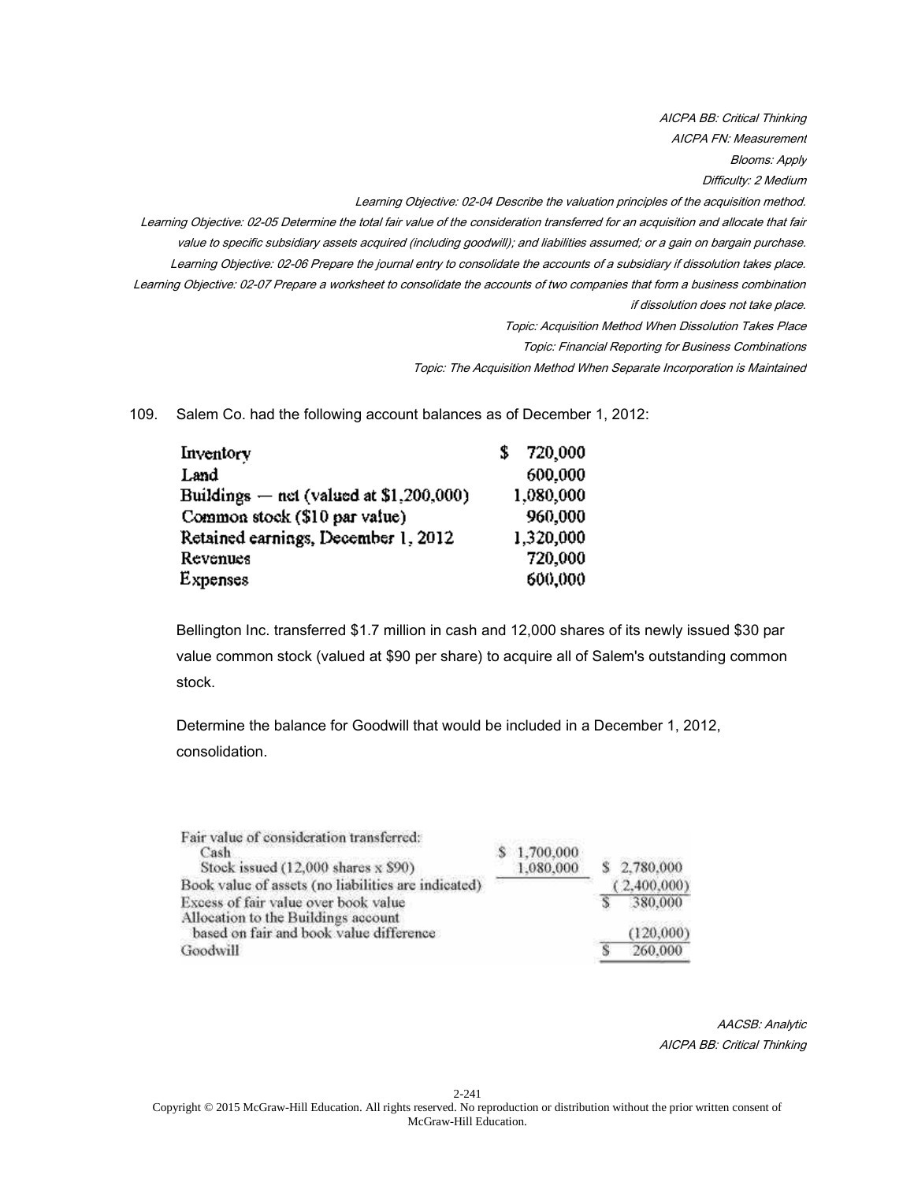*AICPA BB: Critical Thinking*
*AICPA FN: Measurement*
*Blooms: Apply*
*Difficulty: 2 Medium*
*Learning Objective: 02-04 Describe the valuation principles of the acquisition method.*
*Learning Objective: 02-05 Determine the total fair value of the consideration transferred for an acquisition and allocate that fair value to specific subsidiary assets acquired (including goodwill); and liabilities assumed; or a gain on bargain purchase.*
*Learning Objective: 02-06 Prepare the journal entry to consolidate the accounts of a subsidiary if dissolution takes place.*
*Learning Objective: 02-07 Prepare a worksheet to consolidate the accounts of two companies that form a business combination if dissolution does not take place.*
*Topic: Acquisition Method When Dissolution Takes Place*
*Topic: Financial Reporting for Business Combinations*
*Topic: The Acquisition Method When Separate Incorporation is Maintained*

109. Salem Co. had the following account balances as of December 1, 2012:

| | |
|---|---|
| Inventory | $ 720,000 |
| Land | 600,000 |
| Buildings — net (valued at $1,200,000) | 1,080,000 |
| Common stock ($10 par value) | 960,000 |
| Retained earnings, December 1, 2012 | 1,320,000 |
| Revenues | 720,000 |
| Expenses | 600,000 |

Bellington Inc. transferred $1.7 million in cash and 12,000 shares of its newly issued $30 par value common stock (valued at $90 per share) to acquire all of Salem's outstanding common stock.

Determine the balance for Goodwill that would be included in a December 1, 2012, consolidation.

| | | |
|---|---|---|
| Fair value of consideration transferred: | | |
| Cash | $ 1,700,000 | |
| Stock issued (12,000 shares x $90) | 1,080,000 | $ 2,780,000 |
| Book value of assets (no liabilities are indicated) | | (2,400,000) |
| Excess of fair value over book value | | $ 380,000 |
| Allocation to the Buildings account based on fair and book value difference | | (120,000) |
| Goodwill | | $ 260,000 |

*AACSB: Analytic*
*AICPA BB: Critical Thinking*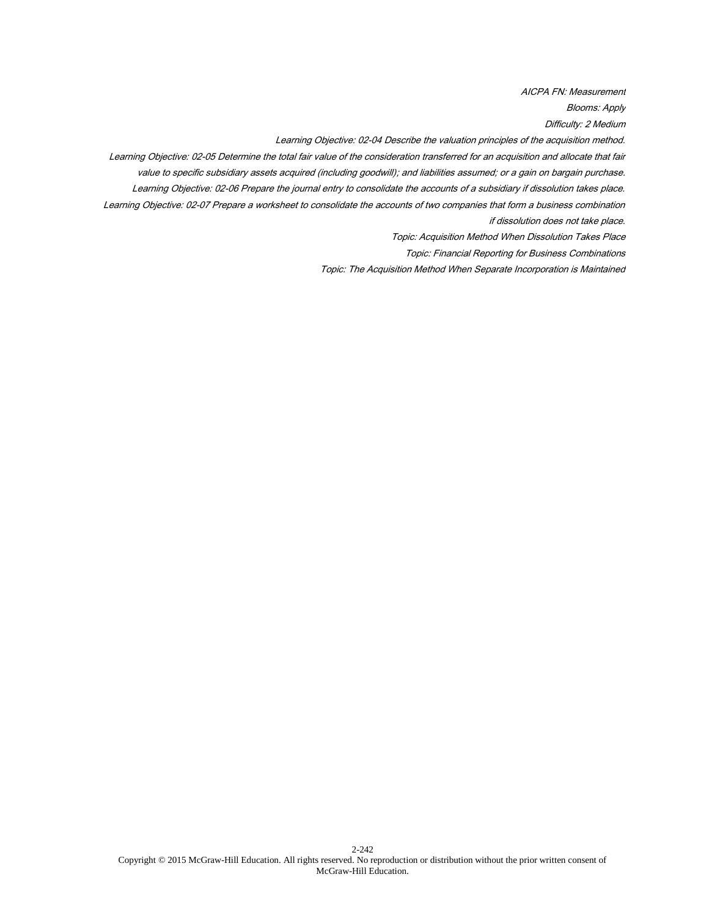*AICPA FN: Measurement*

*Blooms: Apply*

*Difficulty: 2 Medium*

*Learning Objective: 02-04 Describe the valuation principles of the acquisition method.*

*Learning Objective: 02-05 Determine the total fair value of the consideration transferred for an acquisition and allocate that fair value to specific subsidiary assets acquired (including goodwill); and liabilities assumed; or a gain on bargain purchase.*

*Learning Objective: 02-06 Prepare the journal entry to consolidate the accounts of a subsidiary if dissolution takes place.*

*Learning Objective: 02-07 Prepare a worksheet to consolidate the accounts of two companies that form a business combination if dissolution does not take place.*

*Topic: Acquisition Method When Dissolution Takes Place*

*Topic: Financial Reporting for Business Combinations*

*Topic: The Acquisition Method When Separate Incorporation is Maintained*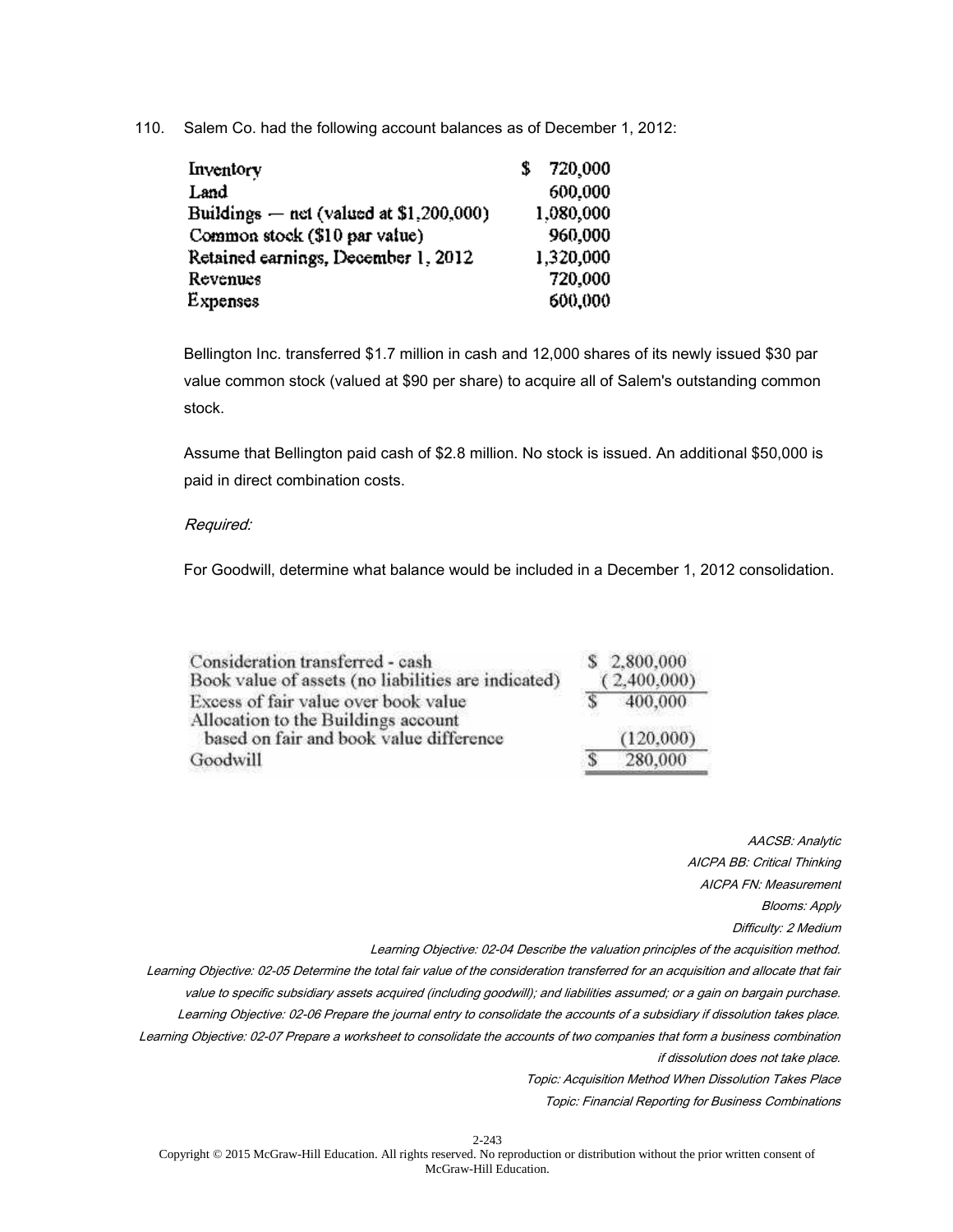110. Salem Co. had the following account balances as of December 1, 2012:

| | |
|---|---|
| Inventory | $ 720,000 |
| Land | 600,000 |
| Buildings — net (valued at $1,200,000) | 1,080,000 |
| Common stock ($10 par value) | 960,000 |
| Retained earnings, December 1, 2012 | 1,320,000 |
| Revenues | 720,000 |
| Expenses | 600,000 |

Bellington Inc. transferred $1.7 million in cash and 12,000 shares of its newly issued $30 par value common stock (valued at $90 per share) to acquire all of Salem's outstanding common stock.

Assume that Bellington paid cash of $2.8 million. No stock is issued. An additional $50,000 is paid in direct combination costs.

*Required:*

For Goodwill, determine what balance would be included in a December 1, 2012 consolidation.

| | |
|---|---|
| Consideration transferred - cash | $ 2,800,000 |
| Book value of assets (no liabilities are indicated) | (2,400,000) |
| Excess of fair value over book value | $ 400,000 |
| Allocation to the Buildings account based on fair and book value difference | (120,000) |
| Goodwill | $ 280,000 |

*AACSB: Analytic*
*AICPA BB: Critical Thinking*
*AICPA FN: Measurement*
*Blooms: Apply*
*Difficulty: 2 Medium*
*Learning Objective: 02-04 Describe the valuation principles of the acquisition method.*
*Learning Objective: 02-05 Determine the total fair value of the consideration transferred for an acquisition and allocate that fair value to specific subsidiary assets acquired (including goodwill); and liabilities assumed; or a gain on bargain purchase.*
*Learning Objective: 02-06 Prepare the journal entry to consolidate the accounts of a subsidiary if dissolution takes place.*
*Learning Objective: 02-07 Prepare a worksheet to consolidate the accounts of two companies that form a business combination if dissolution does not take place.*
*Topic: Acquisition Method When Dissolution Takes Place*
*Topic: Financial Reporting for Business Combinations*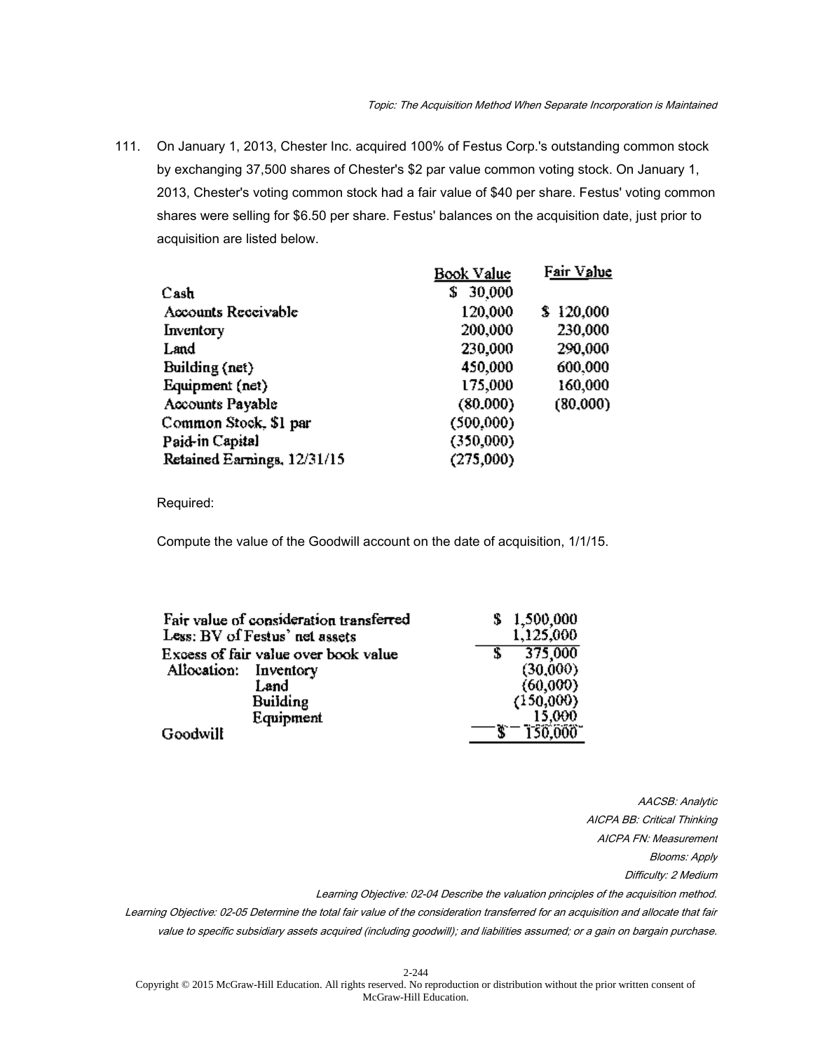*Topic: The Acquisition Method When Separate Incorporation is Maintained*

111. On January 1, 2013, Chester Inc. acquired 100% of Festus Corp.'s outstanding common stock by exchanging 37,500 shares of Chester's $2 par value common voting stock. On January 1, 2013, Chester's voting common stock had a fair value of $40 per share. Festus' voting common shares were selling for $6.50 per share. Festus' balances on the acquisition date, just prior to acquisition are listed below.

| | Book Value | Fair Value |
|---|---|---|
| Cash | $ 30,000 | |
| Accounts Receivable | 120,000 | $ 120,000 |
| Inventory | 200,000 | 230,000 |
| Land | 230,000 | 290,000 |
| Building (net) | 450,000 | 600,000 |
| Equipment (net) | 175,000 | 160,000 |
| Accounts Payable | (80,000) | (80,000) |
| Common Stock, $1 par | (500,000) | |
| Paid-in Capital | (350,000) | |
| Retained Earnings, 12/31/15 | (275,000) | |

Required:

Compute the value of the Goodwill account on the date of acquisition, 1/1/15.

| | | |
|---|---|---|
| Fair value of consideration transferred | | $ 1,500,000 |
| Less: BV of Festus' net assets | | 1,125,000 |
| Excess of fair value over book value | | $ 375,000 |
| Allocation: | Inventory | (30,000) |
| | Land | (60,000) |
| | Building | (150,000) |
| | Equipment | 15,000 |
| Goodwill | | $ 150,000 |

*AACSB: Analytic*
*AICPA BB: Critical Thinking*
*AICPA FN: Measurement*
*Blooms: Apply*
*Difficulty: 2 Medium*
*Learning Objective: 02-04 Describe the valuation principles of the acquisition method.*
*Learning Objective: 02-05 Determine the total fair value of the consideration transferred for an acquisition and allocate that fair value to specific subsidiary assets acquired (including goodwill); and liabilities assumed; or a gain on bargain purchase.*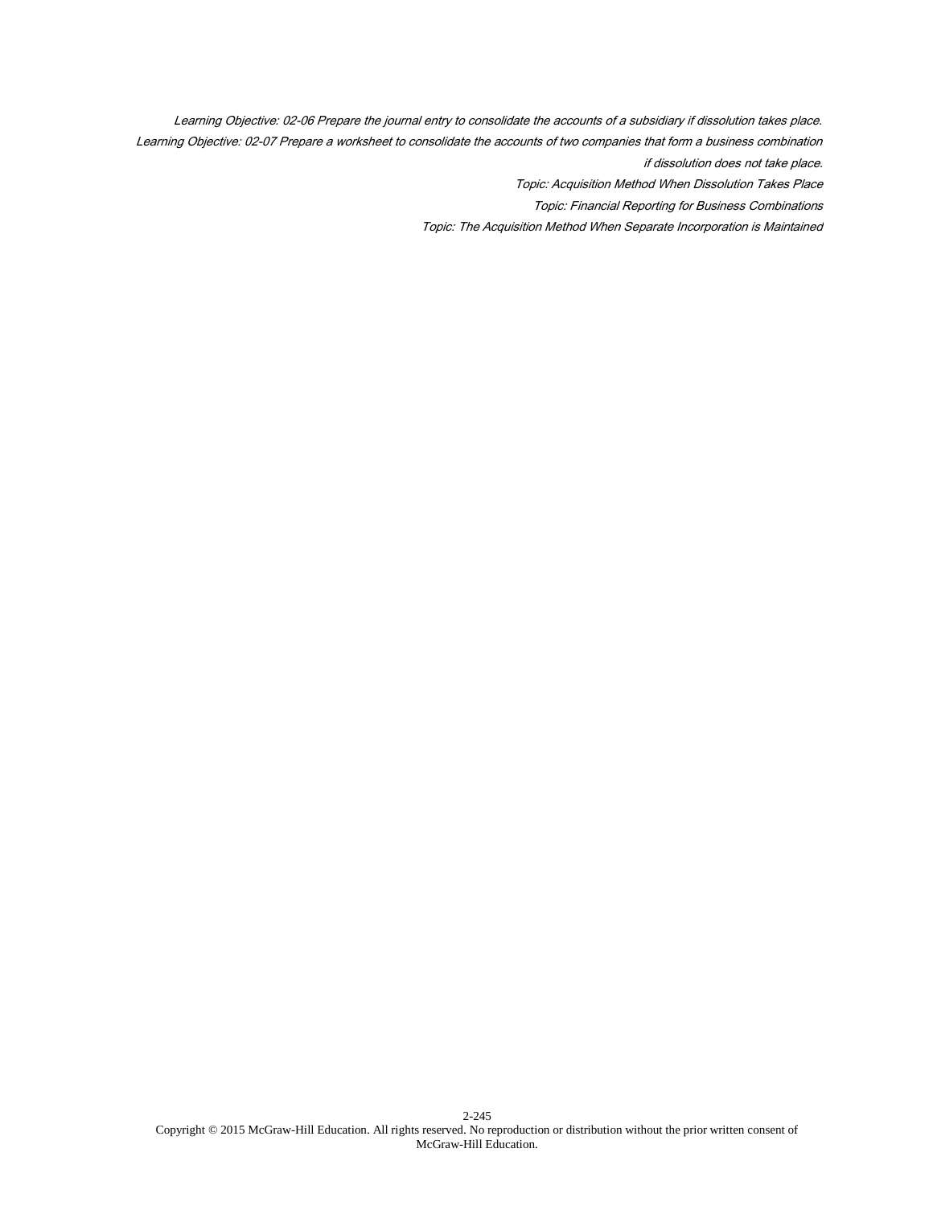*Learning Objective: 02-06 Prepare the journal entry to consolidate the accounts of a subsidiary if dissolution takes place.*

*Learning Objective: 02-07 Prepare a worksheet to consolidate the accounts of two companies that form a business combination if dissolution does not take place.*

*Topic: Acquisition Method When Dissolution Takes Place*

*Topic: Financial Reporting for Business Combinations*

*Topic: The Acquisition Method When Separate Incorporation is Maintained*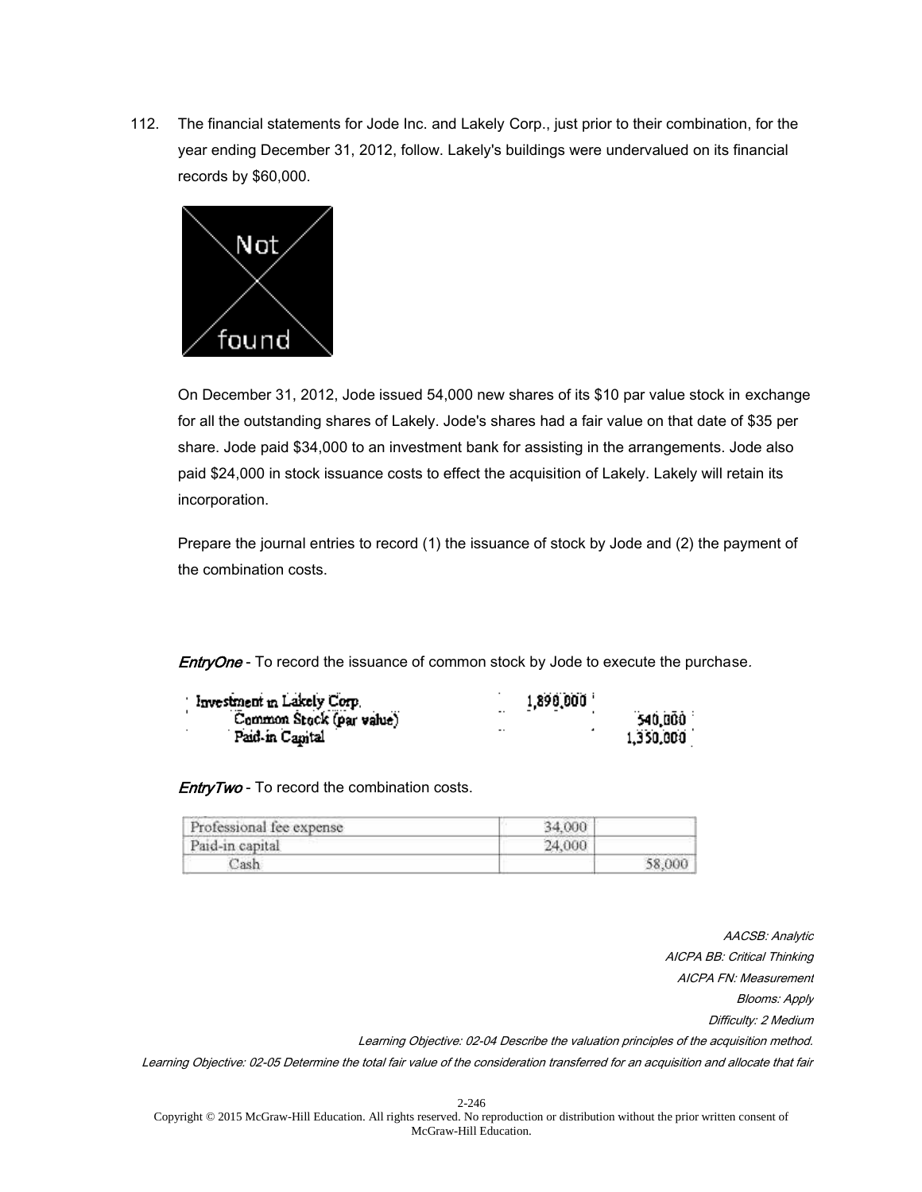112. The financial statements for Jode Inc. and Lakely Corp., just prior to their combination, for the year ending December 31, 2012, follow. Lakely's buildings were undervalued on its financial records by $60,000.

On December 31, 2012, Jode issued 54,000 new shares of its $10 par value stock in exchange for all the outstanding shares of Lakely. Jode's shares had a fair value on that date of $35 per share. Jode paid $34,000 to an investment bank for assisting in the arrangements. Jode also paid $24,000 in stock issuance costs to effect the acquisition of Lakely. Lakely will retain its incorporation.

Prepare the journal entries to record (1) the issuance of stock by Jode and (2) the payment of the combination costs.

*EntryOne* - To record the issuance of common stock by Jode to execute the purchase.

| | | |
|---|---|---|
| Investment in Lakely Corp. | 1,890,000 | |
| Common Stock (par value) | | 540,000 |
| Paid-in Capital | | 1,350,000 |

*EntryTwo* - To record the combination costs.

| | | |
|---|---|---|
| Professional fee expense | 34,000 | |
| Paid-in capital | 24,000 | |
| Cash | | 58,000 |

*AACSB: Analytic*
*AICPA BB: Critical Thinking*
*AICPA FN: Measurement*
*Blooms: Apply*
*Difficulty: 2 Medium*
*Learning Objective: 02-04 Describe the valuation principles of the acquisition method.*
*Learning Objective: 02-05 Determine the total fair value of the consideration transferred for an acquisition and allocate that fair*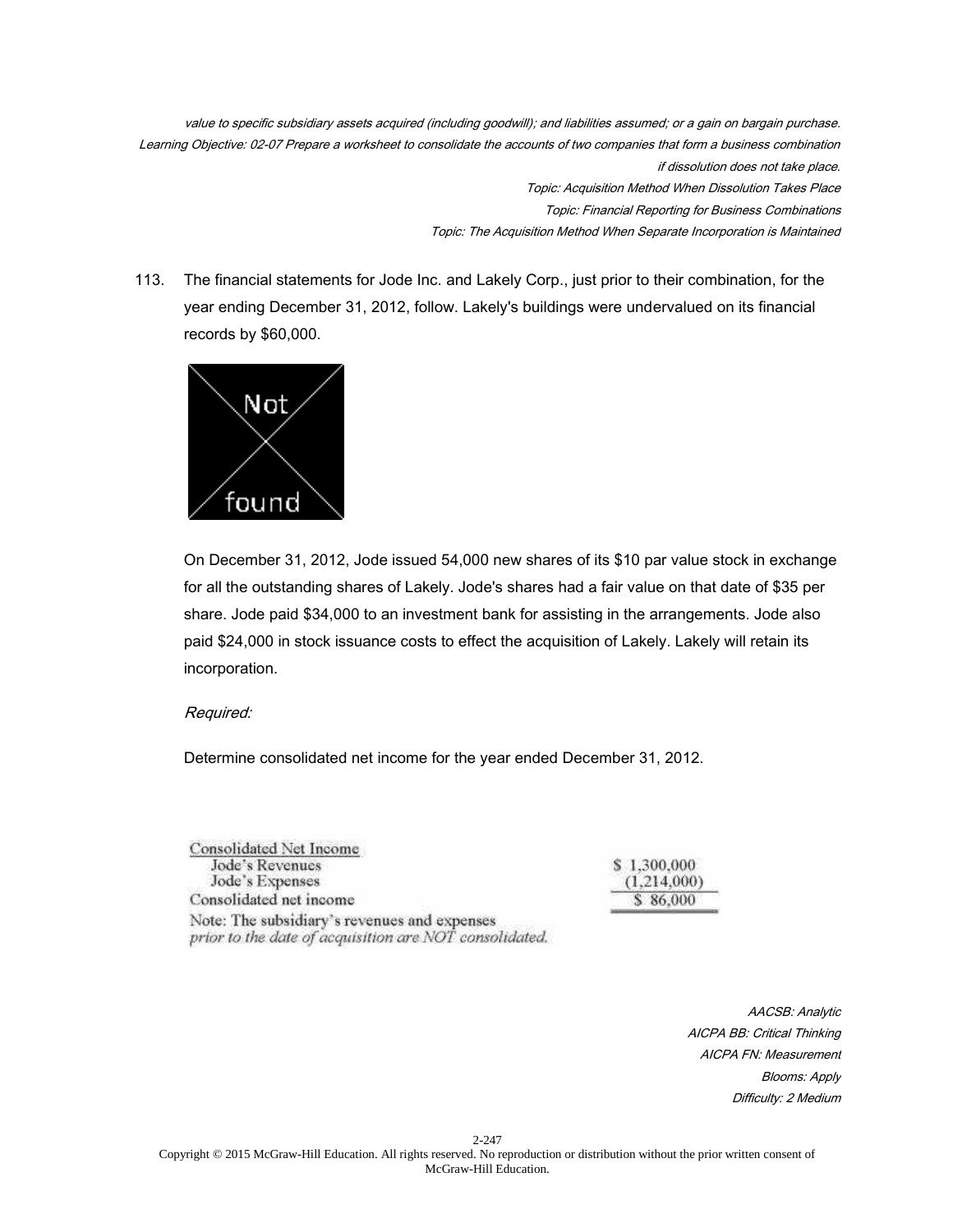*value to specific subsidiary assets acquired (including goodwill); and liabilities assumed; or a gain on bargain purchase.*
*Learning Objective: 02-07 Prepare a worksheet to consolidate the accounts of two companies that form a business combination if dissolution does not take place.*
*Topic: Acquisition Method When Dissolution Takes Place*
*Topic: Financial Reporting for Business Combinations*
*Topic: The Acquisition Method When Separate Incorporation is Maintained*

113. The financial statements for Jode Inc. and Lakely Corp., just prior to their combination, for the year ending December 31, 2012, follow. Lakely's buildings were undervalued on its financial records by $60,000.

Not found

On December 31, 2012, Jode issued 54,000 new shares of its $10 par value stock in exchange for all the outstanding shares of Lakely. Jode's shares had a fair value on that date of $35 per share. Jode paid $34,000 to an investment bank for assisting in the arrangements. Jode also paid $24,000 in stock issuance costs to effect the acquisition of Lakely. Lakely will retain its incorporation.

*Required:*

Determine consolidated net income for the year ended December 31, 2012.

| Consolidated Net Income | |
|---|---|
| Jode's Revenues | $ 1,300,000 |
| Jode's Expenses | (1,214,000) |
| Consolidated net income | $ 86,000 |

Note: The subsidiary's revenues and expenses prior to the date of acquisition are NOT consolidated.

*AACSB: Analytic*
*AICPA BB: Critical Thinking*
*AICPA FN: Measurement*
*Blooms: Apply*
*Difficulty: 2 Medium*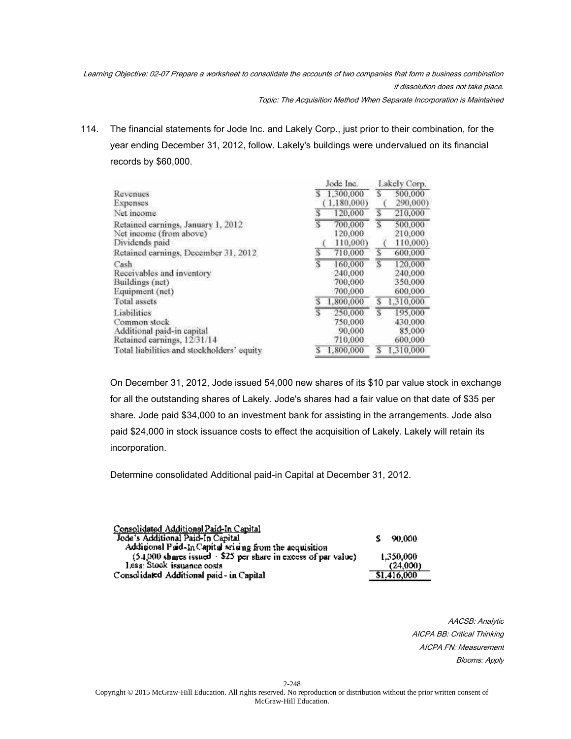*Learning Objective: 02-07 Prepare a worksheet to consolidate the accounts of two companies that form a business combination if dissolution does not take place.*

*Topic: The Acquisition Method When Separate Incorporation is Maintained*

114. The financial statements for Jode Inc. and Lakely Corp., just prior to their combination, for the year ending December 31, 2012, follow. Lakely's buildings were undervalued on its financial records by $60,000.

| | Jode Inc. | Lakely Corp. |
|---|---|---|
| Revenues | $ 1,300,000 | $ 500,000 |
| Expenses | (1,180,000) | ( 290,000) |
| Net income | $ 120,000 | $ 210,000 |
| Retained earnings, January 1, 2012 | $ 700,000 | $ 500,000 |
| Net income (from above) | 120,000 | 210,000 |
| Dividends paid | ( 110,000) | ( 110,000) |
| Retained earnings, December 31, 2012 | $ 710,000 | $ 600,000 |
| Cash | $ 160,000 | $ 120,000 |
| Receivables and inventory | 240,000 | 240,000 |
| Buildings (net) | 700,000 | 350,000 |
| Equipment (net) | 700,000 | 600,000 |
| Total assets | $ 1,800,000 | $ 1,310,000 |
| Liabilities | $ 250,000 | $ 195,000 |
| Common stock | 750,000 | 430,000 |
| Additional paid-in capital | 90,000 | 85,000 |
| Retained earnings, 12/31/14 | 710,000 | 600,000 |
| Total liabilities and stockholders' equity | $ 1,800,000 | $ 1,310,000 |

On December 31, 2012, Jode issued 54,000 new shares of its $10 par value stock in exchange for all the outstanding shares of Lakely. Jode's shares had a fair value on that date of $35 per share. Jode paid $34,000 to an investment bank for assisting in the arrangements. Jode also paid $24,000 in stock issuance costs to effect the acquisition of Lakely. Lakely will retain its incorporation.

Determine consolidated Additional paid-in Capital at December 31, 2012.

| Consolidated Additional Paid-In Capital | |
|---|---|
| Jode's Additional Paid-In Capital | $ 90,000 |
| Additional Paid-In Capital arising from the acquisition (54,000 shares issued - $25 per share in excess of par value) | 1,350,000 |
| Less: Stock issuance costs | (24,000) |
| Consolidated Additional paid-in Capital | $1,416,000 |

*AACSB: Analytic*
*AICPA BB: Critical Thinking*
*AICPA FN: Measurement*
*Blooms: Apply*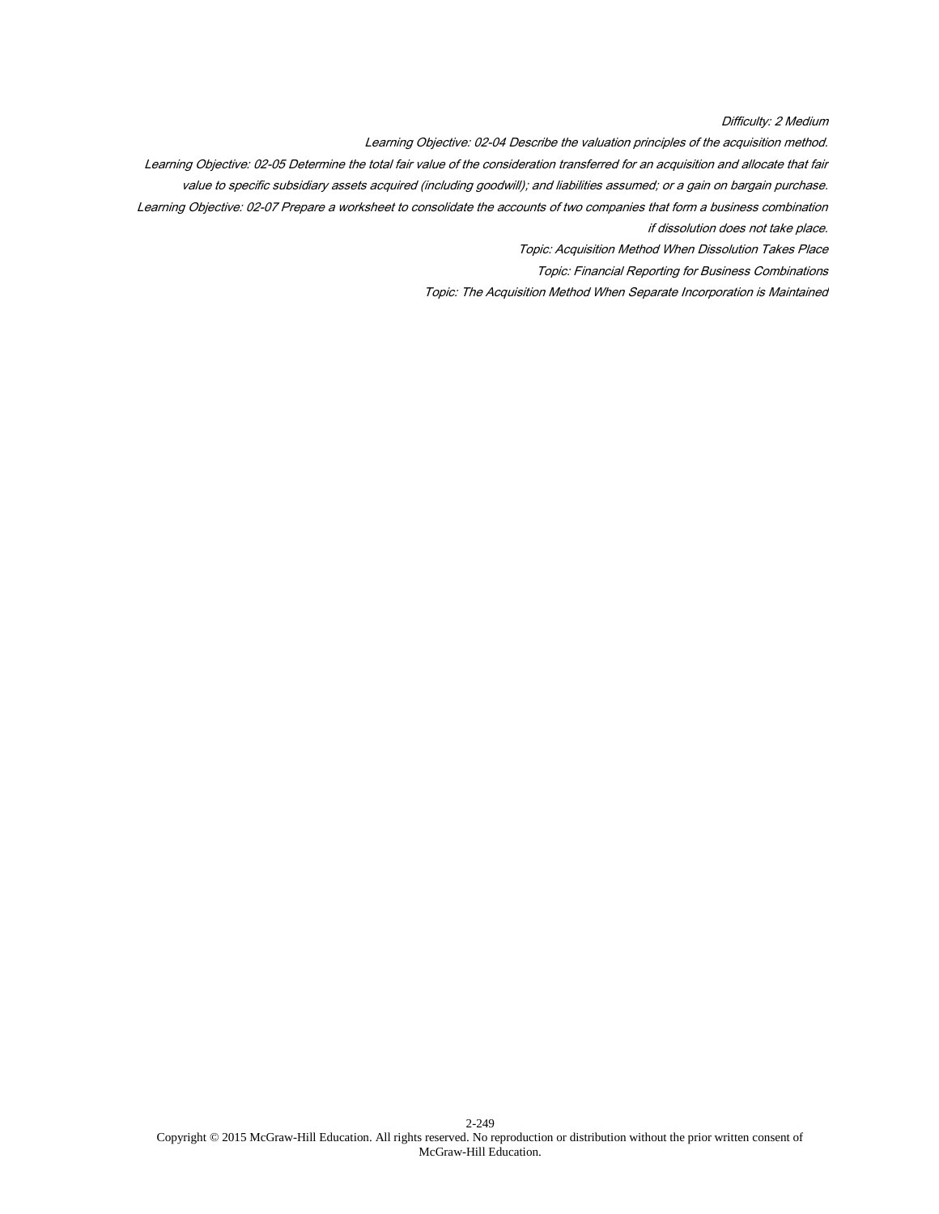*Difficulty: 2 Medium*

*Learning Objective: 02-04 Describe the valuation principles of the acquisition method.*

*Learning Objective: 02-05 Determine the total fair value of the consideration transferred for an acquisition and allocate that fair value to specific subsidiary assets acquired (including goodwill); and liabilities assumed; or a gain on bargain purchase.*

*Learning Objective: 02-07 Prepare a worksheet to consolidate the accounts of two companies that form a business combination if dissolution does not take place.*

*Topic: Acquisition Method When Dissolution Takes Place*

*Topic: Financial Reporting for Business Combinations*

*Topic: The Acquisition Method When Separate Incorporation is Maintained*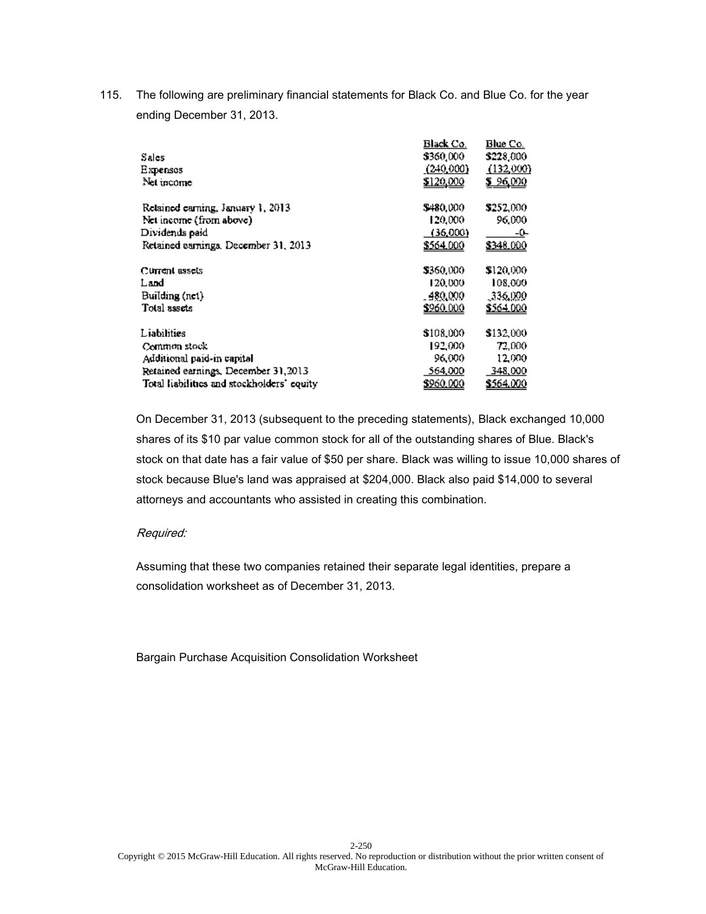115. The following are preliminary financial statements for Black Co. and Blue Co. for the year ending December 31, 2013.

| | Black Co. | Blue Co. |
|---|---|---|
| Sales | $360,000 | $228,000 |
| Expenses | (240,000) | (132,000) |
| Net income | $120,000 | $ 96,000 |
| | | |
| Retained earning, January 1, 2013 | $480,000 | $252,000 |
| Net income (from above) | 120,000 | 96,000 |
| Dividends paid | (36,000) | -0- |
| Retained earnings, December 31, 2013 | $564,000 | $348,000 |
| | | |
| Current assets | $360,000 | $120,000 |
| Land | 120,000 | 108,000 |
| Building (net) | 480,000 | 336,000 |
| Total assets | $960,000 | $564,000 |
| | | |
| Liabilities | $108,000 | $132,000 |
| Common stock | 192,000 | 72,000 |
| Additional paid-in capital | 96,000 | 12,000 |
| Retained earnings, December 31, 2013 | 564,000 | 348,000 |
| Total liabilities and stockholders' equity | $960,000 | $564,000 |

On December 31, 2013 (subsequent to the preceding statements), Black exchanged 10,000 shares of its $10 par value common stock for all of the outstanding shares of Blue. Black's stock on that date has a fair value of $50 per share. Black was willing to issue 10,000 shares of stock because Blue's land was appraised at $204,000. Black also paid $14,000 to several attorneys and accountants who assisted in creating this combination.

*Required:*

Assuming that these two companies retained their separate legal identities, prepare a consolidation worksheet as of December 31, 2013.

Bargain Purchase Acquisition Consolidation Worksheet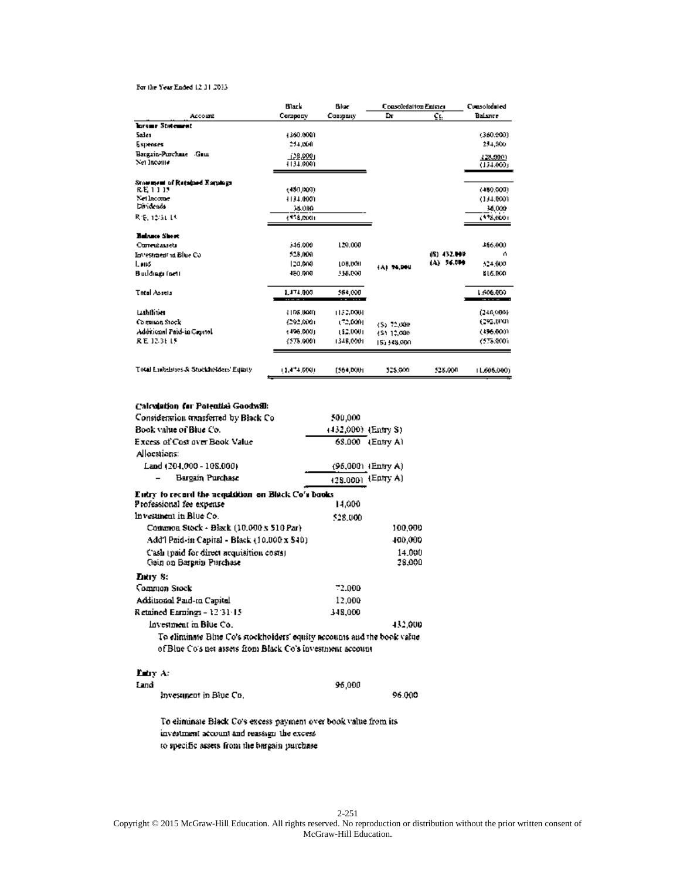For the Year Ended 12/31/2015

| Account | Black Company | Blue Company | Consolidation Entries Dr | Consolidation Entries Cr | Consolidated Balance |
|---|---|---|---|---|---|
| **Income Statement** | | | | | |
| Sales | (360,000) | | | | (360,000) |
| Expenses | 254,000 | | | | 254,000 |
| Bargain-Purchase Gain | (28,000) | | | | (28,000) |
| Net Income | (134,000) | | | | (134,000) |
| **Statement of Retained Earnings** | | | | | |
| R/E, 1/1/15 | (480,000) | | | | (480,000) |
| Net Income | (134,000) | | | | (134,000) |
| Dividends | 36,000 | | | | 36,000 |
| R/E, 12/31/15 | (578,000) | | | | (578,000) |
| **Balance Sheet** | | | | | |
| Current assets | 346,000 | 120,000 | | | 466,000 |
| Investment in Blue Co | 528,000 | | | (S) 432,000 (A) 96,000 | 0 |
| Land | 120,000 | 108,000 | (A) 96,000 | | 324,000 |
| Buildings (net) | 480,000 | 336,000 | | | 816,000 |
| Total Assets | 1,474,000 | 564,000 | | | 1,606,000 |
| Liabilities | (108,000) | (132,000) | | | (240,000) |
| Common Stock | (292,000) | (72,000) | (S) 72,000 | | (292,000) |
| Additional Paid-in Capital | (496,000) | (12,000) | (S) 12,000 | | (496,000) |
| R/E 12/31/15 | (578,000) | (348,000) | (S) 348,000 | | (578,000) |
| Total Liabilities & Stockholders' Equity | (1,474,000) | (564,000) | 528,000 | 528,000 | (1,606,000) |

**Calculation for Potential Goodwill:**

| | | |
|---|---|---|
| Consideration transferred by Black Co | 500,000 | |
| Book value of Blue Co. | (432,000) | (Entry S) |
| Excess of Cost over Book Value | 68,000 | (Entry A) |
| Allocations: | | |
| Land (204,000 - 108,000) | (96,000) | (Entry A) |
| – Bargain Purchase | (28,000) | (Entry A) |

**Entry to record the acquisition on Black Co's books**

| | Dr | Cr |
|---|---|---|
| Professional fee expense | 14,000 | |
| Investment in Blue Co. | 528,000 | |
| Common Stock - Black (10,000 x $10 Par) | | 100,000 |
| Add'l Paid-in Capital - Black (10,000 x $40) | | 400,000 |
| Cash (paid for direct acquisition costs) | | 14,000 |
| Gain on Bargain Purchase | | 28,000 |

**Entry S:**

| | Dr | Cr |
|---|---|---|
| Common Stock | 72,000 | |
| Additional Paid-in Capital | 12,000 | |
| Retained Earnings - 12/31/15 | 348,000 | |
| Investment in Blue Co. | | 432,000 |

To eliminate Blue Co's stockholders' equity accounts and the book value of Blue Co's net assets from Black Co's investment account

**Entry A:**

| | Dr | Cr |
|---|---|---|
| Land | 96,000 | |
| Investment in Blue Co. | | 96,000 |

To eliminate Black Co's excess payment over book value from its investment account and reassign the excess to specific assets from the bargain purchase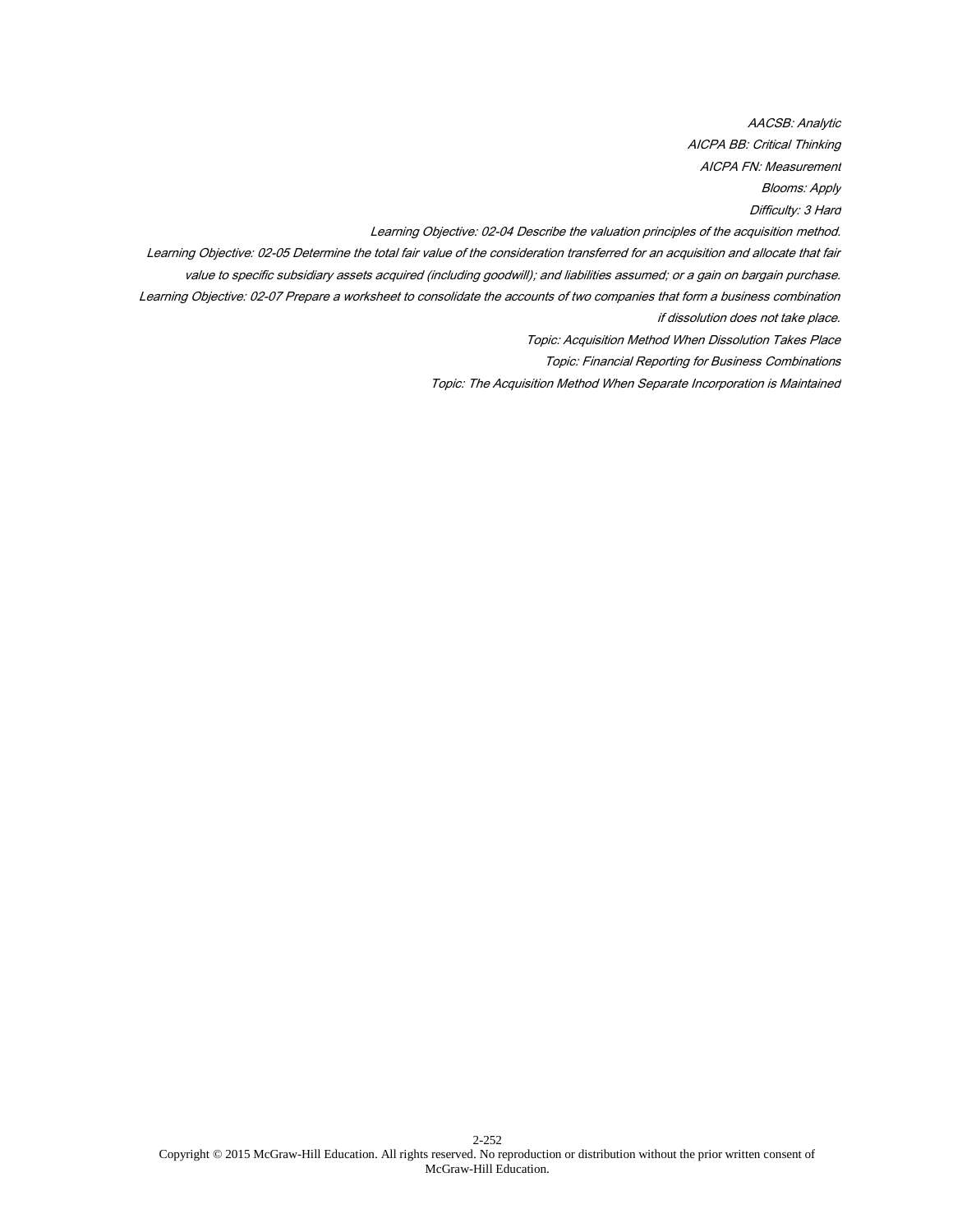*AACSB: Analytic*

*AICPA BB: Critical Thinking*

*AICPA FN: Measurement*

*Blooms: Apply*

*Difficulty: 3 Hard*

*Learning Objective: 02-04 Describe the valuation principles of the acquisition method.*

*Learning Objective: 02-05 Determine the total fair value of the consideration transferred for an acquisition and allocate that fair value to specific subsidiary assets acquired (including goodwill); and liabilities assumed; or a gain on bargain purchase.*

*Learning Objective: 02-07 Prepare a worksheet to consolidate the accounts of two companies that form a business combination if dissolution does not take place.*

*Topic: Acquisition Method When Dissolution Takes Place*

*Topic: Financial Reporting for Business Combinations*

*Topic: The Acquisition Method When Separate Incorporation is Maintained*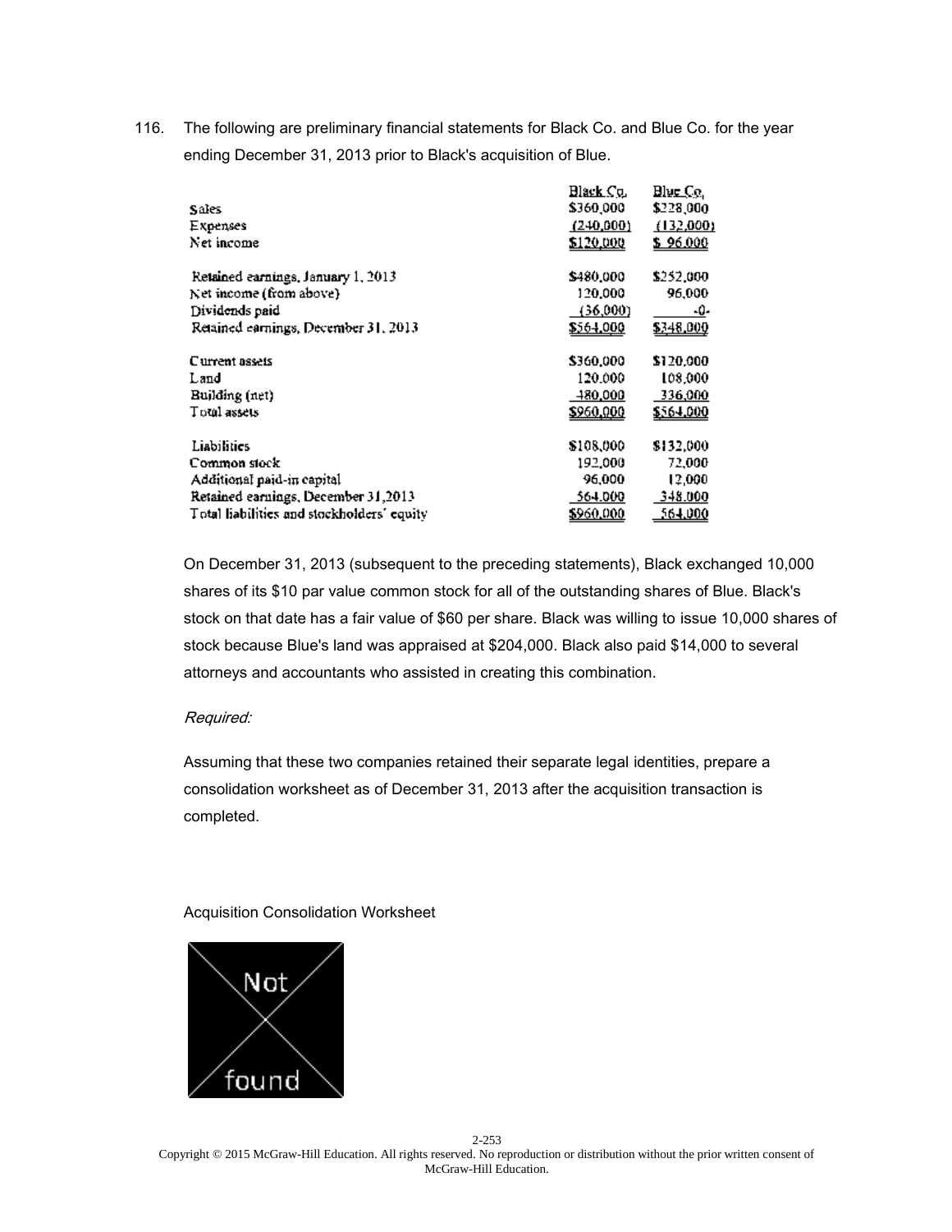116. The following are preliminary financial statements for Black Co. and Blue Co. for the year ending December 31, 2013 prior to Black's acquisition of Blue.

| | Black Co. | Blue Co. |
|---|---|---|
| Sales | $360,000 | $228,000 |
| Expenses | (240,000) | (132,000) |
| Net income | $120,000 | $ 96,000 |
| | | |
| Retained earnings, January 1, 2013 | $480,000 | $252,000 |
| Net income (from above) | 120,000 | 96,000 |
| Dividends paid | (36,000) | -0- |
| Retained earnings, December 31, 2013 | $564,000 | $348,000 |
| | | |
| Current assets | $360,000 | $120,000 |
| Land | 120,000 | 108,000 |
| Building (net) | 480,000 | 336,000 |
| Total assets | $960,000 | $564,000 |
| | | |
| Liabilities | $108,000 | $132,000 |
| Common stock | 192,000 | 72,000 |
| Additional paid-in capital | 96,000 | 12,000 |
| Retained earnings, December 31,2013 | 564,000 | 348,000 |
| Total liabilities and stockholders' equity | $960,000 | 564,000 |

On December 31, 2013 (subsequent to the preceding statements), Black exchanged 10,000 shares of its $10 par value common stock for all of the outstanding shares of Blue. Black's stock on that date has a fair value of $60 per share. Black was willing to issue 10,000 shares of stock because Blue's land was appraised at $204,000. Black also paid $14,000 to several attorneys and accountants who assisted in creating this combination.

*Required:*

Assuming that these two companies retained their separate legal identities, prepare a consolidation worksheet as of December 31, 2013 after the acquisition transaction is completed.

Acquisition Consolidation Worksheet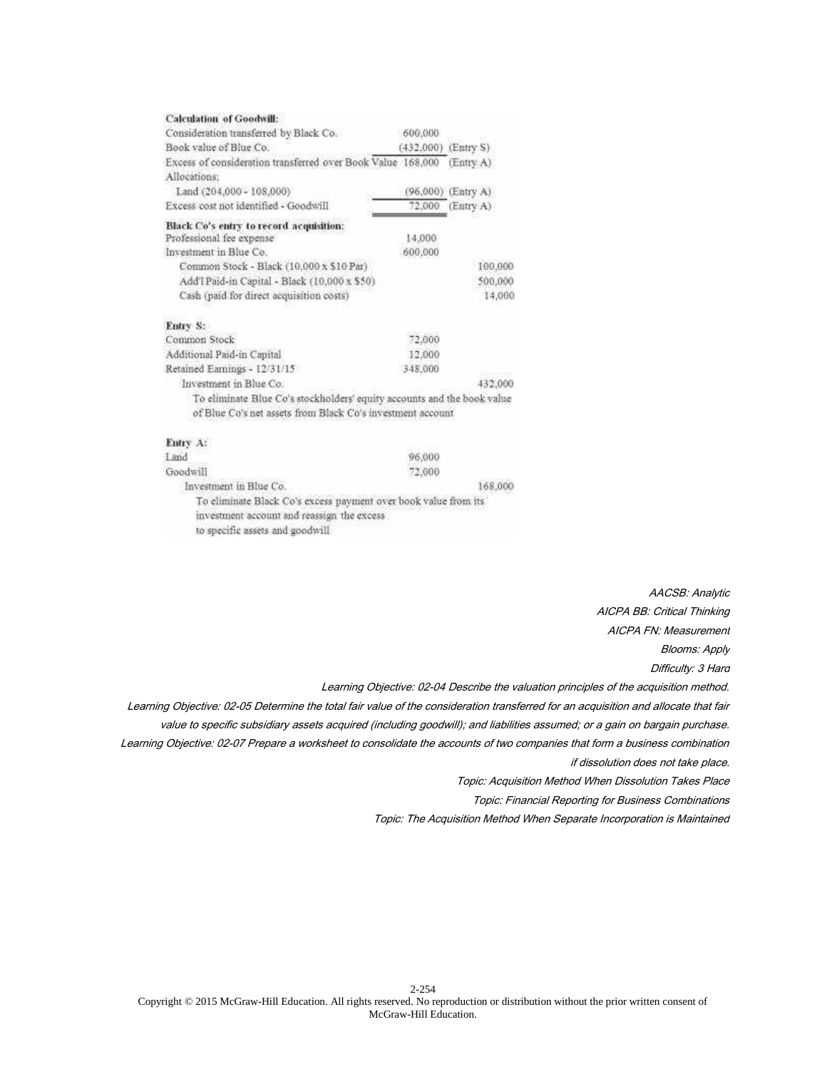**Calculation of Goodwill:**

| | | |
|---|---|---|
| Consideration transferred by Black Co. | 600,000 | |
| Book value of Blue Co. | (432,000) | (Entry S) |
| Excess of consideration transferred over Book Value | 168,000 | (Entry A) |
| Allocations: | | |
| Land (204,000 - 108,000) | (96,000) | (Entry A) |
| Excess cost not identified - Goodwill | 72,000 | (Entry A) |

**Black Co's entry to record acquisition:**

| | | |
|---|---|---|
| Professional fee expense | 14,000 | |
| Investment in Blue Co. | 600,000 | |
| Common Stock - Black (10,000 x $10 Par) | | 100,000 |
| Add'l Paid-in Capital - Black (10,000 x $50) | | 500,000 |
| Cash (paid for direct acquisition costs) | | 14,000 |

**Entry S:**

| | | |
|---|---|---|
| Common Stock | 72,000 | |
| Additional Paid-in Capital | 12,000 | |
| Retained Earnings - 12/31/15 | 348,000 | |
| Investment in Blue Co. | | 432,000 |

To eliminate Blue Co's stockholders' equity accounts and the book value of Blue Co's net assets from Black Co's investment account

**Entry A:**

| | | |
|---|---|---|
| Land | 96,000 | |
| Goodwill | 72,000 | |
| Investment in Blue Co. | | 168,000 |

To eliminate Black Co's excess payment over book value from its investment account and reassign the excess to specific assets and goodwill

*AACSB: Analytic*
*AICPA BB: Critical Thinking*
*AICPA FN: Measurement*
*Blooms: Apply*
*Difficulty: 3 Hard*
*Learning Objective: 02-04 Describe the valuation principles of the acquisition method.*
*Learning Objective: 02-05 Determine the total fair value of the consideration transferred for an acquisition and allocate that fair value to specific subsidiary assets acquired (including goodwill); and liabilities assumed; or a gain on bargain purchase.*
*Learning Objective: 02-07 Prepare a worksheet to consolidate the accounts of two companies that form a business combination if dissolution does not take place.*
*Topic: Acquisition Method When Dissolution Takes Place*
*Topic: Financial Reporting for Business Combinations*
*Topic: The Acquisition Method When Separate Incorporation is Maintained*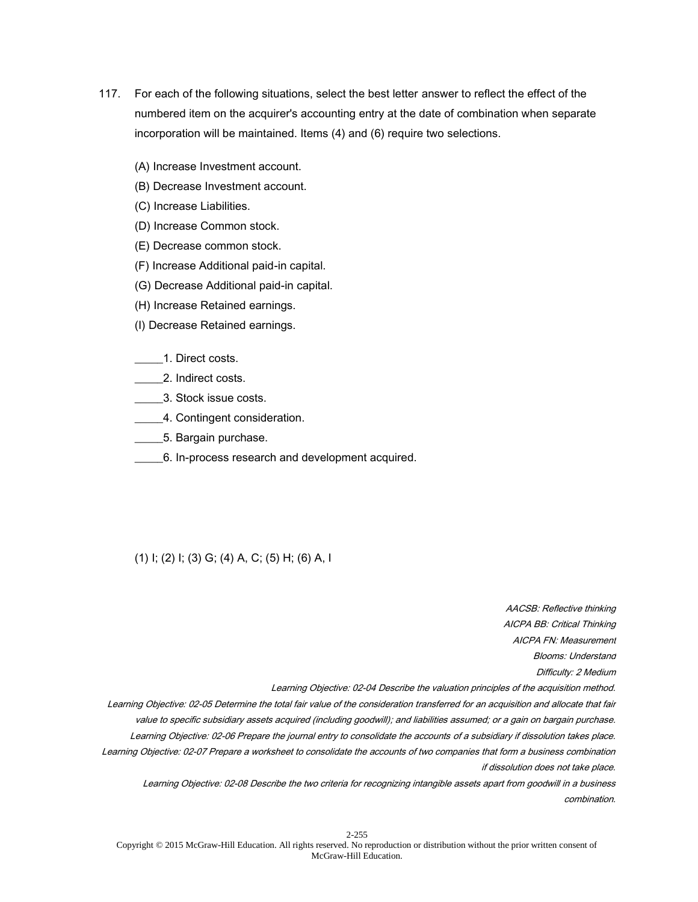117. For each of the following situations, select the best letter answer to reflect the effect of the numbered item on the acquirer's accounting entry at the date of combination when separate incorporation will be maintained. Items (4) and (6) require two selections.

(A) Increase Investment account.

(B) Decrease Investment account.

(C) Increase Liabilities.

(D) Increase Common stock.

(E) Decrease common stock.

(F) Increase Additional paid-in capital.

(G) Decrease Additional paid-in capital.

(H) Increase Retained earnings.

(I) Decrease Retained earnings.

_____1. Direct costs.

_____2. Indirect costs.

_____3. Stock issue costs.

_____4. Contingent consideration.

_____5. Bargain purchase.

_____6. In-process research and development acquired.

(1) I; (2) I; (3) G; (4) A, C; (5) H; (6) A, I

*AACSB: Reflective thinking*
*AICPA BB: Critical Thinking*
*AICPA FN: Measurement*
*Blooms: Understand*
*Difficulty: 2 Medium*
*Learning Objective: 02-04 Describe the valuation principles of the acquisition method.*
*Learning Objective: 02-05 Determine the total fair value of the consideration transferred for an acquisition and allocate that fair value to specific subsidiary assets acquired (including goodwill); and liabilities assumed; or a gain on bargain purchase.*
*Learning Objective: 02-06 Prepare the journal entry to consolidate the accounts of a subsidiary if dissolution takes place.*
*Learning Objective: 02-07 Prepare a worksheet to consolidate the accounts of two companies that form a business combination if dissolution does not take place.*
*Learning Objective: 02-08 Describe the two criteria for recognizing intangible assets apart from goodwill in a business combination.*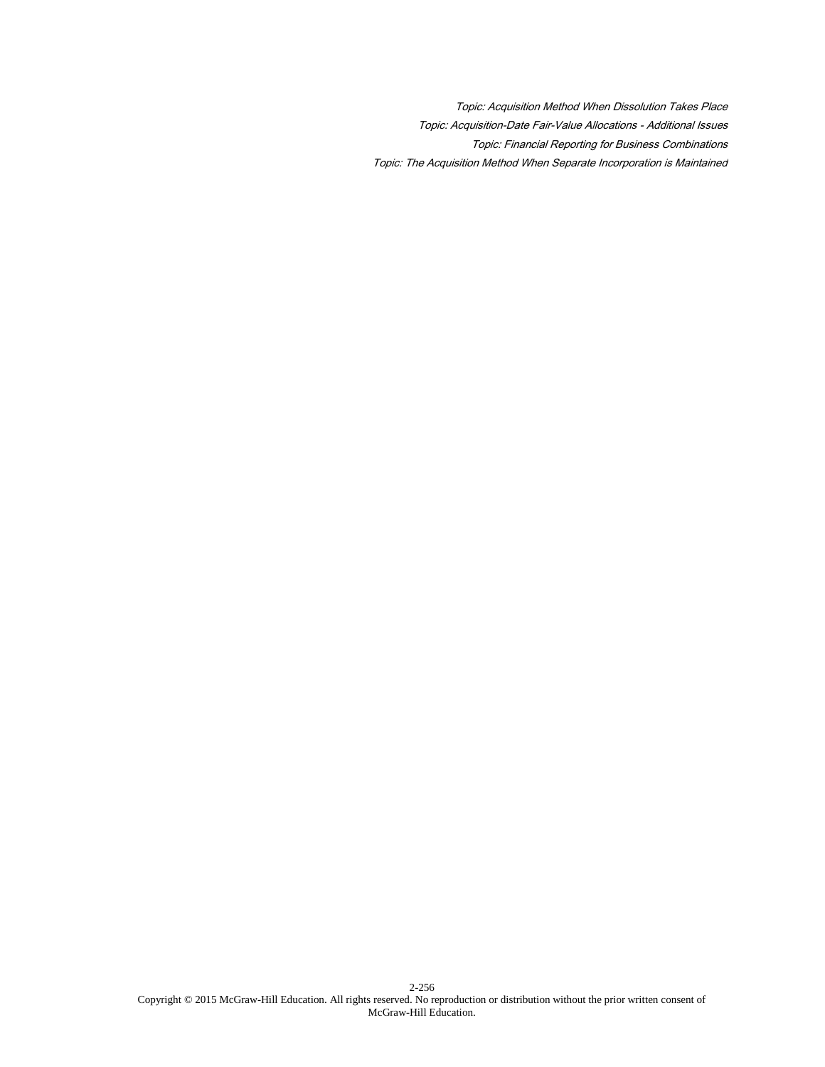*Topic: Acquisition Method When Dissolution Takes Place*

*Topic: Acquisition-Date Fair-Value Allocations - Additional Issues*

*Topic: Financial Reporting for Business Combinations*

*Topic: The Acquisition Method When Separate Incorporation is Maintained*